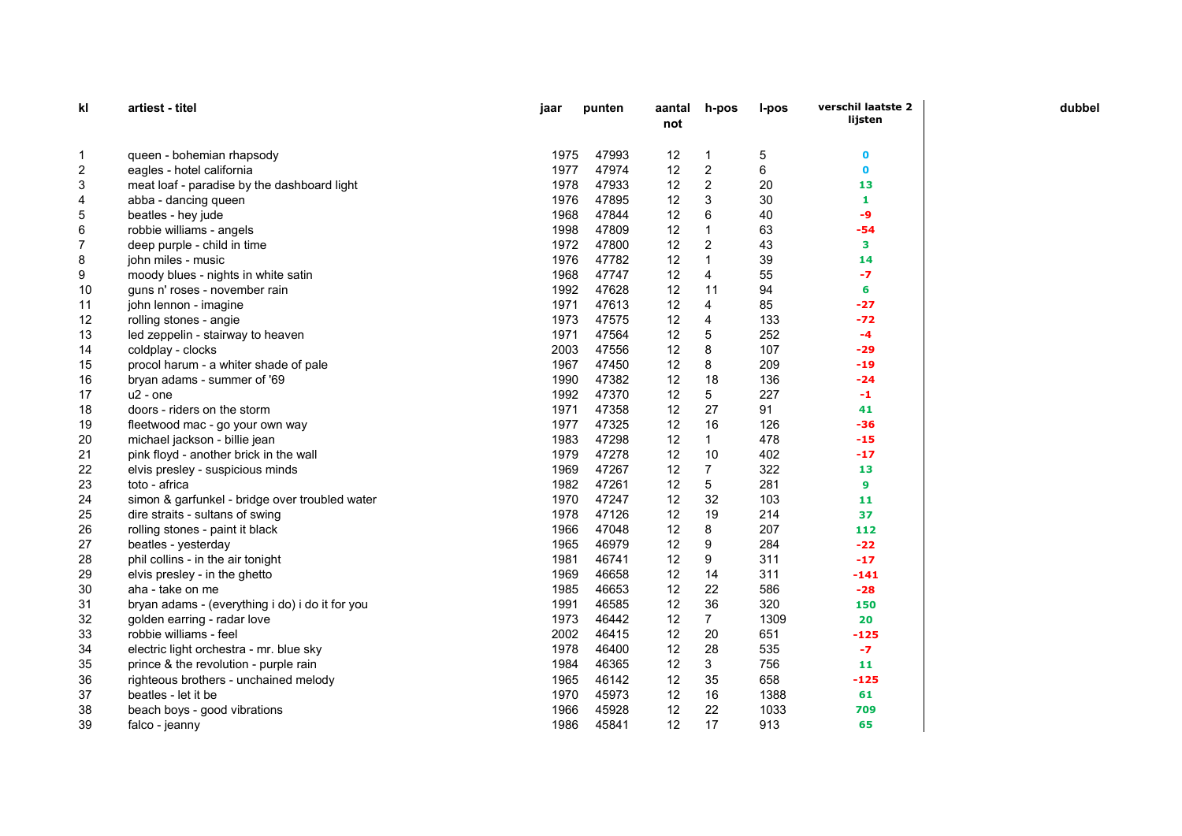| kl | artiest - titel | jaar | punten | aantal not | h-pos | l-pos | verschil laatste 2 lijsten | dubbel |
|---|---|---|---|---|---|---|---|---|
| 1 | queen - bohemian rhapsody | 1975 | 47993 | 12 | 1 | 5 | 0 | |
| 2 | eagles - hotel california | 1977 | 47974 | 12 | 2 | 6 | 0 | |
| 3 | meat loaf - paradise by the dashboard light | 1978 | 47933 | 12 | 2 | 20 | 13 | |
| 4 | abba - dancing queen | 1976 | 47895 | 12 | 3 | 30 | 1 | |
| 5 | beatles - hey jude | 1968 | 47844 | 12 | 6 | 40 | -9 | |
| 6 | robbie williams - angels | 1998 | 47809 | 12 | 1 | 63 | -54 | |
| 7 | deep purple - child in time | 1972 | 47800 | 12 | 2 | 43 | 3 | |
| 8 | john miles - music | 1976 | 47782 | 12 | 1 | 39 | 14 | |
| 9 | moody blues - nights in white satin | 1968 | 47747 | 12 | 4 | 55 | -7 | |
| 10 | guns n' roses - november rain | 1992 | 47628 | 12 | 11 | 94 | 6 | |
| 11 | john lennon - imagine | 1971 | 47613 | 12 | 4 | 85 | -27 | |
| 12 | rolling stones - angie | 1973 | 47575 | 12 | 4 | 133 | -72 | |
| 13 | led zeppelin - stairway to heaven | 1971 | 47564 | 12 | 5 | 252 | -4 | |
| 14 | coldplay - clocks | 2003 | 47556 | 12 | 8 | 107 | -29 | |
| 15 | procol harum - a whiter shade of pale | 1967 | 47450 | 12 | 8 | 209 | -19 | |
| 16 | bryan adams - summer of '69 | 1990 | 47382 | 12 | 18 | 136 | -24 | |
| 17 | u2 - one | 1992 | 47370 | 12 | 5 | 227 | -1 | |
| 18 | doors - riders on the storm | 1971 | 47358 | 12 | 27 | 91 | 41 | |
| 19 | fleetwood mac - go your own way | 1977 | 47325 | 12 | 16 | 126 | -36 | |
| 20 | michael jackson - billie jean | 1983 | 47298 | 12 | 1 | 478 | -15 | |
| 21 | pink floyd - another brick in the wall | 1979 | 47278 | 12 | 10 | 402 | -17 | |
| 22 | elvis presley - suspicious minds | 1969 | 47267 | 12 | 7 | 322 | 13 | |
| 23 | toto - africa | 1982 | 47261 | 12 | 5 | 281 | 9 | |
| 24 | simon & garfunkel - bridge over troubled water | 1970 | 47247 | 12 | 32 | 103 | 11 | |
| 25 | dire straits - sultans of swing | 1978 | 47126 | 12 | 19 | 214 | 37 | |
| 26 | rolling stones - paint it black | 1966 | 47048 | 12 | 8 | 207 | 112 | |
| 27 | beatles - yesterday | 1965 | 46979 | 12 | 9 | 284 | -22 | |
| 28 | phil collins - in the air tonight | 1981 | 46741 | 12 | 9 | 311 | -17 | |
| 29 | elvis presley - in the ghetto | 1969 | 46658 | 12 | 14 | 311 | -141 | |
| 30 | aha - take on me | 1985 | 46653 | 12 | 22 | 586 | -28 | |
| 31 | bryan adams - (everything i do) i do it for you | 1991 | 46585 | 12 | 36 | 320 | 150 | |
| 32 | golden earring - radar love | 1973 | 46442 | 12 | 7 | 1309 | 20 | |
| 33 | robbie williams - feel | 2002 | 46415 | 12 | 20 | 651 | -125 | |
| 34 | electric light orchestra - mr. blue sky | 1978 | 46400 | 12 | 28 | 535 | -7 | |
| 35 | prince & the revolution - purple rain | 1984 | 46365 | 12 | 3 | 756 | 11 | |
| 36 | righteous brothers - unchained melody | 1965 | 46142 | 12 | 35 | 658 | -125 | |
| 37 | beatles - let it be | 1970 | 45973 | 12 | 16 | 1388 | 61 | |
| 38 | beach boys - good vibrations | 1966 | 45928 | 12 | 22 | 1033 | 709 | |
| 39 | falco - jeanny | 1986 | 45841 | 12 | 17 | 913 | 65 | |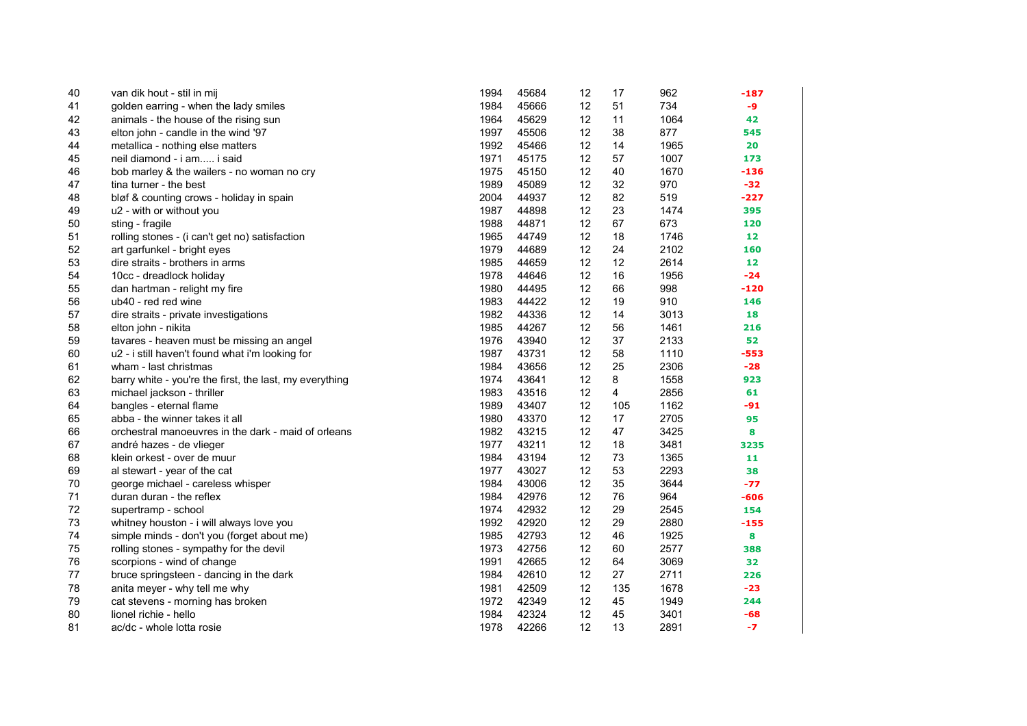| | | | | | | | |
|---|---|---|---|---|---|---|---|
| 40 | van dik hout - stil in mij | 1994 | 45684 | 12 | 17 | 962 | -187 |
| 41 | golden earring - when the lady smiles | 1984 | 45666 | 12 | 51 | 734 | -9 |
| 42 | animals - the house of the rising sun | 1964 | 45629 | 12 | 11 | 1064 | 42 |
| 43 | elton john - candle in the wind '97 | 1997 | 45506 | 12 | 38 | 877 | 545 |
| 44 | metallica - nothing else matters | 1992 | 45466 | 12 | 14 | 1965 | 20 |
| 45 | neil diamond - i am..... i said | 1971 | 45175 | 12 | 57 | 1007 | 173 |
| 46 | bob marley & the wailers - no woman no cry | 1975 | 45150 | 12 | 40 | 1670 | -136 |
| 47 | tina turner - the best | 1989 | 45089 | 12 | 32 | 970 | -32 |
| 48 | bløf & counting crows - holiday in spain | 2004 | 44937 | 12 | 82 | 519 | -227 |
| 49 | u2 - with or without you | 1987 | 44898 | 12 | 23 | 1474 | 395 |
| 50 | sting - fragile | 1988 | 44871 | 12 | 67 | 673 | 120 |
| 51 | rolling stones - (i can't get no) satisfaction | 1965 | 44749 | 12 | 18 | 1746 | 12 |
| 52 | art garfunkel - bright eyes | 1979 | 44689 | 12 | 24 | 2102 | 160 |
| 53 | dire straits - brothers in arms | 1985 | 44659 | 12 | 12 | 2614 | 12 |
| 54 | 10cc - dreadlock holiday | 1978 | 44646 | 12 | 16 | 1956 | -24 |
| 55 | dan hartman - relight my fire | 1980 | 44495 | 12 | 66 | 998 | -120 |
| 56 | ub40 - red red wine | 1983 | 44422 | 12 | 19 | 910 | 146 |
| 57 | dire straits - private investigations | 1982 | 44336 | 12 | 14 | 3013 | 18 |
| 58 | elton john - nikita | 1985 | 44267 | 12 | 56 | 1461 | 216 |
| 59 | tavares - heaven must be missing an angel | 1976 | 43940 | 12 | 37 | 2133 | 52 |
| 60 | u2 - i still haven't found what i'm looking for | 1987 | 43731 | 12 | 58 | 1110 | -553 |
| 61 | wham - last christmas | 1984 | 43656 | 12 | 25 | 2306 | -28 |
| 62 | barry white - you're the first, the last, my everything | 1974 | 43641 | 12 | 8 | 1558 | 923 |
| 63 | michael jackson - thriller | 1983 | 43516 | 12 | 4 | 2856 | 61 |
| 64 | bangles - eternal flame | 1989 | 43407 | 12 | 105 | 1162 | -91 |
| 65 | abba - the winner takes it all | 1980 | 43370 | 12 | 17 | 2705 | 95 |
| 66 | orchestral manoeuvres in the dark - maid of orleans | 1982 | 43215 | 12 | 47 | 3425 | 8 |
| 67 | andré hazes - de vlieger | 1977 | 43211 | 12 | 18 | 3481 | 3235 |
| 68 | klein orkest - over de muur | 1984 | 43194 | 12 | 73 | 1365 | 11 |
| 69 | al stewart - year of the cat | 1977 | 43027 | 12 | 53 | 2293 | 38 |
| 70 | george michael - careless whisper | 1984 | 43006 | 12 | 35 | 3644 | -77 |
| 71 | duran duran - the reflex | 1984 | 42976 | 12 | 76 | 964 | -606 |
| 72 | supertramp - school | 1974 | 42932 | 12 | 29 | 2545 | 154 |
| 73 | whitney houston - i will always love you | 1992 | 42920 | 12 | 29 | 2880 | -155 |
| 74 | simple minds - don't you (forget about me) | 1985 | 42793 | 12 | 46 | 1925 | 8 |
| 75 | rolling stones - sympathy for the devil | 1973 | 42756 | 12 | 60 | 2577 | 388 |
| 76 | scorpions - wind of change | 1991 | 42665 | 12 | 64 | 3069 | 32 |
| 77 | bruce springsteen - dancing in the dark | 1984 | 42610 | 12 | 27 | 2711 | 226 |
| 78 | anita meyer - why tell me why | 1981 | 42509 | 12 | 135 | 1678 | -23 |
| 79 | cat stevens - morning has broken | 1972 | 42349 | 12 | 45 | 1949 | 244 |
| 80 | lionel richie - hello | 1984 | 42324 | 12 | 45 | 3401 | -68 |
| 81 | ac/dc - whole lotta rosie | 1978 | 42266 | 12 | 13 | 2891 | -7 |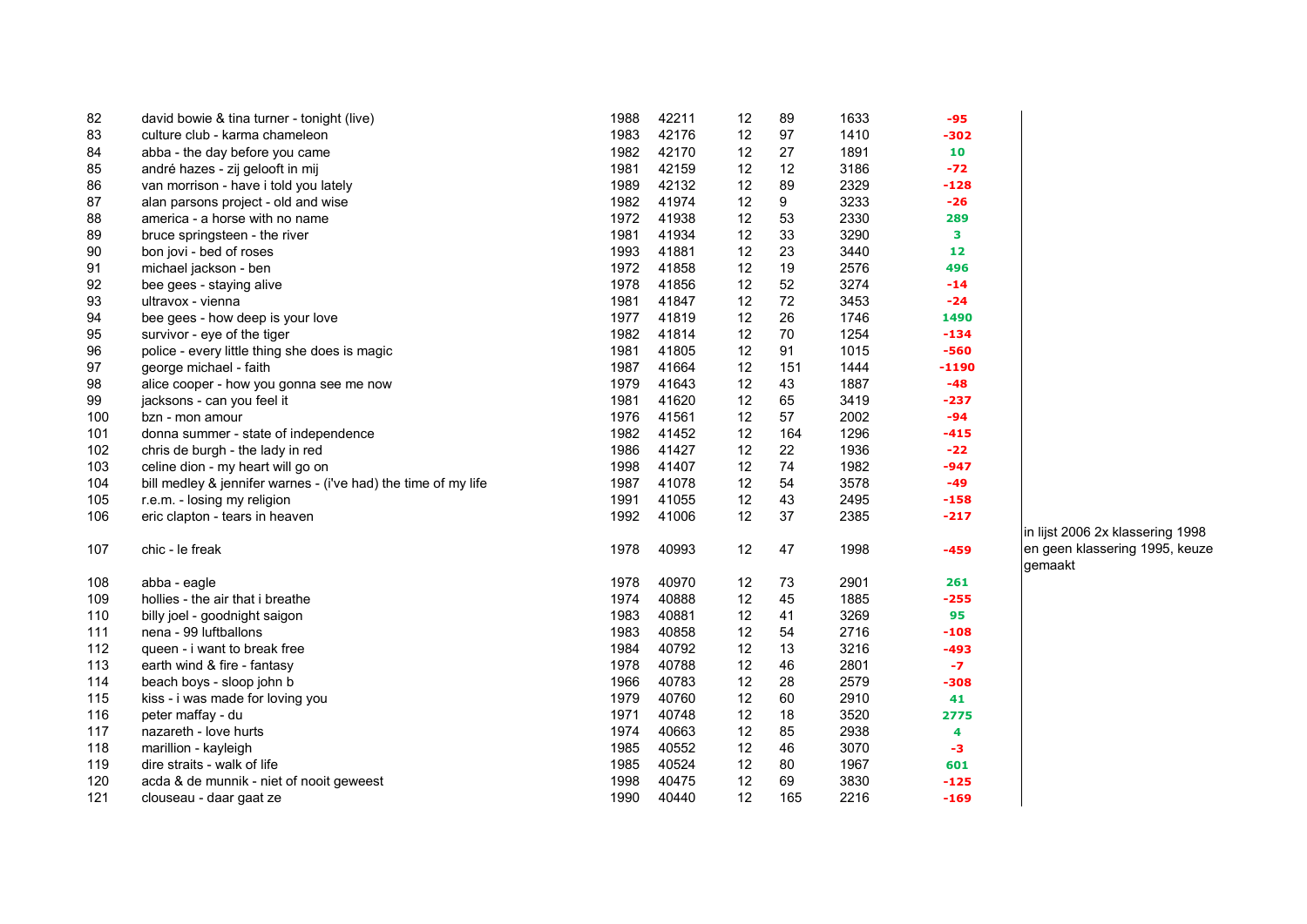| | | | | | | | | |
|---|---|---|---|---|---|---|---|---|
| 82 | david bowie & tina turner - tonight (live) | 1988 | 42211 | 12 | 89 | 1633 | -95 | |
| 83 | culture club - karma chameleon | 1983 | 42176 | 12 | 97 | 1410 | -302 | |
| 84 | abba - the day before you came | 1982 | 42170 | 12 | 27 | 1891 | 10 | |
| 85 | andré hazes - zij gelooft in mij | 1981 | 42159 | 12 | 12 | 3186 | -72 | |
| 86 | van morrison - have i told you lately | 1989 | 42132 | 12 | 89 | 2329 | -128 | |
| 87 | alan parsons project - old and wise | 1982 | 41974 | 12 | 9 | 3233 | -26 | |
| 88 | america - a horse with no name | 1972 | 41938 | 12 | 53 | 2330 | 289 | |
| 89 | bruce springsteen - the river | 1981 | 41934 | 12 | 33 | 3290 | 3 | |
| 90 | bon jovi - bed of roses | 1993 | 41881 | 12 | 23 | 3440 | 12 | |
| 91 | michael jackson - ben | 1972 | 41858 | 12 | 19 | 2576 | 496 | |
| 92 | bee gees - staying alive | 1978 | 41856 | 12 | 52 | 3274 | -14 | |
| 93 | ultravox - vienna | 1981 | 41847 | 12 | 72 | 3453 | -24 | |
| 94 | bee gees - how deep is your love | 1977 | 41819 | 12 | 26 | 1746 | 1490 | |
| 95 | survivor - eye of the tiger | 1982 | 41814 | 12 | 70 | 1254 | -134 | |
| 96 | police - every little thing she does is magic | 1981 | 41805 | 12 | 91 | 1015 | -560 | |
| 97 | george michael - faith | 1987 | 41664 | 12 | 151 | 1444 | -1190 | |
| 98 | alice cooper - how you gonna see me now | 1979 | 41643 | 12 | 43 | 1887 | -48 | |
| 99 | jacksons - can you feel it | 1981 | 41620 | 12 | 65 | 3419 | -237 | |
| 100 | bzn - mon amour | 1976 | 41561 | 12 | 57 | 2002 | -94 | |
| 101 | donna summer - state of independence | 1982 | 41452 | 12 | 164 | 1296 | -415 | |
| 102 | chris de burgh - the lady in red | 1986 | 41427 | 12 | 22 | 1936 | -22 | |
| 103 | celine dion - my heart will go on | 1998 | 41407 | 12 | 74 | 1982 | -947 | |
| 104 | bill medley & jennifer warnes - (i've had) the time of my life | 1987 | 41078 | 12 | 54 | 3578 | -49 | |
| 105 | r.e.m. - losing my religion | 1991 | 41055 | 12 | 43 | 2495 | -158 | |
| 106 | eric clapton - tears in heaven | 1992 | 41006 | 12 | 37 | 2385 | -217 | |
| 107 | chic - le freak | 1978 | 40993 | 12 | 47 | 1998 | -459 | in lijst 2006 2x klassering 1998 en geen klassering 1995, keuze gemaakt |
| 108 | abba - eagle | 1978 | 40970 | 12 | 73 | 2901 | 261 | |
| 109 | hollies - the air that i breathe | 1974 | 40888 | 12 | 45 | 1885 | -255 | |
| 110 | billy joel - goodnight saigon | 1983 | 40881 | 12 | 41 | 3269 | 95 | |
| 111 | nena - 99 luftballons | 1983 | 40858 | 12 | 54 | 2716 | -108 | |
| 112 | queen - i want to break free | 1984 | 40792 | 12 | 13 | 3216 | -493 | |
| 113 | earth wind & fire - fantasy | 1978 | 40788 | 12 | 46 | 2801 | -7 | |
| 114 | beach boys - sloop john b | 1966 | 40783 | 12 | 28 | 2579 | -308 | |
| 115 | kiss - i was made for loving you | 1979 | 40760 | 12 | 60 | 2910 | 41 | |
| 116 | peter maffay - du | 1971 | 40748 | 12 | 18 | 3520 | 2775 | |
| 117 | nazareth - love hurts | 1974 | 40663 | 12 | 85 | 2938 | 4 | |
| 118 | marillion - kayleigh | 1985 | 40552 | 12 | 46 | 3070 | -3 | |
| 119 | dire straits - walk of life | 1985 | 40524 | 12 | 80 | 1967 | 601 | |
| 120 | acda & de munnik - niet of nooit geweest | 1998 | 40475 | 12 | 69 | 3830 | -125 | |
| 121 | clouseau - daar gaat ze | 1990 | 40440 | 12 | 165 | 2216 | -169 | |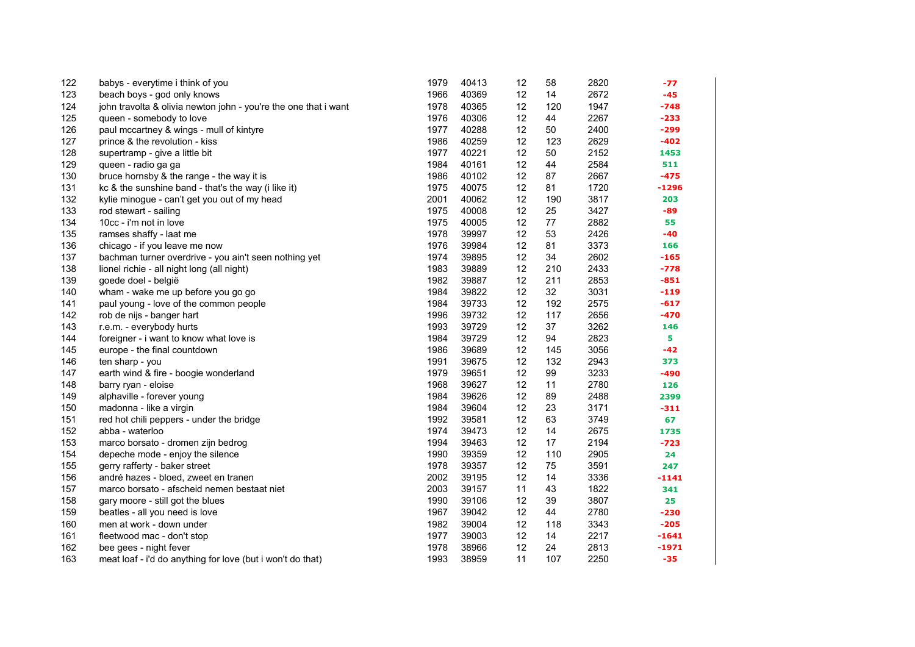| | | | | | | | |
|---|---|---|---|---|---|---|---|
| 122 | babys - everytime i think of you | 1979 | 40413 | 12 | 58 | 2820 | -77 |
| 123 | beach boys - god only knows | 1966 | 40369 | 12 | 14 | 2672 | -45 |
| 124 | john travolta & olivia newton john - you're the one that i want | 1978 | 40365 | 12 | 120 | 1947 | -748 |
| 125 | queen - somebody to love | 1976 | 40306 | 12 | 44 | 2267 | -233 |
| 126 | paul mccartney & wings - mull of kintyre | 1977 | 40288 | 12 | 50 | 2400 | -299 |
| 127 | prince & the revolution - kiss | 1986 | 40259 | 12 | 123 | 2629 | -402 |
| 128 | supertramp - give a little bit | 1977 | 40221 | 12 | 50 | 2152 | 1453 |
| 129 | queen - radio ga ga | 1984 | 40161 | 12 | 44 | 2584 | 511 |
| 130 | bruce hornsby & the range - the way it is | 1986 | 40102 | 12 | 87 | 2667 | -475 |
| 131 | kc & the sunshine band - that's the way (i like it) | 1975 | 40075 | 12 | 81 | 1720 | -1296 |
| 132 | kylie minogue - can't get you out of my head | 2001 | 40062 | 12 | 190 | 3817 | 203 |
| 133 | rod stewart - sailing | 1975 | 40008 | 12 | 25 | 3427 | -89 |
| 134 | 10cc - i'm not in love | 1975 | 40005 | 12 | 77 | 2882 | 55 |
| 135 | ramses shaffy - laat me | 1978 | 39997 | 12 | 53 | 2426 | -40 |
| 136 | chicago - if you leave me now | 1976 | 39984 | 12 | 81 | 3373 | 166 |
| 137 | bachman turner overdrive - you ain't seen nothing yet | 1974 | 39895 | 12 | 34 | 2602 | -165 |
| 138 | lionel richie - all night long (all night) | 1983 | 39889 | 12 | 210 | 2433 | -778 |
| 139 | goede doel - belgië | 1982 | 39887 | 12 | 211 | 2853 | -851 |
| 140 | wham - wake me up before you go go | 1984 | 39822 | 12 | 32 | 3031 | -119 |
| 141 | paul young - love of the common people | 1984 | 39733 | 12 | 192 | 2575 | -617 |
| 142 | rob de nijs - banger hart | 1996 | 39732 | 12 | 117 | 2656 | -470 |
| 143 | r.e.m. - everybody hurts | 1993 | 39729 | 12 | 37 | 3262 | 146 |
| 144 | foreigner - i want to know what love is | 1984 | 39729 | 12 | 94 | 2823 | 5 |
| 145 | europe - the final countdown | 1986 | 39689 | 12 | 145 | 3056 | -42 |
| 146 | ten sharp - you | 1991 | 39675 | 12 | 132 | 2943 | 373 |
| 147 | earth wind & fire - boogie wonderland | 1979 | 39651 | 12 | 99 | 3233 | -490 |
| 148 | barry ryan - eloise | 1968 | 39627 | 12 | 11 | 2780 | 126 |
| 149 | alphaville - forever young | 1984 | 39626 | 12 | 89 | 2488 | 2399 |
| 150 | madonna - like a virgin | 1984 | 39604 | 12 | 23 | 3171 | -311 |
| 151 | red hot chili peppers - under the bridge | 1992 | 39581 | 12 | 63 | 3749 | 67 |
| 152 | abba - waterloo | 1974 | 39473 | 12 | 14 | 2675 | 1735 |
| 153 | marco borsato - dromen zijn bedrog | 1994 | 39463 | 12 | 17 | 2194 | -723 |
| 154 | depeche mode - enjoy the silence | 1990 | 39359 | 12 | 110 | 2905 | 24 |
| 155 | gerry rafferty - baker street | 1978 | 39357 | 12 | 75 | 3591 | 247 |
| 156 | andré hazes - bloed, zweet en tranen | 2002 | 39195 | 12 | 14 | 3336 | -1141 |
| 157 | marco borsato - afscheid nemen bestaat niet | 2003 | 39157 | 11 | 43 | 1822 | 341 |
| 158 | gary moore - still got the blues | 1990 | 39106 | 12 | 39 | 3807 | 25 |
| 159 | beatles - all you need is love | 1967 | 39042 | 12 | 44 | 2780 | -230 |
| 160 | men at work - down under | 1982 | 39004 | 12 | 118 | 3343 | -205 |
| 161 | fleetwood mac - don't stop | 1977 | 39003 | 12 | 14 | 2217 | -1641 |
| 162 | bee gees - night fever | 1978 | 38966 | 12 | 24 | 2813 | -1971 |
| 163 | meat loaf - i'd do anything for love (but i won't do that) | 1993 | 38959 | 11 | 107 | 2250 | -35 |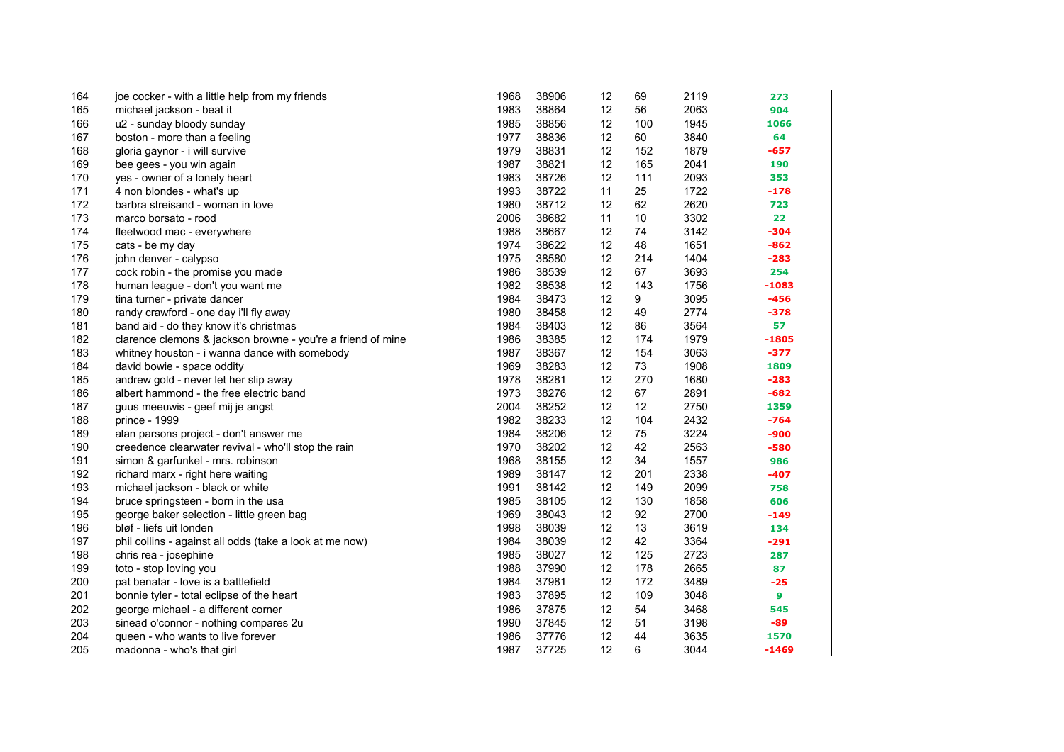| | | | | | | | |
|---|---|---|---|---|---|---|---|
| 164 | joe cocker - with a little help from my friends | 1968 | 38906 | 12 | 69 | 2119 | 273 |
| 165 | michael jackson - beat it | 1983 | 38864 | 12 | 56 | 2063 | 904 |
| 166 | u2 - sunday bloody sunday | 1985 | 38856 | 12 | 100 | 1945 | 1066 |
| 167 | boston - more than a feeling | 1977 | 38836 | 12 | 60 | 3840 | 64 |
| 168 | gloria gaynor - i will survive | 1979 | 38831 | 12 | 152 | 1879 | -657 |
| 169 | bee gees - you win again | 1987 | 38821 | 12 | 165 | 2041 | 190 |
| 170 | yes - owner of a lonely heart | 1983 | 38726 | 12 | 111 | 2093 | 353 |
| 171 | 4 non blondes - what's up | 1993 | 38722 | 11 | 25 | 1722 | -178 |
| 172 | barbra streisand - woman in love | 1980 | 38712 | 12 | 62 | 2620 | 723 |
| 173 | marco borsato - rood | 2006 | 38682 | 11 | 10 | 3302 | 22 |
| 174 | fleetwood mac - everywhere | 1988 | 38667 | 12 | 74 | 3142 | -304 |
| 175 | cats - be my day | 1974 | 38622 | 12 | 48 | 1651 | -862 |
| 176 | john denver - calypso | 1975 | 38580 | 12 | 214 | 1404 | -283 |
| 177 | cock robin - the promise you made | 1986 | 38539 | 12 | 67 | 3693 | 254 |
| 178 | human league - don't you want me | 1982 | 38538 | 12 | 143 | 1756 | -1083 |
| 179 | tina turner - private dancer | 1984 | 38473 | 12 | 9 | 3095 | -456 |
| 180 | randy crawford - one day i'll fly away | 1980 | 38458 | 12 | 49 | 2774 | -378 |
| 181 | band aid - do they know it's christmas | 1984 | 38403 | 12 | 86 | 3564 | 57 |
| 182 | clarence clemons & jackson browne - you're a friend of mine | 1986 | 38385 | 12 | 174 | 1979 | -1805 |
| 183 | whitney houston - i wanna dance with somebody | 1987 | 38367 | 12 | 154 | 3063 | -377 |
| 184 | david bowie - space oddity | 1969 | 38283 | 12 | 73 | 1908 | 1809 |
| 185 | andrew gold - never let her slip away | 1978 | 38281 | 12 | 270 | 1680 | -283 |
| 186 | albert hammond - the free electric band | 1973 | 38276 | 12 | 67 | 2891 | -682 |
| 187 | guus meeuwis - geef mij je angst | 2004 | 38252 | 12 | 12 | 2750 | 1359 |
| 188 | prince - 1999 | 1982 | 38233 | 12 | 104 | 2432 | -764 |
| 189 | alan parsons project - don't answer me | 1984 | 38206 | 12 | 75 | 3224 | -900 |
| 190 | creedence clearwater revival - who'll stop the rain | 1970 | 38202 | 12 | 42 | 2563 | -580 |
| 191 | simon & garfunkel - mrs. robinson | 1968 | 38155 | 12 | 34 | 1557 | 986 |
| 192 | richard marx - right here waiting | 1989 | 38147 | 12 | 201 | 2338 | -407 |
| 193 | michael jackson - black or white | 1991 | 38142 | 12 | 149 | 2099 | 758 |
| 194 | bruce springsteen - born in the usa | 1985 | 38105 | 12 | 130 | 1858 | 606 |
| 195 | george baker selection - little green bag | 1969 | 38043 | 12 | 92 | 2700 | -149 |
| 196 | bløf - liefs uit londen | 1998 | 38039 | 12 | 13 | 3619 | 134 |
| 197 | phil collins - against all odds (take a look at me now) | 1984 | 38039 | 12 | 42 | 3364 | -291 |
| 198 | chris rea - josephine | 1985 | 38027 | 12 | 125 | 2723 | 287 |
| 199 | toto - stop loving you | 1988 | 37990 | 12 | 178 | 2665 | 87 |
| 200 | pat benatar - love is a battlefield | 1984 | 37981 | 12 | 172 | 3489 | -25 |
| 201 | bonnie tyler - total eclipse of the heart | 1983 | 37895 | 12 | 109 | 3048 | 9 |
| 202 | george michael - a different corner | 1986 | 37875 | 12 | 54 | 3468 | 545 |
| 203 | sinead o'connor - nothing compares 2u | 1990 | 37845 | 12 | 51 | 3198 | -89 |
| 204 | queen - who wants to live forever | 1986 | 37776 | 12 | 44 | 3635 | 1570 |
| 205 | madonna - who's that girl | 1987 | 37725 | 12 | 6 | 3044 | -1469 |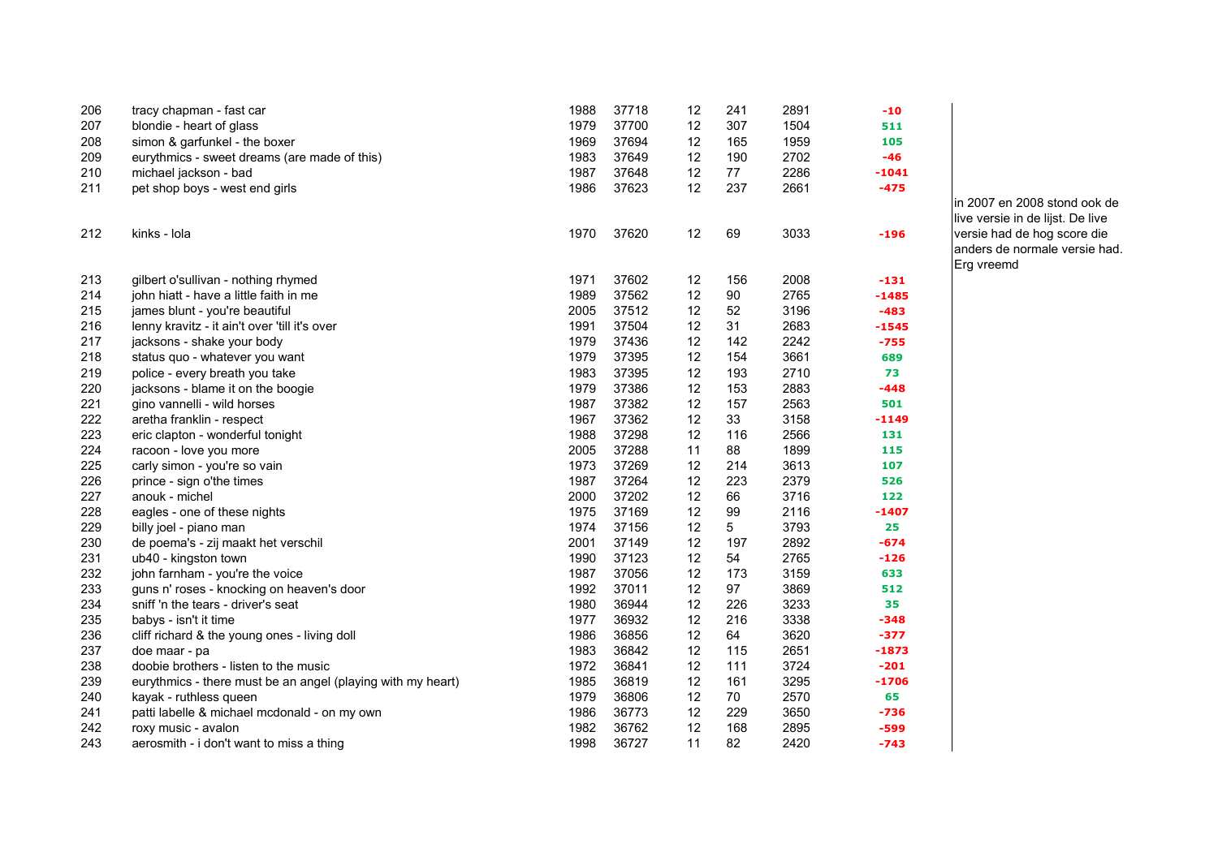| | | | | | | | | |
|---|---|---|---|---|---|---|---|---|
| 206 | tracy chapman - fast car | 1988 | 37718 | 12 | 241 | 2891 | -10 | |
| 207 | blondie - heart of glass | 1979 | 37700 | 12 | 307 | 1504 | 511 | |
| 208 | simon & garfunkel - the boxer | 1969 | 37694 | 12 | 165 | 1959 | 105 | |
| 209 | eurythmics - sweet dreams (are made of this) | 1983 | 37649 | 12 | 190 | 2702 | -46 | |
| 210 | michael jackson - bad | 1987 | 37648 | 12 | 77 | 2286 | -1041 | |
| 211 | pet shop boys - west end girls | 1986 | 37623 | 12 | 237 | 2661 | -475 | |
| 212 | kinks - lola | 1970 | 37620 | 12 | 69 | 3033 | -196 | in 2007 en 2008 stond ook de live versie in de lijst. De live versie had de hog score die anders de normale versie had. Erg vreemd |
| 213 | gilbert o'sullivan - nothing rhymed | 1971 | 37602 | 12 | 156 | 2008 | -131 | |
| 214 | john hiatt - have a little faith in me | 1989 | 37562 | 12 | 90 | 2765 | -1485 | |
| 215 | james blunt - you're beautiful | 2005 | 37512 | 12 | 52 | 3196 | -483 | |
| 216 | lenny kravitz - it ain't over 'till it's over | 1991 | 37504 | 12 | 31 | 2683 | -1545 | |
| 217 | jacksons - shake your body | 1979 | 37436 | 12 | 142 | 2242 | -755 | |
| 218 | status quo - whatever you want | 1979 | 37395 | 12 | 154 | 3661 | 689 | |
| 219 | police - every breath you take | 1983 | 37395 | 12 | 193 | 2710 | 73 | |
| 220 | jacksons - blame it on the boogie | 1979 | 37386 | 12 | 153 | 2883 | -448 | |
| 221 | gino vannelli - wild horses | 1987 | 37382 | 12 | 157 | 2563 | 501 | |
| 222 | aretha franklin - respect | 1967 | 37362 | 12 | 33 | 3158 | -1149 | |
| 223 | eric clapton - wonderful tonight | 1988 | 37298 | 12 | 116 | 2566 | 131 | |
| 224 | racoon - love you more | 2005 | 37288 | 11 | 88 | 1899 | 115 | |
| 225 | carly simon - you're so vain | 1973 | 37269 | 12 | 214 | 3613 | 107 | |
| 226 | prince - sign o'the times | 1987 | 37264 | 12 | 223 | 2379 | 526 | |
| 227 | anouk - michel | 2000 | 37202 | 12 | 66 | 3716 | 122 | |
| 228 | eagles - one of these nights | 1975 | 37169 | 12 | 99 | 2116 | -1407 | |
| 229 | billy joel - piano man | 1974 | 37156 | 12 | 5 | 3793 | 25 | |
| 230 | de poema's - zij maakt het verschil | 2001 | 37149 | 12 | 197 | 2892 | -674 | |
| 231 | ub40 - kingston town | 1990 | 37123 | 12 | 54 | 2765 | -126 | |
| 232 | john farnham - you're the voice | 1987 | 37056 | 12 | 173 | 3159 | 633 | |
| 233 | guns n' roses - knocking on heaven's door | 1992 | 37011 | 12 | 97 | 3869 | 512 | |
| 234 | sniff 'n the tears - driver's seat | 1980 | 36944 | 12 | 226 | 3233 | 35 | |
| 235 | babys - isn't it time | 1977 | 36932 | 12 | 216 | 3338 | -348 | |
| 236 | cliff richard & the young ones - living doll | 1986 | 36856 | 12 | 64 | 3620 | -377 | |
| 237 | doe maar - pa | 1983 | 36842 | 12 | 115 | 2651 | -1873 | |
| 238 | doobie brothers - listen to the music | 1972 | 36841 | 12 | 111 | 3724 | -201 | |
| 239 | eurythmics - there must be an angel (playing with my heart) | 1985 | 36819 | 12 | 161 | 3295 | -1706 | |
| 240 | kayak - ruthless queen | 1979 | 36806 | 12 | 70 | 2570 | 65 | |
| 241 | patti labelle & michael mcdonald - on my own | 1986 | 36773 | 12 | 229 | 3650 | -736 | |
| 242 | roxy music - avalon | 1982 | 36762 | 12 | 168 | 2895 | -599 | |
| 243 | aerosmith - i don't want to miss a thing | 1998 | 36727 | 11 | 82 | 2420 | -743 | |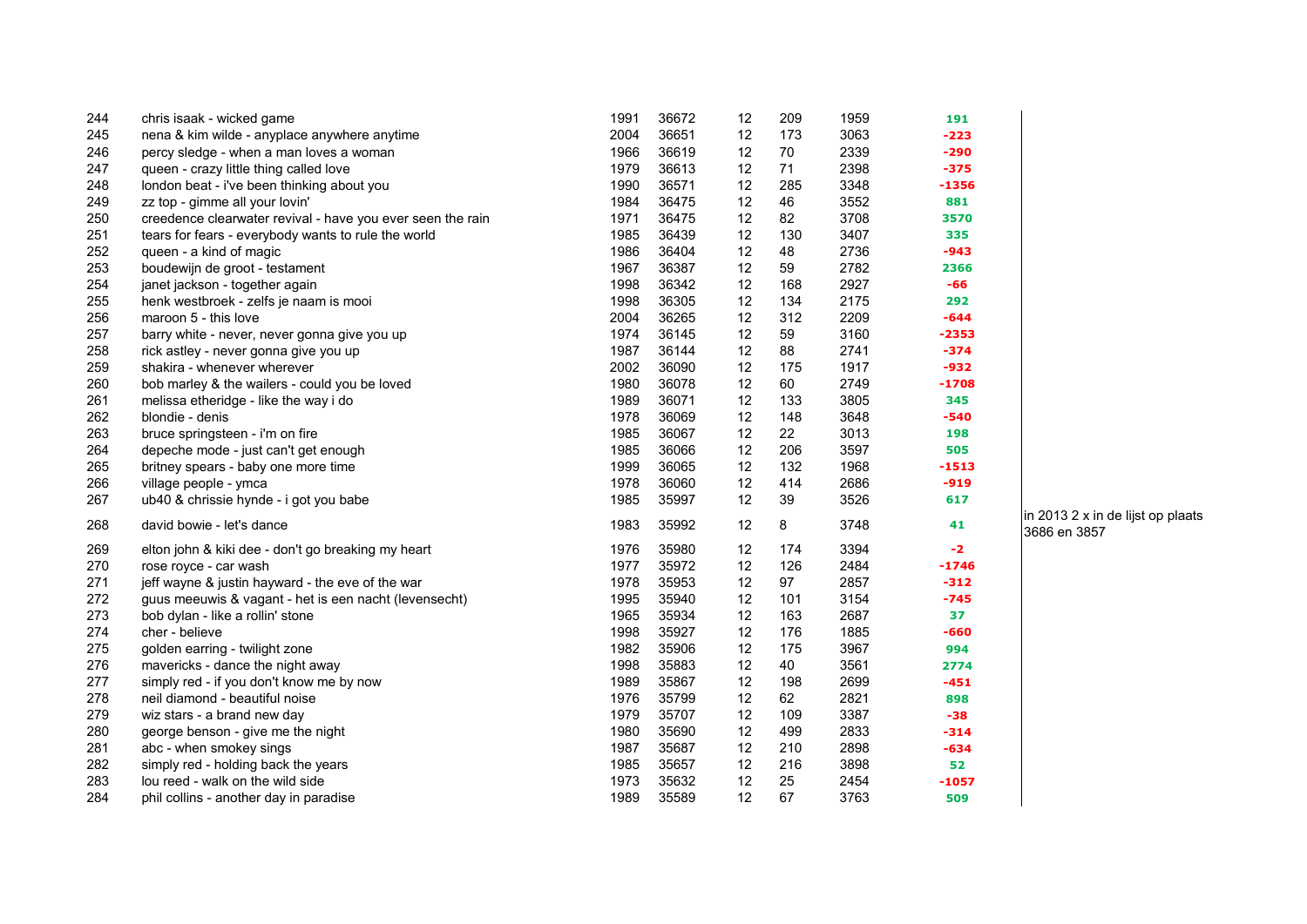| | | | | | | | | |
|---|---|---|---|---|---|---|---|---|
| 244 | chris isaak - wicked game | 1991 | 36672 | 12 | 209 | 1959 | 191 | |
| 245 | nena & kim wilde - anyplace anywhere anytime | 2004 | 36651 | 12 | 173 | 3063 | -223 | |
| 246 | percy sledge - when a man loves a woman | 1966 | 36619 | 12 | 70 | 2339 | -290 | |
| 247 | queen - crazy little thing called love | 1979 | 36613 | 12 | 71 | 2398 | -375 | |
| 248 | london beat - i've been thinking about you | 1990 | 36571 | 12 | 285 | 3348 | -1356 | |
| 249 | zz top - gimme all your lovin' | 1984 | 36475 | 12 | 46 | 3552 | 881 | |
| 250 | creedence clearwater revival - have you ever seen the rain | 1971 | 36475 | 12 | 82 | 3708 | 3570 | |
| 251 | tears for fears - everybody wants to rule the world | 1985 | 36439 | 12 | 130 | 3407 | 335 | |
| 252 | queen - a kind of magic | 1986 | 36404 | 12 | 48 | 2736 | -943 | |
| 253 | boudewijn de groot - testament | 1967 | 36387 | 12 | 59 | 2782 | 2366 | |
| 254 | janet jackson - together again | 1998 | 36342 | 12 | 168 | 2927 | -66 | |
| 255 | henk westbroek - zelfs je naam is mooi | 1998 | 36305 | 12 | 134 | 2175 | 292 | |
| 256 | maroon 5 - this love | 2004 | 36265 | 12 | 312 | 2209 | -644 | |
| 257 | barry white - never, never gonna give you up | 1974 | 36145 | 12 | 59 | 3160 | -2353 | |
| 258 | rick astley - never gonna give you up | 1987 | 36144 | 12 | 88 | 2741 | -374 | |
| 259 | shakira - whenever wherever | 2002 | 36090 | 12 | 175 | 1917 | -932 | |
| 260 | bob marley & the wailers - could you be loved | 1980 | 36078 | 12 | 60 | 2749 | -1708 | |
| 261 | melissa etheridge - like the way i do | 1989 | 36071 | 12 | 133 | 3805 | 345 | |
| 262 | blondie - denis | 1978 | 36069 | 12 | 148 | 3648 | -540 | |
| 263 | bruce springsteen - i'm on fire | 1985 | 36067 | 12 | 22 | 3013 | 198 | |
| 264 | depeche mode - just can't get enough | 1985 | 36066 | 12 | 206 | 3597 | 505 | |
| 265 | britney spears - baby one more time | 1999 | 36065 | 12 | 132 | 1968 | -1513 | |
| 266 | village people - ymca | 1978 | 36060 | 12 | 414 | 2686 | -919 | |
| 267 | ub40 & chrissie hynde - i got you babe | 1985 | 35997 | 12 | 39 | 3526 | 617 | |
| 268 | david bowie - let's dance | 1983 | 35992 | 12 | 8 | 3748 | 41 | in 2013 2 x in de lijst op plaats 3686 en 3857 |
| 269 | elton john & kiki dee - don't go breaking my heart | 1976 | 35980 | 12 | 174 | 3394 | -2 | |
| 270 | rose royce - car wash | 1977 | 35972 | 12 | 126 | 2484 | -1746 | |
| 271 | jeff wayne & justin hayward - the eve of the war | 1978 | 35953 | 12 | 97 | 2857 | -312 | |
| 272 | guus meeuwis & vagant - het is een nacht (levensecht) | 1995 | 35940 | 12 | 101 | 3154 | -745 | |
| 273 | bob dylan - like a rollin' stone | 1965 | 35934 | 12 | 163 | 2687 | 37 | |
| 274 | cher - believe | 1998 | 35927 | 12 | 176 | 1885 | -660 | |
| 275 | golden earring - twilight zone | 1982 | 35906 | 12 | 175 | 3967 | 994 | |
| 276 | mavericks - dance the night away | 1998 | 35883 | 12 | 40 | 3561 | 2774 | |
| 277 | simply red - if you don't know me by now | 1989 | 35867 | 12 | 198 | 2699 | -451 | |
| 278 | neil diamond - beautiful noise | 1976 | 35799 | 12 | 62 | 2821 | 898 | |
| 279 | wiz stars - a brand new day | 1979 | 35707 | 12 | 109 | 3387 | -38 | |
| 280 | george benson - give me the night | 1980 | 35690 | 12 | 499 | 2833 | -314 | |
| 281 | abc - when smokey sings | 1987 | 35687 | 12 | 210 | 2898 | -634 | |
| 282 | simply red - holding back the years | 1985 | 35657 | 12 | 216 | 3898 | 52 | |
| 283 | lou reed - walk on the wild side | 1973 | 35632 | 12 | 25 | 2454 | -1057 | |
| 284 | phil collins - another day in paradise | 1989 | 35589 | 12 | 67 | 3763 | 509 | |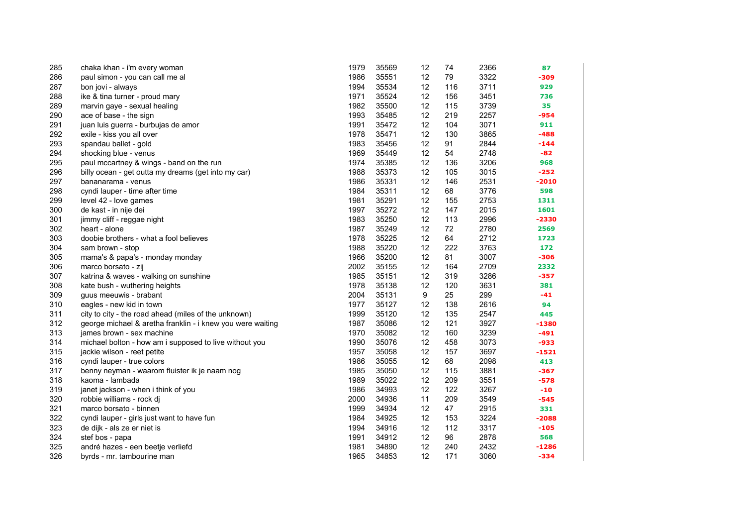| | | | | | | | |
|---|---|---|---|---|---|---|---|
| 285 | chaka khan - i'm every woman | 1979 | 35569 | 12 | 74 | 2366 | 87 |
| 286 | paul simon - you can call me al | 1986 | 35551 | 12 | 79 | 3322 | -309 |
| 287 | bon jovi - always | 1994 | 35534 | 12 | 116 | 3711 | 929 |
| 288 | ike & tina turner - proud mary | 1971 | 35524 | 12 | 156 | 3451 | 736 |
| 289 | marvin gaye - sexual healing | 1982 | 35500 | 12 | 115 | 3739 | 35 |
| 290 | ace of base - the sign | 1993 | 35485 | 12 | 219 | 2257 | -954 |
| 291 | juan luis guerra - burbujas de amor | 1991 | 35472 | 12 | 104 | 3071 | 911 |
| 292 | exile - kiss you all over | 1978 | 35471 | 12 | 130 | 3865 | -488 |
| 293 | spandau ballet - gold | 1983 | 35456 | 12 | 91 | 2844 | -144 |
| 294 | shocking blue - venus | 1969 | 35449 | 12 | 54 | 2748 | -82 |
| 295 | paul mccartney & wings - band on the run | 1974 | 35385 | 12 | 136 | 3206 | 968 |
| 296 | billy ocean - get outta my dreams (get into my car) | 1988 | 35373 | 12 | 105 | 3015 | -252 |
| 297 | bananarama - venus | 1986 | 35331 | 12 | 146 | 2531 | -2010 |
| 298 | cyndi lauper - time after time | 1984 | 35311 | 12 | 68 | 3776 | 598 |
| 299 | level 42 - love games | 1981 | 35291 | 12 | 155 | 2753 | 1311 |
| 300 | de kast - in nije dei | 1997 | 35272 | 12 | 147 | 2015 | 1601 |
| 301 | jimmy cliff - reggae night | 1983 | 35250 | 12 | 113 | 2996 | -2330 |
| 302 | heart - alone | 1987 | 35249 | 12 | 72 | 2780 | 2569 |
| 303 | doobie brothers - what a fool believes | 1978 | 35225 | 12 | 64 | 2712 | 1723 |
| 304 | sam brown - stop | 1988 | 35220 | 12 | 222 | 3763 | 172 |
| 305 | mama's & papa's - monday monday | 1966 | 35200 | 12 | 81 | 3007 | -306 |
| 306 | marco borsato - zij | 2002 | 35155 | 12 | 164 | 2709 | 2332 |
| 307 | katrina & waves - walking on sunshine | 1985 | 35151 | 12 | 319 | 3286 | -357 |
| 308 | kate bush - wuthering heights | 1978 | 35138 | 12 | 120 | 3631 | 381 |
| 309 | guus meeuwis - brabant | 2004 | 35131 | 9 | 25 | 299 | -41 |
| 310 | eagles - new kid in town | 1977 | 35127 | 12 | 138 | 2616 | 94 |
| 311 | city to city - the road ahead (miles of the unknown) | 1999 | 35120 | 12 | 135 | 2547 | 445 |
| 312 | george michael & aretha franklin - i knew you were waiting | 1987 | 35086 | 12 | 121 | 3927 | -1380 |
| 313 | james brown - sex machine | 1970 | 35082 | 12 | 160 | 3239 | -491 |
| 314 | michael bolton - how am i supposed to live without you | 1990 | 35076 | 12 | 458 | 3073 | -933 |
| 315 | jackie wilson - reet petite | 1957 | 35058 | 12 | 157 | 3697 | -1521 |
| 316 | cyndi lauper - true colors | 1986 | 35055 | 12 | 68 | 2098 | 413 |
| 317 | benny neyman - waarom fluister ik je naam nog | 1985 | 35050 | 12 | 115 | 3881 | -367 |
| 318 | kaoma - lambada | 1989 | 35022 | 12 | 209 | 3551 | -578 |
| 319 | janet jackson - when i think of you | 1986 | 34993 | 12 | 122 | 3267 | -10 |
| 320 | robbie williams - rock dj | 2000 | 34936 | 11 | 209 | 3549 | -545 |
| 321 | marco borsato - binnen | 1999 | 34934 | 12 | 47 | 2915 | 331 |
| 322 | cyndi lauper - girls just want to have fun | 1984 | 34925 | 12 | 153 | 3224 | -2088 |
| 323 | de dijk - als ze er niet is | 1994 | 34916 | 12 | 112 | 3317 | -105 |
| 324 | stef bos - papa | 1991 | 34912 | 12 | 96 | 2878 | 568 |
| 325 | andré hazes - een beetje verliefd | 1981 | 34890 | 12 | 240 | 2432 | -1286 |
| 326 | byrds - mr. tambourine man | 1965 | 34853 | 12 | 171 | 3060 | -334 |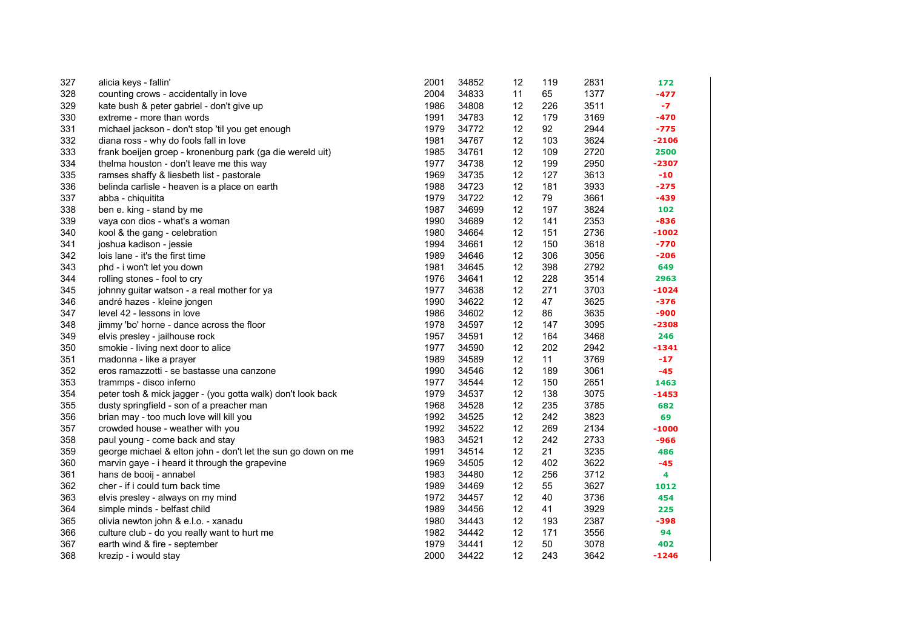| | | | | | | | |
|---|---|---|---|---|---|---|---|
| 327 | alicia keys - fallin' | 2001 | 34852 | 12 | 119 | 2831 | 172 |
| 328 | counting crows - accidentally in love | 2004 | 34833 | 11 | 65 | 1377 | -477 |
| 329 | kate bush & peter gabriel - don't give up | 1986 | 34808 | 12 | 226 | 3511 | -7 |
| 330 | extreme - more than words | 1991 | 34783 | 12 | 179 | 3169 | -470 |
| 331 | michael jackson - don't stop 'til you get enough | 1979 | 34772 | 12 | 92 | 2944 | -775 |
| 332 | diana ross - why do fools fall in love | 1981 | 34767 | 12 | 103 | 3624 | -2106 |
| 333 | frank boeijen groep - kronenburg park (ga die wereld uit) | 1985 | 34761 | 12 | 109 | 2720 | 2500 |
| 334 | thelma houston - don't leave me this way | 1977 | 34738 | 12 | 199 | 2950 | -2307 |
| 335 | ramses shaffy & liesbeth list - pastorale | 1969 | 34735 | 12 | 127 | 3613 | -10 |
| 336 | belinda carlisle - heaven is a place on earth | 1988 | 34723 | 12 | 181 | 3933 | -275 |
| 337 | abba - chiquitita | 1979 | 34722 | 12 | 79 | 3661 | -439 |
| 338 | ben e. king - stand by me | 1987 | 34699 | 12 | 197 | 3824 | 102 |
| 339 | vaya con dios - what's a woman | 1990 | 34689 | 12 | 141 | 2353 | -836 |
| 340 | kool & the gang - celebration | 1980 | 34664 | 12 | 151 | 2736 | -1002 |
| 341 | joshua kadison - jessie | 1994 | 34661 | 12 | 150 | 3618 | -770 |
| 342 | lois lane - it's the first time | 1989 | 34646 | 12 | 306 | 3056 | -206 |
| 343 | phd - i won't let you down | 1981 | 34645 | 12 | 398 | 2792 | 649 |
| 344 | rolling stones - fool to cry | 1976 | 34641 | 12 | 228 | 3514 | 2963 |
| 345 | johnny guitar watson - a real mother for ya | 1977 | 34638 | 12 | 271 | 3703 | -1024 |
| 346 | andré hazes - kleine jongen | 1990 | 34622 | 12 | 47 | 3625 | -376 |
| 347 | level 42 - lessons in love | 1986 | 34602 | 12 | 86 | 3635 | -900 |
| 348 | jimmy 'bo' horne - dance across the floor | 1978 | 34597 | 12 | 147 | 3095 | -2308 |
| 349 | elvis presley - jailhouse rock | 1957 | 34591 | 12 | 164 | 3468 | 246 |
| 350 | smokie - living next door to alice | 1977 | 34590 | 12 | 202 | 2942 | -1341 |
| 351 | madonna - like a prayer | 1989 | 34589 | 12 | 11 | 3769 | -17 |
| 352 | eros ramazzotti - se bastasse una canzone | 1990 | 34546 | 12 | 189 | 3061 | -45 |
| 353 | trammps - disco inferno | 1977 | 34544 | 12 | 150 | 2651 | 1463 |
| 354 | peter tosh & mick jagger - (you gotta walk) don't look back | 1979 | 34537 | 12 | 138 | 3075 | -1453 |
| 355 | dusty springfield - son of a preacher man | 1968 | 34528 | 12 | 235 | 3785 | 682 |
| 356 | brian may - too much love will kill you | 1992 | 34525 | 12 | 242 | 3823 | 69 |
| 357 | crowded house - weather with you | 1992 | 34522 | 12 | 269 | 2134 | -1000 |
| 358 | paul young - come back and stay | 1983 | 34521 | 12 | 242 | 2733 | -966 |
| 359 | george michael & elton john - don't let the sun go down on me | 1991 | 34514 | 12 | 21 | 3235 | 486 |
| 360 | marvin gaye - i heard it through the grapevine | 1969 | 34505 | 12 | 402 | 3622 | -45 |
| 361 | hans de booij - annabel | 1983 | 34480 | 12 | 256 | 3712 | 4 |
| 362 | cher - if i could turn back time | 1989 | 34469 | 12 | 55 | 3627 | 1012 |
| 363 | elvis presley - always on my mind | 1972 | 34457 | 12 | 40 | 3736 | 454 |
| 364 | simple minds - belfast child | 1989 | 34456 | 12 | 41 | 3929 | 225 |
| 365 | olivia newton john & e.l.o. - xanadu | 1980 | 34443 | 12 | 193 | 2387 | -398 |
| 366 | culture club - do you really want to hurt me | 1982 | 34442 | 12 | 171 | 3556 | 94 |
| 367 | earth wind & fire - september | 1979 | 34441 | 12 | 50 | 3078 | 402 |
| 368 | krezip - i would stay | 2000 | 34422 | 12 | 243 | 3642 | -1246 |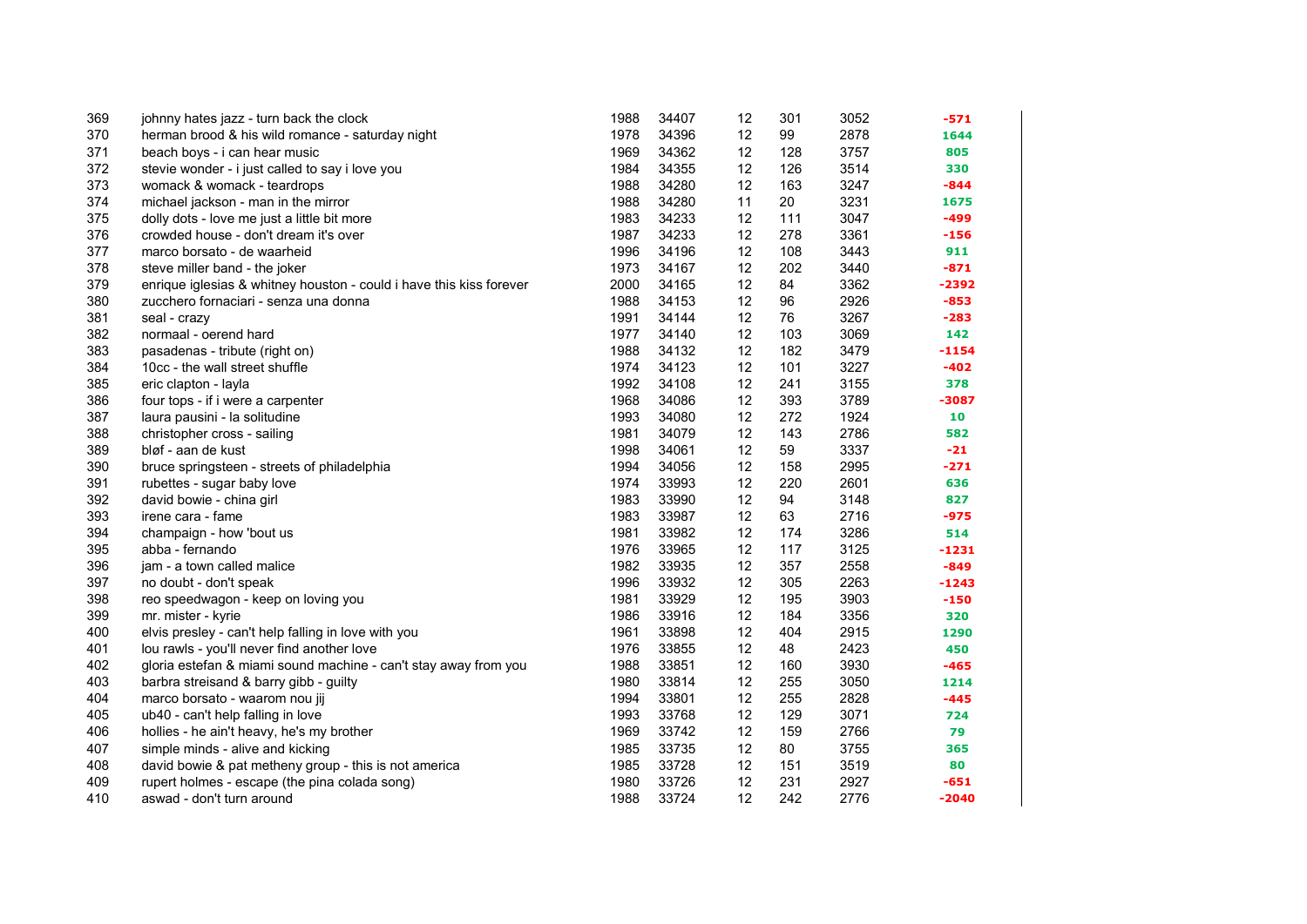| | | | | | | | |
|---|---|---|---|---|---|---|---|
| 369 | johnny hates jazz - turn back the clock | 1988 | 34407 | 12 | 301 | 3052 | -571 |
| 370 | herman brood & his wild romance - saturday night | 1978 | 34396 | 12 | 99 | 2878 | 1644 |
| 371 | beach boys - i can hear music | 1969 | 34362 | 12 | 128 | 3757 | 805 |
| 372 | stevie wonder - i just called to say i love you | 1984 | 34355 | 12 | 126 | 3514 | 330 |
| 373 | womack & womack - teardrops | 1988 | 34280 | 12 | 163 | 3247 | -844 |
| 374 | michael jackson - man in the mirror | 1988 | 34280 | 11 | 20 | 3231 | 1675 |
| 375 | dolly dots - love me just a little bit more | 1983 | 34233 | 12 | 111 | 3047 | -499 |
| 376 | crowded house - don't dream it's over | 1987 | 34233 | 12 | 278 | 3361 | -156 |
| 377 | marco borsato - de waarheid | 1996 | 34196 | 12 | 108 | 3443 | 911 |
| 378 | steve miller band - the joker | 1973 | 34167 | 12 | 202 | 3440 | -871 |
| 379 | enrique iglesias & whitney houston - could i have this kiss forever | 2000 | 34165 | 12 | 84 | 3362 | -2392 |
| 380 | zucchero fornaciari - senza una donna | 1988 | 34153 | 12 | 96 | 2926 | -853 |
| 381 | seal - crazy | 1991 | 34144 | 12 | 76 | 3267 | -283 |
| 382 | normaal - oerend hard | 1977 | 34140 | 12 | 103 | 3069 | 142 |
| 383 | pasadenas - tribute (right on) | 1988 | 34132 | 12 | 182 | 3479 | -1154 |
| 384 | 10cc - the wall street shuffle | 1974 | 34123 | 12 | 101 | 3227 | -402 |
| 385 | eric clapton - layla | 1992 | 34108 | 12 | 241 | 3155 | 378 |
| 386 | four tops - if i were a carpenter | 1968 | 34086 | 12 | 393 | 3789 | -3087 |
| 387 | laura pausini - la solitudine | 1993 | 34080 | 12 | 272 | 1924 | 10 |
| 388 | christopher cross - sailing | 1981 | 34079 | 12 | 143 | 2786 | 582 |
| 389 | bløf - aan de kust | 1998 | 34061 | 12 | 59 | 3337 | -21 |
| 390 | bruce springsteen - streets of philadelphia | 1994 | 34056 | 12 | 158 | 2995 | -271 |
| 391 | rubettes - sugar baby love | 1974 | 33993 | 12 | 220 | 2601 | 636 |
| 392 | david bowie - china girl | 1983 | 33990 | 12 | 94 | 3148 | 827 |
| 393 | irene cara - fame | 1983 | 33987 | 12 | 63 | 2716 | -975 |
| 394 | champaign - how 'bout us | 1981 | 33982 | 12 | 174 | 3286 | 514 |
| 395 | abba - fernando | 1976 | 33965 | 12 | 117 | 3125 | -1231 |
| 396 | jam - a town called malice | 1982 | 33935 | 12 | 357 | 2558 | -849 |
| 397 | no doubt - don't speak | 1996 | 33932 | 12 | 305 | 2263 | -1243 |
| 398 | reo speedwagon - keep on loving you | 1981 | 33929 | 12 | 195 | 3903 | -150 |
| 399 | mr. mister - kyrie | 1986 | 33916 | 12 | 184 | 3356 | 320 |
| 400 | elvis presley - can't help falling in love with you | 1961 | 33898 | 12 | 404 | 2915 | 1290 |
| 401 | lou rawls - you'll never find another love | 1976 | 33855 | 12 | 48 | 2423 | 450 |
| 402 | gloria estefan & miami sound machine - can't stay away from you | 1988 | 33851 | 12 | 160 | 3930 | -465 |
| 403 | barbra streisand & barry gibb - guilty | 1980 | 33814 | 12 | 255 | 3050 | 1214 |
| 404 | marco borsato - waarom nou jij | 1994 | 33801 | 12 | 255 | 2828 | -445 |
| 405 | ub40 - can't help falling in love | 1993 | 33768 | 12 | 129 | 3071 | 724 |
| 406 | hollies - he ain't heavy, he's my brother | 1969 | 33742 | 12 | 159 | 2766 | 79 |
| 407 | simple minds - alive and kicking | 1985 | 33735 | 12 | 80 | 3755 | 365 |
| 408 | david bowie & pat metheny group - this is not america | 1985 | 33728 | 12 | 151 | 3519 | 80 |
| 409 | rupert holmes - escape (the pina colada song) | 1980 | 33726 | 12 | 231 | 2927 | -651 |
| 410 | aswad - don't turn around | 1988 | 33724 | 12 | 242 | 2776 | -2040 |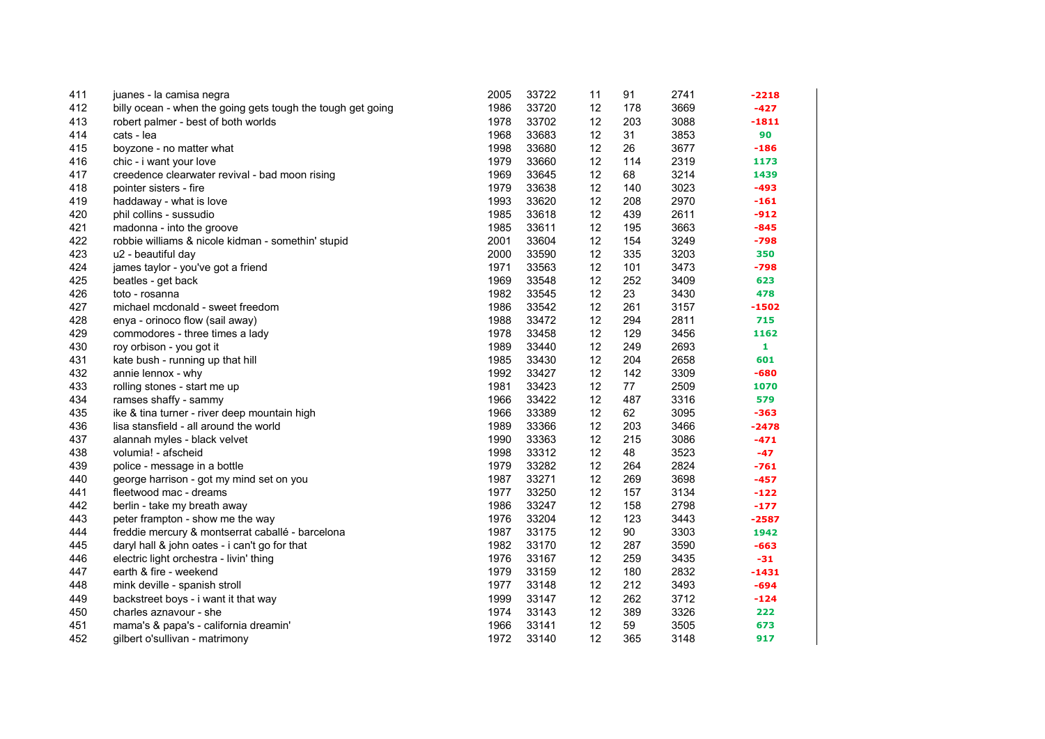| | | | | | | | |
|---|---|---|---|---|---|---|---|
| 411 | juanes - la camisa negra | 2005 | 33722 | 11 | 91 | 2741 | -2218 |
| 412 | billy ocean - when the going gets tough the tough get going | 1986 | 33720 | 12 | 178 | 3669 | -427 |
| 413 | robert palmer - best of both worlds | 1978 | 33702 | 12 | 203 | 3088 | -1811 |
| 414 | cats - lea | 1968 | 33683 | 12 | 31 | 3853 | 90 |
| 415 | boyzone - no matter what | 1998 | 33680 | 12 | 26 | 3677 | -186 |
| 416 | chic - i want your love | 1979 | 33660 | 12 | 114 | 2319 | 1173 |
| 417 | creedence clearwater revival - bad moon rising | 1969 | 33645 | 12 | 68 | 3214 | 1439 |
| 418 | pointer sisters - fire | 1979 | 33638 | 12 | 140 | 3023 | -493 |
| 419 | haddaway - what is love | 1993 | 33620 | 12 | 208 | 2970 | -161 |
| 420 | phil collins - sussudio | 1985 | 33618 | 12 | 439 | 2611 | -912 |
| 421 | madonna - into the groove | 1985 | 33611 | 12 | 195 | 3663 | -845 |
| 422 | robbie williams & nicole kidman - somethin' stupid | 2001 | 33604 | 12 | 154 | 3249 | -798 |
| 423 | u2 - beautiful day | 2000 | 33590 | 12 | 335 | 3203 | 350 |
| 424 | james taylor - you've got a friend | 1971 | 33563 | 12 | 101 | 3473 | -798 |
| 425 | beatles - get back | 1969 | 33548 | 12 | 252 | 3409 | 623 |
| 426 | toto - rosanna | 1982 | 33545 | 12 | 23 | 3430 | 478 |
| 427 | michael mcdonald - sweet freedom | 1986 | 33542 | 12 | 261 | 3157 | -1502 |
| 428 | enya - orinoco flow (sail away) | 1988 | 33472 | 12 | 294 | 2811 | 715 |
| 429 | commodores - three times a lady | 1978 | 33458 | 12 | 129 | 3456 | 1162 |
| 430 | roy orbison - you got it | 1989 | 33440 | 12 | 249 | 2693 | 1 |
| 431 | kate bush - running up that hill | 1985 | 33430 | 12 | 204 | 2658 | 601 |
| 432 | annie lennox - why | 1992 | 33427 | 12 | 142 | 3309 | -680 |
| 433 | rolling stones - start me up | 1981 | 33423 | 12 | 77 | 2509 | 1070 |
| 434 | ramses shaffy - sammy | 1966 | 33422 | 12 | 487 | 3316 | 579 |
| 435 | ike & tina turner - river deep mountain high | 1966 | 33389 | 12 | 62 | 3095 | -363 |
| 436 | lisa stansfield - all around the world | 1989 | 33366 | 12 | 203 | 3466 | -2478 |
| 437 | alannah myles - black velvet | 1990 | 33363 | 12 | 215 | 3086 | -471 |
| 438 | volumia! - afscheid | 1998 | 33312 | 12 | 48 | 3523 | -47 |
| 439 | police - message in a bottle | 1979 | 33282 | 12 | 264 | 2824 | -761 |
| 440 | george harrison - got my mind set on you | 1987 | 33271 | 12 | 269 | 3698 | -457 |
| 441 | fleetwood mac - dreams | 1977 | 33250 | 12 | 157 | 3134 | -122 |
| 442 | berlin - take my breath away | 1986 | 33247 | 12 | 158 | 2798 | -177 |
| 443 | peter frampton - show me the way | 1976 | 33204 | 12 | 123 | 3443 | -2587 |
| 444 | freddie mercury & montserrat caballé - barcelona | 1987 | 33175 | 12 | 90 | 3303 | 1942 |
| 445 | daryl hall & john oates - i can't go for that | 1982 | 33170 | 12 | 287 | 3590 | -663 |
| 446 | electric light orchestra - livin' thing | 1976 | 33167 | 12 | 259 | 3435 | -31 |
| 447 | earth & fire - weekend | 1979 | 33159 | 12 | 180 | 2832 | -1431 |
| 448 | mink deville - spanish stroll | 1977 | 33148 | 12 | 212 | 3493 | -694 |
| 449 | backstreet boys - i want it that way | 1999 | 33147 | 12 | 262 | 3712 | -124 |
| 450 | charles aznavour - she | 1974 | 33143 | 12 | 389 | 3326 | 222 |
| 451 | mama's & papa's - california dreamin' | 1966 | 33141 | 12 | 59 | 3505 | 673 |
| 452 | gilbert o'sullivan - matrimony | 1972 | 33140 | 12 | 365 | 3148 | 917 |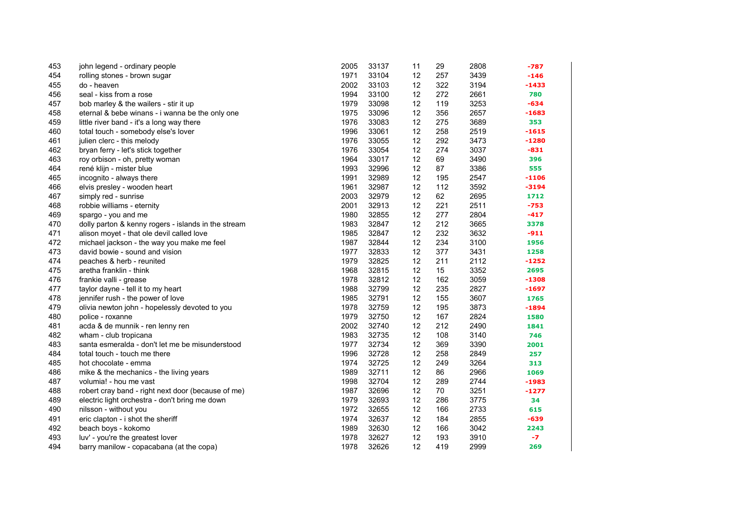| | | | | | | | |
|---|---|---|---|---|---|---|---|
| 453 | john legend - ordinary people | 2005 | 33137 | 11 | 29 | 2808 | -787 |
| 454 | rolling stones - brown sugar | 1971 | 33104 | 12 | 257 | 3439 | -146 |
| 455 | do - heaven | 2002 | 33103 | 12 | 322 | 3194 | -1433 |
| 456 | seal - kiss from a rose | 1994 | 33100 | 12 | 272 | 2661 | 780 |
| 457 | bob marley & the wailers - stir it up | 1979 | 33098 | 12 | 119 | 3253 | -634 |
| 458 | eternal & bebe winans - i wanna be the only one | 1975 | 33096 | 12 | 356 | 2657 | -1683 |
| 459 | little river band - it's a long way there | 1976 | 33083 | 12 | 275 | 3689 | 353 |
| 460 | total touch - somebody else's lover | 1996 | 33061 | 12 | 258 | 2519 | -1615 |
| 461 | julien clerc - this melody | 1976 | 33055 | 12 | 292 | 3473 | -1280 |
| 462 | bryan ferry - let's stick together | 1976 | 33054 | 12 | 274 | 3037 | -831 |
| 463 | roy orbison - oh, pretty woman | 1964 | 33017 | 12 | 69 | 3490 | 396 |
| 464 | rené klijn - mister blue | 1993 | 32996 | 12 | 87 | 3386 | 555 |
| 465 | incognito - always there | 1991 | 32989 | 12 | 195 | 2547 | -1106 |
| 466 | elvis presley - wooden heart | 1961 | 32987 | 12 | 112 | 3592 | -3194 |
| 467 | simply red - sunrise | 2003 | 32979 | 12 | 62 | 2695 | 1712 |
| 468 | robbie williams - eternity | 2001 | 32913 | 12 | 221 | 2511 | -753 |
| 469 | spargo - you and me | 1980 | 32855 | 12 | 277 | 2804 | -417 |
| 470 | dolly parton & kenny rogers - islands in the stream | 1983 | 32847 | 12 | 212 | 3665 | 3378 |
| 471 | alison moyet - that ole devil called love | 1985 | 32847 | 12 | 232 | 3632 | -911 |
| 472 | michael jackson - the way you make me feel | 1987 | 32844 | 12 | 234 | 3100 | 1956 |
| 473 | david bowie - sound and vision | 1977 | 32833 | 12 | 377 | 3431 | 1258 |
| 474 | peaches & herb - reunited | 1979 | 32825 | 12 | 211 | 2112 | -1252 |
| 475 | aretha franklin - think | 1968 | 32815 | 12 | 15 | 3352 | 2695 |
| 476 | frankie valli - grease | 1978 | 32812 | 12 | 162 | 3059 | -1308 |
| 477 | taylor dayne - tell it to my heart | 1988 | 32799 | 12 | 235 | 2827 | -1697 |
| 478 | jennifer rush - the power of love | 1985 | 32791 | 12 | 155 | 3607 | 1765 |
| 479 | olivia newton john - hopelessly devoted to you | 1978 | 32759 | 12 | 195 | 3873 | -1894 |
| 480 | police - roxanne | 1979 | 32750 | 12 | 167 | 2824 | 1580 |
| 481 | acda & de munnik - ren lenny ren | 2002 | 32740 | 12 | 212 | 2490 | 1841 |
| 482 | wham - club tropicana | 1983 | 32735 | 12 | 108 | 3140 | 746 |
| 483 | santa esmeralda - don't let me be misunderstood | 1977 | 32734 | 12 | 369 | 3390 | 2001 |
| 484 | total touch - touch me there | 1996 | 32728 | 12 | 258 | 2849 | 257 |
| 485 | hot chocolate - emma | 1974 | 32725 | 12 | 249 | 3264 | 313 |
| 486 | mike & the mechanics - the living years | 1989 | 32711 | 12 | 86 | 2966 | 1069 |
| 487 | volumia! - hou me vast | 1998 | 32704 | 12 | 289 | 2744 | -1983 |
| 488 | robert cray band - right next door (because of me) | 1987 | 32696 | 12 | 70 | 3251 | -1277 |
| 489 | electric light orchestra - don't bring me down | 1979 | 32693 | 12 | 286 | 3775 | 34 |
| 490 | nilsson - without you | 1972 | 32655 | 12 | 166 | 2733 | 615 |
| 491 | eric clapton - i shot the sheriff | 1974 | 32637 | 12 | 184 | 2855 | -639 |
| 492 | beach boys - kokomo | 1989 | 32630 | 12 | 166 | 3042 | 2243 |
| 493 | luv' - you're the greatest lover | 1978 | 32627 | 12 | 193 | 3910 | -7 |
| 494 | barry manilow - copacabana (at the copa) | 1978 | 32626 | 12 | 419 | 2999 | 269 |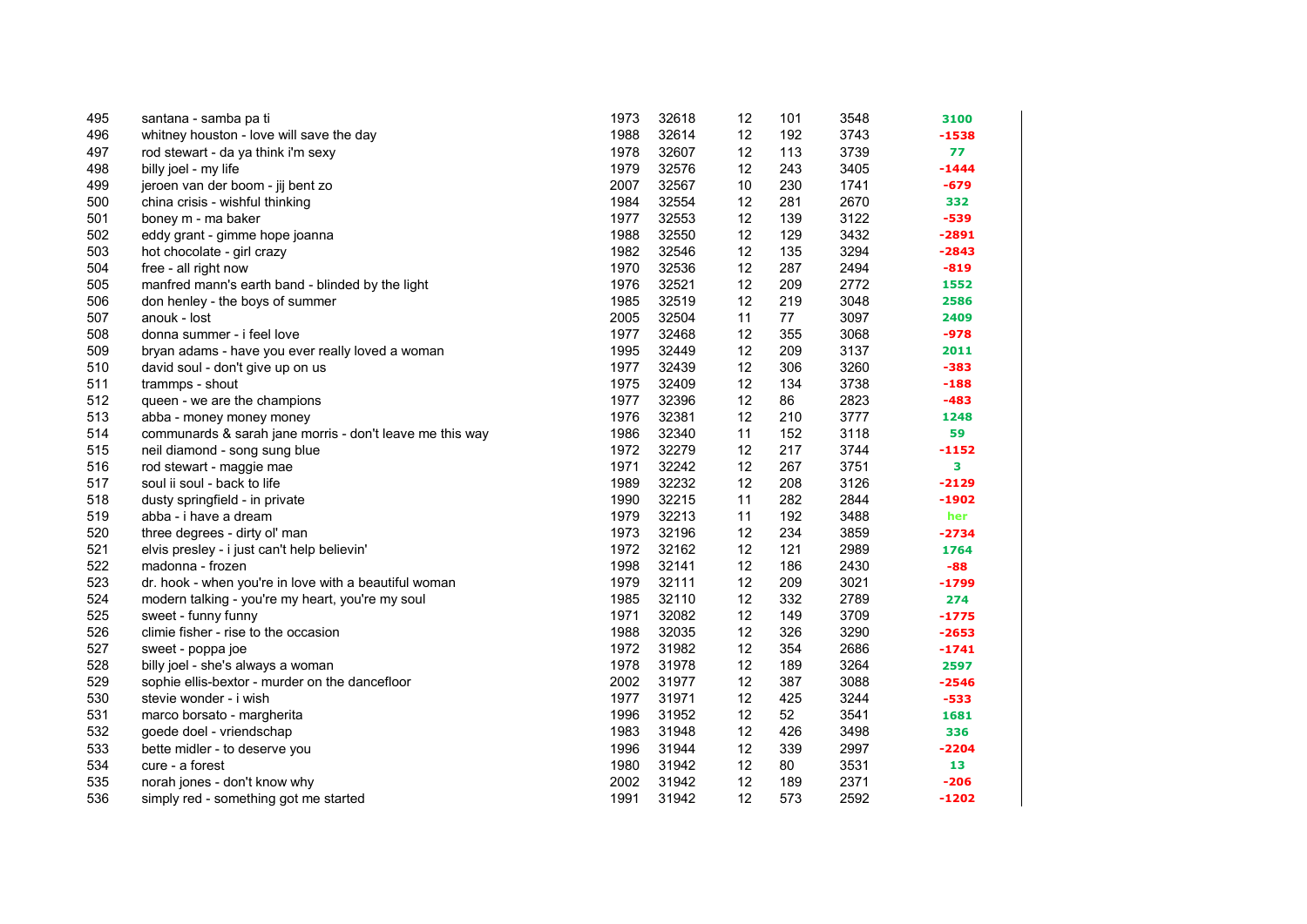| | | | | | | | |
|---|---|---|---|---|---|---|---|
| 495 | santana - samba pa ti | 1973 | 32618 | 12 | 101 | 3548 | 3100 |
| 496 | whitney houston - love will save the day | 1988 | 32614 | 12 | 192 | 3743 | -1538 |
| 497 | rod stewart - da ya think i'm sexy | 1978 | 32607 | 12 | 113 | 3739 | 77 |
| 498 | billy joel - my life | 1979 | 32576 | 12 | 243 | 3405 | -1444 |
| 499 | jeroen van der boom - jij bent zo | 2007 | 32567 | 10 | 230 | 1741 | -679 |
| 500 | china crisis - wishful thinking | 1984 | 32554 | 12 | 281 | 2670 | 332 |
| 501 | boney m - ma baker | 1977 | 32553 | 12 | 139 | 3122 | -539 |
| 502 | eddy grant - gimme hope joanna | 1988 | 32550 | 12 | 129 | 3432 | -2891 |
| 503 | hot chocolate - girl crazy | 1982 | 32546 | 12 | 135 | 3294 | -2843 |
| 504 | free - all right now | 1970 | 32536 | 12 | 287 | 2494 | -819 |
| 505 | manfred mann's earth band - blinded by the light | 1976 | 32521 | 12 | 209 | 2772 | 1552 |
| 506 | don henley - the boys of summer | 1985 | 32519 | 12 | 219 | 3048 | 2586 |
| 507 | anouk - lost | 2005 | 32504 | 11 | 77 | 3097 | 2409 |
| 508 | donna summer - i feel love | 1977 | 32468 | 12 | 355 | 3068 | -978 |
| 509 | bryan adams - have you ever really loved a woman | 1995 | 32449 | 12 | 209 | 3137 | 2011 |
| 510 | david soul - don't give up on us | 1977 | 32439 | 12 | 306 | 3260 | -383 |
| 511 | trammps - shout | 1975 | 32409 | 12 | 134 | 3738 | -188 |
| 512 | queen - we are the champions | 1977 | 32396 | 12 | 86 | 2823 | -483 |
| 513 | abba - money money money | 1976 | 32381 | 12 | 210 | 3777 | 1248 |
| 514 | communards & sarah jane morris - don't leave me this way | 1986 | 32340 | 11 | 152 | 3118 | 59 |
| 515 | neil diamond - song sung blue | 1972 | 32279 | 12 | 217 | 3744 | -1152 |
| 516 | rod stewart - maggie mae | 1971 | 32242 | 12 | 267 | 3751 | 3 |
| 517 | soul ii soul - back to life | 1989 | 32232 | 12 | 208 | 3126 | -2129 |
| 518 | dusty springfield - in private | 1990 | 32215 | 11 | 282 | 2844 | -1902 |
| 519 | abba - i have a dream | 1979 | 32213 | 11 | 192 | 3488 | her |
| 520 | three degrees - dirty ol' man | 1973 | 32196 | 12 | 234 | 3859 | -2734 |
| 521 | elvis presley - i just can't help believin' | 1972 | 32162 | 12 | 121 | 2989 | 1764 |
| 522 | madonna - frozen | 1998 | 32141 | 12 | 186 | 2430 | -88 |
| 523 | dr. hook - when you're in love with a beautiful woman | 1979 | 32111 | 12 | 209 | 3021 | -1799 |
| 524 | modern talking - you're my heart, you're my soul | 1985 | 32110 | 12 | 332 | 2789 | 274 |
| 525 | sweet - funny funny | 1971 | 32082 | 12 | 149 | 3709 | -1775 |
| 526 | climie fisher - rise to the occasion | 1988 | 32035 | 12 | 326 | 3290 | -2653 |
| 527 | sweet - poppa joe | 1972 | 31982 | 12 | 354 | 2686 | -1741 |
| 528 | billy joel - she's always a woman | 1978 | 31978 | 12 | 189 | 3264 | 2597 |
| 529 | sophie ellis-bextor - murder on the dancefloor | 2002 | 31977 | 12 | 387 | 3088 | -2546 |
| 530 | stevie wonder - i wish | 1977 | 31971 | 12 | 425 | 3244 | -533 |
| 531 | marco borsato - margherita | 1996 | 31952 | 12 | 52 | 3541 | 1681 |
| 532 | goede doel - vriendschap | 1983 | 31948 | 12 | 426 | 3498 | 336 |
| 533 | bette midler - to deserve you | 1996 | 31944 | 12 | 339 | 2997 | -2204 |
| 534 | cure - a forest | 1980 | 31942 | 12 | 80 | 3531 | 13 |
| 535 | norah jones - don't know why | 2002 | 31942 | 12 | 189 | 2371 | -206 |
| 536 | simply red - something got me started | 1991 | 31942 | 12 | 573 | 2592 | -1202 |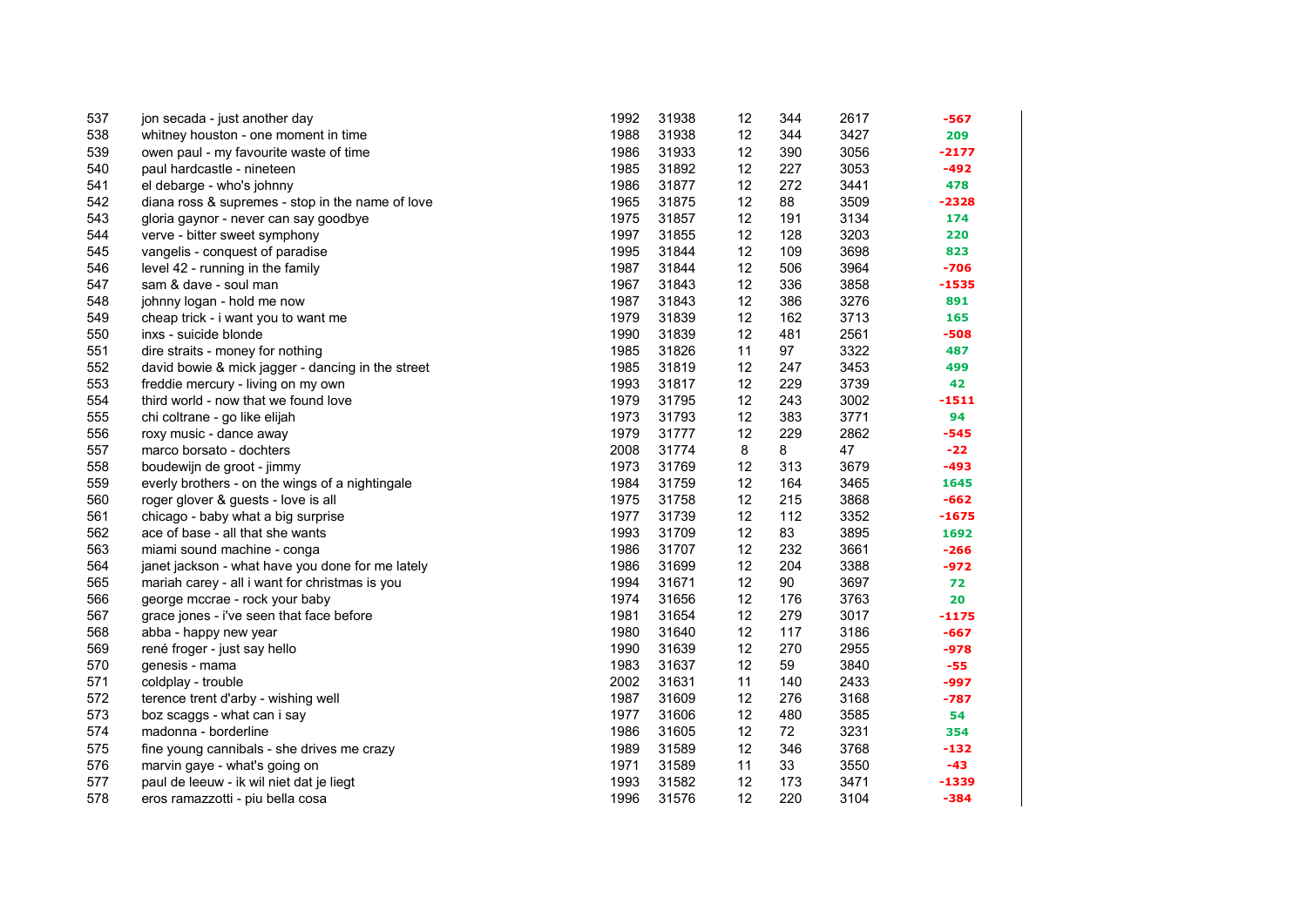| | | | | | | | |
|---|---|---|---|---|---|---|---|
| 537 | jon secada - just another day | 1992 | 31938 | 12 | 344 | 2617 | -567 |
| 538 | whitney houston - one moment in time | 1988 | 31938 | 12 | 344 | 3427 | 209 |
| 539 | owen paul - my favourite waste of time | 1986 | 31933 | 12 | 390 | 3056 | -2177 |
| 540 | paul hardcastle - nineteen | 1985 | 31892 | 12 | 227 | 3053 | -492 |
| 541 | el debarge - who's johnny | 1986 | 31877 | 12 | 272 | 3441 | 478 |
| 542 | diana ross & supremes - stop in the name of love | 1965 | 31875 | 12 | 88 | 3509 | -2328 |
| 543 | gloria gaynor - never can say goodbye | 1975 | 31857 | 12 | 191 | 3134 | 174 |
| 544 | verve - bitter sweet symphony | 1997 | 31855 | 12 | 128 | 3203 | 220 |
| 545 | vangelis - conquest of paradise | 1995 | 31844 | 12 | 109 | 3698 | 823 |
| 546 | level 42 - running in the family | 1987 | 31844 | 12 | 506 | 3964 | -706 |
| 547 | sam & dave - soul man | 1967 | 31843 | 12 | 336 | 3858 | -1535 |
| 548 | johnny logan - hold me now | 1987 | 31843 | 12 | 386 | 3276 | 891 |
| 549 | cheap trick - i want you to want me | 1979 | 31839 | 12 | 162 | 3713 | 165 |
| 550 | inxs - suicide blonde | 1990 | 31839 | 12 | 481 | 2561 | -508 |
| 551 | dire straits - money for nothing | 1985 | 31826 | 11 | 97 | 3322 | 487 |
| 552 | david bowie & mick jagger - dancing in the street | 1985 | 31819 | 12 | 247 | 3453 | 499 |
| 553 | freddie mercury - living on my own | 1993 | 31817 | 12 | 229 | 3739 | 42 |
| 554 | third world - now that we found love | 1979 | 31795 | 12 | 243 | 3002 | -1511 |
| 555 | chi coltrane - go like elijah | 1973 | 31793 | 12 | 383 | 3771 | 94 |
| 556 | roxy music - dance away | 1979 | 31777 | 12 | 229 | 2862 | -545 |
| 557 | marco borsato - dochters | 2008 | 31774 | 8 | 8 | 47 | -22 |
| 558 | boudewijn de groot - jimmy | 1973 | 31769 | 12 | 313 | 3679 | -493 |
| 559 | everly brothers - on the wings of a nightingale | 1984 | 31759 | 12 | 164 | 3465 | 1645 |
| 560 | roger glover & guests - love is all | 1975 | 31758 | 12 | 215 | 3868 | -662 |
| 561 | chicago - baby what a big surprise | 1977 | 31739 | 12 | 112 | 3352 | -1675 |
| 562 | ace of base - all that she wants | 1993 | 31709 | 12 | 83 | 3895 | 1692 |
| 563 | miami sound machine - conga | 1986 | 31707 | 12 | 232 | 3661 | -266 |
| 564 | janet jackson - what have you done for me lately | 1986 | 31699 | 12 | 204 | 3388 | -972 |
| 565 | mariah carey - all i want for christmas is you | 1994 | 31671 | 12 | 90 | 3697 | 72 |
| 566 | george mccrae - rock your baby | 1974 | 31656 | 12 | 176 | 3763 | 20 |
| 567 | grace jones - i've seen that face before | 1981 | 31654 | 12 | 279 | 3017 | -1175 |
| 568 | abba - happy new year | 1980 | 31640 | 12 | 117 | 3186 | -667 |
| 569 | rené froger - just say hello | 1990 | 31639 | 12 | 270 | 2955 | -978 |
| 570 | genesis - mama | 1983 | 31637 | 12 | 59 | 3840 | -55 |
| 571 | coldplay - trouble | 2002 | 31631 | 11 | 140 | 2433 | -997 |
| 572 | terence trent d'arby - wishing well | 1987 | 31609 | 12 | 276 | 3168 | -787 |
| 573 | boz scaggs - what can i say | 1977 | 31606 | 12 | 480 | 3585 | 54 |
| 574 | madonna - borderline | 1986 | 31605 | 12 | 72 | 3231 | 354 |
| 575 | fine young cannibals - she drives me crazy | 1989 | 31589 | 12 | 346 | 3768 | -132 |
| 576 | marvin gaye - what's going on | 1971 | 31589 | 11 | 33 | 3550 | -43 |
| 577 | paul de leeuw - ik wil niet dat je liegt | 1993 | 31582 | 12 | 173 | 3471 | -1339 |
| 578 | eros ramazzotti - piu bella cosa | 1996 | 31576 | 12 | 220 | 3104 | -384 |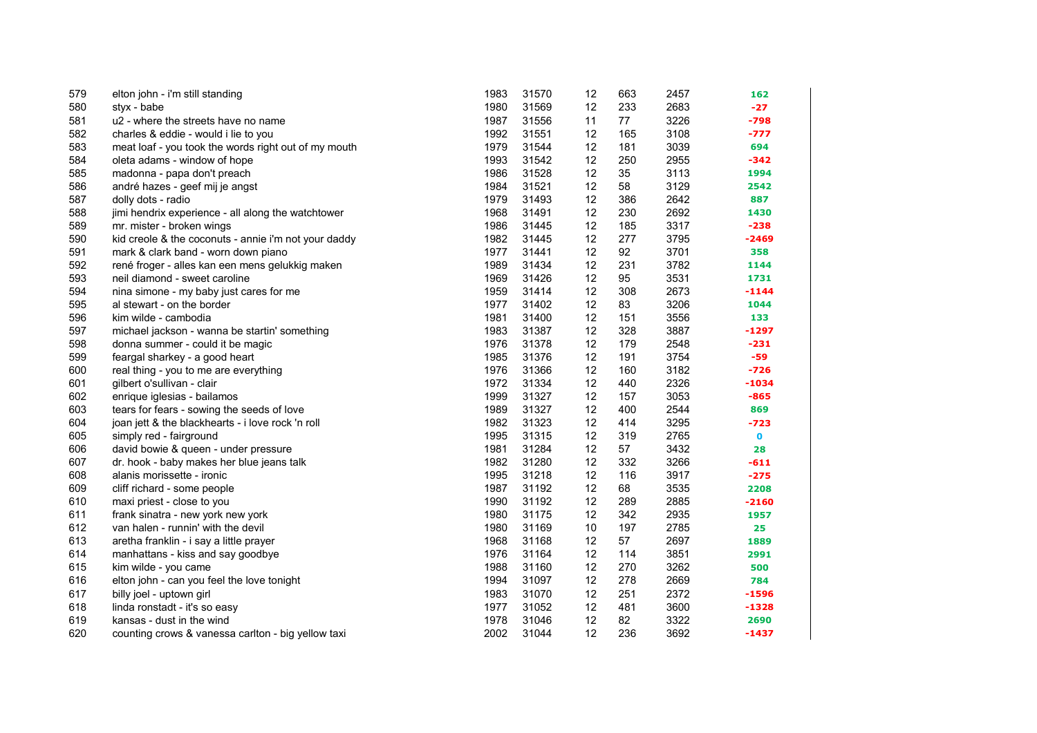| | | | | | | | |
|---|---|---|---|---|---|---|---|
| 579 | elton john - i'm still standing | 1983 | 31570 | 12 | 663 | 2457 | 162 |
| 580 | styx - babe | 1980 | 31569 | 12 | 233 | 2683 | -27 |
| 581 | u2 - where the streets have no name | 1987 | 31556 | 11 | 77 | 3226 | -798 |
| 582 | charles & eddie - would i lie to you | 1992 | 31551 | 12 | 165 | 3108 | -777 |
| 583 | meat loaf - you took the words right out of my mouth | 1979 | 31544 | 12 | 181 | 3039 | 694 |
| 584 | oleta adams - window of hope | 1993 | 31542 | 12 | 250 | 2955 | -342 |
| 585 | madonna - papa don't preach | 1986 | 31528 | 12 | 35 | 3113 | 1994 |
| 586 | andré hazes - geef mij je angst | 1984 | 31521 | 12 | 58 | 3129 | 2542 |
| 587 | dolly dots - radio | 1979 | 31493 | 12 | 386 | 2642 | 887 |
| 588 | jimi hendrix experience - all along the watchtower | 1968 | 31491 | 12 | 230 | 2692 | 1430 |
| 589 | mr. mister - broken wings | 1986 | 31445 | 12 | 185 | 3317 | -238 |
| 590 | kid creole & the coconuts - annie i'm not your daddy | 1982 | 31445 | 12 | 277 | 3795 | -2469 |
| 591 | mark & clark band - worn down piano | 1977 | 31441 | 12 | 92 | 3701 | 358 |
| 592 | rené froger - alles kan een mens gelukkig maken | 1989 | 31434 | 12 | 231 | 3782 | 1144 |
| 593 | neil diamond - sweet caroline | 1969 | 31426 | 12 | 95 | 3531 | 1731 |
| 594 | nina simone - my baby just cares for me | 1959 | 31414 | 12 | 308 | 2673 | -1144 |
| 595 | al stewart - on the border | 1977 | 31402 | 12 | 83 | 3206 | 1044 |
| 596 | kim wilde - cambodia | 1981 | 31400 | 12 | 151 | 3556 | 133 |
| 597 | michael jackson - wanna be startin' something | 1983 | 31387 | 12 | 328 | 3887 | -1297 |
| 598 | donna summer - could it be magic | 1976 | 31378 | 12 | 179 | 2548 | -231 |
| 599 | feargal sharkey - a good heart | 1985 | 31376 | 12 | 191 | 3754 | -59 |
| 600 | real thing - you to me are everything | 1976 | 31366 | 12 | 160 | 3182 | -726 |
| 601 | gilbert o'sullivan - clair | 1972 | 31334 | 12 | 440 | 2326 | -1034 |
| 602 | enrique iglesias - bailamos | 1999 | 31327 | 12 | 157 | 3053 | -865 |
| 603 | tears for fears - sowing the seeds of love | 1989 | 31327 | 12 | 400 | 2544 | 869 |
| 604 | joan jett & the blackhearts - i love rock 'n roll | 1982 | 31323 | 12 | 414 | 3295 | -723 |
| 605 | simply red - fairground | 1995 | 31315 | 12 | 319 | 2765 | 0 |
| 606 | david bowie & queen - under pressure | 1981 | 31284 | 12 | 57 | 3432 | 28 |
| 607 | dr. hook - baby makes her blue jeans talk | 1982 | 31280 | 12 | 332 | 3266 | -611 |
| 608 | alanis morissette - ironic | 1995 | 31218 | 12 | 116 | 3917 | -275 |
| 609 | cliff richard - some people | 1987 | 31192 | 12 | 68 | 3535 | 2208 |
| 610 | maxi priest - close to you | 1990 | 31192 | 12 | 289 | 2885 | -2160 |
| 611 | frank sinatra - new york new york | 1980 | 31175 | 12 | 342 | 2935 | 1957 |
| 612 | van halen - runnin' with the devil | 1980 | 31169 | 10 | 197 | 2785 | 25 |
| 613 | aretha franklin - i say a little prayer | 1968 | 31168 | 12 | 57 | 2697 | 1889 |
| 614 | manhattans - kiss and say goodbye | 1976 | 31164 | 12 | 114 | 3851 | 2991 |
| 615 | kim wilde - you came | 1988 | 31160 | 12 | 270 | 3262 | 500 |
| 616 | elton john - can you feel the love tonight | 1994 | 31097 | 12 | 278 | 2669 | 784 |
| 617 | billy joel - uptown girl | 1983 | 31070 | 12 | 251 | 2372 | -1596 |
| 618 | linda ronstadt - it's so easy | 1977 | 31052 | 12 | 481 | 3600 | -1328 |
| 619 | kansas - dust in the wind | 1978 | 31046 | 12 | 82 | 3322 | 2690 |
| 620 | counting crows & vanessa carlton - big yellow taxi | 2002 | 31044 | 12 | 236 | 3692 | -1437 |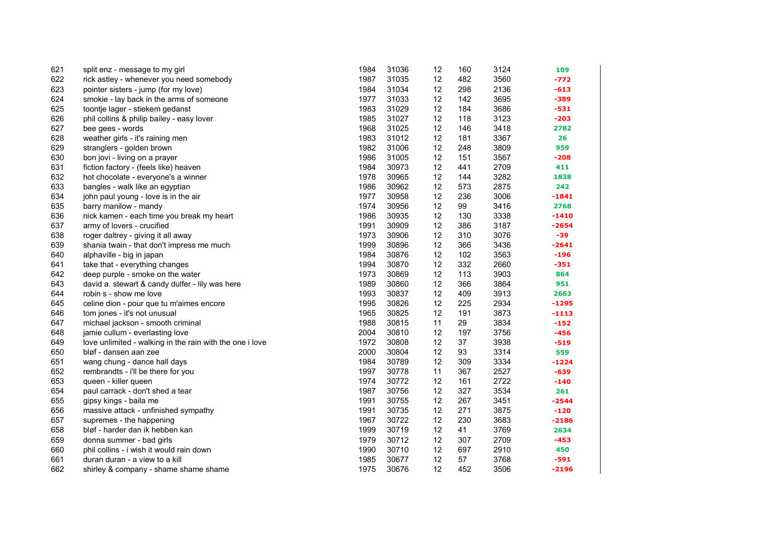| | | | | | | | |
|---|---|---|---|---|---|---|---|
| 621 | split enz - message to my girl | 1984 | 31036 | 12 | 160 | 3124 | 109 |
| 622 | rick astley - whenever you need somebody | 1987 | 31035 | 12 | 482 | 3560 | -772 |
| 623 | pointer sisters - jump (for my love) | 1984 | 31034 | 12 | 298 | 2136 | -613 |
| 624 | smokie - lay back in the arms of someone | 1977 | 31033 | 12 | 142 | 3695 | -389 |
| 625 | toontje lager - stiekem gedanst | 1983 | 31029 | 12 | 184 | 3686 | -531 |
| 626 | phil collins & philip bailey - easy lover | 1985 | 31027 | 12 | 118 | 3123 | -203 |
| 627 | bee gees - words | 1968 | 31025 | 12 | 146 | 3418 | 2782 |
| 628 | weather girls - it's raining men | 1983 | 31012 | 12 | 181 | 3367 | 26 |
| 629 | stranglers - golden brown | 1982 | 31006 | 12 | 248 | 3809 | 959 |
| 630 | bon jovi - living on a prayer | 1986 | 31005 | 12 | 151 | 3567 | -208 |
| 631 | fiction factory - (feels like) heaven | 1984 | 30973 | 12 | 441 | 2709 | 411 |
| 632 | hot chocolate - everyone's a winner | 1978 | 30965 | 12 | 144 | 3282 | 1838 |
| 633 | bangles - walk like an egyptian | 1986 | 30962 | 12 | 573 | 2875 | 242 |
| 634 | john paul young - love is in the air | 1977 | 30958 | 12 | 236 | 3006 | -1841 |
| 635 | barry manilow - mandy | 1974 | 30956 | 12 | 99 | 3416 | 2768 |
| 636 | nick kamen - each time you break my heart | 1986 | 30935 | 12 | 130 | 3338 | -1410 |
| 637 | army of lovers - crucified | 1991 | 30909 | 12 | 386 | 3187 | -2654 |
| 638 | roger daltrey - giving it all away | 1973 | 30906 | 12 | 310 | 3076 | -39 |
| 639 | shania twain - that don't impress me much | 1999 | 30896 | 12 | 366 | 3436 | -2641 |
| 640 | alphaville - big in japan | 1984 | 30876 | 12 | 102 | 3563 | -196 |
| 641 | take that - everything changes | 1994 | 30870 | 12 | 332 | 2660 | -351 |
| 642 | deep purple - smoke on the water | 1973 | 30869 | 12 | 113 | 3903 | 864 |
| 643 | david a. stewart & candy dulfer - lily was here | 1989 | 30860 | 12 | 366 | 3864 | 951 |
| 644 | robin s - show me love | 1993 | 30837 | 12 | 409 | 3913 | 2663 |
| 645 | celine dion - pour que tu m'aimes encore | 1995 | 30826 | 12 | 225 | 2934 | -1295 |
| 646 | tom jones - it's not unusual | 1965 | 30825 | 12 | 191 | 3873 | -1113 |
| 647 | michael jackson - smooth criminal | 1988 | 30815 | 11 | 29 | 3834 | -152 |
| 648 | jamie cullum - everlasting love | 2004 | 30810 | 12 | 197 | 3756 | -456 |
| 649 | love unlimited - walking in the rain with the one i love | 1972 | 30808 | 12 | 37 | 3938 | -519 |
| 650 | bløf - dansen aan zee | 2000 | 30804 | 12 | 93 | 3314 | 559 |
| 651 | wang chung - dance hall days | 1984 | 30789 | 12 | 309 | 3334 | -1224 |
| 652 | rembrandts - i'll be there for you | 1997 | 30778 | 11 | 367 | 2527 | -639 |
| 653 | queen - killer queen | 1974 | 30772 | 12 | 161 | 2722 | -140 |
| 654 | paul carrack - don't shed a tear | 1987 | 30756 | 12 | 327 | 3534 | 261 |
| 655 | gipsy kings - baila me | 1991 | 30755 | 12 | 267 | 3451 | -2544 |
| 656 | massive attack - unfinished sympathy | 1991 | 30735 | 12 | 271 | 3875 | -120 |
| 657 | supremes - the happening | 1967 | 30722 | 12 | 230 | 3683 | -2186 |
| 658 | bløf - harder dan ik hebben kan | 1999 | 30719 | 12 | 41 | 3769 | 2634 |
| 659 | donna summer - bad girls | 1979 | 30712 | 12 | 307 | 2709 | -453 |
| 660 | phil collins - i wish it would rain down | 1990 | 30710 | 12 | 697 | 2910 | 450 |
| 661 | duran duran - a view to a kill | 1985 | 30677 | 12 | 57 | 3768 | -591 |
| 662 | shirley & company - shame shame shame | 1975 | 30676 | 12 | 452 | 3506 | -2196 |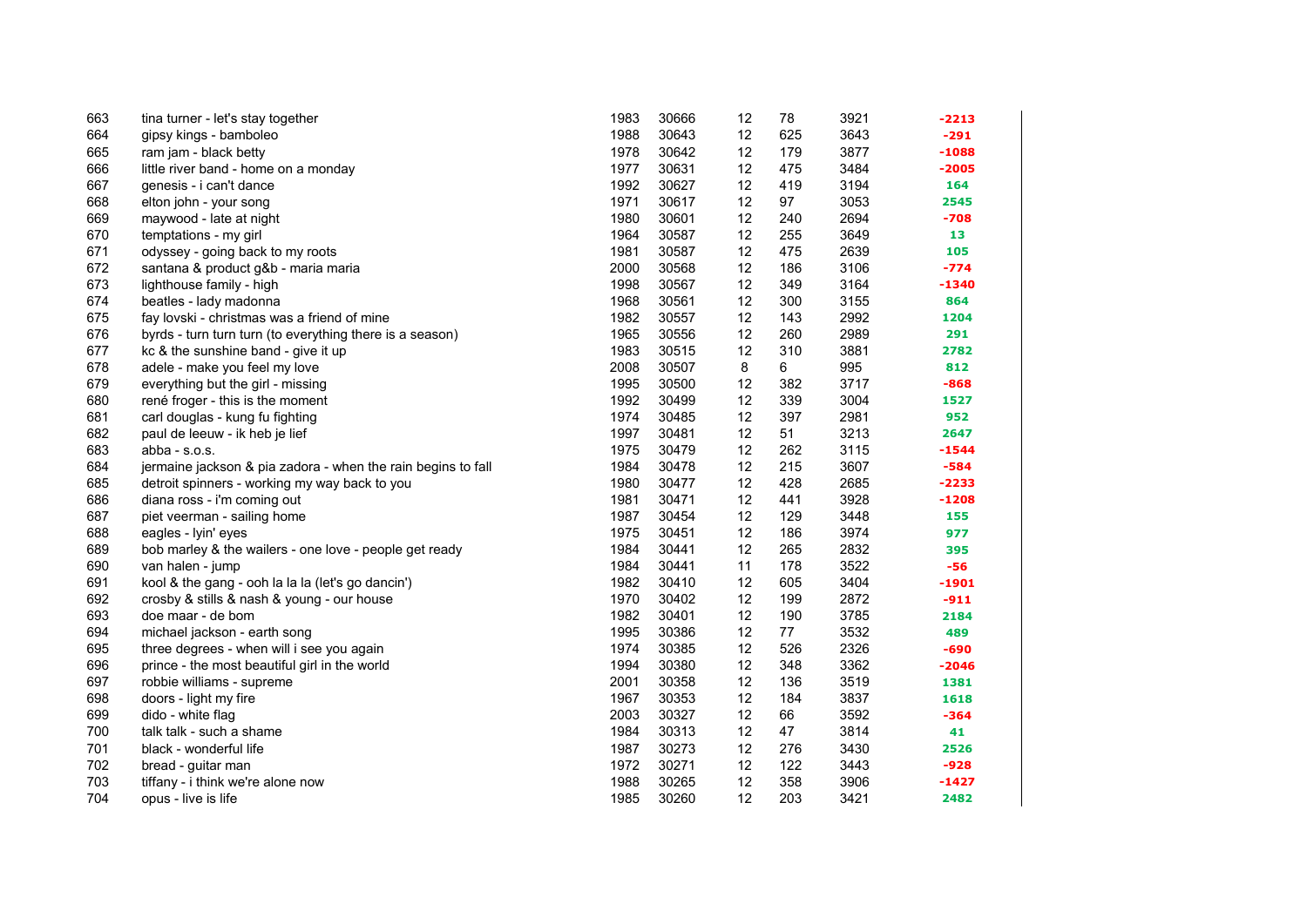| | | | | | | | |
|---|---|---|---|---|---|---|---|
| 663 | tina turner - let's stay together | 1983 | 30666 | 12 | 78 | 3921 | -2213 |
| 664 | gipsy kings - bamboleo | 1988 | 30643 | 12 | 625 | 3643 | -291 |
| 665 | ram jam - black betty | 1978 | 30642 | 12 | 179 | 3877 | -1088 |
| 666 | little river band - home on a monday | 1977 | 30631 | 12 | 475 | 3484 | -2005 |
| 667 | genesis - i can't dance | 1992 | 30627 | 12 | 419 | 3194 | 164 |
| 668 | elton john - your song | 1971 | 30617 | 12 | 97 | 3053 | 2545 |
| 669 | maywood - late at night | 1980 | 30601 | 12 | 240 | 2694 | -708 |
| 670 | temptations - my girl | 1964 | 30587 | 12 | 255 | 3649 | 13 |
| 671 | odyssey - going back to my roots | 1981 | 30587 | 12 | 475 | 2639 | 105 |
| 672 | santana & product g&b - maria maria | 2000 | 30568 | 12 | 186 | 3106 | -774 |
| 673 | lighthouse family - high | 1998 | 30567 | 12 | 349 | 3164 | -1340 |
| 674 | beatles - lady madonna | 1968 | 30561 | 12 | 300 | 3155 | 864 |
| 675 | fay lovski - christmas was a friend of mine | 1982 | 30557 | 12 | 143 | 2992 | 1204 |
| 676 | byrds - turn turn turn (to everything there is a season) | 1965 | 30556 | 12 | 260 | 2989 | 291 |
| 677 | kc & the sunshine band - give it up | 1983 | 30515 | 12 | 310 | 3881 | 2782 |
| 678 | adele - make you feel my love | 2008 | 30507 | 8 | 6 | 995 | 812 |
| 679 | everything but the girl - missing | 1995 | 30500 | 12 | 382 | 3717 | -868 |
| 680 | rené froger - this is the moment | 1992 | 30499 | 12 | 339 | 3004 | 1527 |
| 681 | carl douglas - kung fu fighting | 1974 | 30485 | 12 | 397 | 2981 | 952 |
| 682 | paul de leeuw - ik heb je lief | 1997 | 30481 | 12 | 51 | 3213 | 2647 |
| 683 | abba - s.o.s. | 1975 | 30479 | 12 | 262 | 3115 | -1544 |
| 684 | jermaine jackson & pia zadora - when the rain begins to fall | 1984 | 30478 | 12 | 215 | 3607 | -584 |
| 685 | detroit spinners - working my way back to you | 1980 | 30477 | 12 | 428 | 2685 | -2233 |
| 686 | diana ross - i'm coming out | 1981 | 30471 | 12 | 441 | 3928 | -1208 |
| 687 | piet veerman - sailing home | 1987 | 30454 | 12 | 129 | 3448 | 155 |
| 688 | eagles - lyin' eyes | 1975 | 30451 | 12 | 186 | 3974 | 977 |
| 689 | bob marley & the wailers - one love - people get ready | 1984 | 30441 | 12 | 265 | 2832 | 395 |
| 690 | van halen - jump | 1984 | 30441 | 11 | 178 | 3522 | -56 |
| 691 | kool & the gang - ooh la la la (let's go dancin') | 1982 | 30410 | 12 | 605 | 3404 | -1901 |
| 692 | crosby & stills & nash & young - our house | 1970 | 30402 | 12 | 199 | 2872 | -911 |
| 693 | doe maar - de bom | 1982 | 30401 | 12 | 190 | 3785 | 2184 |
| 694 | michael jackson - earth song | 1995 | 30386 | 12 | 77 | 3532 | 489 |
| 695 | three degrees - when will i see you again | 1974 | 30385 | 12 | 526 | 2326 | -690 |
| 696 | prince - the most beautiful girl in the world | 1994 | 30380 | 12 | 348 | 3362 | -2046 |
| 697 | robbie williams - supreme | 2001 | 30358 | 12 | 136 | 3519 | 1381 |
| 698 | doors - light my fire | 1967 | 30353 | 12 | 184 | 3837 | 1618 |
| 699 | dido - white flag | 2003 | 30327 | 12 | 66 | 3592 | -364 |
| 700 | talk talk - such a shame | 1984 | 30313 | 12 | 47 | 3814 | 41 |
| 701 | black - wonderful life | 1987 | 30273 | 12 | 276 | 3430 | 2526 |
| 702 | bread - guitar man | 1972 | 30271 | 12 | 122 | 3443 | -928 |
| 703 | tiffany - i think we're alone now | 1988 | 30265 | 12 | 358 | 3906 | -1427 |
| 704 | opus - live is life | 1985 | 30260 | 12 | 203 | 3421 | 2482 |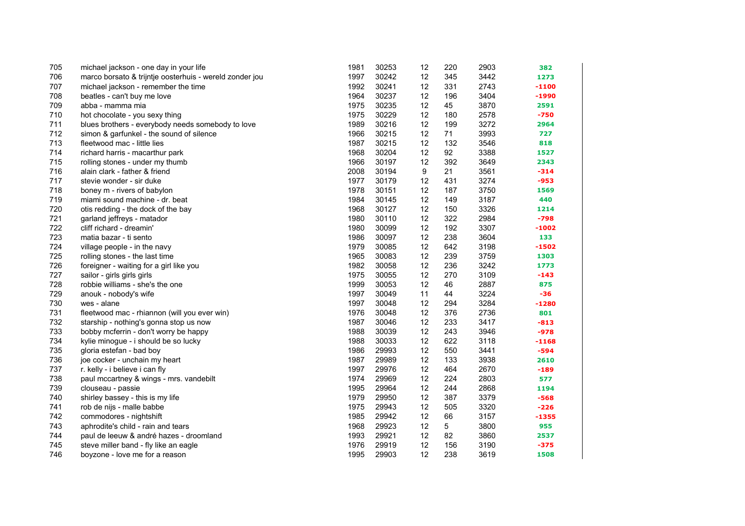| | | | | | | | |
|---|---|---|---|---|---|---|---|
| 705 | michael jackson - one day in your life | 1981 | 30253 | 12 | 220 | 2903 | 382 |
| 706 | marco borsato & trijntje oosterhuis - wereld zonder jou | 1997 | 30242 | 12 | 345 | 3442 | 1273 |
| 707 | michael jackson - remember the time | 1992 | 30241 | 12 | 331 | 2743 | -1100 |
| 708 | beatles - can't buy me love | 1964 | 30237 | 12 | 196 | 3404 | -1990 |
| 709 | abba - mamma mia | 1975 | 30235 | 12 | 45 | 3870 | 2591 |
| 710 | hot chocolate - you sexy thing | 1975 | 30229 | 12 | 180 | 2578 | -750 |
| 711 | blues brothers - everybody needs somebody to love | 1989 | 30216 | 12 | 199 | 3272 | 2964 |
| 712 | simon & garfunkel - the sound of silence | 1966 | 30215 | 12 | 71 | 3993 | 727 |
| 713 | fleetwood mac - little lies | 1987 | 30215 | 12 | 132 | 3546 | 818 |
| 714 | richard harris - macarthur park | 1968 | 30204 | 12 | 92 | 3388 | 1527 |
| 715 | rolling stones - under my thumb | 1966 | 30197 | 12 | 392 | 3649 | 2343 |
| 716 | alain clark - father & friend | 2008 | 30194 | 9 | 21 | 3561 | -314 |
| 717 | stevie wonder - sir duke | 1977 | 30179 | 12 | 431 | 3274 | -953 |
| 718 | boney m - rivers of babylon | 1978 | 30151 | 12 | 187 | 3750 | 1569 |
| 719 | miami sound machine - dr. beat | 1984 | 30145 | 12 | 149 | 3187 | 440 |
| 720 | otis redding - the dock of the bay | 1968 | 30127 | 12 | 150 | 3326 | 1214 |
| 721 | garland jeffreys - matador | 1980 | 30110 | 12 | 322 | 2984 | -798 |
| 722 | cliff richard - dreamin' | 1980 | 30099 | 12 | 192 | 3307 | -1002 |
| 723 | matia bazar - ti sento | 1986 | 30097 | 12 | 238 | 3604 | 133 |
| 724 | village people - in the navy | 1979 | 30085 | 12 | 642 | 3198 | -1502 |
| 725 | rolling stones - the last time | 1965 | 30083 | 12 | 239 | 3759 | 1303 |
| 726 | foreigner - waiting for a girl like you | 1982 | 30058 | 12 | 236 | 3242 | 1773 |
| 727 | sailor - girls girls girls | 1975 | 30055 | 12 | 270 | 3109 | -143 |
| 728 | robbie williams - she's the one | 1999 | 30053 | 12 | 46 | 2887 | 875 |
| 729 | anouk - nobody's wife | 1997 | 30049 | 11 | 44 | 3224 | -36 |
| 730 | wes - alane | 1997 | 30048 | 12 | 294 | 3284 | -1280 |
| 731 | fleetwood mac - rhiannon (will you ever win) | 1976 | 30048 | 12 | 376 | 2736 | 801 |
| 732 | starship - nothing's gonna stop us now | 1987 | 30046 | 12 | 233 | 3417 | -813 |
| 733 | bobby mcferrin - don't worry be happy | 1988 | 30039 | 12 | 243 | 3946 | -978 |
| 734 | kylie minogue - i should be so lucky | 1988 | 30033 | 12 | 622 | 3118 | -1168 |
| 735 | gloria estefan - bad boy | 1986 | 29993 | 12 | 550 | 3441 | -594 |
| 736 | joe cocker - unchain my heart | 1987 | 29989 | 12 | 133 | 3938 | 2610 |
| 737 | r. kelly - i believe i can fly | 1997 | 29976 | 12 | 464 | 2670 | -189 |
| 738 | paul mccartney & wings - mrs. vandebilt | 1974 | 29969 | 12 | 224 | 2803 | 577 |
| 739 | clouseau - passie | 1995 | 29964 | 12 | 244 | 2868 | 1194 |
| 740 | shirley bassey - this is my life | 1979 | 29950 | 12 | 387 | 3379 | -568 |
| 741 | rob de nijs - malle babbe | 1975 | 29943 | 12 | 505 | 3320 | -226 |
| 742 | commodores - nightshift | 1985 | 29942 | 12 | 66 | 3157 | -1355 |
| 743 | aphrodite's child - rain and tears | 1968 | 29923 | 12 | 5 | 3800 | 955 |
| 744 | paul de leeuw & andré hazes - droomland | 1993 | 29921 | 12 | 82 | 3860 | 2537 |
| 745 | steve miller band - fly like an eagle | 1976 | 29919 | 12 | 156 | 3190 | -375 |
| 746 | boyzone - love me for a reason | 1995 | 29903 | 12 | 238 | 3619 | 1508 |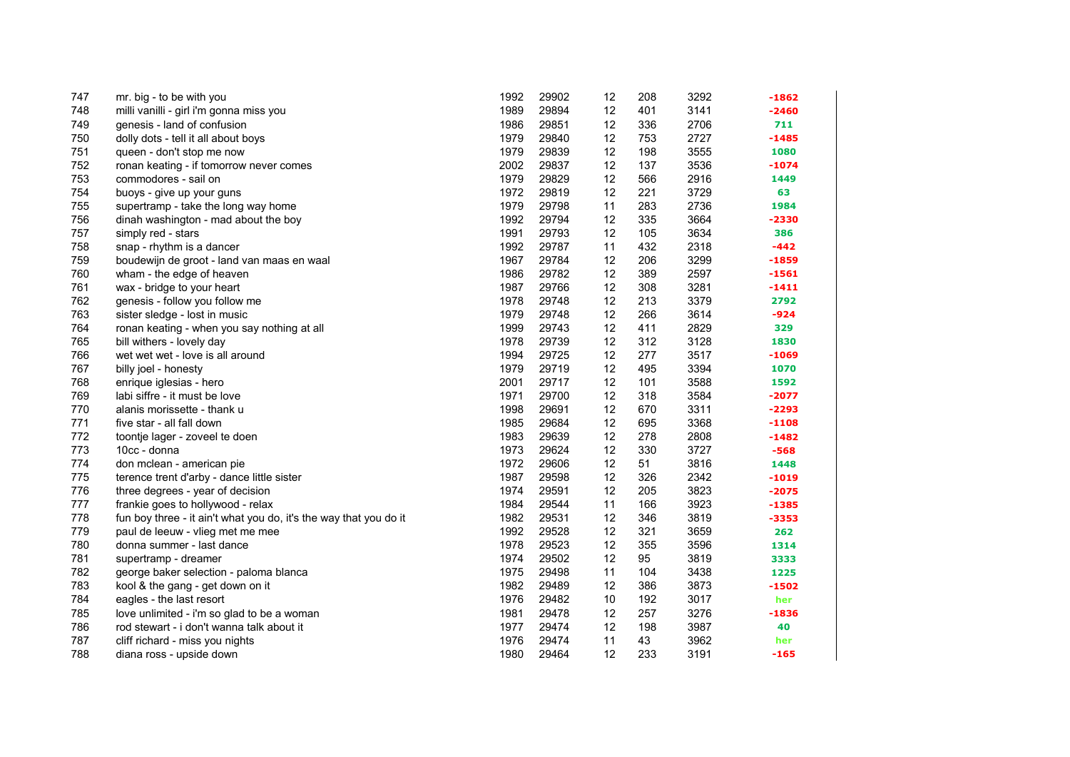| | | | | | | | |
|---|---|---|---|---|---|---|---|
| 747 | mr. big - to be with you | 1992 | 29902 | 12 | 208 | 3292 | -1862 |
| 748 | milli vanilli - girl i'm gonna miss you | 1989 | 29894 | 12 | 401 | 3141 | -2460 |
| 749 | genesis - land of confusion | 1986 | 29851 | 12 | 336 | 2706 | 711 |
| 750 | dolly dots - tell it all about boys | 1979 | 29840 | 12 | 753 | 2727 | -1485 |
| 751 | queen - don't stop me now | 1979 | 29839 | 12 | 198 | 3555 | 1080 |
| 752 | ronan keating - if tomorrow never comes | 2002 | 29837 | 12 | 137 | 3536 | -1074 |
| 753 | commodores - sail on | 1979 | 29829 | 12 | 566 | 2916 | 1449 |
| 754 | buoys - give up your guns | 1972 | 29819 | 12 | 221 | 3729 | 63 |
| 755 | supertramp - take the long way home | 1979 | 29798 | 11 | 283 | 2736 | 1984 |
| 756 | dinah washington - mad about the boy | 1992 | 29794 | 12 | 335 | 3664 | -2330 |
| 757 | simply red - stars | 1991 | 29793 | 12 | 105 | 3634 | 386 |
| 758 | snap - rhythm is a dancer | 1992 | 29787 | 11 | 432 | 2318 | -442 |
| 759 | boudewijn de groot - land van maas en waal | 1967 | 29784 | 12 | 206 | 3299 | -1859 |
| 760 | wham - the edge of heaven | 1986 | 29782 | 12 | 389 | 2597 | -1561 |
| 761 | wax - bridge to your heart | 1987 | 29766 | 12 | 308 | 3281 | -1411 |
| 762 | genesis - follow you follow me | 1978 | 29748 | 12 | 213 | 3379 | 2792 |
| 763 | sister sledge - lost in music | 1979 | 29748 | 12 | 266 | 3614 | -924 |
| 764 | ronan keating - when you say nothing at all | 1999 | 29743 | 12 | 411 | 2829 | 329 |
| 765 | bill withers - lovely day | 1978 | 29739 | 12 | 312 | 3128 | 1830 |
| 766 | wet wet wet - love is all around | 1994 | 29725 | 12 | 277 | 3517 | -1069 |
| 767 | billy joel - honesty | 1979 | 29719 | 12 | 495 | 3394 | 1070 |
| 768 | enrique iglesias - hero | 2001 | 29717 | 12 | 101 | 3588 | 1592 |
| 769 | labi siffre - it must be love | 1971 | 29700 | 12 | 318 | 3584 | -2077 |
| 770 | alanis morissette - thank u | 1998 | 29691 | 12 | 670 | 3311 | -2293 |
| 771 | five star - all fall down | 1985 | 29684 | 12 | 695 | 3368 | -1108 |
| 772 | toontje lager - zoveel te doen | 1983 | 29639 | 12 | 278 | 2808 | -1482 |
| 773 | 10cc - donna | 1973 | 29624 | 12 | 330 | 3727 | -568 |
| 774 | don mclean - american pie | 1972 | 29606 | 12 | 51 | 3816 | 1448 |
| 775 | terence trent d'arby - dance little sister | 1987 | 29598 | 12 | 326 | 2342 | -1019 |
| 776 | three degrees - year of decision | 1974 | 29591 | 12 | 205 | 3823 | -2075 |
| 777 | frankie goes to hollywood - relax | 1984 | 29544 | 11 | 166 | 3923 | -1385 |
| 778 | fun boy three - it ain't what you do, it's the way that you do it | 1982 | 29531 | 12 | 346 | 3819 | -3353 |
| 779 | paul de leeuw - vlieg met me mee | 1992 | 29528 | 12 | 321 | 3659 | 262 |
| 780 | donna summer - last dance | 1978 | 29523 | 12 | 355 | 3596 | 1314 |
| 781 | supertramp - dreamer | 1974 | 29502 | 12 | 95 | 3819 | 3333 |
| 782 | george baker selection - paloma blanca | 1975 | 29498 | 11 | 104 | 3438 | 1225 |
| 783 | kool & the gang - get down on it | 1982 | 29489 | 12 | 386 | 3873 | -1502 |
| 784 | eagles - the last resort | 1976 | 29482 | 10 | 192 | 3017 | her |
| 785 | love unlimited - i'm so glad to be a woman | 1981 | 29478 | 12 | 257 | 3276 | -1836 |
| 786 | rod stewart - i don't wanna talk about it | 1977 | 29474 | 12 | 198 | 3987 | 40 |
| 787 | cliff richard - miss you nights | 1976 | 29474 | 11 | 43 | 3962 | her |
| 788 | diana ross - upside down | 1980 | 29464 | 12 | 233 | 3191 | -165 |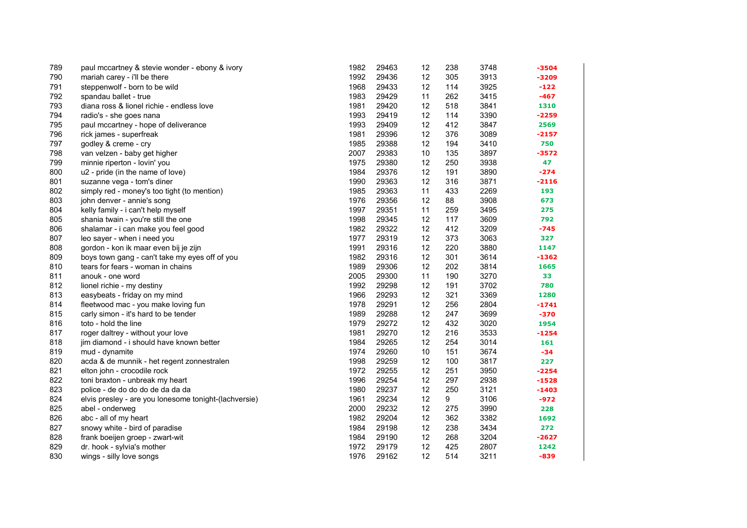| | | | | | | | |
|---|---|---|---|---|---|---|---|
| 789 | paul mccartney & stevie wonder - ebony & ivory | 1982 | 29463 | 12 | 238 | 3748 | -3504 |
| 790 | mariah carey - i'll be there | 1992 | 29436 | 12 | 305 | 3913 | -3209 |
| 791 | steppenwolf - born to be wild | 1968 | 29433 | 12 | 114 | 3925 | -122 |
| 792 | spandau ballet - true | 1983 | 29429 | 11 | 262 | 3415 | -467 |
| 793 | diana ross & lionel richie - endless love | 1981 | 29420 | 12 | 518 | 3841 | 1310 |
| 794 | radio's - she goes nana | 1993 | 29419 | 12 | 114 | 3390 | -2259 |
| 795 | paul mccartney - hope of deliverance | 1993 | 29409 | 12 | 412 | 3847 | 2569 |
| 796 | rick james - superfreak | 1981 | 29396 | 12 | 376 | 3089 | -2157 |
| 797 | godley & creme - cry | 1985 | 29388 | 12 | 194 | 3410 | 750 |
| 798 | van velzen - baby get higher | 2007 | 29383 | 10 | 135 | 3897 | -3572 |
| 799 | minnie riperton - lovin' you | 1975 | 29380 | 12 | 250 | 3938 | 47 |
| 800 | u2 - pride (in the name of love) | 1984 | 29376 | 12 | 191 | 3890 | -274 |
| 801 | suzanne vega - tom's diner | 1990 | 29363 | 12 | 316 | 3871 | -2116 |
| 802 | simply red - money's too tight (to mention) | 1985 | 29363 | 11 | 433 | 2269 | 193 |
| 803 | john denver - annie's song | 1976 | 29356 | 12 | 88 | 3908 | 673 |
| 804 | kelly family - i can't help myself | 1997 | 29351 | 11 | 259 | 3495 | 275 |
| 805 | shania twain - you're still the one | 1998 | 29345 | 12 | 117 | 3609 | 792 |
| 806 | shalamar - i can make you feel good | 1982 | 29322 | 12 | 412 | 3209 | -745 |
| 807 | leo sayer - when i need you | 1977 | 29319 | 12 | 373 | 3063 | 327 |
| 808 | gordon - kon ik maar even bij je zijn | 1991 | 29316 | 12 | 220 | 3880 | 1147 |
| 809 | boys town gang - can't take my eyes off of you | 1982 | 29316 | 12 | 301 | 3614 | -1362 |
| 810 | tears for fears - woman in chains | 1989 | 29306 | 12 | 202 | 3814 | 1665 |
| 811 | anouk - one word | 2005 | 29300 | 11 | 190 | 3270 | 33 |
| 812 | lionel richie - my destiny | 1992 | 29298 | 12 | 191 | 3702 | 780 |
| 813 | easybeats - friday on my mind | 1966 | 29293 | 12 | 321 | 3369 | 1280 |
| 814 | fleetwood mac - you make loving fun | 1978 | 29291 | 12 | 256 | 2804 | -1741 |
| 815 | carly simon - it's hard to be tender | 1989 | 29288 | 12 | 247 | 3699 | -370 |
| 816 | toto - hold the line | 1979 | 29272 | 12 | 432 | 3020 | 1954 |
| 817 | roger daltrey - without your love | 1981 | 29270 | 12 | 216 | 3533 | -1254 |
| 818 | jim diamond - i should have known better | 1984 | 29265 | 12 | 254 | 3014 | 161 |
| 819 | mud - dynamite | 1974 | 29260 | 10 | 151 | 3674 | -34 |
| 820 | acda & de munnik - het regent zonnestralen | 1998 | 29259 | 12 | 100 | 3817 | 227 |
| 821 | elton john - crocodile rock | 1972 | 29255 | 12 | 251 | 3950 | -2254 |
| 822 | toni braxton - unbreak my heart | 1996 | 29254 | 12 | 297 | 2938 | -1528 |
| 823 | police - de do do do de da da da | 1980 | 29237 | 12 | 250 | 3121 | -1403 |
| 824 | elvis presley - are you lonesome tonight-(lachversie) | 1961 | 29234 | 12 | 9 | 3106 | -972 |
| 825 | abel - onderweg | 2000 | 29232 | 12 | 275 | 3990 | 228 |
| 826 | abc - all of my heart | 1982 | 29204 | 12 | 362 | 3382 | 1692 |
| 827 | snowy white - bird of paradise | 1984 | 29198 | 12 | 238 | 3434 | 272 |
| 828 | frank boeijen groep - zwart-wit | 1984 | 29190 | 12 | 268 | 3204 | -2627 |
| 829 | dr. hook - sylvia's mother | 1972 | 29179 | 12 | 425 | 2807 | 1242 |
| 830 | wings - silly love songs | 1976 | 29162 | 12 | 514 | 3211 | -839 |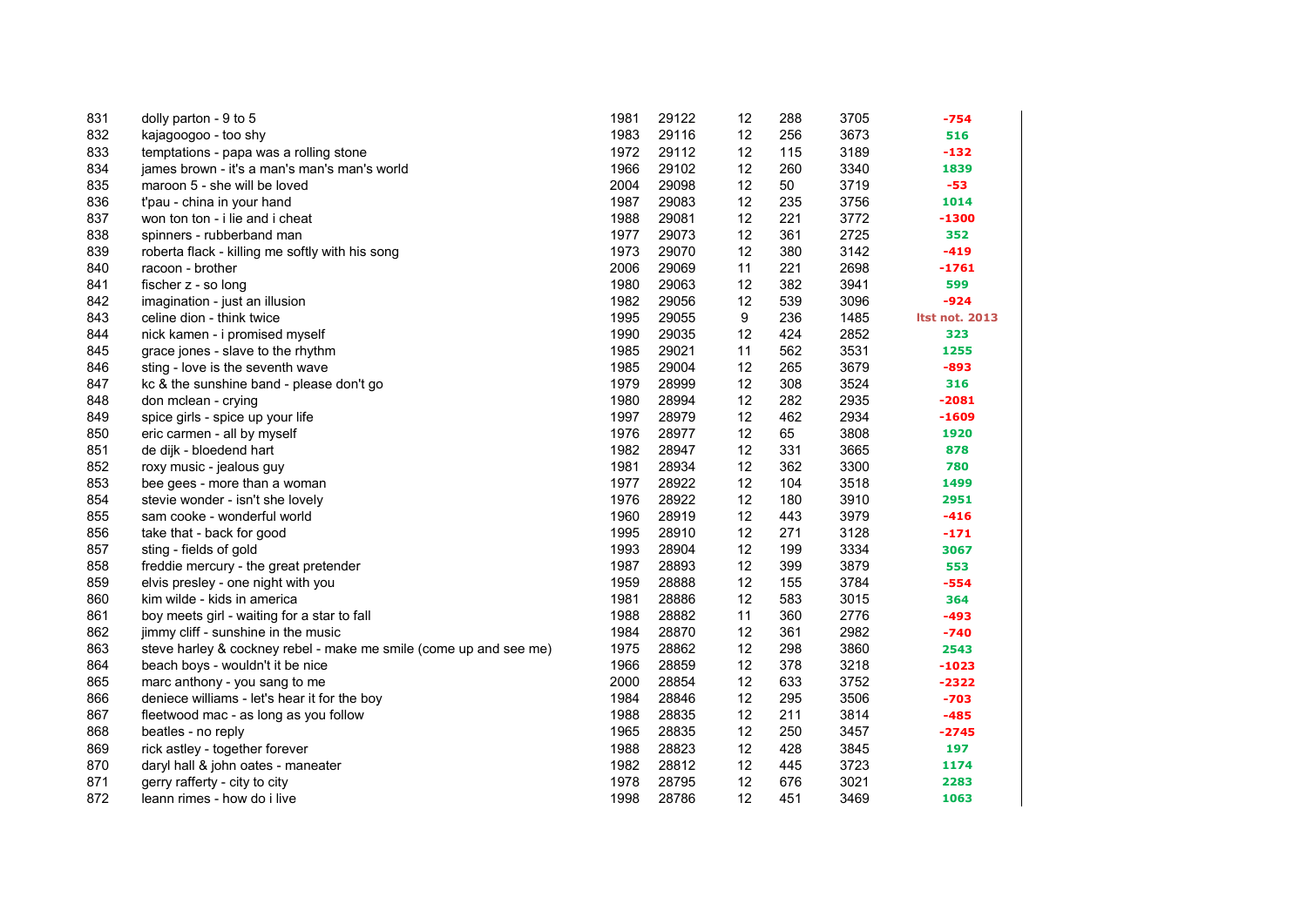| | | | | | | | |
|---|---|---|---|---|---|---|---|
| 831 | dolly parton - 9 to 5 | 1981 | 29122 | 12 | 288 | 3705 | -754 |
| 832 | kajagoogoo - too shy | 1983 | 29116 | 12 | 256 | 3673 | 516 |
| 833 | temptations - papa was a rolling stone | 1972 | 29112 | 12 | 115 | 3189 | -132 |
| 834 | james brown - it's a man's man's man's world | 1966 | 29102 | 12 | 260 | 3340 | 1839 |
| 835 | maroon 5 - she will be loved | 2004 | 29098 | 12 | 50 | 3719 | -53 |
| 836 | t'pau - china in your hand | 1987 | 29083 | 12 | 235 | 3756 | 1014 |
| 837 | won ton ton - i lie and i cheat | 1988 | 29081 | 12 | 221 | 3772 | -1300 |
| 838 | spinners - rubberband man | 1977 | 29073 | 12 | 361 | 2725 | 352 |
| 839 | roberta flack - killing me softly with his song | 1973 | 29070 | 12 | 380 | 3142 | -419 |
| 840 | racoon - brother | 2006 | 29069 | 11 | 221 | 2698 | -1761 |
| 841 | fischer z - so long | 1980 | 29063 | 12 | 382 | 3941 | 599 |
| 842 | imagination - just an illusion | 1982 | 29056 | 12 | 539 | 3096 | -924 |
| 843 | celine dion - think twice | 1995 | 29055 | 9 | 236 | 1485 | ltst not. 2013 |
| 844 | nick kamen - i promised myself | 1990 | 29035 | 12 | 424 | 2852 | 323 |
| 845 | grace jones - slave to the rhythm | 1985 | 29021 | 11 | 562 | 3531 | 1255 |
| 846 | sting - love is the seventh wave | 1985 | 29004 | 12 | 265 | 3679 | -893 |
| 847 | kc & the sunshine band - please don't go | 1979 | 28999 | 12 | 308 | 3524 | 316 |
| 848 | don mclean - crying | 1980 | 28994 | 12 | 282 | 2935 | -2081 |
| 849 | spice girls - spice up your life | 1997 | 28979 | 12 | 462 | 2934 | -1609 |
| 850 | eric carmen - all by myself | 1976 | 28977 | 12 | 65 | 3808 | 1920 |
| 851 | de dijk - bloedend hart | 1982 | 28947 | 12 | 331 | 3665 | 878 |
| 852 | roxy music - jealous guy | 1981 | 28934 | 12 | 362 | 3300 | 780 |
| 853 | bee gees - more than a woman | 1977 | 28922 | 12 | 104 | 3518 | 1499 |
| 854 | stevie wonder - isn't she lovely | 1976 | 28922 | 12 | 180 | 3910 | 2951 |
| 855 | sam cooke - wonderful world | 1960 | 28919 | 12 | 443 | 3979 | -416 |
| 856 | take that - back for good | 1995 | 28910 | 12 | 271 | 3128 | -171 |
| 857 | sting - fields of gold | 1993 | 28904 | 12 | 199 | 3334 | 3067 |
| 858 | freddie mercury - the great pretender | 1987 | 28893 | 12 | 399 | 3879 | 553 |
| 859 | elvis presley - one night with you | 1959 | 28888 | 12 | 155 | 3784 | -554 |
| 860 | kim wilde - kids in america | 1981 | 28886 | 12 | 583 | 3015 | 364 |
| 861 | boy meets girl - waiting for a star to fall | 1988 | 28882 | 11 | 360 | 2776 | -493 |
| 862 | jimmy cliff - sunshine in the music | 1984 | 28870 | 12 | 361 | 2982 | -740 |
| 863 | steve harley & cockney rebel - make me smile (come up and see me) | 1975 | 28862 | 12 | 298 | 3860 | 2543 |
| 864 | beach boys - wouldn't it be nice | 1966 | 28859 | 12 | 378 | 3218 | -1023 |
| 865 | marc anthony - you sang to me | 2000 | 28854 | 12 | 633 | 3752 | -2322 |
| 866 | deniece williams - let's hear it for the boy | 1984 | 28846 | 12 | 295 | 3506 | -703 |
| 867 | fleetwood mac - as long as you follow | 1988 | 28835 | 12 | 211 | 3814 | -485 |
| 868 | beatles - no reply | 1965 | 28835 | 12 | 250 | 3457 | -2745 |
| 869 | rick astley - together forever | 1988 | 28823 | 12 | 428 | 3845 | 197 |
| 870 | daryl hall & john oates - maneater | 1982 | 28812 | 12 | 445 | 3723 | 1174 |
| 871 | gerry rafferty - city to city | 1978 | 28795 | 12 | 676 | 3021 | 2283 |
| 872 | leann rimes - how do i live | 1998 | 28786 | 12 | 451 | 3469 | 1063 |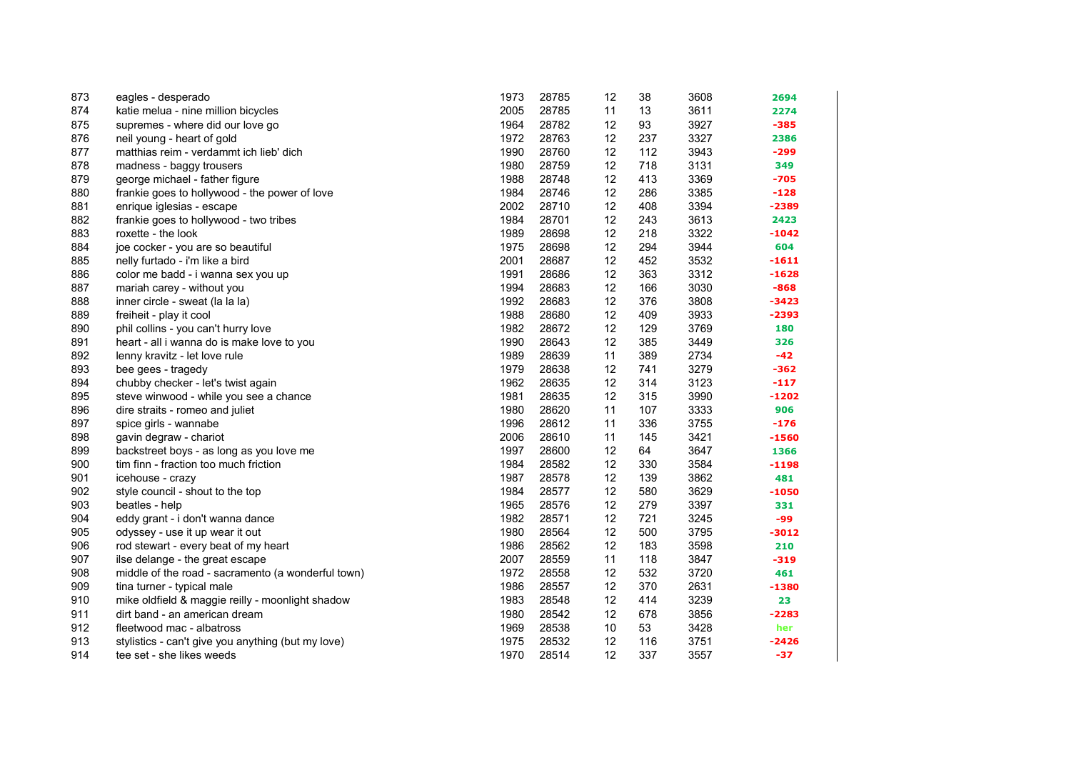| | | | | | | | |
|---|---|---|---|---|---|---|---|
| 873 | eagles - desperado | 1973 | 28785 | 12 | 38 | 3608 | 2694 |
| 874 | katie melua - nine million bicycles | 2005 | 28785 | 11 | 13 | 3611 | 2274 |
| 875 | supremes - where did our love go | 1964 | 28782 | 12 | 93 | 3927 | -385 |
| 876 | neil young - heart of gold | 1972 | 28763 | 12 | 237 | 3327 | 2386 |
| 877 | matthias reim - verdammt ich lieb' dich | 1990 | 28760 | 12 | 112 | 3943 | -299 |
| 878 | madness - baggy trousers | 1980 | 28759 | 12 | 718 | 3131 | 349 |
| 879 | george michael - father figure | 1988 | 28748 | 12 | 413 | 3369 | -705 |
| 880 | frankie goes to hollywood - the power of love | 1984 | 28746 | 12 | 286 | 3385 | -128 |
| 881 | enrique iglesias - escape | 2002 | 28710 | 12 | 408 | 3394 | -2389 |
| 882 | frankie goes to hollywood - two tribes | 1984 | 28701 | 12 | 243 | 3613 | 2423 |
| 883 | roxette - the look | 1989 | 28698 | 12 | 218 | 3322 | -1042 |
| 884 | joe cocker - you are so beautiful | 1975 | 28698 | 12 | 294 | 3944 | 604 |
| 885 | nelly furtado - i'm like a bird | 2001 | 28687 | 12 | 452 | 3532 | -1611 |
| 886 | color me badd - i wanna sex you up | 1991 | 28686 | 12 | 363 | 3312 | -1628 |
| 887 | mariah carey - without you | 1994 | 28683 | 12 | 166 | 3030 | -868 |
| 888 | inner circle - sweat (la la la) | 1992 | 28683 | 12 | 376 | 3808 | -3423 |
| 889 | freiheit - play it cool | 1988 | 28680 | 12 | 409 | 3933 | -2393 |
| 890 | phil collins - you can't hurry love | 1982 | 28672 | 12 | 129 | 3769 | 180 |
| 891 | heart - all i wanna do is make love to you | 1990 | 28643 | 12 | 385 | 3449 | 326 |
| 892 | lenny kravitz - let love rule | 1989 | 28639 | 11 | 389 | 2734 | -42 |
| 893 | bee gees - tragedy | 1979 | 28638 | 12 | 741 | 3279 | -362 |
| 894 | chubby checker - let's twist again | 1962 | 28635 | 12 | 314 | 3123 | -117 |
| 895 | steve winwood - while you see a chance | 1981 | 28635 | 12 | 315 | 3990 | -1202 |
| 896 | dire straits - romeo and juliet | 1980 | 28620 | 11 | 107 | 3333 | 906 |
| 897 | spice girls - wannabe | 1996 | 28612 | 11 | 336 | 3755 | -176 |
| 898 | gavin degraw - chariot | 2006 | 28610 | 11 | 145 | 3421 | -1560 |
| 899 | backstreet boys - as long as you love me | 1997 | 28600 | 12 | 64 | 3647 | 1366 |
| 900 | tim finn - fraction too much friction | 1984 | 28582 | 12 | 330 | 3584 | -1198 |
| 901 | icehouse - crazy | 1987 | 28578 | 12 | 139 | 3862 | 481 |
| 902 | style council - shout to the top | 1984 | 28577 | 12 | 580 | 3629 | -1050 |
| 903 | beatles - help | 1965 | 28576 | 12 | 279 | 3397 | 331 |
| 904 | eddy grant - i don't wanna dance | 1982 | 28571 | 12 | 721 | 3245 | -99 |
| 905 | odyssey - use it up wear it out | 1980 | 28564 | 12 | 500 | 3795 | -3012 |
| 906 | rod stewart - every beat of my heart | 1986 | 28562 | 12 | 183 | 3598 | 210 |
| 907 | ilse delange - the great escape | 2007 | 28559 | 11 | 118 | 3847 | -319 |
| 908 | middle of the road - sacramento (a wonderful town) | 1972 | 28558 | 12 | 532 | 3720 | 461 |
| 909 | tina turner - typical male | 1986 | 28557 | 12 | 370 | 2631 | -1380 |
| 910 | mike oldfield & maggie reilly - moonlight shadow | 1983 | 28548 | 12 | 414 | 3239 | 23 |
| 911 | dirt band - an american dream | 1980 | 28542 | 12 | 678 | 3856 | -2283 |
| 912 | fleetwood mac - albatross | 1969 | 28538 | 10 | 53 | 3428 | her |
| 913 | stylistics - can't give you anything (but my love) | 1975 | 28532 | 12 | 116 | 3751 | -2426 |
| 914 | tee set - she likes weeds | 1970 | 28514 | 12 | 337 | 3557 | -37 |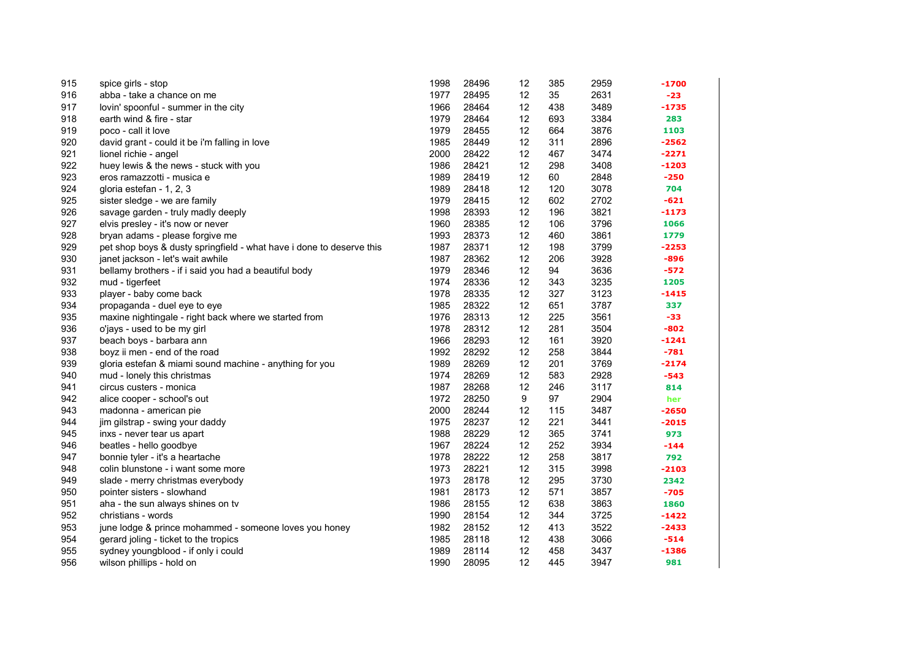| | | | | | | | |
|---|---|---|---|---|---|---|---|
| 915 | spice girls - stop | 1998 | 28496 | 12 | 385 | 2959 | -1700 |
| 916 | abba - take a chance on me | 1977 | 28495 | 12 | 35 | 2631 | -23 |
| 917 | lovin' spoonful - summer in the city | 1966 | 28464 | 12 | 438 | 3489 | -1735 |
| 918 | earth wind & fire - star | 1979 | 28464 | 12 | 693 | 3384 | 283 |
| 919 | poco - call it love | 1979 | 28455 | 12 | 664 | 3876 | 1103 |
| 920 | david grant - could it be i'm falling in love | 1985 | 28449 | 12 | 311 | 2896 | -2562 |
| 921 | lionel richie - angel | 2000 | 28422 | 12 | 467 | 3474 | -2271 |
| 922 | huey lewis & the news - stuck with you | 1986 | 28421 | 12 | 298 | 3408 | -1203 |
| 923 | eros ramazzotti - musica e | 1989 | 28419 | 12 | 60 | 2848 | -250 |
| 924 | gloria estefan - 1, 2, 3 | 1989 | 28418 | 12 | 120 | 3078 | 704 |
| 925 | sister sledge - we are family | 1979 | 28415 | 12 | 602 | 2702 | -621 |
| 926 | savage garden - truly madly deeply | 1998 | 28393 | 12 | 196 | 3821 | -1173 |
| 927 | elvis presley - it's now or never | 1960 | 28385 | 12 | 106 | 3796 | 1066 |
| 928 | bryan adams - please forgive me | 1993 | 28373 | 12 | 460 | 3861 | 1779 |
| 929 | pet shop boys & dusty springfield - what have i done to deserve this | 1987 | 28371 | 12 | 198 | 3799 | -2253 |
| 930 | janet jackson - let's wait awhile | 1987 | 28362 | 12 | 206 | 3928 | -896 |
| 931 | bellamy brothers - if i said you had a beautiful body | 1979 | 28346 | 12 | 94 | 3636 | -572 |
| 932 | mud - tigerfeet | 1974 | 28336 | 12 | 343 | 3235 | 1205 |
| 933 | player - baby come back | 1978 | 28335 | 12 | 327 | 3123 | -1415 |
| 934 | propaganda - duel eye to eye | 1985 | 28322 | 12 | 651 | 3787 | 337 |
| 935 | maxine nightingale - right back where we started from | 1976 | 28313 | 12 | 225 | 3561 | -33 |
| 936 | o'jays - used to be my girl | 1978 | 28312 | 12 | 281 | 3504 | -802 |
| 937 | beach boys - barbara ann | 1966 | 28293 | 12 | 161 | 3920 | -1241 |
| 938 | boyz ii men - end of the road | 1992 | 28292 | 12 | 258 | 3844 | -781 |
| 939 | gloria estefan & miami sound machine - anything for you | 1989 | 28269 | 12 | 201 | 3769 | -2174 |
| 940 | mud - lonely this christmas | 1974 | 28269 | 12 | 583 | 2928 | -543 |
| 941 | circus custers - monica | 1987 | 28268 | 12 | 246 | 3117 | 814 |
| 942 | alice cooper - school's out | 1972 | 28250 | 9 | 97 | 2904 | her |
| 943 | madonna - american pie | 2000 | 28244 | 12 | 115 | 3487 | -2650 |
| 944 | jim gilstrap - swing your daddy | 1975 | 28237 | 12 | 221 | 3441 | -2015 |
| 945 | inxs - never tear us apart | 1988 | 28229 | 12 | 365 | 3741 | 973 |
| 946 | beatles - hello goodbye | 1967 | 28224 | 12 | 252 | 3934 | -144 |
| 947 | bonnie tyler - it's a heartache | 1978 | 28222 | 12 | 258 | 3817 | 792 |
| 948 | colin blunstone - i want some more | 1973 | 28221 | 12 | 315 | 3998 | -2103 |
| 949 | slade - merry christmas everybody | 1973 | 28178 | 12 | 295 | 3730 | 2342 |
| 950 | pointer sisters - slowhand | 1981 | 28173 | 12 | 571 | 3857 | -705 |
| 951 | aha - the sun always shines on tv | 1986 | 28155 | 12 | 638 | 3863 | 1860 |
| 952 | christians - words | 1990 | 28154 | 12 | 344 | 3725 | -1422 |
| 953 | june lodge & prince mohammed - someone loves you honey | 1982 | 28152 | 12 | 413 | 3522 | -2433 |
| 954 | gerard joling - ticket to the tropics | 1985 | 28118 | 12 | 438 | 3066 | -514 |
| 955 | sydney youngblood - if only i could | 1989 | 28114 | 12 | 458 | 3437 | -1386 |
| 956 | wilson phillips - hold on | 1990 | 28095 | 12 | 445 | 3947 | 981 |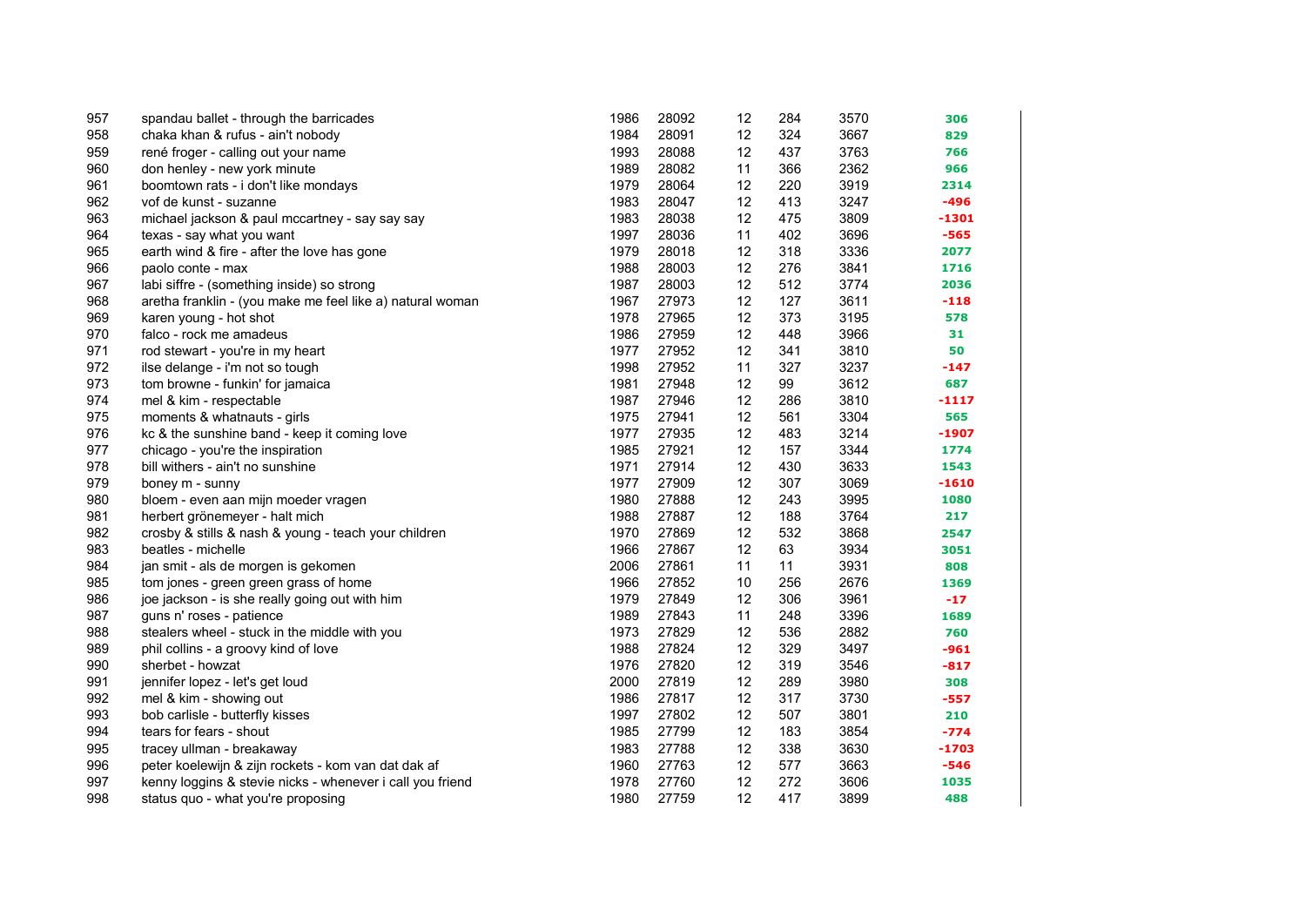| | | | | | | | |
|---|---|---|---|---|---|---|---|
| 957 | spandau ballet - through the barricades | 1986 | 28092 | 12 | 284 | 3570 | 306 |
| 958 | chaka khan & rufus - ain't nobody | 1984 | 28091 | 12 | 324 | 3667 | 829 |
| 959 | rené froger - calling out your name | 1993 | 28088 | 12 | 437 | 3763 | 766 |
| 960 | don henley - new york minute | 1989 | 28082 | 11 | 366 | 2362 | 966 |
| 961 | boomtown rats - i don't like mondays | 1979 | 28064 | 12 | 220 | 3919 | 2314 |
| 962 | vof de kunst - suzanne | 1983 | 28047 | 12 | 413 | 3247 | -496 |
| 963 | michael jackson & paul mccartney - say say say | 1983 | 28038 | 12 | 475 | 3809 | -1301 |
| 964 | texas - say what you want | 1997 | 28036 | 11 | 402 | 3696 | -565 |
| 965 | earth wind & fire - after the love has gone | 1979 | 28018 | 12 | 318 | 3336 | 2077 |
| 966 | paolo conte - max | 1988 | 28003 | 12 | 276 | 3841 | 1716 |
| 967 | labi siffre - (something inside) so strong | 1987 | 28003 | 12 | 512 | 3774 | 2036 |
| 968 | aretha franklin - (you make me feel like a) natural woman | 1967 | 27973 | 12 | 127 | 3611 | -118 |
| 969 | karen young - hot shot | 1978 | 27965 | 12 | 373 | 3195 | 578 |
| 970 | falco - rock me amadeus | 1986 | 27959 | 12 | 448 | 3966 | 31 |
| 971 | rod stewart - you're in my heart | 1977 | 27952 | 12 | 341 | 3810 | 50 |
| 972 | ilse delange - i'm not so tough | 1998 | 27952 | 11 | 327 | 3237 | -147 |
| 973 | tom browne - funkin' for jamaica | 1981 | 27948 | 12 | 99 | 3612 | 687 |
| 974 | mel & kim - respectable | 1987 | 27946 | 12 | 286 | 3810 | -1117 |
| 975 | moments & whatnauts - girls | 1975 | 27941 | 12 | 561 | 3304 | 565 |
| 976 | kc & the sunshine band - keep it coming love | 1977 | 27935 | 12 | 483 | 3214 | -1907 |
| 977 | chicago - you're the inspiration | 1985 | 27921 | 12 | 157 | 3344 | 1774 |
| 978 | bill withers - ain't no sunshine | 1971 | 27914 | 12 | 430 | 3633 | 1543 |
| 979 | boney m - sunny | 1977 | 27909 | 12 | 307 | 3069 | -1610 |
| 980 | bloem - even aan mijn moeder vragen | 1980 | 27888 | 12 | 243 | 3995 | 1080 |
| 981 | herbert grönemeyer - halt mich | 1988 | 27887 | 12 | 188 | 3764 | 217 |
| 982 | crosby & stills & nash & young - teach your children | 1970 | 27869 | 12 | 532 | 3868 | 2547 |
| 983 | beatles - michelle | 1966 | 27867 | 12 | 63 | 3934 | 3051 |
| 984 | jan smit - als de morgen is gekomen | 2006 | 27861 | 11 | 11 | 3931 | 808 |
| 985 | tom jones - green green grass of home | 1966 | 27852 | 10 | 256 | 2676 | 1369 |
| 986 | joe jackson - is she really going out with him | 1979 | 27849 | 12 | 306 | 3961 | -17 |
| 987 | guns n' roses - patience | 1989 | 27843 | 11 | 248 | 3396 | 1689 |
| 988 | stealers wheel - stuck in the middle with you | 1973 | 27829 | 12 | 536 | 2882 | 760 |
| 989 | phil collins - a groovy kind of love | 1988 | 27824 | 12 | 329 | 3497 | -961 |
| 990 | sherbet - howzat | 1976 | 27820 | 12 | 319 | 3546 | -817 |
| 991 | jennifer lopez - let's get loud | 2000 | 27819 | 12 | 289 | 3980 | 308 |
| 992 | mel & kim - showing out | 1986 | 27817 | 12 | 317 | 3730 | -557 |
| 993 | bob carlisle - butterfly kisses | 1997 | 27802 | 12 | 507 | 3801 | 210 |
| 994 | tears for fears - shout | 1985 | 27799 | 12 | 183 | 3854 | -774 |
| 995 | tracey ullman - breakaway | 1983 | 27788 | 12 | 338 | 3630 | -1703 |
| 996 | peter koelewijn & zijn rockets - kom van dat dak af | 1960 | 27763 | 12 | 577 | 3663 | -546 |
| 997 | kenny loggins & stevie nicks - whenever i call you friend | 1978 | 27760 | 12 | 272 | 3606 | 1035 |
| 998 | status quo - what you're proposing | 1980 | 27759 | 12 | 417 | 3899 | 488 |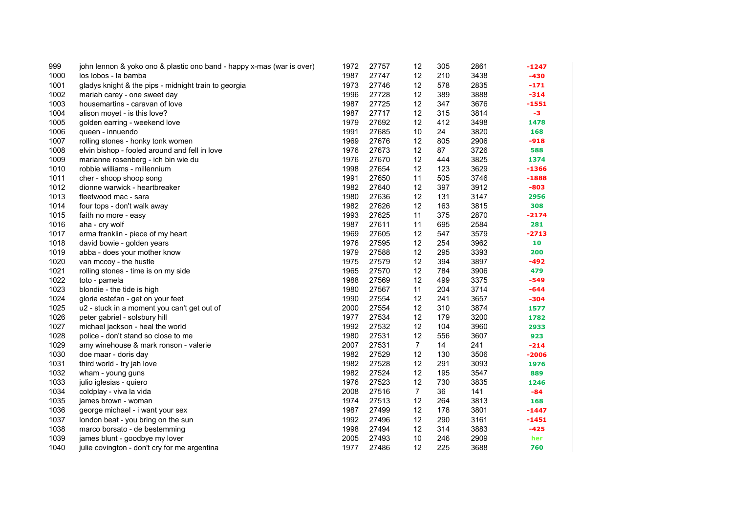| | | | | | | | |
|---|---|---|---|---|---|---|---|
| 999 | john lennon & yoko ono & plastic ono band - happy x-mas (war is over) | 1972 | 27757 | 12 | 305 | 2861 | -1247 |
| 1000 | los lobos - la bamba | 1987 | 27747 | 12 | 210 | 3438 | -430 |
| 1001 | gladys knight & the pips - midnight train to georgia | 1973 | 27746 | 12 | 578 | 2835 | -171 |
| 1002 | mariah carey - one sweet day | 1996 | 27728 | 12 | 389 | 3888 | -314 |
| 1003 | housemartins - caravan of love | 1987 | 27725 | 12 | 347 | 3676 | -1551 |
| 1004 | alison moyet - is this love? | 1987 | 27717 | 12 | 315 | 3814 | -3 |
| 1005 | golden earring - weekend love | 1979 | 27692 | 12 | 412 | 3498 | 1478 |
| 1006 | queen - innuendo | 1991 | 27685 | 10 | 24 | 3820 | 168 |
| 1007 | rolling stones - honky tonk women | 1969 | 27676 | 12 | 805 | 2906 | -918 |
| 1008 | elvin bishop - fooled around and fell in love | 1976 | 27673 | 12 | 87 | 3726 | 588 |
| 1009 | marianne rosenberg - ich bin wie du | 1976 | 27670 | 12 | 444 | 3825 | 1374 |
| 1010 | robbie williams - millennium | 1998 | 27654 | 12 | 123 | 3629 | -1366 |
| 1011 | cher - shoop shoop song | 1991 | 27650 | 11 | 505 | 3746 | -1888 |
| 1012 | dionne warwick - heartbreaker | 1982 | 27640 | 12 | 397 | 3912 | -803 |
| 1013 | fleetwood mac - sara | 1980 | 27636 | 12 | 131 | 3147 | 2956 |
| 1014 | four tops - don't walk away | 1982 | 27626 | 12 | 163 | 3815 | 308 |
| 1015 | faith no more - easy | 1993 | 27625 | 11 | 375 | 2870 | -2174 |
| 1016 | aha - cry wolf | 1987 | 27611 | 11 | 695 | 2584 | 281 |
| 1017 | erma franklin - piece of my heart | 1969 | 27605 | 12 | 547 | 3579 | -2713 |
| 1018 | david bowie - golden years | 1976 | 27595 | 12 | 254 | 3962 | 10 |
| 1019 | abba - does your mother know | 1979 | 27588 | 12 | 295 | 3393 | 200 |
| 1020 | van mccoy - the hustle | 1975 | 27579 | 12 | 394 | 3897 | -492 |
| 1021 | rolling stones - time is on my side | 1965 | 27570 | 12 | 784 | 3906 | 479 |
| 1022 | toto - pamela | 1988 | 27569 | 12 | 499 | 3375 | -549 |
| 1023 | blondie - the tide is high | 1980 | 27567 | 11 | 204 | 3714 | -644 |
| 1024 | gloria estefan - get on your feet | 1990 | 27554 | 12 | 241 | 3657 | -304 |
| 1025 | u2 - stuck in a moment you can't get out of | 2000 | 27554 | 12 | 310 | 3874 | 1577 |
| 1026 | peter gabriel - solsbury hill | 1977 | 27534 | 12 | 179 | 3200 | 1782 |
| 1027 | michael jackson - heal the world | 1992 | 27532 | 12 | 104 | 3960 | 2933 |
| 1028 | police - don't stand so close to me | 1980 | 27531 | 12 | 556 | 3607 | 923 |
| 1029 | amy winehouse & mark ronson - valerie | 2007 | 27531 | 7 | 14 | 241 | -214 |
| 1030 | doe maar - doris day | 1982 | 27529 | 12 | 130 | 3506 | -2006 |
| 1031 | third world - try jah love | 1982 | 27528 | 12 | 291 | 3093 | 1976 |
| 1032 | wham - young guns | 1982 | 27524 | 12 | 195 | 3547 | 889 |
| 1033 | julio iglesias - quiero | 1976 | 27523 | 12 | 730 | 3835 | 1246 |
| 1034 | coldplay - viva la vida | 2008 | 27516 | 7 | 36 | 141 | -84 |
| 1035 | james brown - woman | 1974 | 27513 | 12 | 264 | 3813 | 168 |
| 1036 | george michael - i want your sex | 1987 | 27499 | 12 | 178 | 3801 | -1447 |
| 1037 | london beat - you bring on the sun | 1992 | 27496 | 12 | 290 | 3161 | -1451 |
| 1038 | marco borsato - de bestemming | 1998 | 27494 | 12 | 314 | 3883 | -425 |
| 1039 | james blunt - goodbye my lover | 2005 | 27493 | 10 | 246 | 2909 | her |
| 1040 | julie covington - don't cry for me argentina | 1977 | 27486 | 12 | 225 | 3688 | 760 |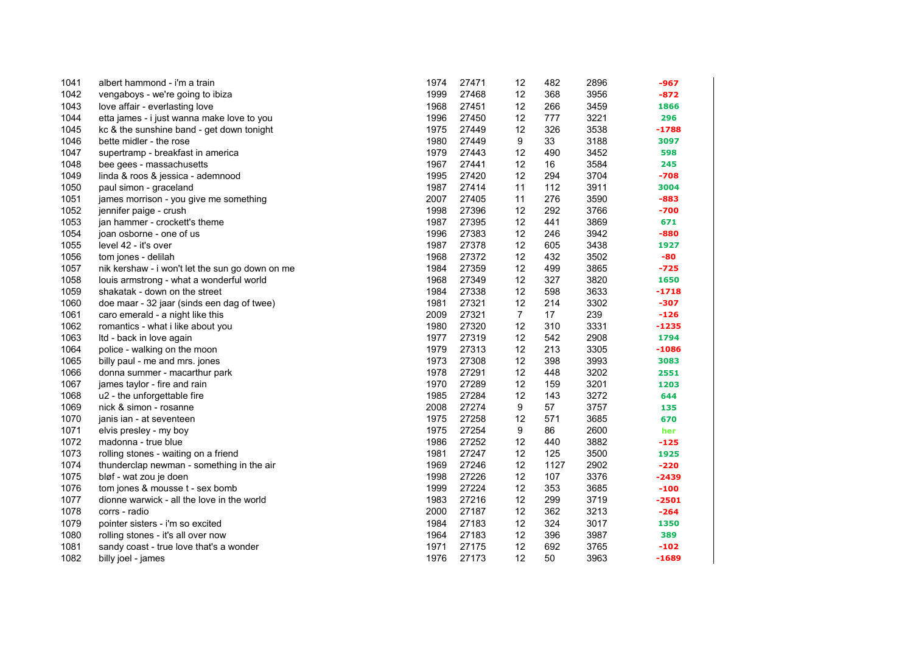| | | | | | | | |
|---|---|---|---|---|---|---|---|
| 1041 | albert hammond - i'm a train | 1974 | 27471 | 12 | 482 | 2896 | -967 |
| 1042 | vengaboys - we're going to ibiza | 1999 | 27468 | 12 | 368 | 3956 | -872 |
| 1043 | love affair - everlasting love | 1968 | 27451 | 12 | 266 | 3459 | 1866 |
| 1044 | etta james - i just wanna make love to you | 1996 | 27450 | 12 | 777 | 3221 | 296 |
| 1045 | kc & the sunshine band - get down tonight | 1975 | 27449 | 12 | 326 | 3538 | -1788 |
| 1046 | bette midler - the rose | 1980 | 27449 | 9 | 33 | 3188 | 3097 |
| 1047 | supertramp - breakfast in america | 1979 | 27443 | 12 | 490 | 3452 | 598 |
| 1048 | bee gees - massachusetts | 1967 | 27441 | 12 | 16 | 3584 | 245 |
| 1049 | linda & roos & jessica - ademnood | 1995 | 27420 | 12 | 294 | 3704 | -708 |
| 1050 | paul simon - graceland | 1987 | 27414 | 11 | 112 | 3911 | 3004 |
| 1051 | james morrison - you give me something | 2007 | 27405 | 11 | 276 | 3590 | -883 |
| 1052 | jennifer paige - crush | 1998 | 27396 | 12 | 292 | 3766 | -700 |
| 1053 | jan hammer - crockett's theme | 1987 | 27395 | 12 | 441 | 3869 | 671 |
| 1054 | joan osborne - one of us | 1996 | 27383 | 12 | 246 | 3942 | -880 |
| 1055 | level 42 - it's over | 1987 | 27378 | 12 | 605 | 3438 | 1927 |
| 1056 | tom jones - delilah | 1968 | 27372 | 12 | 432 | 3502 | -80 |
| 1057 | nik kershaw - i won't let the sun go down on me | 1984 | 27359 | 12 | 499 | 3865 | -725 |
| 1058 | louis armstrong - what a wonderful world | 1968 | 27349 | 12 | 327 | 3820 | 1650 |
| 1059 | shakatak - down on the street | 1984 | 27338 | 12 | 598 | 3633 | -1718 |
| 1060 | doe maar - 32 jaar (sinds een dag of twee) | 1981 | 27321 | 12 | 214 | 3302 | -307 |
| 1061 | caro emerald - a night like this | 2009 | 27321 | 7 | 17 | 239 | -126 |
| 1062 | romantics - what i like about you | 1980 | 27320 | 12 | 310 | 3331 | -1235 |
| 1063 | ltd - back in love again | 1977 | 27319 | 12 | 542 | 2908 | 1794 |
| 1064 | police - walking on the moon | 1979 | 27313 | 12 | 213 | 3305 | -1086 |
| 1065 | billy paul - me and mrs. jones | 1973 | 27308 | 12 | 398 | 3993 | 3083 |
| 1066 | donna summer - macarthur park | 1978 | 27291 | 12 | 448 | 3202 | 2551 |
| 1067 | james taylor - fire and rain | 1970 | 27289 | 12 | 159 | 3201 | 1203 |
| 1068 | u2 - the unforgettable fire | 1985 | 27284 | 12 | 143 | 3272 | 644 |
| 1069 | nick & simon - rosanne | 2008 | 27274 | 9 | 57 | 3757 | 135 |
| 1070 | janis ian - at seventeen | 1975 | 27258 | 12 | 571 | 3685 | 670 |
| 1071 | elvis presley - my boy | 1975 | 27254 | 9 | 86 | 2600 | her |
| 1072 | madonna - true blue | 1986 | 27252 | 12 | 440 | 3882 | -125 |
| 1073 | rolling stones - waiting on a friend | 1981 | 27247 | 12 | 125 | 3500 | 1925 |
| 1074 | thunderclap newman - something in the air | 1969 | 27246 | 12 | 1127 | 2902 | -220 |
| 1075 | bløf - wat zou je doen | 1998 | 27226 | 12 | 107 | 3376 | -2439 |
| 1076 | tom jones & mousse t - sex bomb | 1999 | 27224 | 12 | 353 | 3685 | -100 |
| 1077 | dionne warwick - all the love in the world | 1983 | 27216 | 12 | 299 | 3719 | -2501 |
| 1078 | corrs - radio | 2000 | 27187 | 12 | 362 | 3213 | -264 |
| 1079 | pointer sisters - i'm so excited | 1984 | 27183 | 12 | 324 | 3017 | 1350 |
| 1080 | rolling stones - it's all over now | 1964 | 27183 | 12 | 396 | 3987 | 389 |
| 1081 | sandy coast - true love that's a wonder | 1971 | 27175 | 12 | 692 | 3765 | -102 |
| 1082 | billy joel - james | 1976 | 27173 | 12 | 50 | 3963 | -1689 |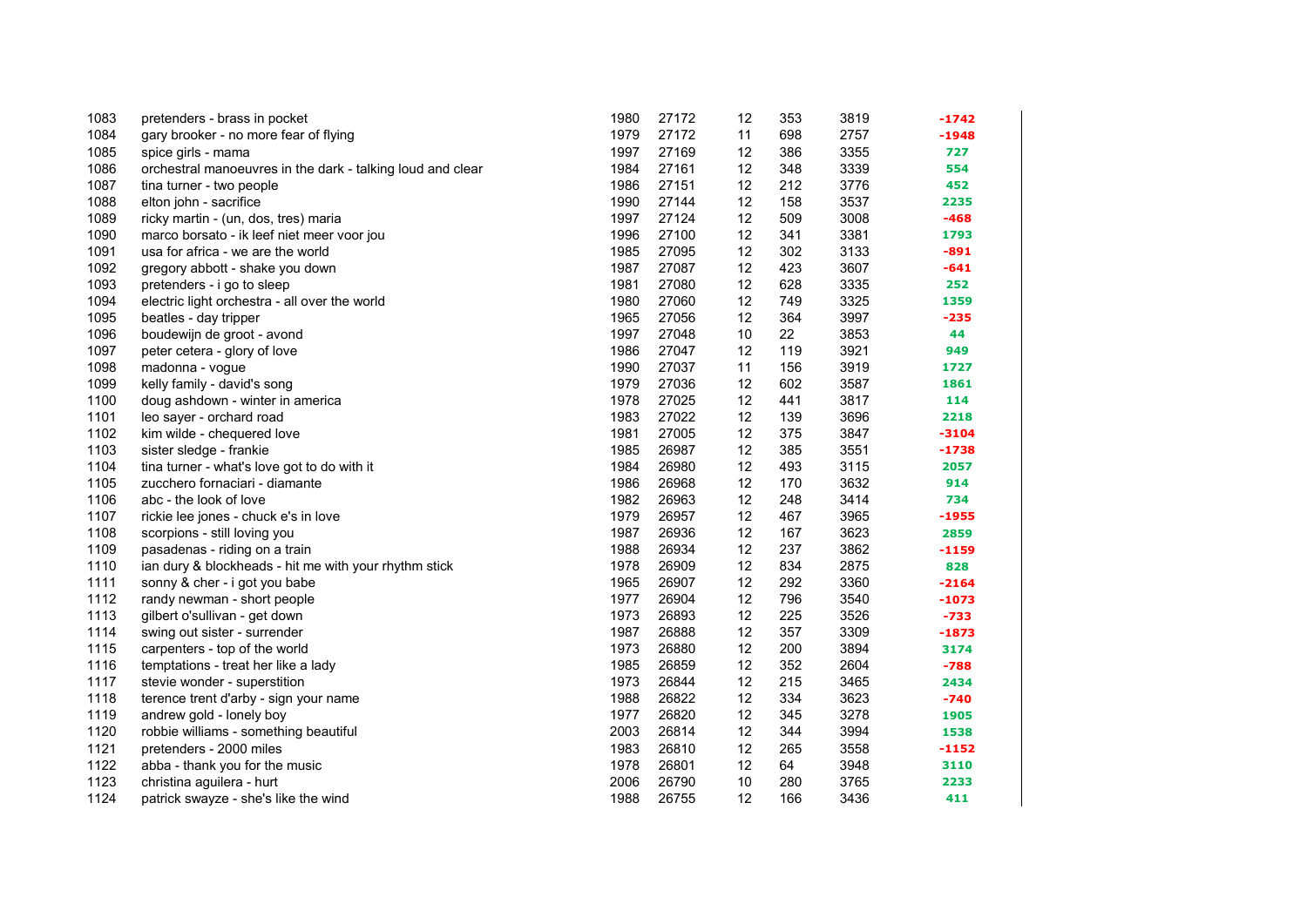| | | | | | | | |
|---|---|---|---|---|---|---|---|
| 1083 | pretenders - brass in pocket | 1980 | 27172 | 12 | 353 | 3819 | -1742 |
| 1084 | gary brooker - no more fear of flying | 1979 | 27172 | 11 | 698 | 2757 | -1948 |
| 1085 | spice girls - mama | 1997 | 27169 | 12 | 386 | 3355 | 727 |
| 1086 | orchestral manoeuvres in the dark - talking loud and clear | 1984 | 27161 | 12 | 348 | 3339 | 554 |
| 1087 | tina turner - two people | 1986 | 27151 | 12 | 212 | 3776 | 452 |
| 1088 | elton john - sacrifice | 1990 | 27144 | 12 | 158 | 3537 | 2235 |
| 1089 | ricky martin - (un, dos, tres) maria | 1997 | 27124 | 12 | 509 | 3008 | -468 |
| 1090 | marco borsato - ik leef niet meer voor jou | 1996 | 27100 | 12 | 341 | 3381 | 1793 |
| 1091 | usa for africa - we are the world | 1985 | 27095 | 12 | 302 | 3133 | -891 |
| 1092 | gregory abbott - shake you down | 1987 | 27087 | 12 | 423 | 3607 | -641 |
| 1093 | pretenders - i go to sleep | 1981 | 27080 | 12 | 628 | 3335 | 252 |
| 1094 | electric light orchestra - all over the world | 1980 | 27060 | 12 | 749 | 3325 | 1359 |
| 1095 | beatles - day tripper | 1965 | 27056 | 12 | 364 | 3997 | -235 |
| 1096 | boudewijn de groot - avond | 1997 | 27048 | 10 | 22 | 3853 | 44 |
| 1097 | peter cetera - glory of love | 1986 | 27047 | 12 | 119 | 3921 | 949 |
| 1098 | madonna - vogue | 1990 | 27037 | 11 | 156 | 3919 | 1727 |
| 1099 | kelly family - david's song | 1979 | 27036 | 12 | 602 | 3587 | 1861 |
| 1100 | doug ashdown - winter in america | 1978 | 27025 | 12 | 441 | 3817 | 114 |
| 1101 | leo sayer - orchard road | 1983 | 27022 | 12 | 139 | 3696 | 2218 |
| 1102 | kim wilde - chequered love | 1981 | 27005 | 12 | 375 | 3847 | -3104 |
| 1103 | sister sledge - frankie | 1985 | 26987 | 12 | 385 | 3551 | -1738 |
| 1104 | tina turner - what's love got to do with it | 1984 | 26980 | 12 | 493 | 3115 | 2057 |
| 1105 | zucchero fornaciari - diamante | 1986 | 26968 | 12 | 170 | 3632 | 914 |
| 1106 | abc - the look of love | 1982 | 26963 | 12 | 248 | 3414 | 734 |
| 1107 | rickie lee jones - chuck e's in love | 1979 | 26957 | 12 | 467 | 3965 | -1955 |
| 1108 | scorpions - still loving you | 1987 | 26936 | 12 | 167 | 3623 | 2859 |
| 1109 | pasadenas - riding on a train | 1988 | 26934 | 12 | 237 | 3862 | -1159 |
| 1110 | ian dury & blockheads - hit me with your rhythm stick | 1978 | 26909 | 12 | 834 | 2875 | 828 |
| 1111 | sonny & cher - i got you babe | 1965 | 26907 | 12 | 292 | 3360 | -2164 |
| 1112 | randy newman - short people | 1977 | 26904 | 12 | 796 | 3540 | -1073 |
| 1113 | gilbert o'sullivan - get down | 1973 | 26893 | 12 | 225 | 3526 | -733 |
| 1114 | swing out sister - surrender | 1987 | 26888 | 12 | 357 | 3309 | -1873 |
| 1115 | carpenters - top of the world | 1973 | 26880 | 12 | 200 | 3894 | 3174 |
| 1116 | temptations - treat her like a lady | 1985 | 26859 | 12 | 352 | 2604 | -788 |
| 1117 | stevie wonder - superstition | 1973 | 26844 | 12 | 215 | 3465 | 2434 |
| 1118 | terence trent d'arby - sign your name | 1988 | 26822 | 12 | 334 | 3623 | -740 |
| 1119 | andrew gold - lonely boy | 1977 | 26820 | 12 | 345 | 3278 | 1905 |
| 1120 | robbie williams - something beautiful | 2003 | 26814 | 12 | 344 | 3994 | 1538 |
| 1121 | pretenders - 2000 miles | 1983 | 26810 | 12 | 265 | 3558 | -1152 |
| 1122 | abba - thank you for the music | 1978 | 26801 | 12 | 64 | 3948 | 3110 |
| 1123 | christina aguilera - hurt | 2006 | 26790 | 10 | 280 | 3765 | 2233 |
| 1124 | patrick swayze - she's like the wind | 1988 | 26755 | 12 | 166 | 3436 | 411 |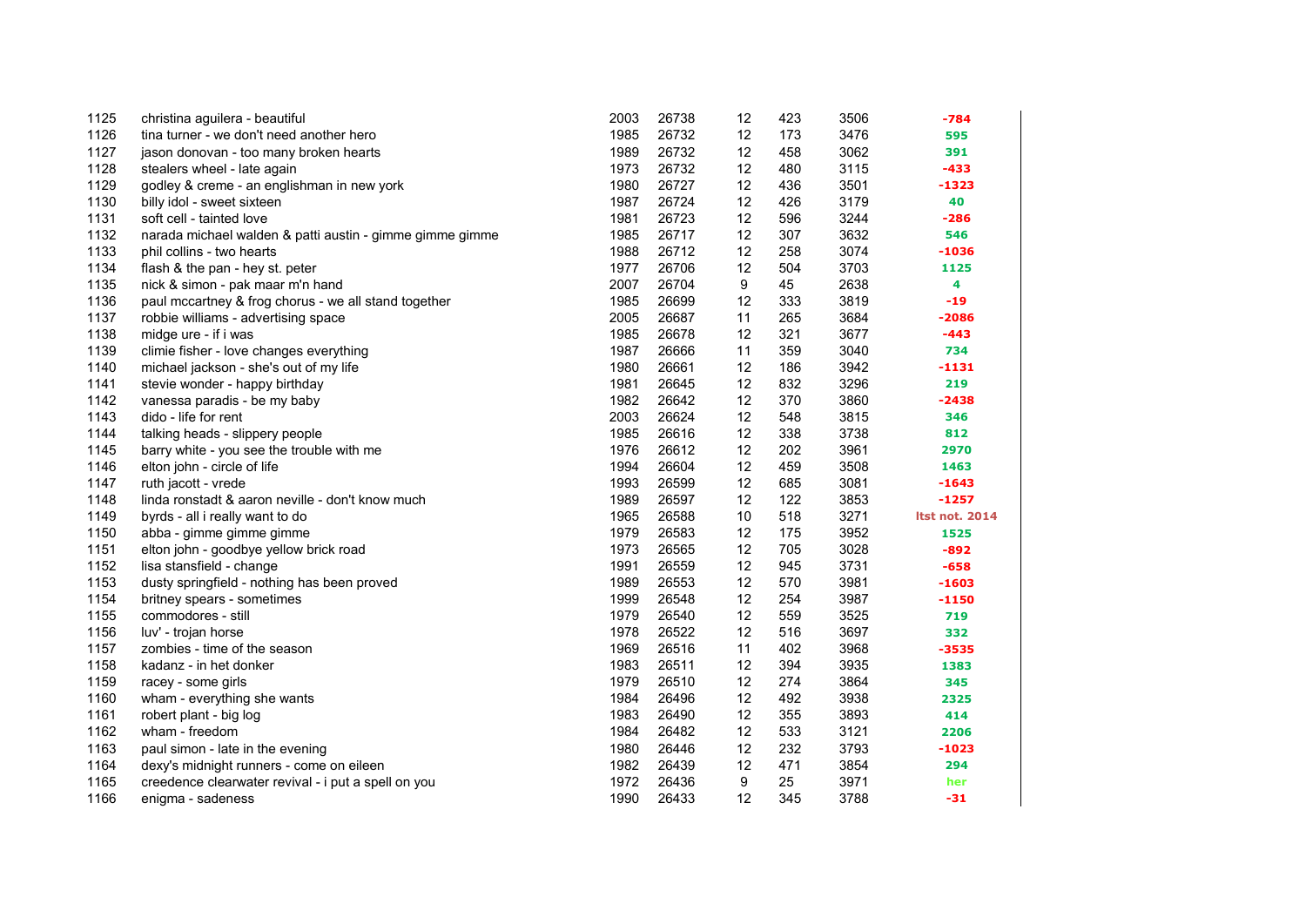| | | | | | | | |
|---|---|---|---|---|---|---|---|
| 1125 | christina aguilera - beautiful | 2003 | 26738 | 12 | 423 | 3506 | -784 |
| 1126 | tina turner - we don't need another hero | 1985 | 26732 | 12 | 173 | 3476 | 595 |
| 1127 | jason donovan - too many broken hearts | 1989 | 26732 | 12 | 458 | 3062 | 391 |
| 1128 | stealers wheel - late again | 1973 | 26732 | 12 | 480 | 3115 | -433 |
| 1129 | godley & creme - an englishman in new york | 1980 | 26727 | 12 | 436 | 3501 | -1323 |
| 1130 | billy idol - sweet sixteen | 1987 | 26724 | 12 | 426 | 3179 | 40 |
| 1131 | soft cell - tainted love | 1981 | 26723 | 12 | 596 | 3244 | -286 |
| 1132 | narada michael walden & patti austin - gimme gimme gimme | 1985 | 26717 | 12 | 307 | 3632 | 546 |
| 1133 | phil collins - two hearts | 1988 | 26712 | 12 | 258 | 3074 | -1036 |
| 1134 | flash & the pan - hey st. peter | 1977 | 26706 | 12 | 504 | 3703 | 1125 |
| 1135 | nick & simon - pak maar m'n hand | 2007 | 26704 | 9 | 45 | 2638 | 4 |
| 1136 | paul mccartney & frog chorus - we all stand together | 1985 | 26699 | 12 | 333 | 3819 | -19 |
| 1137 | robbie williams - advertising space | 2005 | 26687 | 11 | 265 | 3684 | -2086 |
| 1138 | midge ure - if i was | 1985 | 26678 | 12 | 321 | 3677 | -443 |
| 1139 | climie fisher - love changes everything | 1987 | 26666 | 11 | 359 | 3040 | 734 |
| 1140 | michael jackson - she's out of my life | 1980 | 26661 | 12 | 186 | 3942 | -1131 |
| 1141 | stevie wonder - happy birthday | 1981 | 26645 | 12 | 832 | 3296 | 219 |
| 1142 | vanessa paradis - be my baby | 1982 | 26642 | 12 | 370 | 3860 | -2438 |
| 1143 | dido - life for rent | 2003 | 26624 | 12 | 548 | 3815 | 346 |
| 1144 | talking heads - slippery people | 1985 | 26616 | 12 | 338 | 3738 | 812 |
| 1145 | barry white - you see the trouble with me | 1976 | 26612 | 12 | 202 | 3961 | 2970 |
| 1146 | elton john - circle of life | 1994 | 26604 | 12 | 459 | 3508 | 1463 |
| 1147 | ruth jacott - vrede | 1993 | 26599 | 12 | 685 | 3081 | -1643 |
| 1148 | linda ronstadt & aaron neville - don't know much | 1989 | 26597 | 12 | 122 | 3853 | -1257 |
| 1149 | byrds - all i really want to do | 1965 | 26588 | 10 | 518 | 3271 | ltst not. 2014 |
| 1150 | abba - gimme gimme gimme | 1979 | 26583 | 12 | 175 | 3952 | 1525 |
| 1151 | elton john - goodbye yellow brick road | 1973 | 26565 | 12 | 705 | 3028 | -892 |
| 1152 | lisa stansfield - change | 1991 | 26559 | 12 | 945 | 3731 | -658 |
| 1153 | dusty springfield - nothing has been proved | 1989 | 26553 | 12 | 570 | 3981 | -1603 |
| 1154 | britney spears - sometimes | 1999 | 26548 | 12 | 254 | 3987 | -1150 |
| 1155 | commodores - still | 1979 | 26540 | 12 | 559 | 3525 | 719 |
| 1156 | luv' - trojan horse | 1978 | 26522 | 12 | 516 | 3697 | 332 |
| 1157 | zombies - time of the season | 1969 | 26516 | 11 | 402 | 3968 | -3535 |
| 1158 | kadanz - in het donker | 1983 | 26511 | 12 | 394 | 3935 | 1383 |
| 1159 | racey - some girls | 1979 | 26510 | 12 | 274 | 3864 | 345 |
| 1160 | wham - everything she wants | 1984 | 26496 | 12 | 492 | 3938 | 2325 |
| 1161 | robert plant - big log | 1983 | 26490 | 12 | 355 | 3893 | 414 |
| 1162 | wham - freedom | 1984 | 26482 | 12 | 533 | 3121 | 2206 |
| 1163 | paul simon - late in the evening | 1980 | 26446 | 12 | 232 | 3793 | -1023 |
| 1164 | dexy's midnight runners - come on eileen | 1982 | 26439 | 12 | 471 | 3854 | 294 |
| 1165 | creedence clearwater revival - i put a spell on you | 1972 | 26436 | 9 | 25 | 3971 | her |
| 1166 | enigma - sadeness | 1990 | 26433 | 12 | 345 | 3788 | -31 |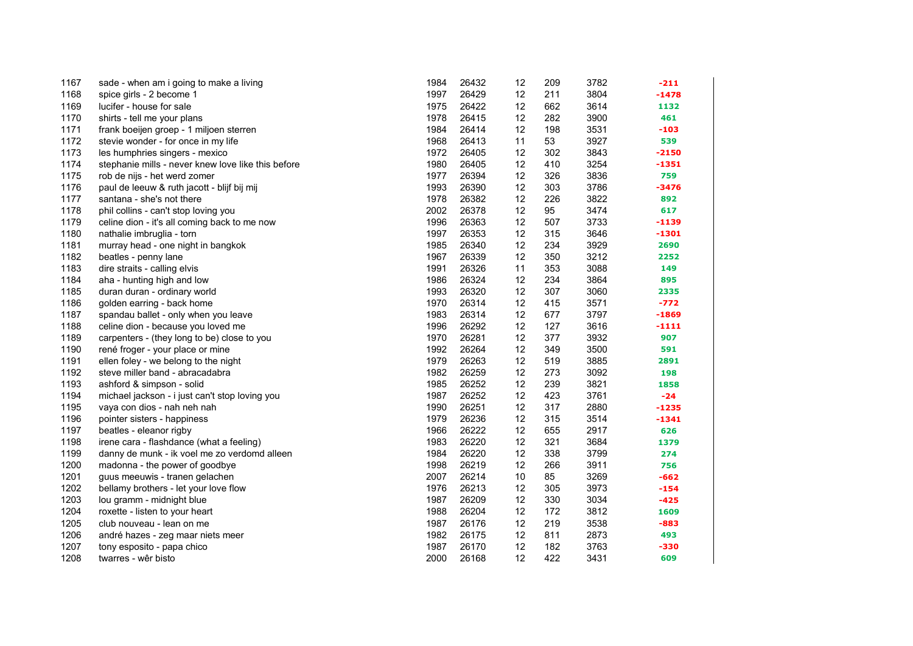| | | | | | | | |
|---|---|---|---|---|---|---|---|
| 1167 | sade - when am i going to make a living | 1984 | 26432 | 12 | 209 | 3782 | -211 |
| 1168 | spice girls - 2 become 1 | 1997 | 26429 | 12 | 211 | 3804 | -1478 |
| 1169 | lucifer - house for sale | 1975 | 26422 | 12 | 662 | 3614 | 1132 |
| 1170 | shirts - tell me your plans | 1978 | 26415 | 12 | 282 | 3900 | 461 |
| 1171 | frank boeijen groep - 1 miljoen sterren | 1984 | 26414 | 12 | 198 | 3531 | -103 |
| 1172 | stevie wonder - for once in my life | 1968 | 26413 | 11 | 53 | 3927 | 539 |
| 1173 | les humphries singers - mexico | 1972 | 26405 | 12 | 302 | 3843 | -2150 |
| 1174 | stephanie mills - never knew love like this before | 1980 | 26405 | 12 | 410 | 3254 | -1351 |
| 1175 | rob de nijs - het werd zomer | 1977 | 26394 | 12 | 326 | 3836 | 759 |
| 1176 | paul de leeuw & ruth jacott - blijf bij mij | 1993 | 26390 | 12 | 303 | 3786 | -3476 |
| 1177 | santana - she's not there | 1978 | 26382 | 12 | 226 | 3822 | 892 |
| 1178 | phil collins - can't stop loving you | 2002 | 26378 | 12 | 95 | 3474 | 617 |
| 1179 | celine dion - it's all coming back to me now | 1996 | 26363 | 12 | 507 | 3733 | -1139 |
| 1180 | nathalie imbruglia - torn | 1997 | 26353 | 12 | 315 | 3646 | -1301 |
| 1181 | murray head - one night in bangkok | 1985 | 26340 | 12 | 234 | 3929 | 2690 |
| 1182 | beatles - penny lane | 1967 | 26339 | 12 | 350 | 3212 | 2252 |
| 1183 | dire straits - calling elvis | 1991 | 26326 | 11 | 353 | 3088 | 149 |
| 1184 | aha - hunting high and low | 1986 | 26324 | 12 | 234 | 3864 | 895 |
| 1185 | duran duran - ordinary world | 1993 | 26320 | 12 | 307 | 3060 | 2335 |
| 1186 | golden earring - back home | 1970 | 26314 | 12 | 415 | 3571 | -772 |
| 1187 | spandau ballet - only when you leave | 1983 | 26314 | 12 | 677 | 3797 | -1869 |
| 1188 | celine dion - because you loved me | 1996 | 26292 | 12 | 127 | 3616 | -1111 |
| 1189 | carpenters - (they long to be) close to you | 1970 | 26281 | 12 | 377 | 3932 | 907 |
| 1190 | rené froger - your place or mine | 1992 | 26264 | 12 | 349 | 3500 | 591 |
| 1191 | ellen foley - we belong to the night | 1979 | 26263 | 12 | 519 | 3885 | 2891 |
| 1192 | steve miller band - abracadabra | 1982 | 26259 | 12 | 273 | 3092 | 198 |
| 1193 | ashford & simpson - solid | 1985 | 26252 | 12 | 239 | 3821 | 1858 |
| 1194 | michael jackson - i just can't stop loving you | 1987 | 26252 | 12 | 423 | 3761 | -24 |
| 1195 | vaya con dios - nah neh nah | 1990 | 26251 | 12 | 317 | 2880 | -1235 |
| 1196 | pointer sisters - happiness | 1979 | 26236 | 12 | 315 | 3514 | -1341 |
| 1197 | beatles - eleanor rigby | 1966 | 26222 | 12 | 655 | 2917 | 626 |
| 1198 | irene cara - flashdance (what a feeling) | 1983 | 26220 | 12 | 321 | 3684 | 1379 |
| 1199 | danny de munk - ik voel me zo verdomd alleen | 1984 | 26220 | 12 | 338 | 3799 | 274 |
| 1200 | madonna - the power of goodbye | 1998 | 26219 | 12 | 266 | 3911 | 756 |
| 1201 | guus meeuwis - tranen gelachen | 2007 | 26214 | 10 | 85 | 3269 | -662 |
| 1202 | bellamy brothers - let your love flow | 1976 | 26213 | 12 | 305 | 3973 | -154 |
| 1203 | lou gramm - midnight blue | 1987 | 26209 | 12 | 330 | 3034 | -425 |
| 1204 | roxette - listen to your heart | 1988 | 26204 | 12 | 172 | 3812 | 1609 |
| 1205 | club nouveau - lean on me | 1987 | 26176 | 12 | 219 | 3538 | -883 |
| 1206 | andré hazes - zeg maar niets meer | 1982 | 26175 | 12 | 811 | 2873 | 493 |
| 1207 | tony esposito - papa chico | 1987 | 26170 | 12 | 182 | 3763 | -330 |
| 1208 | twarres - wêr bisto | 2000 | 26168 | 12 | 422 | 3431 | 609 |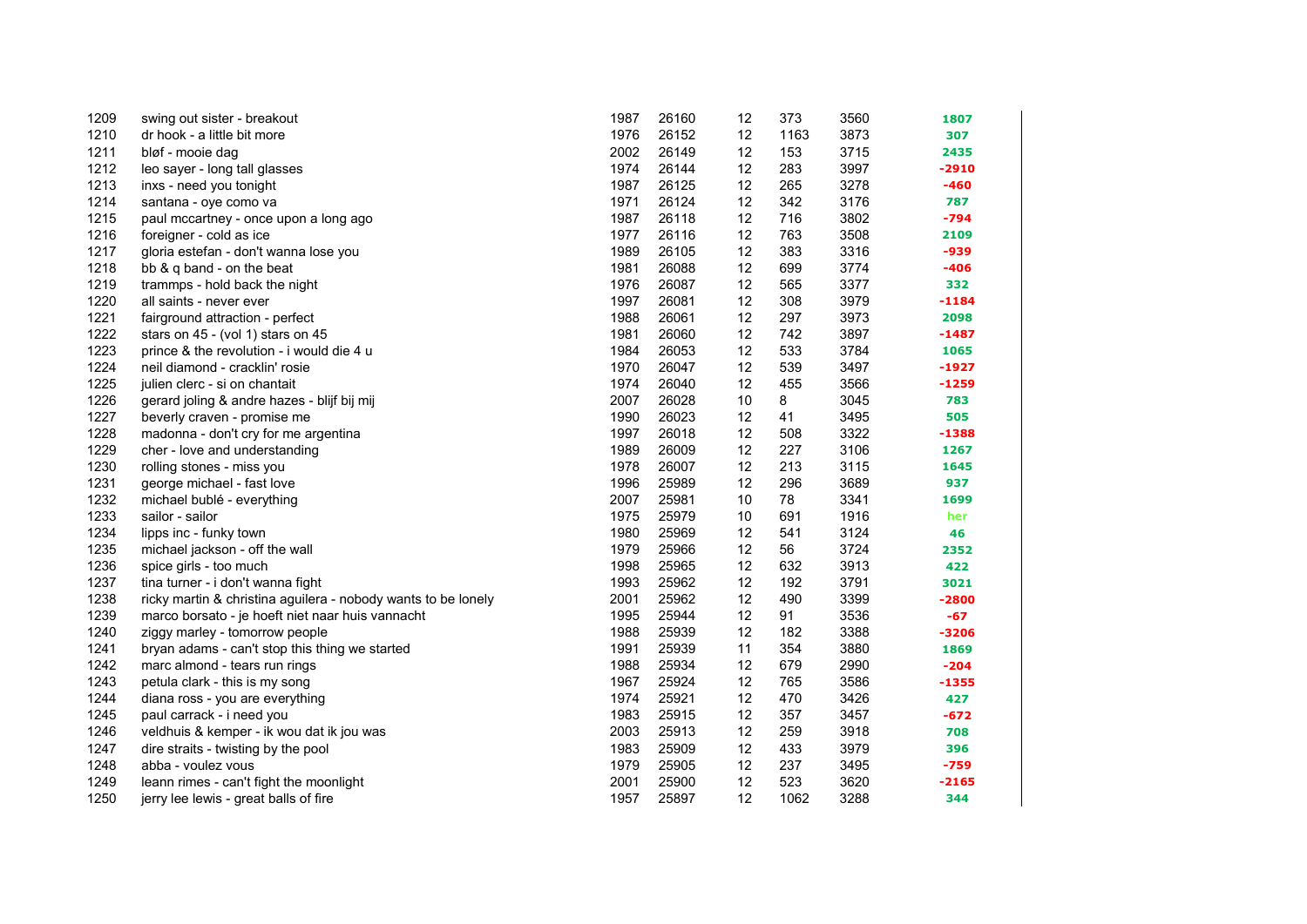| | | | | | | | |
|---|---|---|---|---|---|---|---|
| 1209 | swing out sister - breakout | 1987 | 26160 | 12 | 373 | 3560 | 1807 |
| 1210 | dr hook - a little bit more | 1976 | 26152 | 12 | 1163 | 3873 | 307 |
| 1211 | bløf - mooie dag | 2002 | 26149 | 12 | 153 | 3715 | 2435 |
| 1212 | leo sayer - long tall glasses | 1974 | 26144 | 12 | 283 | 3997 | -2910 |
| 1213 | inxs - need you tonight | 1987 | 26125 | 12 | 265 | 3278 | -460 |
| 1214 | santana - oye como va | 1971 | 26124 | 12 | 342 | 3176 | 787 |
| 1215 | paul mccartney - once upon a long ago | 1987 | 26118 | 12 | 716 | 3802 | -794 |
| 1216 | foreigner - cold as ice | 1977 | 26116 | 12 | 763 | 3508 | 2109 |
| 1217 | gloria estefan - don't wanna lose you | 1989 | 26105 | 12 | 383 | 3316 | -939 |
| 1218 | bb & q band - on the beat | 1981 | 26088 | 12 | 699 | 3774 | -406 |
| 1219 | trammps - hold back the night | 1976 | 26087 | 12 | 565 | 3377 | 332 |
| 1220 | all saints - never ever | 1997 | 26081 | 12 | 308 | 3979 | -1184 |
| 1221 | fairground attraction - perfect | 1988 | 26061 | 12 | 297 | 3973 | 2098 |
| 1222 | stars on 45 - (vol 1) stars on 45 | 1981 | 26060 | 12 | 742 | 3897 | -1487 |
| 1223 | prince & the revolution - i would die 4 u | 1984 | 26053 | 12 | 533 | 3784 | 1065 |
| 1224 | neil diamond - cracklin' rosie | 1970 | 26047 | 12 | 539 | 3497 | -1927 |
| 1225 | julien clerc - si on chantait | 1974 | 26040 | 12 | 455 | 3566 | -1259 |
| 1226 | gerard joling & andre hazes - blijf bij mij | 2007 | 26028 | 10 | 8 | 3045 | 783 |
| 1227 | beverly craven - promise me | 1990 | 26023 | 12 | 41 | 3495 | 505 |
| 1228 | madonna - don't cry for me argentina | 1997 | 26018 | 12 | 508 | 3322 | -1388 |
| 1229 | cher - love and understanding | 1989 | 26009 | 12 | 227 | 3106 | 1267 |
| 1230 | rolling stones - miss you | 1978 | 26007 | 12 | 213 | 3115 | 1645 |
| 1231 | george michael - fast love | 1996 | 25989 | 12 | 296 | 3689 | 937 |
| 1232 | michael bublé - everything | 2007 | 25981 | 10 | 78 | 3341 | 1699 |
| 1233 | sailor - sailor | 1975 | 25979 | 10 | 691 | 1916 | her |
| 1234 | lipps inc - funky town | 1980 | 25969 | 12 | 541 | 3124 | 46 |
| 1235 | michael jackson - off the wall | 1979 | 25966 | 12 | 56 | 3724 | 2352 |
| 1236 | spice girls - too much | 1998 | 25965 | 12 | 632 | 3913 | 422 |
| 1237 | tina turner - i don't wanna fight | 1993 | 25962 | 12 | 192 | 3791 | 3021 |
| 1238 | ricky martin & christina aguilera - nobody wants to be lonely | 2001 | 25962 | 12 | 490 | 3399 | -2800 |
| 1239 | marco borsato - je hoeft niet naar huis vannacht | 1995 | 25944 | 12 | 91 | 3536 | -67 |
| 1240 | ziggy marley - tomorrow people | 1988 | 25939 | 12 | 182 | 3388 | -3206 |
| 1241 | bryan adams - can't stop this thing we started | 1991 | 25939 | 11 | 354 | 3880 | 1869 |
| 1242 | marc almond - tears run rings | 1988 | 25934 | 12 | 679 | 2990 | -204 |
| 1243 | petula clark - this is my song | 1967 | 25924 | 12 | 765 | 3586 | -1355 |
| 1244 | diana ross - you are everything | 1974 | 25921 | 12 | 470 | 3426 | 427 |
| 1245 | paul carrack - i need you | 1983 | 25915 | 12 | 357 | 3457 | -672 |
| 1246 | veldhuis & kemper - ik wou dat ik jou was | 2003 | 25913 | 12 | 259 | 3918 | 708 |
| 1247 | dire straits - twisting by the pool | 1983 | 25909 | 12 | 433 | 3979 | 396 |
| 1248 | abba - voulez vous | 1979 | 25905 | 12 | 237 | 3495 | -759 |
| 1249 | leann rimes - can't fight the moonlight | 2001 | 25900 | 12 | 523 | 3620 | -2165 |
| 1250 | jerry lee lewis - great balls of fire | 1957 | 25897 | 12 | 1062 | 3288 | 344 |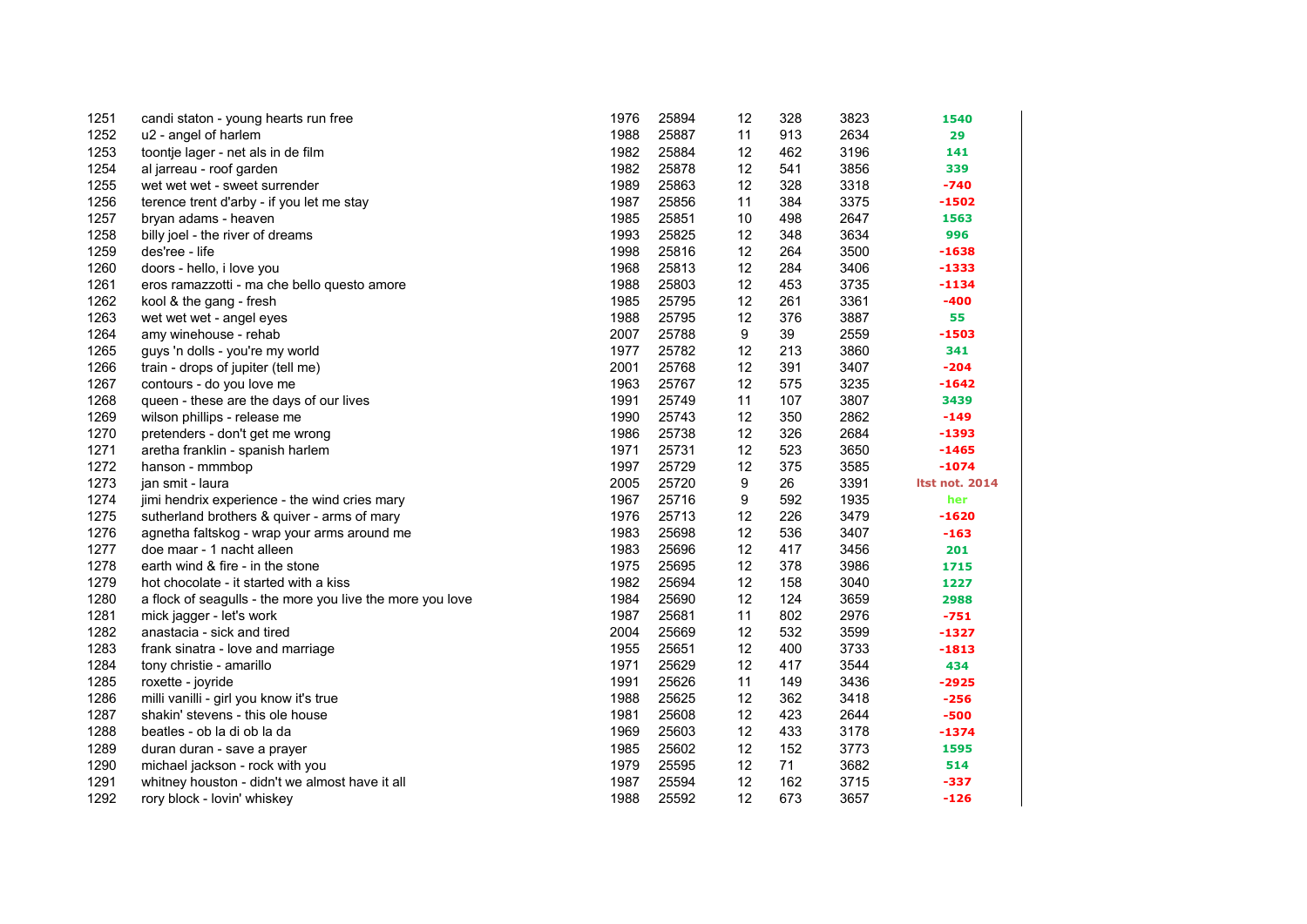| | | | | | | | |
|---|---|---|---|---|---|---|---|
| 1251 | candi staton - young hearts run free | 1976 | 25894 | 12 | 328 | 3823 | 1540 |
| 1252 | u2 - angel of harlem | 1988 | 25887 | 11 | 913 | 2634 | 29 |
| 1253 | toontje lager - net als in de film | 1982 | 25884 | 12 | 462 | 3196 | 141 |
| 1254 | al jarreau - roof garden | 1982 | 25878 | 12 | 541 | 3856 | 339 |
| 1255 | wet wet wet - sweet surrender | 1989 | 25863 | 12 | 328 | 3318 | -740 |
| 1256 | terence trent d'arby - if you let me stay | 1987 | 25856 | 11 | 384 | 3375 | -1502 |
| 1257 | bryan adams - heaven | 1985 | 25851 | 10 | 498 | 2647 | 1563 |
| 1258 | billy joel - the river of dreams | 1993 | 25825 | 12 | 348 | 3634 | 996 |
| 1259 | des'ree - life | 1998 | 25816 | 12 | 264 | 3500 | -1638 |
| 1260 | doors - hello, i love you | 1968 | 25813 | 12 | 284 | 3406 | -1333 |
| 1261 | eros ramazzotti - ma che bello questo amore | 1988 | 25803 | 12 | 453 | 3735 | -1134 |
| 1262 | kool & the gang - fresh | 1985 | 25795 | 12 | 261 | 3361 | -400 |
| 1263 | wet wet wet - angel eyes | 1988 | 25795 | 12 | 376 | 3887 | 55 |
| 1264 | amy winehouse - rehab | 2007 | 25788 | 9 | 39 | 2559 | -1503 |
| 1265 | guys 'n dolls - you're my world | 1977 | 25782 | 12 | 213 | 3860 | 341 |
| 1266 | train - drops of jupiter (tell me) | 2001 | 25768 | 12 | 391 | 3407 | -204 |
| 1267 | contours - do you love me | 1963 | 25767 | 12 | 575 | 3235 | -1642 |
| 1268 | queen - these are the days of our lives | 1991 | 25749 | 11 | 107 | 3807 | 3439 |
| 1269 | wilson phillips - release me | 1990 | 25743 | 12 | 350 | 2862 | -149 |
| 1270 | pretenders - don't get me wrong | 1986 | 25738 | 12 | 326 | 2684 | -1393 |
| 1271 | aretha franklin - spanish harlem | 1971 | 25731 | 12 | 523 | 3650 | -1465 |
| 1272 | hanson - mmmbop | 1997 | 25729 | 12 | 375 | 3585 | -1074 |
| 1273 | jan smit - laura | 2005 | 25720 | 9 | 26 | 3391 | ltst not. 2014 |
| 1274 | jimi hendrix experience - the wind cries mary | 1967 | 25716 | 9 | 592 | 1935 | her |
| 1275 | sutherland brothers & quiver - arms of mary | 1976 | 25713 | 12 | 226 | 3479 | -1620 |
| 1276 | agnetha faltskog - wrap your arms around me | 1983 | 25698 | 12 | 536 | 3407 | -163 |
| 1277 | doe maar - 1 nacht alleen | 1983 | 25696 | 12 | 417 | 3456 | 201 |
| 1278 | earth wind & fire - in the stone | 1975 | 25695 | 12 | 378 | 3986 | 1715 |
| 1279 | hot chocolate - it started with a kiss | 1982 | 25694 | 12 | 158 | 3040 | 1227 |
| 1280 | a flock of seagulls - the more you live the more you love | 1984 | 25690 | 12 | 124 | 3659 | 2988 |
| 1281 | mick jagger - let's work | 1987 | 25681 | 11 | 802 | 2976 | -751 |
| 1282 | anastacia - sick and tired | 2004 | 25669 | 12 | 532 | 3599 | -1327 |
| 1283 | frank sinatra - love and marriage | 1955 | 25651 | 12 | 400 | 3733 | -1813 |
| 1284 | tony christie - amarillo | 1971 | 25629 | 12 | 417 | 3544 | 434 |
| 1285 | roxette - joyride | 1991 | 25626 | 11 | 149 | 3436 | -2925 |
| 1286 | milli vanilli - girl you know it's true | 1988 | 25625 | 12 | 362 | 3418 | -256 |
| 1287 | shakin' stevens - this ole house | 1981 | 25608 | 12 | 423 | 2644 | -500 |
| 1288 | beatles - ob la di ob la da | 1969 | 25603 | 12 | 433 | 3178 | -1374 |
| 1289 | duran duran - save a prayer | 1985 | 25602 | 12 | 152 | 3773 | 1595 |
| 1290 | michael jackson - rock with you | 1979 | 25595 | 12 | 71 | 3682 | 514 |
| 1291 | whitney houston - didn't we almost have it all | 1987 | 25594 | 12 | 162 | 3715 | -337 |
| 1292 | rory block - lovin' whiskey | 1988 | 25592 | 12 | 673 | 3657 | -126 |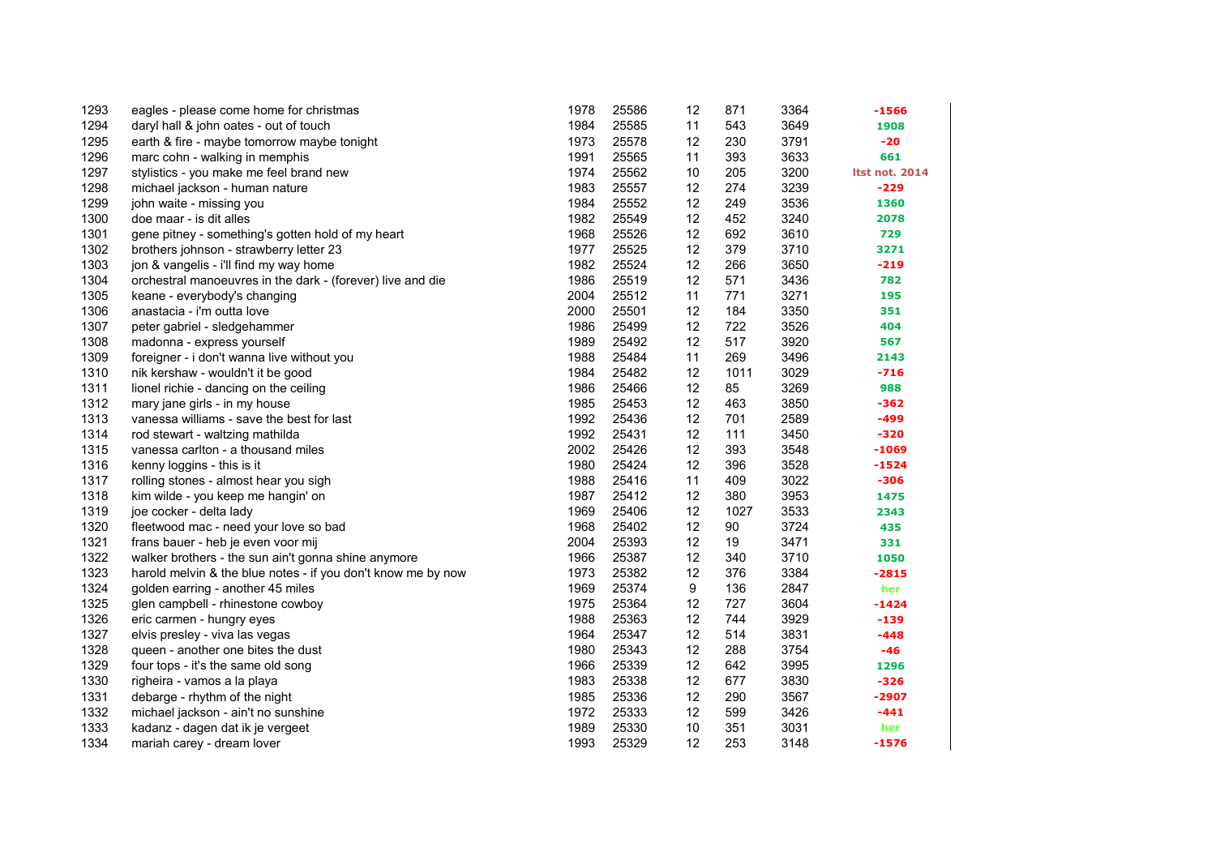| | | | | | | | |
|---|---|---|---|---|---|---|---|
| 1293 | eagles - please come home for christmas | 1978 | 25586 | 12 | 871 | 3364 | -1566 |
| 1294 | daryl hall & john oates - out of touch | 1984 | 25585 | 11 | 543 | 3649 | 1908 |
| 1295 | earth & fire - maybe tomorrow maybe tonight | 1973 | 25578 | 12 | 230 | 3791 | -20 |
| 1296 | marc cohn - walking in memphis | 1991 | 25565 | 11 | 393 | 3633 | 661 |
| 1297 | stylistics - you make me feel brand new | 1974 | 25562 | 10 | 205 | 3200 | ltst not. 2014 |
| 1298 | michael jackson - human nature | 1983 | 25557 | 12 | 274 | 3239 | -229 |
| 1299 | john waite - missing you | 1984 | 25552 | 12 | 249 | 3536 | 1360 |
| 1300 | doe maar - is dit alles | 1982 | 25549 | 12 | 452 | 3240 | 2078 |
| 1301 | gene pitney - something's gotten hold of my heart | 1968 | 25526 | 12 | 692 | 3610 | 729 |
| 1302 | brothers johnson - strawberry letter 23 | 1977 | 25525 | 12 | 379 | 3710 | 3271 |
| 1303 | jon & vangelis - i'll find my way home | 1982 | 25524 | 12 | 266 | 3650 | -219 |
| 1304 | orchestral manoeuvres in the dark - (forever) live and die | 1986 | 25519 | 12 | 571 | 3436 | 782 |
| 1305 | keane - everybody's changing | 2004 | 25512 | 11 | 771 | 3271 | 195 |
| 1306 | anastacia - i'm outta love | 2000 | 25501 | 12 | 184 | 3350 | 351 |
| 1307 | peter gabriel - sledgehammer | 1986 | 25499 | 12 | 722 | 3526 | 404 |
| 1308 | madonna - express yourself | 1989 | 25492 | 12 | 517 | 3920 | 567 |
| 1309 | foreigner - i don't wanna live without you | 1988 | 25484 | 11 | 269 | 3496 | 2143 |
| 1310 | nik kershaw - wouldn't it be good | 1984 | 25482 | 12 | 1011 | 3029 | -716 |
| 1311 | lionel richie - dancing on the ceiling | 1986 | 25466 | 12 | 85 | 3269 | 988 |
| 1312 | mary jane girls - in my house | 1985 | 25453 | 12 | 463 | 3850 | -362 |
| 1313 | vanessa williams - save the best for last | 1992 | 25436 | 12 | 701 | 2589 | -499 |
| 1314 | rod stewart - waltzing mathilda | 1992 | 25431 | 12 | 111 | 3450 | -320 |
| 1315 | vanessa carlton - a thousand miles | 2002 | 25426 | 12 | 393 | 3548 | -1069 |
| 1316 | kenny loggins - this is it | 1980 | 25424 | 12 | 396 | 3528 | -1524 |
| 1317 | rolling stones - almost hear you sigh | 1988 | 25416 | 11 | 409 | 3022 | -306 |
| 1318 | kim wilde - you keep me hangin' on | 1987 | 25412 | 12 | 380 | 3953 | 1475 |
| 1319 | joe cocker - delta lady | 1969 | 25406 | 12 | 1027 | 3533 | 2343 |
| 1320 | fleetwood mac - need your love so bad | 1968 | 25402 | 12 | 90 | 3724 | 435 |
| 1321 | frans bauer - heb je even voor mij | 2004 | 25393 | 12 | 19 | 3471 | 331 |
| 1322 | walker brothers - the sun ain't gonna shine anymore | 1966 | 25387 | 12 | 340 | 3710 | 1050 |
| 1323 | harold melvin & the blue notes - if you don't know me by now | 1973 | 25382 | 12 | 376 | 3384 | -2815 |
| 1324 | golden earring - another 45 miles | 1969 | 25374 | 9 | 136 | 2847 | her |
| 1325 | glen campbell - rhinestone cowboy | 1975 | 25364 | 12 | 727 | 3604 | -1424 |
| 1326 | eric carmen - hungry eyes | 1988 | 25363 | 12 | 744 | 3929 | -139 |
| 1327 | elvis presley - viva las vegas | 1964 | 25347 | 12 | 514 | 3831 | -448 |
| 1328 | queen - another one bites the dust | 1980 | 25343 | 12 | 288 | 3754 | -46 |
| 1329 | four tops - it's the same old song | 1966 | 25339 | 12 | 642 | 3995 | 1296 |
| 1330 | righeira - vamos a la playa | 1983 | 25338 | 12 | 677 | 3830 | -326 |
| 1331 | debarge - rhythm of the night | 1985 | 25336 | 12 | 290 | 3567 | -2907 |
| 1332 | michael jackson - ain't no sunshine | 1972 | 25333 | 12 | 599 | 3426 | -441 |
| 1333 | kadanz - dagen dat ik je vergeet | 1989 | 25330 | 10 | 351 | 3031 | her |
| 1334 | mariah carey - dream lover | 1993 | 25329 | 12 | 253 | 3148 | -1576 |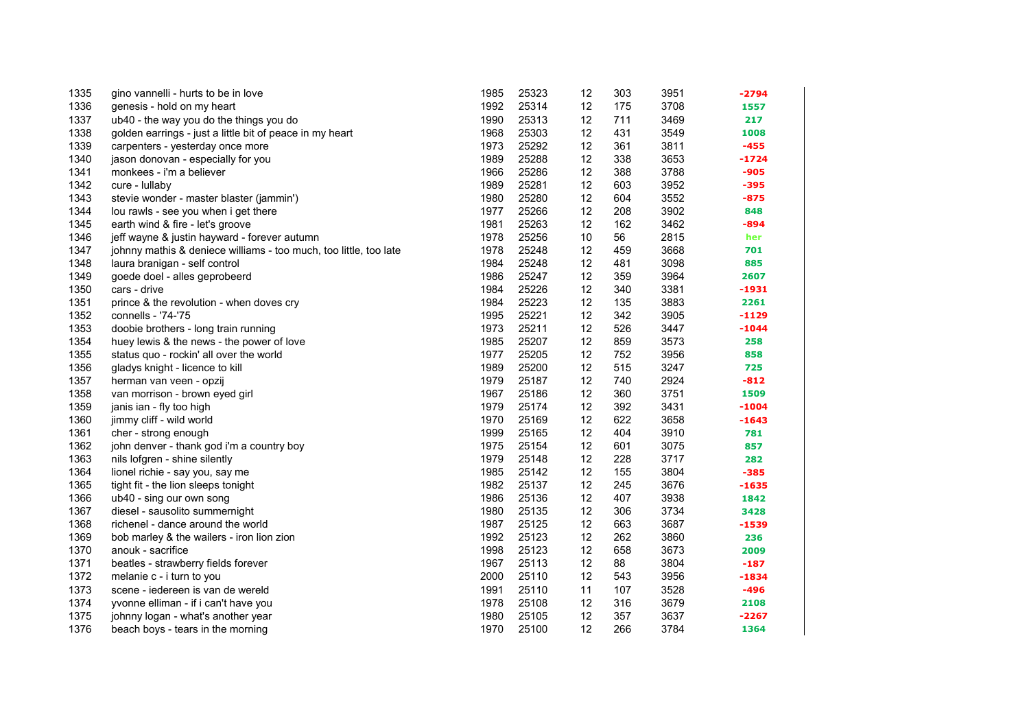| | | | | | | | |
|---|---|---|---|---|---|---|---|
| 1335 | gino vannelli - hurts to be in love | 1985 | 25323 | 12 | 303 | 3951 | -2794 |
| 1336 | genesis - hold on my heart | 1992 | 25314 | 12 | 175 | 3708 | 1557 |
| 1337 | ub40 - the way you do the things you do | 1990 | 25313 | 12 | 711 | 3469 | 217 |
| 1338 | golden earrings - just a little bit of peace in my heart | 1968 | 25303 | 12 | 431 | 3549 | 1008 |
| 1339 | carpenters - yesterday once more | 1973 | 25292 | 12 | 361 | 3811 | -455 |
| 1340 | jason donovan - especially for you | 1989 | 25288 | 12 | 338 | 3653 | -1724 |
| 1341 | monkees - i'm a believer | 1966 | 25286 | 12 | 388 | 3788 | -905 |
| 1342 | cure - lullaby | 1989 | 25281 | 12 | 603 | 3952 | -395 |
| 1343 | stevie wonder - master blaster (jammin') | 1980 | 25280 | 12 | 604 | 3552 | -875 |
| 1344 | lou rawls - see you when i get there | 1977 | 25266 | 12 | 208 | 3902 | 848 |
| 1345 | earth wind & fire - let's groove | 1981 | 25263 | 12 | 162 | 3462 | -894 |
| 1346 | jeff wayne & justin hayward - forever autumn | 1978 | 25256 | 10 | 56 | 2815 | her |
| 1347 | johnny mathis & deniece williams - too much, too little, too late | 1978 | 25248 | 12 | 459 | 3668 | 701 |
| 1348 | laura branigan - self control | 1984 | 25248 | 12 | 481 | 3098 | 885 |
| 1349 | goede doel - alles geprobeerd | 1986 | 25247 | 12 | 359 | 3964 | 2607 |
| 1350 | cars - drive | 1984 | 25226 | 12 | 340 | 3381 | -1931 |
| 1351 | prince & the revolution - when doves cry | 1984 | 25223 | 12 | 135 | 3883 | 2261 |
| 1352 | connells - '74-'75 | 1995 | 25221 | 12 | 342 | 3905 | -1129 |
| 1353 | doobie brothers - long train running | 1973 | 25211 | 12 | 526 | 3447 | -1044 |
| 1354 | huey lewis & the news - the power of love | 1985 | 25207 | 12 | 859 | 3573 | 258 |
| 1355 | status quo - rockin' all over the world | 1977 | 25205 | 12 | 752 | 3956 | 858 |
| 1356 | gladys knight - licence to kill | 1989 | 25200 | 12 | 515 | 3247 | 725 |
| 1357 | herman van veen - opzij | 1979 | 25187 | 12 | 740 | 2924 | -812 |
| 1358 | van morrison - brown eyed girl | 1967 | 25186 | 12 | 360 | 3751 | 1509 |
| 1359 | janis ian - fly too high | 1979 | 25174 | 12 | 392 | 3431 | -1004 |
| 1360 | jimmy cliff - wild world | 1970 | 25169 | 12 | 622 | 3658 | -1643 |
| 1361 | cher - strong enough | 1999 | 25165 | 12 | 404 | 3910 | 781 |
| 1362 | john denver - thank god i'm a country boy | 1975 | 25154 | 12 | 601 | 3075 | 857 |
| 1363 | nils lofgren - shine silently | 1979 | 25148 | 12 | 228 | 3717 | 282 |
| 1364 | lionel richie - say you, say me | 1985 | 25142 | 12 | 155 | 3804 | -385 |
| 1365 | tight fit - the lion sleeps tonight | 1982 | 25137 | 12 | 245 | 3676 | -1635 |
| 1366 | ub40 - sing our own song | 1986 | 25136 | 12 | 407 | 3938 | 1842 |
| 1367 | diesel - sausolito summernight | 1980 | 25135 | 12 | 306 | 3734 | 3428 |
| 1368 | richenel - dance around the world | 1987 | 25125 | 12 | 663 | 3687 | -1539 |
| 1369 | bob marley & the wailers - iron lion zion | 1992 | 25123 | 12 | 262 | 3860 | 236 |
| 1370 | anouk - sacrifice | 1998 | 25123 | 12 | 658 | 3673 | 2009 |
| 1371 | beatles - strawberry fields forever | 1967 | 25113 | 12 | 88 | 3804 | -187 |
| 1372 | melanie c - i turn to you | 2000 | 25110 | 12 | 543 | 3956 | -1834 |
| 1373 | scene - iedereen is van de wereld | 1991 | 25110 | 11 | 107 | 3528 | -496 |
| 1374 | yvonne elliman - if i can't have you | 1978 | 25108 | 12 | 316 | 3679 | 2108 |
| 1375 | johnny logan - what's another year | 1980 | 25105 | 12 | 357 | 3637 | -2267 |
| 1376 | beach boys - tears in the morning | 1970 | 25100 | 12 | 266 | 3784 | 1364 |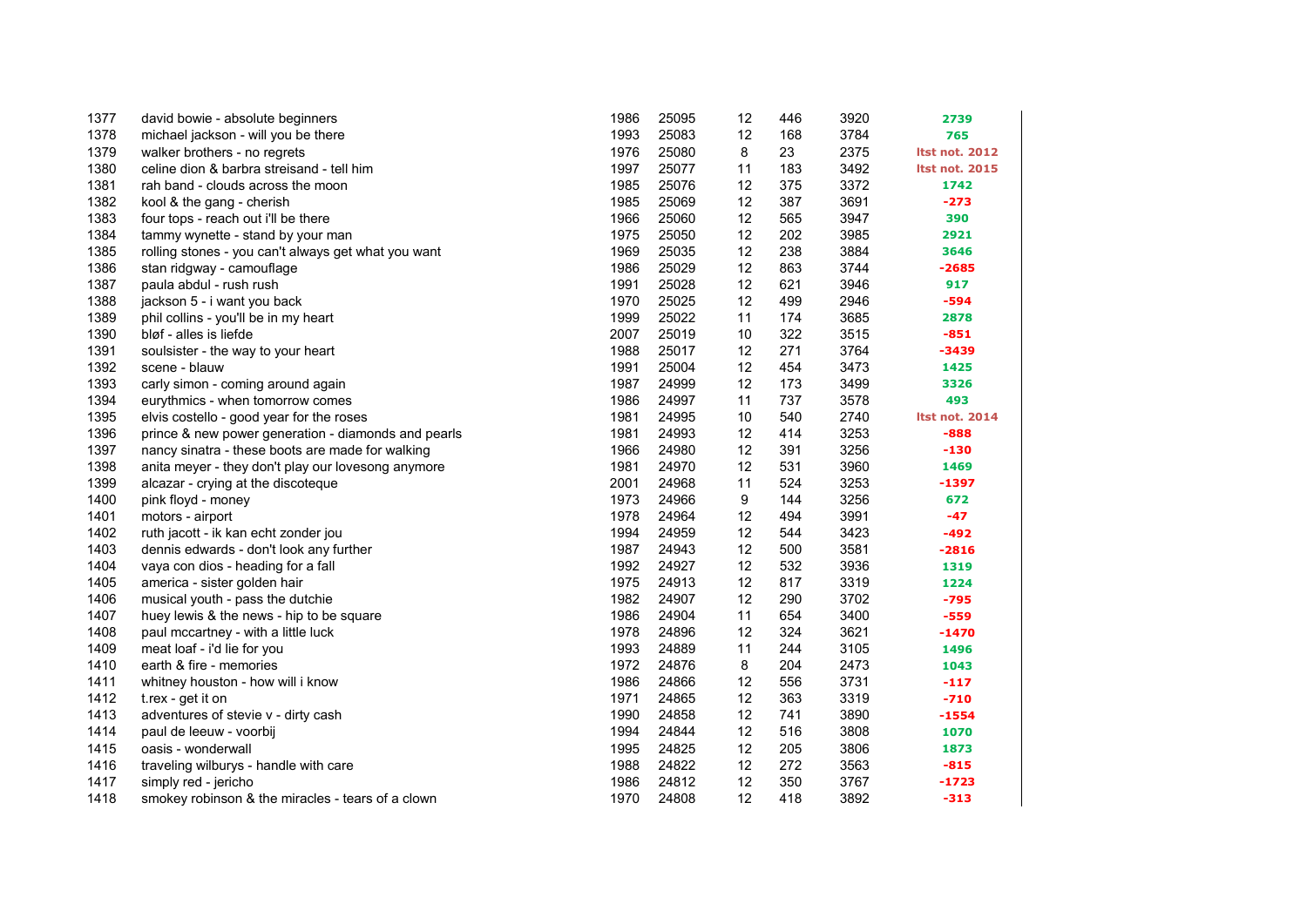| | | | | | | | |
|---|---|---|---|---|---|---|---|
| 1377 | david bowie - absolute beginners | 1986 | 25095 | 12 | 446 | 3920 | 2739 |
| 1378 | michael jackson - will you be there | 1993 | 25083 | 12 | 168 | 3784 | 765 |
| 1379 | walker brothers - no regrets | 1976 | 25080 | 8 | 23 | 2375 | ltst not. 2012 |
| 1380 | celine dion & barbra streisand - tell him | 1997 | 25077 | 11 | 183 | 3492 | ltst not. 2015 |
| 1381 | rah band - clouds across the moon | 1985 | 25076 | 12 | 375 | 3372 | 1742 |
| 1382 | kool & the gang - cherish | 1985 | 25069 | 12 | 387 | 3691 | -273 |
| 1383 | four tops - reach out i'll be there | 1966 | 25060 | 12 | 565 | 3947 | 390 |
| 1384 | tammy wynette - stand by your man | 1975 | 25050 | 12 | 202 | 3985 | 2921 |
| 1385 | rolling stones - you can't always get what you want | 1969 | 25035 | 12 | 238 | 3884 | 3646 |
| 1386 | stan ridgway - camouflage | 1986 | 25029 | 12 | 863 | 3744 | -2685 |
| 1387 | paula abdul - rush rush | 1991 | 25028 | 12 | 621 | 3946 | 917 |
| 1388 | jackson 5 - i want you back | 1970 | 25025 | 12 | 499 | 2946 | -594 |
| 1389 | phil collins - you'll be in my heart | 1999 | 25022 | 11 | 174 | 3685 | 2878 |
| 1390 | bløf - alles is liefde | 2007 | 25019 | 10 | 322 | 3515 | -851 |
| 1391 | soulsister - the way to your heart | 1988 | 25017 | 12 | 271 | 3764 | -3439 |
| 1392 | scene - blauw | 1991 | 25004 | 12 | 454 | 3473 | 1425 |
| 1393 | carly simon - coming around again | 1987 | 24999 | 12 | 173 | 3499 | 3326 |
| 1394 | eurythmics - when tomorrow comes | 1986 | 24997 | 11 | 737 | 3578 | 493 |
| 1395 | elvis costello - good year for the roses | 1981 | 24995 | 10 | 540 | 2740 | ltst not. 2014 |
| 1396 | prince & new power generation - diamonds and pearls | 1981 | 24993 | 12 | 414 | 3253 | -888 |
| 1397 | nancy sinatra - these boots are made for walking | 1966 | 24980 | 12 | 391 | 3256 | -130 |
| 1398 | anita meyer - they don't play our lovesong anymore | 1981 | 24970 | 12 | 531 | 3960 | 1469 |
| 1399 | alcazar - crying at the discoteque | 2001 | 24968 | 11 | 524 | 3253 | -1397 |
| 1400 | pink floyd - money | 1973 | 24966 | 9 | 144 | 3256 | 672 |
| 1401 | motors - airport | 1978 | 24964 | 12 | 494 | 3991 | -47 |
| 1402 | ruth jacott - ik kan echt zonder jou | 1994 | 24959 | 12 | 544 | 3423 | -492 |
| 1403 | dennis edwards - don't look any further | 1987 | 24943 | 12 | 500 | 3581 | -2816 |
| 1404 | vaya con dios - heading for a fall | 1992 | 24927 | 12 | 532 | 3936 | 1319 |
| 1405 | america - sister golden hair | 1975 | 24913 | 12 | 817 | 3319 | 1224 |
| 1406 | musical youth - pass the dutchie | 1982 | 24907 | 12 | 290 | 3702 | -795 |
| 1407 | huey lewis & the news - hip to be square | 1986 | 24904 | 11 | 654 | 3400 | -559 |
| 1408 | paul mccartney - with a little luck | 1978 | 24896 | 12 | 324 | 3621 | -1470 |
| 1409 | meat loaf - i'd lie for you | 1993 | 24889 | 11 | 244 | 3105 | 1496 |
| 1410 | earth & fire - memories | 1972 | 24876 | 8 | 204 | 2473 | 1043 |
| 1411 | whitney houston - how will i know | 1986 | 24866 | 12 | 556 | 3731 | -117 |
| 1412 | t.rex - get it on | 1971 | 24865 | 12 | 363 | 3319 | -710 |
| 1413 | adventures of stevie v - dirty cash | 1990 | 24858 | 12 | 741 | 3890 | -1554 |
| 1414 | paul de leeuw - voorbij | 1994 | 24844 | 12 | 516 | 3808 | 1070 |
| 1415 | oasis - wonderwall | 1995 | 24825 | 12 | 205 | 3806 | 1873 |
| 1416 | traveling wilburys - handle with care | 1988 | 24822 | 12 | 272 | 3563 | -815 |
| 1417 | simply red - jericho | 1986 | 24812 | 12 | 350 | 3767 | -1723 |
| 1418 | smokey robinson & the miracles - tears of a clown | 1970 | 24808 | 12 | 418 | 3892 | -313 |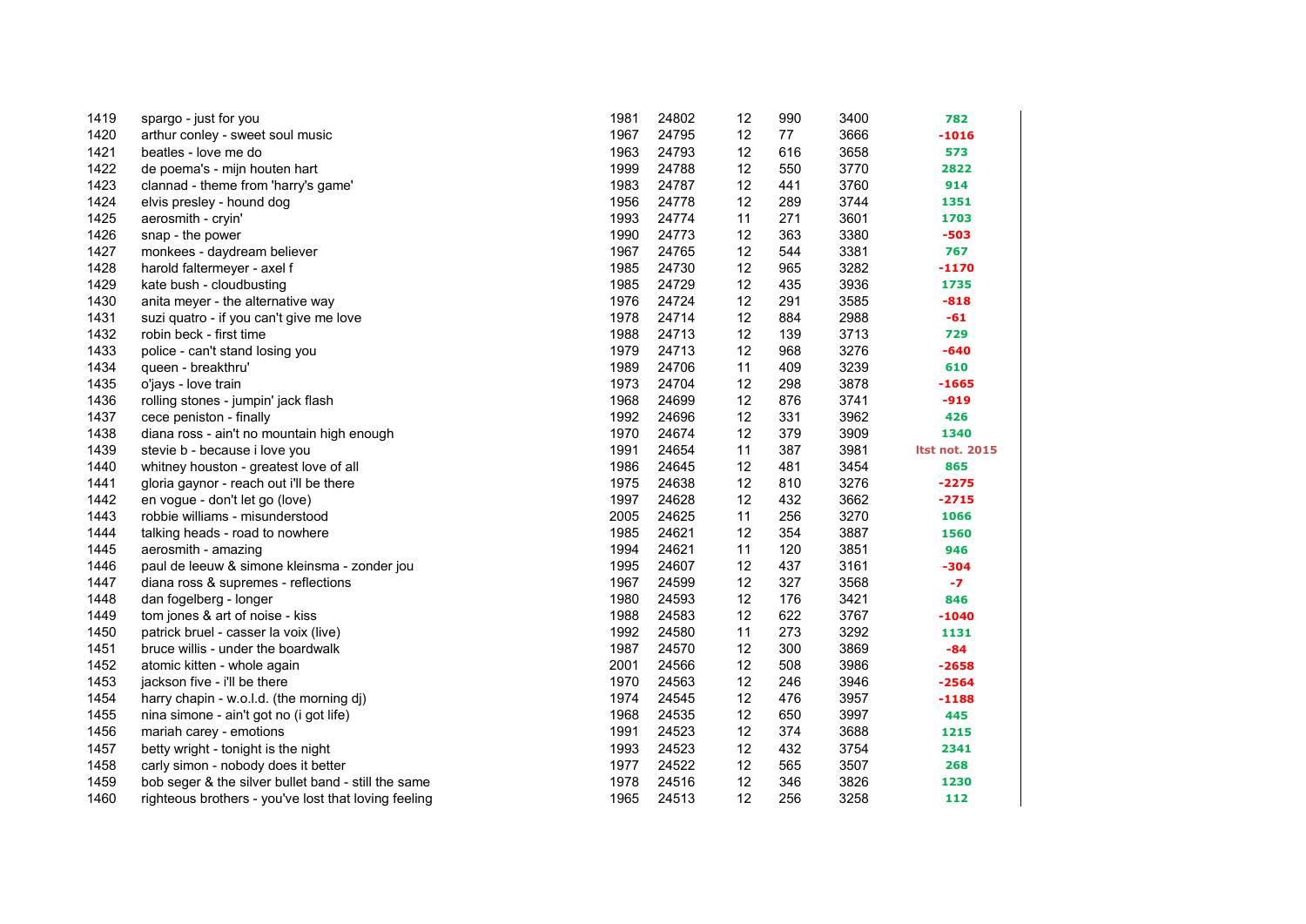| | | | | | | | |
|---|---|---|---|---|---|---|---|
| 1419 | spargo - just for you | 1981 | 24802 | 12 | 990 | 3400 | 782 |
| 1420 | arthur conley - sweet soul music | 1967 | 24795 | 12 | 77 | 3666 | -1016 |
| 1421 | beatles - love me do | 1963 | 24793 | 12 | 616 | 3658 | 573 |
| 1422 | de poema's - mijn houten hart | 1999 | 24788 | 12 | 550 | 3770 | 2822 |
| 1423 | clannad - theme from 'harry's game' | 1983 | 24787 | 12 | 441 | 3760 | 914 |
| 1424 | elvis presley - hound dog | 1956 | 24778 | 12 | 289 | 3744 | 1351 |
| 1425 | aerosmith - cryin' | 1993 | 24774 | 11 | 271 | 3601 | 1703 |
| 1426 | snap - the power | 1990 | 24773 | 12 | 363 | 3380 | -503 |
| 1427 | monkees - daydream believer | 1967 | 24765 | 12 | 544 | 3381 | 767 |
| 1428 | harold faltermeyer - axel f | 1985 | 24730 | 12 | 965 | 3282 | -1170 |
| 1429 | kate bush - cloudbusting | 1985 | 24729 | 12 | 435 | 3936 | 1735 |
| 1430 | anita meyer - the alternative way | 1976 | 24724 | 12 | 291 | 3585 | -818 |
| 1431 | suzi quatro - if you can't give me love | 1978 | 24714 | 12 | 884 | 2988 | -61 |
| 1432 | robin beck - first time | 1988 | 24713 | 12 | 139 | 3713 | 729 |
| 1433 | police - can't stand losing you | 1979 | 24713 | 12 | 968 | 3276 | -640 |
| 1434 | queen - breakthru' | 1989 | 24706 | 11 | 409 | 3239 | 610 |
| 1435 | o'jays - love train | 1973 | 24704 | 12 | 298 | 3878 | -1665 |
| 1436 | rolling stones - jumpin' jack flash | 1968 | 24699 | 12 | 876 | 3741 | -919 |
| 1437 | cece peniston - finally | 1992 | 24696 | 12 | 331 | 3962 | 426 |
| 1438 | diana ross - ain't no mountain high enough | 1970 | 24674 | 12 | 379 | 3909 | 1340 |
| 1439 | stevie b - because i love you | 1991 | 24654 | 11 | 387 | 3981 | ltst not. 2015 |
| 1440 | whitney houston - greatest love of all | 1986 | 24645 | 12 | 481 | 3454 | 865 |
| 1441 | gloria gaynor - reach out i'll be there | 1975 | 24638 | 12 | 810 | 3276 | -2275 |
| 1442 | en vogue - don't let go (love) | 1997 | 24628 | 12 | 432 | 3662 | -2715 |
| 1443 | robbie williams - misunderstood | 2005 | 24625 | 11 | 256 | 3270 | 1066 |
| 1444 | talking heads - road to nowhere | 1985 | 24621 | 12 | 354 | 3887 | 1560 |
| 1445 | aerosmith - amazing | 1994 | 24621 | 11 | 120 | 3851 | 946 |
| 1446 | paul de leeuw & simone kleinsma - zonder jou | 1995 | 24607 | 12 | 437 | 3161 | -304 |
| 1447 | diana ross & supremes - reflections | 1967 | 24599 | 12 | 327 | 3568 | -7 |
| 1448 | dan fogelberg - longer | 1980 | 24593 | 12 | 176 | 3421 | 846 |
| 1449 | tom jones & art of noise - kiss | 1988 | 24583 | 12 | 622 | 3767 | -1040 |
| 1450 | patrick bruel - casser la voix (live) | 1992 | 24580 | 11 | 273 | 3292 | 1131 |
| 1451 | bruce willis - under the boardwalk | 1987 | 24570 | 12 | 300 | 3869 | -84 |
| 1452 | atomic kitten - whole again | 2001 | 24566 | 12 | 508 | 3986 | -2658 |
| 1453 | jackson five - i'll be there | 1970 | 24563 | 12 | 246 | 3946 | -2564 |
| 1454 | harry chapin - w.o.l.d. (the morning dj) | 1974 | 24545 | 12 | 476 | 3957 | -1188 |
| 1455 | nina simone - ain't got no (i got life) | 1968 | 24535 | 12 | 650 | 3997 | 445 |
| 1456 | mariah carey - emotions | 1991 | 24523 | 12 | 374 | 3688 | 1215 |
| 1457 | betty wright - tonight is the night | 1993 | 24523 | 12 | 432 | 3754 | 2341 |
| 1458 | carly simon - nobody does it better | 1977 | 24522 | 12 | 565 | 3507 | 268 |
| 1459 | bob seger & the silver bullet band - still the same | 1978 | 24516 | 12 | 346 | 3826 | 1230 |
| 1460 | righteous brothers - you've lost that loving feeling | 1965 | 24513 | 12 | 256 | 3258 | 112 |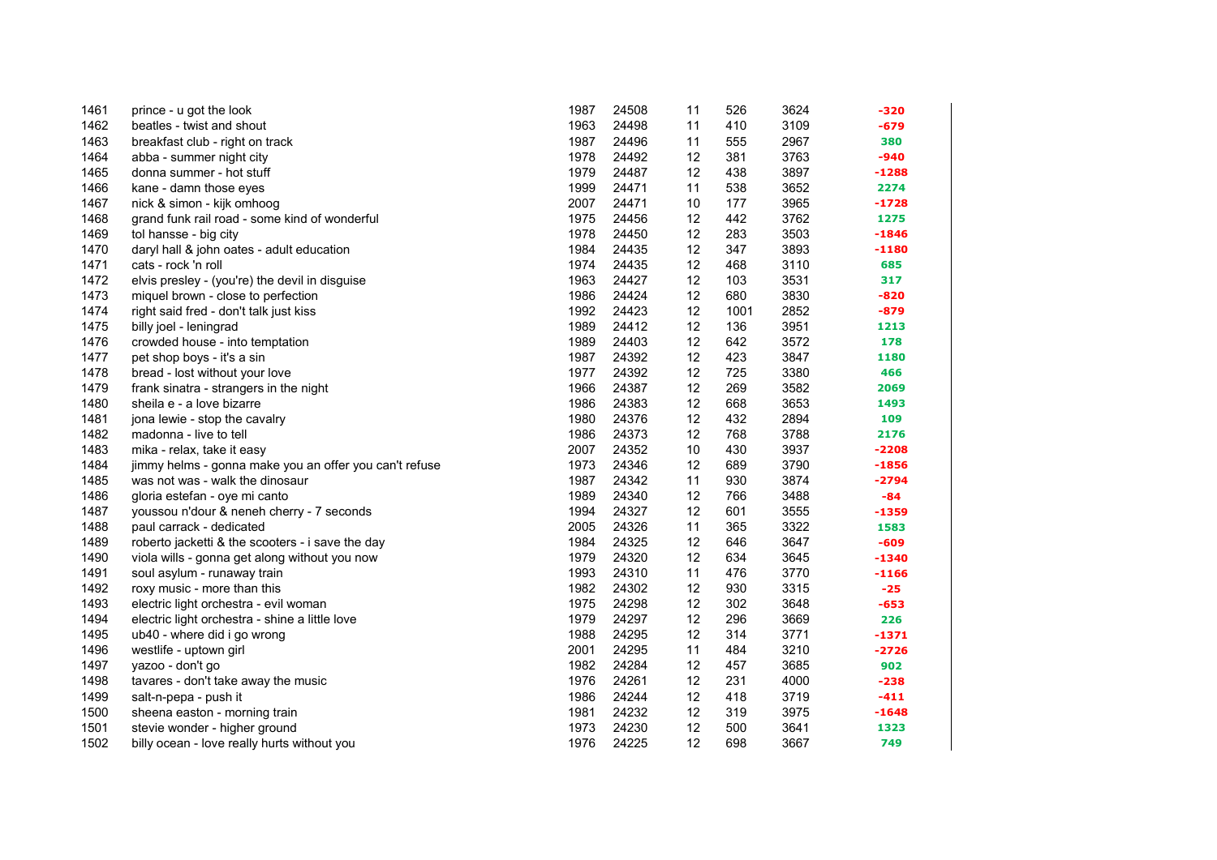| | | | | | | | |
|---|---|---|---|---|---|---|---|
| 1461 | prince - u got the look | 1987 | 24508 | 11 | 526 | 3624 | -320 |
| 1462 | beatles - twist and shout | 1963 | 24498 | 11 | 410 | 3109 | -679 |
| 1463 | breakfast club - right on track | 1987 | 24496 | 11 | 555 | 2967 | 380 |
| 1464 | abba - summer night city | 1978 | 24492 | 12 | 381 | 3763 | -940 |
| 1465 | donna summer - hot stuff | 1979 | 24487 | 12 | 438 | 3897 | -1288 |
| 1466 | kane - damn those eyes | 1999 | 24471 | 11 | 538 | 3652 | 2274 |
| 1467 | nick & simon - kijk omhoog | 2007 | 24471 | 10 | 177 | 3965 | -1728 |
| 1468 | grand funk rail road - some kind of wonderful | 1975 | 24456 | 12 | 442 | 3762 | 1275 |
| 1469 | tol hansse - big city | 1978 | 24450 | 12 | 283 | 3503 | -1846 |
| 1470 | daryl hall & john oates - adult education | 1984 | 24435 | 12 | 347 | 3893 | -1180 |
| 1471 | cats - rock 'n roll | 1974 | 24435 | 12 | 468 | 3110 | 685 |
| 1472 | elvis presley - (you're) the devil in disguise | 1963 | 24427 | 12 | 103 | 3531 | 317 |
| 1473 | miquel brown - close to perfection | 1986 | 24424 | 12 | 680 | 3830 | -820 |
| 1474 | right said fred - don't talk just kiss | 1992 | 24423 | 12 | 1001 | 2852 | -879 |
| 1475 | billy joel - leningrad | 1989 | 24412 | 12 | 136 | 3951 | 1213 |
| 1476 | crowded house - into temptation | 1989 | 24403 | 12 | 642 | 3572 | 178 |
| 1477 | pet shop boys - it's a sin | 1987 | 24392 | 12 | 423 | 3847 | 1180 |
| 1478 | bread - lost without your love | 1977 | 24392 | 12 | 725 | 3380 | 466 |
| 1479 | frank sinatra - strangers in the night | 1966 | 24387 | 12 | 269 | 3582 | 2069 |
| 1480 | sheila e - a love bizarre | 1986 | 24383 | 12 | 668 | 3653 | 1493 |
| 1481 | jona lewie - stop the cavalry | 1980 | 24376 | 12 | 432 | 2894 | 109 |
| 1482 | madonna - live to tell | 1986 | 24373 | 12 | 768 | 3788 | 2176 |
| 1483 | mika - relax, take it easy | 2007 | 24352 | 10 | 430 | 3937 | -2208 |
| 1484 | jimmy helms - gonna make you an offer you can't refuse | 1973 | 24346 | 12 | 689 | 3790 | -1856 |
| 1485 | was not was - walk the dinosaur | 1987 | 24342 | 11 | 930 | 3874 | -2794 |
| 1486 | gloria estefan - oye mi canto | 1989 | 24340 | 12 | 766 | 3488 | -84 |
| 1487 | youssou n'dour & neneh cherry - 7 seconds | 1994 | 24327 | 12 | 601 | 3555 | -1359 |
| 1488 | paul carrack - dedicated | 2005 | 24326 | 11 | 365 | 3322 | 1583 |
| 1489 | roberto jacketti & the scooters - i save the day | 1984 | 24325 | 12 | 646 | 3647 | -609 |
| 1490 | viola wills - gonna get along without you now | 1979 | 24320 | 12 | 634 | 3645 | -1340 |
| 1491 | soul asylum - runaway train | 1993 | 24310 | 11 | 476 | 3770 | -1166 |
| 1492 | roxy music - more than this | 1982 | 24302 | 12 | 930 | 3315 | -25 |
| 1493 | electric light orchestra - evil woman | 1975 | 24298 | 12 | 302 | 3648 | -653 |
| 1494 | electric light orchestra - shine a little love | 1979 | 24297 | 12 | 296 | 3669 | 226 |
| 1495 | ub40 - where did i go wrong | 1988 | 24295 | 12 | 314 | 3771 | -1371 |
| 1496 | westlife - uptown girl | 2001 | 24295 | 11 | 484 | 3210 | -2726 |
| 1497 | yazoo - don't go | 1982 | 24284 | 12 | 457 | 3685 | 902 |
| 1498 | tavares - don't take away the music | 1976 | 24261 | 12 | 231 | 4000 | -238 |
| 1499 | salt-n-pepa - push it | 1986 | 24244 | 12 | 418 | 3719 | -411 |
| 1500 | sheena easton - morning train | 1981 | 24232 | 12 | 319 | 3975 | -1648 |
| 1501 | stevie wonder - higher ground | 1973 | 24230 | 12 | 500 | 3641 | 1323 |
| 1502 | billy ocean - love really hurts without you | 1976 | 24225 | 12 | 698 | 3667 | 749 |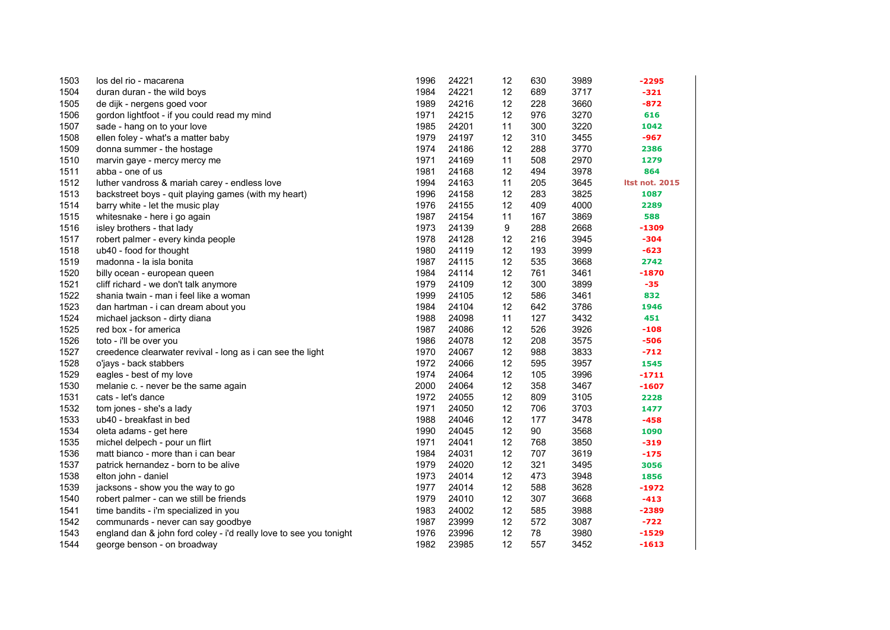| | | | | | | | |
|---|---|---|---|---|---|---|---|
| 1503 | los del rio - macarena | 1996 | 24221 | 12 | 630 | 3989 | -2295 |
| 1504 | duran duran - the wild boys | 1984 | 24221 | 12 | 689 | 3717 | -321 |
| 1505 | de dijk - nergens goed voor | 1989 | 24216 | 12 | 228 | 3660 | -872 |
| 1506 | gordon lightfoot - if you could read my mind | 1971 | 24215 | 12 | 976 | 3270 | 616 |
| 1507 | sade - hang on to your love | 1985 | 24201 | 11 | 300 | 3220 | 1042 |
| 1508 | ellen foley - what's a matter baby | 1979 | 24197 | 12 | 310 | 3455 | -967 |
| 1509 | donna summer - the hostage | 1974 | 24186 | 12 | 288 | 3770 | 2386 |
| 1510 | marvin gaye - mercy mercy me | 1971 | 24169 | 11 | 508 | 2970 | 1279 |
| 1511 | abba - one of us | 1981 | 24168 | 12 | 494 | 3978 | 864 |
| 1512 | luther vandross & mariah carey - endless love | 1994 | 24163 | 11 | 205 | 3645 | ltst not. 2015 |
| 1513 | backstreet boys - quit playing games (with my heart) | 1996 | 24158 | 12 | 283 | 3825 | 1087 |
| 1514 | barry white - let the music play | 1976 | 24155 | 12 | 409 | 4000 | 2289 |
| 1515 | whitesnake - here i go again | 1987 | 24154 | 11 | 167 | 3869 | 588 |
| 1516 | isley brothers - that lady | 1973 | 24139 | 9 | 288 | 2668 | -1309 |
| 1517 | robert palmer - every kinda people | 1978 | 24128 | 12 | 216 | 3945 | -304 |
| 1518 | ub40 - food for thought | 1980 | 24119 | 12 | 193 | 3999 | -623 |
| 1519 | madonna - la isla bonita | 1987 | 24115 | 12 | 535 | 3668 | 2742 |
| 1520 | billy ocean - european queen | 1984 | 24114 | 12 | 761 | 3461 | -1870 |
| 1521 | cliff richard - we don't talk anymore | 1979 | 24109 | 12 | 300 | 3899 | -35 |
| 1522 | shania twain - man i feel like a woman | 1999 | 24105 | 12 | 586 | 3461 | 832 |
| 1523 | dan hartman - i can dream about you | 1984 | 24104 | 12 | 642 | 3786 | 1946 |
| 1524 | michael jackson - dirty diana | 1988 | 24098 | 11 | 127 | 3432 | 451 |
| 1525 | red box - for america | 1987 | 24086 | 12 | 526 | 3926 | -108 |
| 1526 | toto - i'll be over you | 1986 | 24078 | 12 | 208 | 3575 | -506 |
| 1527 | creedence clearwater revival - long as i can see the light | 1970 | 24067 | 12 | 988 | 3833 | -712 |
| 1528 | o'jays - back stabbers | 1972 | 24066 | 12 | 595 | 3957 | 1545 |
| 1529 | eagles - best of my love | 1974 | 24064 | 12 | 105 | 3996 | -1711 |
| 1530 | melanie c. - never be the same again | 2000 | 24064 | 12 | 358 | 3467 | -1607 |
| 1531 | cats - let's dance | 1972 | 24055 | 12 | 809 | 3105 | 2228 |
| 1532 | tom jones - she's a lady | 1971 | 24050 | 12 | 706 | 3703 | 1477 |
| 1533 | ub40 - breakfast in bed | 1988 | 24046 | 12 | 177 | 3478 | -458 |
| 1534 | oleta adams - get here | 1990 | 24045 | 12 | 90 | 3568 | 1090 |
| 1535 | michel delpech - pour un flirt | 1971 | 24041 | 12 | 768 | 3850 | -319 |
| 1536 | matt bianco - more than i can bear | 1984 | 24031 | 12 | 707 | 3619 | -175 |
| 1537 | patrick hernandez - born to be alive | 1979 | 24020 | 12 | 321 | 3495 | 3056 |
| 1538 | elton john - daniel | 1973 | 24014 | 12 | 473 | 3948 | 1856 |
| 1539 | jacksons - show you the way to go | 1977 | 24014 | 12 | 588 | 3628 | -1972 |
| 1540 | robert palmer - can we still be friends | 1979 | 24010 | 12 | 307 | 3668 | -413 |
| 1541 | time bandits - i'm specialized in you | 1983 | 24002 | 12 | 585 | 3988 | -2389 |
| 1542 | communards - never can say goodbye | 1987 | 23999 | 12 | 572 | 3087 | -722 |
| 1543 | england dan & john ford coley - i'd really love to see you tonight | 1976 | 23996 | 12 | 78 | 3980 | -1529 |
| 1544 | george benson - on broadway | 1982 | 23985 | 12 | 557 | 3452 | -1613 |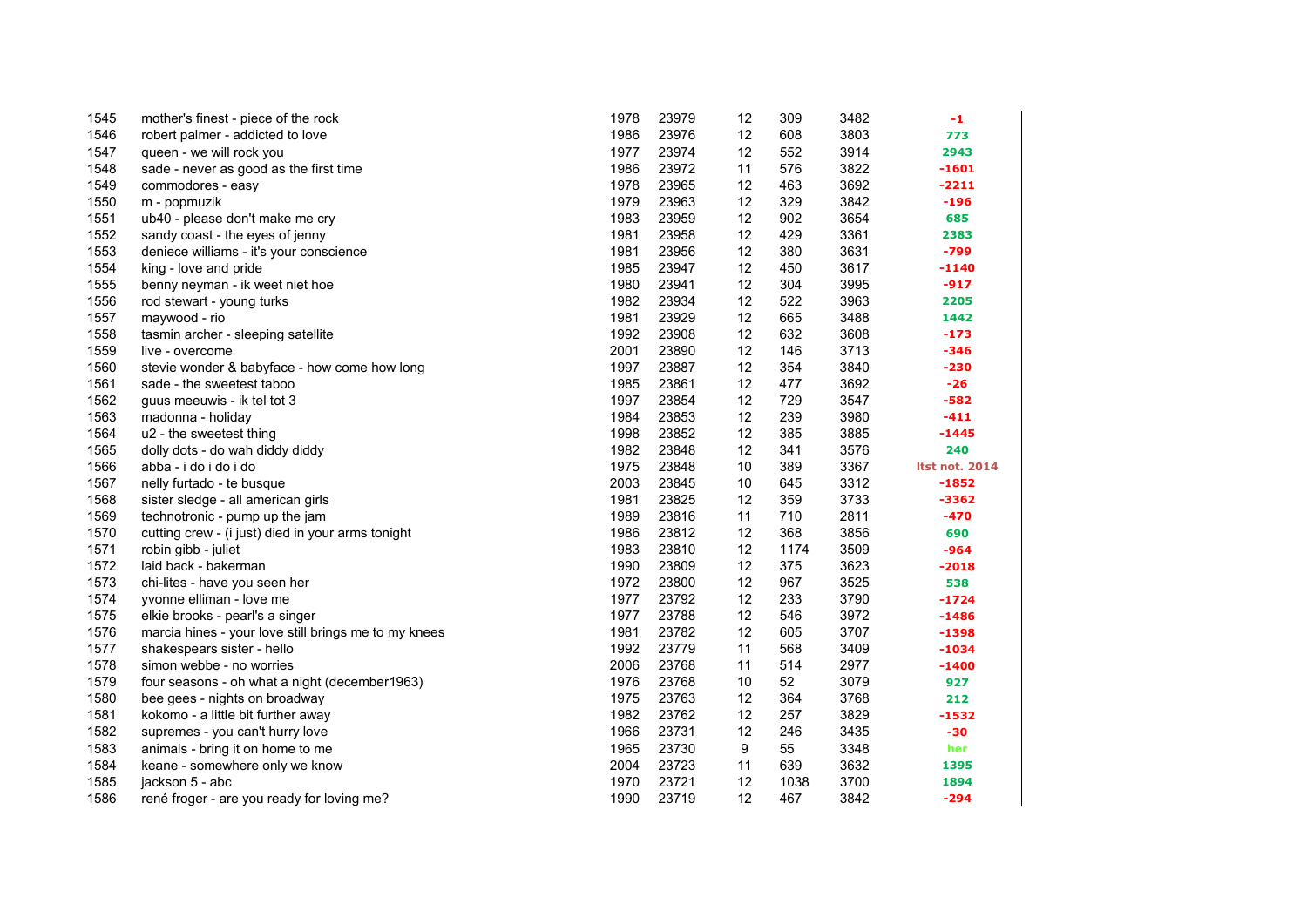| | | | | | | | |
|---|---|---|---|---|---|---|---|
| 1545 | mother's finest - piece of the rock | 1978 | 23979 | 12 | 309 | 3482 | -1 |
| 1546 | robert palmer - addicted to love | 1986 | 23976 | 12 | 608 | 3803 | 773 |
| 1547 | queen - we will rock you | 1977 | 23974 | 12 | 552 | 3914 | 2943 |
| 1548 | sade - never as good as the first time | 1986 | 23972 | 11 | 576 | 3822 | -1601 |
| 1549 | commodores - easy | 1978 | 23965 | 12 | 463 | 3692 | -2211 |
| 1550 | m - popmuzik | 1979 | 23963 | 12 | 329 | 3842 | -196 |
| 1551 | ub40 - please don't make me cry | 1983 | 23959 | 12 | 902 | 3654 | 685 |
| 1552 | sandy coast - the eyes of jenny | 1981 | 23958 | 12 | 429 | 3361 | 2383 |
| 1553 | deniece williams - it's your conscience | 1981 | 23956 | 12 | 380 | 3631 | -799 |
| 1554 | king - love and pride | 1985 | 23947 | 12 | 450 | 3617 | -1140 |
| 1555 | benny neyman - ik weet niet hoe | 1980 | 23941 | 12 | 304 | 3995 | -917 |
| 1556 | rod stewart - young turks | 1982 | 23934 | 12 | 522 | 3963 | 2205 |
| 1557 | maywood - rio | 1981 | 23929 | 12 | 665 | 3488 | 1442 |
| 1558 | tasmin archer - sleeping satellite | 1992 | 23908 | 12 | 632 | 3608 | -173 |
| 1559 | live - overcome | 2001 | 23890 | 12 | 146 | 3713 | -346 |
| 1560 | stevie wonder & babyface - how come how long | 1997 | 23887 | 12 | 354 | 3840 | -230 |
| 1561 | sade - the sweetest taboo | 1985 | 23861 | 12 | 477 | 3692 | -26 |
| 1562 | guus meeuwis - ik tel tot 3 | 1997 | 23854 | 12 | 729 | 3547 | -582 |
| 1563 | madonna - holiday | 1984 | 23853 | 12 | 239 | 3980 | -411 |
| 1564 | u2 - the sweetest thing | 1998 | 23852 | 12 | 385 | 3885 | -1445 |
| 1565 | dolly dots - do wah diddy diddy | 1982 | 23848 | 12 | 341 | 3576 | 240 |
| 1566 | abba - i do i do i do | 1975 | 23848 | 10 | 389 | 3367 | ltst not. 2014 |
| 1567 | nelly furtado - te busque | 2003 | 23845 | 10 | 645 | 3312 | -1852 |
| 1568 | sister sledge - all american girls | 1981 | 23825 | 12 | 359 | 3733 | -3362 |
| 1569 | technotronic - pump up the jam | 1989 | 23816 | 11 | 710 | 2811 | -470 |
| 1570 | cutting crew - (i just) died in your arms tonight | 1986 | 23812 | 12 | 368 | 3856 | 690 |
| 1571 | robin gibb - juliet | 1983 | 23810 | 12 | 1174 | 3509 | -964 |
| 1572 | laid back - bakerman | 1990 | 23809 | 12 | 375 | 3623 | -2018 |
| 1573 | chi-lites - have you seen her | 1972 | 23800 | 12 | 967 | 3525 | 538 |
| 1574 | yvonne elliman - love me | 1977 | 23792 | 12 | 233 | 3790 | -1724 |
| 1575 | elkie brooks - pearl's a singer | 1977 | 23788 | 12 | 546 | 3972 | -1486 |
| 1576 | marcia hines - your love still brings me to my knees | 1981 | 23782 | 12 | 605 | 3707 | -1398 |
| 1577 | shakespears sister - hello | 1992 | 23779 | 11 | 568 | 3409 | -1034 |
| 1578 | simon webbe - no worries | 2006 | 23768 | 11 | 514 | 2977 | -1400 |
| 1579 | four seasons - oh what a night (december1963) | 1976 | 23768 | 10 | 52 | 3079 | 927 |
| 1580 | bee gees - nights on broadway | 1975 | 23763 | 12 | 364 | 3768 | 212 |
| 1581 | kokomo - a little bit further away | 1982 | 23762 | 12 | 257 | 3829 | -1532 |
| 1582 | supremes - you can't hurry love | 1966 | 23731 | 12 | 246 | 3435 | -30 |
| 1583 | animals - bring it on home to me | 1965 | 23730 | 9 | 55 | 3348 | her |
| 1584 | keane - somewhere only we know | 2004 | 23723 | 11 | 639 | 3632 | 1395 |
| 1585 | jackson 5 - abc | 1970 | 23721 | 12 | 1038 | 3700 | 1894 |
| 1586 | rené froger - are you ready for loving me? | 1990 | 23719 | 12 | 467 | 3842 | -294 |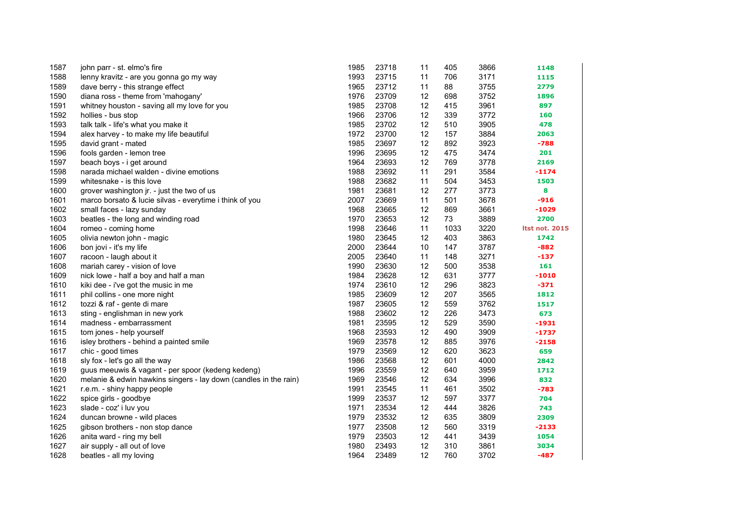| | | | | | | | |
|---|---|---|---|---|---|---|---|
| 1587 | john parr - st. elmo's fire | 1985 | 23718 | 11 | 405 | 3866 | 1148 |
| 1588 | lenny kravitz - are you gonna go my way | 1993 | 23715 | 11 | 706 | 3171 | 1115 |
| 1589 | dave berry - this strange effect | 1965 | 23712 | 11 | 88 | 3755 | 2779 |
| 1590 | diana ross - theme from 'mahogany' | 1976 | 23709 | 12 | 698 | 3752 | 1896 |
| 1591 | whitney houston - saving all my love for you | 1985 | 23708 | 12 | 415 | 3961 | 897 |
| 1592 | hollies - bus stop | 1966 | 23706 | 12 | 339 | 3772 | 160 |
| 1593 | talk talk - life's what you make it | 1985 | 23702 | 12 | 510 | 3905 | 478 |
| 1594 | alex harvey - to make my life beautiful | 1972 | 23700 | 12 | 157 | 3884 | 2063 |
| 1595 | david grant - mated | 1985 | 23697 | 12 | 892 | 3923 | -788 |
| 1596 | fools garden - lemon tree | 1996 | 23695 | 12 | 475 | 3474 | 201 |
| 1597 | beach boys - i get around | 1964 | 23693 | 12 | 769 | 3778 | 2169 |
| 1598 | narada michael walden - divine emotions | 1988 | 23692 | 11 | 291 | 3584 | -1174 |
| 1599 | whitesnake - is this love | 1988 | 23682 | 11 | 504 | 3453 | 1503 |
| 1600 | grover washington jr. - just the two of us | 1981 | 23681 | 12 | 277 | 3773 | 8 |
| 1601 | marco borsato & lucie silvas - everytime i think of you | 2007 | 23669 | 11 | 501 | 3678 | -916 |
| 1602 | small faces - lazy sunday | 1968 | 23665 | 12 | 869 | 3661 | -1029 |
| 1603 | beatles - the long and winding road | 1970 | 23653 | 12 | 73 | 3889 | 2700 |
| 1604 | romeo - coming home | 1998 | 23646 | 11 | 1033 | 3220 | ltst not. 2015 |
| 1605 | olivia newton john - magic | 1980 | 23645 | 12 | 403 | 3863 | 1742 |
| 1606 | bon jovi - it's my life | 2000 | 23644 | 10 | 147 | 3787 | -882 |
| 1607 | racoon - laugh about it | 2005 | 23640 | 11 | 148 | 3271 | -137 |
| 1608 | mariah carey - vision of love | 1990 | 23630 | 12 | 500 | 3538 | 161 |
| 1609 | nick lowe - half a boy and half a man | 1984 | 23628 | 12 | 631 | 3777 | -1010 |
| 1610 | kiki dee - i've got the music in me | 1974 | 23610 | 12 | 296 | 3823 | -371 |
| 1611 | phil collins - one more night | 1985 | 23609 | 12 | 207 | 3565 | 1812 |
| 1612 | tozzi & raf - gente di mare | 1987 | 23605 | 12 | 559 | 3762 | 1517 |
| 1613 | sting - englishman in new york | 1988 | 23602 | 12 | 226 | 3473 | 673 |
| 1614 | madness - embarrassment | 1981 | 23595 | 12 | 529 | 3590 | -1931 |
| 1615 | tom jones - help yourself | 1968 | 23593 | 12 | 490 | 3909 | -1737 |
| 1616 | isley brothers - behind a painted smile | 1969 | 23578 | 12 | 885 | 3976 | -2158 |
| 1617 | chic - good times | 1979 | 23569 | 12 | 620 | 3623 | 659 |
| 1618 | sly fox - let's go all the way | 1986 | 23568 | 12 | 601 | 4000 | 2842 |
| 1619 | guus meeuwis & vagant - per spoor (kedeng kedeng) | 1996 | 23559 | 12 | 640 | 3959 | 1712 |
| 1620 | melanie & edwin hawkins singers - lay down (candles in the rain) | 1969 | 23546 | 12 | 634 | 3996 | 832 |
| 1621 | r.e.m. - shiny happy people | 1991 | 23545 | 11 | 461 | 3502 | -783 |
| 1622 | spice girls - goodbye | 1999 | 23537 | 12 | 597 | 3377 | 704 |
| 1623 | slade - coz' i luv you | 1971 | 23534 | 12 | 444 | 3826 | 743 |
| 1624 | duncan browne - wild places | 1979 | 23532 | 12 | 635 | 3809 | 2309 |
| 1625 | gibson brothers - non stop dance | 1977 | 23508 | 12 | 560 | 3319 | -2133 |
| 1626 | anita ward - ring my bell | 1979 | 23503 | 12 | 441 | 3439 | 1054 |
| 1627 | air supply - all out of love | 1980 | 23493 | 12 | 310 | 3861 | 3034 |
| 1628 | beatles - all my loving | 1964 | 23489 | 12 | 760 | 3702 | -487 |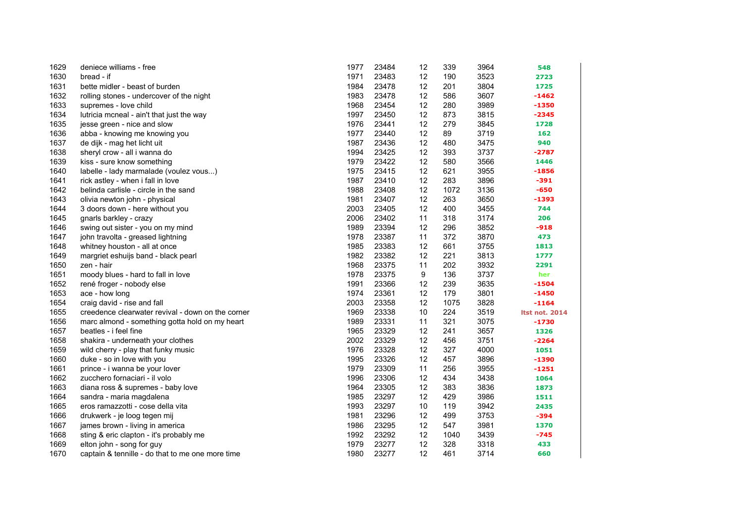| | | | | | | | |
|---|---|---|---|---|---|---|---|
| 1629 | deniece williams - free | 1977 | 23484 | 12 | 339 | 3964 | 548 |
| 1630 | bread - if | 1971 | 23483 | 12 | 190 | 3523 | 2723 |
| 1631 | bette midler - beast of burden | 1984 | 23478 | 12 | 201 | 3804 | 1725 |
| 1632 | rolling stones - undercover of the night | 1983 | 23478 | 12 | 586 | 3607 | -1462 |
| 1633 | supremes - love child | 1968 | 23454 | 12 | 280 | 3989 | -1350 |
| 1634 | lutricia mcneal - ain't that just the way | 1997 | 23450 | 12 | 873 | 3815 | -2345 |
| 1635 | jesse green - nice and slow | 1976 | 23441 | 12 | 279 | 3845 | 1728 |
| 1636 | abba - knowing me knowing you | 1977 | 23440 | 12 | 89 | 3719 | 162 |
| 1637 | de dijk - mag het licht uit | 1987 | 23436 | 12 | 480 | 3475 | 940 |
| 1638 | sheryl crow - all i wanna do | 1994 | 23425 | 12 | 393 | 3737 | -2787 |
| 1639 | kiss - sure know something | 1979 | 23422 | 12 | 580 | 3566 | 1446 |
| 1640 | labelle - lady marmalade (voulez vous...) | 1975 | 23415 | 12 | 621 | 3955 | -1856 |
| 1641 | rick astley - when i fall in love | 1987 | 23410 | 12 | 283 | 3896 | -391 |
| 1642 | belinda carlisle - circle in the sand | 1988 | 23408 | 12 | 1072 | 3136 | -650 |
| 1643 | olivia newton john - physical | 1981 | 23407 | 12 | 263 | 3650 | -1393 |
| 1644 | 3 doors down - here without you | 2003 | 23405 | 12 | 400 | 3455 | 744 |
| 1645 | gnarls barkley - crazy | 2006 | 23402 | 11 | 318 | 3174 | 206 |
| 1646 | swing out sister - you on my mind | 1989 | 23394 | 12 | 296 | 3852 | -918 |
| 1647 | john travolta - greased lightning | 1978 | 23387 | 11 | 372 | 3870 | 473 |
| 1648 | whitney houston - all at once | 1985 | 23383 | 12 | 661 | 3755 | 1813 |
| 1649 | margriet eshuijs band - black pearl | 1982 | 23382 | 12 | 221 | 3813 | 1777 |
| 1650 | zen - hair | 1968 | 23375 | 11 | 202 | 3932 | 2291 |
| 1651 | moody blues - hard to fall in love | 1978 | 23375 | 9 | 136 | 3737 | her |
| 1652 | rené froger - nobody else | 1991 | 23366 | 12 | 239 | 3635 | -1504 |
| 1653 | ace - how long | 1974 | 23361 | 12 | 179 | 3801 | -1450 |
| 1654 | craig david - rise and fall | 2003 | 23358 | 12 | 1075 | 3828 | -1164 |
| 1655 | creedence clearwater revival - down on the corner | 1969 | 23338 | 10 | 224 | 3519 | ltst not. 2014 |
| 1656 | marc almond - something gotta hold on my heart | 1989 | 23331 | 11 | 321 | 3075 | -1730 |
| 1657 | beatles - i feel fine | 1965 | 23329 | 12 | 241 | 3657 | 1326 |
| 1658 | shakira - underneath your clothes | 2002 | 23329 | 12 | 456 | 3751 | -2264 |
| 1659 | wild cherry - play that funky music | 1976 | 23328 | 12 | 327 | 4000 | 1051 |
| 1660 | duke - so in love with you | 1995 | 23326 | 12 | 457 | 3896 | -1390 |
| 1661 | prince - i wanna be your lover | 1979 | 23309 | 11 | 256 | 3955 | -1251 |
| 1662 | zucchero fornaciari - il volo | 1996 | 23306 | 12 | 434 | 3438 | 1064 |
| 1663 | diana ross & supremes - baby love | 1964 | 23305 | 12 | 383 | 3836 | 1873 |
| 1664 | sandra - maria magdalena | 1985 | 23297 | 12 | 429 | 3986 | 1511 |
| 1665 | eros ramazzotti - cose della vita | 1993 | 23297 | 10 | 119 | 3942 | 2435 |
| 1666 | drukwerk - je loog tegen mij | 1981 | 23296 | 12 | 499 | 3753 | -394 |
| 1667 | james brown - living in america | 1986 | 23295 | 12 | 547 | 3981 | 1370 |
| 1668 | sting & eric clapton - it's probably me | 1992 | 23292 | 12 | 1040 | 3439 | -745 |
| 1669 | elton john - song for guy | 1979 | 23277 | 12 | 328 | 3318 | 433 |
| 1670 | captain & tennille - do that to me one more time | 1980 | 23277 | 12 | 461 | 3714 | 660 |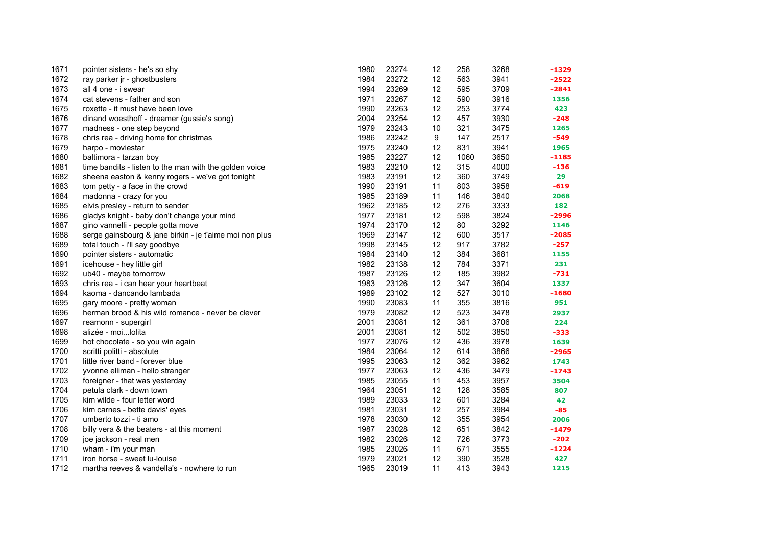| | | | | | | | |
|---|---|---|---|---|---|---|---|
| 1671 | pointer sisters - he's so shy | 1980 | 23274 | 12 | 258 | 3268 | -1329 |
| 1672 | ray parker jr - ghostbusters | 1984 | 23272 | 12 | 563 | 3941 | -2522 |
| 1673 | all 4 one - i swear | 1994 | 23269 | 12 | 595 | 3709 | -2841 |
| 1674 | cat stevens - father and son | 1971 | 23267 | 12 | 590 | 3916 | 1356 |
| 1675 | roxette - it must have been love | 1990 | 23263 | 12 | 253 | 3774 | 423 |
| 1676 | dinand woesthoff - dreamer (gussie's song) | 2004 | 23254 | 12 | 457 | 3930 | -248 |
| 1677 | madness - one step beyond | 1979 | 23243 | 10 | 321 | 3475 | 1265 |
| 1678 | chris rea - driving home for christmas | 1986 | 23242 | 9 | 147 | 2517 | -549 |
| 1679 | harpo - moviestar | 1975 | 23240 | 12 | 831 | 3941 | 1965 |
| 1680 | baltimora - tarzan boy | 1985 | 23227 | 12 | 1060 | 3650 | -1185 |
| 1681 | time bandits - listen to the man with the golden voice | 1983 | 23210 | 12 | 315 | 4000 | -136 |
| 1682 | sheena easton & kenny rogers - we've got tonight | 1983 | 23191 | 12 | 360 | 3749 | 29 |
| 1683 | tom petty - a face in the crowd | 1990 | 23191 | 11 | 803 | 3958 | -619 |
| 1684 | madonna - crazy for you | 1985 | 23189 | 11 | 146 | 3840 | 2068 |
| 1685 | elvis presley - return to sender | 1962 | 23185 | 12 | 276 | 3333 | 182 |
| 1686 | gladys knight - baby don't change your mind | 1977 | 23181 | 12 | 598 | 3824 | -2996 |
| 1687 | gino vannelli - people gotta move | 1974 | 23170 | 12 | 80 | 3292 | 1146 |
| 1688 | serge gainsbourg & jane birkin - je t'aime moi non plus | 1969 | 23147 | 12 | 600 | 3517 | -2085 |
| 1689 | total touch - i'll say goodbye | 1998 | 23145 | 12 | 917 | 3782 | -257 |
| 1690 | pointer sisters - automatic | 1984 | 23140 | 12 | 384 | 3681 | 1155 |
| 1691 | icehouse - hey little girl | 1982 | 23138 | 12 | 784 | 3371 | 231 |
| 1692 | ub40 - maybe tomorrow | 1987 | 23126 | 12 | 185 | 3982 | -731 |
| 1693 | chris rea - i can hear your heartbeat | 1983 | 23126 | 12 | 347 | 3604 | 1337 |
| 1694 | kaoma - dancando lambada | 1989 | 23102 | 12 | 527 | 3010 | -1680 |
| 1695 | gary moore - pretty woman | 1990 | 23083 | 11 | 355 | 3816 | 951 |
| 1696 | herman brood & his wild romance - never be clever | 1979 | 23082 | 12 | 523 | 3478 | 2937 |
| 1697 | reamonn - supergirl | 2001 | 23081 | 12 | 361 | 3706 | 224 |
| 1698 | alizée - moi...lolita | 2001 | 23081 | 12 | 502 | 3850 | -333 |
| 1699 | hot chocolate - so you win again | 1977 | 23076 | 12 | 436 | 3978 | 1639 |
| 1700 | scritti politti - absolute | 1984 | 23064 | 12 | 614 | 3866 | -2965 |
| 1701 | little river band - forever blue | 1995 | 23063 | 12 | 362 | 3962 | 1743 |
| 1702 | yvonne elliman - hello stranger | 1977 | 23063 | 12 | 436 | 3479 | -1743 |
| 1703 | foreigner - that was yesterday | 1985 | 23055 | 11 | 453 | 3957 | 3504 |
| 1704 | petula clark - down town | 1964 | 23051 | 12 | 128 | 3585 | 807 |
| 1705 | kim wilde - four letter word | 1989 | 23033 | 12 | 601 | 3284 | 42 |
| 1706 | kim carnes - bette davis' eyes | 1981 | 23031 | 12 | 257 | 3984 | -85 |
| 1707 | umberto tozzi - ti amo | 1978 | 23030 | 12 | 355 | 3954 | 2006 |
| 1708 | billy vera & the beaters - at this moment | 1987 | 23028 | 12 | 651 | 3842 | -1479 |
| 1709 | joe jackson - real men | 1982 | 23026 | 12 | 726 | 3773 | -202 |
| 1710 | wham - i'm your man | 1985 | 23026 | 11 | 671 | 3555 | -1224 |
| 1711 | iron horse - sweet lu-louise | 1979 | 23021 | 12 | 390 | 3528 | 427 |
| 1712 | martha reeves & vandella's - nowhere to run | 1965 | 23019 | 11 | 413 | 3943 | 1215 |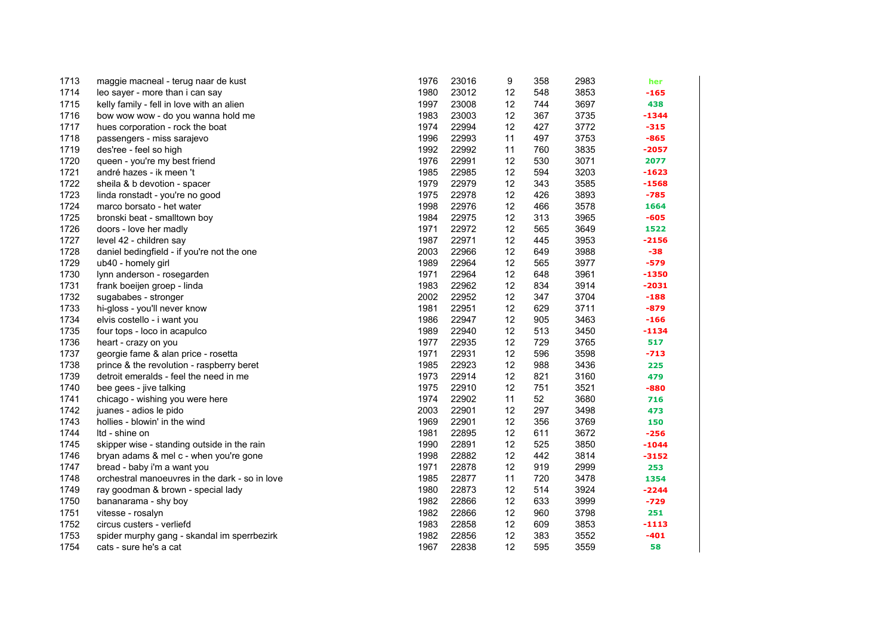| | | | | | | | |
|---|---|---|---|---|---|---|---|
| 1713 | maggie macneal - terug naar de kust | 1976 | 23016 | 9 | 358 | 2983 | her |
| 1714 | leo sayer - more than i can say | 1980 | 23012 | 12 | 548 | 3853 | -165 |
| 1715 | kelly family - fell in love with an alien | 1997 | 23008 | 12 | 744 | 3697 | 438 |
| 1716 | bow wow wow - do you wanna hold me | 1983 | 23003 | 12 | 367 | 3735 | -1344 |
| 1717 | hues corporation - rock the boat | 1974 | 22994 | 12 | 427 | 3772 | -315 |
| 1718 | passengers - miss sarajevo | 1996 | 22993 | 11 | 497 | 3753 | -865 |
| 1719 | des'ree - feel so high | 1992 | 22992 | 11 | 760 | 3835 | -2057 |
| 1720 | queen - you're my best friend | 1976 | 22991 | 12 | 530 | 3071 | 2077 |
| 1721 | andré hazes - ik meen 't | 1985 | 22985 | 12 | 594 | 3203 | -1623 |
| 1722 | sheila & b devotion - spacer | 1979 | 22979 | 12 | 343 | 3585 | -1568 |
| 1723 | linda ronstadt - you're no good | 1975 | 22978 | 12 | 426 | 3893 | -785 |
| 1724 | marco borsato - het water | 1998 | 22976 | 12 | 466 | 3578 | 1664 |
| 1725 | bronski beat - smalltown boy | 1984 | 22975 | 12 | 313 | 3965 | -605 |
| 1726 | doors - love her madly | 1971 | 22972 | 12 | 565 | 3649 | 1522 |
| 1727 | level 42 - children say | 1987 | 22971 | 12 | 445 | 3953 | -2156 |
| 1728 | daniel bedingfield - if you're not the one | 2003 | 22966 | 12 | 649 | 3988 | -38 |
| 1729 | ub40 - homely girl | 1989 | 22964 | 12 | 565 | 3977 | -579 |
| 1730 | lynn anderson - rosegarden | 1971 | 22964 | 12 | 648 | 3961 | -1350 |
| 1731 | frank boeijen groep - linda | 1983 | 22962 | 12 | 834 | 3914 | -2031 |
| 1732 | sugababes - stronger | 2002 | 22952 | 12 | 347 | 3704 | -188 |
| 1733 | hi-gloss - you'll never know | 1981 | 22951 | 12 | 629 | 3711 | -879 |
| 1734 | elvis costello - i want you | 1986 | 22947 | 12 | 905 | 3463 | -166 |
| 1735 | four tops - loco in acapulco | 1989 | 22940 | 12 | 513 | 3450 | -1134 |
| 1736 | heart - crazy on you | 1977 | 22935 | 12 | 729 | 3765 | 517 |
| 1737 | georgie fame & alan price - rosetta | 1971 | 22931 | 12 | 596 | 3598 | -713 |
| 1738 | prince & the revolution - raspberry beret | 1985 | 22923 | 12 | 988 | 3436 | 225 |
| 1739 | detroit emeralds - feel the need in me | 1973 | 22914 | 12 | 821 | 3160 | 479 |
| 1740 | bee gees - jive talking | 1975 | 22910 | 12 | 751 | 3521 | -880 |
| 1741 | chicago - wishing you were here | 1974 | 22902 | 11 | 52 | 3680 | 716 |
| 1742 | juanes - adios le pido | 2003 | 22901 | 12 | 297 | 3498 | 473 |
| 1743 | hollies - blowin' in the wind | 1969 | 22901 | 12 | 356 | 3769 | 150 |
| 1744 | ltd - shine on | 1981 | 22895 | 12 | 611 | 3672 | -256 |
| 1745 | skipper wise - standing outside in the rain | 1990 | 22891 | 12 | 525 | 3850 | -1044 |
| 1746 | bryan adams & mel c - when you're gone | 1998 | 22882 | 12 | 442 | 3814 | -3152 |
| 1747 | bread - baby i'm a want you | 1971 | 22878 | 12 | 919 | 2999 | 253 |
| 1748 | orchestral manoeuvres in the dark - so in love | 1985 | 22877 | 11 | 720 | 3478 | 1354 |
| 1749 | ray goodman & brown - special lady | 1980 | 22873 | 12 | 514 | 3924 | -2244 |
| 1750 | bananarama - shy boy | 1982 | 22866 | 12 | 633 | 3999 | -729 |
| 1751 | vitesse - rosalyn | 1982 | 22866 | 12 | 960 | 3798 | 251 |
| 1752 | circus custers - verliefd | 1983 | 22858 | 12 | 609 | 3853 | -1113 |
| 1753 | spider murphy gang - skandal im sperrbezirk | 1982 | 22856 | 12 | 383 | 3552 | -401 |
| 1754 | cats - sure he's a cat | 1967 | 22838 | 12 | 595 | 3559 | 58 |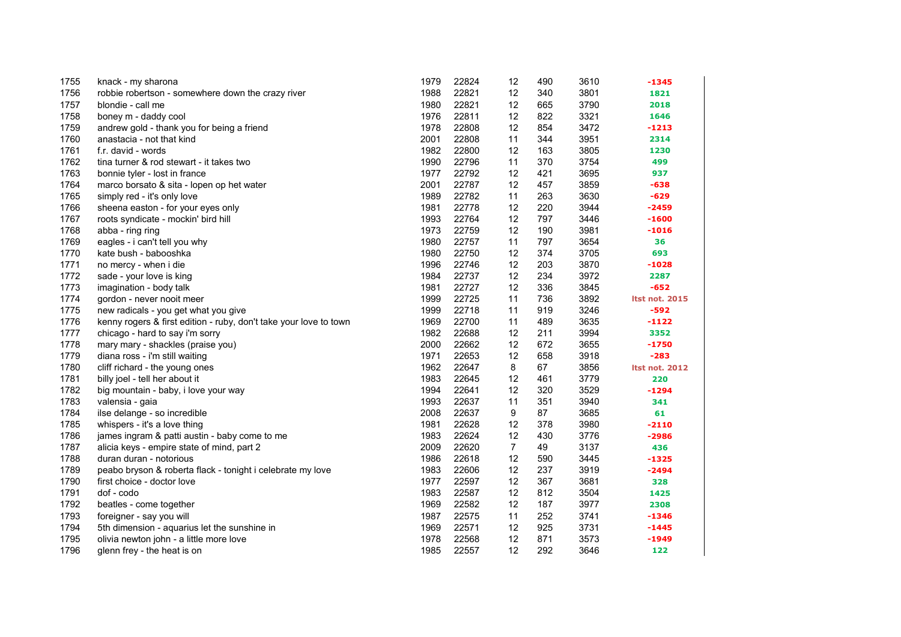| | | | | | | | |
|---|---|---|---|---|---|---|---|
| 1755 | knack - my sharona | 1979 | 22824 | 12 | 490 | 3610 | -1345 |
| 1756 | robbie robertson - somewhere down the crazy river | 1988 | 22821 | 12 | 340 | 3801 | 1821 |
| 1757 | blondie - call me | 1980 | 22821 | 12 | 665 | 3790 | 2018 |
| 1758 | boney m - daddy cool | 1976 | 22811 | 12 | 822 | 3321 | 1646 |
| 1759 | andrew gold - thank you for being a friend | 1978 | 22808 | 12 | 854 | 3472 | -1213 |
| 1760 | anastacia - not that kind | 2001 | 22808 | 11 | 344 | 3951 | 2314 |
| 1761 | f.r. david - words | 1982 | 22800 | 12 | 163 | 3805 | 1230 |
| 1762 | tina turner & rod stewart - it takes two | 1990 | 22796 | 11 | 370 | 3754 | 499 |
| 1763 | bonnie tyler - lost in france | 1977 | 22792 | 12 | 421 | 3695 | 937 |
| 1764 | marco borsato & sita - lopen op het water | 2001 | 22787 | 12 | 457 | 3859 | -638 |
| 1765 | simply red - it's only love | 1989 | 22782 | 11 | 263 | 3630 | -629 |
| 1766 | sheena easton - for your eyes only | 1981 | 22778 | 12 | 220 | 3944 | -2459 |
| 1767 | roots syndicate - mockin' bird hill | 1993 | 22764 | 12 | 797 | 3446 | -1600 |
| 1768 | abba - ring ring | 1973 | 22759 | 12 | 190 | 3981 | -1016 |
| 1769 | eagles - i can't tell you why | 1980 | 22757 | 11 | 797 | 3654 | 36 |
| 1770 | kate bush - babooshka | 1980 | 22750 | 12 | 374 | 3705 | 693 |
| 1771 | no mercy - when i die | 1996 | 22746 | 12 | 203 | 3870 | -1028 |
| 1772 | sade - your love is king | 1984 | 22737 | 12 | 234 | 3972 | 2287 |
| 1773 | imagination - body talk | 1981 | 22727 | 12 | 336 | 3845 | -652 |
| 1774 | gordon - never nooit meer | 1999 | 22725 | 11 | 736 | 3892 | ltst not. 2015 |
| 1775 | new radicals - you get what you give | 1999 | 22718 | 11 | 919 | 3246 | -592 |
| 1776 | kenny rogers & first edition - ruby, don't take your love to town | 1969 | 22700 | 11 | 489 | 3635 | -1122 |
| 1777 | chicago - hard to say i'm sorry | 1982 | 22688 | 12 | 211 | 3994 | 3352 |
| 1778 | mary mary - shackles (praise you) | 2000 | 22662 | 12 | 672 | 3655 | -1750 |
| 1779 | diana ross - i'm still waiting | 1971 | 22653 | 12 | 658 | 3918 | -283 |
| 1780 | cliff richard - the young ones | 1962 | 22647 | 8 | 67 | 3856 | ltst not. 2012 |
| 1781 | billy joel - tell her about it | 1983 | 22645 | 12 | 461 | 3779 | 220 |
| 1782 | big mountain - baby, i love your way | 1994 | 22641 | 12 | 320 | 3529 | -1294 |
| 1783 | valensia - gaia | 1993 | 22637 | 11 | 351 | 3940 | 341 |
| 1784 | ilse delange - so incredible | 2008 | 22637 | 9 | 87 | 3685 | 61 |
| 1785 | whispers - it's a love thing | 1981 | 22628 | 12 | 378 | 3980 | -2110 |
| 1786 | james ingram & patti austin - baby come to me | 1983 | 22624 | 12 | 430 | 3776 | -2986 |
| 1787 | alicia keys - empire state of mind, part 2 | 2009 | 22620 | 7 | 49 | 3137 | 436 |
| 1788 | duran duran - notorious | 1986 | 22618 | 12 | 590 | 3445 | -1325 |
| 1789 | peabo bryson & roberta flack - tonight i celebrate my love | 1983 | 22606 | 12 | 237 | 3919 | -2494 |
| 1790 | first choice - doctor love | 1977 | 22597 | 12 | 367 | 3681 | 328 |
| 1791 | dof - codo | 1983 | 22587 | 12 | 812 | 3504 | 1425 |
| 1792 | beatles - come together | 1969 | 22582 | 12 | 187 | 3977 | 2308 |
| 1793 | foreigner - say you will | 1987 | 22575 | 11 | 252 | 3741 | -1346 |
| 1794 | 5th dimension - aquarius let the sunshine in | 1969 | 22571 | 12 | 925 | 3731 | -1445 |
| 1795 | olivia newton john - a little more love | 1978 | 22568 | 12 | 871 | 3573 | -1949 |
| 1796 | glenn frey - the heat is on | 1985 | 22557 | 12 | 292 | 3646 | 122 |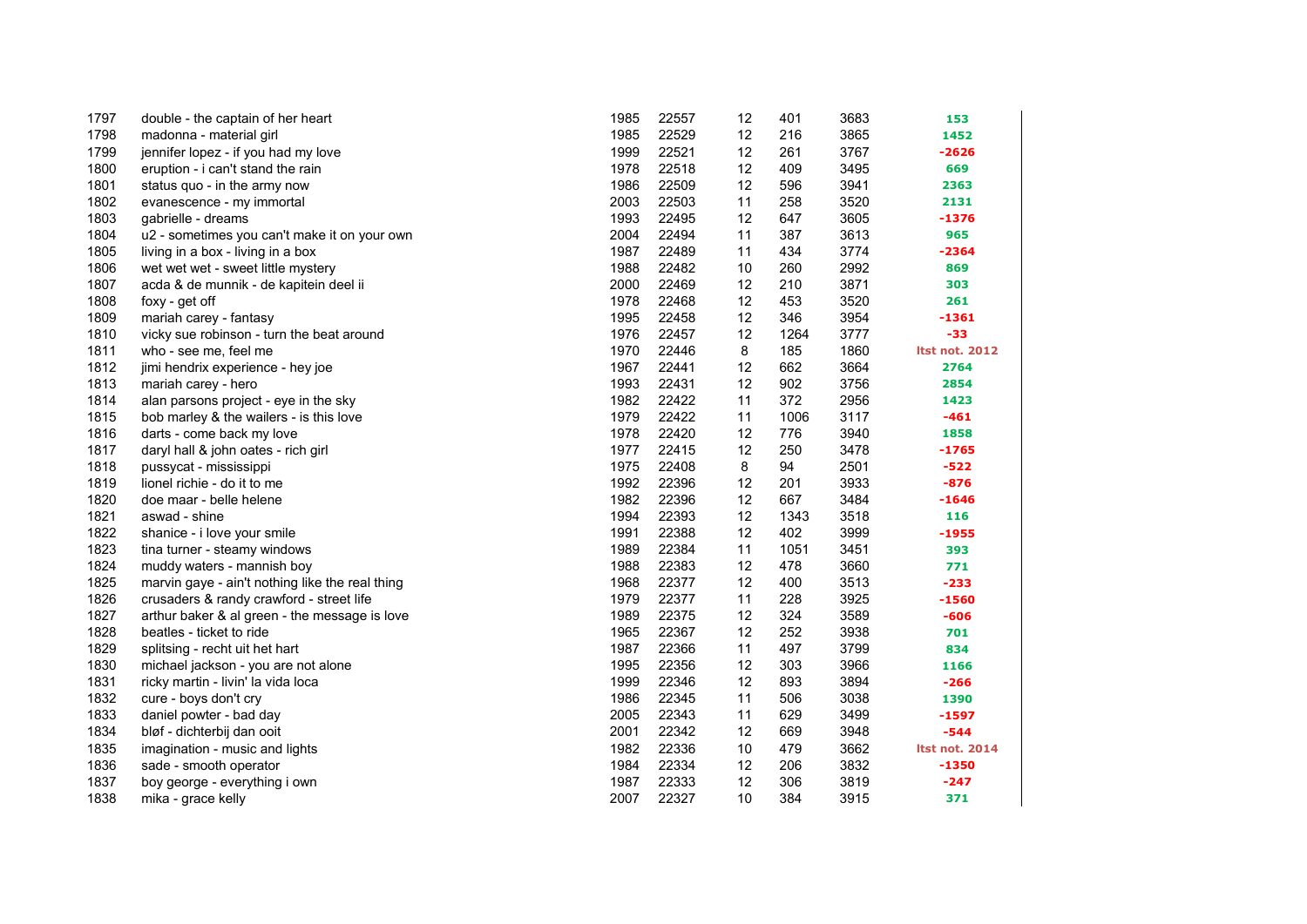| | | | | | | | |
|---|---|---|---|---|---|---|---|
| 1797 | double - the captain of her heart | 1985 | 22557 | 12 | 401 | 3683 | 153 |
| 1798 | madonna - material girl | 1985 | 22529 | 12 | 216 | 3865 | 1452 |
| 1799 | jennifer lopez - if you had my love | 1999 | 22521 | 12 | 261 | 3767 | -2626 |
| 1800 | eruption - i can't stand the rain | 1978 | 22518 | 12 | 409 | 3495 | 669 |
| 1801 | status quo - in the army now | 1986 | 22509 | 12 | 596 | 3941 | 2363 |
| 1802 | evanescence - my immortal | 2003 | 22503 | 11 | 258 | 3520 | 2131 |
| 1803 | gabrielle - dreams | 1993 | 22495 | 12 | 647 | 3605 | -1376 |
| 1804 | u2 - sometimes you can't make it on your own | 2004 | 22494 | 11 | 387 | 3613 | 965 |
| 1805 | living in a box - living in a box | 1987 | 22489 | 11 | 434 | 3774 | -2364 |
| 1806 | wet wet wet - sweet little mystery | 1988 | 22482 | 10 | 260 | 2992 | 869 |
| 1807 | acda & de munnik - de kapitein deel ii | 2000 | 22469 | 12 | 210 | 3871 | 303 |
| 1808 | foxy - get off | 1978 | 22468 | 12 | 453 | 3520 | 261 |
| 1809 | mariah carey - fantasy | 1995 | 22458 | 12 | 346 | 3954 | -1361 |
| 1810 | vicky sue robinson - turn the beat around | 1976 | 22457 | 12 | 1264 | 3777 | -33 |
| 1811 | who - see me, feel me | 1970 | 22446 | 8 | 185 | 1860 | ltst not. 2012 |
| 1812 | jimi hendrix experience - hey joe | 1967 | 22441 | 12 | 662 | 3664 | 2764 |
| 1813 | mariah carey - hero | 1993 | 22431 | 12 | 902 | 3756 | 2854 |
| 1814 | alan parsons project - eye in the sky | 1982 | 22422 | 11 | 372 | 2956 | 1423 |
| 1815 | bob marley & the wailers - is this love | 1979 | 22422 | 11 | 1006 | 3117 | -461 |
| 1816 | darts - come back my love | 1978 | 22420 | 12 | 776 | 3940 | 1858 |
| 1817 | daryl hall & john oates - rich girl | 1977 | 22415 | 12 | 250 | 3478 | -1765 |
| 1818 | pussycat - mississippi | 1975 | 22408 | 8 | 94 | 2501 | -522 |
| 1819 | lionel richie - do it to me | 1992 | 22396 | 12 | 201 | 3933 | -876 |
| 1820 | doe maar - belle helene | 1982 | 22396 | 12 | 667 | 3484 | -1646 |
| 1821 | aswad - shine | 1994 | 22393 | 12 | 1343 | 3518 | 116 |
| 1822 | shanice - i love your smile | 1991 | 22388 | 12 | 402 | 3999 | -1955 |
| 1823 | tina turner - steamy windows | 1989 | 22384 | 11 | 1051 | 3451 | 393 |
| 1824 | muddy waters - mannish boy | 1988 | 22383 | 12 | 478 | 3660 | 771 |
| 1825 | marvin gaye - ain't nothing like the real thing | 1968 | 22377 | 12 | 400 | 3513 | -233 |
| 1826 | crusaders & randy crawford - street life | 1979 | 22377 | 11 | 228 | 3925 | -1560 |
| 1827 | arthur baker & al green - the message is love | 1989 | 22375 | 12 | 324 | 3589 | -606 |
| 1828 | beatles - ticket to ride | 1965 | 22367 | 12 | 252 | 3938 | 701 |
| 1829 | splitsing - recht uit het hart | 1987 | 22366 | 11 | 497 | 3799 | 834 |
| 1830 | michael jackson - you are not alone | 1995 | 22356 | 12 | 303 | 3966 | 1166 |
| 1831 | ricky martin - livin' la vida loca | 1999 | 22346 | 12 | 893 | 3894 | -266 |
| 1832 | cure - boys don't cry | 1986 | 22345 | 11 | 506 | 3038 | 1390 |
| 1833 | daniel powter - bad day | 2005 | 22343 | 11 | 629 | 3499 | -1597 |
| 1834 | bløf - dichterbij dan ooit | 2001 | 22342 | 12 | 669 | 3948 | -544 |
| 1835 | imagination - music and lights | 1982 | 22336 | 10 | 479 | 3662 | ltst not. 2014 |
| 1836 | sade - smooth operator | 1984 | 22334 | 12 | 206 | 3832 | -1350 |
| 1837 | boy george - everything i own | 1987 | 22333 | 12 | 306 | 3819 | -247 |
| 1838 | mika - grace kelly | 2007 | 22327 | 10 | 384 | 3915 | 371 |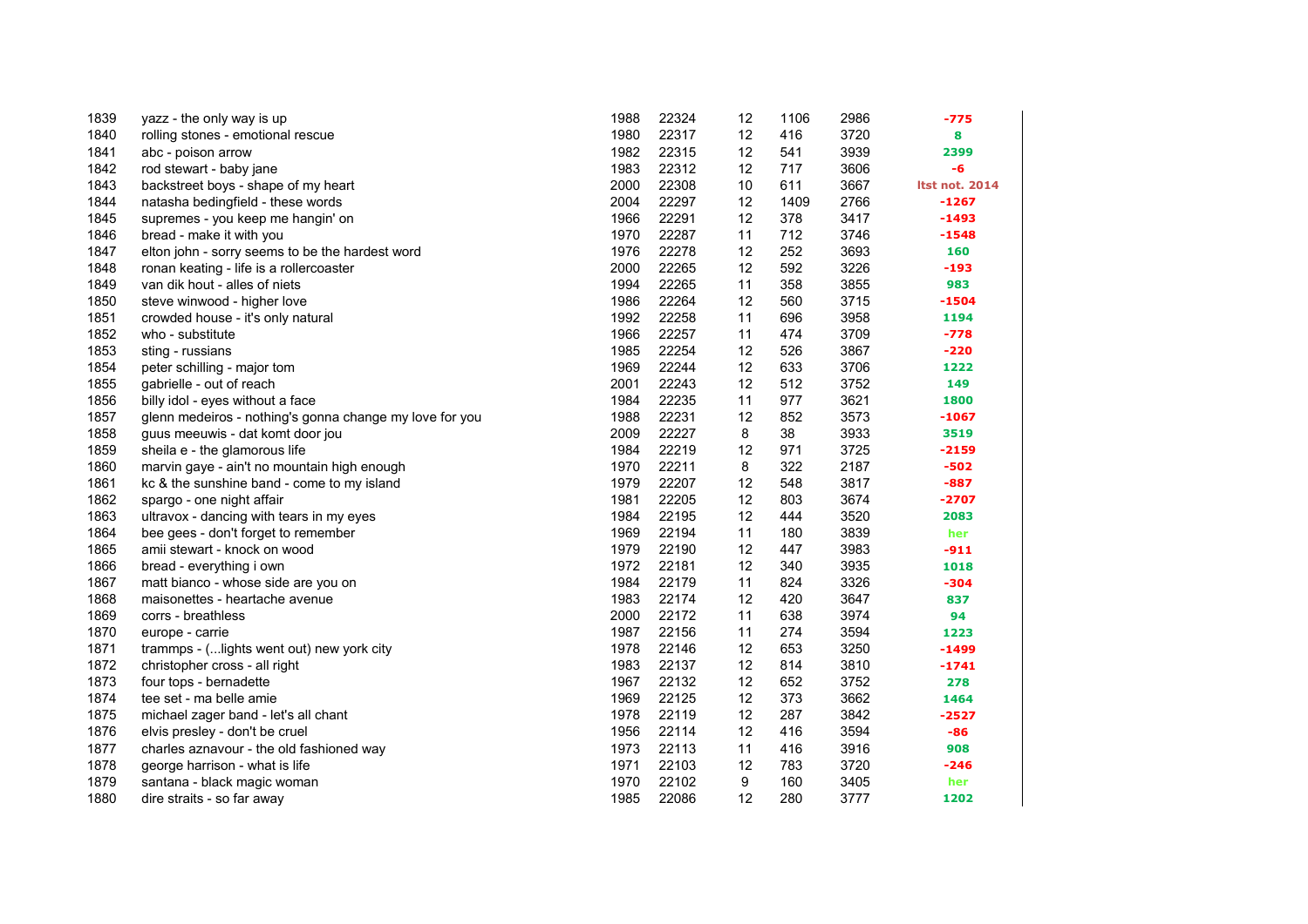| | | | | | | | |
|---|---|---|---|---|---|---|---|
| 1839 | yazz - the only way is up | 1988 | 22324 | 12 | 1106 | 2986 | -775 |
| 1840 | rolling stones - emotional rescue | 1980 | 22317 | 12 | 416 | 3720 | 8 |
| 1841 | abc - poison arrow | 1982 | 22315 | 12 | 541 | 3939 | 2399 |
| 1842 | rod stewart - baby jane | 1983 | 22312 | 12 | 717 | 3606 | -6 |
| 1843 | backstreet boys - shape of my heart | 2000 | 22308 | 10 | 611 | 3667 | ltst not. 2014 |
| 1844 | natasha bedingfield - these words | 2004 | 22297 | 12 | 1409 | 2766 | -1267 |
| 1845 | supremes - you keep me hangin' on | 1966 | 22291 | 12 | 378 | 3417 | -1493 |
| 1846 | bread - make it with you | 1970 | 22287 | 11 | 712 | 3746 | -1548 |
| 1847 | elton john - sorry seems to be the hardest word | 1976 | 22278 | 12 | 252 | 3693 | 160 |
| 1848 | ronan keating - life is a rollercoaster | 2000 | 22265 | 12 | 592 | 3226 | -193 |
| 1849 | van dik hout - alles of niets | 1994 | 22265 | 11 | 358 | 3855 | 983 |
| 1850 | steve winwood - higher love | 1986 | 22264 | 12 | 560 | 3715 | -1504 |
| 1851 | crowded house - it's only natural | 1992 | 22258 | 11 | 696 | 3958 | 1194 |
| 1852 | who - substitute | 1966 | 22257 | 11 | 474 | 3709 | -778 |
| 1853 | sting - russians | 1985 | 22254 | 12 | 526 | 3867 | -220 |
| 1854 | peter schilling - major tom | 1969 | 22244 | 12 | 633 | 3706 | 1222 |
| 1855 | gabrielle - out of reach | 2001 | 22243 | 12 | 512 | 3752 | 149 |
| 1856 | billy idol - eyes without a face | 1984 | 22235 | 11 | 977 | 3621 | 1800 |
| 1857 | glenn medeiros - nothing's gonna change my love for you | 1988 | 22231 | 12 | 852 | 3573 | -1067 |
| 1858 | guus meeuwis - dat komt door jou | 2009 | 22227 | 8 | 38 | 3933 | 3519 |
| 1859 | sheila e - the glamorous life | 1984 | 22219 | 12 | 971 | 3725 | -2159 |
| 1860 | marvin gaye - ain't no mountain high enough | 1970 | 22211 | 8 | 322 | 2187 | -502 |
| 1861 | kc & the sunshine band - come to my island | 1979 | 22207 | 12 | 548 | 3817 | -887 |
| 1862 | spargo - one night affair | 1981 | 22205 | 12 | 803 | 3674 | -2707 |
| 1863 | ultravox - dancing with tears in my eyes | 1984 | 22195 | 12 | 444 | 3520 | 2083 |
| 1864 | bee gees - don't forget to remember | 1969 | 22194 | 11 | 180 | 3839 | her |
| 1865 | amii stewart - knock on wood | 1979 | 22190 | 12 | 447 | 3983 | -911 |
| 1866 | bread - everything i own | 1972 | 22181 | 12 | 340 | 3935 | 1018 |
| 1867 | matt bianco - whose side are you on | 1984 | 22179 | 11 | 824 | 3326 | -304 |
| 1868 | maisonettes - heartache avenue | 1983 | 22174 | 12 | 420 | 3647 | 837 |
| 1869 | corrs - breathless | 2000 | 22172 | 11 | 638 | 3974 | 94 |
| 1870 | europe - carrie | 1987 | 22156 | 11 | 274 | 3594 | 1223 |
| 1871 | trammps - (...lights went out) new york city | 1978 | 22146 | 12 | 653 | 3250 | -1499 |
| 1872 | christopher cross - all right | 1983 | 22137 | 12 | 814 | 3810 | -1741 |
| 1873 | four tops - bernadette | 1967 | 22132 | 12 | 652 | 3752 | 278 |
| 1874 | tee set - ma belle amie | 1969 | 22125 | 12 | 373 | 3662 | 1464 |
| 1875 | michael zager band - let's all chant | 1978 | 22119 | 12 | 287 | 3842 | -2527 |
| 1876 | elvis presley - don't be cruel | 1956 | 22114 | 12 | 416 | 3594 | -86 |
| 1877 | charles aznavour - the old fashioned way | 1973 | 22113 | 11 | 416 | 3916 | 908 |
| 1878 | george harrison - what is life | 1971 | 22103 | 12 | 783 | 3720 | -246 |
| 1879 | santana - black magic woman | 1970 | 22102 | 9 | 160 | 3405 | her |
| 1880 | dire straits - so far away | 1985 | 22086 | 12 | 280 | 3777 | 1202 |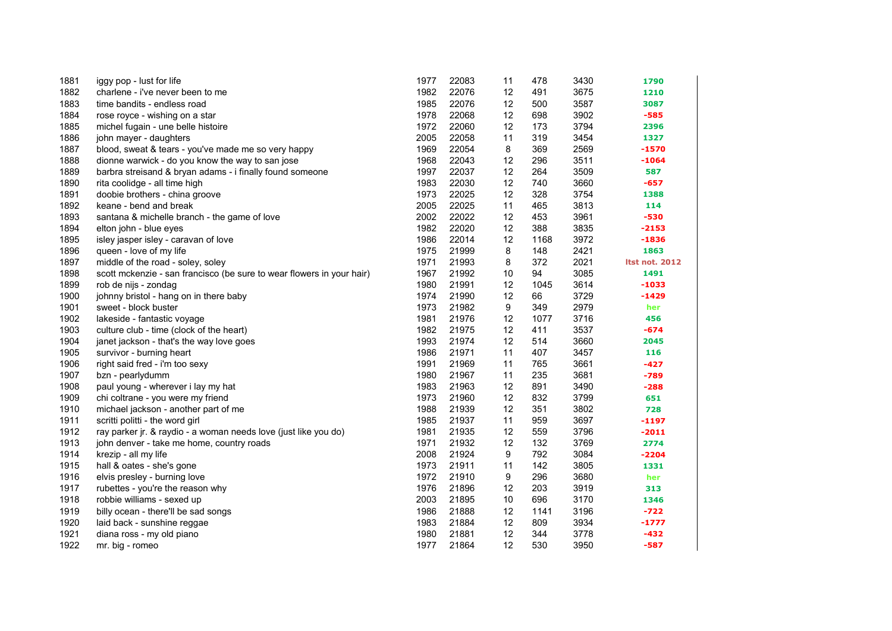| | | | | | | | |
|---|---|---|---|---|---|---|---|
| 1881 | iggy pop - lust for life | 1977 | 22083 | 11 | 478 | 3430 | 1790 |
| 1882 | charlene - i've never been to me | 1982 | 22076 | 12 | 491 | 3675 | 1210 |
| 1883 | time bandits - endless road | 1985 | 22076 | 12 | 500 | 3587 | 3087 |
| 1884 | rose royce - wishing on a star | 1978 | 22068 | 12 | 698 | 3902 | -585 |
| 1885 | michel fugain - une belle histoire | 1972 | 22060 | 12 | 173 | 3794 | 2396 |
| 1886 | john mayer - daughters | 2005 | 22058 | 11 | 319 | 3454 | 1327 |
| 1887 | blood, sweat & tears - you've made me so very happy | 1969 | 22054 | 8 | 369 | 2569 | -1570 |
| 1888 | dionne warwick - do you know the way to san jose | 1968 | 22043 | 12 | 296 | 3511 | -1064 |
| 1889 | barbra streisand & bryan adams - i finally found someone | 1997 | 22037 | 12 | 264 | 3509 | 587 |
| 1890 | rita coolidge - all time high | 1983 | 22030 | 12 | 740 | 3660 | -657 |
| 1891 | doobie brothers - china groove | 1973 | 22025 | 12 | 328 | 3754 | 1388 |
| 1892 | keane - bend and break | 2005 | 22025 | 11 | 465 | 3813 | 114 |
| 1893 | santana & michelle branch - the game of love | 2002 | 22022 | 12 | 453 | 3961 | -530 |
| 1894 | elton john - blue eyes | 1982 | 22020 | 12 | 388 | 3835 | -2153 |
| 1895 | isley jasper isley - caravan of love | 1986 | 22014 | 12 | 1168 | 3972 | -1836 |
| 1896 | queen - love of my life | 1975 | 21999 | 8 | 148 | 2421 | 1863 |
| 1897 | middle of the road - soley, soley | 1971 | 21993 | 8 | 372 | 2021 | ltst not. 2012 |
| 1898 | scott mckenzie - san francisco (be sure to wear flowers in your hair) | 1967 | 21992 | 10 | 94 | 3085 | 1491 |
| 1899 | rob de nijs - zondag | 1980 | 21991 | 12 | 1045 | 3614 | -1033 |
| 1900 | johnny bristol - hang on in there baby | 1974 | 21990 | 12 | 66 | 3729 | -1429 |
| 1901 | sweet - block buster | 1973 | 21982 | 9 | 349 | 2979 | her |
| 1902 | lakeside - fantastic voyage | 1981 | 21976 | 12 | 1077 | 3716 | 456 |
| 1903 | culture club - time (clock of the heart) | 1982 | 21975 | 12 | 411 | 3537 | -674 |
| 1904 | janet jackson - that's the way love goes | 1993 | 21974 | 12 | 514 | 3660 | 2045 |
| 1905 | survivor - burning heart | 1986 | 21971 | 11 | 407 | 3457 | 116 |
| 1906 | right said fred - i'm too sexy | 1991 | 21969 | 11 | 765 | 3661 | -427 |
| 1907 | bzn - pearlydumm | 1980 | 21967 | 11 | 235 | 3681 | -789 |
| 1908 | paul young - wherever i lay my hat | 1983 | 21963 | 12 | 891 | 3490 | -288 |
| 1909 | chi coltrane - you were my friend | 1973 | 21960 | 12 | 832 | 3799 | 651 |
| 1910 | michael jackson - another part of me | 1988 | 21939 | 12 | 351 | 3802 | 728 |
| 1911 | scritti politti - the word girl | 1985 | 21937 | 11 | 959 | 3697 | -1197 |
| 1912 | ray parker jr. & raydio - a woman needs love (just like you do) | 1981 | 21935 | 12 | 559 | 3796 | -2011 |
| 1913 | john denver - take me home, country roads | 1971 | 21932 | 12 | 132 | 3769 | 2774 |
| 1914 | krezip - all my life | 2008 | 21924 | 9 | 792 | 3084 | -2204 |
| 1915 | hall & oates - she's gone | 1973 | 21911 | 11 | 142 | 3805 | 1331 |
| 1916 | elvis presley - burning love | 1972 | 21910 | 9 | 296 | 3680 | her |
| 1917 | rubettes - you're the reason why | 1976 | 21896 | 12 | 203 | 3919 | 313 |
| 1918 | robbie williams - sexed up | 2003 | 21895 | 10 | 696 | 3170 | 1346 |
| 1919 | billy ocean - there'll be sad songs | 1986 | 21888 | 12 | 1141 | 3196 | -722 |
| 1920 | laid back - sunshine reggae | 1983 | 21884 | 12 | 809 | 3934 | -1777 |
| 1921 | diana ross - my old piano | 1980 | 21881 | 12 | 344 | 3778 | -432 |
| 1922 | mr. big - romeo | 1977 | 21864 | 12 | 530 | 3950 | -587 |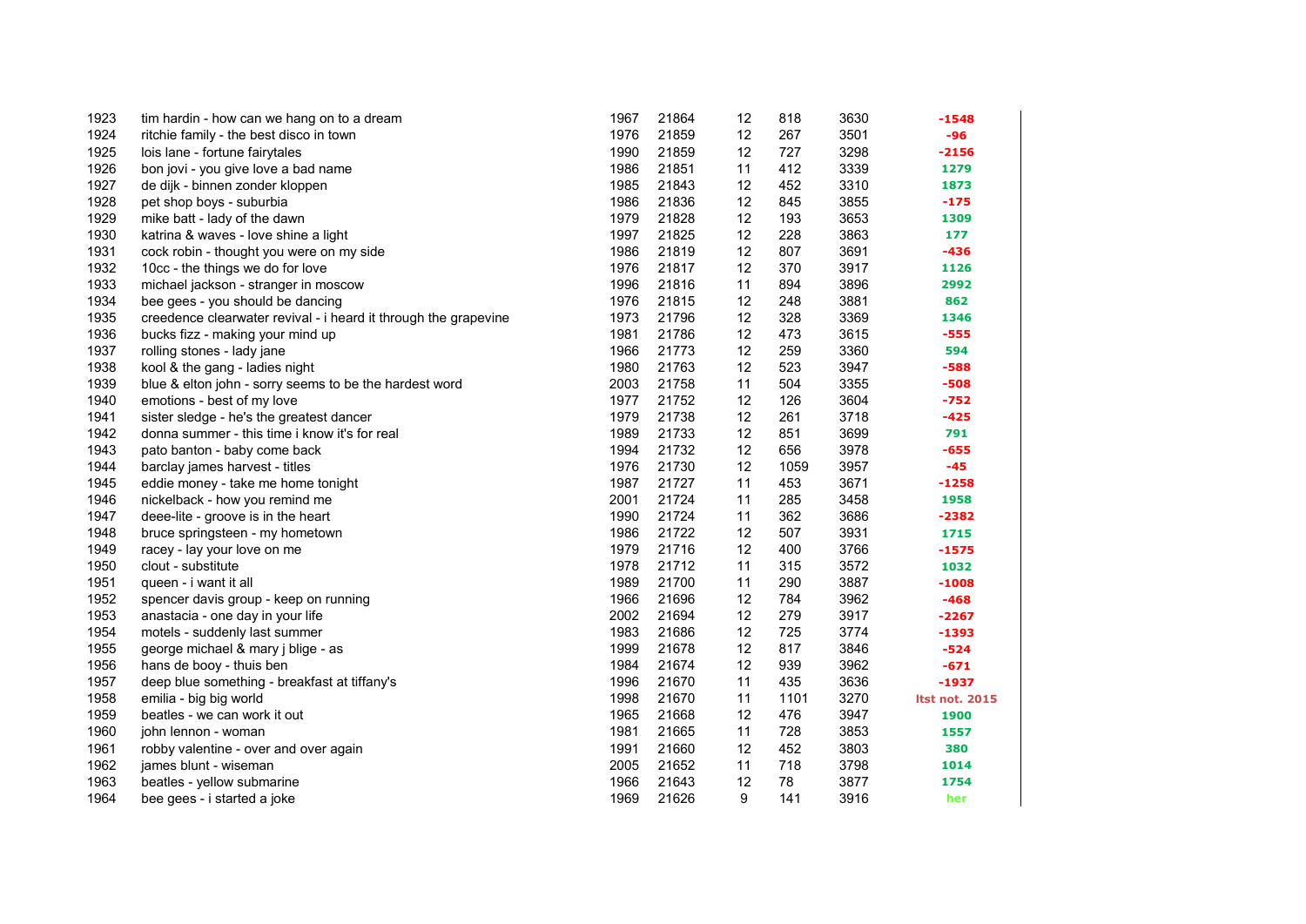| | | | | | | | |
|---|---|---|---|---|---|---|---|
| 1923 | tim hardin - how can we hang on to a dream | 1967 | 21864 | 12 | 818 | 3630 | -1548 |
| 1924 | ritchie family - the best disco in town | 1976 | 21859 | 12 | 267 | 3501 | -96 |
| 1925 | lois lane - fortune fairytales | 1990 | 21859 | 12 | 727 | 3298 | -2156 |
| 1926 | bon jovi - you give love a bad name | 1986 | 21851 | 11 | 412 | 3339 | 1279 |
| 1927 | de dijk - binnen zonder kloppen | 1985 | 21843 | 12 | 452 | 3310 | 1873 |
| 1928 | pet shop boys - suburbia | 1986 | 21836 | 12 | 845 | 3855 | -175 |
| 1929 | mike batt - lady of the dawn | 1979 | 21828 | 12 | 193 | 3653 | 1309 |
| 1930 | katrina & waves - love shine a light | 1997 | 21825 | 12 | 228 | 3863 | 177 |
| 1931 | cock robin - thought you were on my side | 1986 | 21819 | 12 | 807 | 3691 | -436 |
| 1932 | 10cc - the things we do for love | 1976 | 21817 | 12 | 370 | 3917 | 1126 |
| 1933 | michael jackson - stranger in moscow | 1996 | 21816 | 11 | 894 | 3896 | 2992 |
| 1934 | bee gees - you should be dancing | 1976 | 21815 | 12 | 248 | 3881 | 862 |
| 1935 | creedence clearwater revival - i heard it through the grapevine | 1973 | 21796 | 12 | 328 | 3369 | 1346 |
| 1936 | bucks fizz - making your mind up | 1981 | 21786 | 12 | 473 | 3615 | -555 |
| 1937 | rolling stones - lady jane | 1966 | 21773 | 12 | 259 | 3360 | 594 |
| 1938 | kool & the gang - ladies night | 1980 | 21763 | 12 | 523 | 3947 | -588 |
| 1939 | blue & elton john - sorry seems to be the hardest word | 2003 | 21758 | 11 | 504 | 3355 | -508 |
| 1940 | emotions - best of my love | 1977 | 21752 | 12 | 126 | 3604 | -752 |
| 1941 | sister sledge - he's the greatest dancer | 1979 | 21738 | 12 | 261 | 3718 | -425 |
| 1942 | donna summer - this time i know it's for real | 1989 | 21733 | 12 | 851 | 3699 | 791 |
| 1943 | pato banton - baby come back | 1994 | 21732 | 12 | 656 | 3978 | -655 |
| 1944 | barclay james harvest - titles | 1976 | 21730 | 12 | 1059 | 3957 | -45 |
| 1945 | eddie money - take me home tonight | 1987 | 21727 | 11 | 453 | 3671 | -1258 |
| 1946 | nickelback - how you remind me | 2001 | 21724 | 11 | 285 | 3458 | 1958 |
| 1947 | deee-lite - groove is in the heart | 1990 | 21724 | 11 | 362 | 3686 | -2382 |
| 1948 | bruce springsteen - my hometown | 1986 | 21722 | 12 | 507 | 3931 | 1715 |
| 1949 | racey - lay your love on me | 1979 | 21716 | 12 | 400 | 3766 | -1575 |
| 1950 | clout - substitute | 1978 | 21712 | 11 | 315 | 3572 | 1032 |
| 1951 | queen - i want it all | 1989 | 21700 | 11 | 290 | 3887 | -1008 |
| 1952 | spencer davis group - keep on running | 1966 | 21696 | 12 | 784 | 3962 | -468 |
| 1953 | anastacia - one day in your life | 2002 | 21694 | 12 | 279 | 3917 | -2267 |
| 1954 | motels - suddenly last summer | 1983 | 21686 | 12 | 725 | 3774 | -1393 |
| 1955 | george michael & mary j blige - as | 1999 | 21678 | 12 | 817 | 3846 | -524 |
| 1956 | hans de booy - thuis ben | 1984 | 21674 | 12 | 939 | 3962 | -671 |
| 1957 | deep blue something - breakfast at tiffany's | 1996 | 21670 | 11 | 435 | 3636 | -1937 |
| 1958 | emilia - big big world | 1998 | 21670 | 11 | 1101 | 3270 | ltst not. 2015 |
| 1959 | beatles - we can work it out | 1965 | 21668 | 12 | 476 | 3947 | 1900 |
| 1960 | john lennon - woman | 1981 | 21665 | 11 | 728 | 3853 | 1557 |
| 1961 | robby valentine - over and over again | 1991 | 21660 | 12 | 452 | 3803 | 380 |
| 1962 | james blunt - wiseman | 2005 | 21652 | 11 | 718 | 3798 | 1014 |
| 1963 | beatles - yellow submarine | 1966 | 21643 | 12 | 78 | 3877 | 1754 |
| 1964 | bee gees - i started a joke | 1969 | 21626 | 9 | 141 | 3916 | her |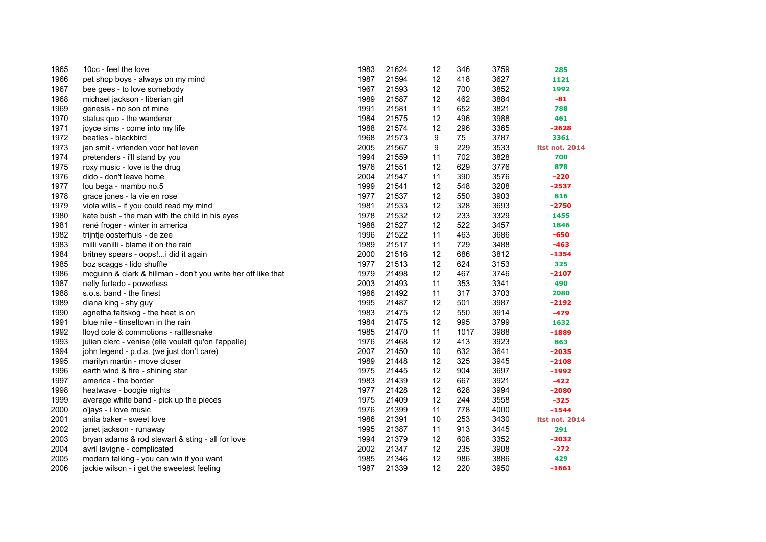| | | | | | | | |
|---|---|---|---|---|---|---|---|
| 1965 | 10cc - feel the love | 1983 | 21624 | 12 | 346 | 3759 | 285 |
| 1966 | pet shop boys - always on my mind | 1987 | 21594 | 12 | 418 | 3627 | 1121 |
| 1967 | bee gees - to love somebody | 1967 | 21593 | 12 | 700 | 3852 | 1992 |
| 1968 | michael jackson - liberian girl | 1989 | 21587 | 12 | 462 | 3884 | -81 |
| 1969 | genesis - no son of mine | 1991 | 21581 | 11 | 652 | 3821 | 788 |
| 1970 | status quo - the wanderer | 1984 | 21575 | 12 | 496 | 3988 | 461 |
| 1971 | joyce sims - come into my life | 1988 | 21574 | 12 | 296 | 3365 | -2628 |
| 1972 | beatles - blackbird | 1968 | 21573 | 9 | 75 | 3787 | 3361 |
| 1973 | jan smit - vrienden voor het leven | 2005 | 21567 | 9 | 229 | 3533 | ltst not. 2014 |
| 1974 | pretenders - i'll stand by you | 1994 | 21559 | 11 | 702 | 3828 | 700 |
| 1975 | roxy music - love is the drug | 1976 | 21551 | 12 | 629 | 3776 | 878 |
| 1976 | dido - don't leave home | 2004 | 21547 | 11 | 390 | 3576 | -220 |
| 1977 | lou bega - mambo no.5 | 1999 | 21541 | 12 | 548 | 3208 | -2537 |
| 1978 | grace jones - la vie en rose | 1977 | 21537 | 12 | 550 | 3903 | 816 |
| 1979 | viola wills - if you could read my mind | 1981 | 21533 | 12 | 328 | 3693 | -2750 |
| 1980 | kate bush - the man with the child in his eyes | 1978 | 21532 | 12 | 233 | 3329 | 1455 |
| 1981 | rené froger - winter in america | 1988 | 21527 | 12 | 522 | 3457 | 1846 |
| 1982 | trijntje oosterhuis - de zee | 1996 | 21522 | 11 | 463 | 3686 | -650 |
| 1983 | milli vanilli - blame it on the rain | 1989 | 21517 | 11 | 729 | 3488 | -463 |
| 1984 | britney spears - oops!...i did it again | 2000 | 21516 | 12 | 686 | 3812 | -1354 |
| 1985 | boz scaggs - lido shuffle | 1977 | 21513 | 12 | 624 | 3153 | 325 |
| 1986 | mcguinn & clark & hillman - don't you write her off like that | 1979 | 21498 | 12 | 467 | 3746 | -2107 |
| 1987 | nelly furtado - powerless | 2003 | 21493 | 11 | 353 | 3341 | 490 |
| 1988 | s.o.s. band - the finest | 1986 | 21492 | 11 | 317 | 3703 | 2080 |
| 1989 | diana king - shy guy | 1995 | 21487 | 12 | 501 | 3987 | -2192 |
| 1990 | agnetha faltskog - the heat is on | 1983 | 21475 | 12 | 550 | 3914 | -479 |
| 1991 | blue nile - tinseltown in the rain | 1984 | 21475 | 12 | 995 | 3799 | 1632 |
| 1992 | lloyd cole & commotions - rattlesnake | 1985 | 21470 | 11 | 1017 | 3988 | -1889 |
| 1993 | julien clerc - venise (elle voulait qu'on l'appelle) | 1976 | 21468 | 12 | 413 | 3923 | 863 |
| 1994 | john legend - p.d.a. (we just don't care) | 2007 | 21450 | 10 | 632 | 3641 | -2035 |
| 1995 | marilyn martin - move closer | 1989 | 21448 | 12 | 325 | 3945 | -2108 |
| 1996 | earth wind & fire - shining star | 1975 | 21445 | 12 | 904 | 3697 | -1992 |
| 1997 | america - the border | 1983 | 21439 | 12 | 667 | 3921 | -422 |
| 1998 | heatwave - boogie nights | 1977 | 21428 | 12 | 628 | 3994 | -2080 |
| 1999 | average white band - pick up the pieces | 1975 | 21409 | 12 | 244 | 3558 | -325 |
| 2000 | o'jays - i love music | 1976 | 21399 | 11 | 778 | 4000 | -1544 |
| 2001 | anita baker - sweet love | 1986 | 21391 | 10 | 253 | 3430 | ltst not. 2014 |
| 2002 | janet jackson - runaway | 1995 | 21387 | 11 | 913 | 3445 | 291 |
| 2003 | bryan adams & rod stewart & sting - all for love | 1994 | 21379 | 12 | 608 | 3352 | -2032 |
| 2004 | avril lavigne - complicated | 2002 | 21347 | 12 | 235 | 3908 | -272 |
| 2005 | modern talking - you can win if you want | 1985 | 21346 | 12 | 986 | 3886 | 429 |
| 2006 | jackie wilson - i get the sweetest feeling | 1987 | 21339 | 12 | 220 | 3950 | -1661 |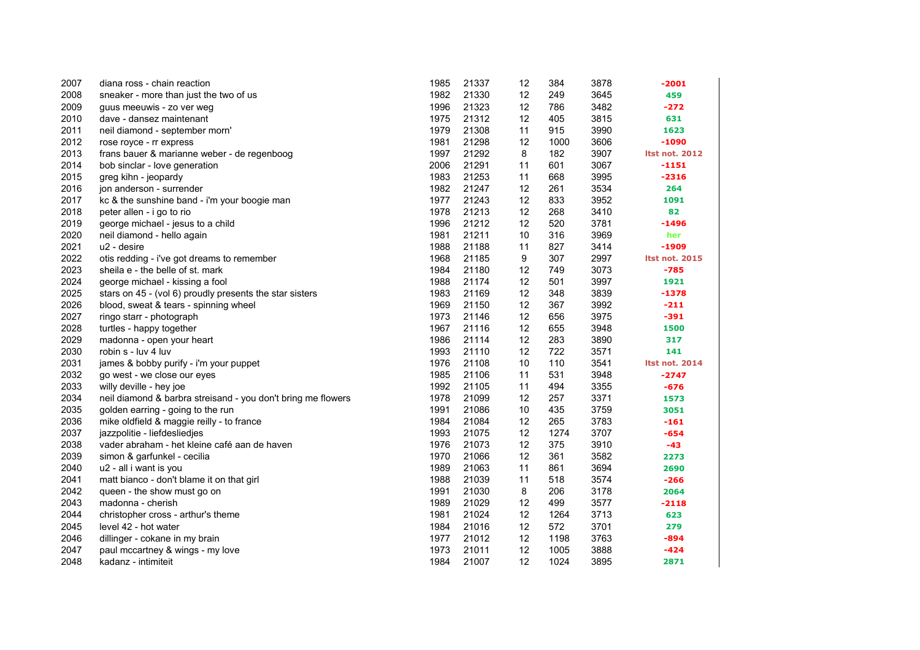| | | | | | | | |
|---|---|---|---|---|---|---|---|
| 2007 | diana ross - chain reaction | 1985 | 21337 | 12 | 384 | 3878 | -2001 |
| 2008 | sneaker - more than just the two of us | 1982 | 21330 | 12 | 249 | 3645 | 459 |
| 2009 | guus meeuwis - zo ver weg | 1996 | 21323 | 12 | 786 | 3482 | -272 |
| 2010 | dave - dansez maintenant | 1975 | 21312 | 12 | 405 | 3815 | 631 |
| 2011 | neil diamond - september morn' | 1979 | 21308 | 11 | 915 | 3990 | 1623 |
| 2012 | rose royce - rr express | 1981 | 21298 | 12 | 1000 | 3606 | -1090 |
| 2013 | frans bauer & marianne weber - de regenboog | 1997 | 21292 | 8 | 182 | 3907 | ltst not. 2012 |
| 2014 | bob sinclar - love generation | 2006 | 21291 | 11 | 601 | 3067 | -1151 |
| 2015 | greg kihn - jeopardy | 1983 | 21253 | 11 | 668 | 3995 | -2316 |
| 2016 | jon anderson - surrender | 1982 | 21247 | 12 | 261 | 3534 | 264 |
| 2017 | kc & the sunshine band - i'm your boogie man | 1977 | 21243 | 12 | 833 | 3952 | 1091 |
| 2018 | peter allen - i go to rio | 1978 | 21213 | 12 | 268 | 3410 | 82 |
| 2019 | george michael - jesus to a child | 1996 | 21212 | 12 | 520 | 3781 | -1496 |
| 2020 | neil diamond - hello again | 1981 | 21211 | 10 | 316 | 3969 | her |
| 2021 | u2 - desire | 1988 | 21188 | 11 | 827 | 3414 | -1909 |
| 2022 | otis redding - i've got dreams to remember | 1968 | 21185 | 9 | 307 | 2997 | ltst not. 2015 |
| 2023 | sheila e - the belle of st. mark | 1984 | 21180 | 12 | 749 | 3073 | -785 |
| 2024 | george michael - kissing a fool | 1988 | 21174 | 12 | 501 | 3997 | 1921 |
| 2025 | stars on 45 - (vol 6) proudly presents the star sisters | 1983 | 21169 | 12 | 348 | 3839 | -1378 |
| 2026 | blood, sweat & tears - spinning wheel | 1969 | 21150 | 12 | 367 | 3992 | -211 |
| 2027 | ringo starr - photograph | 1973 | 21146 | 12 | 656 | 3975 | -391 |
| 2028 | turtles - happy together | 1967 | 21116 | 12 | 655 | 3948 | 1500 |
| 2029 | madonna - open your heart | 1986 | 21114 | 12 | 283 | 3890 | 317 |
| 2030 | robin s - luv 4 luv | 1993 | 21110 | 12 | 722 | 3571 | 141 |
| 2031 | james & bobby purify - i'm your puppet | 1976 | 21108 | 10 | 110 | 3541 | ltst not. 2014 |
| 2032 | go west - we close our eyes | 1985 | 21106 | 11 | 531 | 3948 | -2747 |
| 2033 | willy deville - hey joe | 1992 | 21105 | 11 | 494 | 3355 | -676 |
| 2034 | neil diamond & barbra streisand - you don't bring me flowers | 1978 | 21099 | 12 | 257 | 3371 | 1573 |
| 2035 | golden earring - going to the run | 1991 | 21086 | 10 | 435 | 3759 | 3051 |
| 2036 | mike oldfield & maggie reilly - to france | 1984 | 21084 | 12 | 265 | 3783 | -161 |
| 2037 | jazzpolitie - liefdesliedjes | 1993 | 21075 | 12 | 1274 | 3707 | -654 |
| 2038 | vader abraham - het kleine café aan de haven | 1976 | 21073 | 12 | 375 | 3910 | -43 |
| 2039 | simon & garfunkel - cecilia | 1970 | 21066 | 12 | 361 | 3582 | 2273 |
| 2040 | u2 - all i want is you | 1989 | 21063 | 11 | 861 | 3694 | 2690 |
| 2041 | matt bianco - don't blame it on that girl | 1988 | 21039 | 11 | 518 | 3574 | -266 |
| 2042 | queen - the show must go on | 1991 | 21030 | 8 | 206 | 3178 | 2064 |
| 2043 | madonna - cherish | 1989 | 21029 | 12 | 499 | 3577 | -2118 |
| 2044 | christopher cross - arthur's theme | 1981 | 21024 | 12 | 1264 | 3713 | 623 |
| 2045 | level 42 - hot water | 1984 | 21016 | 12 | 572 | 3701 | 279 |
| 2046 | dillinger - cokane in my brain | 1977 | 21012 | 12 | 1198 | 3763 | -894 |
| 2047 | paul mccartney & wings - my love | 1973 | 21011 | 12 | 1005 | 3888 | -424 |
| 2048 | kadanz - intimiteit | 1984 | 21007 | 12 | 1024 | 3895 | 2871 |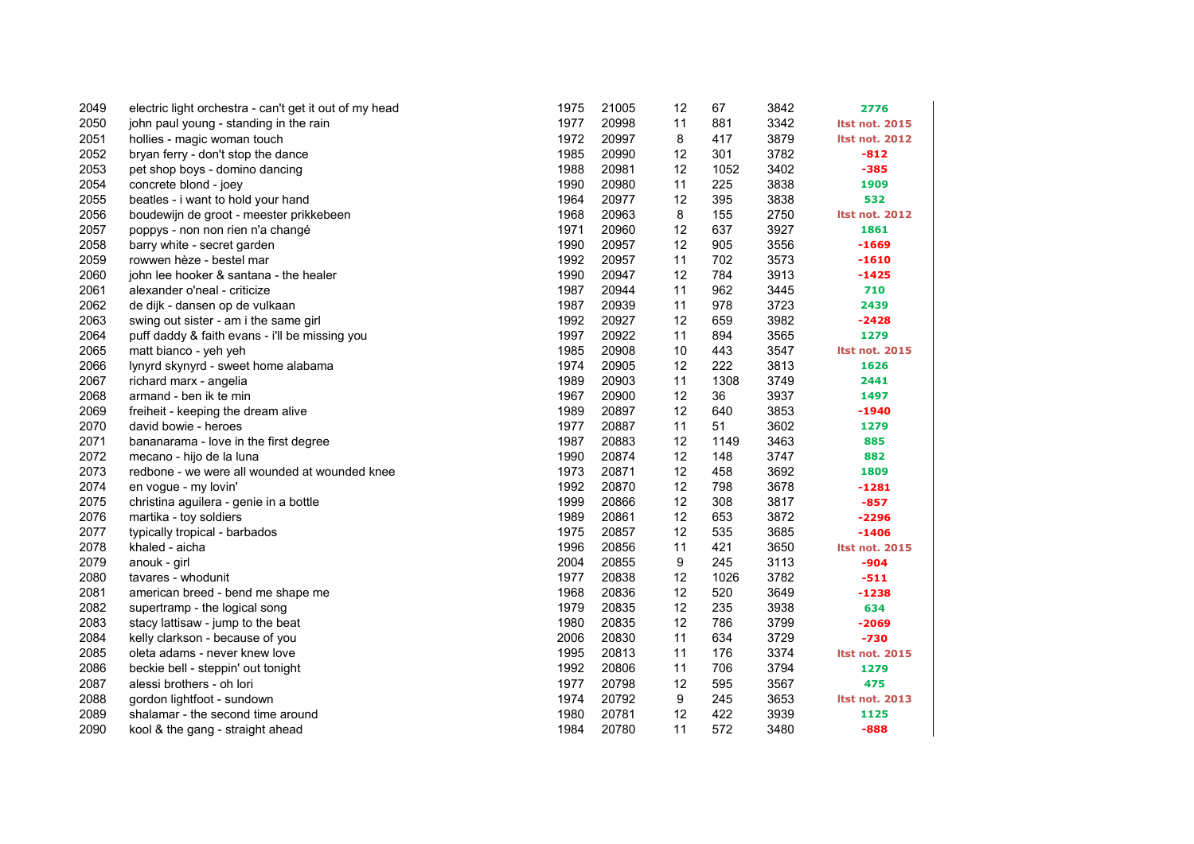| | | | | | | | |
|---|---|---|---|---|---|---|---|
| 2049 | electric light orchestra - can't get it out of my head | 1975 | 21005 | 12 | 67 | 3842 | 2776 |
| 2050 | john paul young - standing in the rain | 1977 | 20998 | 11 | 881 | 3342 | ltst not. 2015 |
| 2051 | hollies - magic woman touch | 1972 | 20997 | 8 | 417 | 3879 | ltst not. 2012 |
| 2052 | bryan ferry - don't stop the dance | 1985 | 20990 | 12 | 301 | 3782 | -812 |
| 2053 | pet shop boys - domino dancing | 1988 | 20981 | 12 | 1052 | 3402 | -385 |
| 2054 | concrete blond - joey | 1990 | 20980 | 11 | 225 | 3838 | 1909 |
| 2055 | beatles - i want to hold your hand | 1964 | 20977 | 12 | 395 | 3838 | 532 |
| 2056 | boudewijn de groot - meester prikkebeen | 1968 | 20963 | 8 | 155 | 2750 | ltst not. 2012 |
| 2057 | poppys - non non rien n'a changé | 1971 | 20960 | 12 | 637 | 3927 | 1861 |
| 2058 | barry white - secret garden | 1990 | 20957 | 12 | 905 | 3556 | -1669 |
| 2059 | rowwen hèze - bestel mar | 1992 | 20957 | 11 | 702 | 3573 | -1610 |
| 2060 | john lee hooker & santana - the healer | 1990 | 20947 | 12 | 784 | 3913 | -1425 |
| 2061 | alexander o'neal - criticize | 1987 | 20944 | 11 | 962 | 3445 | 710 |
| 2062 | de dijk - dansen op de vulkaan | 1987 | 20939 | 11 | 978 | 3723 | 2439 |
| 2063 | swing out sister - am i the same girl | 1992 | 20927 | 12 | 659 | 3982 | -2428 |
| 2064 | puff daddy & faith evans - i'll be missing you | 1997 | 20922 | 11 | 894 | 3565 | 1279 |
| 2065 | matt bianco - yeh yeh | 1985 | 20908 | 10 | 443 | 3547 | ltst not. 2015 |
| 2066 | lynyrd skynyrd - sweet home alabama | 1974 | 20905 | 12 | 222 | 3813 | 1626 |
| 2067 | richard marx - angelia | 1989 | 20903 | 11 | 1308 | 3749 | 2441 |
| 2068 | armand - ben ik te min | 1967 | 20900 | 12 | 36 | 3937 | 1497 |
| 2069 | freiheit - keeping the dream alive | 1989 | 20897 | 12 | 640 | 3853 | -1940 |
| 2070 | david bowie - heroes | 1977 | 20887 | 11 | 51 | 3602 | 1279 |
| 2071 | bananarama - love in the first degree | 1987 | 20883 | 12 | 1149 | 3463 | 885 |
| 2072 | mecano - hijo de la luna | 1990 | 20874 | 12 | 148 | 3747 | 882 |
| 2073 | redbone - we were all wounded at wounded knee | 1973 | 20871 | 12 | 458 | 3692 | 1809 |
| 2074 | en vogue - my lovin' | 1992 | 20870 | 12 | 798 | 3678 | -1281 |
| 2075 | christina aguilera - genie in a bottle | 1999 | 20866 | 12 | 308 | 3817 | -857 |
| 2076 | martika - toy soldiers | 1989 | 20861 | 12 | 653 | 3872 | -2296 |
| 2077 | typically tropical - barbados | 1975 | 20857 | 12 | 535 | 3685 | -1406 |
| 2078 | khaled - aicha | 1996 | 20856 | 11 | 421 | 3650 | ltst not. 2015 |
| 2079 | anouk - girl | 2004 | 20855 | 9 | 245 | 3113 | -904 |
| 2080 | tavares - whodunit | 1977 | 20838 | 12 | 1026 | 3782 | -511 |
| 2081 | american breed - bend me shape me | 1968 | 20836 | 12 | 520 | 3649 | -1238 |
| 2082 | supertramp - the logical song | 1979 | 20835 | 12 | 235 | 3938 | 634 |
| 2083 | stacy lattisaw - jump to the beat | 1980 | 20835 | 12 | 786 | 3799 | -2069 |
| 2084 | kelly clarkson - because of you | 2006 | 20830 | 11 | 634 | 3729 | -730 |
| 2085 | oleta adams - never knew love | 1995 | 20813 | 11 | 176 | 3374 | ltst not. 2015 |
| 2086 | beckie bell - steppin' out tonight | 1992 | 20806 | 11 | 706 | 3794 | 1279 |
| 2087 | alessi brothers - oh lori | 1977 | 20798 | 12 | 595 | 3567 | 475 |
| 2088 | gordon lightfoot - sundown | 1974 | 20792 | 9 | 245 | 3653 | ltst not. 2013 |
| 2089 | shalamar - the second time around | 1980 | 20781 | 12 | 422 | 3939 | 1125 |
| 2090 | kool & the gang - straight ahead | 1984 | 20780 | 11 | 572 | 3480 | -888 |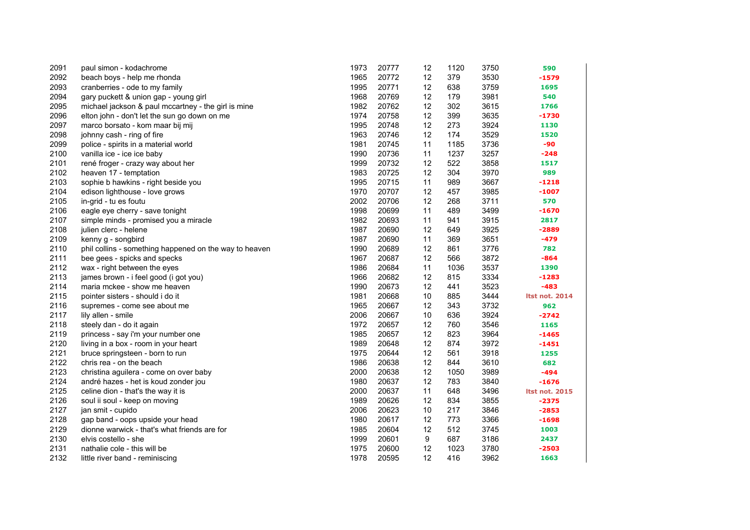| | | | | | | | |
|---|---|---|---|---|---|---|---|
| 2091 | paul simon - kodachrome | 1973 | 20777 | 12 | 1120 | 3750 | 590 |
| 2092 | beach boys - help me rhonda | 1965 | 20772 | 12 | 379 | 3530 | -1579 |
| 2093 | cranberries - ode to my family | 1995 | 20771 | 12 | 638 | 3759 | 1695 |
| 2094 | gary puckett & union gap - young girl | 1968 | 20769 | 12 | 179 | 3981 | 540 |
| 2095 | michael jackson & paul mccartney - the girl is mine | 1982 | 20762 | 12 | 302 | 3615 | 1766 |
| 2096 | elton john - don't let the sun go down on me | 1974 | 20758 | 12 | 399 | 3635 | -1730 |
| 2097 | marco borsato - kom maar bij mij | 1995 | 20748 | 12 | 273 | 3924 | 1130 |
| 2098 | johnny cash - ring of fire | 1963 | 20746 | 12 | 174 | 3529 | 1520 |
| 2099 | police - spirits in a material world | 1981 | 20745 | 11 | 1185 | 3736 | -90 |
| 2100 | vanilla ice - ice ice baby | 1990 | 20736 | 11 | 1237 | 3257 | -248 |
| 2101 | rené froger - crazy way about her | 1999 | 20732 | 12 | 522 | 3858 | 1517 |
| 2102 | heaven 17 - temptation | 1983 | 20725 | 12 | 304 | 3970 | 989 |
| 2103 | sophie b hawkins - right beside you | 1995 | 20715 | 11 | 989 | 3667 | -1218 |
| 2104 | edison lighthouse - love grows | 1970 | 20707 | 12 | 457 | 3985 | -1007 |
| 2105 | in-grid - tu es foutu | 2002 | 20706 | 12 | 268 | 3711 | 570 |
| 2106 | eagle eye cherry - save tonight | 1998 | 20699 | 11 | 489 | 3499 | -1670 |
| 2107 | simple minds - promised you a miracle | 1982 | 20693 | 11 | 941 | 3915 | 2817 |
| 2108 | julien clerc - helene | 1987 | 20690 | 12 | 649 | 3925 | -2889 |
| 2109 | kenny g - songbird | 1987 | 20690 | 11 | 369 | 3651 | -479 |
| 2110 | phil collins - something happened on the way to heaven | 1990 | 20689 | 12 | 861 | 3776 | 782 |
| 2111 | bee gees - spicks and specks | 1967 | 20687 | 12 | 566 | 3872 | -864 |
| 2112 | wax - right between the eyes | 1986 | 20684 | 11 | 1036 | 3537 | 1390 |
| 2113 | james brown - i feel good (i got you) | 1966 | 20682 | 12 | 815 | 3334 | -1283 |
| 2114 | maria mckee - show me heaven | 1990 | 20673 | 12 | 441 | 3523 | -483 |
| 2115 | pointer sisters - should i do it | 1981 | 20668 | 10 | 885 | 3444 | ltst not. 2014 |
| 2116 | supremes - come see about me | 1965 | 20667 | 12 | 343 | 3732 | 962 |
| 2117 | lily allen - smile | 2006 | 20667 | 10 | 636 | 3924 | -2742 |
| 2118 | steely dan - do it again | 1972 | 20657 | 12 | 760 | 3546 | 1165 |
| 2119 | princess - say i'm your number one | 1985 | 20657 | 12 | 823 | 3964 | -1465 |
| 2120 | living in a box - room in your heart | 1989 | 20648 | 12 | 874 | 3972 | -1451 |
| 2121 | bruce springsteen - born to run | 1975 | 20644 | 12 | 561 | 3918 | 1255 |
| 2122 | chris rea - on the beach | 1986 | 20638 | 12 | 844 | 3610 | 682 |
| 2123 | christina aguilera - come on over baby | 2000 | 20638 | 12 | 1050 | 3989 | -494 |
| 2124 | andré hazes - het is koud zonder jou | 1980 | 20637 | 12 | 783 | 3840 | -1676 |
| 2125 | celine dion - that's the way it is | 2000 | 20637 | 11 | 648 | 3496 | ltst not. 2015 |
| 2126 | soul ii soul - keep on moving | 1989 | 20626 | 12 | 834 | 3855 | -2375 |
| 2127 | jan smit - cupido | 2006 | 20623 | 10 | 217 | 3846 | -2853 |
| 2128 | gap band - oops upside your head | 1980 | 20617 | 12 | 773 | 3366 | -1698 |
| 2129 | dionne warwick - that's what friends are for | 1985 | 20604 | 12 | 512 | 3745 | 1003 |
| 2130 | elvis costello - she | 1999 | 20601 | 9 | 687 | 3186 | 2437 |
| 2131 | nathalie cole - this will be | 1975 | 20600 | 12 | 1023 | 3780 | -2503 |
| 2132 | little river band - reminiscing | 1978 | 20595 | 12 | 416 | 3962 | 1663 |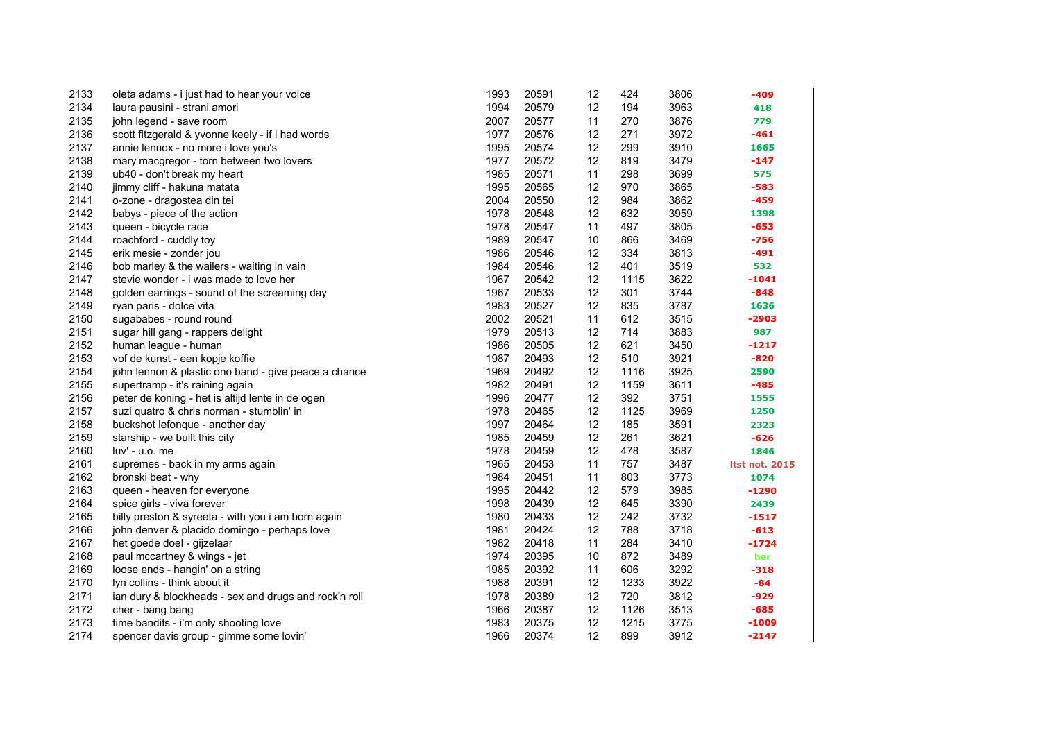| | | | | | | | |
|---|---|---|---|---|---|---|---|
| 2133 | oleta adams - i just had to hear your voice | 1993 | 20591 | 12 | 424 | 3806 | -409 |
| 2134 | laura pausini - strani amori | 1994 | 20579 | 12 | 194 | 3963 | 418 |
| 2135 | john legend - save room | 2007 | 20577 | 11 | 270 | 3876 | 779 |
| 2136 | scott fitzgerald & yvonne keely - if i had words | 1977 | 20576 | 12 | 271 | 3972 | -461 |
| 2137 | annie lennox - no more i love you's | 1995 | 20574 | 12 | 299 | 3910 | 1665 |
| 2138 | mary macgregor - torn between two lovers | 1977 | 20572 | 12 | 819 | 3479 | -147 |
| 2139 | ub40 - don't break my heart | 1985 | 20571 | 11 | 298 | 3699 | 575 |
| 2140 | jimmy cliff - hakuna matata | 1995 | 20565 | 12 | 970 | 3865 | -583 |
| 2141 | o-zone - dragostea din tei | 2004 | 20550 | 12 | 984 | 3862 | -459 |
| 2142 | babys - piece of the action | 1978 | 20548 | 12 | 632 | 3959 | 1398 |
| 2143 | queen - bicycle race | 1978 | 20547 | 11 | 497 | 3805 | -653 |
| 2144 | roachford - cuddly toy | 1989 | 20547 | 10 | 866 | 3469 | -756 |
| 2145 | erik mesie - zonder jou | 1986 | 20546 | 12 | 334 | 3813 | -491 |
| 2146 | bob marley & the wailers - waiting in vain | 1984 | 20546 | 12 | 401 | 3519 | 532 |
| 2147 | stevie wonder - i was made to love her | 1967 | 20542 | 12 | 1115 | 3622 | -1041 |
| 2148 | golden earrings - sound of the screaming day | 1967 | 20533 | 12 | 301 | 3744 | -848 |
| 2149 | ryan paris - dolce vita | 1983 | 20527 | 12 | 835 | 3787 | 1636 |
| 2150 | sugababes - round round | 2002 | 20521 | 11 | 612 | 3515 | -2903 |
| 2151 | sugar hill gang - rappers delight | 1979 | 20513 | 12 | 714 | 3883 | 987 |
| 2152 | human league - human | 1986 | 20505 | 12 | 621 | 3450 | -1217 |
| 2153 | vof de kunst - een kopje koffie | 1987 | 20493 | 12 | 510 | 3921 | -820 |
| 2154 | john lennon & plastic ono band - give peace a chance | 1969 | 20492 | 12 | 1116 | 3925 | 2590 |
| 2155 | supertramp - it's raining again | 1982 | 20491 | 12 | 1159 | 3611 | -485 |
| 2156 | peter de koning - het is altijd lente in de ogen | 1996 | 20477 | 12 | 392 | 3751 | 1555 |
| 2157 | suzi quatro & chris norman - stumblin' in | 1978 | 20465 | 12 | 1125 | 3969 | 1250 |
| 2158 | buckshot lefonque - another day | 1997 | 20464 | 12 | 185 | 3591 | 2323 |
| 2159 | starship - we built this city | 1985 | 20459 | 12 | 261 | 3621 | -626 |
| 2160 | luv' - u.o. me | 1978 | 20459 | 12 | 478 | 3587 | 1846 |
| 2161 | supremes - back in my arms again | 1965 | 20453 | 11 | 757 | 3487 | ltst not. 2015 |
| 2162 | bronski beat - why | 1984 | 20451 | 11 | 803 | 3773 | 1074 |
| 2163 | queen - heaven for everyone | 1995 | 20442 | 12 | 579 | 3985 | -1290 |
| 2164 | spice girls - viva forever | 1998 | 20439 | 12 | 645 | 3390 | 2439 |
| 2165 | billy preston & syreeta - with you i am born again | 1980 | 20433 | 12 | 242 | 3732 | -1517 |
| 2166 | john denver & placido domingo - perhaps love | 1981 | 20424 | 12 | 788 | 3718 | -613 |
| 2167 | het goede doel - gijzelaar | 1982 | 20418 | 11 | 284 | 3410 | -1724 |
| 2168 | paul mccartney & wings - jet | 1974 | 20395 | 10 | 872 | 3489 | her |
| 2169 | loose ends - hangin' on a string | 1985 | 20392 | 11 | 606 | 3292 | -318 |
| 2170 | lyn collins - think about it | 1988 | 20391 | 12 | 1233 | 3922 | -84 |
| 2171 | ian dury & blockheads - sex and drugs and rock'n roll | 1978 | 20389 | 12 | 720 | 3812 | -929 |
| 2172 | cher - bang bang | 1966 | 20387 | 12 | 1126 | 3513 | -685 |
| 2173 | time bandits - i'm only shooting love | 1983 | 20375 | 12 | 1215 | 3775 | -1009 |
| 2174 | spencer davis group - gimme some lovin' | 1966 | 20374 | 12 | 899 | 3912 | -2147 |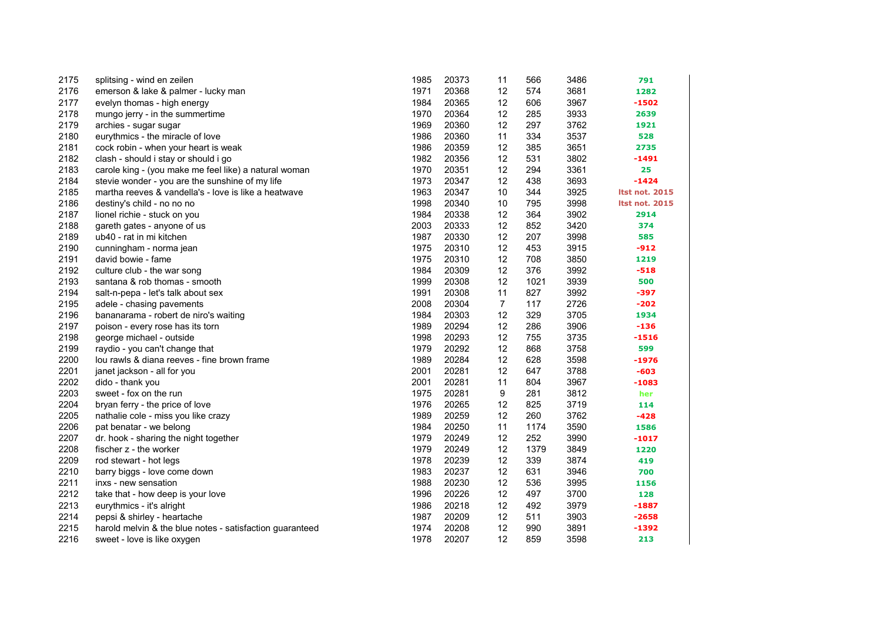| | | | | | | | |
|---|---|---|---|---|---|---|---|
| 2175 | splitsing - wind en zeilen | 1985 | 20373 | 11 | 566 | 3486 | 791 |
| 2176 | emerson & lake & palmer - lucky man | 1971 | 20368 | 12 | 574 | 3681 | 1282 |
| 2177 | evelyn thomas - high energy | 1984 | 20365 | 12 | 606 | 3967 | -1502 |
| 2178 | mungo jerry - in the summertime | 1970 | 20364 | 12 | 285 | 3933 | 2639 |
| 2179 | archies - sugar sugar | 1969 | 20360 | 12 | 297 | 3762 | 1921 |
| 2180 | eurythmics - the miracle of love | 1986 | 20360 | 11 | 334 | 3537 | 528 |
| 2181 | cock robin - when your heart is weak | 1986 | 20359 | 12 | 385 | 3651 | 2735 |
| 2182 | clash - should i stay or should i go | 1982 | 20356 | 12 | 531 | 3802 | -1491 |
| 2183 | carole king - (you make me feel like) a natural woman | 1970 | 20351 | 12 | 294 | 3361 | 25 |
| 2184 | stevie wonder - you are the sunshine of my life | 1973 | 20347 | 12 | 438 | 3693 | -1424 |
| 2185 | martha reeves & vandella's - love is like a heatwave | 1963 | 20347 | 10 | 344 | 3925 | ltst not. 2015 |
| 2186 | destiny's child - no no no | 1998 | 20340 | 10 | 795 | 3998 | ltst not. 2015 |
| 2187 | lionel richie - stuck on you | 1984 | 20338 | 12 | 364 | 3902 | 2914 |
| 2188 | gareth gates - anyone of us | 2003 | 20333 | 12 | 852 | 3420 | 374 |
| 2189 | ub40 - rat in mi kitchen | 1987 | 20330 | 12 | 207 | 3998 | 585 |
| 2190 | cunningham - norma jean | 1975 | 20310 | 12 | 453 | 3915 | -912 |
| 2191 | david bowie - fame | 1975 | 20310 | 12 | 708 | 3850 | 1219 |
| 2192 | culture club - the war song | 1984 | 20309 | 12 | 376 | 3992 | -518 |
| 2193 | santana & rob thomas - smooth | 1999 | 20308 | 12 | 1021 | 3939 | 500 |
| 2194 | salt-n-pepa - let's talk about sex | 1991 | 20308 | 11 | 827 | 3992 | -397 |
| 2195 | adele - chasing pavements | 2008 | 20304 | 7 | 117 | 2726 | -202 |
| 2196 | bananarama - robert de niro's waiting | 1984 | 20303 | 12 | 329 | 3705 | 1934 |
| 2197 | poison - every rose has its torn | 1989 | 20294 | 12 | 286 | 3906 | -136 |
| 2198 | george michael - outside | 1998 | 20293 | 12 | 755 | 3735 | -1516 |
| 2199 | raydio - you can't change that | 1979 | 20292 | 12 | 868 | 3758 | 599 |
| 2200 | lou rawls & diana reeves - fine brown frame | 1989 | 20284 | 12 | 628 | 3598 | -1976 |
| 2201 | janet jackson - all for you | 2001 | 20281 | 12 | 647 | 3788 | -603 |
| 2202 | dido - thank you | 2001 | 20281 | 11 | 804 | 3967 | -1083 |
| 2203 | sweet - fox on the run | 1975 | 20281 | 9 | 281 | 3812 | her |
| 2204 | bryan ferry - the price of love | 1976 | 20265 | 12 | 825 | 3719 | 114 |
| 2205 | nathalie cole - miss you like crazy | 1989 | 20259 | 12 | 260 | 3762 | -428 |
| 2206 | pat benatar - we belong | 1984 | 20250 | 11 | 1174 | 3590 | 1586 |
| 2207 | dr. hook - sharing the night together | 1979 | 20249 | 12 | 252 | 3990 | -1017 |
| 2208 | fischer z - the worker | 1979 | 20249 | 12 | 1379 | 3849 | 1220 |
| 2209 | rod stewart - hot legs | 1978 | 20239 | 12 | 339 | 3874 | 419 |
| 2210 | barry biggs - love come down | 1983 | 20237 | 12 | 631 | 3946 | 700 |
| 2211 | inxs - new sensation | 1988 | 20230 | 12 | 536 | 3995 | 1156 |
| 2212 | take that - how deep is your love | 1996 | 20226 | 12 | 497 | 3700 | 128 |
| 2213 | eurythmics - it's alright | 1986 | 20218 | 12 | 492 | 3979 | -1887 |
| 2214 | pepsi & shirley - heartache | 1987 | 20209 | 12 | 511 | 3903 | -2658 |
| 2215 | harold melvin & the blue notes - satisfaction guaranteed | 1974 | 20208 | 12 | 990 | 3891 | -1392 |
| 2216 | sweet - love is like oxygen | 1978 | 20207 | 12 | 859 | 3598 | 213 |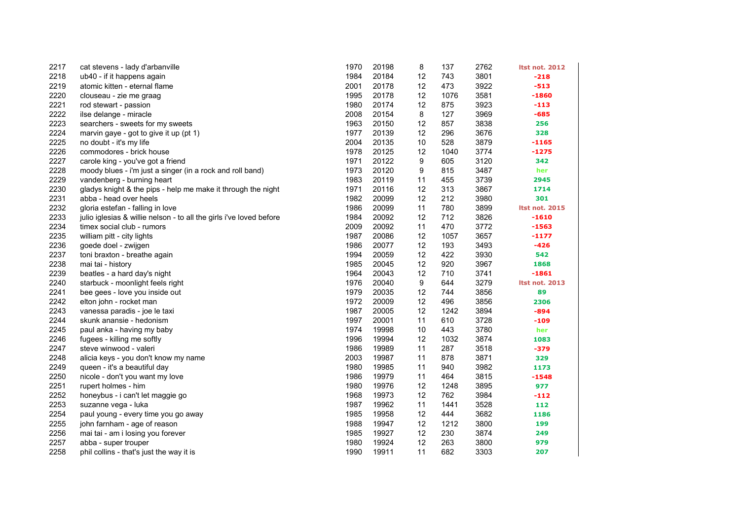| | | | | | | | |
|---|---|---|---|---|---|---|---|
| 2217 | cat stevens - lady d'arbanville | 1970 | 20198 | 8 | 137 | 2762 | ltst not. 2012 |
| 2218 | ub40 - if it happens again | 1984 | 20184 | 12 | 743 | 3801 | -218 |
| 2219 | atomic kitten - eternal flame | 2001 | 20178 | 12 | 473 | 3922 | -513 |
| 2220 | clouseau - zie me graag | 1995 | 20178 | 12 | 1076 | 3581 | -1860 |
| 2221 | rod stewart - passion | 1980 | 20174 | 12 | 875 | 3923 | -113 |
| 2222 | ilse delange - miracle | 2008 | 20154 | 8 | 127 | 3969 | -685 |
| 2223 | searchers - sweets for my sweets | 1963 | 20150 | 12 | 857 | 3838 | 256 |
| 2224 | marvin gaye - got to give it up (pt 1) | 1977 | 20139 | 12 | 296 | 3676 | 328 |
| 2225 | no doubt - it's my life | 2004 | 20135 | 10 | 528 | 3879 | -1165 |
| 2226 | commodores - brick house | 1978 | 20125 | 12 | 1040 | 3774 | -1275 |
| 2227 | carole king - you've got a friend | 1971 | 20122 | 9 | 605 | 3120 | 342 |
| 2228 | moody blues - i'm just a singer (in a rock and roll band) | 1973 | 20120 | 9 | 815 | 3487 | her |
| 2229 | vandenberg - burning heart | 1983 | 20119 | 11 | 455 | 3739 | 2945 |
| 2230 | gladys knight & the pips - help me make it through the night | 1971 | 20116 | 12 | 313 | 3867 | 1714 |
| 2231 | abba - head over heels | 1982 | 20099 | 12 | 212 | 3980 | 301 |
| 2232 | gloria estefan - falling in love | 1986 | 20099 | 11 | 780 | 3899 | ltst not. 2015 |
| 2233 | julio iglesias & willie nelson - to all the girls i've loved before | 1984 | 20092 | 12 | 712 | 3826 | -1610 |
| 2234 | timex social club - rumors | 2009 | 20092 | 11 | 470 | 3772 | -1563 |
| 2235 | william pitt - city lights | 1987 | 20086 | 12 | 1057 | 3657 | -1177 |
| 2236 | goede doel - zwijgen | 1986 | 20077 | 12 | 193 | 3493 | -426 |
| 2237 | toni braxton - breathe again | 1994 | 20059 | 12 | 422 | 3930 | 542 |
| 2238 | mai tai - history | 1985 | 20045 | 12 | 920 | 3967 | 1868 |
| 2239 | beatles - a hard day's night | 1964 | 20043 | 12 | 710 | 3741 | -1861 |
| 2240 | starbuck - moonlight feels right | 1976 | 20040 | 9 | 644 | 3279 | ltst not. 2013 |
| 2241 | bee gees - love you inside out | 1979 | 20035 | 12 | 744 | 3856 | 89 |
| 2242 | elton john - rocket man | 1972 | 20009 | 12 | 496 | 3856 | 2306 |
| 2243 | vanessa paradis - joe le taxi | 1987 | 20005 | 12 | 1242 | 3894 | -894 |
| 2244 | skunk anansie - hedonism | 1997 | 20001 | 11 | 610 | 3728 | -109 |
| 2245 | paul anka - having my baby | 1974 | 19998 | 10 | 443 | 3780 | her |
| 2246 | fugees - killing me softly | 1996 | 19994 | 12 | 1032 | 3874 | 1083 |
| 2247 | steve winwood - valeri | 1986 | 19989 | 11 | 287 | 3518 | -379 |
| 2248 | alicia keys - you don't know my name | 2003 | 19987 | 11 | 878 | 3871 | 329 |
| 2249 | queen - it's a beautiful day | 1980 | 19985 | 11 | 940 | 3982 | 1173 |
| 2250 | nicole - don't you want my love | 1986 | 19979 | 11 | 464 | 3815 | -1548 |
| 2251 | rupert holmes - him | 1980 | 19976 | 12 | 1248 | 3895 | 977 |
| 2252 | honeybus - i can't let maggie go | 1968 | 19973 | 12 | 762 | 3984 | -112 |
| 2253 | suzanne vega - luka | 1987 | 19962 | 11 | 1441 | 3528 | 112 |
| 2254 | paul young - every time you go away | 1985 | 19958 | 12 | 444 | 3682 | 1186 |
| 2255 | john farnham - age of reason | 1988 | 19947 | 12 | 1212 | 3800 | 199 |
| 2256 | mai tai - am i losing you forever | 1985 | 19927 | 12 | 230 | 3874 | 249 |
| 2257 | abba - super trouper | 1980 | 19924 | 12 | 263 | 3800 | 979 |
| 2258 | phil collins - that's just the way it is | 1990 | 19911 | 11 | 682 | 3303 | 207 |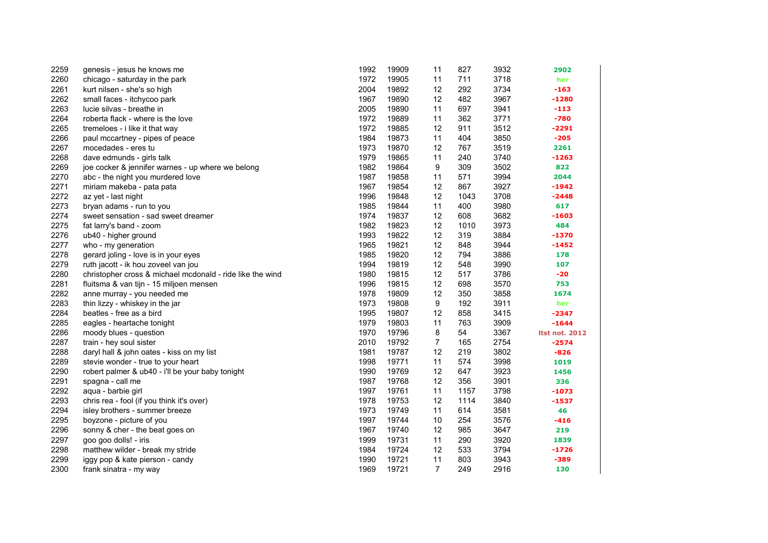| | | | | | | | |
|---|---|---|---|---|---|---|---|
| 2259 | genesis - jesus he knows me | 1992 | 19909 | 11 | 827 | 3932 | 2902 |
| 2260 | chicago - saturday in the park | 1972 | 19905 | 11 | 711 | 3718 | her |
| 2261 | kurt nilsen - she's so high | 2004 | 19892 | 12 | 292 | 3734 | -163 |
| 2262 | small faces - itchycoo park | 1967 | 19890 | 12 | 482 | 3967 | -1280 |
| 2263 | lucie silvas - breathe in | 2005 | 19890 | 11 | 697 | 3941 | -113 |
| 2264 | roberta flack - where is the love | 1972 | 19889 | 11 | 362 | 3771 | -780 |
| 2265 | tremeloes - i like it that way | 1972 | 19885 | 12 | 911 | 3512 | -2291 |
| 2266 | paul mccartney - pipes of peace | 1984 | 19873 | 11 | 404 | 3850 | -205 |
| 2267 | mocedades - eres tu | 1973 | 19870 | 12 | 767 | 3519 | 2261 |
| 2268 | dave edmunds - girls talk | 1979 | 19865 | 11 | 240 | 3740 | -1263 |
| 2269 | joe cocker & jennifer warnes - up where we belong | 1982 | 19864 | 9 | 309 | 3502 | 822 |
| 2270 | abc - the night you murdered love | 1987 | 19858 | 11 | 571 | 3994 | 2044 |
| 2271 | miriam makeba - pata pata | 1967 | 19854 | 12 | 867 | 3927 | -1942 |
| 2272 | az yet - last night | 1996 | 19848 | 12 | 1043 | 3708 | -2448 |
| 2273 | bryan adams - run to you | 1985 | 19844 | 11 | 400 | 3980 | 617 |
| 2274 | sweet sensation - sad sweet dreamer | 1974 | 19837 | 12 | 608 | 3682 | -1603 |
| 2275 | fat larry's band - zoom | 1982 | 19823 | 12 | 1010 | 3973 | 484 |
| 2276 | ub40 - higher ground | 1993 | 19822 | 12 | 319 | 3884 | -1370 |
| 2277 | who - my generation | 1965 | 19821 | 12 | 848 | 3944 | -1452 |
| 2278 | gerard joling - love is in your eyes | 1985 | 19820 | 12 | 794 | 3886 | 178 |
| 2279 | ruth jacott - ik hou zoveel van jou | 1994 | 19819 | 12 | 548 | 3990 | 107 |
| 2280 | christopher cross & michael mcdonald - ride like the wind | 1980 | 19815 | 12 | 517 | 3786 | -20 |
| 2281 | fluitsma & van tijn - 15 miljoen mensen | 1996 | 19815 | 12 | 698 | 3570 | 753 |
| 2282 | anne murray - you needed me | 1978 | 19809 | 12 | 350 | 3858 | 1674 |
| 2283 | thin lizzy - whiskey in the jar | 1973 | 19808 | 9 | 192 | 3911 | her |
| 2284 | beatles - free as a bird | 1995 | 19807 | 12 | 858 | 3415 | -2347 |
| 2285 | eagles - heartache tonight | 1979 | 19803 | 11 | 763 | 3909 | -1644 |
| 2286 | moody blues - question | 1970 | 19796 | 8 | 54 | 3367 | ltst not. 2012 |
| 2287 | train - hey soul sister | 2010 | 19792 | 7 | 165 | 2754 | -2574 |
| 2288 | daryl hall & john oates - kiss on my list | 1981 | 19787 | 12 | 219 | 3802 | -826 |
| 2289 | stevie wonder - true to your heart | 1998 | 19771 | 11 | 574 | 3998 | 1019 |
| 2290 | robert palmer & ub40 - i'll be your baby tonight | 1990 | 19769 | 12 | 647 | 3923 | 1456 |
| 2291 | spagna - call me | 1987 | 19768 | 12 | 356 | 3901 | 336 |
| 2292 | aqua - barbie girl | 1997 | 19761 | 11 | 1157 | 3798 | -1073 |
| 2293 | chris rea - fool (if you think it's over) | 1978 | 19753 | 12 | 1114 | 3840 | -1537 |
| 2294 | isley brothers - summer breeze | 1973 | 19749 | 11 | 614 | 3581 | 46 |
| 2295 | boyzone - picture of you | 1997 | 19744 | 10 | 254 | 3576 | -416 |
| 2296 | sonny & cher - the beat goes on | 1967 | 19740 | 12 | 985 | 3647 | 219 |
| 2297 | goo goo dolls! - iris | 1999 | 19731 | 11 | 290 | 3920 | 1839 |
| 2298 | matthew wilder - break my stride | 1984 | 19724 | 12 | 533 | 3794 | -1726 |
| 2299 | iggy pop & kate pierson - candy | 1990 | 19721 | 11 | 803 | 3943 | -389 |
| 2300 | frank sinatra - my way | 1969 | 19721 | 7 | 249 | 2916 | 130 |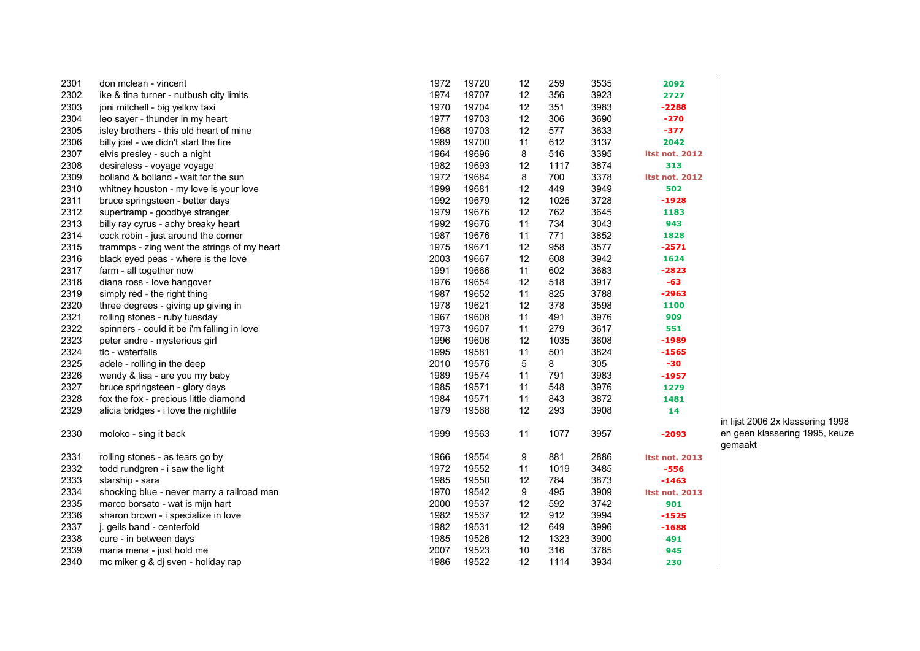| | | | | | | | | |
|---|---|---|---|---|---|---|---|---|
| 2301 | don mclean - vincent | 1972 | 19720 | 12 | 259 | 3535 | 2092 | |
| 2302 | ike & tina turner - nutbush city limits | 1974 | 19707 | 12 | 356 | 3923 | 2727 | |
| 2303 | joni mitchell - big yellow taxi | 1970 | 19704 | 12 | 351 | 3983 | -2288 | |
| 2304 | leo sayer - thunder in my heart | 1977 | 19703 | 12 | 306 | 3690 | -270 | |
| 2305 | isley brothers - this old heart of mine | 1968 | 19703 | 12 | 577 | 3633 | -377 | |
| 2306 | billy joel - we didn't start the fire | 1989 | 19700 | 11 | 612 | 3137 | 2042 | |
| 2307 | elvis presley - such a night | 1964 | 19696 | 8 | 516 | 3395 | ltst not. 2012 | |
| 2308 | desireless - voyage voyage | 1982 | 19693 | 12 | 1117 | 3874 | 313 | |
| 2309 | bolland & bolland - wait for the sun | 1972 | 19684 | 8 | 700 | 3378 | ltst not. 2012 | |
| 2310 | whitney houston - my love is your love | 1999 | 19681 | 12 | 449 | 3949 | 502 | |
| 2311 | bruce springsteen - better days | 1992 | 19679 | 12 | 1026 | 3728 | -1928 | |
| 2312 | supertramp - goodbye stranger | 1979 | 19676 | 12 | 762 | 3645 | 1183 | |
| 2313 | billy ray cyrus - achy breaky heart | 1992 | 19676 | 11 | 734 | 3043 | 943 | |
| 2314 | cock robin - just around the corner | 1987 | 19676 | 11 | 771 | 3852 | 1828 | |
| 2315 | trammps - zing went the strings of my heart | 1975 | 19671 | 12 | 958 | 3577 | -2571 | |
| 2316 | black eyed peas - where is the love | 2003 | 19667 | 12 | 608 | 3942 | 1624 | |
| 2317 | farm - all together now | 1991 | 19666 | 11 | 602 | 3683 | -2823 | |
| 2318 | diana ross - love hangover | 1976 | 19654 | 12 | 518 | 3917 | -63 | |
| 2319 | simply red - the right thing | 1987 | 19652 | 11 | 825 | 3788 | -2963 | |
| 2320 | three degrees - giving up giving in | 1978 | 19621 | 12 | 378 | 3598 | 1100 | |
| 2321 | rolling stones - ruby tuesday | 1967 | 19608 | 11 | 491 | 3976 | 909 | |
| 2322 | spinners - could it be i'm falling in love | 1973 | 19607 | 11 | 279 | 3617 | 551 | |
| 2323 | peter andre - mysterious girl | 1996 | 19606 | 12 | 1035 | 3608 | -1989 | |
| 2324 | tlc - waterfalls | 1995 | 19581 | 11 | 501 | 3824 | -1565 | |
| 2325 | adele - rolling in the deep | 2010 | 19576 | 5 | 8 | 305 | -30 | |
| 2326 | wendy & lisa - are you my baby | 1989 | 19574 | 11 | 791 | 3983 | -1957 | |
| 2327 | bruce springsteen - glory days | 1985 | 19571 | 11 | 548 | 3976 | 1279 | |
| 2328 | fox the fox - precious little diamond | 1984 | 19571 | 11 | 843 | 3872 | 1481 | |
| 2329 | alicia bridges - i love the nightlife | 1979 | 19568 | 12 | 293 | 3908 | 14 | |
| 2330 | moloko - sing it back | 1999 | 19563 | 11 | 1077 | 3957 | -2093 | in lijst 2006 2x klassering 1998 en geen klassering 1995, keuze gemaakt |
| 2331 | rolling stones - as tears go by | 1966 | 19554 | 9 | 881 | 2886 | ltst not. 2013 | |
| 2332 | todd rundgren - i saw the light | 1972 | 19552 | 11 | 1019 | 3485 | -556 | |
| 2333 | starship - sara | 1985 | 19550 | 12 | 784 | 3873 | -1463 | |
| 2334 | shocking blue - never marry a railroad man | 1970 | 19542 | 9 | 495 | 3909 | ltst not. 2013 | |
| 2335 | marco borsato - wat is mijn hart | 2000 | 19537 | 12 | 592 | 3742 | 901 | |
| 2336 | sharon brown - i specialize in love | 1982 | 19537 | 12 | 912 | 3994 | -1525 | |
| 2337 | j. geils band - centerfold | 1982 | 19531 | 12 | 649 | 3996 | -1688 | |
| 2338 | cure - in between days | 1985 | 19526 | 12 | 1323 | 3900 | 491 | |
| 2339 | maria mena - just hold me | 2007 | 19523 | 10 | 316 | 3785 | 945 | |
| 2340 | mc miker g & dj sven - holiday rap | 1986 | 19522 | 12 | 1114 | 3934 | 230 | |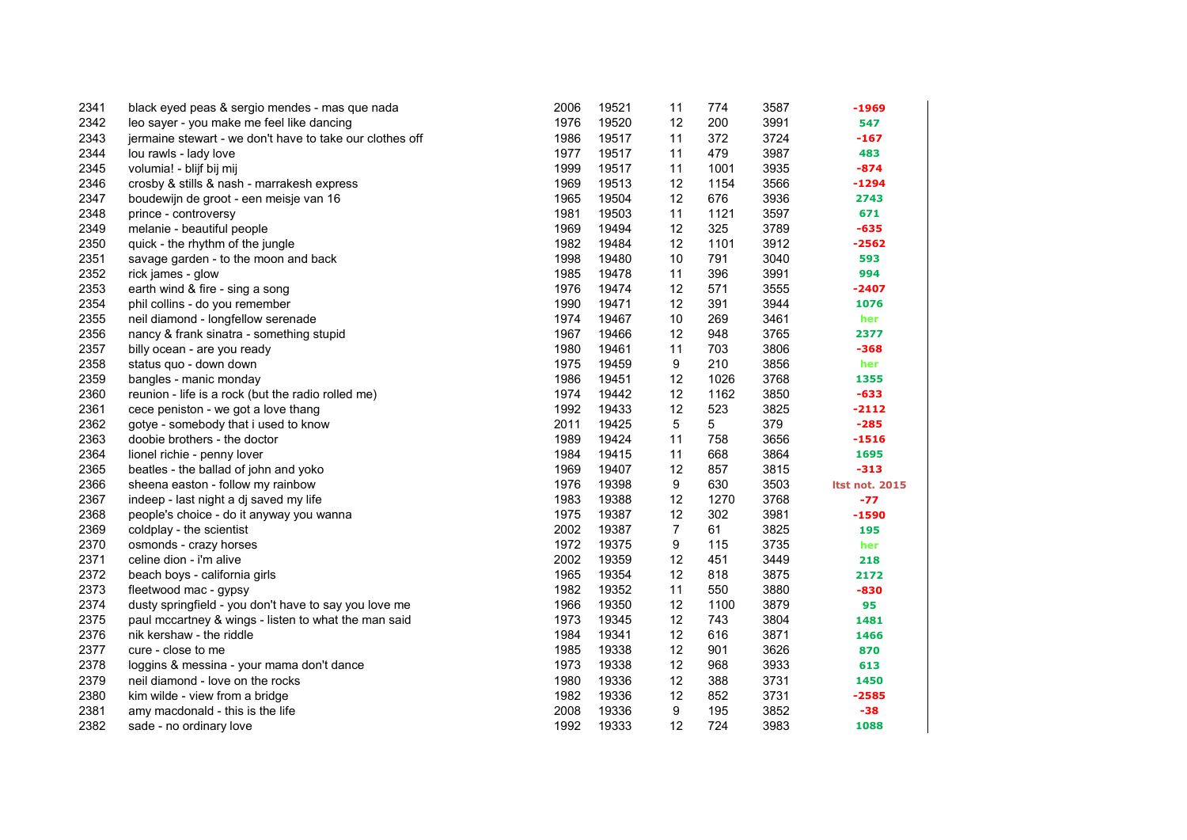| | | | | | | | |
|---|---|---|---|---|---|---|---|
| 2341 | black eyed peas & sergio mendes - mas que nada | 2006 | 19521 | 11 | 774 | 3587 | -1969 |
| 2342 | leo sayer - you make me feel like dancing | 1976 | 19520 | 12 | 200 | 3991 | 547 |
| 2343 | jermaine stewart - we don't have to take our clothes off | 1986 | 19517 | 11 | 372 | 3724 | -167 |
| 2344 | lou rawls - lady love | 1977 | 19517 | 11 | 479 | 3987 | 483 |
| 2345 | volumia! - blijf bij mij | 1999 | 19517 | 11 | 1001 | 3935 | -874 |
| 2346 | crosby & stills & nash - marrakesh express | 1969 | 19513 | 12 | 1154 | 3566 | -1294 |
| 2347 | boudewijn de groot - een meisje van 16 | 1965 | 19504 | 12 | 676 | 3936 | 2743 |
| 2348 | prince - controversy | 1981 | 19503 | 11 | 1121 | 3597 | 671 |
| 2349 | melanie - beautiful people | 1969 | 19494 | 12 | 325 | 3789 | -635 |
| 2350 | quick - the rhythm of the jungle | 1982 | 19484 | 12 | 1101 | 3912 | -2562 |
| 2351 | savage garden - to the moon and back | 1998 | 19480 | 10 | 791 | 3040 | 593 |
| 2352 | rick james - glow | 1985 | 19478 | 11 | 396 | 3991 | 994 |
| 2353 | earth wind & fire - sing a song | 1976 | 19474 | 12 | 571 | 3555 | -2407 |
| 2354 | phil collins - do you remember | 1990 | 19471 | 12 | 391 | 3944 | 1076 |
| 2355 | neil diamond - longfellow serenade | 1974 | 19467 | 10 | 269 | 3461 | her |
| 2356 | nancy & frank sinatra - something stupid | 1967 | 19466 | 12 | 948 | 3765 | 2377 |
| 2357 | billy ocean - are you ready | 1980 | 19461 | 11 | 703 | 3806 | -368 |
| 2358 | status quo - down down | 1975 | 19459 | 9 | 210 | 3856 | her |
| 2359 | bangles - manic monday | 1986 | 19451 | 12 | 1026 | 3768 | 1355 |
| 2360 | reunion - life is a rock (but the radio rolled me) | 1974 | 19442 | 12 | 1162 | 3850 | -633 |
| 2361 | cece peniston - we got a love thang | 1992 | 19433 | 12 | 523 | 3825 | -2112 |
| 2362 | gotye - somebody that i used to know | 2011 | 19425 | 5 | 5 | 379 | -285 |
| 2363 | doobie brothers - the doctor | 1989 | 19424 | 11 | 758 | 3656 | -1516 |
| 2364 | lionel richie - penny lover | 1984 | 19415 | 11 | 668 | 3864 | 1695 |
| 2365 | beatles - the ballad of john and yoko | 1969 | 19407 | 12 | 857 | 3815 | -313 |
| 2366 | sheena easton - follow my rainbow | 1976 | 19398 | 9 | 630 | 3503 | ltst not. 2015 |
| 2367 | indeep - last night a dj saved my life | 1983 | 19388 | 12 | 1270 | 3768 | -77 |
| 2368 | people's choice - do it anyway you wanna | 1975 | 19387 | 12 | 302 | 3981 | -1590 |
| 2369 | coldplay - the scientist | 2002 | 19387 | 7 | 61 | 3825 | 195 |
| 2370 | osmonds - crazy horses | 1972 | 19375 | 9 | 115 | 3735 | her |
| 2371 | celine dion - i'm alive | 2002 | 19359 | 12 | 451 | 3449 | 218 |
| 2372 | beach boys - california girls | 1965 | 19354 | 12 | 818 | 3875 | 2172 |
| 2373 | fleetwood mac - gypsy | 1982 | 19352 | 11 | 550 | 3880 | -830 |
| 2374 | dusty springfield - you don't have to say you love me | 1966 | 19350 | 12 | 1100 | 3879 | 95 |
| 2375 | paul mccartney & wings - listen to what the man said | 1973 | 19345 | 12 | 743 | 3804 | 1481 |
| 2376 | nik kershaw - the riddle | 1984 | 19341 | 12 | 616 | 3871 | 1466 |
| 2377 | cure - close to me | 1985 | 19338 | 12 | 901 | 3626 | 870 |
| 2378 | loggins & messina - your mama don't dance | 1973 | 19338 | 12 | 968 | 3933 | 613 |
| 2379 | neil diamond - love on the rocks | 1980 | 19336 | 12 | 388 | 3731 | 1450 |
| 2380 | kim wilde - view from a bridge | 1982 | 19336 | 12 | 852 | 3731 | -2585 |
| 2381 | amy macdonald - this is the life | 2008 | 19336 | 9 | 195 | 3852 | -38 |
| 2382 | sade - no ordinary love | 1992 | 19333 | 12 | 724 | 3983 | 1088 |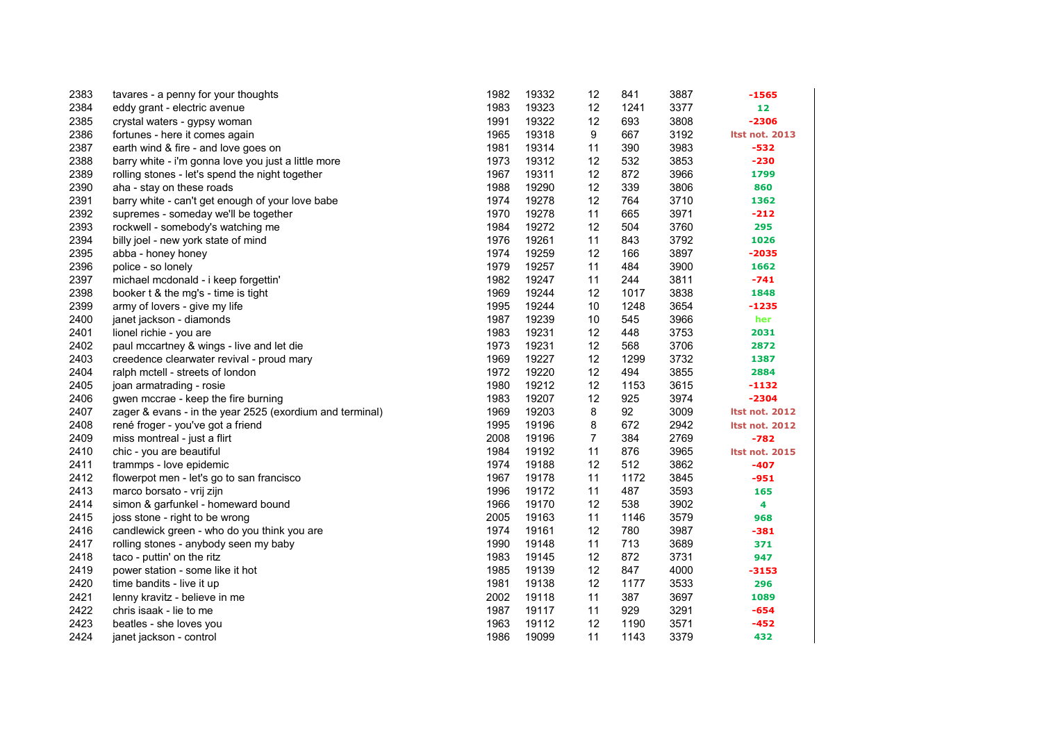| | | | | | | | |
|---|---|---|---|---|---|---|---|
| 2383 | tavares - a penny for your thoughts | 1982 | 19332 | 12 | 841 | 3887 | -1565 |
| 2384 | eddy grant - electric avenue | 1983 | 19323 | 12 | 1241 | 3377 | 12 |
| 2385 | crystal waters - gypsy woman | 1991 | 19322 | 12 | 693 | 3808 | -2306 |
| 2386 | fortunes - here it comes again | 1965 | 19318 | 9 | 667 | 3192 | ltst not. 2013 |
| 2387 | earth wind & fire - and love goes on | 1981 | 19314 | 11 | 390 | 3983 | -532 |
| 2388 | barry white - i'm gonna love you just a little more | 1973 | 19312 | 12 | 532 | 3853 | -230 |
| 2389 | rolling stones - let's spend the night together | 1967 | 19311 | 12 | 872 | 3966 | 1799 |
| 2390 | aha - stay on these roads | 1988 | 19290 | 12 | 339 | 3806 | 860 |
| 2391 | barry white - can't get enough of your love babe | 1974 | 19278 | 12 | 764 | 3710 | 1362 |
| 2392 | supremes - someday we'll be together | 1970 | 19278 | 11 | 665 | 3971 | -212 |
| 2393 | rockwell - somebody's watching me | 1984 | 19272 | 12 | 504 | 3760 | 295 |
| 2394 | billy joel - new york state of mind | 1976 | 19261 | 11 | 843 | 3792 | 1026 |
| 2395 | abba - honey honey | 1974 | 19259 | 12 | 166 | 3897 | -2035 |
| 2396 | police - so lonely | 1979 | 19257 | 11 | 484 | 3900 | 1662 |
| 2397 | michael mcdonald - i keep forgettin' | 1982 | 19247 | 11 | 244 | 3811 | -741 |
| 2398 | booker t & the mg's - time is tight | 1969 | 19244 | 12 | 1017 | 3838 | 1848 |
| 2399 | army of lovers - give my life | 1995 | 19244 | 10 | 1248 | 3654 | -1235 |
| 2400 | janet jackson - diamonds | 1987 | 19239 | 10 | 545 | 3966 | her |
| 2401 | lionel richie - you are | 1983 | 19231 | 12 | 448 | 3753 | 2031 |
| 2402 | paul mccartney & wings - live and let die | 1973 | 19231 | 12 | 568 | 3706 | 2872 |
| 2403 | creedence clearwater revival - proud mary | 1969 | 19227 | 12 | 1299 | 3732 | 1387 |
| 2404 | ralph mctell - streets of london | 1972 | 19220 | 12 | 494 | 3855 | 2884 |
| 2405 | joan armatrading - rosie | 1980 | 19212 | 12 | 1153 | 3615 | -1132 |
| 2406 | gwen mccrae - keep the fire burning | 1983 | 19207 | 12 | 925 | 3974 | -2304 |
| 2407 | zager & evans - in the year 2525 (exordium and terminal) | 1969 | 19203 | 8 | 92 | 3009 | ltst not. 2012 |
| 2408 | rené froger - you've got a friend | 1995 | 19196 | 8 | 672 | 2942 | ltst not. 2012 |
| 2409 | miss montreal - just a flirt | 2008 | 19196 | 7 | 384 | 2769 | -782 |
| 2410 | chic - you are beautiful | 1984 | 19192 | 11 | 876 | 3965 | ltst not. 2015 |
| 2411 | trammps - love epidemic | 1974 | 19188 | 12 | 512 | 3862 | -407 |
| 2412 | flowerpot men - let's go to san francisco | 1967 | 19178 | 11 | 1172 | 3845 | -951 |
| 2413 | marco borsato - vrij zijn | 1996 | 19172 | 11 | 487 | 3593 | 165 |
| 2414 | simon & garfunkel - homeward bound | 1966 | 19170 | 12 | 538 | 3902 | 4 |
| 2415 | joss stone - right to be wrong | 2005 | 19163 | 11 | 1146 | 3579 | 968 |
| 2416 | candlewick green - who do you think you are | 1974 | 19161 | 12 | 780 | 3987 | -381 |
| 2417 | rolling stones - anybody seen my baby | 1990 | 19148 | 11 | 713 | 3689 | 371 |
| 2418 | taco - puttin' on the ritz | 1983 | 19145 | 12 | 872 | 3731 | 947 |
| 2419 | power station - some like it hot | 1985 | 19139 | 12 | 847 | 4000 | -3153 |
| 2420 | time bandits - live it up | 1981 | 19138 | 12 | 1177 | 3533 | 296 |
| 2421 | lenny kravitz - believe in me | 2002 | 19118 | 11 | 387 | 3697 | 1089 |
| 2422 | chris isaak - lie to me | 1987 | 19117 | 11 | 929 | 3291 | -654 |
| 2423 | beatles - she loves you | 1963 | 19112 | 12 | 1190 | 3571 | -452 |
| 2424 | janet jackson - control | 1986 | 19099 | 11 | 1143 | 3379 | 432 |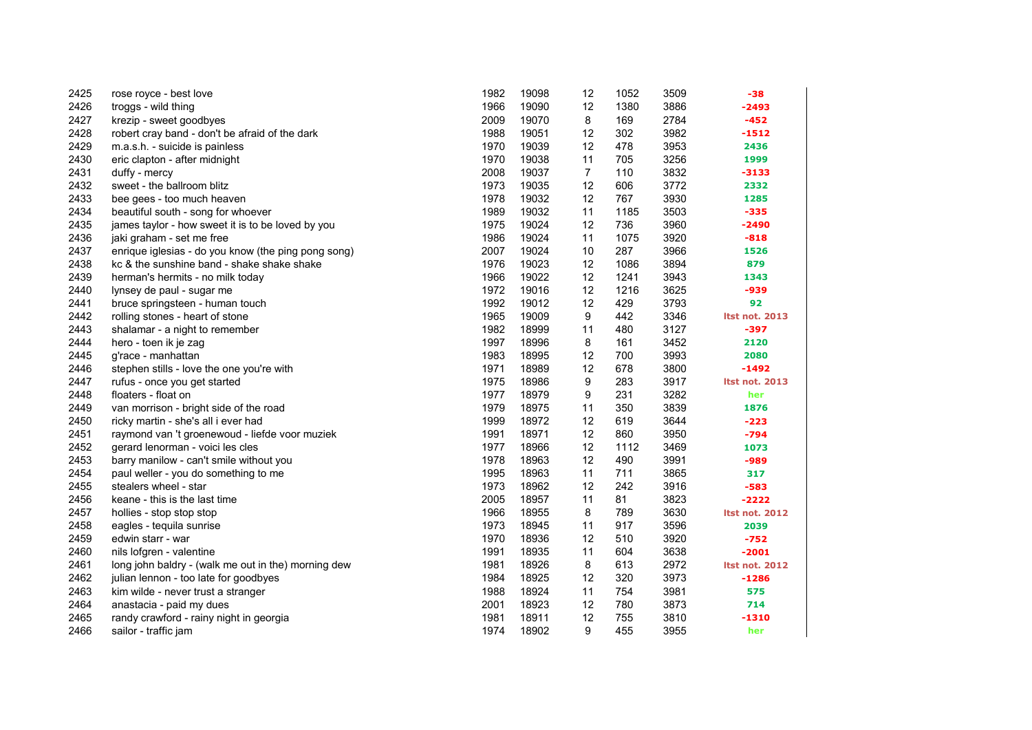| | | | | | | | |
|---|---|---|---|---|---|---|---|
| 2425 | rose royce - best love | 1982 | 19098 | 12 | 1052 | 3509 | -38 |
| 2426 | troggs - wild thing | 1966 | 19090 | 12 | 1380 | 3886 | -2493 |
| 2427 | krezip - sweet goodbyes | 2009 | 19070 | 8 | 169 | 2784 | -452 |
| 2428 | robert cray band - don't be afraid of the dark | 1988 | 19051 | 12 | 302 | 3982 | -1512 |
| 2429 | m.a.s.h. - suicide is painless | 1970 | 19039 | 12 | 478 | 3953 | 2436 |
| 2430 | eric clapton - after midnight | 1970 | 19038 | 11 | 705 | 3256 | 1999 |
| 2431 | duffy - mercy | 2008 | 19037 | 7 | 110 | 3832 | -3133 |
| 2432 | sweet - the ballroom blitz | 1973 | 19035 | 12 | 606 | 3772 | 2332 |
| 2433 | bee gees - too much heaven | 1978 | 19032 | 12 | 767 | 3930 | 1285 |
| 2434 | beautiful south - song for whoever | 1989 | 19032 | 11 | 1185 | 3503 | -335 |
| 2435 | james taylor - how sweet it is to be loved by you | 1975 | 19024 | 12 | 736 | 3960 | -2490 |
| 2436 | jaki graham - set me free | 1986 | 19024 | 11 | 1075 | 3920 | -818 |
| 2437 | enrique iglesias - do you know (the ping pong song) | 2007 | 19024 | 10 | 287 | 3966 | 1526 |
| 2438 | kc & the sunshine band - shake shake shake | 1976 | 19023 | 12 | 1086 | 3894 | 879 |
| 2439 | herman's hermits - no milk today | 1966 | 19022 | 12 | 1241 | 3943 | 1343 |
| 2440 | lynsey de paul - sugar me | 1972 | 19016 | 12 | 1216 | 3625 | -939 |
| 2441 | bruce springsteen - human touch | 1992 | 19012 | 12 | 429 | 3793 | 92 |
| 2442 | rolling stones - heart of stone | 1965 | 19009 | 9 | 442 | 3346 | ltst not. 2013 |
| 2443 | shalamar - a night to remember | 1982 | 18999 | 11 | 480 | 3127 | -397 |
| 2444 | hero - toen ik je zag | 1997 | 18996 | 8 | 161 | 3452 | 2120 |
| 2445 | g'race - manhattan | 1983 | 18995 | 12 | 700 | 3993 | 2080 |
| 2446 | stephen stills - love the one you're with | 1971 | 18989 | 12 | 678 | 3800 | -1492 |
| 2447 | rufus - once you get started | 1975 | 18986 | 9 | 283 | 3917 | ltst not. 2013 |
| 2448 | floaters - float on | 1977 | 18979 | 9 | 231 | 3282 | her |
| 2449 | van morrison - bright side of the road | 1979 | 18975 | 11 | 350 | 3839 | 1876 |
| 2450 | ricky martin - she's all i ever had | 1999 | 18972 | 12 | 619 | 3644 | -223 |
| 2451 | raymond van 't groenewoud - liefde voor muziek | 1991 | 18971 | 12 | 860 | 3950 | -794 |
| 2452 | gerard lenorman - voici les cles | 1977 | 18966 | 12 | 1112 | 3469 | 1073 |
| 2453 | barry manilow - can't smile without you | 1978 | 18963 | 12 | 490 | 3991 | -989 |
| 2454 | paul weller - you do something to me | 1995 | 18963 | 11 | 711 | 3865 | 317 |
| 2455 | stealers wheel - star | 1973 | 18962 | 12 | 242 | 3916 | -583 |
| 2456 | keane - this is the last time | 2005 | 18957 | 11 | 81 | 3823 | -2222 |
| 2457 | hollies - stop stop stop | 1966 | 18955 | 8 | 789 | 3630 | ltst not. 2012 |
| 2458 | eagles - tequila sunrise | 1973 | 18945 | 11 | 917 | 3596 | 2039 |
| 2459 | edwin starr - war | 1970 | 18936 | 12 | 510 | 3920 | -752 |
| 2460 | nils lofgren - valentine | 1991 | 18935 | 11 | 604 | 3638 | -2001 |
| 2461 | long john baldry - (walk me out in the) morning dew | 1981 | 18926 | 8 | 613 | 2972 | ltst not. 2012 |
| 2462 | julian lennon - too late for goodbyes | 1984 | 18925 | 12 | 320 | 3973 | -1286 |
| 2463 | kim wilde - never trust a stranger | 1988 | 18924 | 11 | 754 | 3981 | 575 |
| 2464 | anastacia - paid my dues | 2001 | 18923 | 12 | 780 | 3873 | 714 |
| 2465 | randy crawford - rainy night in georgia | 1981 | 18911 | 12 | 755 | 3810 | -1310 |
| 2466 | sailor - traffic jam | 1974 | 18902 | 9 | 455 | 3955 | her |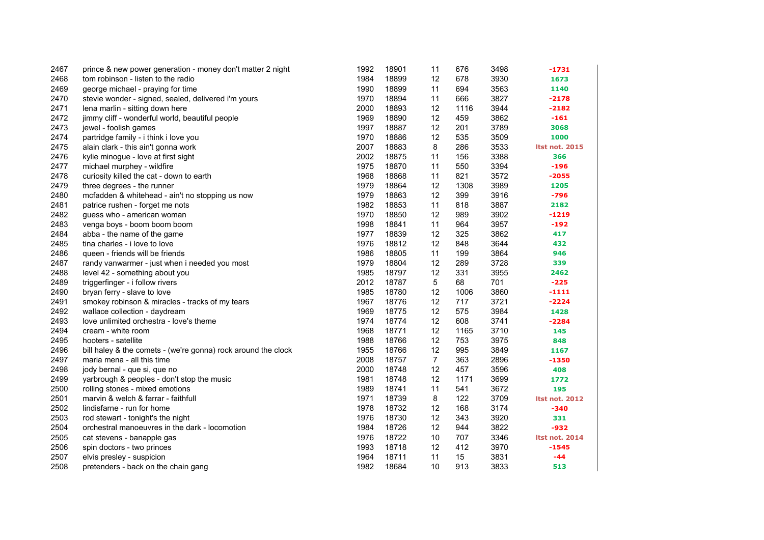| | | | | | | | |
|---|---|---|---|---|---|---|---|
| 2467 | prince & new power generation - money don't matter 2 night | 1992 | 18901 | 11 | 676 | 3498 | -1731 |
| 2468 | tom robinson - listen to the radio | 1984 | 18899 | 12 | 678 | 3930 | 1673 |
| 2469 | george michael - praying for time | 1990 | 18899 | 11 | 694 | 3563 | 1140 |
| 2470 | stevie wonder - signed, sealed, delivered i'm yours | 1970 | 18894 | 11 | 666 | 3827 | -2178 |
| 2471 | lena marlin - sitting down here | 2000 | 18893 | 12 | 1116 | 3944 | -2182 |
| 2472 | jimmy cliff - wonderful world, beautiful people | 1969 | 18890 | 12 | 459 | 3862 | -161 |
| 2473 | jewel - foolish games | 1997 | 18887 | 12 | 201 | 3789 | 3068 |
| 2474 | partridge family - i think i love you | 1970 | 18886 | 12 | 535 | 3509 | 1000 |
| 2475 | alain clark - this ain't gonna work | 2007 | 18883 | 8 | 286 | 3533 | ltst not. 2015 |
| 2476 | kylie minogue - love at first sight | 2002 | 18875 | 11 | 156 | 3388 | 366 |
| 2477 | michael murphey - wildfire | 1975 | 18870 | 11 | 550 | 3394 | -196 |
| 2478 | curiosity killed the cat - down to earth | 1968 | 18868 | 11 | 821 | 3572 | -2055 |
| 2479 | three degrees - the runner | 1979 | 18864 | 12 | 1308 | 3989 | 1205 |
| 2480 | mcfadden & whitehead - ain't no stopping us now | 1979 | 18863 | 12 | 399 | 3916 | -796 |
| 2481 | patrice rushen - forget me nots | 1982 | 18853 | 11 | 818 | 3887 | 2182 |
| 2482 | guess who - american woman | 1970 | 18850 | 12 | 989 | 3902 | -1219 |
| 2483 | venga boys - boom boom boom | 1998 | 18841 | 11 | 964 | 3957 | -192 |
| 2484 | abba - the name of the game | 1977 | 18839 | 12 | 325 | 3862 | 417 |
| 2485 | tina charles - i love to love | 1976 | 18812 | 12 | 848 | 3644 | 432 |
| 2486 | queen - friends will be friends | 1986 | 18805 | 11 | 199 | 3864 | 946 |
| 2487 | randy vanwarmer - just when i needed you most | 1979 | 18804 | 12 | 289 | 3728 | 339 |
| 2488 | level 42 - something about you | 1985 | 18797 | 12 | 331 | 3955 | 2462 |
| 2489 | triggerfinger - i follow rivers | 2012 | 18787 | 5 | 68 | 701 | -225 |
| 2490 | bryan ferry - slave to love | 1985 | 18780 | 12 | 1006 | 3860 | -1111 |
| 2491 | smokey robinson & miracles - tracks of my tears | 1967 | 18776 | 12 | 717 | 3721 | -2224 |
| 2492 | wallace collection - daydream | 1969 | 18775 | 12 | 575 | 3984 | 1428 |
| 2493 | love unlimited orchestra - love's theme | 1974 | 18774 | 12 | 608 | 3741 | -2284 |
| 2494 | cream - white room | 1968 | 18771 | 12 | 1165 | 3710 | 145 |
| 2495 | hooters - satellite | 1988 | 18766 | 12 | 753 | 3975 | 848 |
| 2496 | bill haley & the comets - (we're gonna) rock around the clock | 1955 | 18766 | 12 | 995 | 3849 | 1167 |
| 2497 | maria mena - all this time | 2008 | 18757 | 7 | 363 | 2896 | -1350 |
| 2498 | jody bernal - que si, que no | 2000 | 18748 | 12 | 457 | 3596 | 408 |
| 2499 | yarbrough & peoples - don't stop the music | 1981 | 18748 | 12 | 1171 | 3699 | 1772 |
| 2500 | rolling stones - mixed emotions | 1989 | 18741 | 11 | 541 | 3672 | 195 |
| 2501 | marvin & welch & farrar - faithfull | 1971 | 18739 | 8 | 122 | 3709 | ltst not. 2012 |
| 2502 | lindisfarne - run for home | 1978 | 18732 | 12 | 168 | 3174 | -340 |
| 2503 | rod stewart - tonight's the night | 1976 | 18730 | 12 | 343 | 3920 | 331 |
| 2504 | orchestral manoeuvres in the dark - locomotion | 1984 | 18726 | 12 | 944 | 3822 | -932 |
| 2505 | cat stevens - banapple gas | 1976 | 18722 | 10 | 707 | 3346 | ltst not. 2014 |
| 2506 | spin doctors - two princes | 1993 | 18718 | 12 | 412 | 3970 | -1545 |
| 2507 | elvis presley - suspicion | 1964 | 18711 | 11 | 15 | 3831 | -44 |
| 2508 | pretenders - back on the chain gang | 1982 | 18684 | 10 | 913 | 3833 | 513 |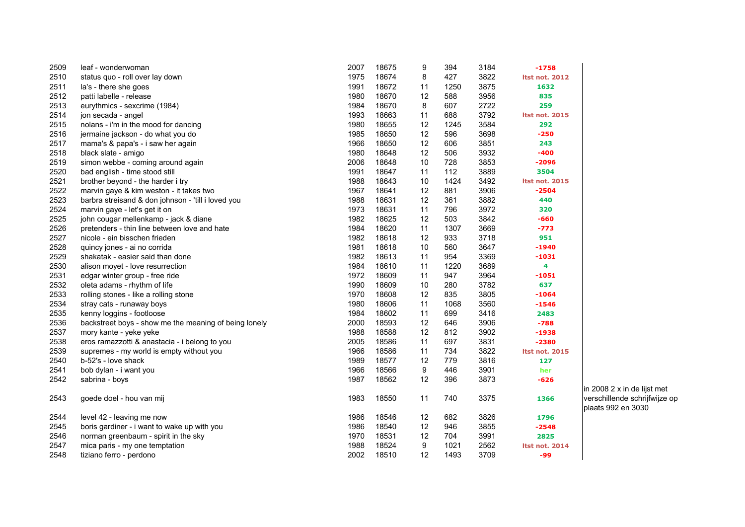| | | | | | | | | |
|---|---|---|---|---|---|---|---|---|
| 2509 | leaf - wonderwoman | 2007 | 18675 | 9 | 394 | 3184 | -1758 | |
| 2510 | status quo - roll over lay down | 1975 | 18674 | 8 | 427 | 3822 | ltst not. 2012 | |
| 2511 | la's - there she goes | 1991 | 18672 | 11 | 1250 | 3875 | 1632 | |
| 2512 | patti labelle - release | 1980 | 18670 | 12 | 588 | 3956 | 835 | |
| 2513 | eurythmics - sexcrime (1984) | 1984 | 18670 | 8 | 607 | 2722 | 259 | |
| 2514 | jon secada - angel | 1993 | 18663 | 11 | 688 | 3792 | ltst not. 2015 | |
| 2515 | nolans - i'm in the mood for dancing | 1980 | 18655 | 12 | 1245 | 3584 | 292 | |
| 2516 | jermaine jackson - do what you do | 1985 | 18650 | 12 | 596 | 3698 | -250 | |
| 2517 | mama's & papa's - i saw her again | 1966 | 18650 | 12 | 606 | 3851 | 243 | |
| 2518 | black slate - amigo | 1980 | 18648 | 12 | 506 | 3932 | -400 | |
| 2519 | simon webbe - coming around again | 2006 | 18648 | 10 | 728 | 3853 | -2096 | |
| 2520 | bad english - time stood still | 1991 | 18647 | 11 | 112 | 3889 | 3504 | |
| 2521 | brother beyond - the harder i try | 1988 | 18643 | 10 | 1424 | 3492 | ltst not. 2015 | |
| 2522 | marvin gaye & kim weston - it takes two | 1967 | 18641 | 12 | 881 | 3906 | -2504 | |
| 2523 | barbra streisand & don johnson - 'till i loved you | 1988 | 18631 | 12 | 361 | 3882 | 440 | |
| 2524 | marvin gaye - let's get it on | 1973 | 18631 | 11 | 796 | 3972 | 320 | |
| 2525 | john cougar mellenkamp - jack & diane | 1982 | 18625 | 12 | 503 | 3842 | -660 | |
| 2526 | pretenders - thin line between love and hate | 1984 | 18620 | 11 | 1307 | 3669 | -773 | |
| 2527 | nicole - ein bisschen frieden | 1982 | 18618 | 12 | 933 | 3718 | 951 | |
| 2528 | quincy jones - ai no corrida | 1981 | 18618 | 10 | 560 | 3647 | -1940 | |
| 2529 | shakatak - easier said than done | 1982 | 18613 | 11 | 954 | 3369 | -1031 | |
| 2530 | alison moyet - love resurrection | 1984 | 18610 | 11 | 1220 | 3689 | 4 | |
| 2531 | edgar winter group - free ride | 1972 | 18609 | 11 | 947 | 3964 | -1051 | |
| 2532 | oleta adams - rhythm of life | 1990 | 18609 | 10 | 280 | 3782 | 637 | |
| 2533 | rolling stones - like a rolling stone | 1970 | 18608 | 12 | 835 | 3805 | -1064 | |
| 2534 | stray cats - runaway boys | 1980 | 18606 | 11 | 1068 | 3560 | -1546 | |
| 2535 | kenny loggins - footloose | 1984 | 18602 | 11 | 699 | 3416 | 2483 | |
| 2536 | backstreet boys - show me the meaning of being lonely | 2000 | 18593 | 12 | 646 | 3906 | -788 | |
| 2537 | mory kante - yeke yeke | 1988 | 18588 | 12 | 812 | 3902 | -1938 | |
| 2538 | eros ramazzotti & anastacia - i belong to you | 2005 | 18586 | 11 | 697 | 3831 | -2380 | |
| 2539 | supremes - my world is empty without you | 1966 | 18586 | 11 | 734 | 3822 | ltst not. 2015 | |
| 2540 | b-52's - love shack | 1989 | 18577 | 12 | 779 | 3816 | 127 | |
| 2541 | bob dylan - i want you | 1966 | 18566 | 9 | 446 | 3901 | her | |
| 2542 | sabrina - boys | 1987 | 18562 | 12 | 396 | 3873 | -626 | |
| 2543 | goede doel - hou van mij | 1983 | 18550 | 11 | 740 | 3375 | 1366 | in 2008 2 x in de lijst met verschillende schrijfwijze op plaats 992 en 3030 |
| 2544 | level 42 - leaving me now | 1986 | 18546 | 12 | 682 | 3826 | 1796 | |
| 2545 | boris gardiner - i want to wake up with you | 1986 | 18540 | 12 | 946 | 3855 | -2548 | |
| 2546 | norman greenbaum - spirit in the sky | 1970 | 18531 | 12 | 704 | 3991 | 2825 | |
| 2547 | mica paris - my one temptation | 1988 | 18524 | 9 | 1021 | 2562 | ltst not. 2014 | |
| 2548 | tiziano ferro - perdono | 2002 | 18510 | 12 | 1493 | 3709 | -99 | |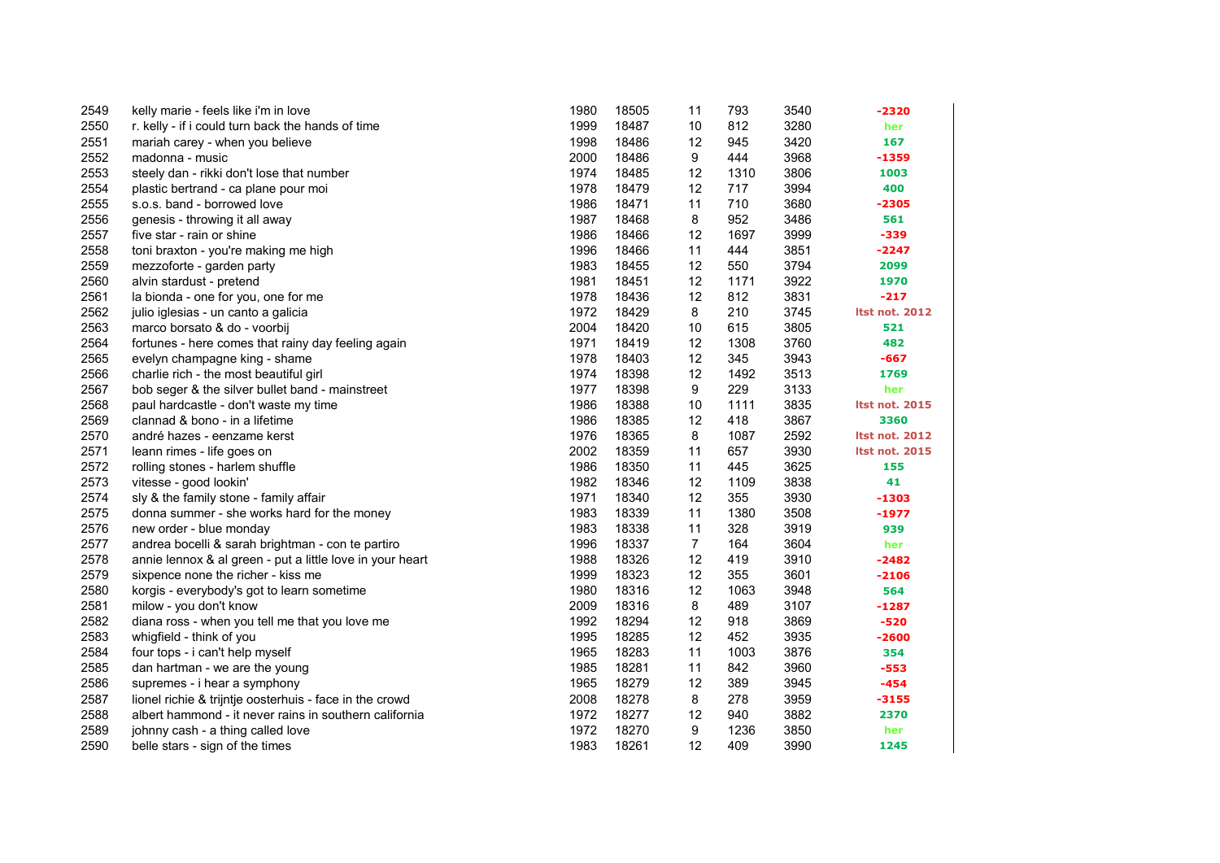| | | | | | | | |
|---|---|---|---|---|---|---|---|
| 2549 | kelly marie - feels like i'm in love | 1980 | 18505 | 11 | 793 | 3540 | -2320 |
| 2550 | r. kelly - if i could turn back the hands of time | 1999 | 18487 | 10 | 812 | 3280 | her |
| 2551 | mariah carey - when you believe | 1998 | 18486 | 12 | 945 | 3420 | 167 |
| 2552 | madonna - music | 2000 | 18486 | 9 | 444 | 3968 | -1359 |
| 2553 | steely dan - rikki don't lose that number | 1974 | 18485 | 12 | 1310 | 3806 | 1003 |
| 2554 | plastic bertrand - ca plane pour moi | 1978 | 18479 | 12 | 717 | 3994 | 400 |
| 2555 | s.o.s. band - borrowed love | 1986 | 18471 | 11 | 710 | 3680 | -2305 |
| 2556 | genesis - throwing it all away | 1987 | 18468 | 8 | 952 | 3486 | 561 |
| 2557 | five star - rain or shine | 1986 | 18466 | 12 | 1697 | 3999 | -339 |
| 2558 | toni braxton - you're making me high | 1996 | 18466 | 11 | 444 | 3851 | -2247 |
| 2559 | mezzoforte - garden party | 1983 | 18455 | 12 | 550 | 3794 | 2099 |
| 2560 | alvin stardust - pretend | 1981 | 18451 | 12 | 1171 | 3922 | 1970 |
| 2561 | la bionda - one for you, one for me | 1978 | 18436 | 12 | 812 | 3831 | -217 |
| 2562 | julio iglesias - un canto a galicia | 1972 | 18429 | 8 | 210 | 3745 | ltst not. 2012 |
| 2563 | marco borsato & do - voorbij | 2004 | 18420 | 10 | 615 | 3805 | 521 |
| 2564 | fortunes - here comes that rainy day feeling again | 1971 | 18419 | 12 | 1308 | 3760 | 482 |
| 2565 | evelyn champagne king - shame | 1978 | 18403 | 12 | 345 | 3943 | -667 |
| 2566 | charlie rich - the most beautiful girl | 1974 | 18398 | 12 | 1492 | 3513 | 1769 |
| 2567 | bob seger & the silver bullet band - mainstreet | 1977 | 18398 | 9 | 229 | 3133 | her |
| 2568 | paul hardcastle - don't waste my time | 1986 | 18388 | 10 | 1111 | 3835 | ltst not. 2015 |
| 2569 | clannad & bono - in a lifetime | 1986 | 18385 | 12 | 418 | 3867 | 3360 |
| 2570 | andré hazes - eenzame kerst | 1976 | 18365 | 8 | 1087 | 2592 | ltst not. 2012 |
| 2571 | leann rimes - life goes on | 2002 | 18359 | 11 | 657 | 3930 | ltst not. 2015 |
| 2572 | rolling stones - harlem shuffle | 1986 | 18350 | 11 | 445 | 3625 | 155 |
| 2573 | vitesse - good lookin' | 1982 | 18346 | 12 | 1109 | 3838 | 41 |
| 2574 | sly & the family stone - family affair | 1971 | 18340 | 12 | 355 | 3930 | -1303 |
| 2575 | donna summer - she works hard for the money | 1983 | 18339 | 11 | 1380 | 3508 | -1977 |
| 2576 | new order - blue monday | 1983 | 18338 | 11 | 328 | 3919 | 939 |
| 2577 | andrea bocelli & sarah brightman - con te partiro | 1996 | 18337 | 7 | 164 | 3604 | her |
| 2578 | annie lennox & al green - put a little love in your heart | 1988 | 18326 | 12 | 419 | 3910 | -2482 |
| 2579 | sixpence none the richer - kiss me | 1999 | 18323 | 12 | 355 | 3601 | -2106 |
| 2580 | korgis - everybody's got to learn sometime | 1980 | 18316 | 12 | 1063 | 3948 | 564 |
| 2581 | milow - you don't know | 2009 | 18316 | 8 | 489 | 3107 | -1287 |
| 2582 | diana ross - when you tell me that you love me | 1992 | 18294 | 12 | 918 | 3869 | -520 |
| 2583 | whigfield - think of you | 1995 | 18285 | 12 | 452 | 3935 | -2600 |
| 2584 | four tops - i can't help myself | 1965 | 18283 | 11 | 1003 | 3876 | 354 |
| 2585 | dan hartman - we are the young | 1985 | 18281 | 11 | 842 | 3960 | -553 |
| 2586 | supremes - i hear a symphony | 1965 | 18279 | 12 | 389 | 3945 | -454 |
| 2587 | lionel richie & trijntje oosterhuis - face in the crowd | 2008 | 18278 | 8 | 278 | 3959 | -3155 |
| 2588 | albert hammond - it never rains in southern california | 1972 | 18277 | 12 | 940 | 3882 | 2370 |
| 2589 | johnny cash - a thing called love | 1972 | 18270 | 9 | 1236 | 3850 | her |
| 2590 | belle stars - sign of the times | 1983 | 18261 | 12 | 409 | 3990 | 1245 |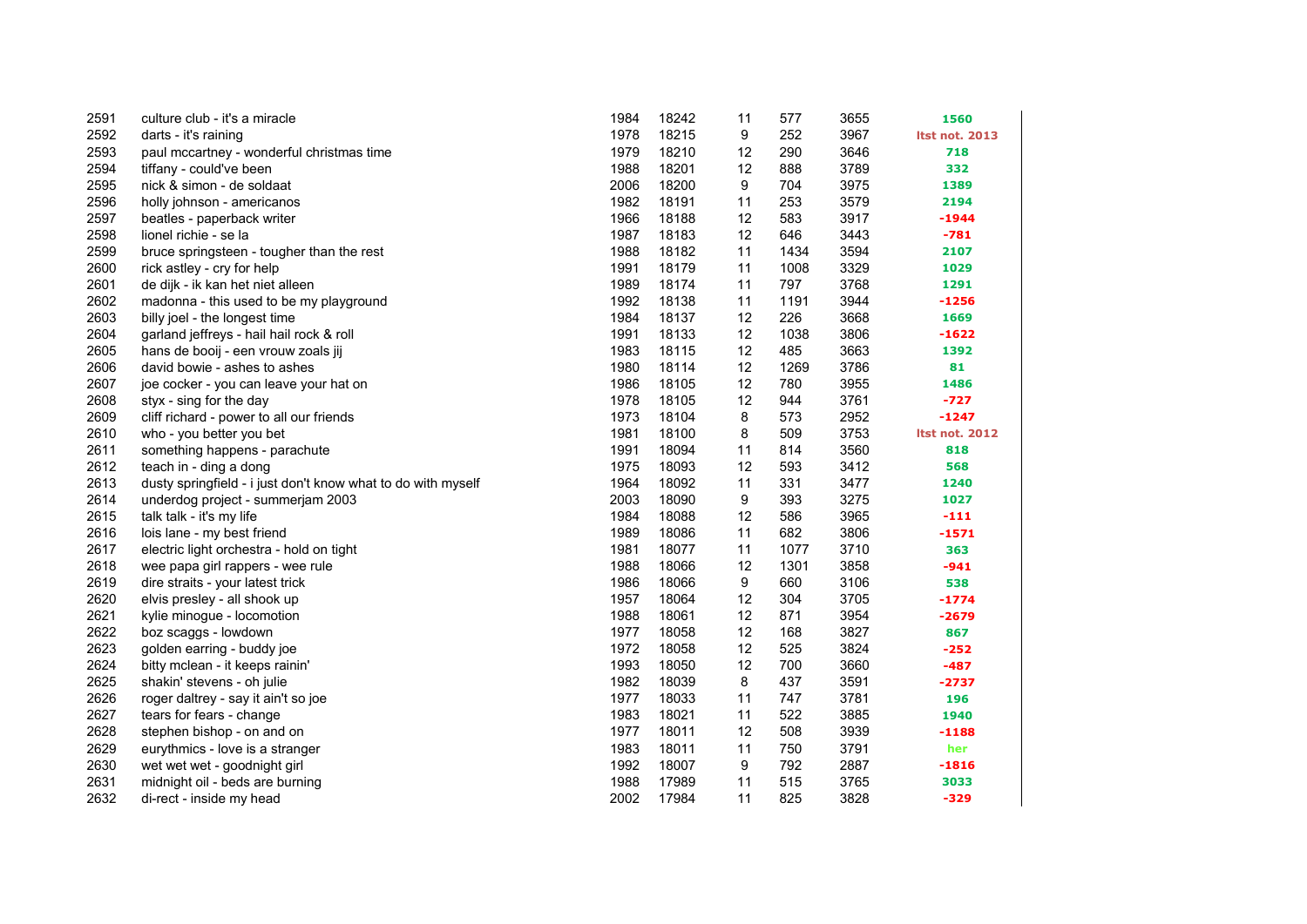| | | | | | | | |
|---|---|---|---|---|---|---|---|
| 2591 | culture club - it's a miracle | 1984 | 18242 | 11 | 577 | 3655 | 1560 |
| 2592 | darts - it's raining | 1978 | 18215 | 9 | 252 | 3967 | ltst not. 2013 |
| 2593 | paul mccartney - wonderful christmas time | 1979 | 18210 | 12 | 290 | 3646 | 718 |
| 2594 | tiffany - could've been | 1988 | 18201 | 12 | 888 | 3789 | 332 |
| 2595 | nick & simon - de soldaat | 2006 | 18200 | 9 | 704 | 3975 | 1389 |
| 2596 | holly johnson - americanos | 1982 | 18191 | 11 | 253 | 3579 | 2194 |
| 2597 | beatles - paperback writer | 1966 | 18188 | 12 | 583 | 3917 | -1944 |
| 2598 | lionel richie - se la | 1987 | 18183 | 12 | 646 | 3443 | -781 |
| 2599 | bruce springsteen - tougher than the rest | 1988 | 18182 | 11 | 1434 | 3594 | 2107 |
| 2600 | rick astley - cry for help | 1991 | 18179 | 11 | 1008 | 3329 | 1029 |
| 2601 | de dijk - ik kan het niet alleen | 1989 | 18174 | 11 | 797 | 3768 | 1291 |
| 2602 | madonna - this used to be my playground | 1992 | 18138 | 11 | 1191 | 3944 | -1256 |
| 2603 | billy joel - the longest time | 1984 | 18137 | 12 | 226 | 3668 | 1669 |
| 2604 | garland jeffreys - hail hail rock & roll | 1991 | 18133 | 12 | 1038 | 3806 | -1622 |
| 2605 | hans de booij - een vrouw zoals jij | 1983 | 18115 | 12 | 485 | 3663 | 1392 |
| 2606 | david bowie - ashes to ashes | 1980 | 18114 | 12 | 1269 | 3786 | 81 |
| 2607 | joe cocker - you can leave your hat on | 1986 | 18105 | 12 | 780 | 3955 | 1486 |
| 2608 | styx - sing for the day | 1978 | 18105 | 12 | 944 | 3761 | -727 |
| 2609 | cliff richard - power to all our friends | 1973 | 18104 | 8 | 573 | 2952 | -1247 |
| 2610 | who - you better you bet | 1981 | 18100 | 8 | 509 | 3753 | ltst not. 2012 |
| 2611 | something happens - parachute | 1991 | 18094 | 11 | 814 | 3560 | 818 |
| 2612 | teach in - ding a dong | 1975 | 18093 | 12 | 593 | 3412 | 568 |
| 2613 | dusty springfield - i just don't know what to do with myself | 1964 | 18092 | 11 | 331 | 3477 | 1240 |
| 2614 | underdog project - summerjam 2003 | 2003 | 18090 | 9 | 393 | 3275 | 1027 |
| 2615 | talk talk - it's my life | 1984 | 18088 | 12 | 586 | 3965 | -111 |
| 2616 | lois lane - my best friend | 1989 | 18086 | 11 | 682 | 3806 | -1571 |
| 2617 | electric light orchestra - hold on tight | 1981 | 18077 | 11 | 1077 | 3710 | 363 |
| 2618 | wee papa girl rappers - wee rule | 1988 | 18066 | 12 | 1301 | 3858 | -941 |
| 2619 | dire straits - your latest trick | 1986 | 18066 | 9 | 660 | 3106 | 538 |
| 2620 | elvis presley - all shook up | 1957 | 18064 | 12 | 304 | 3705 | -1774 |
| 2621 | kylie minogue - locomotion | 1988 | 18061 | 12 | 871 | 3954 | -2679 |
| 2622 | boz scaggs - lowdown | 1977 | 18058 | 12 | 168 | 3827 | 867 |
| 2623 | golden earring - buddy joe | 1972 | 18058 | 12 | 525 | 3824 | -252 |
| 2624 | bitty mclean - it keeps rainin' | 1993 | 18050 | 12 | 700 | 3660 | -487 |
| 2625 | shakin' stevens - oh julie | 1982 | 18039 | 8 | 437 | 3591 | -2737 |
| 2626 | roger daltrey - say it ain't so joe | 1977 | 18033 | 11 | 747 | 3781 | 196 |
| 2627 | tears for fears - change | 1983 | 18021 | 11 | 522 | 3885 | 1940 |
| 2628 | stephen bishop - on and on | 1977 | 18011 | 12 | 508 | 3939 | -1188 |
| 2629 | eurythmics - love is a stranger | 1983 | 18011 | 11 | 750 | 3791 | her |
| 2630 | wet wet wet - goodnight girl | 1992 | 18007 | 9 | 792 | 2887 | -1816 |
| 2631 | midnight oil - beds are burning | 1988 | 17989 | 11 | 515 | 3765 | 3033 |
| 2632 | di-rect - inside my head | 2002 | 17984 | 11 | 825 | 3828 | -329 |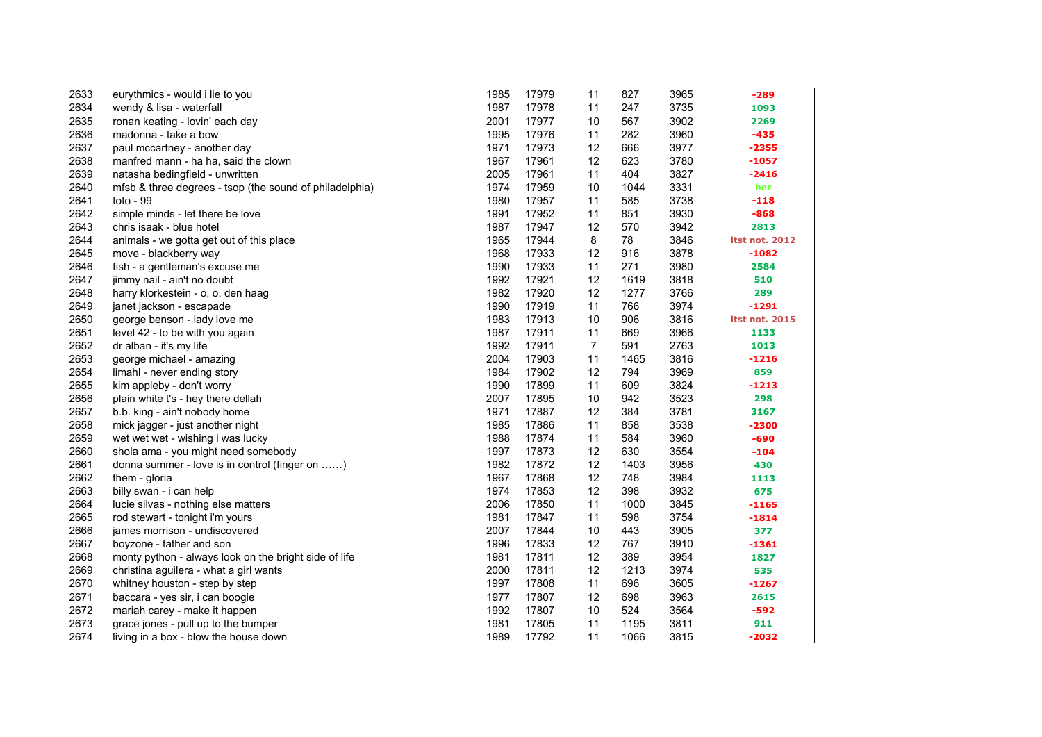| | | | | | | | |
|---|---|---|---|---|---|---|---|
| 2633 | eurythmics - would i lie to you | 1985 | 17979 | 11 | 827 | 3965 | -289 |
| 2634 | wendy & lisa - waterfall | 1987 | 17978 | 11 | 247 | 3735 | 1093 |
| 2635 | ronan keating - lovin' each day | 2001 | 17977 | 10 | 567 | 3902 | 2269 |
| 2636 | madonna - take a bow | 1995 | 17976 | 11 | 282 | 3960 | -435 |
| 2637 | paul mccartney - another day | 1971 | 17973 | 12 | 666 | 3977 | -2355 |
| 2638 | manfred mann - ha ha, said the clown | 1967 | 17961 | 12 | 623 | 3780 | -1057 |
| 2639 | natasha bedingfield - unwritten | 2005 | 17961 | 11 | 404 | 3827 | -2416 |
| 2640 | mfsb & three degrees - tsop (the sound of philadelphia) | 1974 | 17959 | 10 | 1044 | 3331 | her |
| 2641 | toto - 99 | 1980 | 17957 | 11 | 585 | 3738 | -118 |
| 2642 | simple minds - let there be love | 1991 | 17952 | 11 | 851 | 3930 | -868 |
| 2643 | chris isaak - blue hotel | 1987 | 17947 | 12 | 570 | 3942 | 2813 |
| 2644 | animals - we gotta get out of this place | 1965 | 17944 | 8 | 78 | 3846 | ltst not. 2012 |
| 2645 | move - blackberry way | 1968 | 17933 | 12 | 916 | 3878 | -1082 |
| 2646 | fish - a gentleman's excuse me | 1990 | 17933 | 11 | 271 | 3980 | 2584 |
| 2647 | jimmy nail - ain't no doubt | 1992 | 17921 | 12 | 1619 | 3818 | 510 |
| 2648 | harry klorkestein - o, o, den haag | 1982 | 17920 | 12 | 1277 | 3766 | 289 |
| 2649 | janet jackson - escapade | 1990 | 17919 | 11 | 766 | 3974 | -1291 |
| 2650 | george benson - lady love me | 1983 | 17913 | 10 | 906 | 3816 | ltst not. 2015 |
| 2651 | level 42 - to be with you again | 1987 | 17911 | 11 | 669 | 3966 | 1133 |
| 2652 | dr alban - it's my life | 1992 | 17911 | 7 | 591 | 2763 | 1013 |
| 2653 | george michael - amazing | 2004 | 17903 | 11 | 1465 | 3816 | -1216 |
| 2654 | limahl - never ending story | 1984 | 17902 | 12 | 794 | 3969 | 859 |
| 2655 | kim appleby - don't worry | 1990 | 17899 | 11 | 609 | 3824 | -1213 |
| 2656 | plain white t's - hey there dellah | 2007 | 17895 | 10 | 942 | 3523 | 298 |
| 2657 | b.b. king - ain't nobody home | 1971 | 17887 | 12 | 384 | 3781 | 3167 |
| 2658 | mick jagger - just another night | 1985 | 17886 | 11 | 858 | 3538 | -2300 |
| 2659 | wet wet wet - wishing i was lucky | 1988 | 17874 | 11 | 584 | 3960 | -690 |
| 2660 | shola ama - you might need somebody | 1997 | 17873 | 12 | 630 | 3554 | -104 |
| 2661 | donna summer - love is in control (finger on ……) | 1982 | 17872 | 12 | 1403 | 3956 | 430 |
| 2662 | them - gloria | 1967 | 17868 | 12 | 748 | 3984 | 1113 |
| 2663 | billy swan - i can help | 1974 | 17853 | 12 | 398 | 3932 | 675 |
| 2664 | lucie silvas - nothing else matters | 2006 | 17850 | 11 | 1000 | 3845 | -1165 |
| 2665 | rod stewart - tonight i'm yours | 1981 | 17847 | 11 | 598 | 3754 | -1814 |
| 2666 | james morrison - undiscovered | 2007 | 17844 | 10 | 443 | 3905 | 377 |
| 2667 | boyzone - father and son | 1996 | 17833 | 12 | 767 | 3910 | -1361 |
| 2668 | monty python - always look on the bright side of life | 1981 | 17811 | 12 | 389 | 3954 | 1827 |
| 2669 | christina aguilera - what a girl wants | 2000 | 17811 | 12 | 1213 | 3974 | 535 |
| 2670 | whitney houston - step by step | 1997 | 17808 | 11 | 696 | 3605 | -1267 |
| 2671 | baccara - yes sir, i can boogie | 1977 | 17807 | 12 | 698 | 3963 | 2615 |
| 2672 | mariah carey - make it happen | 1992 | 17807 | 10 | 524 | 3564 | -592 |
| 2673 | grace jones - pull up to the bumper | 1981 | 17805 | 11 | 1195 | 3811 | 911 |
| 2674 | living in a box - blow the house down | 1989 | 17792 | 11 | 1066 | 3815 | -2032 |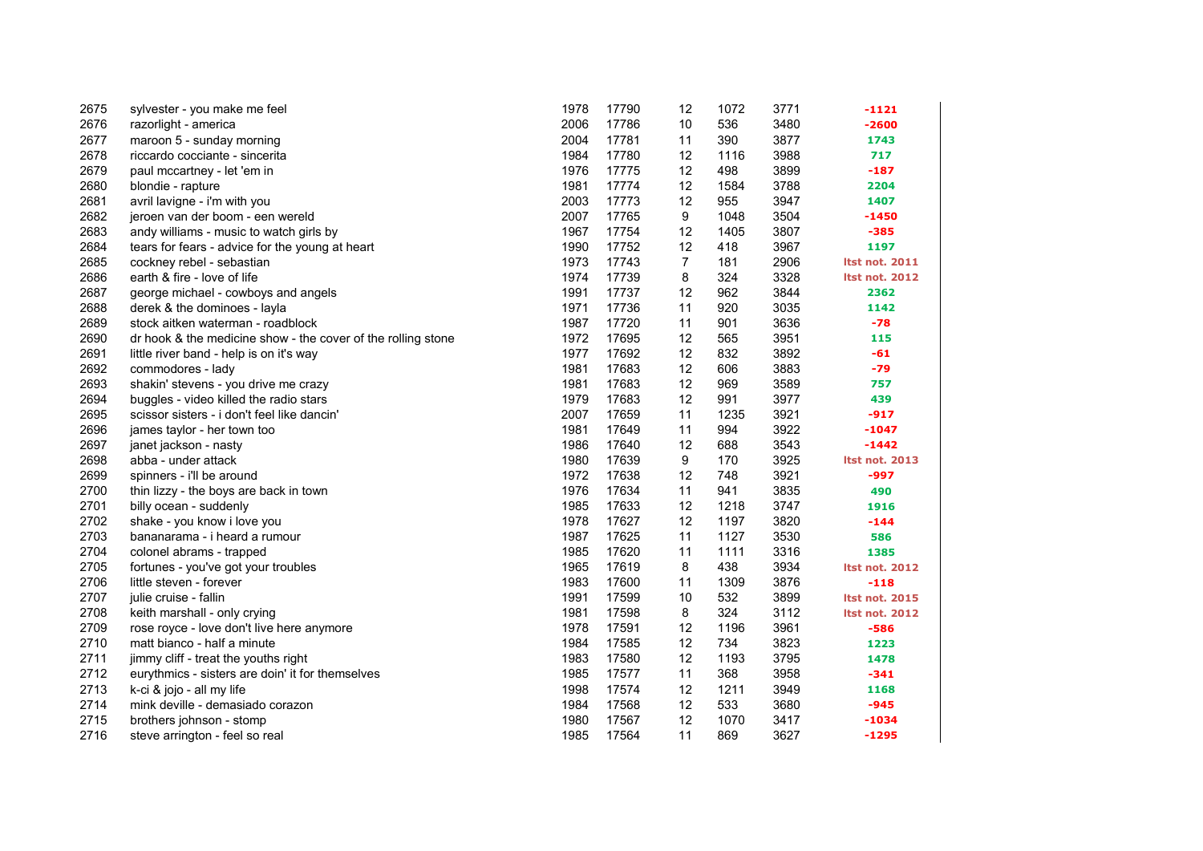| | | | | | | | |
|---|---|---|---|---|---|---|---|
| 2675 | sylvester - you make me feel | 1978 | 17790 | 12 | 1072 | 3771 | -1121 |
| 2676 | razorlight - america | 2006 | 17786 | 10 | 536 | 3480 | -2600 |
| 2677 | maroon 5 - sunday morning | 2004 | 17781 | 11 | 390 | 3877 | 1743 |
| 2678 | riccardo cocciante - sincerita | 1984 | 17780 | 12 | 1116 | 3988 | 717 |
| 2679 | paul mccartney - let 'em in | 1976 | 17775 | 12 | 498 | 3899 | -187 |
| 2680 | blondie - rapture | 1981 | 17774 | 12 | 1584 | 3788 | 2204 |
| 2681 | avril lavigne - i'm with you | 2003 | 17773 | 12 | 955 | 3947 | 1407 |
| 2682 | jeroen van der boom - een wereld | 2007 | 17765 | 9 | 1048 | 3504 | -1450 |
| 2683 | andy williams - music to watch girls by | 1967 | 17754 | 12 | 1405 | 3807 | -385 |
| 2684 | tears for fears - advice for the young at heart | 1990 | 17752 | 12 | 418 | 3967 | 1197 |
| 2685 | cockney rebel - sebastian | 1973 | 17743 | 7 | 181 | 2906 | ltst not. 2011 |
| 2686 | earth & fire - love of life | 1974 | 17739 | 8 | 324 | 3328 | ltst not. 2012 |
| 2687 | george michael - cowboys and angels | 1991 | 17737 | 12 | 962 | 3844 | 2362 |
| 2688 | derek & the dominoes - layla | 1971 | 17736 | 11 | 920 | 3035 | 1142 |
| 2689 | stock aitken waterman - roadblock | 1987 | 17720 | 11 | 901 | 3636 | -78 |
| 2690 | dr hook & the medicine show - the cover of the rolling stone | 1972 | 17695 | 12 | 565 | 3951 | 115 |
| 2691 | little river band - help is on it's way | 1977 | 17692 | 12 | 832 | 3892 | -61 |
| 2692 | commodores - lady | 1981 | 17683 | 12 | 606 | 3883 | -79 |
| 2693 | shakin' stevens - you drive me crazy | 1981 | 17683 | 12 | 969 | 3589 | 757 |
| 2694 | buggles - video killed the radio stars | 1979 | 17683 | 12 | 991 | 3977 | 439 |
| 2695 | scissor sisters - i don't feel like dancin' | 2007 | 17659 | 11 | 1235 | 3921 | -917 |
| 2696 | james taylor - her town too | 1981 | 17649 | 11 | 994 | 3922 | -1047 |
| 2697 | janet jackson - nasty | 1986 | 17640 | 12 | 688 | 3543 | -1442 |
| 2698 | abba - under attack | 1980 | 17639 | 9 | 170 | 3925 | ltst not. 2013 |
| 2699 | spinners - i'll be around | 1972 | 17638 | 12 | 748 | 3921 | -997 |
| 2700 | thin lizzy - the boys are back in town | 1976 | 17634 | 11 | 941 | 3835 | 490 |
| 2701 | billy ocean - suddenly | 1985 | 17633 | 12 | 1218 | 3747 | 1916 |
| 2702 | shake - you know i love you | 1978 | 17627 | 12 | 1197 | 3820 | -144 |
| 2703 | bananarama - i heard a rumour | 1987 | 17625 | 11 | 1127 | 3530 | 586 |
| 2704 | colonel abrams - trapped | 1985 | 17620 | 11 | 1111 | 3316 | 1385 |
| 2705 | fortunes - you've got your troubles | 1965 | 17619 | 8 | 438 | 3934 | ltst not. 2012 |
| 2706 | little steven - forever | 1983 | 17600 | 11 | 1309 | 3876 | -118 |
| 2707 | julie cruise - fallin | 1991 | 17599 | 10 | 532 | 3899 | ltst not. 2015 |
| 2708 | keith marshall - only crying | 1981 | 17598 | 8 | 324 | 3112 | ltst not. 2012 |
| 2709 | rose royce - love don't live here anymore | 1978 | 17591 | 12 | 1196 | 3961 | -586 |
| 2710 | matt bianco - half a minute | 1984 | 17585 | 12 | 734 | 3823 | 1223 |
| 2711 | jimmy cliff - treat the youths right | 1983 | 17580 | 12 | 1193 | 3795 | 1478 |
| 2712 | eurythmics - sisters are doin' it for themselves | 1985 | 17577 | 11 | 368 | 3958 | -341 |
| 2713 | k-ci & jojo - all my life | 1998 | 17574 | 12 | 1211 | 3949 | 1168 |
| 2714 | mink deville - demasiado corazon | 1984 | 17568 | 12 | 533 | 3680 | -945 |
| 2715 | brothers johnson - stomp | 1980 | 17567 | 12 | 1070 | 3417 | -1034 |
| 2716 | steve arrington - feel so real | 1985 | 17564 | 11 | 869 | 3627 | -1295 |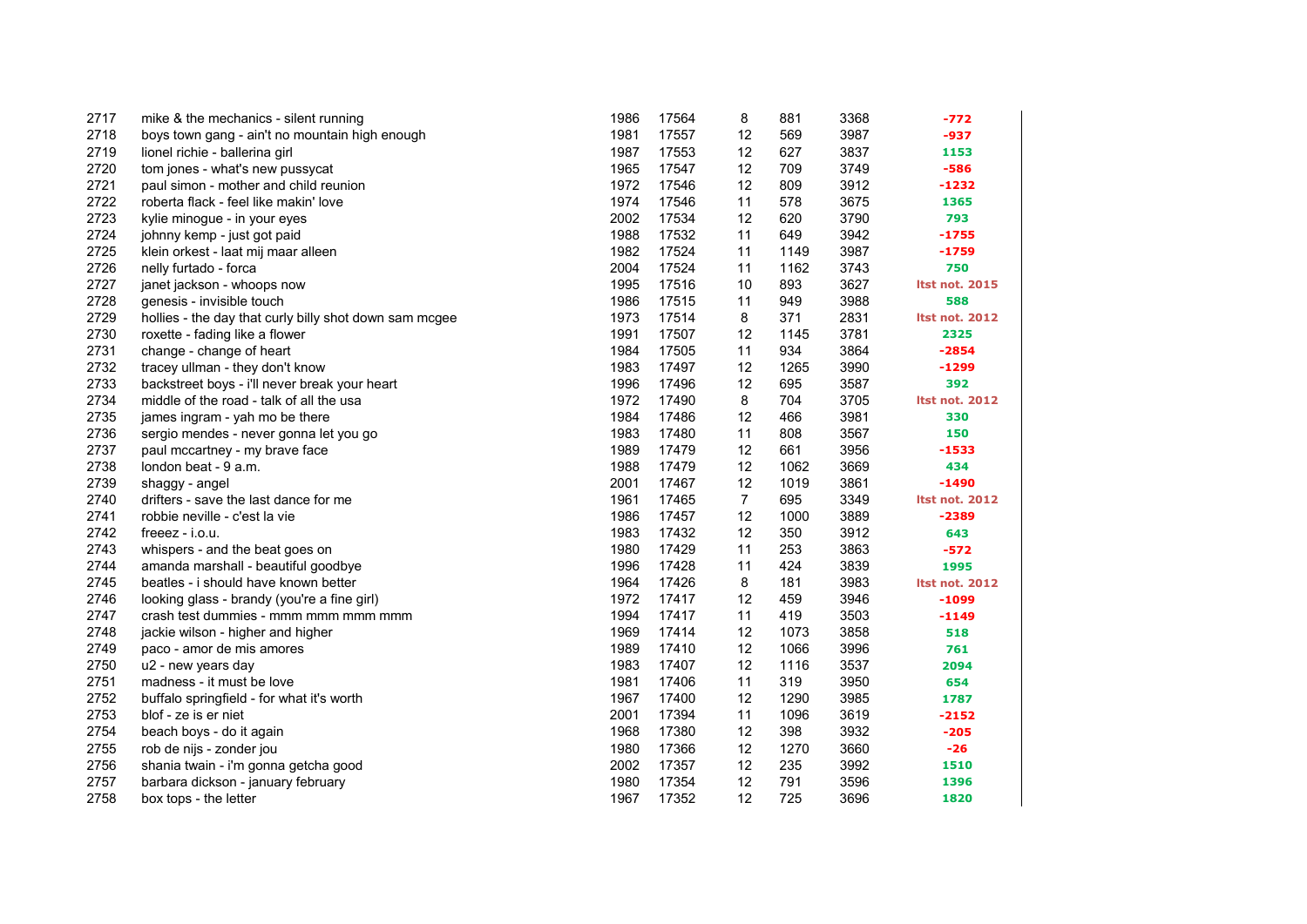| | | | | | | | |
|---|---|---|---|---|---|---|---|
| 2717 | mike & the mechanics - silent running | 1986 | 17564 | 8 | 881 | 3368 | -772 |
| 2718 | boys town gang - ain't no mountain high enough | 1981 | 17557 | 12 | 569 | 3987 | -937 |
| 2719 | lionel richie - ballerina girl | 1987 | 17553 | 12 | 627 | 3837 | 1153 |
| 2720 | tom jones - what's new pussycat | 1965 | 17547 | 12 | 709 | 3749 | -586 |
| 2721 | paul simon - mother and child reunion | 1972 | 17546 | 12 | 809 | 3912 | -1232 |
| 2722 | roberta flack - feel like makin' love | 1974 | 17546 | 11 | 578 | 3675 | 1365 |
| 2723 | kylie minogue - in your eyes | 2002 | 17534 | 12 | 620 | 3790 | 793 |
| 2724 | johnny kemp - just got paid | 1988 | 17532 | 11 | 649 | 3942 | -1755 |
| 2725 | klein orkest - laat mij maar alleen | 1982 | 17524 | 11 | 1149 | 3987 | -1759 |
| 2726 | nelly furtado - forca | 2004 | 17524 | 11 | 1162 | 3743 | 750 |
| 2727 | janet jackson - whoops now | 1995 | 17516 | 10 | 893 | 3627 | ltst not. 2015 |
| 2728 | genesis - invisible touch | 1986 | 17515 | 11 | 949 | 3988 | 588 |
| 2729 | hollies - the day that curly billy shot down sam mcgee | 1973 | 17514 | 8 | 371 | 2831 | ltst not. 2012 |
| 2730 | roxette - fading like a flower | 1991 | 17507 | 12 | 1145 | 3781 | 2325 |
| 2731 | change - change of heart | 1984 | 17505 | 11 | 934 | 3864 | -2854 |
| 2732 | tracey ullman - they don't know | 1983 | 17497 | 12 | 1265 | 3990 | -1299 |
| 2733 | backstreet boys - i'll never break your heart | 1996 | 17496 | 12 | 695 | 3587 | 392 |
| 2734 | middle of the road - talk of all the usa | 1972 | 17490 | 8 | 704 | 3705 | ltst not. 2012 |
| 2735 | james ingram - yah mo be there | 1984 | 17486 | 12 | 466 | 3981 | 330 |
| 2736 | sergio mendes - never gonna let you go | 1983 | 17480 | 11 | 808 | 3567 | 150 |
| 2737 | paul mccartney - my brave face | 1989 | 17479 | 12 | 661 | 3956 | -1533 |
| 2738 | london beat - 9 a.m. | 1988 | 17479 | 12 | 1062 | 3669 | 434 |
| 2739 | shaggy - angel | 2001 | 17467 | 12 | 1019 | 3861 | -1490 |
| 2740 | drifters - save the last dance for me | 1961 | 17465 | 7 | 695 | 3349 | ltst not. 2012 |
| 2741 | robbie neville - c'est la vie | 1986 | 17457 | 12 | 1000 | 3889 | -2389 |
| 2742 | freeez - i.o.u. | 1983 | 17432 | 12 | 350 | 3912 | 643 |
| 2743 | whispers - and the beat goes on | 1980 | 17429 | 11 | 253 | 3863 | -572 |
| 2744 | amanda marshall - beautiful goodbye | 1996 | 17428 | 11 | 424 | 3839 | 1995 |
| 2745 | beatles - i should have known better | 1964 | 17426 | 8 | 181 | 3983 | ltst not. 2012 |
| 2746 | looking glass - brandy (you're a fine girl) | 1972 | 17417 | 12 | 459 | 3946 | -1099 |
| 2747 | crash test dummies - mmm mmm mmm mmm | 1994 | 17417 | 11 | 419 | 3503 | -1149 |
| 2748 | jackie wilson - higher and higher | 1969 | 17414 | 12 | 1073 | 3858 | 518 |
| 2749 | paco - amor de mis amores | 1989 | 17410 | 12 | 1066 | 3996 | 761 |
| 2750 | u2 - new years day | 1983 | 17407 | 12 | 1116 | 3537 | 2094 |
| 2751 | madness - it must be love | 1981 | 17406 | 11 | 319 | 3950 | 654 |
| 2752 | buffalo springfield - for what it's worth | 1967 | 17400 | 12 | 1290 | 3985 | 1787 |
| 2753 | blof - ze is er niet | 2001 | 17394 | 11 | 1096 | 3619 | -2152 |
| 2754 | beach boys - do it again | 1968 | 17380 | 12 | 398 | 3932 | -205 |
| 2755 | rob de nijs - zonder jou | 1980 | 17366 | 12 | 1270 | 3660 | -26 |
| 2756 | shania twain - i'm gonna getcha good | 2002 | 17357 | 12 | 235 | 3992 | 1510 |
| 2757 | barbara dickson - january february | 1980 | 17354 | 12 | 791 | 3596 | 1396 |
| 2758 | box tops - the letter | 1967 | 17352 | 12 | 725 | 3696 | 1820 |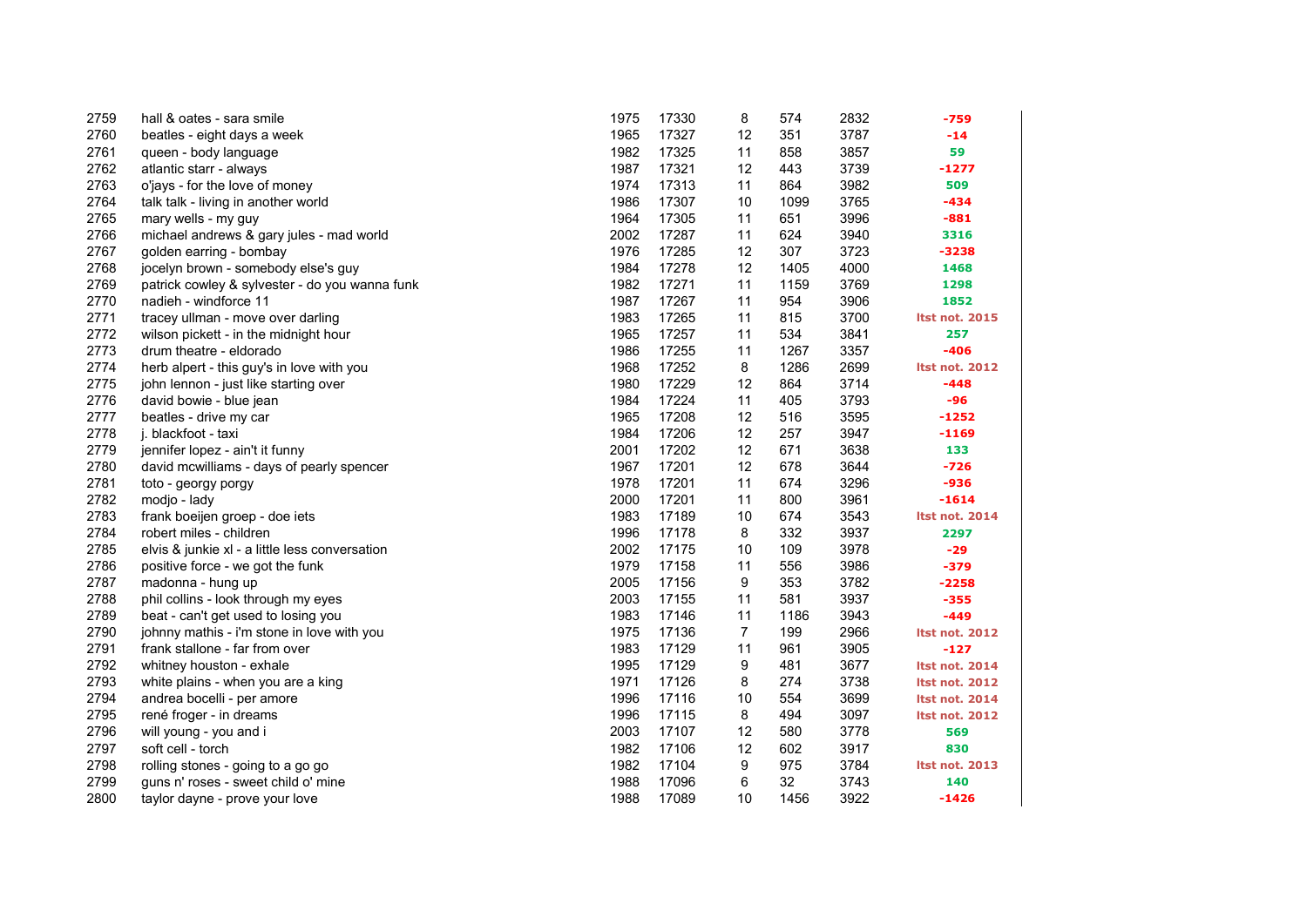| | | | | | | | |
|---|---|---|---|---|---|---|---|
| 2759 | hall & oates - sara smile | 1975 | 17330 | 8 | 574 | 2832 | -759 |
| 2760 | beatles - eight days a week | 1965 | 17327 | 12 | 351 | 3787 | -14 |
| 2761 | queen - body language | 1982 | 17325 | 11 | 858 | 3857 | 59 |
| 2762 | atlantic starr - always | 1987 | 17321 | 12 | 443 | 3739 | -1277 |
| 2763 | o'jays - for the love of money | 1974 | 17313 | 11 | 864 | 3982 | 509 |
| 2764 | talk talk - living in another world | 1986 | 17307 | 10 | 1099 | 3765 | -434 |
| 2765 | mary wells - my guy | 1964 | 17305 | 11 | 651 | 3996 | -881 |
| 2766 | michael andrews & gary jules - mad world | 2002 | 17287 | 11 | 624 | 3940 | 3316 |
| 2767 | golden earring - bombay | 1976 | 17285 | 12 | 307 | 3723 | -3238 |
| 2768 | jocelyn brown - somebody else's guy | 1984 | 17278 | 12 | 1405 | 4000 | 1468 |
| 2769 | patrick cowley & sylvester - do you wanna funk | 1982 | 17271 | 11 | 1159 | 3769 | 1298 |
| 2770 | nadieh - windforce 11 | 1987 | 17267 | 11 | 954 | 3906 | 1852 |
| 2771 | tracey ullman - move over darling | 1983 | 17265 | 11 | 815 | 3700 | ltst not. 2015 |
| 2772 | wilson pickett - in the midnight hour | 1965 | 17257 | 11 | 534 | 3841 | 257 |
| 2773 | drum theatre - eldorado | 1986 | 17255 | 11 | 1267 | 3357 | -406 |
| 2774 | herb alpert - this guy's in love with you | 1968 | 17252 | 8 | 1286 | 2699 | ltst not. 2012 |
| 2775 | john lennon - just like starting over | 1980 | 17229 | 12 | 864 | 3714 | -448 |
| 2776 | david bowie - blue jean | 1984 | 17224 | 11 | 405 | 3793 | -96 |
| 2777 | beatles - drive my car | 1965 | 17208 | 12 | 516 | 3595 | -1252 |
| 2778 | j. blackfoot - taxi | 1984 | 17206 | 12 | 257 | 3947 | -1169 |
| 2779 | jennifer lopez - ain't it funny | 2001 | 17202 | 12 | 671 | 3638 | 133 |
| 2780 | david mcwilliams - days of pearly spencer | 1967 | 17201 | 12 | 678 | 3644 | -726 |
| 2781 | toto - georgy porgy | 1978 | 17201 | 11 | 674 | 3296 | -936 |
| 2782 | modjo - lady | 2000 | 17201 | 11 | 800 | 3961 | -1614 |
| 2783 | frank boeijen groep - doe iets | 1983 | 17189 | 10 | 674 | 3543 | ltst not. 2014 |
| 2784 | robert miles - children | 1996 | 17178 | 8 | 332 | 3937 | 2297 |
| 2785 | elvis & junkie xl - a little less conversation | 2002 | 17175 | 10 | 109 | 3978 | -29 |
| 2786 | positive force - we got the funk | 1979 | 17158 | 11 | 556 | 3986 | -379 |
| 2787 | madonna - hung up | 2005 | 17156 | 9 | 353 | 3782 | -2258 |
| 2788 | phil collins - look through my eyes | 2003 | 17155 | 11 | 581 | 3937 | -355 |
| 2789 | beat - can't get used to losing you | 1983 | 17146 | 11 | 1186 | 3943 | -449 |
| 2790 | johnny mathis - i'm stone in love with you | 1975 | 17136 | 7 | 199 | 2966 | ltst not. 2012 |
| 2791 | frank stallone - far from over | 1983 | 17129 | 11 | 961 | 3905 | -127 |
| 2792 | whitney houston - exhale | 1995 | 17129 | 9 | 481 | 3677 | ltst not. 2014 |
| 2793 | white plains - when you are a king | 1971 | 17126 | 8 | 274 | 3738 | ltst not. 2012 |
| 2794 | andrea bocelli - per amore | 1996 | 17116 | 10 | 554 | 3699 | ltst not. 2014 |
| 2795 | rené froger - in dreams | 1996 | 17115 | 8 | 494 | 3097 | ltst not. 2012 |
| 2796 | will young - you and i | 2003 | 17107 | 12 | 580 | 3778 | 569 |
| 2797 | soft cell - torch | 1982 | 17106 | 12 | 602 | 3917 | 830 |
| 2798 | rolling stones - going to a go go | 1982 | 17104 | 9 | 975 | 3784 | ltst not. 2013 |
| 2799 | guns n' roses - sweet child o' mine | 1988 | 17096 | 6 | 32 | 3743 | 140 |
| 2800 | taylor dayne - prove your love | 1988 | 17089 | 10 | 1456 | 3922 | -1426 |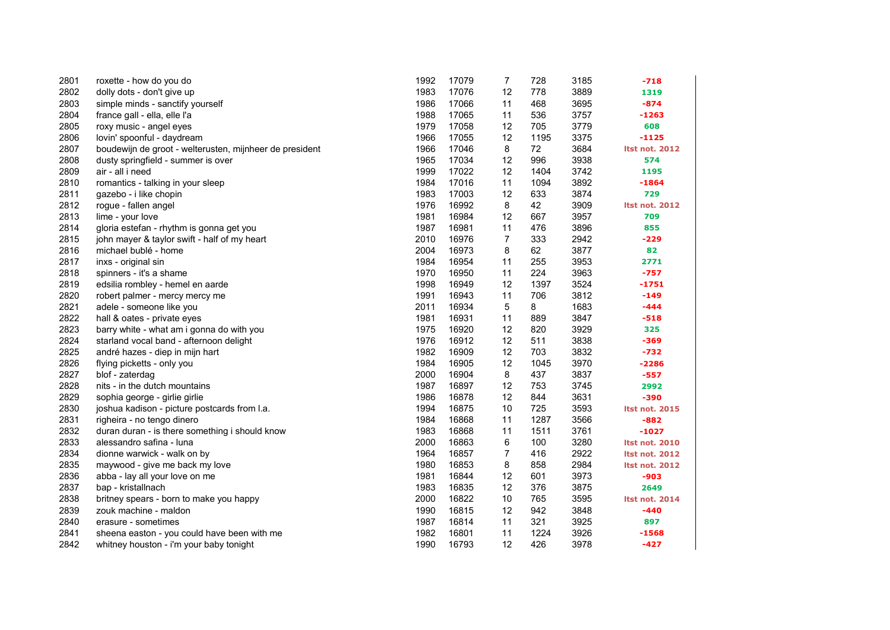| | | | | | | | |
|---|---|---|---|---|---|---|---|
| 2801 | roxette - how do you do | 1992 | 17079 | 7 | 728 | 3185 | -718 |
| 2802 | dolly dots - don't give up | 1983 | 17076 | 12 | 778 | 3889 | 1319 |
| 2803 | simple minds - sanctify yourself | 1986 | 17066 | 11 | 468 | 3695 | -874 |
| 2804 | france gall - ella, elle l'a | 1988 | 17065 | 11 | 536 | 3757 | -1263 |
| 2805 | roxy music - angel eyes | 1979 | 17058 | 12 | 705 | 3779 | 608 |
| 2806 | lovin' spoonful - daydream | 1966 | 17055 | 12 | 1195 | 3375 | -1125 |
| 2807 | boudewijn de groot - welterusten, mijnheer de president | 1966 | 17046 | 8 | 72 | 3684 | ltst not. 2012 |
| 2808 | dusty springfield - summer is over | 1965 | 17034 | 12 | 996 | 3938 | 574 |
| 2809 | air - all i need | 1999 | 17022 | 12 | 1404 | 3742 | 1195 |
| 2810 | romantics - talking in your sleep | 1984 | 17016 | 11 | 1094 | 3892 | -1864 |
| 2811 | gazebo - i like chopin | 1983 | 17003 | 12 | 633 | 3874 | 729 |
| 2812 | rogue - fallen angel | 1976 | 16992 | 8 | 42 | 3909 | ltst not. 2012 |
| 2813 | lime - your love | 1981 | 16984 | 12 | 667 | 3957 | 709 |
| 2814 | gloria estefan - rhythm is gonna get you | 1987 | 16981 | 11 | 476 | 3896 | 855 |
| 2815 | john mayer & taylor swift - half of my heart | 2010 | 16976 | 7 | 333 | 2942 | -229 |
| 2816 | michael bublé - home | 2004 | 16973 | 8 | 62 | 3877 | 82 |
| 2817 | inxs - original sin | 1984 | 16954 | 11 | 255 | 3953 | 2771 |
| 2818 | spinners - it's a shame | 1970 | 16950 | 11 | 224 | 3963 | -757 |
| 2819 | edsilia rombley - hemel en aarde | 1998 | 16949 | 12 | 1397 | 3524 | -1751 |
| 2820 | robert palmer - mercy mercy me | 1991 | 16943 | 11 | 706 | 3812 | -149 |
| 2821 | adele - someone like you | 2011 | 16934 | 5 | 8 | 1683 | -444 |
| 2822 | hall & oates - private eyes | 1981 | 16931 | 11 | 889 | 3847 | -518 |
| 2823 | barry white - what am i gonna do with you | 1975 | 16920 | 12 | 820 | 3929 | 325 |
| 2824 | starland vocal band - afternoon delight | 1976 | 16912 | 12 | 511 | 3838 | -369 |
| 2825 | andré hazes - diep in mijn hart | 1982 | 16909 | 12 | 703 | 3832 | -732 |
| 2826 | flying picketts - only you | 1984 | 16905 | 12 | 1045 | 3970 | -2286 |
| 2827 | blof - zaterdag | 2000 | 16904 | 8 | 437 | 3837 | -557 |
| 2828 | nits - in the dutch mountains | 1987 | 16897 | 12 | 753 | 3745 | 2992 |
| 2829 | sophia george - girlie girlie | 1986 | 16878 | 12 | 844 | 3631 | -390 |
| 2830 | joshua kadison - picture postcards from l.a. | 1994 | 16875 | 10 | 725 | 3593 | ltst not. 2015 |
| 2831 | righeira - no tengo dinero | 1984 | 16868 | 11 | 1287 | 3566 | -882 |
| 2832 | duran duran - is there something i should know | 1983 | 16868 | 11 | 1511 | 3761 | -1027 |
| 2833 | alessandro safina - luna | 2000 | 16863 | 6 | 100 | 3280 | ltst not. 2010 |
| 2834 | dionne warwick - walk on by | 1964 | 16857 | 7 | 416 | 2922 | ltst not. 2012 |
| 2835 | maywood - give me back my love | 1980 | 16853 | 8 | 858 | 2984 | ltst not. 2012 |
| 2836 | abba - lay all your love on me | 1981 | 16844 | 12 | 601 | 3973 | -903 |
| 2837 | bap - kristallnach | 1983 | 16835 | 12 | 376 | 3875 | 2649 |
| 2838 | britney spears - born to make you happy | 2000 | 16822 | 10 | 765 | 3595 | ltst not. 2014 |
| 2839 | zouk machine - maldon | 1990 | 16815 | 12 | 942 | 3848 | -440 |
| 2840 | erasure - sometimes | 1987 | 16814 | 11 | 321 | 3925 | 897 |
| 2841 | sheena easton - you could have been with me | 1982 | 16801 | 11 | 1224 | 3926 | -1568 |
| 2842 | whitney houston - i'm your baby tonight | 1990 | 16793 | 12 | 426 | 3978 | -427 |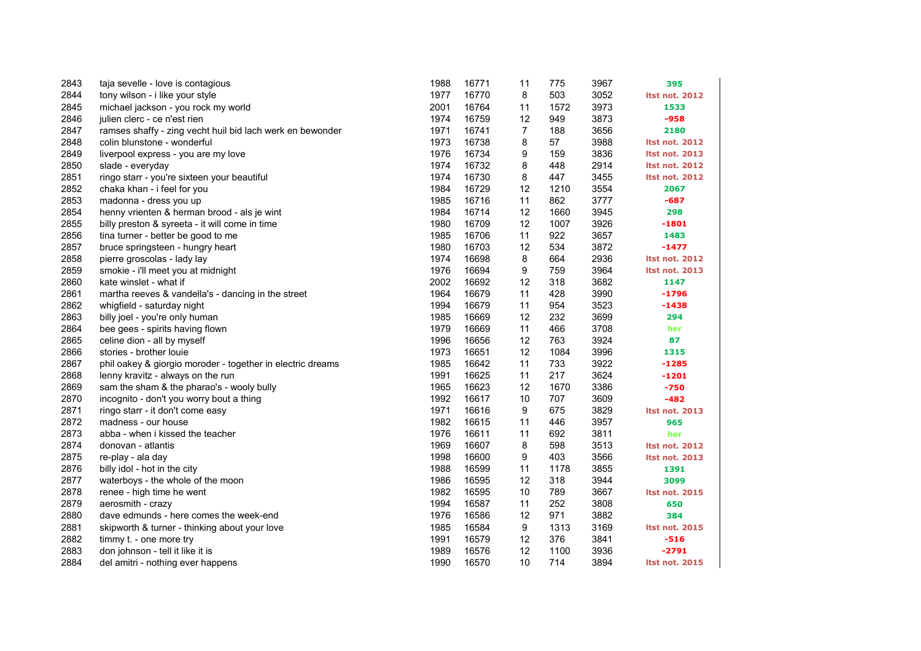| | | | | | | | |
|---|---|---|---|---|---|---|---|
| 2843 | taja sevelle - love is contagious | 1988 | 16771 | 11 | 775 | 3967 | 395 |
| 2844 | tony wilson - i like your style | 1977 | 16770 | 8 | 503 | 3052 | ltst not. 2012 |
| 2845 | michael jackson - you rock my world | 2001 | 16764 | 11 | 1572 | 3973 | 1533 |
| 2846 | julien clerc - ce n'est rien | 1974 | 16759 | 12 | 949 | 3873 | -958 |
| 2847 | ramses shaffy - zing vecht huil bid lach werk en bewonder | 1971 | 16741 | 7 | 188 | 3656 | 2180 |
| 2848 | colin blunstone - wonderful | 1973 | 16738 | 8 | 57 | 3988 | ltst not. 2012 |
| 2849 | liverpool express - you are my love | 1976 | 16734 | 9 | 159 | 3836 | ltst not. 2013 |
| 2850 | slade - everyday | 1974 | 16732 | 8 | 448 | 2914 | ltst not. 2012 |
| 2851 | ringo starr - you're sixteen your beautiful | 1974 | 16730 | 8 | 447 | 3455 | ltst not. 2012 |
| 2852 | chaka khan - i feel for you | 1984 | 16729 | 12 | 1210 | 3554 | 2067 |
| 2853 | madonna - dress you up | 1985 | 16716 | 11 | 862 | 3777 | -687 |
| 2854 | henny vrienten & herman brood - als je wint | 1984 | 16714 | 12 | 1660 | 3945 | 298 |
| 2855 | billy preston & syreeta - it will come in time | 1980 | 16709 | 12 | 1007 | 3926 | -1801 |
| 2856 | tina turner - better be good to me | 1985 | 16706 | 11 | 922 | 3657 | 1483 |
| 2857 | bruce springsteen - hungry heart | 1980 | 16703 | 12 | 534 | 3872 | -1477 |
| 2858 | pierre groscolas - lady lay | 1974 | 16698 | 8 | 664 | 2936 | ltst not. 2012 |
| 2859 | smokie - i'll meet you at midnight | 1976 | 16694 | 9 | 759 | 3964 | ltst not. 2013 |
| 2860 | kate winslet - what if | 2002 | 16692 | 12 | 318 | 3682 | 1147 |
| 2861 | martha reeves & vandella's - dancing in the street | 1964 | 16679 | 11 | 428 | 3990 | -1796 |
| 2862 | whigfield - saturday night | 1994 | 16679 | 11 | 954 | 3523 | -1438 |
| 2863 | billy joel - you're only human | 1985 | 16669 | 12 | 232 | 3699 | 294 |
| 2864 | bee gees - spirits having flown | 1979 | 16669 | 11 | 466 | 3708 | her |
| 2865 | celine dion - all by myself | 1996 | 16656 | 12 | 763 | 3924 | 87 |
| 2866 | stories - brother louie | 1973 | 16651 | 12 | 1084 | 3996 | 1315 |
| 2867 | phil oakey & giorgio moroder - together in electric dreams | 1985 | 16642 | 11 | 733 | 3922 | -1285 |
| 2868 | lenny kravitz - always on the run | 1991 | 16625 | 11 | 217 | 3624 | -1201 |
| 2869 | sam the sham & the pharao's - wooly bully | 1965 | 16623 | 12 | 1670 | 3386 | -750 |
| 2870 | incognito - don't you worry bout a thing | 1992 | 16617 | 10 | 707 | 3609 | -482 |
| 2871 | ringo starr - it don't come easy | 1971 | 16616 | 9 | 675 | 3829 | ltst not. 2013 |
| 2872 | madness - our house | 1982 | 16615 | 11 | 446 | 3957 | 965 |
| 2873 | abba - when i kissed the teacher | 1976 | 16611 | 11 | 692 | 3811 | her |
| 2874 | donovan - atlantis | 1969 | 16607 | 8 | 598 | 3513 | ltst not. 2012 |
| 2875 | re-play - ala day | 1998 | 16600 | 9 | 403 | 3566 | ltst not. 2013 |
| 2876 | billy idol - hot in the city | 1988 | 16599 | 11 | 1178 | 3855 | 1391 |
| 2877 | waterboys - the whole of the moon | 1986 | 16595 | 12 | 318 | 3944 | 3099 |
| 2878 | renee - high time he went | 1982 | 16595 | 10 | 789 | 3667 | ltst not. 2015 |
| 2879 | aerosmith - crazy | 1994 | 16587 | 11 | 252 | 3808 | 650 |
| 2880 | dave edmunds - here comes the week-end | 1976 | 16586 | 12 | 971 | 3882 | 384 |
| 2881 | skipworth & turner - thinking about your love | 1985 | 16584 | 9 | 1313 | 3169 | ltst not. 2015 |
| 2882 | timmy t. - one more try | 1991 | 16579 | 12 | 376 | 3841 | -516 |
| 2883 | don johnson - tell it like it is | 1989 | 16576 | 12 | 1100 | 3936 | -2791 |
| 2884 | del amitri - nothing ever happens | 1990 | 16570 | 10 | 714 | 3894 | ltst not. 2015 |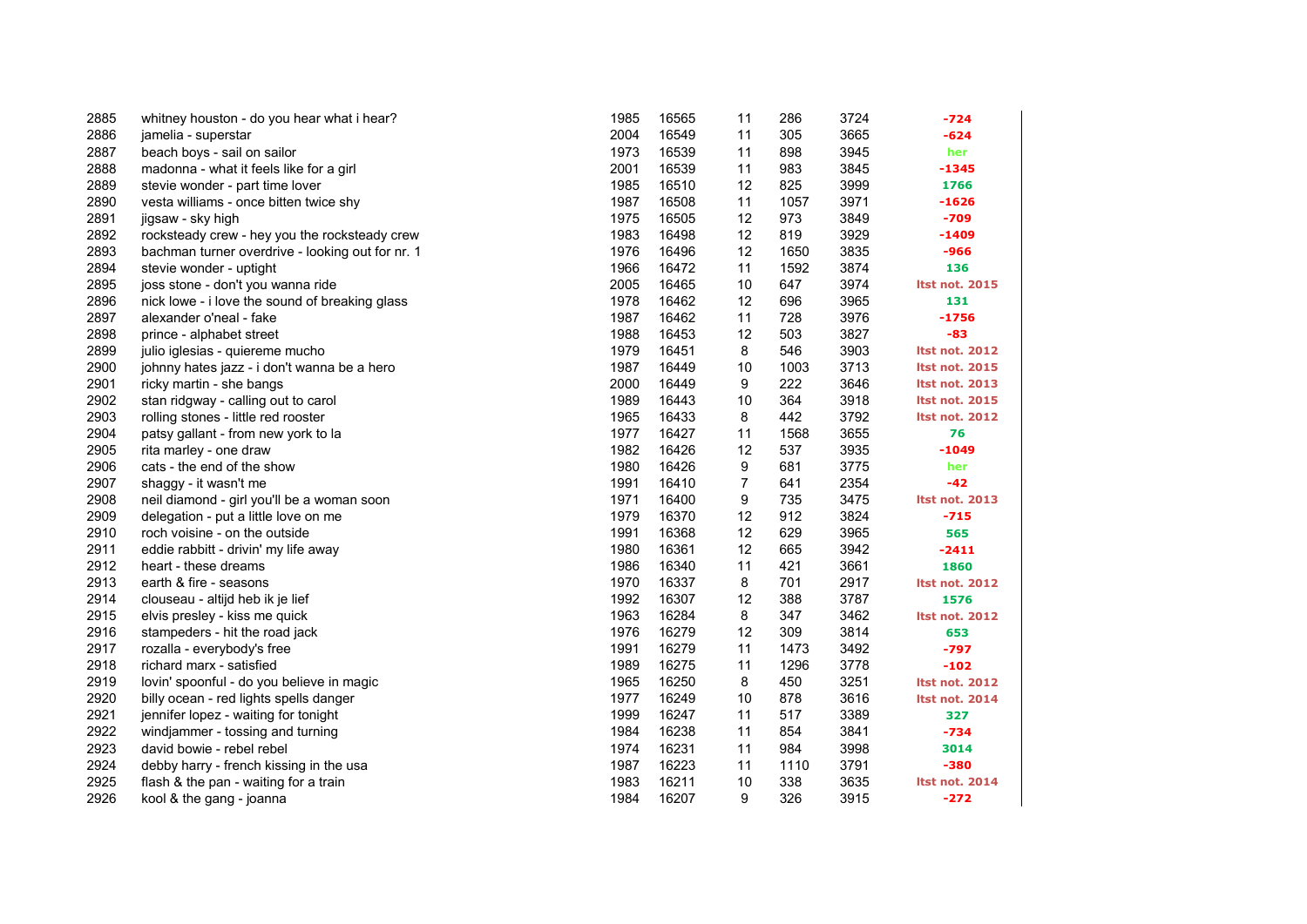| | | | | | | | |
|---|---|---|---|---|---|---|---|
| 2885 | whitney houston - do you hear what i hear? | 1985 | 16565 | 11 | 286 | 3724 | -724 |
| 2886 | jamelia - superstar | 2004 | 16549 | 11 | 305 | 3665 | -624 |
| 2887 | beach boys - sail on sailor | 1973 | 16539 | 11 | 898 | 3945 | her |
| 2888 | madonna - what it feels like for a girl | 2001 | 16539 | 11 | 983 | 3845 | -1345 |
| 2889 | stevie wonder - part time lover | 1985 | 16510 | 12 | 825 | 3999 | 1766 |
| 2890 | vesta williams - once bitten twice shy | 1987 | 16508 | 11 | 1057 | 3971 | -1626 |
| 2891 | jigsaw - sky high | 1975 | 16505 | 12 | 973 | 3849 | -709 |
| 2892 | rocksteady crew - hey you the rocksteady crew | 1983 | 16498 | 12 | 819 | 3929 | -1409 |
| 2893 | bachman turner overdrive - looking out for nr. 1 | 1976 | 16496 | 12 | 1650 | 3835 | -966 |
| 2894 | stevie wonder - uptight | 1966 | 16472 | 11 | 1592 | 3874 | 136 |
| 2895 | joss stone - don't you wanna ride | 2005 | 16465 | 10 | 647 | 3974 | ltst not. 2015 |
| 2896 | nick lowe - i love the sound of breaking glass | 1978 | 16462 | 12 | 696 | 3965 | 131 |
| 2897 | alexander o'neal - fake | 1987 | 16462 | 11 | 728 | 3976 | -1756 |
| 2898 | prince - alphabet street | 1988 | 16453 | 12 | 503 | 3827 | -83 |
| 2899 | julio iglesias - quiereme mucho | 1979 | 16451 | 8 | 546 | 3903 | ltst not. 2012 |
| 2900 | johnny hates jazz - i don't wanna be a hero | 1987 | 16449 | 10 | 1003 | 3713 | ltst not. 2015 |
| 2901 | ricky martin - she bangs | 2000 | 16449 | 9 | 222 | 3646 | ltst not. 2013 |
| 2902 | stan ridgway - calling out to carol | 1989 | 16443 | 10 | 364 | 3918 | ltst not. 2015 |
| 2903 | rolling stones - little red rooster | 1965 | 16433 | 8 | 442 | 3792 | ltst not. 2012 |
| 2904 | patsy gallant - from new york to la | 1977 | 16427 | 11 | 1568 | 3655 | 76 |
| 2905 | rita marley - one draw | 1982 | 16426 | 12 | 537 | 3935 | -1049 |
| 2906 | cats - the end of the show | 1980 | 16426 | 9 | 681 | 3775 | her |
| 2907 | shaggy - it wasn't me | 1991 | 16410 | 7 | 641 | 2354 | -42 |
| 2908 | neil diamond - girl you'll be a woman soon | 1971 | 16400 | 9 | 735 | 3475 | ltst not. 2013 |
| 2909 | delegation - put a little love on me | 1979 | 16370 | 12 | 912 | 3824 | -715 |
| 2910 | roch voisine - on the outside | 1991 | 16368 | 12 | 629 | 3965 | 565 |
| 2911 | eddie rabbitt - drivin' my life away | 1980 | 16361 | 12 | 665 | 3942 | -2411 |
| 2912 | heart - these dreams | 1986 | 16340 | 11 | 421 | 3661 | 1860 |
| 2913 | earth & fire - seasons | 1970 | 16337 | 8 | 701 | 2917 | ltst not. 2012 |
| 2914 | clouseau - altijd heb ik je lief | 1992 | 16307 | 12 | 388 | 3787 | 1576 |
| 2915 | elvis presley - kiss me quick | 1963 | 16284 | 8 | 347 | 3462 | ltst not. 2012 |
| 2916 | stampeders - hit the road jack | 1976 | 16279 | 12 | 309 | 3814 | 653 |
| 2917 | rozalla - everybody's free | 1991 | 16279 | 11 | 1473 | 3492 | -797 |
| 2918 | richard marx - satisfied | 1989 | 16275 | 11 | 1296 | 3778 | -102 |
| 2919 | lovin' spoonful - do you believe in magic | 1965 | 16250 | 8 | 450 | 3251 | ltst not. 2012 |
| 2920 | billy ocean - red lights spells danger | 1977 | 16249 | 10 | 878 | 3616 | ltst not. 2014 |
| 2921 | jennifer lopez - waiting for tonight | 1999 | 16247 | 11 | 517 | 3389 | 327 |
| 2922 | windjammer - tossing and turning | 1984 | 16238 | 11 | 854 | 3841 | -734 |
| 2923 | david bowie - rebel rebel | 1974 | 16231 | 11 | 984 | 3998 | 3014 |
| 2924 | debby harry - french kissing in the usa | 1987 | 16223 | 11 | 1110 | 3791 | -380 |
| 2925 | flash & the pan - waiting for a train | 1983 | 16211 | 10 | 338 | 3635 | ltst not. 2014 |
| 2926 | kool & the gang - joanna | 1984 | 16207 | 9 | 326 | 3915 | -272 |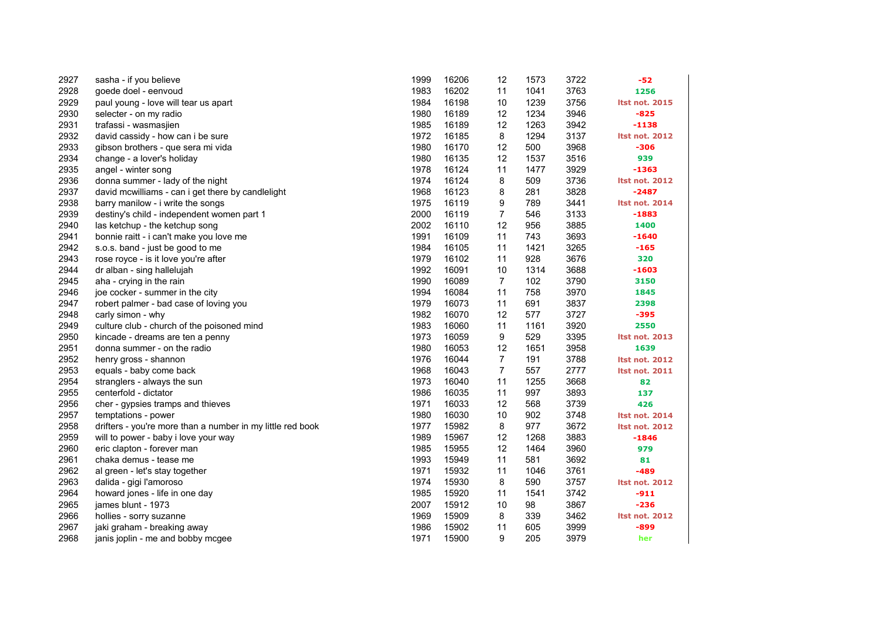| | | | | | | | |
|---|---|---|---|---|---|---|---|
| 2927 | sasha - if you believe | 1999 | 16206 | 12 | 1573 | 3722 | -52 |
| 2928 | goede doel - eenvoud | 1983 | 16202 | 11 | 1041 | 3763 | 1256 |
| 2929 | paul young - love will tear us apart | 1984 | 16198 | 10 | 1239 | 3756 | ltst not. 2015 |
| 2930 | selecter - on my radio | 1980 | 16189 | 12 | 1234 | 3946 | -825 |
| 2931 | trafassi - wasmasjien | 1985 | 16189 | 12 | 1263 | 3942 | -1138 |
| 2932 | david cassidy - how can i be sure | 1972 | 16185 | 8 | 1294 | 3137 | ltst not. 2012 |
| 2933 | gibson brothers - que sera mi vida | 1980 | 16170 | 12 | 500 | 3968 | -306 |
| 2934 | change - a lover's holiday | 1980 | 16135 | 12 | 1537 | 3516 | 939 |
| 2935 | angel - winter song | 1978 | 16124 | 11 | 1477 | 3929 | -1363 |
| 2936 | donna summer - lady of the night | 1974 | 16124 | 8 | 509 | 3736 | ltst not. 2012 |
| 2937 | david mcwilliams - can i get there by candlelight | 1968 | 16123 | 8 | 281 | 3828 | -2487 |
| 2938 | barry manilow - i write the songs | 1975 | 16119 | 9 | 789 | 3441 | ltst not. 2014 |
| 2939 | destiny's child - independent women part 1 | 2000 | 16119 | 7 | 546 | 3133 | -1883 |
| 2940 | las ketchup - the ketchup song | 2002 | 16110 | 12 | 956 | 3885 | 1400 |
| 2941 | bonnie raitt - i can't make you love me | 1991 | 16109 | 11 | 743 | 3693 | -1640 |
| 2942 | s.o.s. band - just be good to me | 1984 | 16105 | 11 | 1421 | 3265 | -165 |
| 2943 | rose royce - is it love you're after | 1979 | 16102 | 11 | 928 | 3676 | 320 |
| 2944 | dr alban - sing hallelujah | 1992 | 16091 | 10 | 1314 | 3688 | -1603 |
| 2945 | aha - crying in the rain | 1990 | 16089 | 7 | 102 | 3790 | 3150 |
| 2946 | joe cocker - summer in the city | 1994 | 16084 | 11 | 758 | 3970 | 1845 |
| 2947 | robert palmer - bad case of loving you | 1979 | 16073 | 11 | 691 | 3837 | 2398 |
| 2948 | carly simon - why | 1982 | 16070 | 12 | 577 | 3727 | -395 |
| 2949 | culture club - church of the poisoned mind | 1983 | 16060 | 11 | 1161 | 3920 | 2550 |
| 2950 | kincade - dreams are ten a penny | 1973 | 16059 | 9 | 529 | 3395 | ltst not. 2013 |
| 2951 | donna summer - on the radio | 1980 | 16053 | 12 | 1651 | 3958 | 1639 |
| 2952 | henry gross - shannon | 1976 | 16044 | 7 | 191 | 3788 | ltst not. 2012 |
| 2953 | equals - baby come back | 1968 | 16043 | 7 | 557 | 2777 | ltst not. 2011 |
| 2954 | stranglers - always the sun | 1973 | 16040 | 11 | 1255 | 3668 | 82 |
| 2955 | centerfold - dictator | 1986 | 16035 | 11 | 997 | 3893 | 137 |
| 2956 | cher - gypsies tramps and thieves | 1971 | 16033 | 12 | 568 | 3739 | 426 |
| 2957 | temptations - power | 1980 | 16030 | 10 | 902 | 3748 | ltst not. 2014 |
| 2958 | drifters - you're more than a number in my little red book | 1977 | 15982 | 8 | 977 | 3672 | ltst not. 2012 |
| 2959 | will to power - baby i love your way | 1989 | 15967 | 12 | 1268 | 3883 | -1846 |
| 2960 | eric clapton - forever man | 1985 | 15955 | 12 | 1464 | 3960 | 979 |
| 2961 | chaka demus - tease me | 1993 | 15949 | 11 | 581 | 3692 | 81 |
| 2962 | al green - let's stay together | 1971 | 15932 | 11 | 1046 | 3761 | -489 |
| 2963 | dalida - gigi l'amoroso | 1974 | 15930 | 8 | 590 | 3757 | ltst not. 2012 |
| 2964 | howard jones - life in one day | 1985 | 15920 | 11 | 1541 | 3742 | -911 |
| 2965 | james blunt - 1973 | 2007 | 15912 | 10 | 98 | 3867 | -236 |
| 2966 | hollies - sorry suzanne | 1969 | 15909 | 8 | 339 | 3462 | ltst not. 2012 |
| 2967 | jaki graham - breaking away | 1986 | 15902 | 11 | 605 | 3999 | -899 |
| 2968 | janis joplin - me and bobby mcgee | 1971 | 15900 | 9 | 205 | 3979 | her |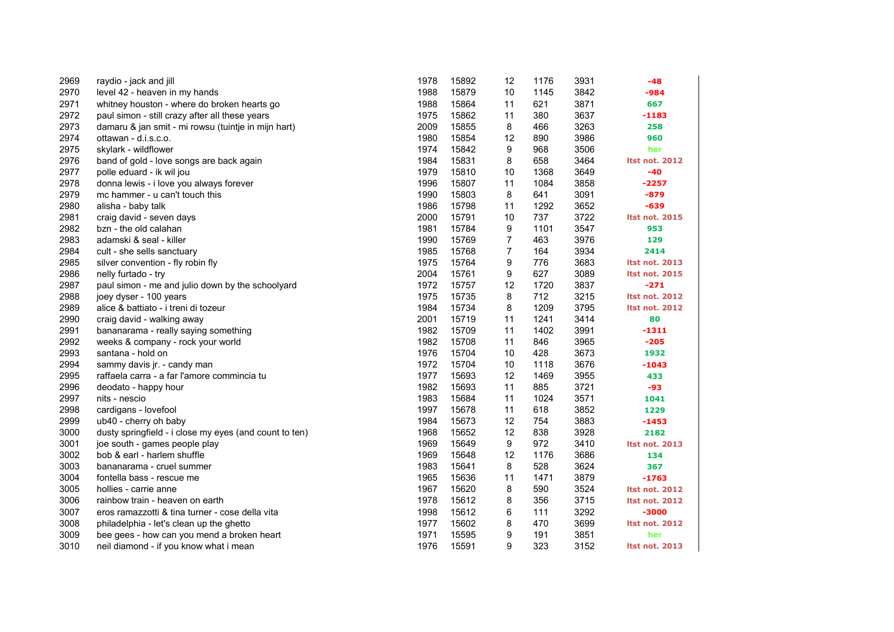| | | | | | | | |
|---|---|---|---|---|---|---|---|
| 2969 | raydio - jack and jill | 1978 | 15892 | 12 | 1176 | 3931 | -48 |
| 2970 | level 42 - heaven in my hands | 1988 | 15879 | 10 | 1145 | 3842 | -984 |
| 2971 | whitney houston - where do broken hearts go | 1988 | 15864 | 11 | 621 | 3871 | 667 |
| 2972 | paul simon - still crazy after all these years | 1975 | 15862 | 11 | 380 | 3637 | -1183 |
| 2973 | damaru & jan smit - mi rowsu (tuintje in mijn hart) | 2009 | 15855 | 8 | 466 | 3263 | 258 |
| 2974 | ottawan - d.i.s.c.o. | 1980 | 15854 | 12 | 890 | 3986 | 960 |
| 2975 | skylark - wildflower | 1974 | 15842 | 9 | 968 | 3506 | her |
| 2976 | band of gold - love songs are back again | 1984 | 15831 | 8 | 658 | 3464 | ltst not. 2012 |
| 2977 | polle eduard - ik wil jou | 1979 | 15810 | 10 | 1368 | 3649 | -40 |
| 2978 | donna lewis - i love you always forever | 1996 | 15807 | 11 | 1084 | 3858 | -2257 |
| 2979 | mc hammer - u can't touch this | 1990 | 15803 | 8 | 641 | 3091 | -879 |
| 2980 | alisha - baby talk | 1986 | 15798 | 11 | 1292 | 3652 | -639 |
| 2981 | craig david - seven days | 2000 | 15791 | 10 | 737 | 3722 | ltst not. 2015 |
| 2982 | bzn - the old calahan | 1981 | 15784 | 9 | 1101 | 3547 | 953 |
| 2983 | adamski & seal - killer | 1990 | 15769 | 7 | 463 | 3976 | 129 |
| 2984 | cult - she sells sanctuary | 1985 | 15768 | 7 | 164 | 3934 | 2414 |
| 2985 | silver convention - fly robin fly | 1975 | 15764 | 9 | 776 | 3683 | ltst not. 2013 |
| 2986 | nelly furtado - try | 2004 | 15761 | 9 | 627 | 3089 | ltst not. 2015 |
| 2987 | paul simon - me and julio down by the schoolyard | 1972 | 15757 | 12 | 1720 | 3837 | -271 |
| 2988 | joey dyser - 100 years | 1975 | 15735 | 8 | 712 | 3215 | ltst not. 2012 |
| 2989 | alice & battiato - i treni di tozeur | 1984 | 15734 | 8 | 1209 | 3795 | ltst not. 2012 |
| 2990 | craig david - walking away | 2001 | 15719 | 11 | 1241 | 3414 | 80 |
| 2991 | bananarama - really saying something | 1982 | 15709 | 11 | 1402 | 3991 | -1311 |
| 2992 | weeks & company - rock your world | 1982 | 15708 | 11 | 846 | 3965 | -205 |
| 2993 | santana - hold on | 1976 | 15704 | 10 | 428 | 3673 | 1932 |
| 2994 | sammy davis jr. - candy man | 1972 | 15704 | 10 | 1118 | 3676 | -1043 |
| 2995 | raffaela carra - a far l'amore commincia tu | 1977 | 15693 | 12 | 1469 | 3955 | 433 |
| 2996 | deodato - happy hour | 1982 | 15693 | 11 | 885 | 3721 | -93 |
| 2997 | nits - nescio | 1983 | 15684 | 11 | 1024 | 3571 | 1041 |
| 2998 | cardigans - lovefool | 1997 | 15678 | 11 | 618 | 3852 | 1229 |
| 2999 | ub40 - cherry oh baby | 1984 | 15673 | 12 | 754 | 3883 | -1453 |
| 3000 | dusty springfield - i close my eyes (and count to ten) | 1968 | 15652 | 12 | 838 | 3928 | 2182 |
| 3001 | joe south - games people play | 1969 | 15649 | 9 | 972 | 3410 | ltst not. 2013 |
| 3002 | bob & earl - harlem shuffle | 1969 | 15648 | 12 | 1176 | 3686 | 134 |
| 3003 | bananarama - cruel summer | 1983 | 15641 | 8 | 528 | 3624 | 367 |
| 3004 | fontella bass - rescue me | 1965 | 15636 | 11 | 1471 | 3879 | -1763 |
| 3005 | hollies - carrie anne | 1967 | 15620 | 8 | 590 | 3524 | ltst not. 2012 |
| 3006 | rainbow train - heaven on earth | 1978 | 15612 | 8 | 356 | 3715 | ltst not. 2012 |
| 3007 | eros ramazzotti & tina turner - cose della vita | 1998 | 15612 | 6 | 111 | 3292 | -3000 |
| 3008 | philadelphia - let's clean up the ghetto | 1977 | 15602 | 8 | 470 | 3699 | ltst not. 2012 |
| 3009 | bee gees - how can you mend a broken heart | 1971 | 15595 | 9 | 191 | 3851 | her |
| 3010 | neil diamond - if you know what i mean | 1976 | 15591 | 9 | 323 | 3152 | ltst not. 2013 |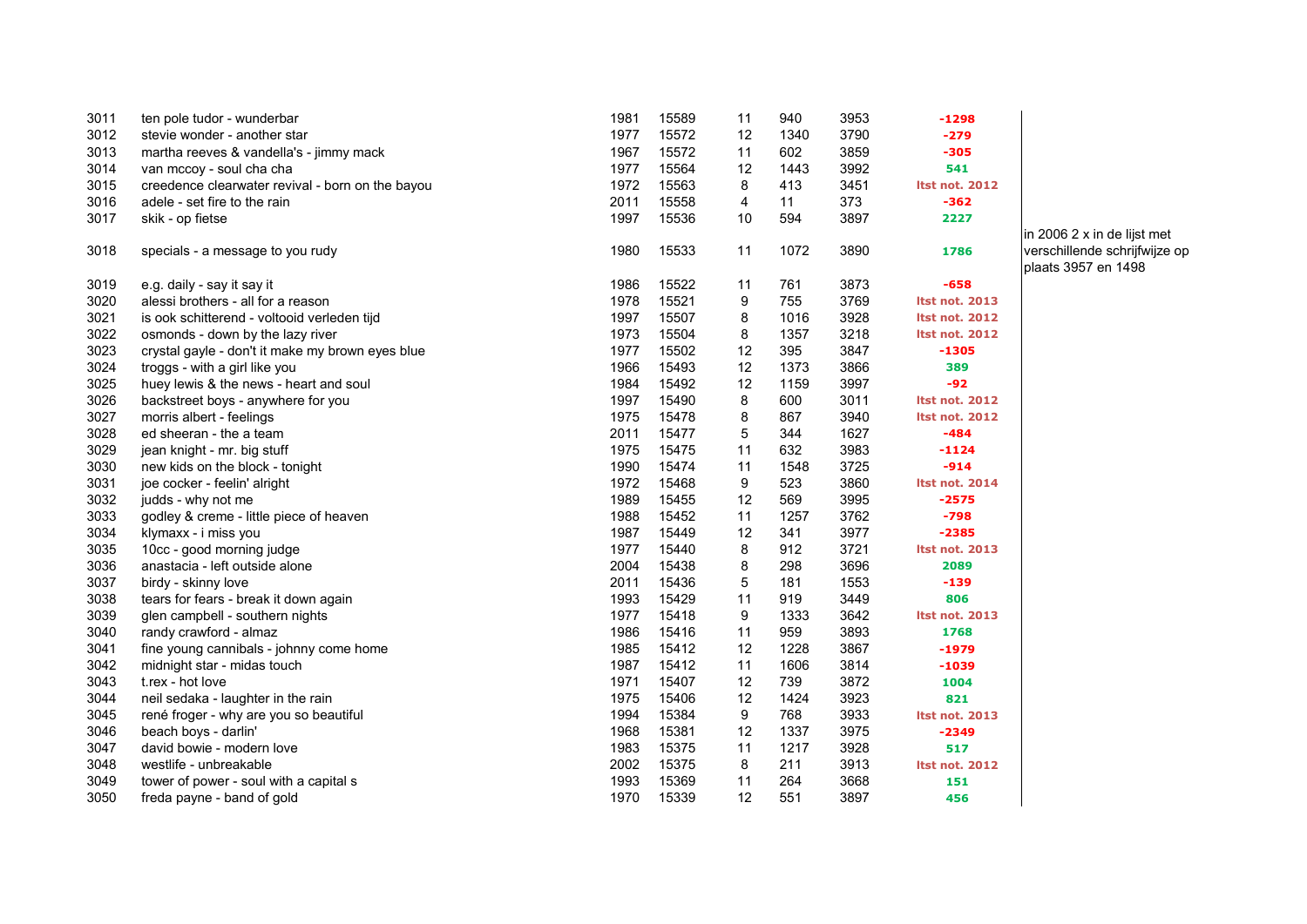| | | | | | | | | |
|---|---|---|---|---|---|---|---|---|
| 3011 | ten pole tudor - wunderbar | 1981 | 15589 | 11 | 940 | 3953 | -1298 | |
| 3012 | stevie wonder - another star | 1977 | 15572 | 12 | 1340 | 3790 | -279 | |
| 3013 | martha reeves & vandella's - jimmy mack | 1967 | 15572 | 11 | 602 | 3859 | -305 | |
| 3014 | van mccoy - soul cha cha | 1977 | 15564 | 12 | 1443 | 3992 | 541 | |
| 3015 | creedence clearwater revival - born on the bayou | 1972 | 15563 | 8 | 413 | 3451 | ltst not. 2012 | |
| 3016 | adele - set fire to the rain | 2011 | 15558 | 4 | 11 | 373 | -362 | |
| 3017 | skik - op fietse | 1997 | 15536 | 10 | 594 | 3897 | 2227 | |
| 3018 | specials - a message to you rudy | 1980 | 15533 | 11 | 1072 | 3890 | 1786 | in 2006 2 x in de lijst met verschillende schrijfwijze op plaats 3957 en 1498 |
| 3019 | e.g. daily - say it say it | 1986 | 15522 | 11 | 761 | 3873 | -658 | |
| 3020 | alessi brothers - all for a reason | 1978 | 15521 | 9 | 755 | 3769 | ltst not. 2013 | |
| 3021 | is ook schitterend - voltooid verleden tijd | 1997 | 15507 | 8 | 1016 | 3928 | ltst not. 2012 | |
| 3022 | osmonds - down by the lazy river | 1973 | 15504 | 8 | 1357 | 3218 | ltst not. 2012 | |
| 3023 | crystal gayle - don't it make my brown eyes blue | 1977 | 15502 | 12 | 395 | 3847 | -1305 | |
| 3024 | troggs - with a girl like you | 1966 | 15493 | 12 | 1373 | 3866 | 389 | |
| 3025 | huey lewis & the news - heart and soul | 1984 | 15492 | 12 | 1159 | 3997 | -92 | |
| 3026 | backstreet boys - anywhere for you | 1997 | 15490 | 8 | 600 | 3011 | ltst not. 2012 | |
| 3027 | morris albert - feelings | 1975 | 15478 | 8 | 867 | 3940 | ltst not. 2012 | |
| 3028 | ed sheeran - the a team | 2011 | 15477 | 5 | 344 | 1627 | -484 | |
| 3029 | jean knight - mr. big stuff | 1975 | 15475 | 11 | 632 | 3983 | -1124 | |
| 3030 | new kids on the block - tonight | 1990 | 15474 | 11 | 1548 | 3725 | -914 | |
| 3031 | joe cocker - feelin' alright | 1972 | 15468 | 9 | 523 | 3860 | ltst not. 2014 | |
| 3032 | judds - why not me | 1989 | 15455 | 12 | 569 | 3995 | -2575 | |
| 3033 | godley & creme - little piece of heaven | 1988 | 15452 | 11 | 1257 | 3762 | -798 | |
| 3034 | klymaxx - i miss you | 1987 | 15449 | 12 | 341 | 3977 | -2385 | |
| 3035 | 10cc - good morning judge | 1977 | 15440 | 8 | 912 | 3721 | ltst not. 2013 | |
| 3036 | anastacia - left outside alone | 2004 | 15438 | 8 | 298 | 3696 | 2089 | |
| 3037 | birdy - skinny love | 2011 | 15436 | 5 | 181 | 1553 | -139 | |
| 3038 | tears for fears - break it down again | 1993 | 15429 | 11 | 919 | 3449 | 806 | |
| 3039 | glen campbell - southern nights | 1977 | 15418 | 9 | 1333 | 3642 | ltst not. 2013 | |
| 3040 | randy crawford - almaz | 1986 | 15416 | 11 | 959 | 3893 | 1768 | |
| 3041 | fine young cannibals - johnny come home | 1985 | 15412 | 12 | 1228 | 3867 | -1979 | |
| 3042 | midnight star - midas touch | 1987 | 15412 | 11 | 1606 | 3814 | -1039 | |
| 3043 | t.rex - hot love | 1971 | 15407 | 12 | 739 | 3872 | 1004 | |
| 3044 | neil sedaka - laughter in the rain | 1975 | 15406 | 12 | 1424 | 3923 | 821 | |
| 3045 | rené froger - why are you so beautiful | 1994 | 15384 | 9 | 768 | 3933 | ltst not. 2013 | |
| 3046 | beach boys - darlin' | 1968 | 15381 | 12 | 1337 | 3975 | -2349 | |
| 3047 | david bowie - modern love | 1983 | 15375 | 11 | 1217 | 3928 | 517 | |
| 3048 | westlife - unbreakable | 2002 | 15375 | 8 | 211 | 3913 | ltst not. 2012 | |
| 3049 | tower of power - soul with a capital s | 1993 | 15369 | 11 | 264 | 3668 | 151 | |
| 3050 | freda payne - band of gold | 1970 | 15339 | 12 | 551 | 3897 | 456 | |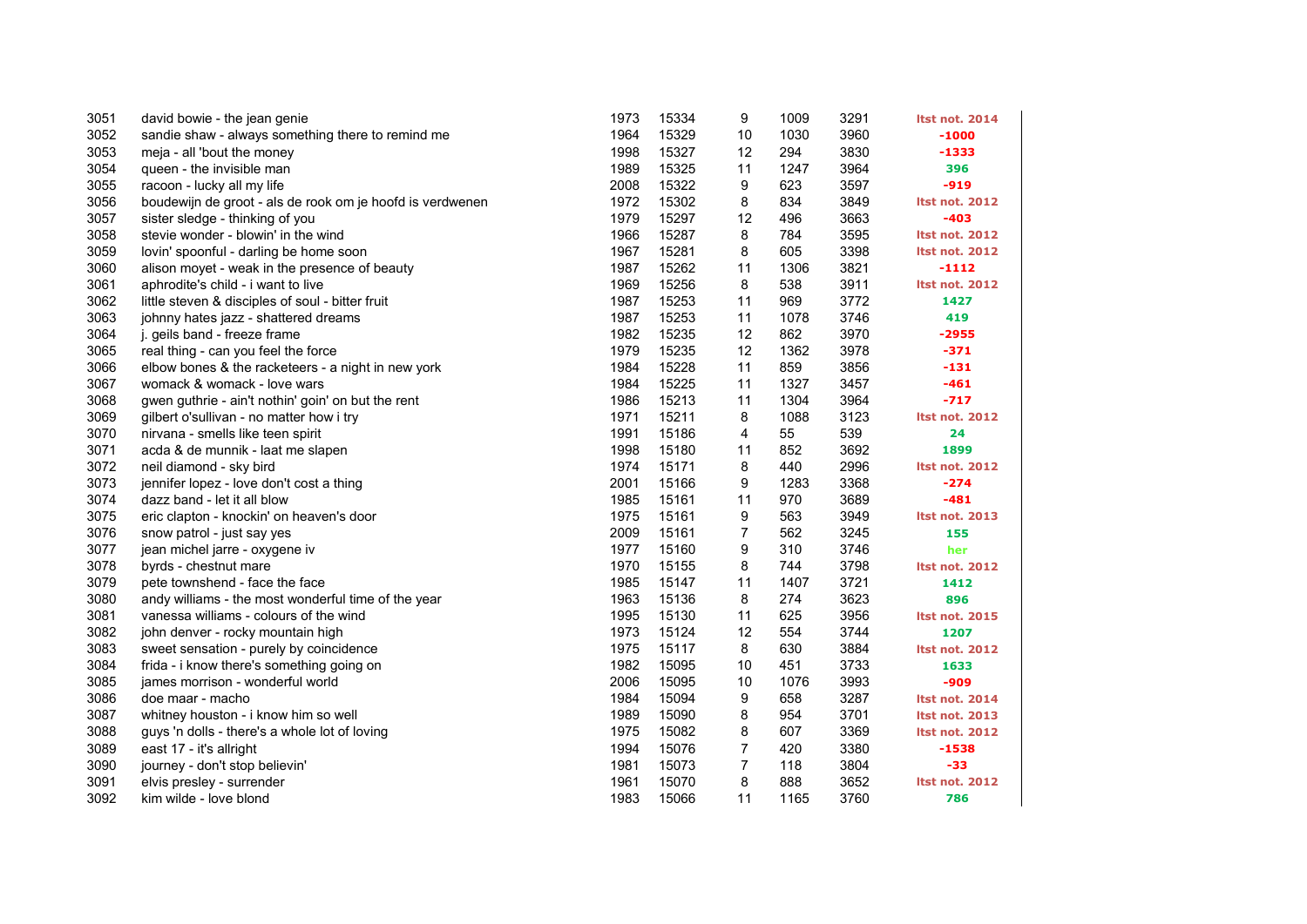| | | | | | | | |
|---|---|---|---|---|---|---|---|
| 3051 | david bowie - the jean genie | 1973 | 15334 | 9 | 1009 | 3291 | ltst not. 2014 |
| 3052 | sandie shaw - always something there to remind me | 1964 | 15329 | 10 | 1030 | 3960 | -1000 |
| 3053 | meja - all 'bout the money | 1998 | 15327 | 12 | 294 | 3830 | -1333 |
| 3054 | queen - the invisible man | 1989 | 15325 | 11 | 1247 | 3964 | 396 |
| 3055 | racoon - lucky all my life | 2008 | 15322 | 9 | 623 | 3597 | -919 |
| 3056 | boudewijn de groot - als de rook om je hoofd is verdwenen | 1972 | 15302 | 8 | 834 | 3849 | ltst not. 2012 |
| 3057 | sister sledge - thinking of you | 1979 | 15297 | 12 | 496 | 3663 | -403 |
| 3058 | stevie wonder - blowin' in the wind | 1966 | 15287 | 8 | 784 | 3595 | ltst not. 2012 |
| 3059 | lovin' spoonful - darling be home soon | 1967 | 15281 | 8 | 605 | 3398 | ltst not. 2012 |
| 3060 | alison moyet - weak in the presence of beauty | 1987 | 15262 | 11 | 1306 | 3821 | -1112 |
| 3061 | aphrodite's child - i want to live | 1969 | 15256 | 8 | 538 | 3911 | ltst not. 2012 |
| 3062 | little steven & disciples of soul - bitter fruit | 1987 | 15253 | 11 | 969 | 3772 | 1427 |
| 3063 | johnny hates jazz - shattered dreams | 1987 | 15253 | 11 | 1078 | 3746 | 419 |
| 3064 | j. geils band - freeze frame | 1982 | 15235 | 12 | 862 | 3970 | -2955 |
| 3065 | real thing - can you feel the force | 1979 | 15235 | 12 | 1362 | 3978 | -371 |
| 3066 | elbow bones & the racketeers - a night in new york | 1984 | 15228 | 11 | 859 | 3856 | -131 |
| 3067 | womack & womack - love wars | 1984 | 15225 | 11 | 1327 | 3457 | -461 |
| 3068 | gwen guthrie - ain't nothin' goin' on but the rent | 1986 | 15213 | 11 | 1304 | 3964 | -717 |
| 3069 | gilbert o'sullivan - no matter how i try | 1971 | 15211 | 8 | 1088 | 3123 | ltst not. 2012 |
| 3070 | nirvana - smells like teen spirit | 1991 | 15186 | 4 | 55 | 539 | 24 |
| 3071 | acda & de munnik - laat me slapen | 1998 | 15180 | 11 | 852 | 3692 | 1899 |
| 3072 | neil diamond - sky bird | 1974 | 15171 | 8 | 440 | 2996 | ltst not. 2012 |
| 3073 | jennifer lopez - love don't cost a thing | 2001 | 15166 | 9 | 1283 | 3368 | -274 |
| 3074 | dazz band - let it all blow | 1985 | 15161 | 11 | 970 | 3689 | -481 |
| 3075 | eric clapton - knockin' on heaven's door | 1975 | 15161 | 9 | 563 | 3949 | ltst not. 2013 |
| 3076 | snow patrol - just say yes | 2009 | 15161 | 7 | 562 | 3245 | 155 |
| 3077 | jean michel jarre - oxygene iv | 1977 | 15160 | 9 | 310 | 3746 | her |
| 3078 | byrds - chestnut mare | 1970 | 15155 | 8 | 744 | 3798 | ltst not. 2012 |
| 3079 | pete townshend - face the face | 1985 | 15147 | 11 | 1407 | 3721 | 1412 |
| 3080 | andy williams - the most wonderful time of the year | 1963 | 15136 | 8 | 274 | 3623 | 896 |
| 3081 | vanessa williams - colours of the wind | 1995 | 15130 | 11 | 625 | 3956 | ltst not. 2015 |
| 3082 | john denver - rocky mountain high | 1973 | 15124 | 12 | 554 | 3744 | 1207 |
| 3083 | sweet sensation - purely by coincidence | 1975 | 15117 | 8 | 630 | 3884 | ltst not. 2012 |
| 3084 | frida - i know there's something going on | 1982 | 15095 | 10 | 451 | 3733 | 1633 |
| 3085 | james morrison - wonderful world | 2006 | 15095 | 10 | 1076 | 3993 | -909 |
| 3086 | doe maar - macho | 1984 | 15094 | 9 | 658 | 3287 | ltst not. 2014 |
| 3087 | whitney houston - i know him so well | 1989 | 15090 | 8 | 954 | 3701 | ltst not. 2013 |
| 3088 | guys 'n dolls - there's a whole lot of loving | 1975 | 15082 | 8 | 607 | 3369 | ltst not. 2012 |
| 3089 | east 17 - it's allright | 1994 | 15076 | 7 | 420 | 3380 | -1538 |
| 3090 | journey - don't stop believin' | 1981 | 15073 | 7 | 118 | 3804 | -33 |
| 3091 | elvis presley - surrender | 1961 | 15070 | 8 | 888 | 3652 | ltst not. 2012 |
| 3092 | kim wilde - love blond | 1983 | 15066 | 11 | 1165 | 3760 | 786 |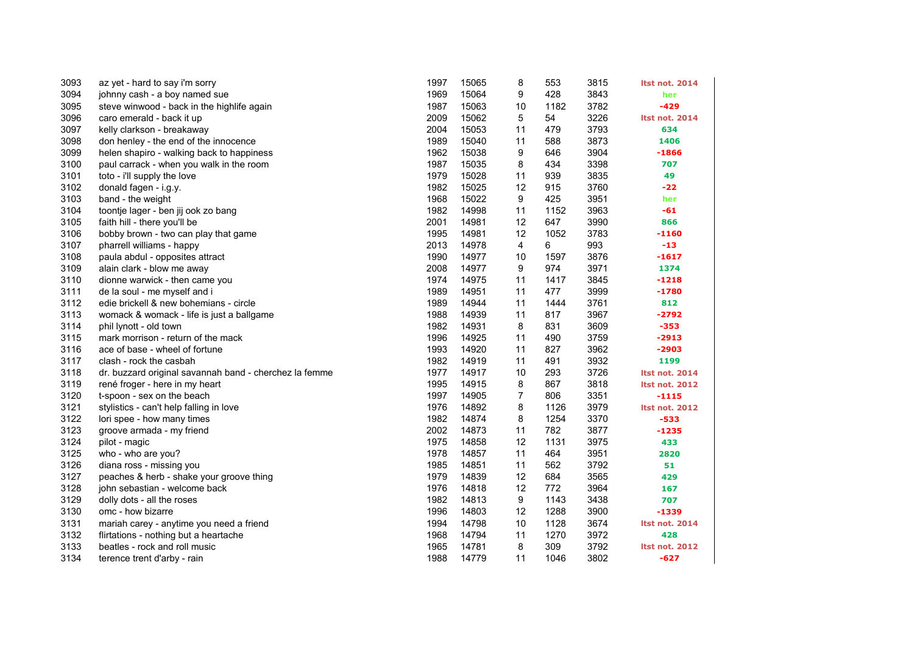| | | | | | | | |
|---|---|---|---|---|---|---|---|
| 3093 | az yet - hard to say i'm sorry | 1997 | 15065 | 8 | 553 | 3815 | ltst not. 2014 |
| 3094 | johnny cash - a boy named sue | 1969 | 15064 | 9 | 428 | 3843 | her |
| 3095 | steve winwood - back in the highlife again | 1987 | 15063 | 10 | 1182 | 3782 | -429 |
| 3096 | caro emerald - back it up | 2009 | 15062 | 5 | 54 | 3226 | ltst not. 2014 |
| 3097 | kelly clarkson - breakaway | 2004 | 15053 | 11 | 479 | 3793 | 634 |
| 3098 | don henley - the end of the innocence | 1989 | 15040 | 11 | 588 | 3873 | 1406 |
| 3099 | helen shapiro - walking back to happiness | 1962 | 15038 | 9 | 646 | 3904 | -1866 |
| 3100 | paul carrack - when you walk in the room | 1987 | 15035 | 8 | 434 | 3398 | 707 |
| 3101 | toto - i'll supply the love | 1979 | 15028 | 11 | 939 | 3835 | 49 |
| 3102 | donald fagen - i.g.y. | 1982 | 15025 | 12 | 915 | 3760 | -22 |
| 3103 | band - the weight | 1968 | 15022 | 9 | 425 | 3951 | her |
| 3104 | toontje lager - ben jij ook zo bang | 1982 | 14998 | 11 | 1152 | 3963 | -61 |
| 3105 | faith hill - there you'll be | 2001 | 14981 | 12 | 647 | 3990 | 866 |
| 3106 | bobby brown - two can play that game | 1995 | 14981 | 12 | 1052 | 3783 | -1160 |
| 3107 | pharrell williams - happy | 2013 | 14978 | 4 | 6 | 993 | -13 |
| 3108 | paula abdul - opposites attract | 1990 | 14977 | 10 | 1597 | 3876 | -1617 |
| 3109 | alain clark - blow me away | 2008 | 14977 | 9 | 974 | 3971 | 1374 |
| 3110 | dionne warwick - then came you | 1974 | 14975 | 11 | 1417 | 3845 | -1218 |
| 3111 | de la soul - me myself and i | 1989 | 14951 | 11 | 477 | 3999 | -1780 |
| 3112 | edie brickell & new bohemians - circle | 1989 | 14944 | 11 | 1444 | 3761 | 812 |
| 3113 | womack & womack - life is just a ballgame | 1988 | 14939 | 11 | 817 | 3967 | -2792 |
| 3114 | phil lynott - old town | 1982 | 14931 | 8 | 831 | 3609 | -353 |
| 3115 | mark morrison - return of the mack | 1996 | 14925 | 11 | 490 | 3759 | -2913 |
| 3116 | ace of base - wheel of fortune | 1993 | 14920 | 11 | 827 | 3962 | -2903 |
| 3117 | clash - rock the casbah | 1982 | 14919 | 11 | 491 | 3932 | 1199 |
| 3118 | dr. buzzard original savannah band - cherchez la femme | 1977 | 14917 | 10 | 293 | 3726 | ltst not. 2014 |
| 3119 | rené froger - here in my heart | 1995 | 14915 | 8 | 867 | 3818 | ltst not. 2012 |
| 3120 | t-spoon - sex on the beach | 1997 | 14905 | 7 | 806 | 3351 | -1115 |
| 3121 | stylistics - can't help falling in love | 1976 | 14892 | 8 | 1126 | 3979 | ltst not. 2012 |
| 3122 | lori spee - how many times | 1982 | 14874 | 8 | 1254 | 3370 | -533 |
| 3123 | groove armada - my friend | 2002 | 14873 | 11 | 782 | 3877 | -1235 |
| 3124 | pilot - magic | 1975 | 14858 | 12 | 1131 | 3975 | 433 |
| 3125 | who - who are you? | 1978 | 14857 | 11 | 464 | 3951 | 2820 |
| 3126 | diana ross - missing you | 1985 | 14851 | 11 | 562 | 3792 | 51 |
| 3127 | peaches & herb - shake your groove thing | 1979 | 14839 | 12 | 684 | 3565 | 429 |
| 3128 | john sebastian - welcome back | 1976 | 14818 | 12 | 772 | 3964 | 167 |
| 3129 | dolly dots - all the roses | 1982 | 14813 | 9 | 1143 | 3438 | 707 |
| 3130 | omc - how bizarre | 1996 | 14803 | 12 | 1288 | 3900 | -1339 |
| 3131 | mariah carey - anytime you need a friend | 1994 | 14798 | 10 | 1128 | 3674 | ltst not. 2014 |
| 3132 | flirtations - nothing but a heartache | 1968 | 14794 | 11 | 1270 | 3972 | 428 |
| 3133 | beatles - rock and roll music | 1965 | 14781 | 8 | 309 | 3792 | ltst not. 2012 |
| 3134 | terence trent d'arby - rain | 1988 | 14779 | 11 | 1046 | 3802 | -627 |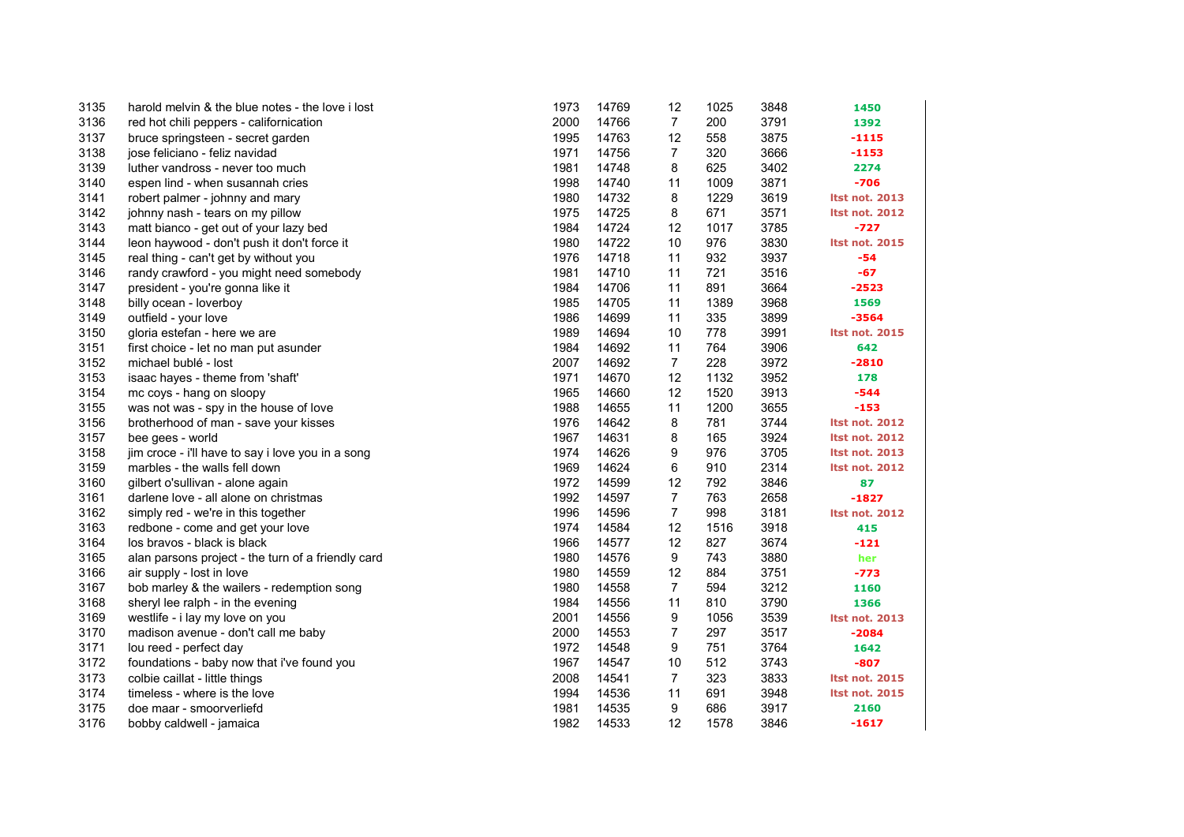| | | | | | | | |
|---|---|---|---|---|---|---|---|
| 3135 | harold melvin & the blue notes - the love i lost | 1973 | 14769 | 12 | 1025 | 3848 | 1450 |
| 3136 | red hot chili peppers - californication | 2000 | 14766 | 7 | 200 | 3791 | 1392 |
| 3137 | bruce springsteen - secret garden | 1995 | 14763 | 12 | 558 | 3875 | -1115 |
| 3138 | jose feliciano - feliz navidad | 1971 | 14756 | 7 | 320 | 3666 | -1153 |
| 3139 | luther vandross - never too much | 1981 | 14748 | 8 | 625 | 3402 | 2274 |
| 3140 | espen lind - when susannah cries | 1998 | 14740 | 11 | 1009 | 3871 | -706 |
| 3141 | robert palmer - johnny and mary | 1980 | 14732 | 8 | 1229 | 3619 | ltst not. 2013 |
| 3142 | johnny nash - tears on my pillow | 1975 | 14725 | 8 | 671 | 3571 | ltst not. 2012 |
| 3143 | matt bianco - get out of your lazy bed | 1984 | 14724 | 12 | 1017 | 3785 | -727 |
| 3144 | leon haywood - don't push it don't force it | 1980 | 14722 | 10 | 976 | 3830 | ltst not. 2015 |
| 3145 | real thing - can't get by without you | 1976 | 14718 | 11 | 932 | 3937 | -54 |
| 3146 | randy crawford - you might need somebody | 1981 | 14710 | 11 | 721 | 3516 | -67 |
| 3147 | president - you're gonna like it | 1984 | 14706 | 11 | 891 | 3664 | -2523 |
| 3148 | billy ocean - loverboy | 1985 | 14705 | 11 | 1389 | 3968 | 1569 |
| 3149 | outfield - your love | 1986 | 14699 | 11 | 335 | 3899 | -3564 |
| 3150 | gloria estefan - here we are | 1989 | 14694 | 10 | 778 | 3991 | ltst not. 2015 |
| 3151 | first choice - let no man put asunder | 1984 | 14692 | 11 | 764 | 3906 | 642 |
| 3152 | michael bublé - lost | 2007 | 14692 | 7 | 228 | 3972 | -2810 |
| 3153 | isaac hayes - theme from 'shaft' | 1971 | 14670 | 12 | 1132 | 3952 | 178 |
| 3154 | mc coys - hang on sloopy | 1965 | 14660 | 12 | 1520 | 3913 | -544 |
| 3155 | was not was - spy in the house of love | 1988 | 14655 | 11 | 1200 | 3655 | -153 |
| 3156 | brotherhood of man - save your kisses | 1976 | 14642 | 8 | 781 | 3744 | ltst not. 2012 |
| 3157 | bee gees - world | 1967 | 14631 | 8 | 165 | 3924 | ltst not. 2012 |
| 3158 | jim croce - i'll have to say i love you in a song | 1974 | 14626 | 9 | 976 | 3705 | ltst not. 2013 |
| 3159 | marbles - the walls fell down | 1969 | 14624 | 6 | 910 | 2314 | ltst not. 2012 |
| 3160 | gilbert o'sullivan - alone again | 1972 | 14599 | 12 | 792 | 3846 | 87 |
| 3161 | darlene love - all alone on christmas | 1992 | 14597 | 7 | 763 | 2658 | -1827 |
| 3162 | simply red - we're in this together | 1996 | 14596 | 7 | 998 | 3181 | ltst not. 2012 |
| 3163 | redbone - come and get your love | 1974 | 14584 | 12 | 1516 | 3918 | 415 |
| 3164 | los bravos - black is black | 1966 | 14577 | 12 | 827 | 3674 | -121 |
| 3165 | alan parsons project - the turn of a friendly card | 1980 | 14576 | 9 | 743 | 3880 | her |
| 3166 | air supply - lost in love | 1980 | 14559 | 12 | 884 | 3751 | -773 |
| 3167 | bob marley & the wailers - redemption song | 1980 | 14558 | 7 | 594 | 3212 | 1160 |
| 3168 | sheryl lee ralph - in the evening | 1984 | 14556 | 11 | 810 | 3790 | 1366 |
| 3169 | westlife - i lay my love on you | 2001 | 14556 | 9 | 1056 | 3539 | ltst not. 2013 |
| 3170 | madison avenue - don't call me baby | 2000 | 14553 | 7 | 297 | 3517 | -2084 |
| 3171 | lou reed - perfect day | 1972 | 14548 | 9 | 751 | 3764 | 1642 |
| 3172 | foundations - baby now that i've found you | 1967 | 14547 | 10 | 512 | 3743 | -807 |
| 3173 | colbie caillat - little things | 2008 | 14541 | 7 | 323 | 3833 | ltst not. 2015 |
| 3174 | timeless - where is the love | 1994 | 14536 | 11 | 691 | 3948 | ltst not. 2015 |
| 3175 | doe maar - smoorverliefd | 1981 | 14535 | 9 | 686 | 3917 | 2160 |
| 3176 | bobby caldwell - jamaica | 1982 | 14533 | 12 | 1578 | 3846 | -1617 |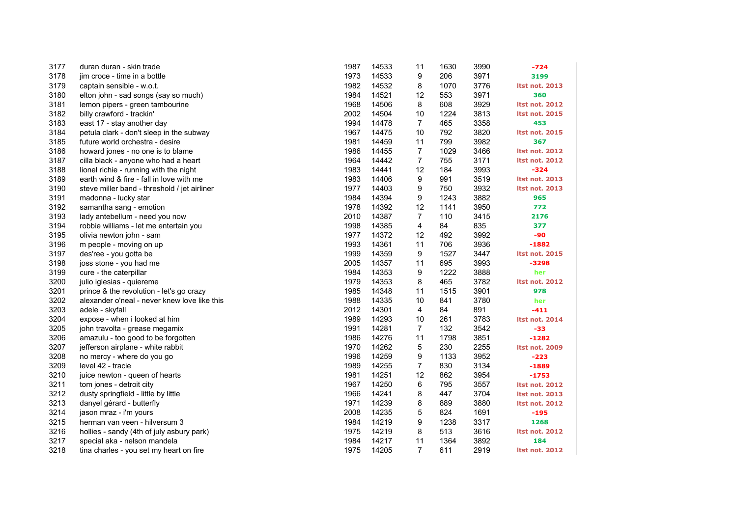| | | | | | | | |
|---|---|---|---|---|---|---|---|
| 3177 | duran duran - skin trade | 1987 | 14533 | 11 | 1630 | 3990 | -724 |
| 3178 | jim croce - time in a bottle | 1973 | 14533 | 9 | 206 | 3971 | 3199 |
| 3179 | captain sensible - w.o.t. | 1982 | 14532 | 8 | 1070 | 3776 | ltst not. 2013 |
| 3180 | elton john - sad songs (say so much) | 1984 | 14521 | 12 | 553 | 3971 | 360 |
| 3181 | lemon pipers - green tambourine | 1968 | 14506 | 8 | 608 | 3929 | ltst not. 2012 |
| 3182 | billy crawford - trackin' | 2002 | 14504 | 10 | 1224 | 3813 | ltst not. 2015 |
| 3183 | east 17 - stay another day | 1994 | 14478 | 7 | 465 | 3358 | 453 |
| 3184 | petula clark - don't sleep in the subway | 1967 | 14475 | 10 | 792 | 3820 | ltst not. 2015 |
| 3185 | future world orchestra - desire | 1981 | 14459 | 11 | 799 | 3982 | 367 |
| 3186 | howard jones - no one is to blame | 1986 | 14455 | 7 | 1029 | 3466 | ltst not. 2012 |
| 3187 | cilla black - anyone who had a heart | 1964 | 14442 | 7 | 755 | 3171 | ltst not. 2012 |
| 3188 | lionel richie - running with the night | 1983 | 14441 | 12 | 184 | 3993 | -324 |
| 3189 | earth wind & fire - fall in love with me | 1983 | 14406 | 9 | 991 | 3519 | ltst not. 2013 |
| 3190 | steve miller band - threshold / jet airliner | 1977 | 14403 | 9 | 750 | 3932 | ltst not. 2013 |
| 3191 | madonna - lucky star | 1984 | 14394 | 9 | 1243 | 3882 | 965 |
| 3192 | samantha sang - emotion | 1978 | 14392 | 12 | 1141 | 3950 | 772 |
| 3193 | lady antebellum - need you now | 2010 | 14387 | 7 | 110 | 3415 | 2176 |
| 3194 | robbie williams - let me entertain you | 1998 | 14385 | 4 | 84 | 835 | 377 |
| 3195 | olivia newton john - sam | 1977 | 14372 | 12 | 492 | 3992 | -90 |
| 3196 | m people - moving on up | 1993 | 14361 | 11 | 706 | 3936 | -1882 |
| 3197 | des'ree - you gotta be | 1999 | 14359 | 9 | 1527 | 3447 | ltst not. 2015 |
| 3198 | joss stone - you had me | 2005 | 14357 | 11 | 695 | 3993 | -3298 |
| 3199 | cure - the caterpillar | 1984 | 14353 | 9 | 1222 | 3888 | her |
| 3200 | julio iglesias - quiereme | 1979 | 14353 | 8 | 465 | 3782 | ltst not. 2012 |
| 3201 | prince & the revolution - let's go crazy | 1985 | 14348 | 11 | 1515 | 3901 | 978 |
| 3202 | alexander o'neal - never knew love like this | 1988 | 14335 | 10 | 841 | 3780 | her |
| 3203 | adele - skyfall | 2012 | 14301 | 4 | 84 | 891 | -411 |
| 3204 | expose - when i looked at him | 1989 | 14293 | 10 | 261 | 3783 | ltst not. 2014 |
| 3205 | john travolta - grease megamix | 1991 | 14281 | 7 | 132 | 3542 | -33 |
| 3206 | amazulu - too good to be forgotten | 1986 | 14276 | 11 | 1798 | 3851 | -1282 |
| 3207 | jefferson airplane - white rabbit | 1970 | 14262 | 5 | 230 | 2255 | ltst not. 2009 |
| 3208 | no mercy - where do you go | 1996 | 14259 | 9 | 1133 | 3952 | -223 |
| 3209 | level 42 - tracie | 1989 | 14255 | 7 | 830 | 3134 | -1889 |
| 3210 | juice newton - queen of hearts | 1981 | 14251 | 12 | 862 | 3954 | -1753 |
| 3211 | tom jones - detroit city | 1967 | 14250 | 6 | 795 | 3557 | ltst not. 2012 |
| 3212 | dusty springfield - little by little | 1966 | 14241 | 8 | 447 | 3704 | ltst not. 2013 |
| 3213 | danyel gérard - butterfly | 1971 | 14239 | 8 | 889 | 3880 | ltst not. 2012 |
| 3214 | jason mraz - i'm yours | 2008 | 14235 | 5 | 824 | 1691 | -195 |
| 3215 | herman van veen - hilversum 3 | 1984 | 14219 | 9 | 1238 | 3317 | 1268 |
| 3216 | hollies - sandy (4th of july asbury park) | 1975 | 14219 | 8 | 513 | 3616 | ltst not. 2012 |
| 3217 | special aka - nelson mandela | 1984 | 14217 | 11 | 1364 | 3892 | 184 |
| 3218 | tina charles - you set my heart on fire | 1975 | 14205 | 7 | 611 | 2919 | ltst not. 2012 |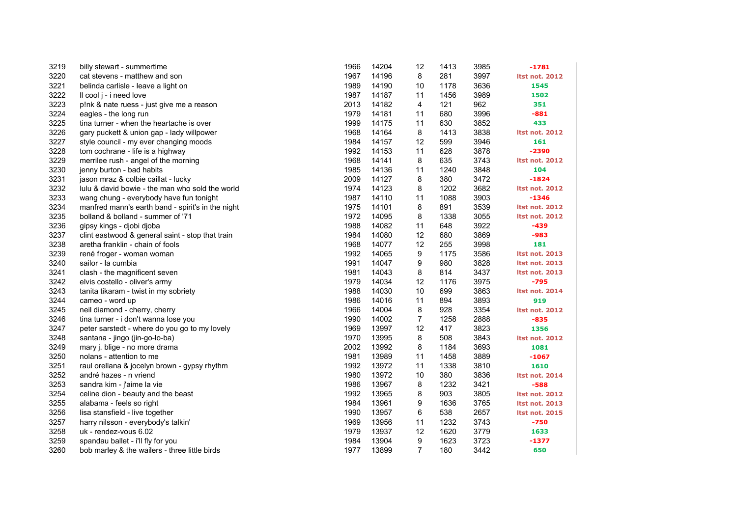| | | | | | | | |
|---|---|---|---|---|---|---|---|
| 3219 | billy stewart - summertime | 1966 | 14204 | 12 | 1413 | 3985 | -1781 |
| 3220 | cat stevens - matthew and son | 1967 | 14196 | 8 | 281 | 3997 | ltst not. 2012 |
| 3221 | belinda carlisle - leave a light on | 1989 | 14190 | 10 | 1178 | 3636 | 1545 |
| 3222 | ll cool j - i need love | 1987 | 14187 | 11 | 1456 | 3989 | 1502 |
| 3223 | p!nk & nate ruess - just give me a reason | 2013 | 14182 | 4 | 121 | 962 | 351 |
| 3224 | eagles - the long run | 1979 | 14181 | 11 | 680 | 3996 | -881 |
| 3225 | tina turner - when the heartache is over | 1999 | 14175 | 11 | 630 | 3852 | 433 |
| 3226 | gary puckett & union gap - lady willpower | 1968 | 14164 | 8 | 1413 | 3838 | ltst not. 2012 |
| 3227 | style council - my ever changing moods | 1984 | 14157 | 12 | 599 | 3946 | 161 |
| 3228 | tom cochrane - life is a highway | 1992 | 14153 | 11 | 628 | 3878 | -2390 |
| 3229 | merrilee rush - angel of the morning | 1968 | 14141 | 8 | 635 | 3743 | ltst not. 2012 |
| 3230 | jenny burton - bad habits | 1985 | 14136 | 11 | 1240 | 3848 | 104 |
| 3231 | jason mraz & colbie caillat - lucky | 2009 | 14127 | 8 | 380 | 3472 | -1824 |
| 3232 | lulu & david bowie - the man who sold the world | 1974 | 14123 | 8 | 1202 | 3682 | ltst not. 2012 |
| 3233 | wang chung - everybody have fun tonight | 1987 | 14110 | 11 | 1088 | 3903 | -1346 |
| 3234 | manfred mann's earth band - spirit's in the night | 1975 | 14101 | 8 | 891 | 3539 | ltst not. 2012 |
| 3235 | bolland & bolland - summer of '71 | 1972 | 14095 | 8 | 1338 | 3055 | ltst not. 2012 |
| 3236 | gipsy kings - djobi djoba | 1988 | 14082 | 11 | 648 | 3922 | -439 |
| 3237 | clint eastwood & general saint - stop that train | 1984 | 14080 | 12 | 680 | 3869 | -983 |
| 3238 | aretha franklin - chain of fools | 1968 | 14077 | 12 | 255 | 3998 | 181 |
| 3239 | rené froger - woman woman | 1992 | 14065 | 9 | 1175 | 3586 | ltst not. 2013 |
| 3240 | sailor - la cumbia | 1991 | 14047 | 9 | 980 | 3828 | ltst not. 2013 |
| 3241 | clash - the magnificent seven | 1981 | 14043 | 8 | 814 | 3437 | ltst not. 2013 |
| 3242 | elvis costello - oliver's army | 1979 | 14034 | 12 | 1176 | 3975 | -795 |
| 3243 | tanita tikaram - twist in my sobriety | 1988 | 14030 | 10 | 699 | 3863 | ltst not. 2014 |
| 3244 | cameo - word up | 1986 | 14016 | 11 | 894 | 3893 | 919 |
| 3245 | neil diamond - cherry, cherry | 1966 | 14004 | 8 | 928 | 3354 | ltst not. 2012 |
| 3246 | tina turner - i don't wanna lose you | 1990 | 14002 | 7 | 1258 | 2888 | -835 |
| 3247 | peter sarstedt - where do you go to my lovely | 1969 | 13997 | 12 | 417 | 3823 | 1356 |
| 3248 | santana - jingo (jin-go-lo-ba) | 1970 | 13995 | 8 | 508 | 3843 | ltst not. 2012 |
| 3249 | mary j. blige - no more drama | 2002 | 13992 | 8 | 1184 | 3693 | 1081 |
| 3250 | nolans - attention to me | 1981 | 13989 | 11 | 1458 | 3889 | -1067 |
| 3251 | raul orellana & jocelyn brown - gypsy rhythm | 1992 | 13972 | 11 | 1338 | 3810 | 1610 |
| 3252 | andré hazes - n vriend | 1980 | 13972 | 10 | 380 | 3836 | ltst not. 2014 |
| 3253 | sandra kim - j'aime la vie | 1986 | 13967 | 8 | 1232 | 3421 | -588 |
| 3254 | celine dion - beauty and the beast | 1992 | 13965 | 8 | 903 | 3805 | ltst not. 2012 |
| 3255 | alabama - feels so right | 1984 | 13961 | 9 | 1636 | 3765 | ltst not. 2013 |
| 3256 | lisa stansfield - live together | 1990 | 13957 | 6 | 538 | 2657 | ltst not. 2015 |
| 3257 | harry nilsson - everybody's talkin' | 1969 | 13956 | 11 | 1232 | 3743 | -750 |
| 3258 | uk - rendez-vous 6.02 | 1979 | 13937 | 12 | 1620 | 3779 | 1633 |
| 3259 | spandau ballet - i'll fly for you | 1984 | 13904 | 9 | 1623 | 3723 | -1377 |
| 3260 | bob marley & the wailers - three little birds | 1977 | 13899 | 7 | 180 | 3442 | 650 |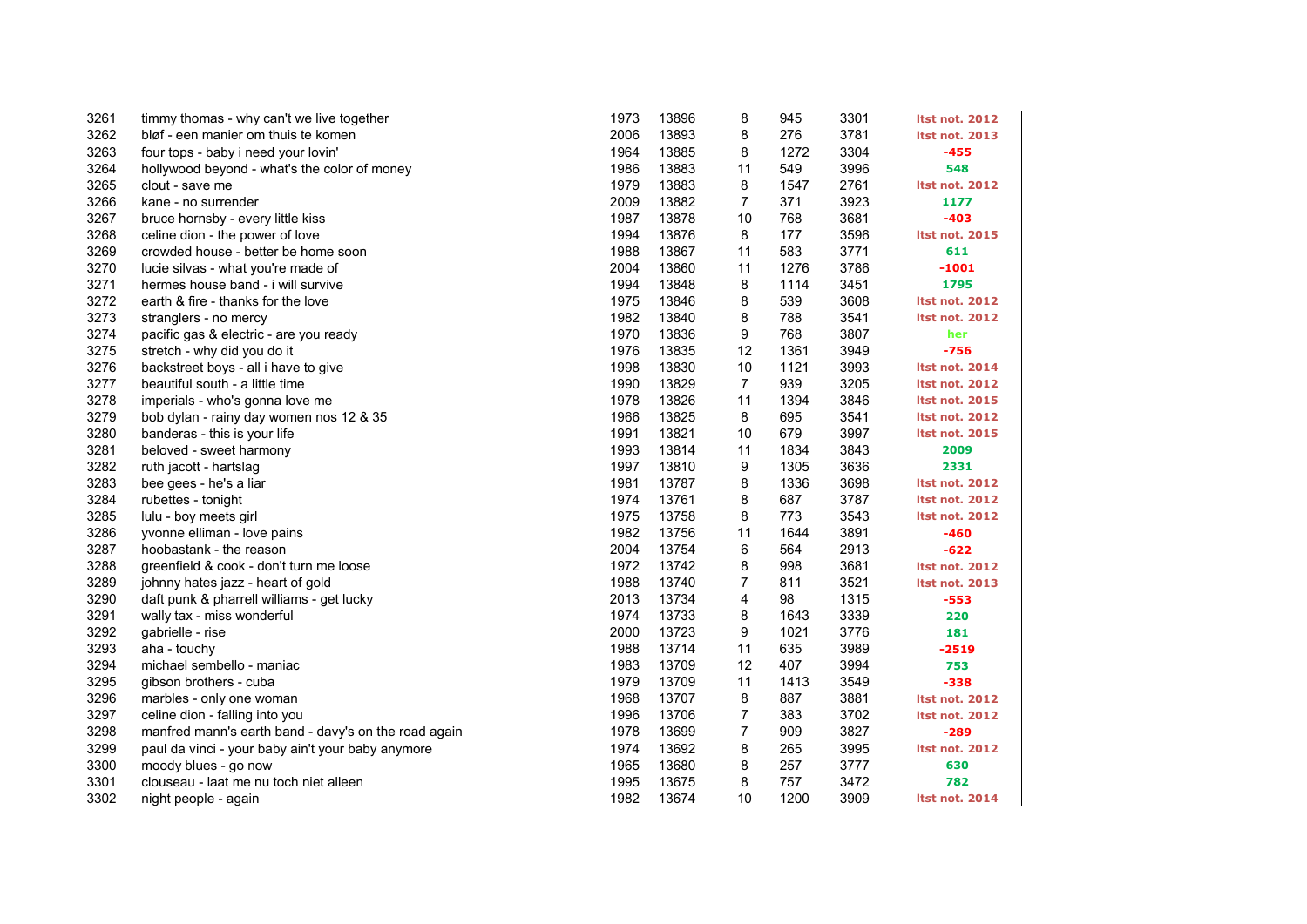| | | | | | | | |
|---|---|---|---|---|---|---|---|
| 3261 | timmy thomas - why can't we live together | 1973 | 13896 | 8 | 945 | 3301 | ltst not. 2012 |
| 3262 | bløf - een manier om thuis te komen | 2006 | 13893 | 8 | 276 | 3781 | ltst not. 2013 |
| 3263 | four tops - baby i need your lovin' | 1964 | 13885 | 8 | 1272 | 3304 | -455 |
| 3264 | hollywood beyond - what's the color of money | 1986 | 13883 | 11 | 549 | 3996 | 548 |
| 3265 | clout - save me | 1979 | 13883 | 8 | 1547 | 2761 | ltst not. 2012 |
| 3266 | kane - no surrender | 2009 | 13882 | 7 | 371 | 3923 | 1177 |
| 3267 | bruce hornsby - every little kiss | 1987 | 13878 | 10 | 768 | 3681 | -403 |
| 3268 | celine dion - the power of love | 1994 | 13876 | 8 | 177 | 3596 | ltst not. 2015 |
| 3269 | crowded house - better be home soon | 1988 | 13867 | 11 | 583 | 3771 | 611 |
| 3270 | lucie silvas - what you're made of | 2004 | 13860 | 11 | 1276 | 3786 | -1001 |
| 3271 | hermes house band - i will survive | 1994 | 13848 | 8 | 1114 | 3451 | 1795 |
| 3272 | earth & fire - thanks for the love | 1975 | 13846 | 8 | 539 | 3608 | ltst not. 2012 |
| 3273 | stranglers - no mercy | 1982 | 13840 | 8 | 788 | 3541 | ltst not. 2012 |
| 3274 | pacific gas & electric - are you ready | 1970 | 13836 | 9 | 768 | 3807 | her |
| 3275 | stretch - why did you do it | 1976 | 13835 | 12 | 1361 | 3949 | -756 |
| 3276 | backstreet boys - all i have to give | 1998 | 13830 | 10 | 1121 | 3993 | ltst not. 2014 |
| 3277 | beautiful south - a little time | 1990 | 13829 | 7 | 939 | 3205 | ltst not. 2012 |
| 3278 | imperials - who's gonna love me | 1978 | 13826 | 11 | 1394 | 3846 | ltst not. 2015 |
| 3279 | bob dylan - rainy day women nos 12 & 35 | 1966 | 13825 | 8 | 695 | 3541 | ltst not. 2012 |
| 3280 | banderas - this is your life | 1991 | 13821 | 10 | 679 | 3997 | ltst not. 2015 |
| 3281 | beloved - sweet harmony | 1993 | 13814 | 11 | 1834 | 3843 | 2009 |
| 3282 | ruth jacott - hartslag | 1997 | 13810 | 9 | 1305 | 3636 | 2331 |
| 3283 | bee gees - he's a liar | 1981 | 13787 | 8 | 1336 | 3698 | ltst not. 2012 |
| 3284 | rubettes - tonight | 1974 | 13761 | 8 | 687 | 3787 | ltst not. 2012 |
| 3285 | lulu - boy meets girl | 1975 | 13758 | 8 | 773 | 3543 | ltst not. 2012 |
| 3286 | yvonne elliman - love pains | 1982 | 13756 | 11 | 1644 | 3891 | -460 |
| 3287 | hoobastank - the reason | 2004 | 13754 | 6 | 564 | 2913 | -622 |
| 3288 | greenfield & cook - don't turn me loose | 1972 | 13742 | 8 | 998 | 3681 | ltst not. 2012 |
| 3289 | johnny hates jazz - heart of gold | 1988 | 13740 | 7 | 811 | 3521 | ltst not. 2013 |
| 3290 | daft punk & pharrell williams - get lucky | 2013 | 13734 | 4 | 98 | 1315 | -553 |
| 3291 | wally tax - miss wonderful | 1974 | 13733 | 8 | 1643 | 3339 | 220 |
| 3292 | gabrielle - rise | 2000 | 13723 | 9 | 1021 | 3776 | 181 |
| 3293 | aha - touchy | 1988 | 13714 | 11 | 635 | 3989 | -2519 |
| 3294 | michael sembello - maniac | 1983 | 13709 | 12 | 407 | 3994 | 753 |
| 3295 | gibson brothers - cuba | 1979 | 13709 | 11 | 1413 | 3549 | -338 |
| 3296 | marbles - only one woman | 1968 | 13707 | 8 | 887 | 3881 | ltst not. 2012 |
| 3297 | celine dion - falling into you | 1996 | 13706 | 7 | 383 | 3702 | ltst not. 2012 |
| 3298 | manfred mann's earth band - davy's on the road again | 1978 | 13699 | 7 | 909 | 3827 | -289 |
| 3299 | paul da vinci - your baby ain't your baby anymore | 1974 | 13692 | 8 | 265 | 3995 | ltst not. 2012 |
| 3300 | moody blues - go now | 1965 | 13680 | 8 | 257 | 3777 | 630 |
| 3301 | clouseau - laat me nu toch niet alleen | 1995 | 13675 | 8 | 757 | 3472 | 782 |
| 3302 | night people - again | 1982 | 13674 | 10 | 1200 | 3909 | ltst not. 2014 |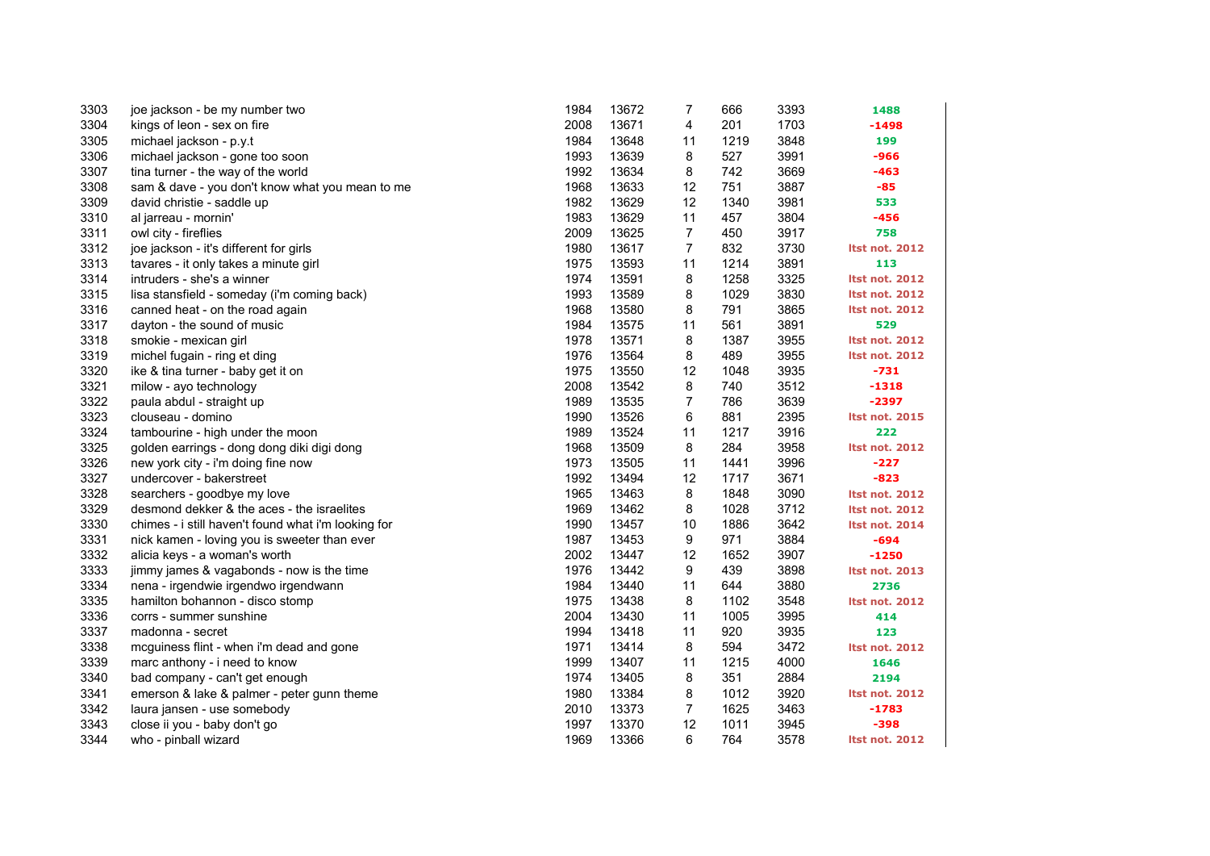| | | | | | | | |
|---|---|---|---|---|---|---|---|
| 3303 | joe jackson - be my number two | 1984 | 13672 | 7 | 666 | 3393 | 1488 |
| 3304 | kings of leon - sex on fire | 2008 | 13671 | 4 | 201 | 1703 | -1498 |
| 3305 | michael jackson - p.y.t | 1984 | 13648 | 11 | 1219 | 3848 | 199 |
| 3306 | michael jackson - gone too soon | 1993 | 13639 | 8 | 527 | 3991 | -966 |
| 3307 | tina turner - the way of the world | 1992 | 13634 | 8 | 742 | 3669 | -463 |
| 3308 | sam & dave - you don't know what you mean to me | 1968 | 13633 | 12 | 751 | 3887 | -85 |
| 3309 | david christie - saddle up | 1982 | 13629 | 12 | 1340 | 3981 | 533 |
| 3310 | al jarreau - mornin' | 1983 | 13629 | 11 | 457 | 3804 | -456 |
| 3311 | owl city - fireflies | 2009 | 13625 | 7 | 450 | 3917 | 758 |
| 3312 | joe jackson - it's different for girls | 1980 | 13617 | 7 | 832 | 3730 | ltst not. 2012 |
| 3313 | tavares - it only takes a minute girl | 1975 | 13593 | 11 | 1214 | 3891 | 113 |
| 3314 | intruders - she's a winner | 1974 | 13591 | 8 | 1258 | 3325 | ltst not. 2012 |
| 3315 | lisa stansfield - someday (i'm coming back) | 1993 | 13589 | 8 | 1029 | 3830 | ltst not. 2012 |
| 3316 | canned heat - on the road again | 1968 | 13580 | 8 | 791 | 3865 | ltst not. 2012 |
| 3317 | dayton - the sound of music | 1984 | 13575 | 11 | 561 | 3891 | 529 |
| 3318 | smokie - mexican girl | 1978 | 13571 | 8 | 1387 | 3955 | ltst not. 2012 |
| 3319 | michel fugain - ring et ding | 1976 | 13564 | 8 | 489 | 3955 | ltst not. 2012 |
| 3320 | ike & tina turner - baby get it on | 1975 | 13550 | 12 | 1048 | 3935 | -731 |
| 3321 | milow - ayo technology | 2008 | 13542 | 8 | 740 | 3512 | -1318 |
| 3322 | paula abdul - straight up | 1989 | 13535 | 7 | 786 | 3639 | -2397 |
| 3323 | clouseau - domino | 1990 | 13526 | 6 | 881 | 2395 | ltst not. 2015 |
| 3324 | tambourine - high under the moon | 1989 | 13524 | 11 | 1217 | 3916 | 222 |
| 3325 | golden earrings - dong dong diki digi dong | 1968 | 13509 | 8 | 284 | 3958 | ltst not. 2012 |
| 3326 | new york city - i'm doing fine now | 1973 | 13505 | 11 | 1441 | 3996 | -227 |
| 3327 | undercover - bakerstreet | 1992 | 13494 | 12 | 1717 | 3671 | -823 |
| 3328 | searchers - goodbye my love | 1965 | 13463 | 8 | 1848 | 3090 | ltst not. 2012 |
| 3329 | desmond dekker & the aces - the israelites | 1969 | 13462 | 8 | 1028 | 3712 | ltst not. 2012 |
| 3330 | chimes - i still haven't found what i'm looking for | 1990 | 13457 | 10 | 1886 | 3642 | ltst not. 2014 |
| 3331 | nick kamen - loving you is sweeter than ever | 1987 | 13453 | 9 | 971 | 3884 | -694 |
| 3332 | alicia keys - a woman's worth | 2002 | 13447 | 12 | 1652 | 3907 | -1250 |
| 3333 | jimmy james & vagabonds - now is the time | 1976 | 13442 | 9 | 439 | 3898 | ltst not. 2013 |
| 3334 | nena - irgendwie irgendwo irgendwann | 1984 | 13440 | 11 | 644 | 3880 | 2736 |
| 3335 | hamilton bohannon - disco stomp | 1975 | 13438 | 8 | 1102 | 3548 | ltst not. 2012 |
| 3336 | corrs - summer sunshine | 2004 | 13430 | 11 | 1005 | 3995 | 414 |
| 3337 | madonna - secret | 1994 | 13418 | 11 | 920 | 3935 | 123 |
| 3338 | mcguiness flint - when i'm dead and gone | 1971 | 13414 | 8 | 594 | 3472 | ltst not. 2012 |
| 3339 | marc anthony - i need to know | 1999 | 13407 | 11 | 1215 | 4000 | 1646 |
| 3340 | bad company - can't get enough | 1974 | 13405 | 8 | 351 | 2884 | 2194 |
| 3341 | emerson & lake & palmer - peter gunn theme | 1980 | 13384 | 8 | 1012 | 3920 | ltst not. 2012 |
| 3342 | laura jansen - use somebody | 2010 | 13373 | 7 | 1625 | 3463 | -1783 |
| 3343 | close ii you - baby don't go | 1997 | 13370 | 12 | 1011 | 3945 | -398 |
| 3344 | who - pinball wizard | 1969 | 13366 | 6 | 764 | 3578 | ltst not. 2012 |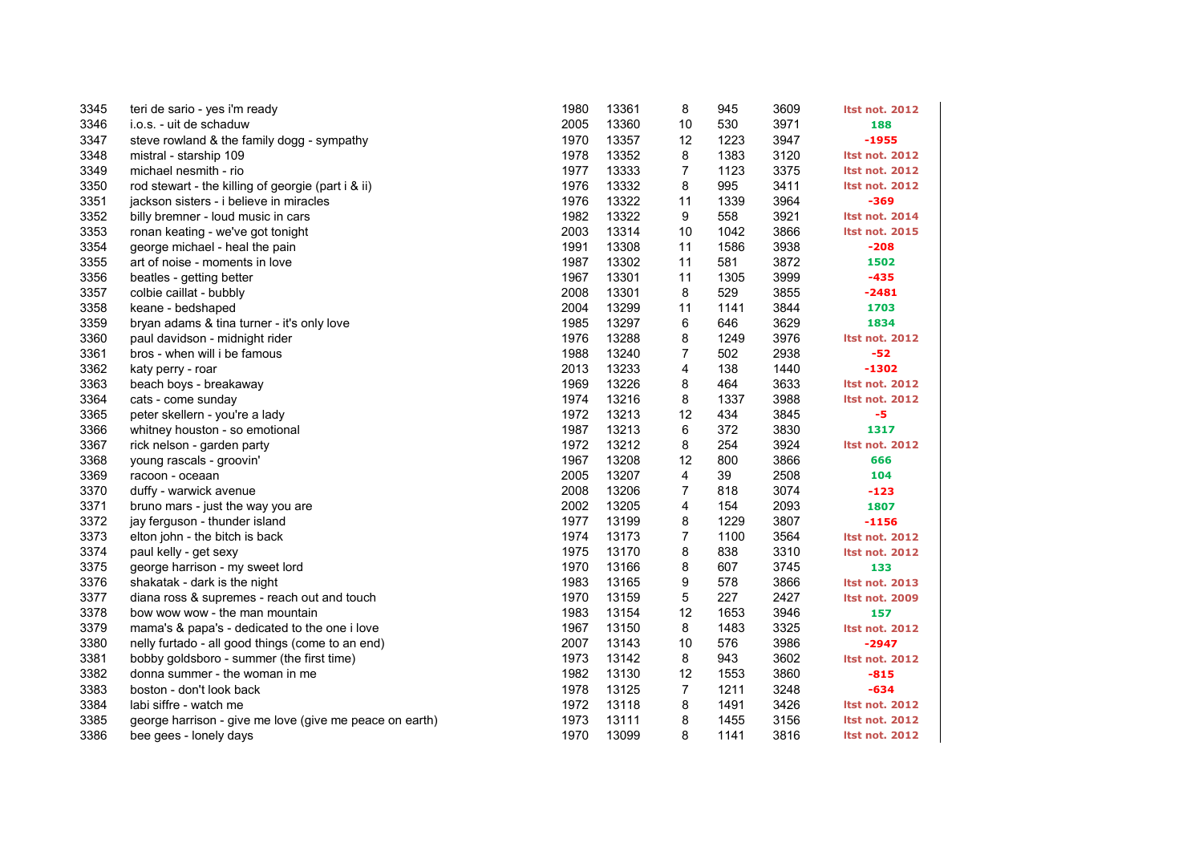| | | | | | | | |
|---|---|---|---|---|---|---|---|
| 3345 | teri de sario - yes i'm ready | 1980 | 13361 | 8 | 945 | 3609 | ltst not. 2012 |
| 3346 | i.o.s. - uit de schaduw | 2005 | 13360 | 10 | 530 | 3971 | 188 |
| 3347 | steve rowland & the family dogg - sympathy | 1970 | 13357 | 12 | 1223 | 3947 | -1955 |
| 3348 | mistral - starship 109 | 1978 | 13352 | 8 | 1383 | 3120 | ltst not. 2012 |
| 3349 | michael nesmith - rio | 1977 | 13333 | 7 | 1123 | 3375 | ltst not. 2012 |
| 3350 | rod stewart - the killing of georgie (part i & ii) | 1976 | 13332 | 8 | 995 | 3411 | ltst not. 2012 |
| 3351 | jackson sisters - i believe in miracles | 1976 | 13322 | 11 | 1339 | 3964 | -369 |
| 3352 | billy bremner - loud music in cars | 1982 | 13322 | 9 | 558 | 3921 | ltst not. 2014 |
| 3353 | ronan keating - we've got tonight | 2003 | 13314 | 10 | 1042 | 3866 | ltst not. 2015 |
| 3354 | george michael - heal the pain | 1991 | 13308 | 11 | 1586 | 3938 | -208 |
| 3355 | art of noise - moments in love | 1987 | 13302 | 11 | 581 | 3872 | 1502 |
| 3356 | beatles - getting better | 1967 | 13301 | 11 | 1305 | 3999 | -435 |
| 3357 | colbie caillat - bubbly | 2008 | 13301 | 8 | 529 | 3855 | -2481 |
| 3358 | keane - bedshaped | 2004 | 13299 | 11 | 1141 | 3844 | 1703 |
| 3359 | bryan adams & tina turner - it's only love | 1985 | 13297 | 6 | 646 | 3629 | 1834 |
| 3360 | paul davidson - midnight rider | 1976 | 13288 | 8 | 1249 | 3976 | ltst not. 2012 |
| 3361 | bros - when will i be famous | 1988 | 13240 | 7 | 502 | 2938 | -52 |
| 3362 | katy perry - roar | 2013 | 13233 | 4 | 138 | 1440 | -1302 |
| 3363 | beach boys - breakaway | 1969 | 13226 | 8 | 464 | 3633 | ltst not. 2012 |
| 3364 | cats - come sunday | 1974 | 13216 | 8 | 1337 | 3988 | ltst not. 2012 |
| 3365 | peter skellern - you're a lady | 1972 | 13213 | 12 | 434 | 3845 | -5 |
| 3366 | whitney houston - so emotional | 1987 | 13213 | 6 | 372 | 3830 | 1317 |
| 3367 | rick nelson - garden party | 1972 | 13212 | 8 | 254 | 3924 | ltst not. 2012 |
| 3368 | young rascals - groovin' | 1967 | 13208 | 12 | 800 | 3866 | 666 |
| 3369 | racoon - oceaan | 2005 | 13207 | 4 | 39 | 2508 | 104 |
| 3370 | duffy - warwick avenue | 2008 | 13206 | 7 | 818 | 3074 | -123 |
| 3371 | bruno mars - just the way you are | 2002 | 13205 | 4 | 154 | 2093 | 1807 |
| 3372 | jay ferguson - thunder island | 1977 | 13199 | 8 | 1229 | 3807 | -1156 |
| 3373 | elton john - the bitch is back | 1974 | 13173 | 7 | 1100 | 3564 | ltst not. 2012 |
| 3374 | paul kelly - get sexy | 1975 | 13170 | 8 | 838 | 3310 | ltst not. 2012 |
| 3375 | george harrison - my sweet lord | 1970 | 13166 | 8 | 607 | 3745 | 133 |
| 3376 | shakatak - dark is the night | 1983 | 13165 | 9 | 578 | 3866 | ltst not. 2013 |
| 3377 | diana ross & supremes - reach out and touch | 1970 | 13159 | 5 | 227 | 2427 | ltst not. 2009 |
| 3378 | bow wow wow - the man mountain | 1983 | 13154 | 12 | 1653 | 3946 | 157 |
| 3379 | mama's & papa's - dedicated to the one i love | 1967 | 13150 | 8 | 1483 | 3325 | ltst not. 2012 |
| 3380 | nelly furtado - all good things (come to an end) | 2007 | 13143 | 10 | 576 | 3986 | -2947 |
| 3381 | bobby goldsboro - summer (the first time) | 1973 | 13142 | 8 | 943 | 3602 | ltst not. 2012 |
| 3382 | donna summer - the woman in me | 1982 | 13130 | 12 | 1553 | 3860 | -815 |
| 3383 | boston - don't look back | 1978 | 13125 | 7 | 1211 | 3248 | -634 |
| 3384 | labi siffre - watch me | 1972 | 13118 | 8 | 1491 | 3426 | ltst not. 2012 |
| 3385 | george harrison - give me love (give me peace on earth) | 1973 | 13111 | 8 | 1455 | 3156 | ltst not. 2012 |
| 3386 | bee gees - lonely days | 1970 | 13099 | 8 | 1141 | 3816 | ltst not. 2012 |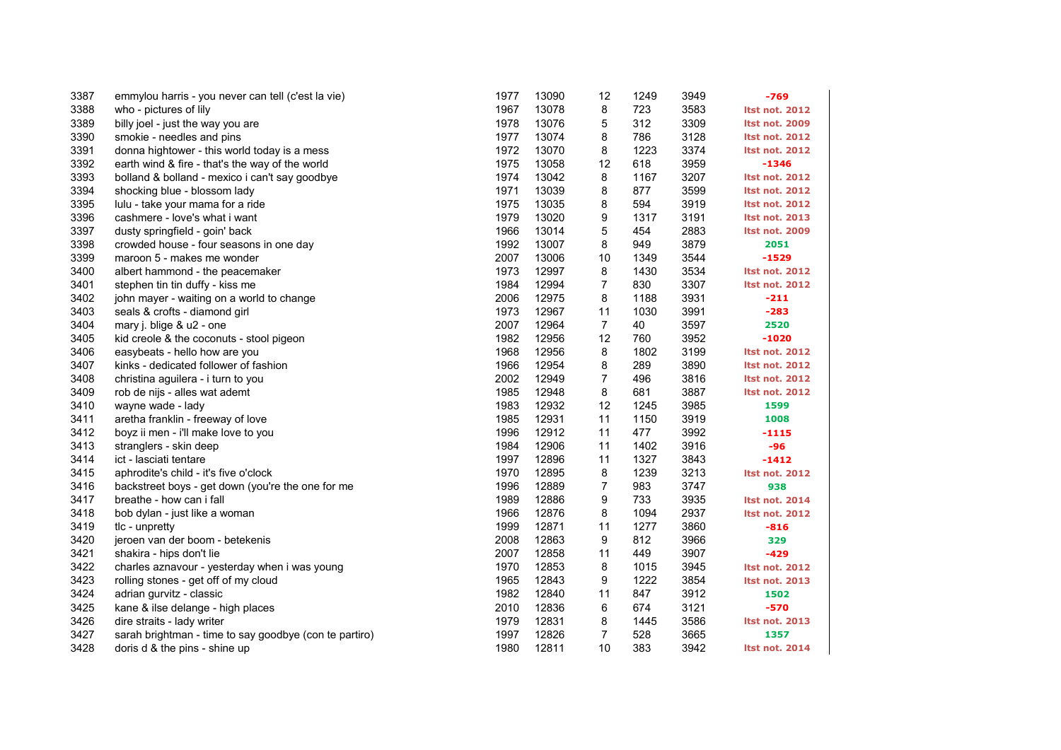| | | | | | | | |
|---|---|---|---|---|---|---|---|
| 3387 | emmylou harris - you never can tell (c'est la vie) | 1977 | 13090 | 12 | 1249 | 3949 | -769 |
| 3388 | who - pictures of lily | 1967 | 13078 | 8 | 723 | 3583 | ltst not. 2012 |
| 3389 | billy joel - just the way you are | 1978 | 13076 | 5 | 312 | 3309 | ltst not. 2009 |
| 3390 | smokie - needles and pins | 1977 | 13074 | 8 | 786 | 3128 | ltst not. 2012 |
| 3391 | donna hightower - this world today is a mess | 1972 | 13070 | 8 | 1223 | 3374 | ltst not. 2012 |
| 3392 | earth wind & fire - that's the way of the world | 1975 | 13058 | 12 | 618 | 3959 | -1346 |
| 3393 | bolland & bolland - mexico i can't say goodbye | 1974 | 13042 | 8 | 1167 | 3207 | ltst not. 2012 |
| 3394 | shocking blue - blossom lady | 1971 | 13039 | 8 | 877 | 3599 | ltst not. 2012 |
| 3395 | lulu - take your mama for a ride | 1975 | 13035 | 8 | 594 | 3919 | ltst not. 2012 |
| 3396 | cashmere - love's what i want | 1979 | 13020 | 9 | 1317 | 3191 | ltst not. 2013 |
| 3397 | dusty springfield - goin' back | 1966 | 13014 | 5 | 454 | 2883 | ltst not. 2009 |
| 3398 | crowded house - four seasons in one day | 1992 | 13007 | 8 | 949 | 3879 | 2051 |
| 3399 | maroon 5 - makes me wonder | 2007 | 13006 | 10 | 1349 | 3544 | -1529 |
| 3400 | albert hammond - the peacemaker | 1973 | 12997 | 8 | 1430 | 3534 | ltst not. 2012 |
| 3401 | stephen tin tin duffy - kiss me | 1984 | 12994 | 7 | 830 | 3307 | ltst not. 2012 |
| 3402 | john mayer - waiting on a world to change | 2006 | 12975 | 8 | 1188 | 3931 | -211 |
| 3403 | seals & crofts - diamond girl | 1973 | 12967 | 11 | 1030 | 3991 | -283 |
| 3404 | mary j. blige & u2 - one | 2007 | 12964 | 7 | 40 | 3597 | 2520 |
| 3405 | kid creole & the coconuts - stool pigeon | 1982 | 12956 | 12 | 760 | 3952 | -1020 |
| 3406 | easybeats - hello how are you | 1968 | 12956 | 8 | 1802 | 3199 | ltst not. 2012 |
| 3407 | kinks - dedicated follower of fashion | 1966 | 12954 | 8 | 289 | 3890 | ltst not. 2012 |
| 3408 | christina aguilera - i turn to you | 2002 | 12949 | 7 | 496 | 3816 | ltst not. 2012 |
| 3409 | rob de nijs - alles wat ademt | 1985 | 12948 | 8 | 681 | 3887 | ltst not. 2012 |
| 3410 | wayne wade - lady | 1983 | 12932 | 12 | 1245 | 3985 | 1599 |
| 3411 | aretha franklin - freeway of love | 1985 | 12931 | 11 | 1150 | 3919 | 1008 |
| 3412 | boyz ii men - i'll make love to you | 1996 | 12912 | 11 | 477 | 3992 | -1115 |
| 3413 | stranglers - skin deep | 1984 | 12906 | 11 | 1402 | 3916 | -96 |
| 3414 | ict - lasciati tentare | 1997 | 12896 | 11 | 1327 | 3843 | -1412 |
| 3415 | aphrodite's child - it's five o'clock | 1970 | 12895 | 8 | 1239 | 3213 | ltst not. 2012 |
| 3416 | backstreet boys - get down (you're the one for me | 1996 | 12889 | 7 | 983 | 3747 | 938 |
| 3417 | breathe - how can i fall | 1989 | 12886 | 9 | 733 | 3935 | ltst not. 2014 |
| 3418 | bob dylan - just like a woman | 1966 | 12876 | 8 | 1094 | 2937 | ltst not. 2012 |
| 3419 | tlc - unpretty | 1999 | 12871 | 11 | 1277 | 3860 | -816 |
| 3420 | jeroen van der boom - betekenis | 2008 | 12863 | 9 | 812 | 3966 | 329 |
| 3421 | shakira - hips don't lie | 2007 | 12858 | 11 | 449 | 3907 | -429 |
| 3422 | charles aznavour - yesterday when i was young | 1970 | 12853 | 8 | 1015 | 3945 | ltst not. 2012 |
| 3423 | rolling stones - get off of my cloud | 1965 | 12843 | 9 | 1222 | 3854 | ltst not. 2013 |
| 3424 | adrian gurvitz - classic | 1982 | 12840 | 11 | 847 | 3912 | 1502 |
| 3425 | kane & ilse delange - high places | 2010 | 12836 | 6 | 674 | 3121 | -570 |
| 3426 | dire straits - lady writer | 1979 | 12831 | 8 | 1445 | 3586 | ltst not. 2013 |
| 3427 | sarah brightman - time to say goodbye (con te partiro) | 1997 | 12826 | 7 | 528 | 3665 | 1357 |
| 3428 | doris d & the pins - shine up | 1980 | 12811 | 10 | 383 | 3942 | ltst not. 2014 |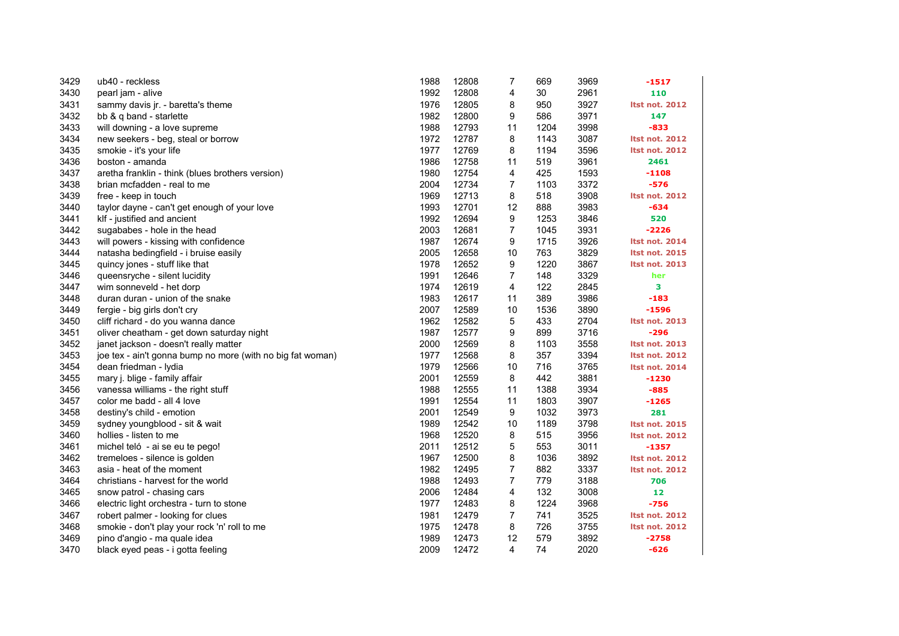| | | | | | | | |
|---|---|---|---|---|---|---|---|
| 3429 | ub40 - reckless | 1988 | 12808 | 7 | 669 | 3969 | -1517 |
| 3430 | pearl jam - alive | 1992 | 12808 | 4 | 30 | 2961 | 110 |
| 3431 | sammy davis jr. - baretta's theme | 1976 | 12805 | 8 | 950 | 3927 | ltst not. 2012 |
| 3432 | bb & q band - starlette | 1982 | 12800 | 9 | 586 | 3971 | 147 |
| 3433 | will downing - a love supreme | 1988 | 12793 | 11 | 1204 | 3998 | -833 |
| 3434 | new seekers - beg, steal or borrow | 1972 | 12787 | 8 | 1143 | 3087 | ltst not. 2012 |
| 3435 | smokie - it's your life | 1977 | 12769 | 8 | 1194 | 3596 | ltst not. 2012 |
| 3436 | boston - amanda | 1986 | 12758 | 11 | 519 | 3961 | 2461 |
| 3437 | aretha franklin - think (blues brothers version) | 1980 | 12754 | 4 | 425 | 1593 | -1108 |
| 3438 | brian mcfadden - real to me | 2004 | 12734 | 7 | 1103 | 3372 | -576 |
| 3439 | free - keep in touch | 1969 | 12713 | 8 | 518 | 3908 | ltst not. 2012 |
| 3440 | taylor dayne - can't get enough of your love | 1993 | 12701 | 12 | 888 | 3983 | -634 |
| 3441 | klf - justified and ancient | 1992 | 12694 | 9 | 1253 | 3846 | 520 |
| 3442 | sugababes - hole in the head | 2003 | 12681 | 7 | 1045 | 3931 | -2226 |
| 3443 | will powers - kissing with confidence | 1987 | 12674 | 9 | 1715 | 3926 | ltst not. 2014 |
| 3444 | natasha bedingfield - i bruise easily | 2005 | 12658 | 10 | 763 | 3829 | ltst not. 2015 |
| 3445 | quincy jones - stuff like that | 1978 | 12652 | 9 | 1220 | 3867 | ltst not. 2013 |
| 3446 | queensryche - silent lucidity | 1991 | 12646 | 7 | 148 | 3329 | her |
| 3447 | wim sonneveld - het dorp | 1974 | 12619 | 4 | 122 | 2845 | 3 |
| 3448 | duran duran - union of the snake | 1983 | 12617 | 11 | 389 | 3986 | -183 |
| 3449 | fergie - big girls don't cry | 2007 | 12589 | 10 | 1536 | 3890 | -1596 |
| 3450 | cliff richard - do you wanna dance | 1962 | 12582 | 5 | 433 | 2704 | ltst not. 2013 |
| 3451 | oliver cheatham - get down saturday night | 1987 | 12577 | 9 | 899 | 3716 | -296 |
| 3452 | janet jackson - doesn't really matter | 2000 | 12569 | 8 | 1103 | 3558 | ltst not. 2013 |
| 3453 | joe tex - ain't gonna bump no more (with no big fat woman) | 1977 | 12568 | 8 | 357 | 3394 | ltst not. 2012 |
| 3454 | dean friedman - lydia | 1979 | 12566 | 10 | 716 | 3765 | ltst not. 2014 |
| 3455 | mary j. blige - family affair | 2001 | 12559 | 8 | 442 | 3881 | -1230 |
| 3456 | vanessa williams - the right stuff | 1988 | 12555 | 11 | 1388 | 3934 | -885 |
| 3457 | color me badd - all 4 love | 1991 | 12554 | 11 | 1803 | 3907 | -1265 |
| 3458 | destiny's child - emotion | 2001 | 12549 | 9 | 1032 | 3973 | 281 |
| 3459 | sydney youngblood - sit & wait | 1989 | 12542 | 10 | 1189 | 3798 | ltst not. 2015 |
| 3460 | hollies - listen to me | 1968 | 12520 | 8 | 515 | 3956 | ltst not. 2012 |
| 3461 | michel teló - ai se eu te pego! | 2011 | 12512 | 5 | 553 | 3011 | -1357 |
| 3462 | tremeloes - silence is golden | 1967 | 12500 | 8 | 1036 | 3892 | ltst not. 2012 |
| 3463 | asia - heat of the moment | 1982 | 12495 | 7 | 882 | 3337 | ltst not. 2012 |
| 3464 | christians - harvest for the world | 1988 | 12493 | 7 | 779 | 3188 | 706 |
| 3465 | snow patrol - chasing cars | 2006 | 12484 | 4 | 132 | 3008 | 12 |
| 3466 | electric light orchestra - turn to stone | 1977 | 12483 | 8 | 1224 | 3968 | -756 |
| 3467 | robert palmer - looking for clues | 1981 | 12479 | 7 | 741 | 3525 | ltst not. 2012 |
| 3468 | smokie - don't play your rock 'n' roll to me | 1975 | 12478 | 8 | 726 | 3755 | ltst not. 2012 |
| 3469 | pino d'angio - ma quale idea | 1989 | 12473 | 12 | 579 | 3892 | -2758 |
| 3470 | black eyed peas - i gotta feeling | 2009 | 12472 | 4 | 74 | 2020 | -626 |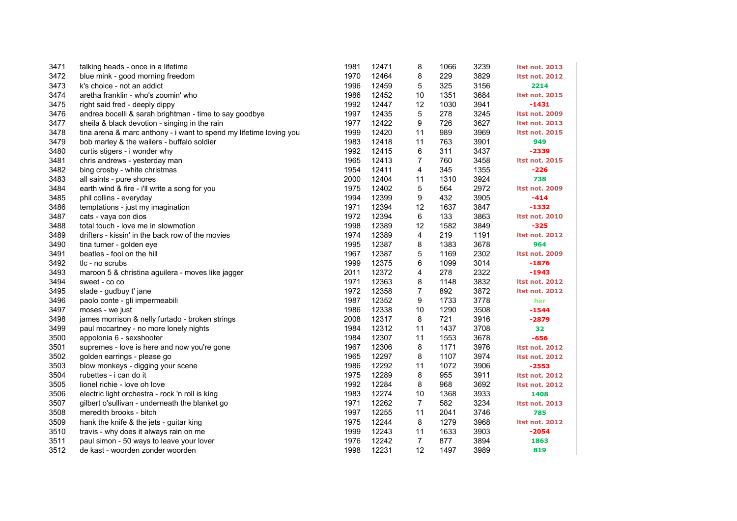| | | | | | | | |
|---|---|---|---|---|---|---|---|
| 3471 | talking heads - once in a lifetime | 1981 | 12471 | 8 | 1066 | 3239 | ltst not. 2013 |
| 3472 | blue mink - good morning freedom | 1970 | 12464 | 8 | 229 | 3829 | ltst not. 2012 |
| 3473 | k's choice - not an addict | 1996 | 12459 | 5 | 325 | 3156 | 2214 |
| 3474 | aretha franklin - who's zoomin' who | 1986 | 12452 | 10 | 1351 | 3684 | ltst not. 2015 |
| 3475 | right said fred - deeply dippy | 1992 | 12447 | 12 | 1030 | 3941 | -1431 |
| 3476 | andrea bocelli & sarah brightman - time to say goodbye | 1997 | 12435 | 5 | 278 | 3245 | ltst not. 2009 |
| 3477 | sheila & black devotion - singing in the rain | 1977 | 12422 | 9 | 726 | 3627 | ltst not. 2013 |
| 3478 | tina arena & marc anthony - i want to spend my lifetime loving you | 1999 | 12420 | 11 | 989 | 3969 | ltst not. 2015 |
| 3479 | bob marley & the wailers - buffalo soldier | 1983 | 12418 | 11 | 763 | 3901 | 949 |
| 3480 | curtis stigers - i wonder why | 1992 | 12415 | 6 | 311 | 3437 | -2339 |
| 3481 | chris andrews - yesterday man | 1965 | 12413 | 7 | 760 | 3458 | ltst not. 2015 |
| 3482 | bing crosby - white christmas | 1954 | 12411 | 4 | 345 | 1355 | -226 |
| 3483 | all saints - pure shores | 2000 | 12404 | 11 | 1310 | 3924 | 738 |
| 3484 | earth wind & fire - i'll write a song for you | 1975 | 12402 | 5 | 564 | 2972 | ltst not. 2009 |
| 3485 | phil collins - everyday | 1994 | 12399 | 9 | 432 | 3905 | -414 |
| 3486 | temptations - just my imagination | 1971 | 12394 | 12 | 1637 | 3847 | -1332 |
| 3487 | cats - vaya con dios | 1972 | 12394 | 6 | 133 | 3863 | ltst not. 2010 |
| 3488 | total touch - love me in slowmotion | 1998 | 12389 | 12 | 1582 | 3849 | -325 |
| 3489 | drifters - kissin' in the back row of the movies | 1974 | 12389 | 4 | 219 | 1191 | ltst not. 2012 |
| 3490 | tina turner - golden eye | 1995 | 12387 | 8 | 1383 | 3678 | 964 |
| 3491 | beatles - fool on the hill | 1967 | 12387 | 5 | 1169 | 2302 | ltst not. 2009 |
| 3492 | tlc - no scrubs | 1999 | 12375 | 6 | 1099 | 3014 | -1876 |
| 3493 | maroon 5 & christina aguilera - moves like jagger | 2011 | 12372 | 4 | 278 | 2322 | -1943 |
| 3494 | sweet - co co | 1971 | 12363 | 8 | 1148 | 3832 | ltst not. 2012 |
| 3495 | slade - gudbuy t' jane | 1972 | 12358 | 7 | 892 | 3872 | ltst not. 2012 |
| 3496 | paolo conte - gli impermeabili | 1987 | 12352 | 9 | 1733 | 3778 | her |
| 3497 | moses - we just | 1986 | 12338 | 10 | 1290 | 3508 | -1544 |
| 3498 | james morrison & nelly furtado - broken strings | 2008 | 12317 | 8 | 721 | 3916 | -2879 |
| 3499 | paul mccartney - no more lonely nights | 1984 | 12312 | 11 | 1437 | 3708 | 32 |
| 3500 | appolonia 6 - sexshooter | 1984 | 12307 | 11 | 1553 | 3678 | -656 |
| 3501 | supremes - love is here and now you're gone | 1967 | 12306 | 8 | 1171 | 3976 | ltst not. 2012 |
| 3502 | golden earrings - please go | 1965 | 12297 | 8 | 1107 | 3974 | ltst not. 2012 |
| 3503 | blow monkeys - digging your scene | 1986 | 12292 | 11 | 1072 | 3906 | -2553 |
| 3504 | rubettes - i can do it | 1975 | 12289 | 8 | 955 | 3911 | ltst not. 2012 |
| 3505 | lionel richie - love oh love | 1992 | 12284 | 8 | 968 | 3692 | ltst not. 2012 |
| 3506 | electric light orchestra - rock 'n roll is king | 1983 | 12274 | 10 | 1368 | 3933 | 1408 |
| 3507 | gilbert o'sullivan - underneath the blanket go | 1971 | 12262 | 7 | 582 | 3234 | ltst not. 2013 |
| 3508 | meredith brooks - bitch | 1997 | 12255 | 11 | 2041 | 3746 | 785 |
| 3509 | hank the knife & the jets - guitar king | 1975 | 12244 | 8 | 1279 | 3968 | ltst not. 2012 |
| 3510 | travis - why does it always rain on me | 1999 | 12243 | 11 | 1633 | 3903 | -2054 |
| 3511 | paul simon - 50 ways to leave your lover | 1976 | 12242 | 7 | 877 | 3894 | 1863 |
| 3512 | de kast - woorden zonder woorden | 1998 | 12231 | 12 | 1497 | 3989 | 819 |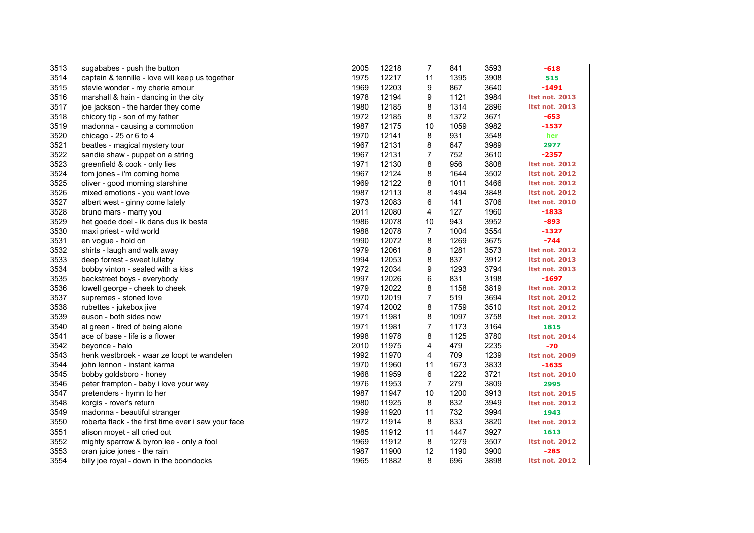| | | | | | | | |
|---|---|---|---|---|---|---|---|
| 3513 | sugababes - push the button | 2005 | 12218 | 7 | 841 | 3593 | -618 |
| 3514 | captain & tennille - love will keep us together | 1975 | 12217 | 11 | 1395 | 3908 | 515 |
| 3515 | stevie wonder - my cherie amour | 1969 | 12203 | 9 | 867 | 3640 | -1491 |
| 3516 | marshall & hain - dancing in the city | 1978 | 12194 | 9 | 1121 | 3984 | ltst not. 2013 |
| 3517 | joe jackson - the harder they come | 1980 | 12185 | 8 | 1314 | 2896 | ltst not. 2013 |
| 3518 | chicory tip - son of my father | 1972 | 12185 | 8 | 1372 | 3671 | -653 |
| 3519 | madonna - causing a commotion | 1987 | 12175 | 10 | 1059 | 3982 | -1537 |
| 3520 | chicago - 25 or 6 to 4 | 1970 | 12141 | 8 | 931 | 3548 | her |
| 3521 | beatles - magical mystery tour | 1967 | 12131 | 8 | 647 | 3989 | 2977 |
| 3522 | sandie shaw - puppet on a string | 1967 | 12131 | 7 | 752 | 3610 | -2357 |
| 3523 | greenfield & cook - only lies | 1971 | 12130 | 8 | 956 | 3808 | ltst not. 2012 |
| 3524 | tom jones - i'm coming home | 1967 | 12124 | 8 | 1644 | 3502 | ltst not. 2012 |
| 3525 | oliver - good morning starshine | 1969 | 12122 | 8 | 1011 | 3466 | ltst not. 2012 |
| 3526 | mixed emotions - you want love | 1987 | 12113 | 8 | 1494 | 3848 | ltst not. 2012 |
| 3527 | albert west - ginny come lately | 1973 | 12083 | 6 | 141 | 3706 | ltst not. 2010 |
| 3528 | bruno mars - marry you | 2011 | 12080 | 4 | 127 | 1960 | -1833 |
| 3529 | het goede doel - ik dans dus ik besta | 1986 | 12078 | 10 | 943 | 3952 | -893 |
| 3530 | maxi priest - wild world | 1988 | 12078 | 7 | 1004 | 3554 | -1327 |
| 3531 | en vogue - hold on | 1990 | 12072 | 8 | 1269 | 3675 | -744 |
| 3532 | shirts - laugh and walk away | 1979 | 12061 | 8 | 1281 | 3573 | ltst not. 2012 |
| 3533 | deep forrest - sweet lullaby | 1994 | 12053 | 8 | 837 | 3912 | ltst not. 2013 |
| 3534 | bobby vinton - sealed with a kiss | 1972 | 12034 | 9 | 1293 | 3794 | ltst not. 2013 |
| 3535 | backstreet boys - everybody | 1997 | 12026 | 6 | 831 | 3198 | -1697 |
| 3536 | lowell george - cheek to cheek | 1979 | 12022 | 8 | 1158 | 3819 | ltst not. 2012 |
| 3537 | supremes - stoned love | 1970 | 12019 | 7 | 519 | 3694 | ltst not. 2012 |
| 3538 | rubettes - jukebox jive | 1974 | 12002 | 8 | 1759 | 3510 | ltst not. 2012 |
| 3539 | euson - both sides now | 1971 | 11981 | 8 | 1097 | 3758 | ltst not. 2012 |
| 3540 | al green - tired of being alone | 1971 | 11981 | 7 | 1173 | 3164 | 1815 |
| 3541 | ace of base - life is a flower | 1998 | 11978 | 8 | 1125 | 3780 | ltst not. 2014 |
| 3542 | beyonce - halo | 2010 | 11975 | 4 | 479 | 2235 | -70 |
| 3543 | henk westbroek - waar ze loopt te wandelen | 1992 | 11970 | 4 | 709 | 1239 | ltst not. 2009 |
| 3544 | john lennon - instant karma | 1970 | 11960 | 11 | 1673 | 3833 | -1635 |
| 3545 | bobby goldsboro - honey | 1968 | 11959 | 6 | 1222 | 3721 | ltst not. 2010 |
| 3546 | peter frampton - baby i love your way | 1976 | 11953 | 7 | 279 | 3809 | 2995 |
| 3547 | pretenders - hymn to her | 1987 | 11947 | 10 | 1200 | 3913 | ltst not. 2015 |
| 3548 | korgis - rover's return | 1980 | 11925 | 8 | 832 | 3949 | ltst not. 2012 |
| 3549 | madonna - beautiful stranger | 1999 | 11920 | 11 | 732 | 3994 | 1943 |
| 3550 | roberta flack - the first time ever i saw your face | 1972 | 11914 | 8 | 833 | 3820 | ltst not. 2012 |
| 3551 | alison moyet - all cried out | 1985 | 11912 | 11 | 1447 | 3927 | 1613 |
| 3552 | mighty sparrow & byron lee - only a fool | 1969 | 11912 | 8 | 1279 | 3507 | ltst not. 2012 |
| 3553 | oran juice jones - the rain | 1987 | 11900 | 12 | 1190 | 3900 | -285 |
| 3554 | billy joe royal - down in the boondocks | 1965 | 11882 | 8 | 696 | 3898 | ltst not. 2012 |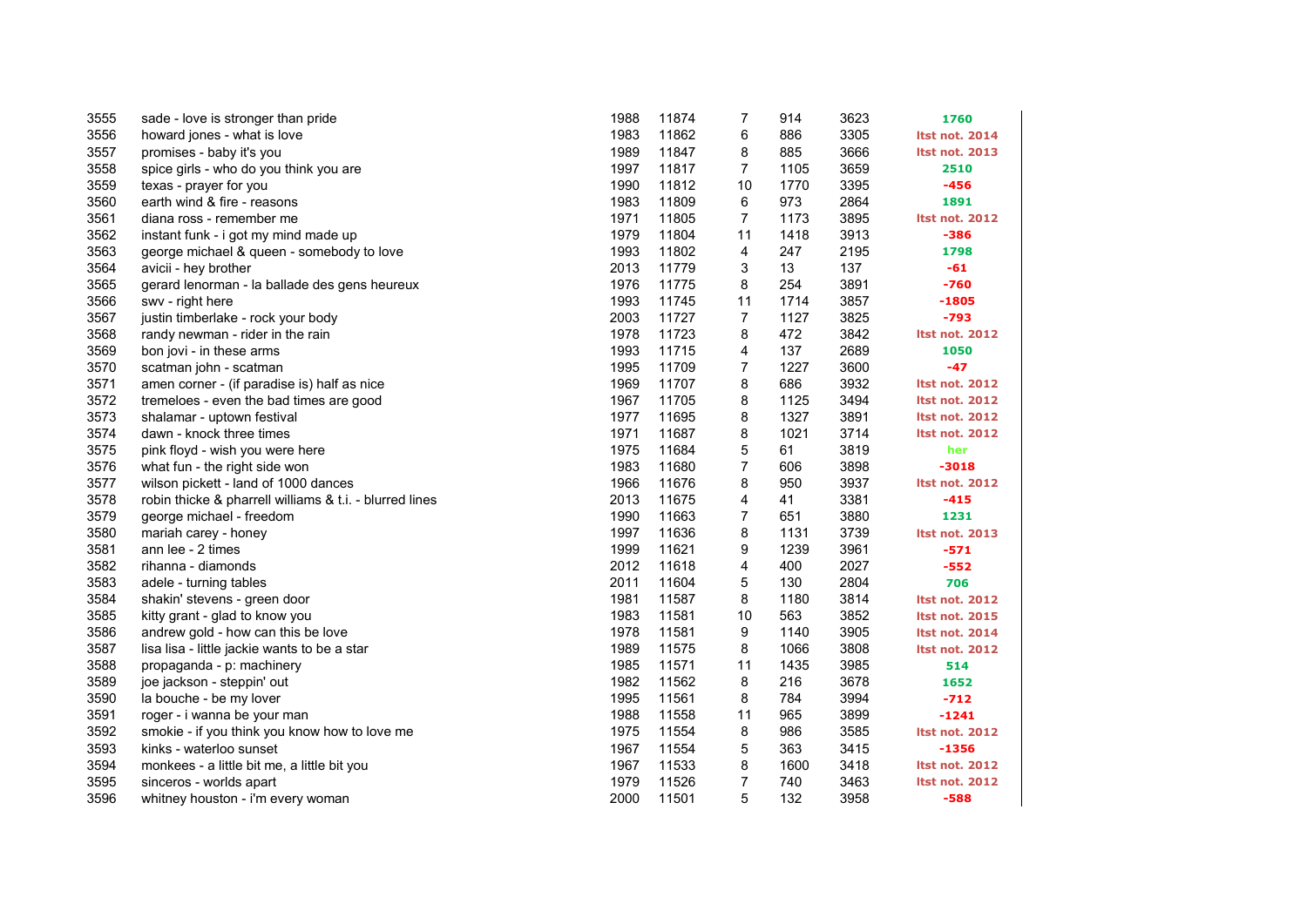| | | | | | | | |
|---|---|---|---|---|---|---|---|
| 3555 | sade - love is stronger than pride | 1988 | 11874 | 7 | 914 | 3623 | 1760 |
| 3556 | howard jones - what is love | 1983 | 11862 | 6 | 886 | 3305 | ltst not. 2014 |
| 3557 | promises - baby it's you | 1989 | 11847 | 8 | 885 | 3666 | ltst not. 2013 |
| 3558 | spice girls - who do you think you are | 1997 | 11817 | 7 | 1105 | 3659 | 2510 |
| 3559 | texas - prayer for you | 1990 | 11812 | 10 | 1770 | 3395 | -456 |
| 3560 | earth wind & fire - reasons | 1983 | 11809 | 6 | 973 | 2864 | 1891 |
| 3561 | diana ross - remember me | 1971 | 11805 | 7 | 1173 | 3895 | ltst not. 2012 |
| 3562 | instant funk - i got my mind made up | 1979 | 11804 | 11 | 1418 | 3913 | -386 |
| 3563 | george michael & queen - somebody to love | 1993 | 11802 | 4 | 247 | 2195 | 1798 |
| 3564 | avicii - hey brother | 2013 | 11779 | 3 | 13 | 137 | -61 |
| 3565 | gerard lenorman - la ballade des gens heureux | 1976 | 11775 | 8 | 254 | 3891 | -760 |
| 3566 | swv - right here | 1993 | 11745 | 11 | 1714 | 3857 | -1805 |
| 3567 | justin timberlake - rock your body | 2003 | 11727 | 7 | 1127 | 3825 | -793 |
| 3568 | randy newman - rider in the rain | 1978 | 11723 | 8 | 472 | 3842 | ltst not. 2012 |
| 3569 | bon jovi - in these arms | 1993 | 11715 | 4 | 137 | 2689 | 1050 |
| 3570 | scatman john - scatman | 1995 | 11709 | 7 | 1227 | 3600 | -47 |
| 3571 | amen corner - (if paradise is) half as nice | 1969 | 11707 | 8 | 686 | 3932 | ltst not. 2012 |
| 3572 | tremeloes - even the bad times are good | 1967 | 11705 | 8 | 1125 | 3494 | ltst not. 2012 |
| 3573 | shalamar - uptown festival | 1977 | 11695 | 8 | 1327 | 3891 | ltst not. 2012 |
| 3574 | dawn - knock three times | 1971 | 11687 | 8 | 1021 | 3714 | ltst not. 2012 |
| 3575 | pink floyd - wish you were here | 1975 | 11684 | 5 | 61 | 3819 | her |
| 3576 | what fun - the right side won | 1983 | 11680 | 7 | 606 | 3898 | -3018 |
| 3577 | wilson pickett - land of 1000 dances | 1966 | 11676 | 8 | 950 | 3937 | ltst not. 2012 |
| 3578 | robin thicke & pharrell williams & t.i. - blurred lines | 2013 | 11675 | 4 | 41 | 3381 | -415 |
| 3579 | george michael - freedom | 1990 | 11663 | 7 | 651 | 3880 | 1231 |
| 3580 | mariah carey - honey | 1997 | 11636 | 8 | 1131 | 3739 | ltst not. 2013 |
| 3581 | ann lee - 2 times | 1999 | 11621 | 9 | 1239 | 3961 | -571 |
| 3582 | rihanna - diamonds | 2012 | 11618 | 4 | 400 | 2027 | -552 |
| 3583 | adele - turning tables | 2011 | 11604 | 5 | 130 | 2804 | 706 |
| 3584 | shakin' stevens - green door | 1981 | 11587 | 8 | 1180 | 3814 | ltst not. 2012 |
| 3585 | kitty grant - glad to know you | 1983 | 11581 | 10 | 563 | 3852 | ltst not. 2015 |
| 3586 | andrew gold - how can this be love | 1978 | 11581 | 9 | 1140 | 3905 | ltst not. 2014 |
| 3587 | lisa lisa - little jackie wants to be a star | 1989 | 11575 | 8 | 1066 | 3808 | ltst not. 2012 |
| 3588 | propaganda - p: machinery | 1985 | 11571 | 11 | 1435 | 3985 | 514 |
| 3589 | joe jackson - steppin' out | 1982 | 11562 | 8 | 216 | 3678 | 1652 |
| 3590 | la bouche - be my lover | 1995 | 11561 | 8 | 784 | 3994 | -712 |
| 3591 | roger - i wanna be your man | 1988 | 11558 | 11 | 965 | 3899 | -1241 |
| 3592 | smokie - if you think you know how to love me | 1975 | 11554 | 8 | 986 | 3585 | ltst not. 2012 |
| 3593 | kinks - waterloo sunset | 1967 | 11554 | 5 | 363 | 3415 | -1356 |
| 3594 | monkees - a little bit me, a little bit you | 1967 | 11533 | 8 | 1600 | 3418 | ltst not. 2012 |
| 3595 | sinceros - worlds apart | 1979 | 11526 | 7 | 740 | 3463 | ltst not. 2012 |
| 3596 | whitney houston - i'm every woman | 2000 | 11501 | 5 | 132 | 3958 | -588 |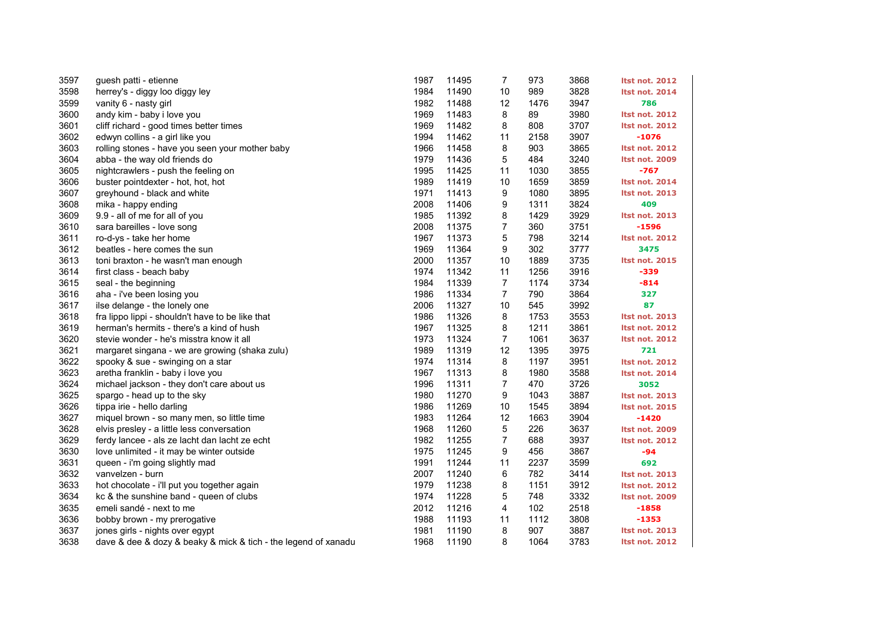| | | | | | | | |
|---|---|---|---|---|---|---|---|
| 3597 | guesh patti - etienne | 1987 | 11495 | 7 | 973 | 3868 | ltst not. 2012 |
| 3598 | herrey's - diggy loo diggy ley | 1984 | 11490 | 10 | 989 | 3828 | ltst not. 2014 |
| 3599 | vanity 6 - nasty girl | 1982 | 11488 | 12 | 1476 | 3947 | 786 |
| 3600 | andy kim - baby i love you | 1969 | 11483 | 8 | 89 | 3980 | ltst not. 2012 |
| 3601 | cliff richard - good times better times | 1969 | 11482 | 8 | 808 | 3707 | ltst not. 2012 |
| 3602 | edwyn collins - a girl like you | 1994 | 11462 | 11 | 2158 | 3907 | -1076 |
| 3603 | rolling stones - have you seen your mother baby | 1966 | 11458 | 8 | 903 | 3865 | ltst not. 2012 |
| 3604 | abba - the way old friends do | 1979 | 11436 | 5 | 484 | 3240 | ltst not. 2009 |
| 3605 | nightcrawlers - push the feeling on | 1995 | 11425 | 11 | 1030 | 3855 | -767 |
| 3606 | buster pointdexter - hot, hot, hot | 1989 | 11419 | 10 | 1659 | 3859 | ltst not. 2014 |
| 3607 | greyhound - black and white | 1971 | 11413 | 9 | 1080 | 3895 | ltst not. 2013 |
| 3608 | mika - happy ending | 2008 | 11406 | 9 | 1311 | 3824 | 409 |
| 3609 | 9.9 - all of me for all of you | 1985 | 11392 | 8 | 1429 | 3929 | ltst not. 2013 |
| 3610 | sara bareilles - love song | 2008 | 11375 | 7 | 360 | 3751 | -1596 |
| 3611 | ro-d-ys - take her home | 1967 | 11373 | 5 | 798 | 3214 | ltst not. 2012 |
| 3612 | beatles - here comes the sun | 1969 | 11364 | 9 | 302 | 3777 | 3475 |
| 3613 | toni braxton - he wasn't man enough | 2000 | 11357 | 10 | 1889 | 3735 | ltst not. 2015 |
| 3614 | first class - beach baby | 1974 | 11342 | 11 | 1256 | 3916 | -339 |
| 3615 | seal - the beginning | 1984 | 11339 | 7 | 1174 | 3734 | -814 |
| 3616 | aha - i've been losing you | 1986 | 11334 | 7 | 790 | 3864 | 327 |
| 3617 | ilse delange - the lonely one | 2006 | 11327 | 10 | 545 | 3992 | 87 |
| 3618 | fra lippo lippi - shouldn't have to be like that | 1986 | 11326 | 8 | 1753 | 3553 | ltst not. 2013 |
| 3619 | herman's hermits - there's a kind of hush | 1967 | 11325 | 8 | 1211 | 3861 | ltst not. 2012 |
| 3620 | stevie wonder - he's misstra know it all | 1973 | 11324 | 7 | 1061 | 3637 | ltst not. 2012 |
| 3621 | margaret singana - we are growing (shaka zulu) | 1989 | 11319 | 12 | 1395 | 3975 | 721 |
| 3622 | spooky & sue - swinging on a star | 1974 | 11314 | 8 | 1197 | 3951 | ltst not. 2012 |
| 3623 | aretha franklin - baby i love you | 1967 | 11313 | 8 | 1980 | 3588 | ltst not. 2014 |
| 3624 | michael jackson - they don't care about us | 1996 | 11311 | 7 | 470 | 3726 | 3052 |
| 3625 | spargo - head up to the sky | 1980 | 11270 | 9 | 1043 | 3887 | ltst not. 2013 |
| 3626 | tippa irie - hello darling | 1986 | 11269 | 10 | 1545 | 3894 | ltst not. 2015 |
| 3627 | miquel brown - so many men, so little time | 1983 | 11264 | 12 | 1663 | 3904 | -1420 |
| 3628 | elvis presley - a little less conversation | 1968 | 11260 | 5 | 226 | 3637 | ltst not. 2009 |
| 3629 | ferdy lancee - als ze lacht dan lacht ze echt | 1982 | 11255 | 7 | 688 | 3937 | ltst not. 2012 |
| 3630 | love unlimited - it may be winter outside | 1975 | 11245 | 9 | 456 | 3867 | -94 |
| 3631 | queen - i'm going slightly mad | 1991 | 11244 | 11 | 2237 | 3599 | 692 |
| 3632 | vanvelzen - burn | 2007 | 11240 | 6 | 782 | 3414 | ltst not. 2013 |
| 3633 | hot chocolate - i'll put you together again | 1979 | 11238 | 8 | 1151 | 3912 | ltst not. 2012 |
| 3634 | kc & the sunshine band - queen of clubs | 1974 | 11228 | 5 | 748 | 3332 | ltst not. 2009 |
| 3635 | emeli sandé - next to me | 2012 | 11216 | 4 | 102 | 2518 | -1858 |
| 3636 | bobby brown - my prerogative | 1988 | 11193 | 11 | 1112 | 3808 | -1353 |
| 3637 | jones girls - nights over egypt | 1981 | 11190 | 8 | 907 | 3887 | ltst not. 2013 |
| 3638 | dave & dee & dozy & beaky & mick & tich - the legend of xanadu | 1968 | 11190 | 8 | 1064 | 3783 | ltst not. 2012 |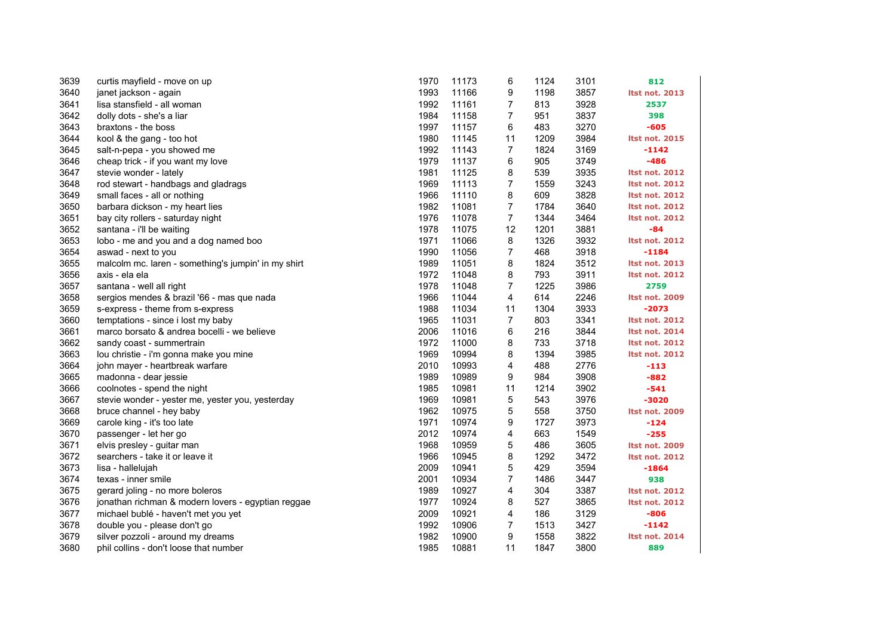| | | | | | | | |
|---|---|---|---|---|---|---|---|
| 3639 | curtis mayfield - move on up | 1970 | 11173 | 6 | 1124 | 3101 | 812 |
| 3640 | janet jackson - again | 1993 | 11166 | 9 | 1198 | 3857 | ltst not. 2013 |
| 3641 | lisa stansfield - all woman | 1992 | 11161 | 7 | 813 | 3928 | 2537 |
| 3642 | dolly dots - she's a liar | 1984 | 11158 | 7 | 951 | 3837 | 398 |
| 3643 | braxtons - the boss | 1997 | 11157 | 6 | 483 | 3270 | -605 |
| 3644 | kool & the gang - too hot | 1980 | 11145 | 11 | 1209 | 3984 | ltst not. 2015 |
| 3645 | salt-n-pepa - you showed me | 1992 | 11143 | 7 | 1824 | 3169 | -1142 |
| 3646 | cheap trick - if you want my love | 1979 | 11137 | 6 | 905 | 3749 | -486 |
| 3647 | stevie wonder - lately | 1981 | 11125 | 8 | 539 | 3935 | ltst not. 2012 |
| 3648 | rod stewart - handbags and gladrags | 1969 | 11113 | 7 | 1559 | 3243 | ltst not. 2012 |
| 3649 | small faces - all or nothing | 1966 | 11110 | 8 | 609 | 3828 | ltst not. 2012 |
| 3650 | barbara dickson - my heart lies | 1982 | 11081 | 7 | 1784 | 3640 | ltst not. 2012 |
| 3651 | bay city rollers - saturday night | 1976 | 11078 | 7 | 1344 | 3464 | ltst not. 2012 |
| 3652 | santana - i'll be waiting | 1978 | 11075 | 12 | 1201 | 3881 | -84 |
| 3653 | lobo - me and you and a dog named boo | 1971 | 11066 | 8 | 1326 | 3932 | ltst not. 2012 |
| 3654 | aswad - next to you | 1990 | 11056 | 7 | 468 | 3918 | -1184 |
| 3655 | malcolm mc. laren - something's jumpin' in my shirt | 1989 | 11051 | 8 | 1824 | 3512 | ltst not. 2013 |
| 3656 | axis - ela ela | 1972 | 11048 | 8 | 793 | 3911 | ltst not. 2012 |
| 3657 | santana - well all right | 1978 | 11048 | 7 | 1225 | 3986 | 2759 |
| 3658 | sergios mendes & brazil '66 - mas que nada | 1966 | 11044 | 4 | 614 | 2246 | ltst not. 2009 |
| 3659 | s-express - theme from s-express | 1988 | 11034 | 11 | 1304 | 3933 | -2073 |
| 3660 | temptations - since i lost my baby | 1965 | 11031 | 7 | 803 | 3341 | ltst not. 2012 |
| 3661 | marco borsato & andrea bocelli - we believe | 2006 | 11016 | 6 | 216 | 3844 | ltst not. 2014 |
| 3662 | sandy coast - summertrain | 1972 | 11000 | 8 | 733 | 3718 | ltst not. 2012 |
| 3663 | lou christie - i'm gonna make you mine | 1969 | 10994 | 8 | 1394 | 3985 | ltst not. 2012 |
| 3664 | john mayer - heartbreak warfare | 2010 | 10993 | 4 | 488 | 2776 | -113 |
| 3665 | madonna - dear jessie | 1989 | 10989 | 9 | 984 | 3908 | -882 |
| 3666 | coolnotes - spend the night | 1985 | 10981 | 11 | 1214 | 3902 | -541 |
| 3667 | stevie wonder - yester me, yester you, yesterday | 1969 | 10981 | 5 | 543 | 3976 | -3020 |
| 3668 | bruce channel - hey baby | 1962 | 10975 | 5 | 558 | 3750 | ltst not. 2009 |
| 3669 | carole king - it's too late | 1971 | 10974 | 9 | 1727 | 3973 | -124 |
| 3670 | passenger - let her go | 2012 | 10974 | 4 | 663 | 1549 | -255 |
| 3671 | elvis presley - guitar man | 1968 | 10959 | 5 | 486 | 3605 | ltst not. 2009 |
| 3672 | searchers - take it or leave it | 1966 | 10945 | 8 | 1292 | 3472 | ltst not. 2012 |
| 3673 | lisa - hallelujah | 2009 | 10941 | 5 | 429 | 3594 | -1864 |
| 3674 | texas - inner smile | 2001 | 10934 | 7 | 1486 | 3447 | 938 |
| 3675 | gerard joling - no more boleros | 1989 | 10927 | 4 | 304 | 3387 | ltst not. 2012 |
| 3676 | jonathan richman & modern lovers - egyptian reggae | 1977 | 10924 | 8 | 527 | 3865 | ltst not. 2012 |
| 3677 | michael bublé - haven't met you yet | 2009 | 10921 | 4 | 186 | 3129 | -806 |
| 3678 | double you - please don't go | 1992 | 10906 | 7 | 1513 | 3427 | -1142 |
| 3679 | silver pozzoli - around my dreams | 1982 | 10900 | 9 | 1558 | 3822 | ltst not. 2014 |
| 3680 | phil collins - don't loose that number | 1985 | 10881 | 11 | 1847 | 3800 | 889 |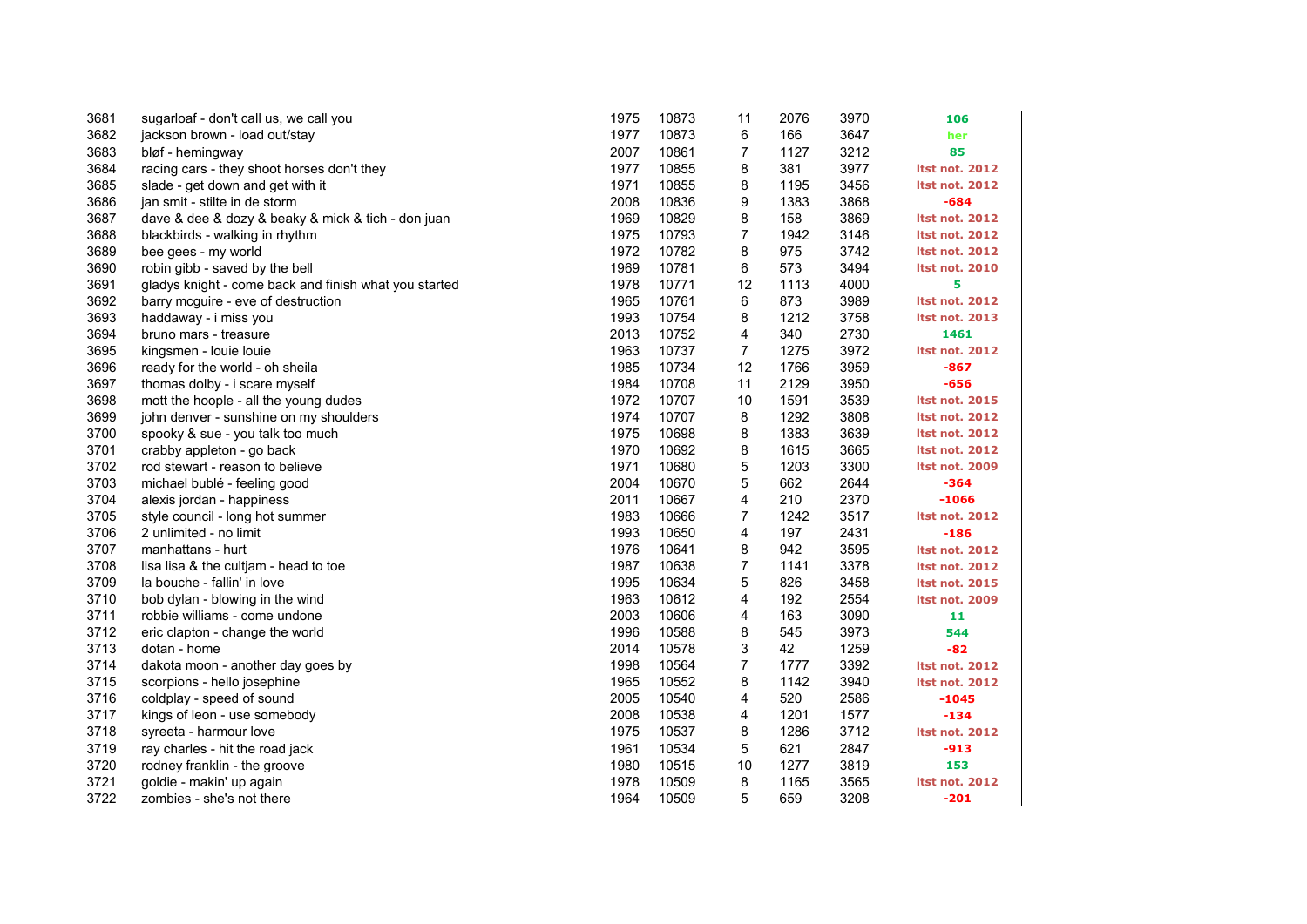| | | | | | | | |
|---|---|---|---|---|---|---|---|
| 3681 | sugarloaf - don't call us, we call you | 1975 | 10873 | 11 | 2076 | 3970 | 106 |
| 3682 | jackson brown - load out/stay | 1977 | 10873 | 6 | 166 | 3647 | her |
| 3683 | bløf - hemingway | 2007 | 10861 | 7 | 1127 | 3212 | 85 |
| 3684 | racing cars - they shoot horses don't they | 1977 | 10855 | 8 | 381 | 3977 | ltst not. 2012 |
| 3685 | slade - get down and get with it | 1971 | 10855 | 8 | 1195 | 3456 | ltst not. 2012 |
| 3686 | jan smit - stilte in de storm | 2008 | 10836 | 9 | 1383 | 3868 | -684 |
| 3687 | dave & dee & dozy & beaky & mick & tich - don juan | 1969 | 10829 | 8 | 158 | 3869 | ltst not. 2012 |
| 3688 | blackbirds - walking in rhythm | 1975 | 10793 | 7 | 1942 | 3146 | ltst not. 2012 |
| 3689 | bee gees - my world | 1972 | 10782 | 8 | 975 | 3742 | ltst not. 2012 |
| 3690 | robin gibb - saved by the bell | 1969 | 10781 | 6 | 573 | 3494 | ltst not. 2010 |
| 3691 | gladys knight - come back and finish what you started | 1978 | 10771 | 12 | 1113 | 4000 | 5 |
| 3692 | barry mcguire - eve of destruction | 1965 | 10761 | 6 | 873 | 3989 | ltst not. 2012 |
| 3693 | haddaway - i miss you | 1993 | 10754 | 8 | 1212 | 3758 | ltst not. 2013 |
| 3694 | bruno mars - treasure | 2013 | 10752 | 4 | 340 | 2730 | 1461 |
| 3695 | kingsmen - louie louie | 1963 | 10737 | 7 | 1275 | 3972 | ltst not. 2012 |
| 3696 | ready for the world - oh sheila | 1985 | 10734 | 12 | 1766 | 3959 | -867 |
| 3697 | thomas dolby - i scare myself | 1984 | 10708 | 11 | 2129 | 3950 | -656 |
| 3698 | mott the hoople - all the young dudes | 1972 | 10707 | 10 | 1591 | 3539 | ltst not. 2015 |
| 3699 | john denver - sunshine on my shoulders | 1974 | 10707 | 8 | 1292 | 3808 | ltst not. 2012 |
| 3700 | spooky & sue - you talk too much | 1975 | 10698 | 8 | 1383 | 3639 | ltst not. 2012 |
| 3701 | crabby appleton - go back | 1970 | 10692 | 8 | 1615 | 3665 | ltst not. 2012 |
| 3702 | rod stewart - reason to believe | 1971 | 10680 | 5 | 1203 | 3300 | ltst not. 2009 |
| 3703 | michael bublé - feeling good | 2004 | 10670 | 5 | 662 | 2644 | -364 |
| 3704 | alexis jordan - happiness | 2011 | 10667 | 4 | 210 | 2370 | -1066 |
| 3705 | style council - long hot summer | 1983 | 10666 | 7 | 1242 | 3517 | ltst not. 2012 |
| 3706 | 2 unlimited - no limit | 1993 | 10650 | 4 | 197 | 2431 | -186 |
| 3707 | manhattans - hurt | 1976 | 10641 | 8 | 942 | 3595 | ltst not. 2012 |
| 3708 | lisa lisa & the cultjam - head to toe | 1987 | 10638 | 7 | 1141 | 3378 | ltst not. 2012 |
| 3709 | la bouche - fallin' in love | 1995 | 10634 | 5 | 826 | 3458 | ltst not. 2015 |
| 3710 | bob dylan - blowing in the wind | 1963 | 10612 | 4 | 192 | 2554 | ltst not. 2009 |
| 3711 | robbie williams - come undone | 2003 | 10606 | 4 | 163 | 3090 | 11 |
| 3712 | eric clapton - change the world | 1996 | 10588 | 8 | 545 | 3973 | 544 |
| 3713 | dotan - home | 2014 | 10578 | 3 | 42 | 1259 | -82 |
| 3714 | dakota moon - another day goes by | 1998 | 10564 | 7 | 1777 | 3392 | ltst not. 2012 |
| 3715 | scorpions - hello josephine | 1965 | 10552 | 8 | 1142 | 3940 | ltst not. 2012 |
| 3716 | coldplay - speed of sound | 2005 | 10540 | 4 | 520 | 2586 | -1045 |
| 3717 | kings of leon - use somebody | 2008 | 10538 | 4 | 1201 | 1577 | -134 |
| 3718 | syreeta - harmour love | 1975 | 10537 | 8 | 1286 | 3712 | ltst not. 2012 |
| 3719 | ray charles - hit the road jack | 1961 | 10534 | 5 | 621 | 2847 | -913 |
| 3720 | rodney franklin - the groove | 1980 | 10515 | 10 | 1277 | 3819 | 153 |
| 3721 | goldie - makin' up again | 1978 | 10509 | 8 | 1165 | 3565 | ltst not. 2012 |
| 3722 | zombies - she's not there | 1964 | 10509 | 5 | 659 | 3208 | -201 |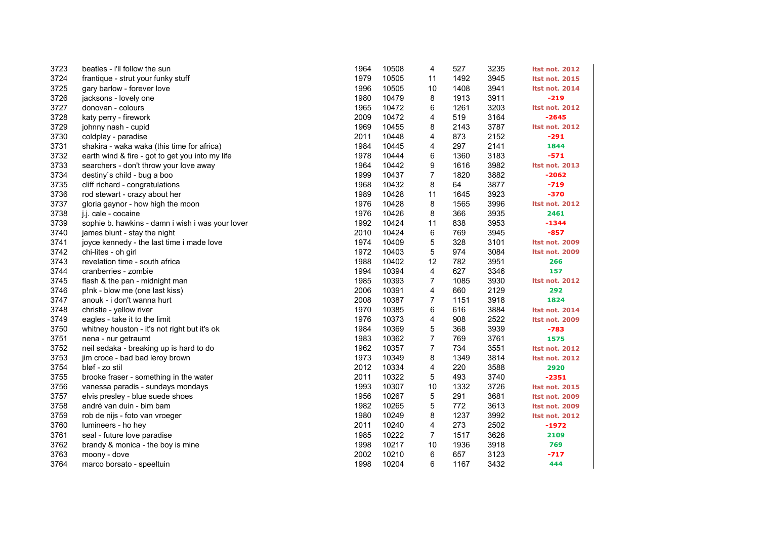| | | | | | | | |
|---|---|---|---|---|---|---|---|
| 3723 | beatles - i'll follow the sun | 1964 | 10508 | 4 | 527 | 3235 | ltst not. 2012 |
| 3724 | frantique - strut your funky stuff | 1979 | 10505 | 11 | 1492 | 3945 | ltst not. 2015 |
| 3725 | gary barlow - forever love | 1996 | 10505 | 10 | 1408 | 3941 | ltst not. 2014 |
| 3726 | jacksons - lovely one | 1980 | 10479 | 8 | 1913 | 3911 | -219 |
| 3727 | donovan - colours | 1965 | 10472 | 6 | 1261 | 3203 | ltst not. 2012 |
| 3728 | katy perry - firework | 2009 | 10472 | 4 | 519 | 3164 | -2645 |
| 3729 | johnny nash - cupid | 1969 | 10455 | 8 | 2143 | 3787 | ltst not. 2012 |
| 3730 | coldplay - paradise | 2011 | 10448 | 4 | 873 | 2152 | -291 |
| 3731 | shakira - waka waka (this time for africa) | 1984 | 10445 | 4 | 297 | 2141 | 1844 |
| 3732 | earth wind & fire - got to get you into my life | 1978 | 10444 | 6 | 1360 | 3183 | -571 |
| 3733 | searchers - don't throw your love away | 1964 | 10442 | 9 | 1616 | 3982 | ltst not. 2013 |
| 3734 | destiny`s child - bug a boo | 1999 | 10437 | 7 | 1820 | 3882 | -2062 |
| 3735 | cliff richard - congratulations | 1968 | 10432 | 8 | 64 | 3877 | -719 |
| 3736 | rod stewart - crazy about her | 1989 | 10428 | 11 | 1645 | 3923 | -370 |
| 3737 | gloria gaynor - how high the moon | 1976 | 10428 | 8 | 1565 | 3996 | ltst not. 2012 |
| 3738 | j.j. cale - cocaine | 1976 | 10426 | 8 | 366 | 3935 | 2461 |
| 3739 | sophie b. hawkins - damn i wish i was your lover | 1992 | 10424 | 11 | 838 | 3953 | -1344 |
| 3740 | james blunt - stay the night | 2010 | 10424 | 6 | 769 | 3945 | -857 |
| 3741 | joyce kennedy - the last time i made love | 1974 | 10409 | 5 | 328 | 3101 | ltst not. 2009 |
| 3742 | chi-lites - oh girl | 1972 | 10403 | 5 | 974 | 3084 | ltst not. 2009 |
| 3743 | revelation time - south africa | 1988 | 10402 | 12 | 782 | 3951 | 266 |
| 3744 | cranberries - zombie | 1994 | 10394 | 4 | 627 | 3346 | 157 |
| 3745 | flash & the pan - midnight man | 1985 | 10393 | 7 | 1085 | 3930 | ltst not. 2012 |
| 3746 | p!nk - blow me (one last kiss) | 2006 | 10391 | 4 | 660 | 2129 | 292 |
| 3747 | anouk - i don't wanna hurt | 2008 | 10387 | 7 | 1151 | 3918 | 1824 |
| 3748 | christie - yellow river | 1970 | 10385 | 6 | 616 | 3884 | ltst not. 2014 |
| 3749 | eagles - take it to the limit | 1976 | 10373 | 4 | 908 | 2522 | ltst not. 2009 |
| 3750 | whitney houston - it's not right but it's ok | 1984 | 10369 | 5 | 368 | 3939 | -783 |
| 3751 | nena - nur getraumt | 1983 | 10362 | 7 | 769 | 3761 | 1575 |
| 3752 | neil sedaka - breaking up is hard to do | 1962 | 10357 | 7 | 734 | 3551 | ltst not. 2012 |
| 3753 | jim croce - bad bad leroy brown | 1973 | 10349 | 8 | 1349 | 3814 | ltst not. 2012 |
| 3754 | bløf - zo stil | 2012 | 10334 | 4 | 220 | 3588 | 2920 |
| 3755 | brooke fraser - something in the water | 2011 | 10322 | 5 | 493 | 3740 | -2351 |
| 3756 | vanessa paradis - sundays mondays | 1993 | 10307 | 10 | 1332 | 3726 | ltst not. 2015 |
| 3757 | elvis presley - blue suede shoes | 1956 | 10267 | 5 | 291 | 3681 | ltst not. 2009 |
| 3758 | andré van duin - bim bam | 1982 | 10265 | 5 | 772 | 3613 | ltst not. 2009 |
| 3759 | rob de nijs - foto van vroeger | 1980 | 10249 | 8 | 1237 | 3992 | ltst not. 2012 |
| 3760 | lumineers - ho hey | 2011 | 10240 | 4 | 273 | 2502 | -1972 |
| 3761 | seal - future love paradise | 1985 | 10222 | 7 | 1517 | 3626 | 2109 |
| 3762 | brandy & monica - the boy is mine | 1998 | 10217 | 10 | 1936 | 3918 | 769 |
| 3763 | moony - dove | 2002 | 10210 | 6 | 657 | 3123 | -717 |
| 3764 | marco borsato - speeltuin | 1998 | 10204 | 6 | 1167 | 3432 | 444 |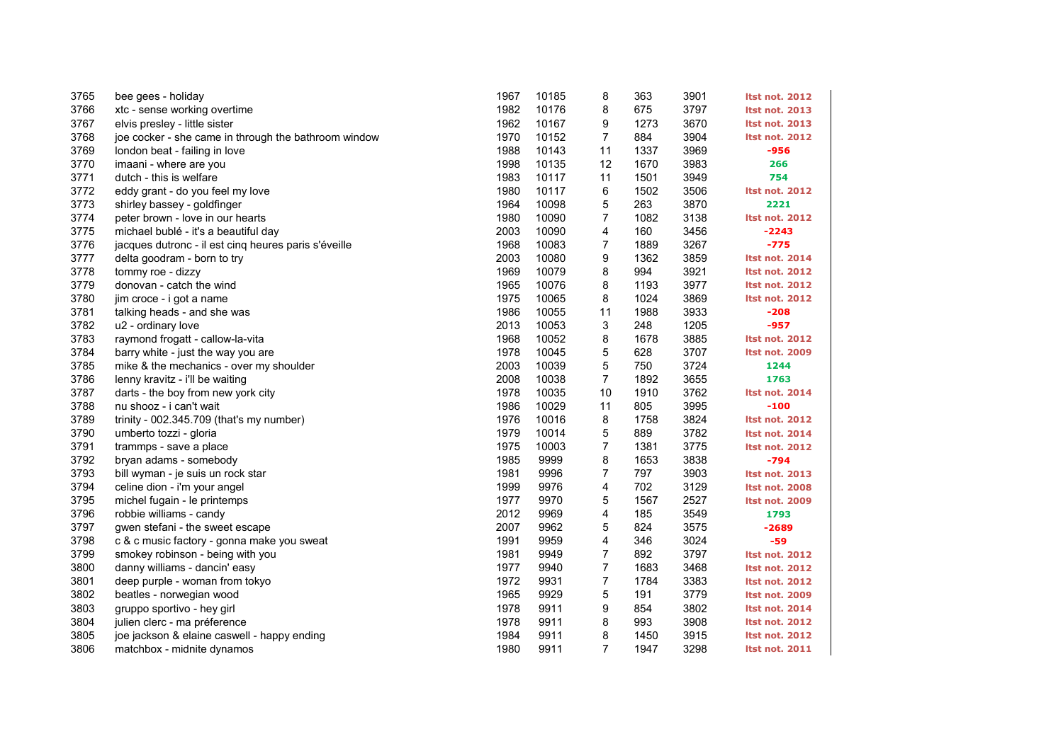| | | | | | | | |
|---|---|---|---|---|---|---|---|
| 3765 | bee gees - holiday | 1967 | 10185 | 8 | 363 | 3901 | ltst not. 2012 |
| 3766 | xtc - sense working overtime | 1982 | 10176 | 8 | 675 | 3797 | ltst not. 2013 |
| 3767 | elvis presley - little sister | 1962 | 10167 | 9 | 1273 | 3670 | ltst not. 2013 |
| 3768 | joe cocker - she came in through the bathroom window | 1970 | 10152 | 7 | 884 | 3904 | ltst not. 2012 |
| 3769 | london beat - failing in love | 1988 | 10143 | 11 | 1337 | 3969 | -956 |
| 3770 | imaani - where are you | 1998 | 10135 | 12 | 1670 | 3983 | 266 |
| 3771 | dutch - this is welfare | 1983 | 10117 | 11 | 1501 | 3949 | 754 |
| 3772 | eddy grant - do you feel my love | 1980 | 10117 | 6 | 1502 | 3506 | ltst not. 2012 |
| 3773 | shirley bassey - goldfinger | 1964 | 10098 | 5 | 263 | 3870 | 2221 |
| 3774 | peter brown - love in our hearts | 1980 | 10090 | 7 | 1082 | 3138 | ltst not. 2012 |
| 3775 | michael bublé - it's a beautiful day | 2003 | 10090 | 4 | 160 | 3456 | -2243 |
| 3776 | jacques dutronc - il est cinq heures paris s'éveille | 1968 | 10083 | 7 | 1889 | 3267 | -775 |
| 3777 | delta goodram - born to try | 2003 | 10080 | 9 | 1362 | 3859 | ltst not. 2014 |
| 3778 | tommy roe - dizzy | 1969 | 10079 | 8 | 994 | 3921 | ltst not. 2012 |
| 3779 | donovan - catch the wind | 1965 | 10076 | 8 | 1193 | 3977 | ltst not. 2012 |
| 3780 | jim croce - i got a name | 1975 | 10065 | 8 | 1024 | 3869 | ltst not. 2012 |
| 3781 | talking heads - and she was | 1986 | 10055 | 11 | 1988 | 3933 | -208 |
| 3782 | u2 - ordinary love | 2013 | 10053 | 3 | 248 | 1205 | -957 |
| 3783 | raymond frogatt - callow-la-vita | 1968 | 10052 | 8 | 1678 | 3885 | ltst not. 2012 |
| 3784 | barry white - just the way you are | 1978 | 10045 | 5 | 628 | 3707 | ltst not. 2009 |
| 3785 | mike & the mechanics - over my shoulder | 2003 | 10039 | 5 | 750 | 3724 | 1244 |
| 3786 | lenny kravitz - i'll be waiting | 2008 | 10038 | 7 | 1892 | 3655 | 1763 |
| 3787 | darts - the boy from new york city | 1978 | 10035 | 10 | 1910 | 3762 | ltst not. 2014 |
| 3788 | nu shooz - i can't wait | 1986 | 10029 | 11 | 805 | 3995 | -100 |
| 3789 | trinity - 002.345.709 (that's my number) | 1976 | 10016 | 8 | 1758 | 3824 | ltst not. 2012 |
| 3790 | umberto tozzi - gloria | 1979 | 10014 | 5 | 889 | 3782 | ltst not. 2014 |
| 3791 | trammps - save a place | 1975 | 10003 | 7 | 1381 | 3775 | ltst not. 2012 |
| 3792 | bryan adams - somebody | 1985 | 9999 | 8 | 1653 | 3838 | -794 |
| 3793 | bill wyman - je suis un rock star | 1981 | 9996 | 7 | 797 | 3903 | ltst not. 2013 |
| 3794 | celine dion - i'm your angel | 1999 | 9976 | 4 | 702 | 3129 | ltst not. 2008 |
| 3795 | michel fugain - le printemps | 1977 | 9970 | 5 | 1567 | 2527 | ltst not. 2009 |
| 3796 | robbie williams - candy | 2012 | 9969 | 4 | 185 | 3549 | 1793 |
| 3797 | gwen stefani - the sweet escape | 2007 | 9962 | 5 | 824 | 3575 | -2689 |
| 3798 | c & c music factory - gonna make you sweat | 1991 | 9959 | 4 | 346 | 3024 | -59 |
| 3799 | smokey robinson - being with you | 1981 | 9949 | 7 | 892 | 3797 | ltst not. 2012 |
| 3800 | danny williams - dancin' easy | 1977 | 9940 | 7 | 1683 | 3468 | ltst not. 2012 |
| 3801 | deep purple - woman from tokyo | 1972 | 9931 | 7 | 1784 | 3383 | ltst not. 2012 |
| 3802 | beatles - norwegian wood | 1965 | 9929 | 5 | 191 | 3779 | ltst not. 2009 |
| 3803 | gruppo sportivo - hey girl | 1978 | 9911 | 9 | 854 | 3802 | ltst not. 2014 |
| 3804 | julien clerc - ma préference | 1978 | 9911 | 8 | 993 | 3908 | ltst not. 2012 |
| 3805 | joe jackson & elaine caswell - happy ending | 1984 | 9911 | 8 | 1450 | 3915 | ltst not. 2012 |
| 3806 | matchbox - midnite dynamos | 1980 | 9911 | 7 | 1947 | 3298 | ltst not. 2011 |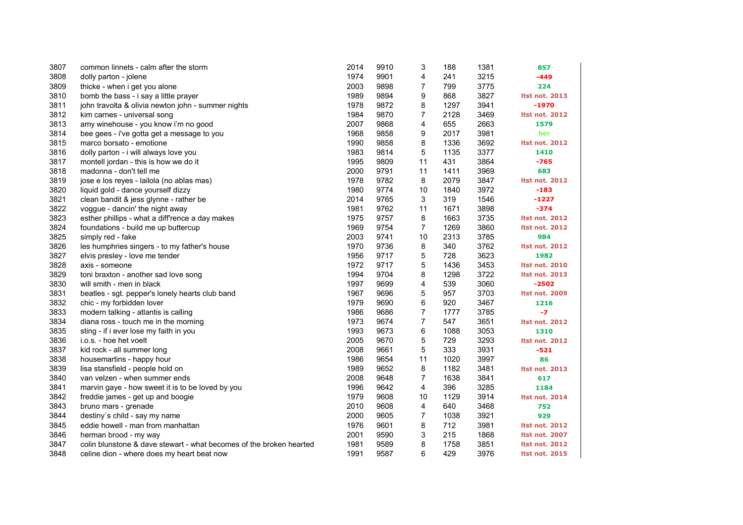| | | | | | | | |
|---|---|---|---|---|---|---|---|
| 3807 | common linnets - calm after the storm | 2014 | 9910 | 3 | 188 | 1381 | 857 |
| 3808 | dolly parton - jolene | 1974 | 9901 | 4 | 241 | 3215 | -449 |
| 3809 | thicke - when i get you alone | 2003 | 9898 | 7 | 799 | 3775 | 224 |
| 3810 | bomb the bass - i say a little prayer | 1989 | 9894 | 9 | 868 | 3827 | ltst not. 2013 |
| 3811 | john travolta & olivia newton john - summer nights | 1978 | 9872 | 8 | 1297 | 3941 | -1970 |
| 3812 | kim carnes - universal song | 1984 | 9870 | 7 | 2128 | 3469 | ltst not. 2012 |
| 3813 | amy winehouse - you know i'm no good | 2007 | 9868 | 4 | 655 | 2663 | 1579 |
| 3814 | bee gees - i've gotta get a message to you | 1968 | 9858 | 9 | 2017 | 3981 | her |
| 3815 | marco borsato - emotione | 1990 | 9858 | 8 | 1336 | 3692 | ltst not. 2012 |
| 3816 | dolly parton - i will always love you | 1983 | 9814 | 5 | 1135 | 3377 | 1410 |
| 3817 | montell jordan - this is how we do it | 1995 | 9809 | 11 | 431 | 3864 | -765 |
| 3818 | madonna - don't tell me | 2000 | 9791 | 11 | 1411 | 3969 | 683 |
| 3819 | jose e los reyes - lailola (no ablas mas) | 1978 | 9782 | 8 | 2079 | 3847 | ltst not. 2012 |
| 3820 | liquid gold - dance yourself dizzy | 1980 | 9774 | 10 | 1840 | 3972 | -183 |
| 3821 | clean bandit & jess glynne - rather be | 2014 | 9765 | 3 | 319 | 1546 | -1227 |
| 3822 | voggue - dancin' the night away | 1981 | 9762 | 11 | 1671 | 3898 | -374 |
| 3823 | esther phillips - what a diff'rence a day makes | 1975 | 9757 | 8 | 1663 | 3735 | ltst not. 2012 |
| 3824 | foundations - build me up buttercup | 1969 | 9754 | 7 | 1269 | 3860 | ltst not. 2012 |
| 3825 | simply red - fake | 2003 | 9741 | 10 | 2313 | 3785 | 984 |
| 3826 | les humphries singers - to my father's house | 1970 | 9736 | 8 | 340 | 3762 | ltst not. 2012 |
| 3827 | elvis presley - love me tender | 1956 | 9717 | 5 | 728 | 3623 | 1982 |
| 3828 | axis - someone | 1972 | 9717 | 5 | 1436 | 3453 | ltst not. 2010 |
| 3829 | toni braxton - another sad love song | 1994 | 9704 | 8 | 1298 | 3722 | ltst not. 2013 |
| 3830 | will smith - men in black | 1997 | 9699 | 4 | 539 | 3060 | -2502 |
| 3831 | beatles - sgt. pepper's lonely hearts club band | 1967 | 9696 | 5 | 957 | 3703 | ltst not. 2009 |
| 3832 | chic - my forbidden lover | 1979 | 9690 | 6 | 920 | 3467 | 1216 |
| 3833 | modern talking - atlantis is calling | 1986 | 9686 | 7 | 1777 | 3785 | -7 |
| 3834 | diana ross - touch me in the morning | 1973 | 9674 | 7 | 547 | 3651 | ltst not. 2012 |
| 3835 | sting - if i ever lose my faith in you | 1993 | 9673 | 6 | 1088 | 3053 | 1310 |
| 3836 | i.o.s. - hoe het voelt | 2005 | 9670 | 5 | 729 | 3293 | ltst not. 2012 |
| 3837 | kid rock - all summer long | 2008 | 9661 | 5 | 333 | 3931 | -521 |
| 3838 | housemartins - happy hour | 1986 | 9654 | 11 | 1020 | 3997 | 86 |
| 3839 | lisa stansfield - people hold on | 1989 | 9652 | 8 | 1182 | 3481 | ltst not. 2013 |
| 3840 | van velzen - when summer ends | 2008 | 9648 | 7 | 1638 | 3841 | 617 |
| 3841 | marvin gaye - how sweet it is to be loved by you | 1996 | 9642 | 4 | 396 | 3285 | 1184 |
| 3842 | freddie james - get up and boogie | 1979 | 9608 | 10 | 1129 | 3914 | ltst not. 2014 |
| 3843 | bruno mars - grenade | 2010 | 9608 | 4 | 640 | 3468 | 752 |
| 3844 | destiny`s child - say my name | 2000 | 9605 | 7 | 1038 | 3921 | 929 |
| 3845 | eddie howell - man from manhattan | 1976 | 9601 | 8 | 712 | 3981 | ltst not. 2012 |
| 3846 | herman brood - my way | 2001 | 9590 | 3 | 215 | 1868 | ltst not. 2007 |
| 3847 | colin blunstone & dave stewart - what becomes of the broken hearted | 1981 | 9589 | 8 | 1758 | 3851 | ltst not. 2012 |
| 3848 | celine dion - where does my heart beat now | 1991 | 9587 | 6 | 429 | 3976 | ltst not. 2015 |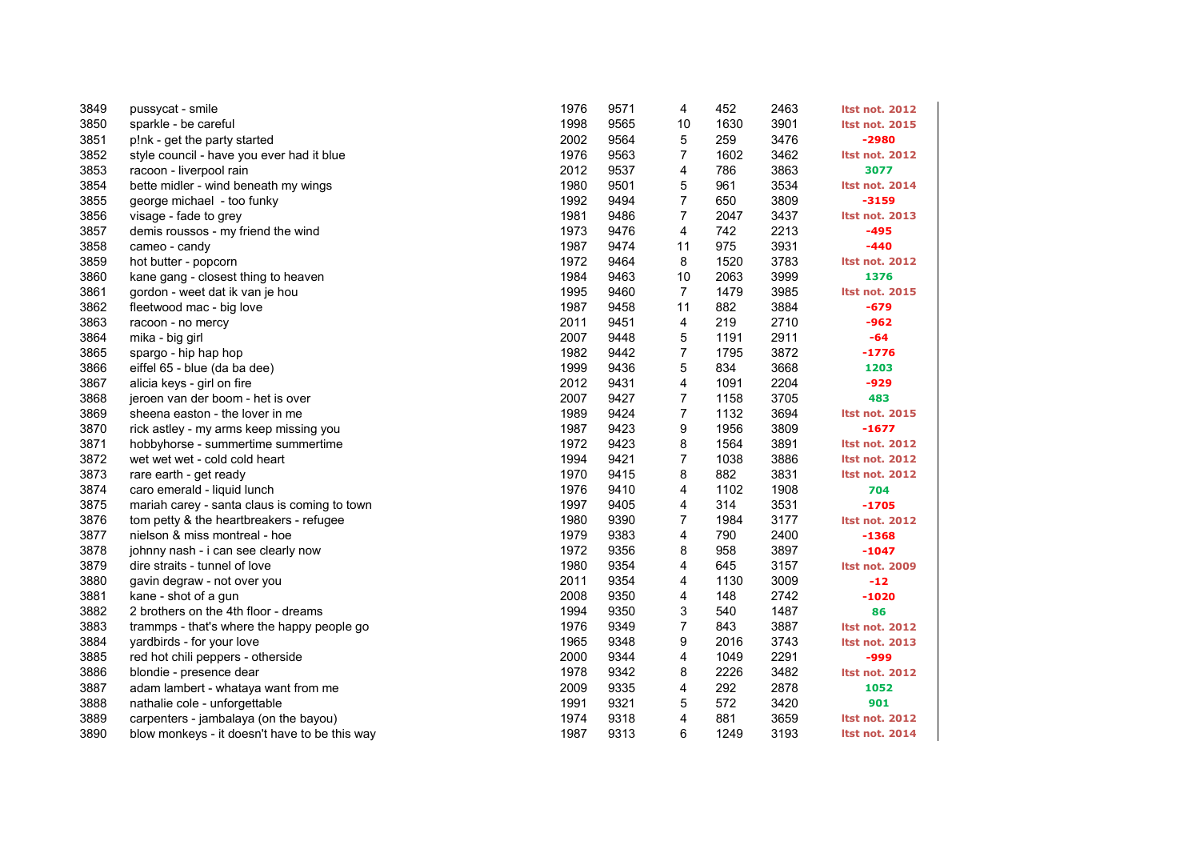| | | | | | | | |
|---|---|---|---|---|---|---|---|
| 3849 | pussycat - smile | 1976 | 9571 | 4 | 452 | 2463 | ltst not. 2012 |
| 3850 | sparkle - be careful | 1998 | 9565 | 10 | 1630 | 3901 | ltst not. 2015 |
| 3851 | p!nk - get the party started | 2002 | 9564 | 5 | 259 | 3476 | -2980 |
| 3852 | style council - have you ever had it blue | 1976 | 9563 | 7 | 1602 | 3462 | ltst not. 2012 |
| 3853 | racoon - liverpool rain | 2012 | 9537 | 4 | 786 | 3863 | 3077 |
| 3854 | bette midler - wind beneath my wings | 1980 | 9501 | 5 | 961 | 3534 | ltst not. 2014 |
| 3855 | george michael - too funky | 1992 | 9494 | 7 | 650 | 3809 | -3159 |
| 3856 | visage - fade to grey | 1981 | 9486 | 7 | 2047 | 3437 | ltst not. 2013 |
| 3857 | demis roussos - my friend the wind | 1973 | 9476 | 4 | 742 | 2213 | -495 |
| 3858 | cameo - candy | 1987 | 9474 | 11 | 975 | 3931 | -440 |
| 3859 | hot butter - popcorn | 1972 | 9464 | 8 | 1520 | 3783 | ltst not. 2012 |
| 3860 | kane gang - closest thing to heaven | 1984 | 9463 | 10 | 2063 | 3999 | 1376 |
| 3861 | gordon - weet dat ik van je hou | 1995 | 9460 | 7 | 1479 | 3985 | ltst not. 2015 |
| 3862 | fleetwood mac - big love | 1987 | 9458 | 11 | 882 | 3884 | -679 |
| 3863 | racoon - no mercy | 2011 | 9451 | 4 | 219 | 2710 | -962 |
| 3864 | mika - big girl | 2007 | 9448 | 5 | 1191 | 2911 | -64 |
| 3865 | spargo - hip hap hop | 1982 | 9442 | 7 | 1795 | 3872 | -1776 |
| 3866 | eiffel 65 - blue (da ba dee) | 1999 | 9436 | 5 | 834 | 3668 | 1203 |
| 3867 | alicia keys - girl on fire | 2012 | 9431 | 4 | 1091 | 2204 | -929 |
| 3868 | jeroen van der boom - het is over | 2007 | 9427 | 7 | 1158 | 3705 | 483 |
| 3869 | sheena easton - the lover in me | 1989 | 9424 | 7 | 1132 | 3694 | ltst not. 2015 |
| 3870 | rick astley - my arms keep missing you | 1987 | 9423 | 9 | 1956 | 3809 | -1677 |
| 3871 | hobbyhorse - summertime summertime | 1972 | 9423 | 8 | 1564 | 3891 | ltst not. 2012 |
| 3872 | wet wet wet - cold cold heart | 1994 | 9421 | 7 | 1038 | 3886 | ltst not. 2012 |
| 3873 | rare earth - get ready | 1970 | 9415 | 8 | 882 | 3831 | ltst not. 2012 |
| 3874 | caro emerald - liquid lunch | 1976 | 9410 | 4 | 1102 | 1908 | 704 |
| 3875 | mariah carey - santa claus is coming to town | 1997 | 9405 | 4 | 314 | 3531 | -1705 |
| 3876 | tom petty & the heartbreakers - refugee | 1980 | 9390 | 7 | 1984 | 3177 | ltst not. 2012 |
| 3877 | nielson & miss montreal - hoe | 1979 | 9383 | 4 | 790 | 2400 | -1368 |
| 3878 | johnny nash - i can see clearly now | 1972 | 9356 | 8 | 958 | 3897 | -1047 |
| 3879 | dire straits - tunnel of love | 1980 | 9354 | 4 | 645 | 3157 | ltst not. 2009 |
| 3880 | gavin degraw - not over you | 2011 | 9354 | 4 | 1130 | 3009 | -12 |
| 3881 | kane - shot of a gun | 2008 | 9350 | 4 | 148 | 2742 | -1020 |
| 3882 | 2 brothers on the 4th floor - dreams | 1994 | 9350 | 3 | 540 | 1487 | 86 |
| 3883 | trammps - that's where the happy people go | 1976 | 9349 | 7 | 843 | 3887 | ltst not. 2012 |
| 3884 | yardbirds - for your love | 1965 | 9348 | 9 | 2016 | 3743 | ltst not. 2013 |
| 3885 | red hot chili peppers - otherside | 2000 | 9344 | 4 | 1049 | 2291 | -999 |
| 3886 | blondie - presence dear | 1978 | 9342 | 8 | 2226 | 3482 | ltst not. 2012 |
| 3887 | adam lambert - whataya want from me | 2009 | 9335 | 4 | 292 | 2878 | 1052 |
| 3888 | nathalie cole - unforgettable | 1991 | 9321 | 5 | 572 | 3420 | 901 |
| 3889 | carpenters - jambalaya (on the bayou) | 1974 | 9318 | 4 | 881 | 3659 | ltst not. 2012 |
| 3890 | blow monkeys - it doesn't have to be this way | 1987 | 9313 | 6 | 1249 | 3193 | ltst not. 2014 |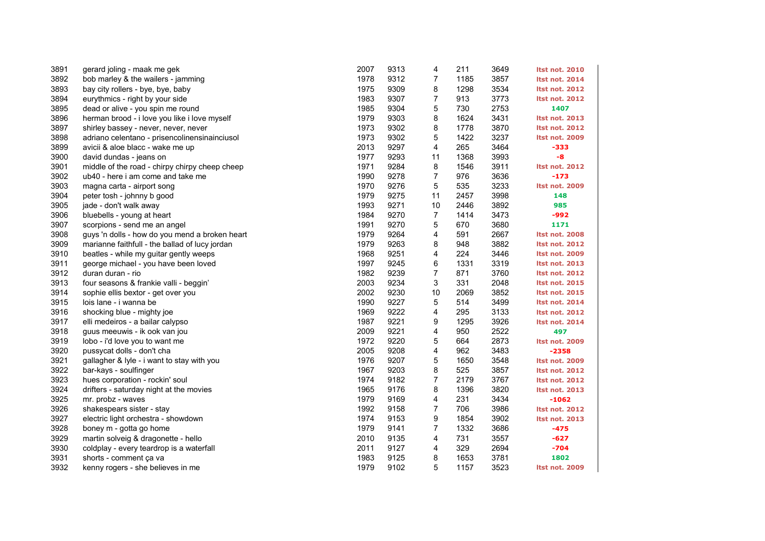| | | | | | | | |
|---|---|---|---|---|---|---|---|
| 3891 | gerard joling - maak me gek | 2007 | 9313 | 4 | 211 | 3649 | ltst not. 2010 |
| 3892 | bob marley & the wailers - jamming | 1978 | 9312 | 7 | 1185 | 3857 | ltst not. 2014 |
| 3893 | bay city rollers - bye, bye, baby | 1975 | 9309 | 8 | 1298 | 3534 | ltst not. 2012 |
| 3894 | eurythmics - right by your side | 1983 | 9307 | 7 | 913 | 3773 | ltst not. 2012 |
| 3895 | dead or alive - you spin me round | 1985 | 9304 | 5 | 730 | 2753 | 1407 |
| 3896 | herman brood - i love you like i love myself | 1979 | 9303 | 8 | 1624 | 3431 | ltst not. 2013 |
| 3897 | shirley bassey - never, never, never | 1973 | 9302 | 8 | 1778 | 3870 | ltst not. 2012 |
| 3898 | adriano celentano - prisencolinensinainciusol | 1973 | 9302 | 5 | 1422 | 3237 | ltst not. 2009 |
| 3899 | avicii & aloe blacc - wake me up | 2013 | 9297 | 4 | 265 | 3464 | -333 |
| 3900 | david dundas - jeans on | 1977 | 9293 | 11 | 1368 | 3993 | -8 |
| 3901 | middle of the road - chirpy chirpy cheep cheep | 1971 | 9284 | 8 | 1546 | 3911 | ltst not. 2012 |
| 3902 | ub40 - here i am come and take me | 1990 | 9278 | 7 | 976 | 3636 | -173 |
| 3903 | magna carta - airport song | 1970 | 9276 | 5 | 535 | 3233 | ltst not. 2009 |
| 3904 | peter tosh - johnny b good | 1979 | 9275 | 11 | 2457 | 3998 | 148 |
| 3905 | jade - don't walk away | 1993 | 9271 | 10 | 2446 | 3892 | 985 |
| 3906 | bluebells - young at heart | 1984 | 9270 | 7 | 1414 | 3473 | -992 |
| 3907 | scorpions - send me an angel | 1991 | 9270 | 5 | 670 | 3680 | 1171 |
| 3908 | guys 'n dolls - how do you mend a broken heart | 1979 | 9264 | 4 | 591 | 2667 | ltst not. 2008 |
| 3909 | marianne faithfull - the ballad of lucy jordan | 1979 | 9263 | 8 | 948 | 3882 | ltst not. 2012 |
| 3910 | beatles - while my guitar gently weeps | 1968 | 9251 | 4 | 224 | 3446 | ltst not. 2009 |
| 3911 | george michael - you have been loved | 1997 | 9245 | 6 | 1331 | 3319 | ltst not. 2013 |
| 3912 | duran duran - rio | 1982 | 9239 | 7 | 871 | 3760 | ltst not. 2012 |
| 3913 | four seasons & frankie valli - beggin' | 2003 | 9234 | 3 | 331 | 2048 | ltst not. 2015 |
| 3914 | sophie ellis bextor - get over you | 2002 | 9230 | 10 | 2069 | 3852 | ltst not. 2015 |
| 3915 | lois lane - i wanna be | 1990 | 9227 | 5 | 514 | 3499 | ltst not. 2014 |
| 3916 | shocking blue - mighty joe | 1969 | 9222 | 4 | 295 | 3133 | ltst not. 2012 |
| 3917 | elli medeiros - a bailar calypso | 1987 | 9221 | 9 | 1295 | 3926 | ltst not. 2014 |
| 3918 | guus meeuwis - ik ook van jou | 2009 | 9221 | 4 | 950 | 2522 | 497 |
| 3919 | lobo - i'd love you to want me | 1972 | 9220 | 5 | 664 | 2873 | ltst not. 2009 |
| 3920 | pussycat dolls - don't cha | 2005 | 9208 | 4 | 962 | 3483 | -2358 |
| 3921 | gallagher & lyle - i want to stay with you | 1976 | 9207 | 5 | 1650 | 3548 | ltst not. 2009 |
| 3922 | bar-kays - soulfinger | 1967 | 9203 | 8 | 525 | 3857 | ltst not. 2012 |
| 3923 | hues corporation - rockin' soul | 1974 | 9182 | 7 | 2179 | 3767 | ltst not. 2012 |
| 3924 | drifters - saturday night at the movies | 1965 | 9176 | 8 | 1396 | 3820 | ltst not. 2013 |
| 3925 | mr. probz - waves | 1979 | 9169 | 4 | 231 | 3434 | -1062 |
| 3926 | shakespears sister - stay | 1992 | 9158 | 7 | 706 | 3986 | ltst not. 2012 |
| 3927 | electric light orchestra - showdown | 1974 | 9153 | 9 | 1854 | 3902 | ltst not. 2013 |
| 3928 | boney m - gotta go home | 1979 | 9141 | 7 | 1332 | 3686 | -475 |
| 3929 | martin solveig & dragonette - hello | 2010 | 9135 | 4 | 731 | 3557 | -627 |
| 3930 | coldplay - every teardrop is a waterfall | 2011 | 9127 | 4 | 329 | 2694 | -704 |
| 3931 | shorts - comment ça va | 1983 | 9125 | 8 | 1653 | 3781 | 1802 |
| 3932 | kenny rogers - she believes in me | 1979 | 9102 | 5 | 1157 | 3523 | ltst not. 2009 |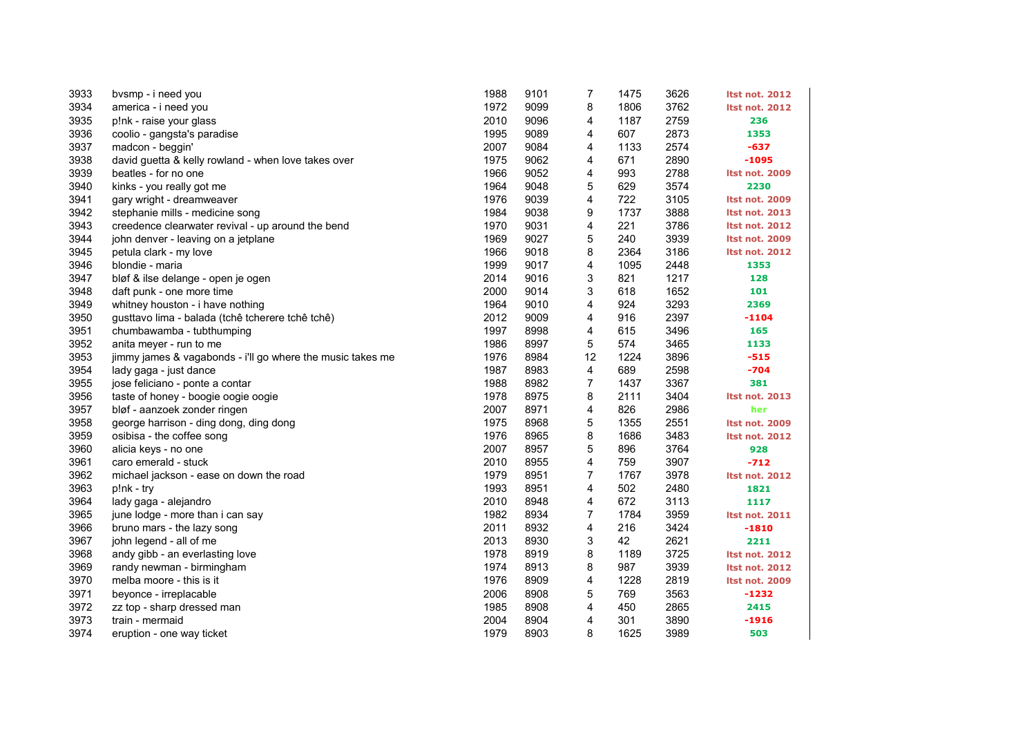| | | | | | | | |
|---|---|---|---|---|---|---|---|
| 3933 | bvsmp - i need you | 1988 | 9101 | 7 | 1475 | 3626 | ltst not. 2012 |
| 3934 | america - i need you | 1972 | 9099 | 8 | 1806 | 3762 | ltst not. 2012 |
| 3935 | p!nk - raise your glass | 2010 | 9096 | 4 | 1187 | 2759 | 236 |
| 3936 | coolio - gangsta's paradise | 1995 | 9089 | 4 | 607 | 2873 | 1353 |
| 3937 | madcon - beggin' | 2007 | 9084 | 4 | 1133 | 2574 | -637 |
| 3938 | david guetta & kelly rowland - when love takes over | 1975 | 9062 | 4 | 671 | 2890 | -1095 |
| 3939 | beatles - for no one | 1966 | 9052 | 4 | 993 | 2788 | ltst not. 2009 |
| 3940 | kinks - you really got me | 1964 | 9048 | 5 | 629 | 3574 | 2230 |
| 3941 | gary wright - dreamweaver | 1976 | 9039 | 4 | 722 | 3105 | ltst not. 2009 |
| 3942 | stephanie mills - medicine song | 1984 | 9038 | 9 | 1737 | 3888 | ltst not. 2013 |
| 3943 | creedence clearwater revival - up around the bend | 1970 | 9031 | 4 | 221 | 3786 | ltst not. 2012 |
| 3944 | john denver - leaving on a jetplane | 1969 | 9027 | 5 | 240 | 3939 | ltst not. 2009 |
| 3945 | petula clark - my love | 1966 | 9018 | 8 | 2364 | 3186 | ltst not. 2012 |
| 3946 | blondie - maria | 1999 | 9017 | 4 | 1095 | 2448 | 1353 |
| 3947 | bløf & ilse delange - open je ogen | 2014 | 9016 | 3 | 821 | 1217 | 128 |
| 3948 | daft punk - one more time | 2000 | 9014 | 3 | 618 | 1652 | 101 |
| 3949 | whitney houston - i have nothing | 1964 | 9010 | 4 | 924 | 3293 | 2369 |
| 3950 | gusttavo lima - balada (tchê tcherere tchê tchê) | 2012 | 9009 | 4 | 916 | 2397 | -1104 |
| 3951 | chumbawamba - tubthumping | 1997 | 8998 | 4 | 615 | 3496 | 165 |
| 3952 | anita meyer - run to me | 1986 | 8997 | 5 | 574 | 3465 | 1133 |
| 3953 | jimmy james & vagabonds - i'll go where the music takes me | 1976 | 8984 | 12 | 1224 | 3896 | -515 |
| 3954 | lady gaga - just dance | 1987 | 8983 | 4 | 689 | 2598 | -704 |
| 3955 | jose feliciano - ponte a contar | 1988 | 8982 | 7 | 1437 | 3367 | 381 |
| 3956 | taste of honey - boogie oogie oogie | 1978 | 8975 | 8 | 2111 | 3404 | ltst not. 2013 |
| 3957 | bløf - aanzoek zonder ringen | 2007 | 8971 | 4 | 826 | 2986 | her |
| 3958 | george harrison - ding dong, ding dong | 1975 | 8968 | 5 | 1355 | 2551 | ltst not. 2009 |
| 3959 | osibisa - the coffee song | 1976 | 8965 | 8 | 1686 | 3483 | ltst not. 2012 |
| 3960 | alicia keys - no one | 2007 | 8957 | 5 | 896 | 3764 | 928 |
| 3961 | caro emerald - stuck | 2010 | 8955 | 4 | 759 | 3907 | -712 |
| 3962 | michael jackson - ease on down the road | 1979 | 8951 | 7 | 1767 | 3978 | ltst not. 2012 |
| 3963 | p!nk - try | 1993 | 8951 | 4 | 502 | 2480 | 1821 |
| 3964 | lady gaga - alejandro | 2010 | 8948 | 4 | 672 | 3113 | 1117 |
| 3965 | june lodge - more than i can say | 1982 | 8934 | 7 | 1784 | 3959 | ltst not. 2011 |
| 3966 | bruno mars - the lazy song | 2011 | 8932 | 4 | 216 | 3424 | -1810 |
| 3967 | john legend - all of me | 2013 | 8930 | 3 | 42 | 2621 | 2211 |
| 3968 | andy gibb - an everlasting love | 1978 | 8919 | 8 | 1189 | 3725 | ltst not. 2012 |
| 3969 | randy newman - birmingham | 1974 | 8913 | 8 | 987 | 3939 | ltst not. 2012 |
| 3970 | melba moore - this is it | 1976 | 8909 | 4 | 1228 | 2819 | ltst not. 2009 |
| 3971 | beyonce - irreplacable | 2006 | 8908 | 5 | 769 | 3563 | -1232 |
| 3972 | zz top - sharp dressed man | 1985 | 8908 | 4 | 450 | 2865 | 2415 |
| 3973 | train - mermaid | 2004 | 8904 | 4 | 301 | 3890 | -1916 |
| 3974 | eruption - one way ticket | 1979 | 8903 | 8 | 1625 | 3989 | 503 |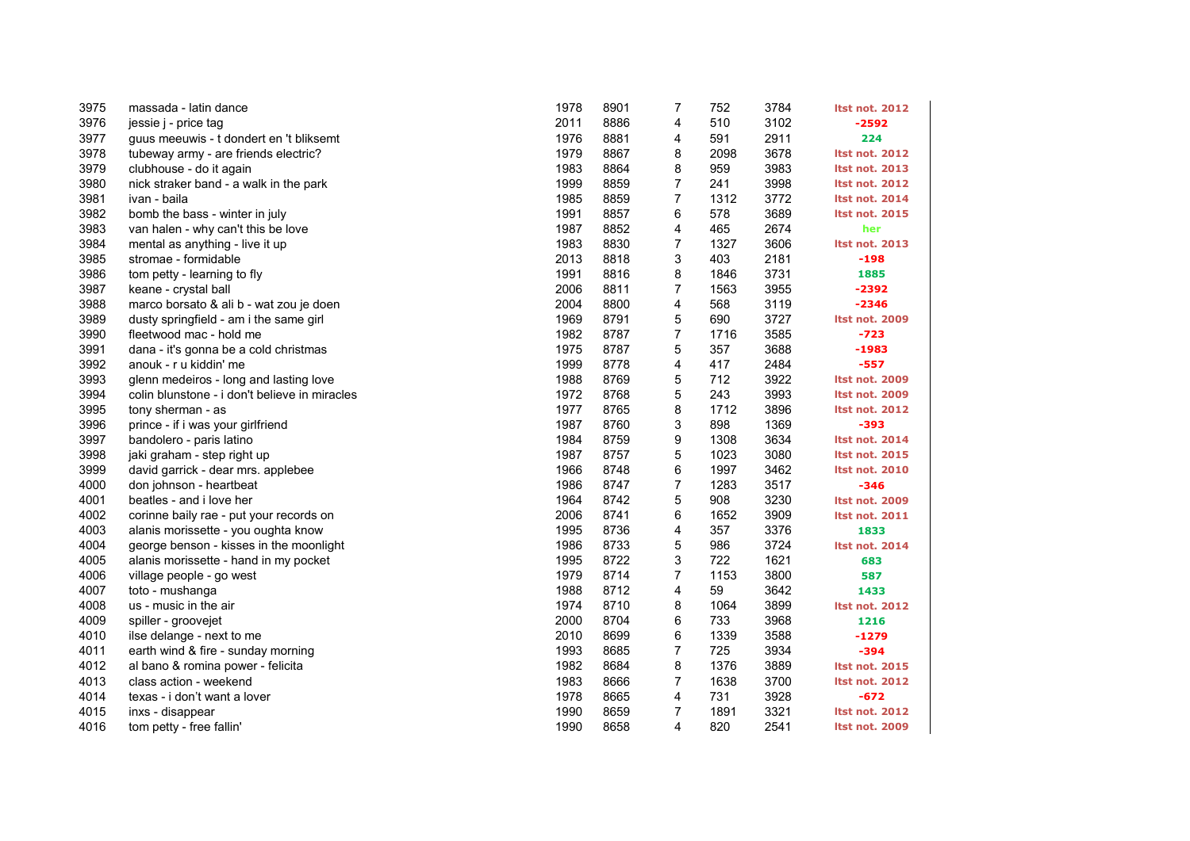| | | | | | | | |
|---|---|---|---|---|---|---|---|
| 3975 | massada - latin dance | 1978 | 8901 | 7 | 752 | 3784 | ltst not. 2012 |
| 3976 | jessie j - price tag | 2011 | 8886 | 4 | 510 | 3102 | -2592 |
| 3977 | guus meeuwis - t dondert en 't bliksemt | 1976 | 8881 | 4 | 591 | 2911 | 224 |
| 3978 | tubeway army - are friends electric? | 1979 | 8867 | 8 | 2098 | 3678 | ltst not. 2012 |
| 3979 | clubhouse - do it again | 1983 | 8864 | 8 | 959 | 3983 | ltst not. 2013 |
| 3980 | nick straker band - a walk in the park | 1999 | 8859 | 7 | 241 | 3998 | ltst not. 2012 |
| 3981 | ivan - baila | 1985 | 8859 | 7 | 1312 | 3772 | ltst not. 2014 |
| 3982 | bomb the bass - winter in july | 1991 | 8857 | 6 | 578 | 3689 | ltst not. 2015 |
| 3983 | van halen - why can't this be love | 1987 | 8852 | 4 | 465 | 2674 | her |
| 3984 | mental as anything - live it up | 1983 | 8830 | 7 | 1327 | 3606 | ltst not. 2013 |
| 3985 | stromae - formidable | 2013 | 8818 | 3 | 403 | 2181 | -198 |
| 3986 | tom petty - learning to fly | 1991 | 8816 | 8 | 1846 | 3731 | 1885 |
| 3987 | keane - crystal ball | 2006 | 8811 | 7 | 1563 | 3955 | -2392 |
| 3988 | marco borsato & ali b - wat zou je doen | 2004 | 8800 | 4 | 568 | 3119 | -2346 |
| 3989 | dusty springfield - am i the same girl | 1969 | 8791 | 5 | 690 | 3727 | ltst not. 2009 |
| 3990 | fleetwood mac - hold me | 1982 | 8787 | 7 | 1716 | 3585 | -723 |
| 3991 | dana - it's gonna be a cold christmas | 1975 | 8787 | 5 | 357 | 3688 | -1983 |
| 3992 | anouk - r u kiddin' me | 1999 | 8778 | 4 | 417 | 2484 | -557 |
| 3993 | glenn medeiros - long and lasting love | 1988 | 8769 | 5 | 712 | 3922 | ltst not. 2009 |
| 3994 | colin blunstone - i don't believe in miracles | 1972 | 8768 | 5 | 243 | 3993 | ltst not. 2009 |
| 3995 | tony sherman - as | 1977 | 8765 | 8 | 1712 | 3896 | ltst not. 2012 |
| 3996 | prince - if i was your girlfriend | 1987 | 8760 | 3 | 898 | 1369 | -393 |
| 3997 | bandolero - paris latino | 1984 | 8759 | 9 | 1308 | 3634 | ltst not. 2014 |
| 3998 | jaki graham - step right up | 1987 | 8757 | 5 | 1023 | 3080 | ltst not. 2015 |
| 3999 | david garrick - dear mrs. applebee | 1966 | 8748 | 6 | 1997 | 3462 | ltst not. 2010 |
| 4000 | don johnson - heartbeat | 1986 | 8747 | 7 | 1283 | 3517 | -346 |
| 4001 | beatles - and i love her | 1964 | 8742 | 5 | 908 | 3230 | ltst not. 2009 |
| 4002 | corinne baily rae - put your records on | 2006 | 8741 | 6 | 1652 | 3909 | ltst not. 2011 |
| 4003 | alanis morissette - you oughta know | 1995 | 8736 | 4 | 357 | 3376 | 1833 |
| 4004 | george benson - kisses in the moonlight | 1986 | 8733 | 5 | 986 | 3724 | ltst not. 2014 |
| 4005 | alanis morissette - hand in my pocket | 1995 | 8722 | 3 | 722 | 1621 | 683 |
| 4006 | village people - go west | 1979 | 8714 | 7 | 1153 | 3800 | 587 |
| 4007 | toto - mushanga | 1988 | 8712 | 4 | 59 | 3642 | 1433 |
| 4008 | us - music in the air | 1974 | 8710 | 8 | 1064 | 3899 | ltst not. 2012 |
| 4009 | spiller - groovejet | 2000 | 8704 | 6 | 733 | 3968 | 1216 |
| 4010 | ilse delange - next to me | 2010 | 8699 | 6 | 1339 | 3588 | -1279 |
| 4011 | earth wind & fire - sunday morning | 1993 | 8685 | 7 | 725 | 3934 | -394 |
| 4012 | al bano & romina power - felicita | 1982 | 8684 | 8 | 1376 | 3889 | ltst not. 2015 |
| 4013 | class action - weekend | 1983 | 8666 | 7 | 1638 | 3700 | ltst not. 2012 |
| 4014 | texas - i don't want a lover | 1978 | 8665 | 4 | 731 | 3928 | -672 |
| 4015 | inxs - disappear | 1990 | 8659 | 7 | 1891 | 3321 | ltst not. 2012 |
| 4016 | tom petty - free fallin' | 1990 | 8658 | 4 | 820 | 2541 | ltst not. 2009 |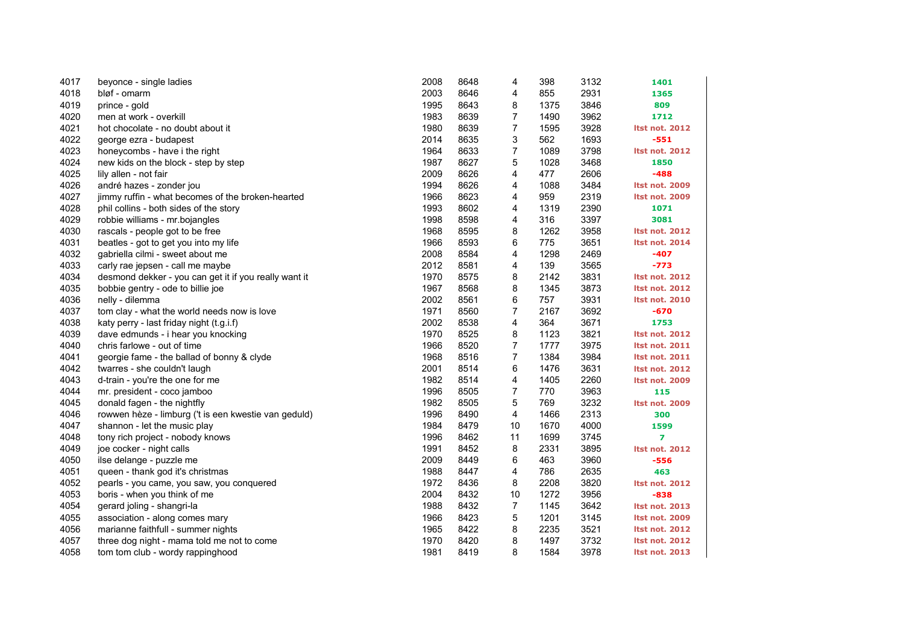| | | | | | | | |
|---|---|---|---|---|---|---|---|
| 4017 | beyonce - single ladies | 2008 | 8648 | 4 | 398 | 3132 | 1401 |
| 4018 | bløf - omarm | 2003 | 8646 | 4 | 855 | 2931 | 1365 |
| 4019 | prince - gold | 1995 | 8643 | 8 | 1375 | 3846 | 809 |
| 4020 | men at work - overkill | 1983 | 8639 | 7 | 1490 | 3962 | 1712 |
| 4021 | hot chocolate - no doubt about it | 1980 | 8639 | 7 | 1595 | 3928 | ltst not. 2012 |
| 4022 | george ezra - budapest | 2014 | 8635 | 3 | 562 | 1693 | -551 |
| 4023 | honeycombs - have i the right | 1964 | 8633 | 7 | 1089 | 3798 | ltst not. 2012 |
| 4024 | new kids on the block - step by step | 1987 | 8627 | 5 | 1028 | 3468 | 1850 |
| 4025 | lily allen - not fair | 2009 | 8626 | 4 | 477 | 2606 | -488 |
| 4026 | andré hazes - zonder jou | 1994 | 8626 | 4 | 1088 | 3484 | ltst not. 2009 |
| 4027 | jimmy ruffin - what becomes of the broken-hearted | 1966 | 8623 | 4 | 959 | 2319 | ltst not. 2009 |
| 4028 | phil collins - both sides of the story | 1993 | 8602 | 4 | 1319 | 2390 | 1071 |
| 4029 | robbie williams - mr.bojangles | 1998 | 8598 | 4 | 316 | 3397 | 3081 |
| 4030 | rascals - people got to be free | 1968 | 8595 | 8 | 1262 | 3958 | ltst not. 2012 |
| 4031 | beatles - got to get you into my life | 1966 | 8593 | 6 | 775 | 3651 | ltst not. 2014 |
| 4032 | gabriella cilmi - sweet about me | 2008 | 8584 | 4 | 1298 | 2469 | -407 |
| 4033 | carly rae jepsen - call me maybe | 2012 | 8581 | 4 | 139 | 3565 | -773 |
| 4034 | desmond dekker - you can get it if you really want it | 1970 | 8575 | 8 | 2142 | 3831 | ltst not. 2012 |
| 4035 | bobbie gentry - ode to billie joe | 1967 | 8568 | 8 | 1345 | 3873 | ltst not. 2012 |
| 4036 | nelly - dilemma | 2002 | 8561 | 6 | 757 | 3931 | ltst not. 2010 |
| 4037 | tom clay - what the world needs now is love | 1971 | 8560 | 7 | 2167 | 3692 | -670 |
| 4038 | katy perry - last friday night (t.g.i.f) | 2002 | 8538 | 4 | 364 | 3671 | 1753 |
| 4039 | dave edmunds - i hear you knocking | 1970 | 8525 | 8 | 1123 | 3821 | ltst not. 2012 |
| 4040 | chris farlowe - out of time | 1966 | 8520 | 7 | 1777 | 3975 | ltst not. 2011 |
| 4041 | georgie fame - the ballad of bonny & clyde | 1968 | 8516 | 7 | 1384 | 3984 | ltst not. 2011 |
| 4042 | twarres - she couldn't laugh | 2001 | 8514 | 6 | 1476 | 3631 | ltst not. 2012 |
| 4043 | d-train - you're the one for me | 1982 | 8514 | 4 | 1405 | 2260 | ltst not. 2009 |
| 4044 | mr. president - coco jamboo | 1996 | 8505 | 7 | 770 | 3963 | 115 |
| 4045 | donald fagen - the nightfly | 1982 | 8505 | 5 | 769 | 3232 | ltst not. 2009 |
| 4046 | rowwen hèze - limburg ('t is een kwestie van geduld) | 1996 | 8490 | 4 | 1466 | 2313 | 300 |
| 4047 | shannon - let the music play | 1984 | 8479 | 10 | 1670 | 4000 | 1599 |
| 4048 | tony rich project - nobody knows | 1996 | 8462 | 11 | 1699 | 3745 | 7 |
| 4049 | joe cocker - night calls | 1991 | 8452 | 8 | 2331 | 3895 | ltst not. 2012 |
| 4050 | ilse delange - puzzle me | 2009 | 8449 | 6 | 463 | 3960 | -556 |
| 4051 | queen - thank god it's christmas | 1988 | 8447 | 4 | 786 | 2635 | 463 |
| 4052 | pearls - you came, you saw, you conquered | 1972 | 8436 | 8 | 2208 | 3820 | ltst not. 2012 |
| 4053 | boris - when you think of me | 2004 | 8432 | 10 | 1272 | 3956 | -838 |
| 4054 | gerard joling - shangri-la | 1988 | 8432 | 7 | 1145 | 3642 | ltst not. 2013 |
| 4055 | association - along comes mary | 1966 | 8423 | 5 | 1201 | 3145 | ltst not. 2009 |
| 4056 | marianne faithfull - summer nights | 1965 | 8422 | 8 | 2235 | 3521 | ltst not. 2012 |
| 4057 | three dog night - mama told me not to come | 1970 | 8420 | 8 | 1497 | 3732 | ltst not. 2012 |
| 4058 | tom tom club - wordy rappinghood | 1981 | 8419 | 8 | 1584 | 3978 | ltst not. 2013 |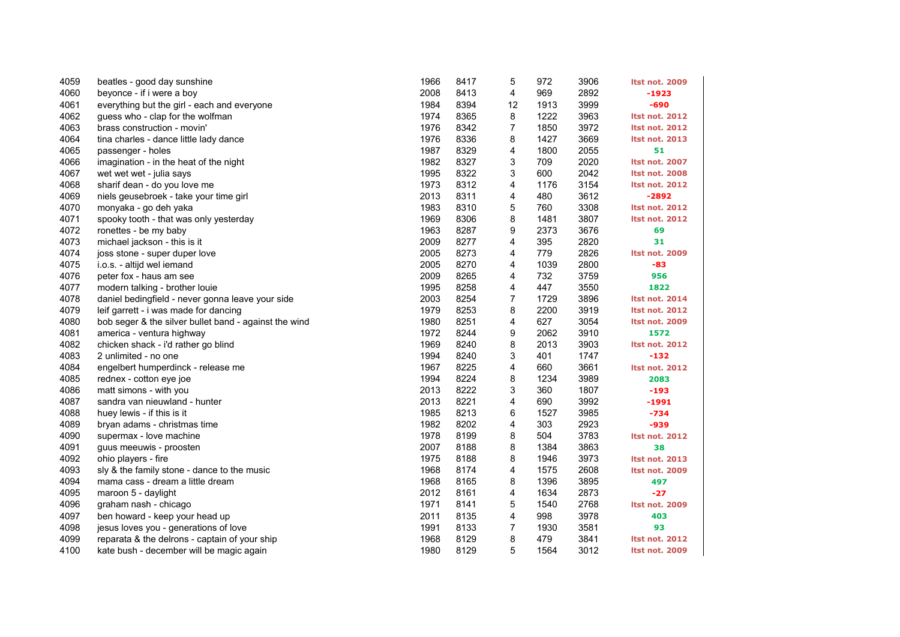| | | | | | | | |
|---|---|---|---|---|---|---|---|
| 4059 | beatles - good day sunshine | 1966 | 8417 | 5 | 972 | 3906 | ltst not. 2009 |
| 4060 | beyonce - if i were a boy | 2008 | 8413 | 4 | 969 | 2892 | -1923 |
| 4061 | everything but the girl - each and everyone | 1984 | 8394 | 12 | 1913 | 3999 | -690 |
| 4062 | guess who - clap for the wolfman | 1974 | 8365 | 8 | 1222 | 3963 | ltst not. 2012 |
| 4063 | brass construction - movin' | 1976 | 8342 | 7 | 1850 | 3972 | ltst not. 2012 |
| 4064 | tina charles - dance little lady dance | 1976 | 8336 | 8 | 1427 | 3669 | ltst not. 2013 |
| 4065 | passenger - holes | 1987 | 8329 | 4 | 1800 | 2055 | 51 |
| 4066 | imagination - in the heat of the night | 1982 | 8327 | 3 | 709 | 2020 | ltst not. 2007 |
| 4067 | wet wet wet - julia says | 1995 | 8322 | 3 | 600 | 2042 | ltst not. 2008 |
| 4068 | sharif dean - do you love me | 1973 | 8312 | 4 | 1176 | 3154 | ltst not. 2012 |
| 4069 | niels geusebroek - take your time girl | 2013 | 8311 | 4 | 480 | 3612 | -2892 |
| 4070 | monyaka - go deh yaka | 1983 | 8310 | 5 | 760 | 3308 | ltst not. 2012 |
| 4071 | spooky tooth - that was only yesterday | 1969 | 8306 | 8 | 1481 | 3807 | ltst not. 2012 |
| 4072 | ronettes - be my baby | 1963 | 8287 | 9 | 2373 | 3676 | 69 |
| 4073 | michael jackson - this is it | 2009 | 8277 | 4 | 395 | 2820 | 31 |
| 4074 | joss stone - super duper love | 2005 | 8273 | 4 | 779 | 2826 | ltst not. 2009 |
| 4075 | i.o.s. - altijd wel iemand | 2005 | 8270 | 4 | 1039 | 2800 | -83 |
| 4076 | peter fox - haus am see | 2009 | 8265 | 4 | 732 | 3759 | 956 |
| 4077 | modern talking - brother louie | 1995 | 8258 | 4 | 447 | 3550 | 1822 |
| 4078 | daniel bedingfield - never gonna leave your side | 2003 | 8254 | 7 | 1729 | 3896 | ltst not. 2014 |
| 4079 | leif garrett - i was made for dancing | 1979 | 8253 | 8 | 2200 | 3919 | ltst not. 2012 |
| 4080 | bob seger & the silver bullet band - against the wind | 1980 | 8251 | 4 | 627 | 3054 | ltst not. 2009 |
| 4081 | america - ventura highway | 1972 | 8244 | 9 | 2062 | 3910 | 1572 |
| 4082 | chicken shack - i'd rather go blind | 1969 | 8240 | 8 | 2013 | 3903 | ltst not. 2012 |
| 4083 | 2 unlimited - no one | 1994 | 8240 | 3 | 401 | 1747 | -132 |
| 4084 | engelbert humperdinck - release me | 1967 | 8225 | 4 | 660 | 3661 | ltst not. 2012 |
| 4085 | rednex - cotton eye joe | 1994 | 8224 | 8 | 1234 | 3989 | 2083 |
| 4086 | matt simons - with you | 2013 | 8222 | 3 | 360 | 1807 | -193 |
| 4087 | sandra van nieuwland - hunter | 2013 | 8221 | 4 | 690 | 3992 | -1991 |
| 4088 | huey lewis - if this is it | 1985 | 8213 | 6 | 1527 | 3985 | -734 |
| 4089 | bryan adams - christmas time | 1982 | 8202 | 4 | 303 | 2923 | -939 |
| 4090 | supermax - love machine | 1978 | 8199 | 8 | 504 | 3783 | ltst not. 2012 |
| 4091 | guus meeuwis - proosten | 2007 | 8188 | 8 | 1384 | 3863 | 38 |
| 4092 | ohio players - fire | 1975 | 8188 | 8 | 1946 | 3973 | ltst not. 2013 |
| 4093 | sly & the family stone - dance to the music | 1968 | 8174 | 4 | 1575 | 2608 | ltst not. 2009 |
| 4094 | mama cass - dream a little dream | 1968 | 8165 | 8 | 1396 | 3895 | 497 |
| 4095 | maroon 5 - daylight | 2012 | 8161 | 4 | 1634 | 2873 | -27 |
| 4096 | graham nash - chicago | 1971 | 8141 | 5 | 1540 | 2768 | ltst not. 2009 |
| 4097 | ben howard - keep your head up | 2011 | 8135 | 4 | 998 | 3978 | 403 |
| 4098 | jesus loves you - generations of love | 1991 | 8133 | 7 | 1930 | 3581 | 93 |
| 4099 | reparata & the delrons - captain of your ship | 1968 | 8129 | 8 | 479 | 3841 | ltst not. 2012 |
| 4100 | kate bush - december will be magic again | 1980 | 8129 | 5 | 1564 | 3012 | ltst not. 2009 |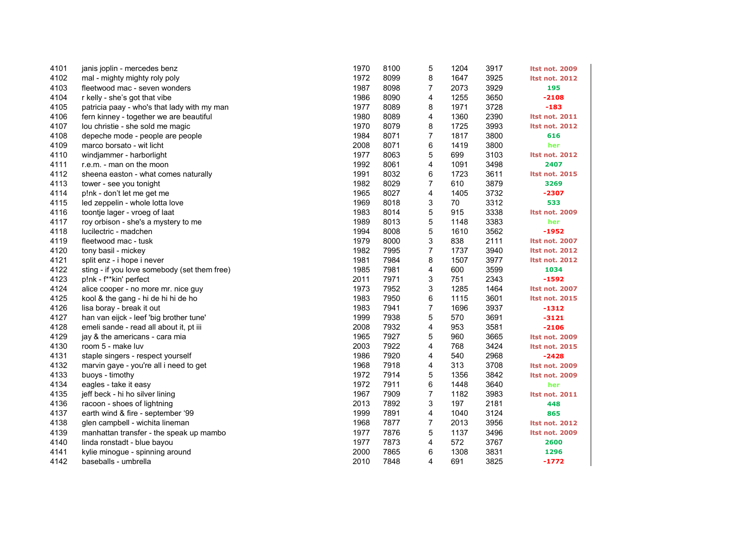| | | | | | | | |
|---|---|---|---|---|---|---|---|
| 4101 | janis joplin - mercedes benz | 1970 | 8100 | 5 | 1204 | 3917 | ltst not. 2009 |
| 4102 | mal - mighty mighty roly poly | 1972 | 8099 | 8 | 1647 | 3925 | ltst not. 2012 |
| 4103 | fleetwood mac - seven wonders | 1987 | 8098 | 7 | 2073 | 3929 | 195 |
| 4104 | r kelly - she's got that vibe | 1986 | 8090 | 4 | 1255 | 3650 | -2108 |
| 4105 | patricia paay - who's that lady with my man | 1977 | 8089 | 8 | 1971 | 3728 | -183 |
| 4106 | fern kinney - together we are beautiful | 1980 | 8089 | 4 | 1360 | 2390 | ltst not. 2011 |
| 4107 | lou christie - she sold me magic | 1970 | 8079 | 8 | 1725 | 3993 | ltst not. 2012 |
| 4108 | depeche mode - people are people | 1984 | 8071 | 7 | 1817 | 3800 | 616 |
| 4109 | marco borsato - wit licht | 2008 | 8071 | 6 | 1419 | 3800 | her |
| 4110 | windjammer - harborlight | 1977 | 8063 | 5 | 699 | 3103 | ltst not. 2012 |
| 4111 | r.e.m. - man on the moon | 1992 | 8061 | 4 | 1091 | 3498 | 2407 |
| 4112 | sheena easton - what comes naturally | 1991 | 8032 | 6 | 1723 | 3611 | ltst not. 2015 |
| 4113 | tower - see you tonight | 1982 | 8029 | 7 | 610 | 3879 | 3269 |
| 4114 | p!nk - don't let me get me | 1965 | 8027 | 4 | 1405 | 3732 | -2307 |
| 4115 | led zeppelin - whole lotta love | 1969 | 8018 | 3 | 70 | 3312 | 533 |
| 4116 | toontje lager - vroeg of laat | 1983 | 8014 | 5 | 915 | 3338 | ltst not. 2009 |
| 4117 | roy orbison - she's a mystery to me | 1989 | 8013 | 5 | 1148 | 3383 | her |
| 4118 | lucilectric - madchen | 1994 | 8008 | 5 | 1610 | 3562 | -1952 |
| 4119 | fleetwood mac - tusk | 1979 | 8000 | 3 | 838 | 2111 | ltst not. 2007 |
| 4120 | tony basil - mickey | 1982 | 7995 | 7 | 1737 | 3940 | ltst not. 2012 |
| 4121 | split enz - i hope i never | 1981 | 7984 | 8 | 1507 | 3977 | ltst not. 2012 |
| 4122 | sting - if you love somebody (set them free) | 1985 | 7981 | 4 | 600 | 3599 | 1034 |
| 4123 | p!nk - f**kin' perfect | 2011 | 7971 | 3 | 751 | 2343 | -1592 |
| 4124 | alice cooper - no more mr. nice guy | 1973 | 7952 | 3 | 1285 | 1464 | ltst not. 2007 |
| 4125 | kool & the gang - hi de hi hi de ho | 1983 | 7950 | 6 | 1115 | 3601 | ltst not. 2015 |
| 4126 | lisa boray - break it out | 1983 | 7941 | 7 | 1696 | 3937 | -1312 |
| 4127 | han van eijck - leef 'big brother tune' | 1999 | 7938 | 5 | 570 | 3691 | -3121 |
| 4128 | emeli sande - read all about it, pt iii | 2008 | 7932 | 4 | 953 | 3581 | -2106 |
| 4129 | jay & the americans - cara mia | 1965 | 7927 | 5 | 960 | 3665 | ltst not. 2009 |
| 4130 | room 5 - make luv | 2003 | 7922 | 4 | 768 | 3424 | ltst not. 2015 |
| 4131 | staple singers - respect yourself | 1986 | 7920 | 4 | 540 | 2968 | -2428 |
| 4132 | marvin gaye - you're all i need to get | 1968 | 7918 | 4 | 313 | 3708 | ltst not. 2009 |
| 4133 | buoys - timothy | 1972 | 7914 | 5 | 1356 | 3842 | ltst not. 2009 |
| 4134 | eagles - take it easy | 1972 | 7911 | 6 | 1448 | 3640 | her |
| 4135 | jeff beck - hi ho silver lining | 1967 | 7909 | 7 | 1182 | 3983 | ltst not. 2011 |
| 4136 | racoon - shoes of lightning | 2013 | 7892 | 3 | 197 | 2181 | 448 |
| 4137 | earth wind & fire - september '99 | 1999 | 7891 | 4 | 1040 | 3124 | 865 |
| 4138 | glen campbell - wichita lineman | 1968 | 7877 | 7 | 2013 | 3956 | ltst not. 2012 |
| 4139 | manhattan transfer - the speak up mambo | 1977 | 7876 | 5 | 1137 | 3496 | ltst not. 2009 |
| 4140 | linda ronstadt - blue bayou | 1977 | 7873 | 4 | 572 | 3767 | 2600 |
| 4141 | kylie minogue - spinning around | 2000 | 7865 | 6 | 1308 | 3831 | 1296 |
| 4142 | baseballs - umbrella | 2010 | 7848 | 4 | 691 | 3825 | -1772 |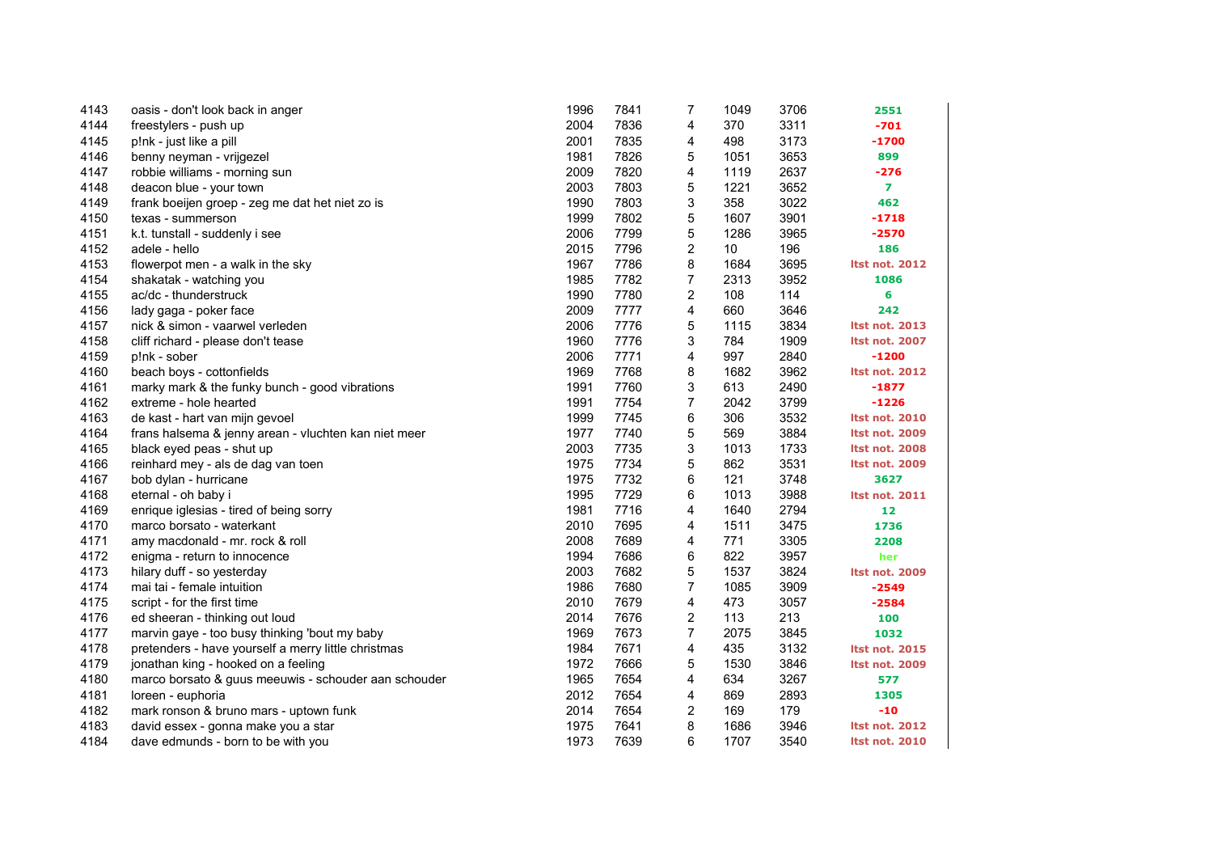| | | | | | | | |
|---|---|---|---|---|---|---|---|
| 4143 | oasis - don't look back in anger | 1996 | 7841 | 7 | 1049 | 3706 | 2551 |
| 4144 | freestylers - push up | 2004 | 7836 | 4 | 370 | 3311 | -701 |
| 4145 | p!nk - just like a pill | 2001 | 7835 | 4 | 498 | 3173 | -1700 |
| 4146 | benny neyman - vrijgezel | 1981 | 7826 | 5 | 1051 | 3653 | 899 |
| 4147 | robbie williams - morning sun | 2009 | 7820 | 4 | 1119 | 2637 | -276 |
| 4148 | deacon blue - your town | 2003 | 7803 | 5 | 1221 | 3652 | 7 |
| 4149 | frank boeijen groep - zeg me dat het niet zo is | 1990 | 7803 | 3 | 358 | 3022 | 462 |
| 4150 | texas - summerson | 1999 | 7802 | 5 | 1607 | 3901 | -1718 |
| 4151 | k.t. tunstall - suddenly i see | 2006 | 7799 | 5 | 1286 | 3965 | -2570 |
| 4152 | adele - hello | 2015 | 7796 | 2 | 10 | 196 | 186 |
| 4153 | flowerpot men - a walk in the sky | 1967 | 7786 | 8 | 1684 | 3695 | ltst not. 2012 |
| 4154 | shakatak - watching you | 1985 | 7782 | 7 | 2313 | 3952 | 1086 |
| 4155 | ac/dc - thunderstruck | 1990 | 7780 | 2 | 108 | 114 | 6 |
| 4156 | lady gaga - poker face | 2009 | 7777 | 4 | 660 | 3646 | 242 |
| 4157 | nick & simon - vaarwel verleden | 2006 | 7776 | 5 | 1115 | 3834 | ltst not. 2013 |
| 4158 | cliff richard - please don't tease | 1960 | 7776 | 3 | 784 | 1909 | ltst not. 2007 |
| 4159 | p!nk - sober | 2006 | 7771 | 4 | 997 | 2840 | -1200 |
| 4160 | beach boys - cottonfields | 1969 | 7768 | 8 | 1682 | 3962 | ltst not. 2012 |
| 4161 | marky mark & the funky bunch - good vibrations | 1991 | 7760 | 3 | 613 | 2490 | -1877 |
| 4162 | extreme - hole hearted | 1991 | 7754 | 7 | 2042 | 3799 | -1226 |
| 4163 | de kast - hart van mijn gevoel | 1999 | 7745 | 6 | 306 | 3532 | ltst not. 2010 |
| 4164 | frans halsema & jenny arean - vluchten kan niet meer | 1977 | 7740 | 5 | 569 | 3884 | ltst not. 2009 |
| 4165 | black eyed peas - shut up | 2003 | 7735 | 3 | 1013 | 1733 | ltst not. 2008 |
| 4166 | reinhard mey - als de dag van toen | 1975 | 7734 | 5 | 862 | 3531 | ltst not. 2009 |
| 4167 | bob dylan - hurricane | 1975 | 7732 | 6 | 121 | 3748 | 3627 |
| 4168 | eternal - oh baby i | 1995 | 7729 | 6 | 1013 | 3988 | ltst not. 2011 |
| 4169 | enrique iglesias - tired of being sorry | 1981 | 7716 | 4 | 1640 | 2794 | 12 |
| 4170 | marco borsato - waterkant | 2010 | 7695 | 4 | 1511 | 3475 | 1736 |
| 4171 | amy macdonald - mr. rock & roll | 2008 | 7689 | 4 | 771 | 3305 | 2208 |
| 4172 | enigma - return to innocence | 1994 | 7686 | 6 | 822 | 3957 | her |
| 4173 | hilary duff - so yesterday | 2003 | 7682 | 5 | 1537 | 3824 | ltst not. 2009 |
| 4174 | mai tai - female intuition | 1986 | 7680 | 7 | 1085 | 3909 | -2549 |
| 4175 | script - for the first time | 2010 | 7679 | 4 | 473 | 3057 | -2584 |
| 4176 | ed sheeran - thinking out loud | 2014 | 7676 | 2 | 113 | 213 | 100 |
| 4177 | marvin gaye - too busy thinking 'bout my baby | 1969 | 7673 | 7 | 2075 | 3845 | 1032 |
| 4178 | pretenders - have yourself a merry little christmas | 1984 | 7671 | 4 | 435 | 3132 | ltst not. 2015 |
| 4179 | jonathan king - hooked on a feeling | 1972 | 7666 | 5 | 1530 | 3846 | ltst not. 2009 |
| 4180 | marco borsato & guus meeuwis - schouder aan schouder | 1965 | 7654 | 4 | 634 | 3267 | 577 |
| 4181 | loreen - euphoria | 2012 | 7654 | 4 | 869 | 2893 | 1305 |
| 4182 | mark ronson & bruno mars - uptown funk | 2014 | 7654 | 2 | 169 | 179 | -10 |
| 4183 | david essex - gonna make you a star | 1975 | 7641 | 8 | 1686 | 3946 | ltst not. 2012 |
| 4184 | dave edmunds - born to be with you | 1973 | 7639 | 6 | 1707 | 3540 | ltst not. 2010 |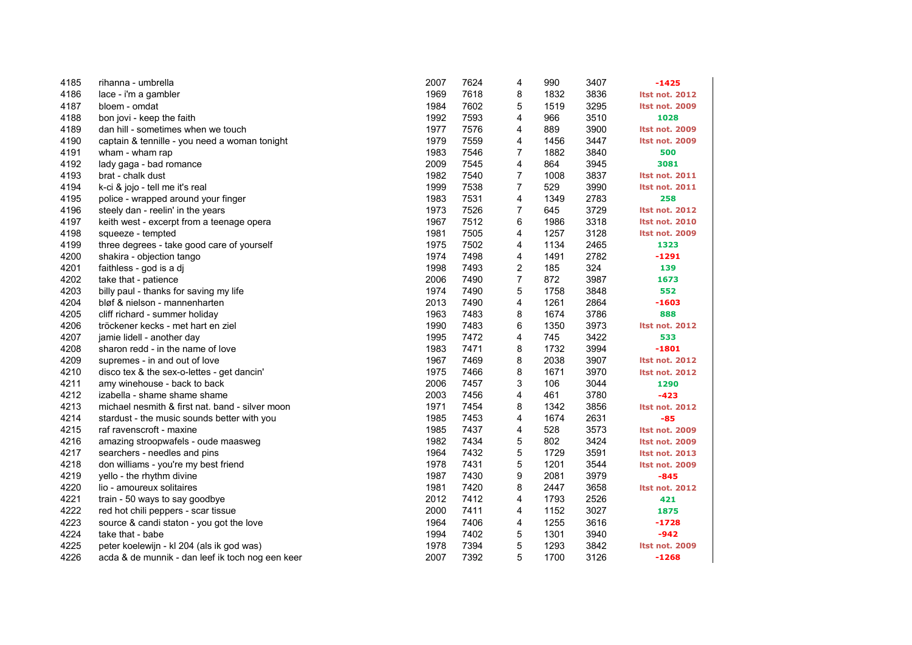| | | | | | | | |
|---|---|---|---|---|---|---|---|
| 4185 | rihanna - umbrella | 2007 | 7624 | 4 | 990 | 3407 | -1425 |
| 4186 | lace - i'm a gambler | 1969 | 7618 | 8 | 1832 | 3836 | ltst not. 2012 |
| 4187 | bloem - omdat | 1984 | 7602 | 5 | 1519 | 3295 | ltst not. 2009 |
| 4188 | bon jovi - keep the faith | 1992 | 7593 | 4 | 966 | 3510 | 1028 |
| 4189 | dan hill - sometimes when we touch | 1977 | 7576 | 4 | 889 | 3900 | ltst not. 2009 |
| 4190 | captain & tennille - you need a woman tonight | 1979 | 7559 | 4 | 1456 | 3447 | ltst not. 2009 |
| 4191 | wham - wham rap | 1983 | 7546 | 7 | 1882 | 3840 | 500 |
| 4192 | lady gaga - bad romance | 2009 | 7545 | 4 | 864 | 3945 | 3081 |
| 4193 | brat - chalk dust | 1982 | 7540 | 7 | 1008 | 3837 | ltst not. 2011 |
| 4194 | k-ci & jojo - tell me it's real | 1999 | 7538 | 7 | 529 | 3990 | ltst not. 2011 |
| 4195 | police - wrapped around your finger | 1983 | 7531 | 4 | 1349 | 2783 | 258 |
| 4196 | steely dan - reelin' in the years | 1973 | 7526 | 7 | 645 | 3729 | ltst not. 2012 |
| 4197 | keith west - excerpt from a teenage opera | 1967 | 7512 | 6 | 1986 | 3318 | ltst not. 2010 |
| 4198 | squeeze - tempted | 1981 | 7505 | 4 | 1257 | 3128 | ltst not. 2009 |
| 4199 | three degrees - take good care of yourself | 1975 | 7502 | 4 | 1134 | 2465 | 1323 |
| 4200 | shakira - objection tango | 1974 | 7498 | 4 | 1491 | 2782 | -1291 |
| 4201 | faithless - god is a dj | 1998 | 7493 | 2 | 185 | 324 | 139 |
| 4202 | take that - patience | 2006 | 7490 | 7 | 872 | 3987 | 1673 |
| 4203 | billy paul - thanks for saving my life | 1974 | 7490 | 5 | 1758 | 3848 | 552 |
| 4204 | bløf & nielson - mannenharten | 2013 | 7490 | 4 | 1261 | 2864 | -1603 |
| 4205 | cliff richard - summer holiday | 1963 | 7483 | 8 | 1674 | 3786 | 888 |
| 4206 | tröckener kecks - met hart en ziel | 1990 | 7483 | 6 | 1350 | 3973 | ltst not. 2012 |
| 4207 | jamie lidell - another day | 1995 | 7472 | 4 | 745 | 3422 | 533 |
| 4208 | sharon redd - in the name of love | 1983 | 7471 | 8 | 1732 | 3994 | -1801 |
| 4209 | supremes - in and out of love | 1967 | 7469 | 8 | 2038 | 3907 | ltst not. 2012 |
| 4210 | disco tex & the sex-o-lettes - get dancin' | 1975 | 7466 | 8 | 1671 | 3970 | ltst not. 2012 |
| 4211 | amy winehouse - back to back | 2006 | 7457 | 3 | 106 | 3044 | 1290 |
| 4212 | izabella - shame shame shame | 2003 | 7456 | 4 | 461 | 3780 | -423 |
| 4213 | michael nesmith & first nat. band - silver moon | 1971 | 7454 | 8 | 1342 | 3856 | ltst not. 2012 |
| 4214 | stardust - the music sounds better with you | 1985 | 7453 | 4 | 1674 | 2631 | -85 |
| 4215 | raf ravenscroft - maxine | 1985 | 7437 | 4 | 528 | 3573 | ltst not. 2009 |
| 4216 | amazing stroopwafels - oude maasweg | 1982 | 7434 | 5 | 802 | 3424 | ltst not. 2009 |
| 4217 | searchers - needles and pins | 1964 | 7432 | 5 | 1729 | 3591 | ltst not. 2013 |
| 4218 | don williams - you're my best friend | 1978 | 7431 | 5 | 1201 | 3544 | ltst not. 2009 |
| 4219 | yello - the rhythm divine | 1987 | 7430 | 9 | 2081 | 3979 | -845 |
| 4220 | lio - amoureux solitaires | 1981 | 7420 | 8 | 2447 | 3658 | ltst not. 2012 |
| 4221 | train - 50 ways to say goodbye | 2012 | 7412 | 4 | 1793 | 2526 | 421 |
| 4222 | red hot chili peppers - scar tissue | 2000 | 7411 | 4 | 1152 | 3027 | 1875 |
| 4223 | source & candi staton - you got the love | 1964 | 7406 | 4 | 1255 | 3616 | -1728 |
| 4224 | take that - babe | 1994 | 7402 | 5 | 1301 | 3940 | -942 |
| 4225 | peter koelewijn - kl 204 (als ik god was) | 1978 | 7394 | 5 | 1293 | 3842 | ltst not. 2009 |
| 4226 | acda & de munnik - dan leef ik toch nog een keer | 2007 | 7392 | 5 | 1700 | 3126 | -1268 |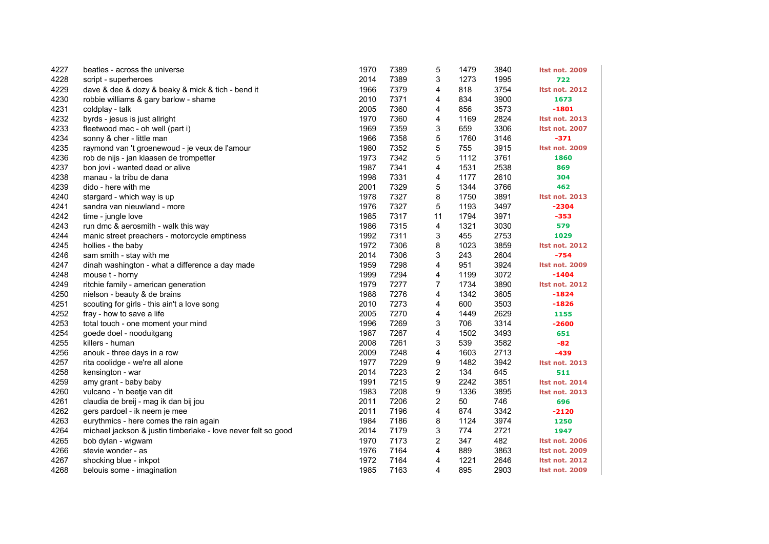| | | | | | | | |
|---|---|---|---|---|---|---|---|
| 4227 | beatles - across the universe | 1970 | 7389 | 5 | 1479 | 3840 | ltst not. 2009 |
| 4228 | script - superheroes | 2014 | 7389 | 3 | 1273 | 1995 | 722 |
| 4229 | dave & dee & dozy & beaky & mick & tich - bend it | 1966 | 7379 | 4 | 818 | 3754 | ltst not. 2012 |
| 4230 | robbie williams & gary barlow - shame | 2010 | 7371 | 4 | 834 | 3900 | 1673 |
| 4231 | coldplay - talk | 2005 | 7360 | 4 | 856 | 3573 | -1801 |
| 4232 | byrds - jesus is just allright | 1970 | 7360 | 4 | 1169 | 2824 | ltst not. 2013 |
| 4233 | fleetwood mac - oh well (part i) | 1969 | 7359 | 3 | 659 | 3306 | ltst not. 2007 |
| 4234 | sonny & cher - little man | 1966 | 7358 | 5 | 1760 | 3146 | -371 |
| 4235 | raymond van 't groenewoud - je veux de l'amour | 1980 | 7352 | 5 | 755 | 3915 | ltst not. 2009 |
| 4236 | rob de nijs - jan klaasen de trompetter | 1973 | 7342 | 5 | 1112 | 3761 | 1860 |
| 4237 | bon jovi - wanted dead or alive | 1987 | 7341 | 4 | 1531 | 2538 | 869 |
| 4238 | manau - la tribu de dana | 1998 | 7331 | 4 | 1177 | 2610 | 304 |
| 4239 | dido - here with me | 2001 | 7329 | 5 | 1344 | 3766 | 462 |
| 4240 | stargard - which way is up | 1978 | 7327 | 8 | 1750 | 3891 | ltst not. 2013 |
| 4241 | sandra van nieuwland - more | 1976 | 7327 | 5 | 1193 | 3497 | -2304 |
| 4242 | time - jungle love | 1985 | 7317 | 11 | 1794 | 3971 | -353 |
| 4243 | run dmc & aerosmith - walk this way | 1986 | 7315 | 4 | 1321 | 3030 | 579 |
| 4244 | manic street preachers - motorcycle emptiness | 1992 | 7311 | 3 | 455 | 2753 | 1029 |
| 4245 | hollies - the baby | 1972 | 7306 | 8 | 1023 | 3859 | ltst not. 2012 |
| 4246 | sam smith - stay with me | 2014 | 7306 | 3 | 243 | 2604 | -754 |
| 4247 | dinah washington - what a difference a day made | 1959 | 7298 | 4 | 951 | 3924 | ltst not. 2009 |
| 4248 | mouse t - horny | 1999 | 7294 | 4 | 1199 | 3072 | -1404 |
| 4249 | ritchie family - american generation | 1979 | 7277 | 7 | 1734 | 3890 | ltst not. 2012 |
| 4250 | nielson - beauty & de brains | 1988 | 7276 | 4 | 1342 | 3605 | -1824 |
| 4251 | scouting for girls - this ain't a love song | 2010 | 7273 | 4 | 600 | 3503 | -1826 |
| 4252 | fray - how to save a life | 2005 | 7270 | 4 | 1449 | 2629 | 1155 |
| 4253 | total touch - one moment your mind | 1996 | 7269 | 3 | 706 | 3314 | -2600 |
| 4254 | goede doel - nooduitgang | 1987 | 7267 | 4 | 1502 | 3493 | 651 |
| 4255 | killers - human | 2008 | 7261 | 3 | 539 | 3582 | -82 |
| 4256 | anouk - three days in a row | 2009 | 7248 | 4 | 1603 | 2713 | -439 |
| 4257 | rita coolidge - we're all alone | 1977 | 7229 | 9 | 1482 | 3942 | ltst not. 2013 |
| 4258 | kensington - war | 2014 | 7223 | 2 | 134 | 645 | 511 |
| 4259 | amy grant - baby baby | 1991 | 7215 | 9 | 2242 | 3851 | ltst not. 2014 |
| 4260 | vulcano - 'n beetje van dit | 1983 | 7208 | 9 | 1336 | 3895 | ltst not. 2013 |
| 4261 | claudia de breij - mag ik dan bij jou | 2011 | 7206 | 2 | 50 | 746 | 696 |
| 4262 | gers pardoel - ik neem je mee | 2011 | 7196 | 4 | 874 | 3342 | -2120 |
| 4263 | eurythmics - here comes the rain again | 1984 | 7186 | 8 | 1124 | 3974 | 1250 |
| 4264 | michael jackson & justin timberlake - love never felt so good | 2014 | 7179 | 3 | 774 | 2721 | 1947 |
| 4265 | bob dylan - wigwam | 1970 | 7173 | 2 | 347 | 482 | ltst not. 2006 |
| 4266 | stevie wonder - as | 1976 | 7164 | 4 | 889 | 3863 | ltst not. 2009 |
| 4267 | shocking blue - inkpot | 1972 | 7164 | 4 | 1221 | 2646 | ltst not. 2012 |
| 4268 | belouis some - imagination | 1985 | 7163 | 4 | 895 | 2903 | ltst not. 2009 |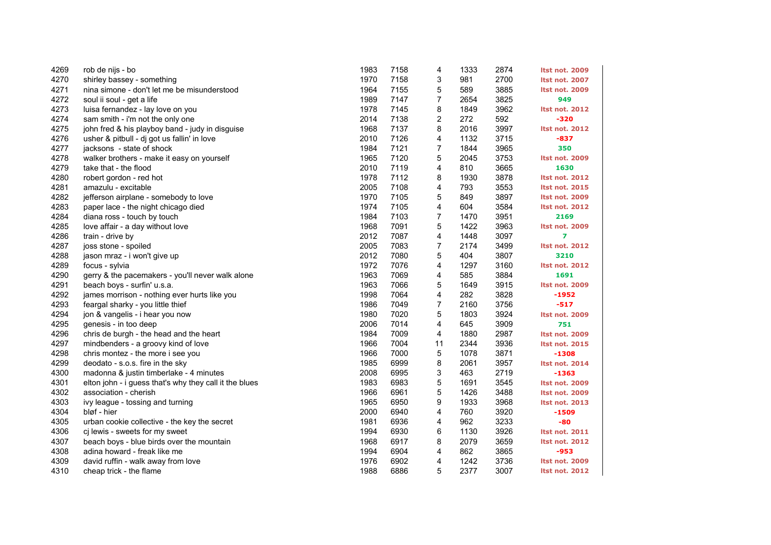| | | | | | | | |
|---|---|---|---|---|---|---|---|
| 4269 | rob de nijs - bo | 1983 | 7158 | 4 | 1333 | 2874 | ltst not. 2009 |
| 4270 | shirley bassey - something | 1970 | 7158 | 3 | 981 | 2700 | ltst not. 2007 |
| 4271 | nina simone - don't let me be misunderstood | 1964 | 7155 | 5 | 589 | 3885 | ltst not. 2009 |
| 4272 | soul ii soul - get a life | 1989 | 7147 | 7 | 2654 | 3825 | 949 |
| 4273 | luisa fernandez - lay love on you | 1978 | 7145 | 8 | 1849 | 3962 | ltst not. 2012 |
| 4274 | sam smith - i'm not the only one | 2014 | 7138 | 2 | 272 | 592 | -320 |
| 4275 | john fred & his playboy band - judy in disguise | 1968 | 7137 | 8 | 2016 | 3997 | ltst not. 2012 |
| 4276 | usher & pitbull - dj got us fallin' in love | 2010 | 7126 | 4 | 1132 | 3715 | -837 |
| 4277 | jacksons - state of shock | 1984 | 7121 | 7 | 1844 | 3965 | 350 |
| 4278 | walker brothers - make it easy on yourself | 1965 | 7120 | 5 | 2045 | 3753 | ltst not. 2009 |
| 4279 | take that - the flood | 2010 | 7119 | 4 | 810 | 3665 | 1630 |
| 4280 | robert gordon - red hot | 1978 | 7112 | 8 | 1930 | 3878 | ltst not. 2012 |
| 4281 | amazulu - excitable | 2005 | 7108 | 4 | 793 | 3553 | ltst not. 2015 |
| 4282 | jefferson airplane - somebody to love | 1970 | 7105 | 5 | 849 | 3897 | ltst not. 2009 |
| 4283 | paper lace - the night chicago died | 1974 | 7105 | 4 | 604 | 3584 | ltst not. 2012 |
| 4284 | diana ross - touch by touch | 1984 | 7103 | 7 | 1470 | 3951 | 2169 |
| 4285 | love affair - a day without love | 1968 | 7091 | 5 | 1422 | 3963 | ltst not. 2009 |
| 4286 | train - drive by | 2012 | 7087 | 4 | 1448 | 3097 | 7 |
| 4287 | joss stone - spoiled | 2005 | 7083 | 7 | 2174 | 3499 | ltst not. 2012 |
| 4288 | jason mraz - i won't give up | 2012 | 7080 | 5 | 404 | 3807 | 3210 |
| 4289 | focus - sylvia | 1972 | 7076 | 4 | 1297 | 3160 | ltst not. 2012 |
| 4290 | gerry & the pacemakers - you'll never walk alone | 1963 | 7069 | 4 | 585 | 3884 | 1691 |
| 4291 | beach boys - surfin' u.s.a. | 1963 | 7066 | 5 | 1649 | 3915 | ltst not. 2009 |
| 4292 | james morrison - nothing ever hurts like you | 1998 | 7064 | 4 | 282 | 3828 | -1952 |
| 4293 | feargal sharky - you little thief | 1986 | 7049 | 7 | 2160 | 3756 | -517 |
| 4294 | jon & vangelis - i hear you now | 1980 | 7020 | 5 | 1803 | 3924 | ltst not. 2009 |
| 4295 | genesis - in too deep | 2006 | 7014 | 4 | 645 | 3909 | 751 |
| 4296 | chris de burgh - the head and the heart | 1984 | 7009 | 4 | 1880 | 2987 | ltst not. 2009 |
| 4297 | mindbenders - a groovy kind of love | 1966 | 7004 | 11 | 2344 | 3936 | ltst not. 2015 |
| 4298 | chris montez - the more i see you | 1966 | 7000 | 5 | 1078 | 3871 | -1308 |
| 4299 | deodato - s.o.s. fire in the sky | 1985 | 6999 | 8 | 2061 | 3957 | ltst not. 2014 |
| 4300 | madonna & justin timberlake - 4 minutes | 2008 | 6995 | 3 | 463 | 2719 | -1363 |
| 4301 | elton john - i guess that's why they call it the blues | 1983 | 6983 | 5 | 1691 | 3545 | ltst not. 2009 |
| 4302 | association - cherish | 1966 | 6961 | 5 | 1426 | 3488 | ltst not. 2009 |
| 4303 | ivy league - tossing and turning | 1965 | 6950 | 9 | 1933 | 3968 | ltst not. 2013 |
| 4304 | bløf - hier | 2000 | 6940 | 4 | 760 | 3920 | -1509 |
| 4305 | urban cookie collective - the key the secret | 1981 | 6936 | 4 | 962 | 3233 | -80 |
| 4306 | cj lewis - sweets for my sweet | 1994 | 6930 | 6 | 1130 | 3926 | ltst not. 2011 |
| 4307 | beach boys - blue birds over the mountain | 1968 | 6917 | 8 | 2079 | 3659 | ltst not. 2012 |
| 4308 | adina howard - freak like me | 1994 | 6904 | 4 | 862 | 3865 | -953 |
| 4309 | david ruffin - walk away from love | 1976 | 6902 | 4 | 1242 | 3736 | ltst not. 2009 |
| 4310 | cheap trick - the flame | 1988 | 6886 | 5 | 2377 | 3007 | ltst not. 2012 |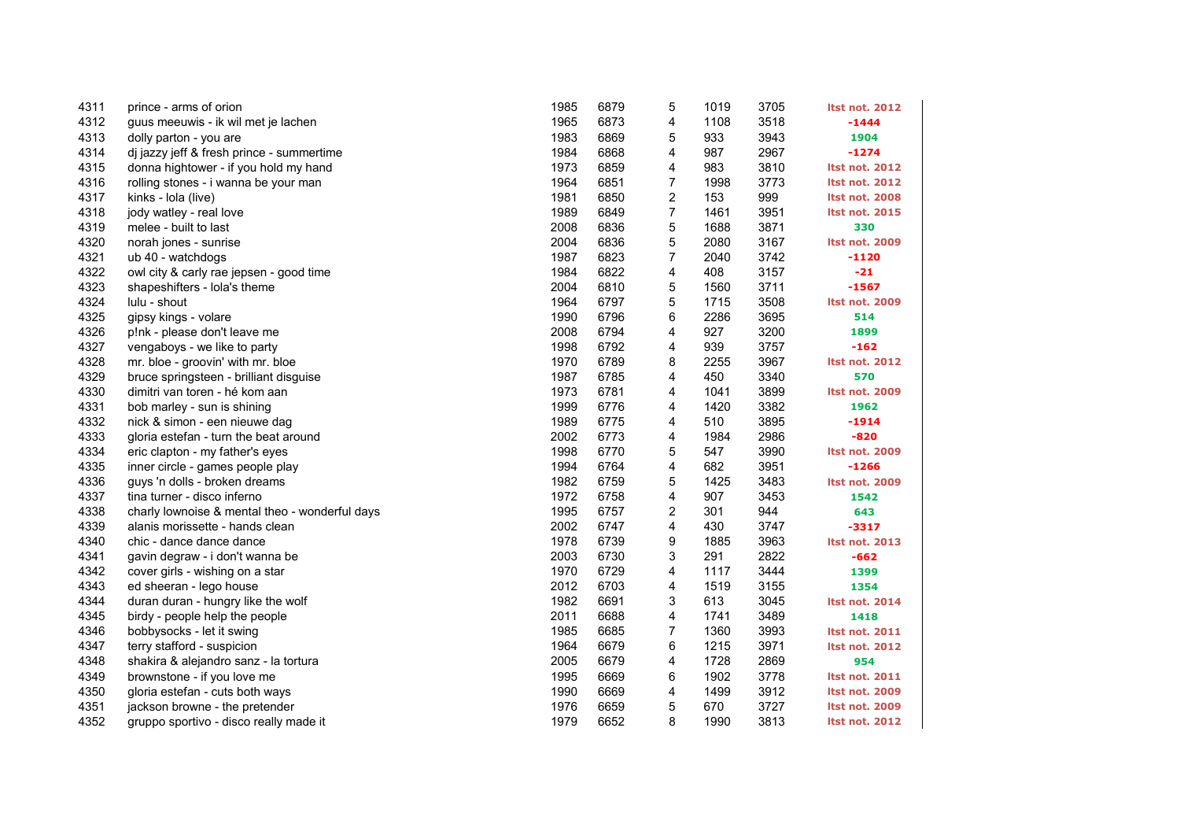| | | | | | | | |
|---|---|---|---|---|---|---|---|
| 4311 | prince - arms of orion | 1985 | 6879 | 5 | 1019 | 3705 | ltst not. 2012 |
| 4312 | guus meeuwis - ik wil met je lachen | 1965 | 6873 | 4 | 1108 | 3518 | -1444 |
| 4313 | dolly parton - you are | 1983 | 6869 | 5 | 933 | 3943 | 1904 |
| 4314 | dj jazzy jeff & fresh prince - summertime | 1984 | 6868 | 4 | 987 | 2967 | -1274 |
| 4315 | donna hightower - if you hold my hand | 1973 | 6859 | 4 | 983 | 3810 | ltst not. 2012 |
| 4316 | rolling stones - i wanna be your man | 1964 | 6851 | 7 | 1998 | 3773 | ltst not. 2012 |
| 4317 | kinks - lola (live) | 1981 | 6850 | 2 | 153 | 999 | ltst not. 2008 |
| 4318 | jody watley - real love | 1989 | 6849 | 7 | 1461 | 3951 | ltst not. 2015 |
| 4319 | melee - built to last | 2008 | 6836 | 5 | 1688 | 3871 | 330 |
| 4320 | norah jones - sunrise | 2004 | 6836 | 5 | 2080 | 3167 | ltst not. 2009 |
| 4321 | ub 40 - watchdogs | 1987 | 6823 | 7 | 2040 | 3742 | -1120 |
| 4322 | owl city & carly rae jepsen - good time | 1984 | 6822 | 4 | 408 | 3157 | -21 |
| 4323 | shapeshifters - lola's theme | 2004 | 6810 | 5 | 1560 | 3711 | -1567 |
| 4324 | lulu - shout | 1964 | 6797 | 5 | 1715 | 3508 | ltst not. 2009 |
| 4325 | gipsy kings - volare | 1990 | 6796 | 6 | 2286 | 3695 | 514 |
| 4326 | p!nk - please don't leave me | 2008 | 6794 | 4 | 927 | 3200 | 1899 |
| 4327 | vengaboys - we like to party | 1998 | 6792 | 4 | 939 | 3757 | -162 |
| 4328 | mr. bloe - groovin' with mr. bloe | 1970 | 6789 | 8 | 2255 | 3967 | ltst not. 2012 |
| 4329 | bruce springsteen - brilliant disguise | 1987 | 6785 | 4 | 450 | 3340 | 570 |
| 4330 | dimitri van toren - hé kom aan | 1973 | 6781 | 4 | 1041 | 3899 | ltst not. 2009 |
| 4331 | bob marley - sun is shining | 1999 | 6776 | 4 | 1420 | 3382 | 1962 |
| 4332 | nick & simon - een nieuwe dag | 1989 | 6775 | 4 | 510 | 3895 | -1914 |
| 4333 | gloria estefan - turn the beat around | 2002 | 6773 | 4 | 1984 | 2986 | -820 |
| 4334 | eric clapton - my father's eyes | 1998 | 6770 | 5 | 547 | 3990 | ltst not. 2009 |
| 4335 | inner circle - games people play | 1994 | 6764 | 4 | 682 | 3951 | -1266 |
| 4336 | guys 'n dolls - broken dreams | 1982 | 6759 | 5 | 1425 | 3483 | ltst not. 2009 |
| 4337 | tina turner - disco inferno | 1972 | 6758 | 4 | 907 | 3453 | 1542 |
| 4338 | charly lownoise & mental theo - wonderful days | 1995 | 6757 | 2 | 301 | 944 | 643 |
| 4339 | alanis morissette - hands clean | 2002 | 6747 | 4 | 430 | 3747 | -3317 |
| 4340 | chic - dance dance dance | 1978 | 6739 | 9 | 1885 | 3963 | ltst not. 2013 |
| 4341 | gavin degraw - i don't wanna be | 2003 | 6730 | 3 | 291 | 2822 | -662 |
| 4342 | cover girls - wishing on a star | 1970 | 6729 | 4 | 1117 | 3444 | 1399 |
| 4343 | ed sheeran - lego house | 2012 | 6703 | 4 | 1519 | 3155 | 1354 |
| 4344 | duran duran - hungry like the wolf | 1982 | 6691 | 3 | 613 | 3045 | ltst not. 2014 |
| 4345 | birdy - people help the people | 2011 | 6688 | 4 | 1741 | 3489 | 1418 |
| 4346 | bobbysocks - let it swing | 1985 | 6685 | 7 | 1360 | 3993 | ltst not. 2011 |
| 4347 | terry stafford - suspicion | 1964 | 6679 | 6 | 1215 | 3971 | ltst not. 2012 |
| 4348 | shakira & alejandro sanz - la tortura | 2005 | 6679 | 4 | 1728 | 2869 | 954 |
| 4349 | brownstone - if you love me | 1995 | 6669 | 6 | 1902 | 3778 | ltst not. 2011 |
| 4350 | gloria estefan - cuts both ways | 1990 | 6669 | 4 | 1499 | 3912 | ltst not. 2009 |
| 4351 | jackson browne - the pretender | 1976 | 6659 | 5 | 670 | 3727 | ltst not. 2009 |
| 4352 | gruppo sportivo - disco really made it | 1979 | 6652 | 8 | 1990 | 3813 | ltst not. 2012 |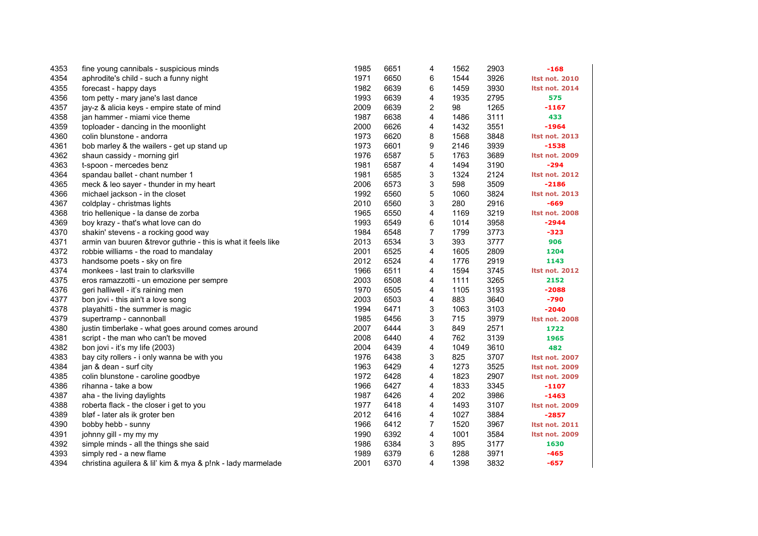| | | | | | | | |
|---|---|---|---|---|---|---|---|
| 4353 | fine young cannibals - suspicious minds | 1985 | 6651 | 4 | 1562 | 2903 | -168 |
| 4354 | aphrodite's child - such a funny night | 1971 | 6650 | 6 | 1544 | 3926 | ltst not. 2010 |
| 4355 | forecast - happy days | 1982 | 6639 | 6 | 1459 | 3930 | ltst not. 2014 |
| 4356 | tom petty - mary jane's last dance | 1993 | 6639 | 4 | 1935 | 2795 | 575 |
| 4357 | jay-z & alicia keys - empire state of mind | 2009 | 6639 | 2 | 98 | 1265 | -1167 |
| 4358 | jan hammer - miami vice theme | 1987 | 6638 | 4 | 1486 | 3111 | 433 |
| 4359 | toploader - dancing in the moonlight | 2000 | 6626 | 4 | 1432 | 3551 | -1964 |
| 4360 | colin blunstone - andorra | 1973 | 6620 | 8 | 1568 | 3848 | ltst not. 2013 |
| 4361 | bob marley & the wailers - get up stand up | 1973 | 6601 | 9 | 2146 | 3939 | -1538 |
| 4362 | shaun cassidy - morning girl | 1976 | 6587 | 5 | 1763 | 3689 | ltst not. 2009 |
| 4363 | t-spoon - mercedes benz | 1981 | 6587 | 4 | 1494 | 3190 | -294 |
| 4364 | spandau ballet - chant number 1 | 1981 | 6585 | 3 | 1324 | 2124 | ltst not. 2012 |
| 4365 | meck & leo sayer - thunder in my heart | 2006 | 6573 | 3 | 598 | 3509 | -2186 |
| 4366 | michael jackson - in the closet | 1992 | 6560 | 5 | 1060 | 3824 | ltst not. 2013 |
| 4367 | coldplay - christmas lights | 2010 | 6560 | 3 | 280 | 2916 | -669 |
| 4368 | trio hellenique - la danse de zorba | 1965 | 6550 | 4 | 1169 | 3219 | ltst not. 2008 |
| 4369 | boy krazy - that's what love can do | 1993 | 6549 | 6 | 1014 | 3958 | -2944 |
| 4370 | shakin' stevens - a rocking good way | 1984 | 6548 | 7 | 1799 | 3773 | -323 |
| 4371 | armin van buuren &trevor guthrie - this is what it feels like | 2013 | 6534 | 3 | 393 | 3777 | 906 |
| 4372 | robbie williams - the road to mandalay | 2001 | 6525 | 4 | 1605 | 2809 | 1204 |
| 4373 | handsome poets - sky on fire | 2012 | 6524 | 4 | 1776 | 2919 | 1143 |
| 4374 | monkees - last train to clarksville | 1966 | 6511 | 4 | 1594 | 3745 | ltst not. 2012 |
| 4375 | eros ramazzotti - un emozione per sempre | 2003 | 6508 | 4 | 1111 | 3265 | 2152 |
| 4376 | geri halliwell - it's raining men | 1970 | 6505 | 4 | 1105 | 3193 | -2088 |
| 4377 | bon jovi - this ain't a love song | 2003 | 6503 | 4 | 883 | 3640 | -790 |
| 4378 | playahitti - the summer is magic | 1994 | 6471 | 3 | 1063 | 3103 | -2040 |
| 4379 | supertramp - cannonball | 1985 | 6456 | 3 | 715 | 3979 | ltst not. 2008 |
| 4380 | justin timberlake - what goes around comes around | 2007 | 6444 | 3 | 849 | 2571 | 1722 |
| 4381 | script - the man who can't be moved | 2008 | 6440 | 4 | 762 | 3139 | 1965 |
| 4382 | bon jovi - it's my life (2003) | 2004 | 6439 | 4 | 1049 | 3610 | 482 |
| 4383 | bay city rollers - i only wanna be with you | 1976 | 6438 | 3 | 825 | 3707 | ltst not. 2007 |
| 4384 | jan & dean - surf city | 1963 | 6429 | 4 | 1273 | 3525 | ltst not. 2009 |
| 4385 | colin blunstone - caroline goodbye | 1972 | 6428 | 4 | 1823 | 2907 | ltst not. 2009 |
| 4386 | rihanna - take a bow | 1966 | 6427 | 4 | 1833 | 3345 | -1107 |
| 4387 | aha - the living daylights | 1987 | 6426 | 4 | 202 | 3986 | -1463 |
| 4388 | roberta flack - the closer i get to you | 1977 | 6418 | 4 | 1493 | 3107 | ltst not. 2009 |
| 4389 | bløf - later als ik groter ben | 2012 | 6416 | 4 | 1027 | 3884 | -2857 |
| 4390 | bobby hebb - sunny | 1966 | 6412 | 7 | 1520 | 3967 | ltst not. 2011 |
| 4391 | johnny gill - my my my | 1990 | 6392 | 4 | 1001 | 3584 | ltst not. 2009 |
| 4392 | simple minds - all the things she said | 1986 | 6384 | 3 | 895 | 3177 | 1630 |
| 4393 | simply red - a new flame | 1989 | 6379 | 6 | 1288 | 3971 | -465 |
| 4394 | christina aguilera & lil' kim & mya & p!nk - lady marmelade | 2001 | 6370 | 4 | 1398 | 3832 | -657 |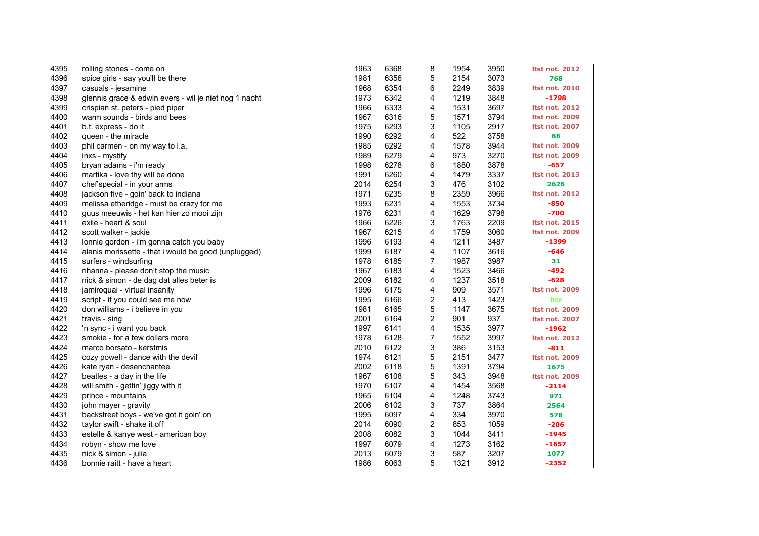| | | | | | | | |
|---|---|---|---|---|---|---|---|
| 4395 | rolling stones - come on | 1963 | 6368 | 8 | 1954 | 3950 | ltst not. 2012 |
| 4396 | spice girls - say you'll be there | 1981 | 6356 | 5 | 2154 | 3073 | 768 |
| 4397 | casuals - jesamine | 1968 | 6354 | 6 | 2249 | 3839 | ltst not. 2010 |
| 4398 | glennis grace & edwin evers - wil je niet nog 1 nacht | 1973 | 6342 | 4 | 1219 | 3848 | -1798 |
| 4399 | crispian st. peters - pied piper | 1966 | 6333 | 4 | 1531 | 3697 | ltst not. 2012 |
| 4400 | warm sounds - birds and bees | 1967 | 6316 | 5 | 1571 | 3794 | ltst not. 2009 |
| 4401 | b.t. express - do it | 1975 | 6293 | 3 | 1105 | 2917 | ltst not. 2007 |
| 4402 | queen - the miracle | 1990 | 6292 | 4 | 522 | 3758 | 86 |
| 4403 | phil carmen - on my way to l.a. | 1985 | 6292 | 4 | 1578 | 3944 | ltst not. 2009 |
| 4404 | inxs - mystify | 1989 | 6279 | 4 | 973 | 3270 | ltst not. 2009 |
| 4405 | bryan adams - i'm ready | 1998 | 6278 | 6 | 1880 | 3878 | -657 |
| 4406 | martika - love thy will be done | 1991 | 6260 | 4 | 1479 | 3337 | ltst not. 2013 |
| 4407 | chef'special - in your arms | 2014 | 6254 | 3 | 476 | 3102 | 2626 |
| 4408 | jackson five - goin' back to indiana | 1971 | 6235 | 8 | 2359 | 3966 | ltst not. 2012 |
| 4409 | melissa etheridge - must be crazy for me | 1993 | 6231 | 4 | 1553 | 3734 | -850 |
| 4410 | guus meeuwis - het kan hier zo mooi zijn | 1976 | 6231 | 4 | 1629 | 3798 | -700 |
| 4411 | exile - heart & soul | 1966 | 6226 | 3 | 1763 | 2209 | ltst not. 2015 |
| 4412 | scott walker - jackie | 1967 | 6215 | 4 | 1759 | 3060 | ltst not. 2009 |
| 4413 | lonnie gordon - i'm gonna catch you baby | 1996 | 6193 | 4 | 1211 | 3487 | -1399 |
| 4414 | alanis morissette - that i would be good (unplugged) | 1999 | 6187 | 4 | 1107 | 3616 | -646 |
| 4415 | surfers - windsurfing | 1978 | 6185 | 7 | 1987 | 3987 | 31 |
| 4416 | rihanna - please don't stop the music | 1967 | 6183 | 4 | 1523 | 3466 | -492 |
| 4417 | nick & simon - de dag dat alles beter is | 2009 | 6182 | 4 | 1237 | 3518 | -628 |
| 4418 | jamiroquai - virtual insanity | 1996 | 6175 | 4 | 909 | 3571 | ltst not. 2009 |
| 4419 | script - if you could see me now | 1995 | 6166 | 2 | 413 | 1423 | her |
| 4420 | don williams - i believe in you | 1981 | 6165 | 5 | 1147 | 3675 | ltst not. 2009 |
| 4421 | travis - sing | 2001 | 6164 | 2 | 901 | 937 | ltst not. 2007 |
| 4422 | 'n sync - i want you back | 1997 | 6141 | 4 | 1535 | 3977 | -1962 |
| 4423 | smokie - for a few dollars more | 1978 | 6128 | 7 | 1552 | 3997 | ltst not. 2012 |
| 4424 | marco borsato - kerstmis | 2010 | 6122 | 3 | 386 | 3153 | -811 |
| 4425 | cozy powell - dance with the devil | 1974 | 6121 | 5 | 2151 | 3477 | ltst not. 2009 |
| 4426 | kate ryan - desenchantee | 2002 | 6118 | 5 | 1391 | 3794 | 1675 |
| 4427 | beatles - a day in the life | 1967 | 6108 | 5 | 343 | 3948 | ltst not. 2009 |
| 4428 | will smith - gettin' jiggy with it | 1970 | 6107 | 4 | 1454 | 3568 | -2114 |
| 4429 | prince - mountains | 1965 | 6104 | 4 | 1248 | 3743 | 971 |
| 4430 | john mayer - gravity | 2006 | 6102 | 3 | 737 | 3864 | 2564 |
| 4431 | backstreet boys - we've got it goin' on | 1995 | 6097 | 4 | 334 | 3970 | 578 |
| 4432 | taylor swift - shake it off | 2014 | 6090 | 2 | 853 | 1059 | -206 |
| 4433 | estelle & kanye west - american boy | 2008 | 6082 | 3 | 1044 | 3411 | -1945 |
| 4434 | robyn - show me love | 1997 | 6079 | 4 | 1273 | 3162 | -1657 |
| 4435 | nick & simon - julia | 2013 | 6079 | 3 | 587 | 3207 | 1077 |
| 4436 | bonnie raitt - have a heart | 1986 | 6063 | 5 | 1321 | 3912 | -2352 |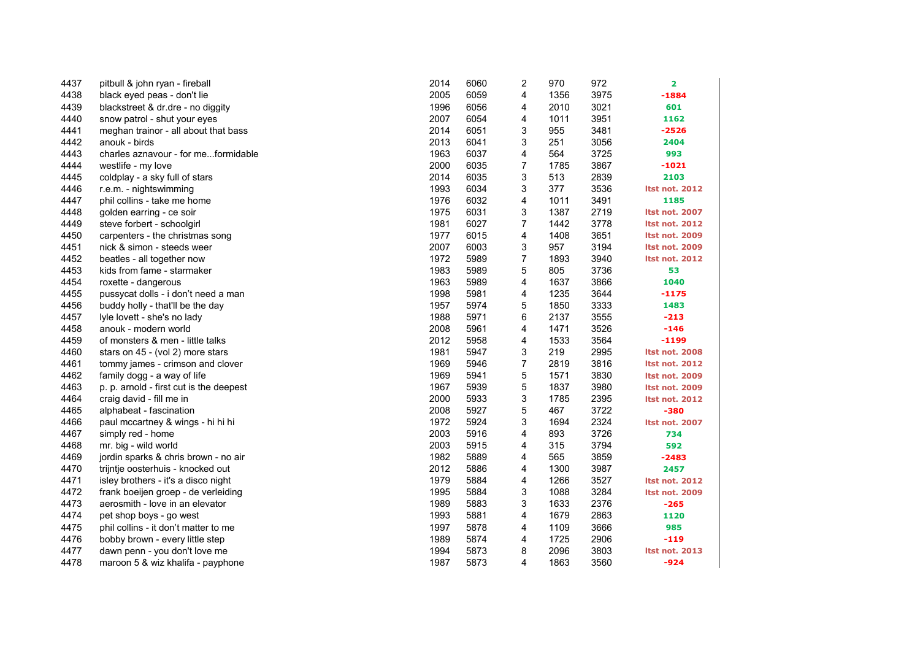| | | | | | | | |
|---|---|---|---|---|---|---|---|
| 4437 | pitbull & john ryan - fireball | 2014 | 6060 | 2 | 970 | 972 | 2 |
| 4438 | black eyed peas - don't lie | 2005 | 6059 | 4 | 1356 | 3975 | -1884 |
| 4439 | blackstreet & dr.dre - no diggity | 1996 | 6056 | 4 | 2010 | 3021 | 601 |
| 4440 | snow patrol - shut your eyes | 2007 | 6054 | 4 | 1011 | 3951 | 1162 |
| 4441 | meghan trainor - all about that bass | 2014 | 6051 | 3 | 955 | 3481 | -2526 |
| 4442 | anouk - birds | 2013 | 6041 | 3 | 251 | 3056 | 2404 |
| 4443 | charles aznavour - for me...formidable | 1963 | 6037 | 4 | 564 | 3725 | 993 |
| 4444 | westlife - my love | 2000 | 6035 | 7 | 1785 | 3867 | -1021 |
| 4445 | coldplay - a sky full of stars | 2014 | 6035 | 3 | 513 | 2839 | 2103 |
| 4446 | r.e.m. - nightswimming | 1993 | 6034 | 3 | 377 | 3536 | ltst not. 2012 |
| 4447 | phil collins - take me home | 1976 | 6032 | 4 | 1011 | 3491 | 1185 |
| 4448 | golden earring - ce soir | 1975 | 6031 | 3 | 1387 | 2719 | ltst not. 2007 |
| 4449 | steve forbert - schoolgirl | 1981 | 6027 | 7 | 1442 | 3778 | ltst not. 2012 |
| 4450 | carpenters - the christmas song | 1977 | 6015 | 4 | 1408 | 3651 | ltst not. 2009 |
| 4451 | nick & simon - steeds weer | 2007 | 6003 | 3 | 957 | 3194 | ltst not. 2009 |
| 4452 | beatles - all together now | 1972 | 5989 | 7 | 1893 | 3940 | ltst not. 2012 |
| 4453 | kids from fame - starmaker | 1983 | 5989 | 5 | 805 | 3736 | 53 |
| 4454 | roxette - dangerous | 1963 | 5989 | 4 | 1637 | 3866 | 1040 |
| 4455 | pussycat dolls - i don't need a man | 1998 | 5981 | 4 | 1235 | 3644 | -1175 |
| 4456 | buddy holly - that'll be the day | 1957 | 5974 | 5 | 1850 | 3333 | 1483 |
| 4457 | lyle lovett - she's no lady | 1988 | 5971 | 6 | 2137 | 3555 | -213 |
| 4458 | anouk - modern world | 2008 | 5961 | 4 | 1471 | 3526 | -146 |
| 4459 | of monsters & men - little talks | 2012 | 5958 | 4 | 1533 | 3564 | -1199 |
| 4460 | stars on 45 - (vol 2) more stars | 1981 | 5947 | 3 | 219 | 2995 | ltst not. 2008 |
| 4461 | tommy james - crimson and clover | 1969 | 5946 | 7 | 2819 | 3816 | ltst not. 2012 |
| 4462 | family dogg - a way of life | 1969 | 5941 | 5 | 1571 | 3830 | ltst not. 2009 |
| 4463 | p. p. arnold - first cut is the deepest | 1967 | 5939 | 5 | 1837 | 3980 | ltst not. 2009 |
| 4464 | craig david - fill me in | 2000 | 5933 | 3 | 1785 | 2395 | ltst not. 2012 |
| 4465 | alphabeat - fascination | 2008 | 5927 | 5 | 467 | 3722 | -380 |
| 4466 | paul mccartney & wings - hi hi hi | 1972 | 5924 | 3 | 1694 | 2324 | ltst not. 2007 |
| 4467 | simply red - home | 2003 | 5916 | 4 | 893 | 3726 | 734 |
| 4468 | mr. big - wild world | 2003 | 5915 | 4 | 315 | 3794 | 592 |
| 4469 | jordin sparks & chris brown - no air | 1982 | 5889 | 4 | 565 | 3859 | -2483 |
| 4470 | trijntje oosterhuis - knocked out | 2012 | 5886 | 4 | 1300 | 3987 | 2457 |
| 4471 | isley brothers - it's a disco night | 1979 | 5884 | 4 | 1266 | 3527 | ltst not. 2012 |
| 4472 | frank boeijen groep - de verleiding | 1995 | 5884 | 3 | 1088 | 3284 | ltst not. 2009 |
| 4473 | aerosmith - love in an elevator | 1989 | 5883 | 3 | 1633 | 2376 | -265 |
| 4474 | pet shop boys - go west | 1993 | 5881 | 4 | 1679 | 2863 | 1120 |
| 4475 | phil collins - it don't matter to me | 1997 | 5878 | 4 | 1109 | 3666 | 985 |
| 4476 | bobby brown - every little step | 1989 | 5874 | 4 | 1725 | 2906 | -119 |
| 4477 | dawn penn - you don't love me | 1994 | 5873 | 8 | 2096 | 3803 | ltst not. 2013 |
| 4478 | maroon 5 & wiz khalifa - payphone | 1987 | 5873 | 4 | 1863 | 3560 | -924 |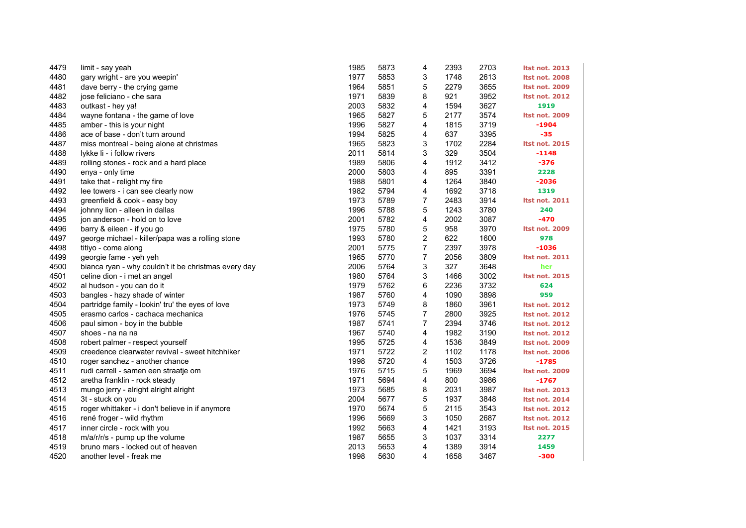| | | | | | | | |
|---|---|---|---|---|---|---|---|
| 4479 | limit - say yeah | 1985 | 5873 | 4 | 2393 | 2703 | ltst not. 2013 |
| 4480 | gary wright - are you weepin' | 1977 | 5853 | 3 | 1748 | 2613 | ltst not. 2008 |
| 4481 | dave berry - the crying game | 1964 | 5851 | 5 | 2279 | 3655 | ltst not. 2009 |
| 4482 | jose feliciano - che sara | 1971 | 5839 | 8 | 921 | 3952 | ltst not. 2012 |
| 4483 | outkast - hey ya! | 2003 | 5832 | 4 | 1594 | 3627 | 1919 |
| 4484 | wayne fontana - the game of love | 1965 | 5827 | 5 | 2177 | 3574 | ltst not. 2009 |
| 4485 | amber - this is your night | 1996 | 5827 | 4 | 1815 | 3719 | -1904 |
| 4486 | ace of base - don't turn around | 1994 | 5825 | 4 | 637 | 3395 | -35 |
| 4487 | miss montreal - being alone at christmas | 1965 | 5823 | 3 | 1702 | 2284 | ltst not. 2015 |
| 4488 | lykke li - i follow rivers | 2011 | 5814 | 3 | 329 | 3504 | -1148 |
| 4489 | rolling stones - rock and a hard place | 1989 | 5806 | 4 | 1912 | 3412 | -376 |
| 4490 | enya - only time | 2000 | 5803 | 4 | 895 | 3391 | 2228 |
| 4491 | take that - relight my fire | 1988 | 5801 | 4 | 1264 | 3840 | -2036 |
| 4492 | lee towers - i can see clearly now | 1982 | 5794 | 4 | 1692 | 3718 | 1319 |
| 4493 | greenfield & cook - easy boy | 1973 | 5789 | 7 | 2483 | 3914 | ltst not. 2011 |
| 4494 | johnny lion - alleen in dallas | 1996 | 5788 | 5 | 1243 | 3780 | 240 |
| 4495 | jon anderson - hold on to love | 2001 | 5782 | 4 | 2002 | 3087 | -470 |
| 4496 | barry & eileen - if you go | 1975 | 5780 | 5 | 958 | 3970 | ltst not. 2009 |
| 4497 | george michael - killer/papa was a rolling stone | 1993 | 5780 | 2 | 622 | 1600 | 978 |
| 4498 | titiyo - come along | 2001 | 5775 | 7 | 2397 | 3978 | -1036 |
| 4499 | georgie fame - yeh yeh | 1965 | 5770 | 7 | 2056 | 3809 | ltst not. 2011 |
| 4500 | bianca ryan - why couldn't it be christmas every day | 2006 | 5764 | 3 | 327 | 3648 | her |
| 4501 | celine dion - i met an angel | 1980 | 5764 | 3 | 1466 | 3002 | ltst not. 2015 |
| 4502 | al hudson - you can do it | 1979 | 5762 | 6 | 2236 | 3732 | 624 |
| 4503 | bangles - hazy shade of winter | 1987 | 5760 | 4 | 1090 | 3898 | 959 |
| 4504 | partridge family - lookin' tru' the eyes of love | 1973 | 5749 | 8 | 1860 | 3961 | ltst not. 2012 |
| 4505 | erasmo carlos - cachaca mechanica | 1976 | 5745 | 7 | 2800 | 3925 | ltst not. 2012 |
| 4506 | paul simon - boy in the bubble | 1987 | 5741 | 7 | 2394 | 3746 | ltst not. 2012 |
| 4507 | shoes - na na na | 1967 | 5740 | 4 | 1982 | 3190 | ltst not. 2012 |
| 4508 | robert palmer - respect yourself | 1995 | 5725 | 4 | 1536 | 3849 | ltst not. 2009 |
| 4509 | creedence clearwater revival - sweet hitchhiker | 1971 | 5722 | 2 | 1102 | 1178 | ltst not. 2006 |
| 4510 | roger sanchez - another chance | 1998 | 5720 | 4 | 1503 | 3726 | -1785 |
| 4511 | rudi carrell - samen een straatje om | 1976 | 5715 | 5 | 1969 | 3694 | ltst not. 2009 |
| 4512 | aretha franklin - rock steady | 1971 | 5694 | 4 | 800 | 3986 | -1767 |
| 4513 | mungo jerry - alright alright alright | 1973 | 5685 | 8 | 2031 | 3987 | ltst not. 2013 |
| 4514 | 3t - stuck on you | 2004 | 5677 | 5 | 1937 | 3848 | ltst not. 2014 |
| 4515 | roger whittaker - i don't believe in if anymore | 1970 | 5674 | 5 | 2115 | 3543 | ltst not. 2012 |
| 4516 | rené froger - wild rhythm | 1996 | 5669 | 3 | 1050 | 2687 | ltst not. 2012 |
| 4517 | inner circle - rock with you | 1992 | 5663 | 4 | 1421 | 3193 | ltst not. 2015 |
| 4518 | m/a/r/r/s - pump up the volume | 1987 | 5655 | 3 | 1037 | 3314 | 2277 |
| 4519 | bruno mars - locked out of heaven | 2013 | 5653 | 4 | 1389 | 3914 | 1459 |
| 4520 | another level - freak me | 1998 | 5630 | 4 | 1658 | 3467 | -300 |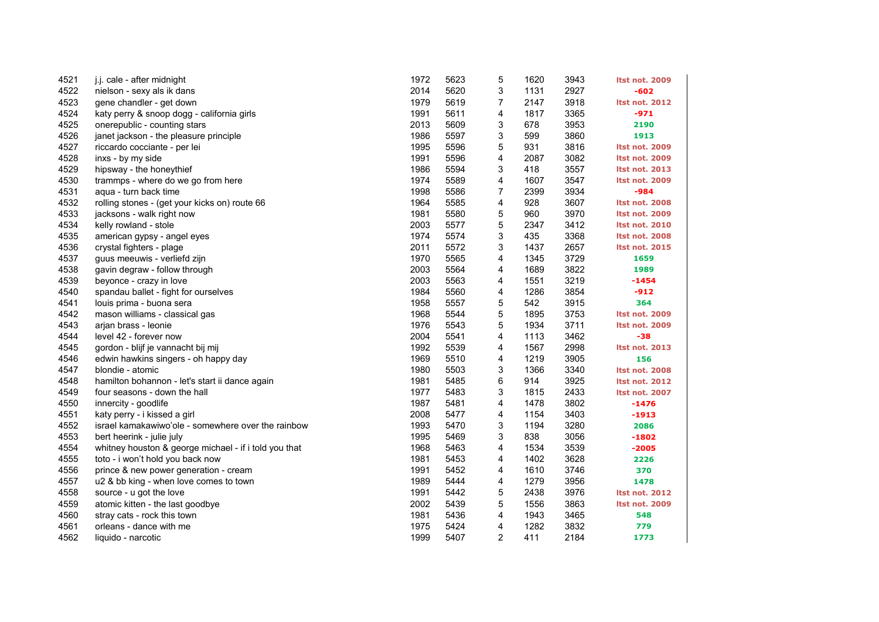| | | | | | | | |
|---|---|---|---|---|---|---|---|
| 4521 | j.j. cale - after midnight | 1972 | 5623 | 5 | 1620 | 3943 | ltst not. 2009 |
| 4522 | nielson - sexy als ik dans | 2014 | 5620 | 3 | 1131 | 2927 | -602 |
| 4523 | gene chandler - get down | 1979 | 5619 | 7 | 2147 | 3918 | ltst not. 2012 |
| 4524 | katy perry & snoop dogg - california girls | 1991 | 5611 | 4 | 1817 | 3365 | -971 |
| 4525 | onerepublic - counting stars | 2013 | 5609 | 3 | 678 | 3953 | 2190 |
| 4526 | janet jackson - the pleasure principle | 1986 | 5597 | 3 | 599 | 3860 | 1913 |
| 4527 | riccardo cocciante - per lei | 1995 | 5596 | 5 | 931 | 3816 | ltst not. 2009 |
| 4528 | inxs - by my side | 1991 | 5596 | 4 | 2087 | 3082 | ltst not. 2009 |
| 4529 | hipsway - the honeythief | 1986 | 5594 | 3 | 418 | 3557 | ltst not. 2013 |
| 4530 | trammps - where do we go from here | 1974 | 5589 | 4 | 1607 | 3547 | ltst not. 2009 |
| 4531 | aqua - turn back time | 1998 | 5586 | 7 | 2399 | 3934 | -984 |
| 4532 | rolling stones - (get your kicks on) route 66 | 1964 | 5585 | 4 | 928 | 3607 | ltst not. 2008 |
| 4533 | jacksons - walk right now | 1981 | 5580 | 5 | 960 | 3970 | ltst not. 2009 |
| 4534 | kelly rowland - stole | 2003 | 5577 | 5 | 2347 | 3412 | ltst not. 2010 |
| 4535 | american gypsy - angel eyes | 1974 | 5574 | 3 | 435 | 3368 | ltst not. 2008 |
| 4536 | crystal fighters - plage | 2011 | 5572 | 3 | 1437 | 2657 | ltst not. 2015 |
| 4537 | guus meeuwis - verliefd zijn | 1970 | 5565 | 4 | 1345 | 3729 | 1659 |
| 4538 | gavin degraw - follow through | 2003 | 5564 | 4 | 1689 | 3822 | 1989 |
| 4539 | beyonce - crazy in love | 2003 | 5563 | 4 | 1551 | 3219 | -1454 |
| 4540 | spandau ballet - fight for ourselves | 1984 | 5560 | 4 | 1286 | 3854 | -912 |
| 4541 | louis prima - buona sera | 1958 | 5557 | 5 | 542 | 3915 | 364 |
| 4542 | mason williams - classical gas | 1968 | 5544 | 5 | 1895 | 3753 | ltst not. 2009 |
| 4543 | arjan brass - leonie | 1976 | 5543 | 5 | 1934 | 3711 | ltst not. 2009 |
| 4544 | level 42 - forever now | 2004 | 5541 | 4 | 1113 | 3462 | -38 |
| 4545 | gordon - blijf je vannacht bij mij | 1992 | 5539 | 4 | 1567 | 2998 | ltst not. 2013 |
| 4546 | edwin hawkins singers - oh happy day | 1969 | 5510 | 4 | 1219 | 3905 | 156 |
| 4547 | blondie - atomic | 1980 | 5503 | 3 | 1366 | 3340 | ltst not. 2008 |
| 4548 | hamilton bohannon - let's start ii dance again | 1981 | 5485 | 6 | 914 | 3925 | ltst not. 2012 |
| 4549 | four seasons - down the hall | 1977 | 5483 | 3 | 1815 | 2433 | ltst not. 2007 |
| 4550 | innercity - goodlife | 1987 | 5481 | 4 | 1478 | 3802 | -1476 |
| 4551 | katy perry - i kissed a girl | 2008 | 5477 | 4 | 1154 | 3403 | -1913 |
| 4552 | israel kamakawiwo'ole - somewhere over the rainbow | 1993 | 5470 | 3 | 1194 | 3280 | 2086 |
| 4553 | bert heerink - julie july | 1995 | 5469 | 3 | 838 | 3056 | -1802 |
| 4554 | whitney houston & george michael - if i told you that | 1968 | 5463 | 4 | 1534 | 3539 | -2005 |
| 4555 | toto - i won't hold you back now | 1981 | 5453 | 4 | 1402 | 3628 | 2226 |
| 4556 | prince & new power generation - cream | 1991 | 5452 | 4 | 1610 | 3746 | 370 |
| 4557 | u2 & bb king - when love comes to town | 1989 | 5444 | 4 | 1279 | 3956 | 1478 |
| 4558 | source - u got the love | 1991 | 5442 | 5 | 2438 | 3976 | ltst not. 2012 |
| 4559 | atomic kitten - the last goodbye | 2002 | 5439 | 5 | 1556 | 3863 | ltst not. 2009 |
| 4560 | stray cats - rock this town | 1981 | 5436 | 4 | 1943 | 3465 | 548 |
| 4561 | orleans - dance with me | 1975 | 5424 | 4 | 1282 | 3832 | 779 |
| 4562 | liquido - narcotic | 1999 | 5407 | 2 | 411 | 2184 | 1773 |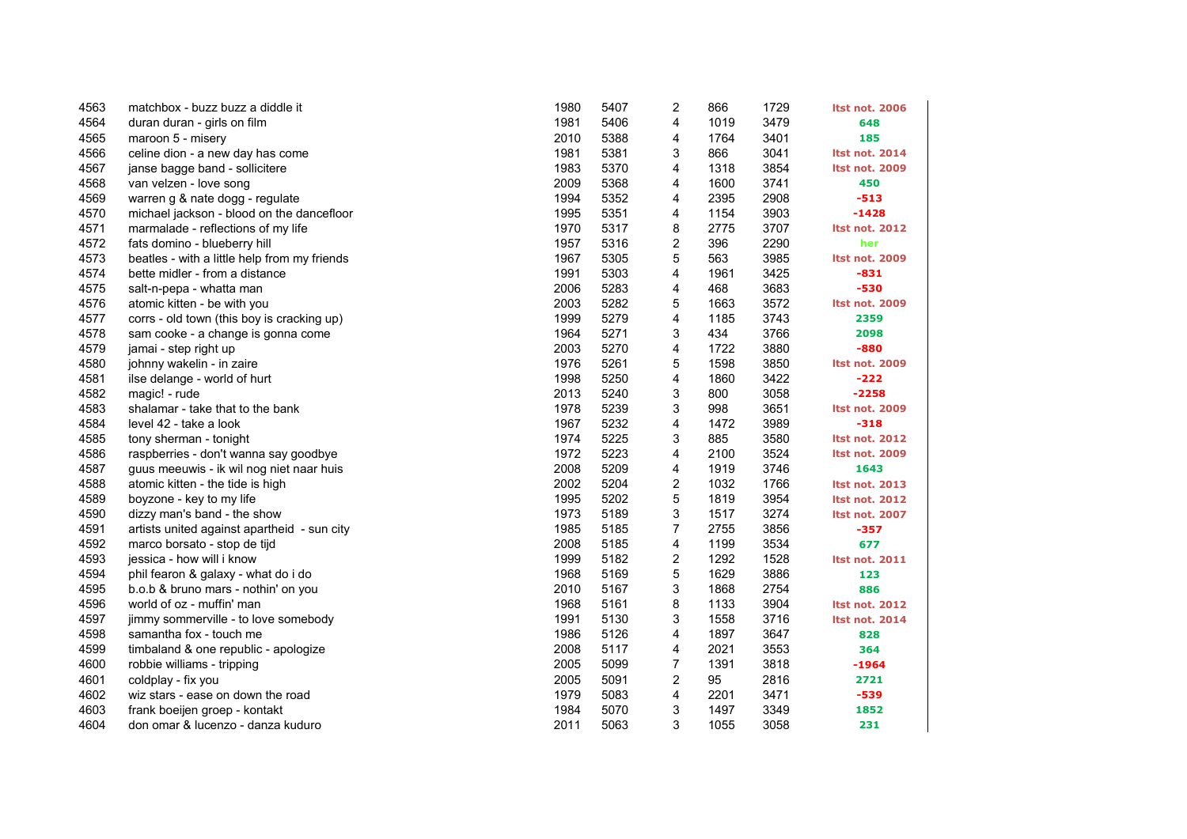| | | | | | | | |
|---|---|---|---|---|---|---|---|
| 4563 | matchbox - buzz buzz a diddle it | 1980 | 5407 | 2 | 866 | 1729 | ltst not. 2006 |
| 4564 | duran duran - girls on film | 1981 | 5406 | 4 | 1019 | 3479 | 648 |
| 4565 | maroon 5 - misery | 2010 | 5388 | 4 | 1764 | 3401 | 185 |
| 4566 | celine dion - a new day has come | 1981 | 5381 | 3 | 866 | 3041 | ltst not. 2014 |
| 4567 | janse bagge band - sollicitere | 1983 | 5370 | 4 | 1318 | 3854 | ltst not. 2009 |
| 4568 | van velzen - love song | 2009 | 5368 | 4 | 1600 | 3741 | 450 |
| 4569 | warren g & nate dogg - regulate | 1994 | 5352 | 4 | 2395 | 2908 | -513 |
| 4570 | michael jackson - blood on the dancefloor | 1995 | 5351 | 4 | 1154 | 3903 | -1428 |
| 4571 | marmalade - reflections of my life | 1970 | 5317 | 8 | 2775 | 3707 | ltst not. 2012 |
| 4572 | fats domino - blueberry hill | 1957 | 5316 | 2 | 396 | 2290 | her |
| 4573 | beatles - with a little help from my friends | 1967 | 5305 | 5 | 563 | 3985 | ltst not. 2009 |
| 4574 | bette midler - from a distance | 1991 | 5303 | 4 | 1961 | 3425 | -831 |
| 4575 | salt-n-pepa - whatta man | 2006 | 5283 | 4 | 468 | 3683 | -530 |
| 4576 | atomic kitten - be with you | 2003 | 5282 | 5 | 1663 | 3572 | ltst not. 2009 |
| 4577 | corrs - old town (this boy is cracking up) | 1999 | 5279 | 4 | 1185 | 3743 | 2359 |
| 4578 | sam cooke - a change is gonna come | 1964 | 5271 | 3 | 434 | 3766 | 2098 |
| 4579 | jamai - step right up | 2003 | 5270 | 4 | 1722 | 3880 | -880 |
| 4580 | johnny wakelin - in zaire | 1976 | 5261 | 5 | 1598 | 3850 | ltst not. 2009 |
| 4581 | ilse delange - world of hurt | 1998 | 5250 | 4 | 1860 | 3422 | -222 |
| 4582 | magic! - rude | 2013 | 5240 | 3 | 800 | 3058 | -2258 |
| 4583 | shalamar - take that to the bank | 1978 | 5239 | 3 | 998 | 3651 | ltst not. 2009 |
| 4584 | level 42 - take a look | 1967 | 5232 | 4 | 1472 | 3989 | -318 |
| 4585 | tony sherman - tonight | 1974 | 5225 | 3 | 885 | 3580 | ltst not. 2012 |
| 4586 | raspberries - don't wanna say goodbye | 1972 | 5223 | 4 | 2100 | 3524 | ltst not. 2009 |
| 4587 | guus meeuwis - ik wil nog niet naar huis | 2008 | 5209 | 4 | 1919 | 3746 | 1643 |
| 4588 | atomic kitten - the tide is high | 2002 | 5204 | 2 | 1032 | 1766 | ltst not. 2013 |
| 4589 | boyzone - key to my life | 1995 | 5202 | 5 | 1819 | 3954 | ltst not. 2012 |
| 4590 | dizzy man's band - the show | 1973 | 5189 | 3 | 1517 | 3274 | ltst not. 2007 |
| 4591 | artists united against apartheid - sun city | 1985 | 5185 | 7 | 2755 | 3856 | -357 |
| 4592 | marco borsato - stop de tijd | 2008 | 5185 | 4 | 1199 | 3534 | 677 |
| 4593 | jessica - how will i know | 1999 | 5182 | 2 | 1292 | 1528 | ltst not. 2011 |
| 4594 | phil fearon & galaxy - what do i do | 1968 | 5169 | 5 | 1629 | 3886 | 123 |
| 4595 | b.o.b & bruno mars - nothin' on you | 2010 | 5167 | 3 | 1868 | 2754 | 886 |
| 4596 | world of oz - muffin' man | 1968 | 5161 | 8 | 1133 | 3904 | ltst not. 2012 |
| 4597 | jimmy sommerville - to love somebody | 1991 | 5130 | 3 | 1558 | 3716 | ltst not. 2014 |
| 4598 | samantha fox - touch me | 1986 | 5126 | 4 | 1897 | 3647 | 828 |
| 4599 | timbaland & one republic - apologize | 2008 | 5117 | 4 | 2021 | 3553 | 364 |
| 4600 | robbie williams - tripping | 2005 | 5099 | 7 | 1391 | 3818 | -1964 |
| 4601 | coldplay - fix you | 2005 | 5091 | 2 | 95 | 2816 | 2721 |
| 4602 | wiz stars - ease on down the road | 1979 | 5083 | 4 | 2201 | 3471 | -539 |
| 4603 | frank boeijen groep - kontakt | 1984 | 5070 | 3 | 1497 | 3349 | 1852 |
| 4604 | don omar & lucenzo - danza kuduro | 2011 | 5063 | 3 | 1055 | 3058 | 231 |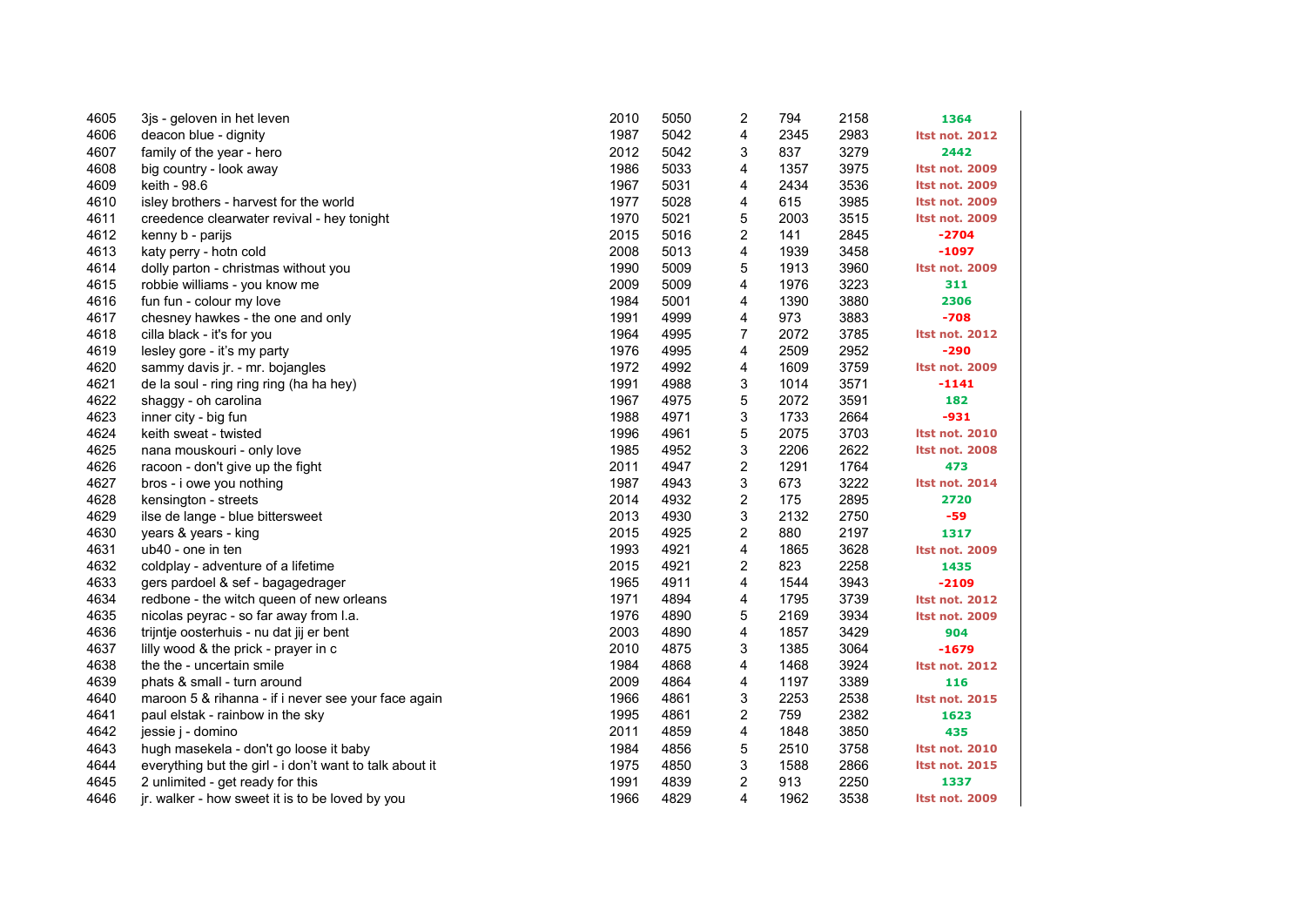| | | | | | | | |
|---|---|---|---|---|---|---|---|
| 4605 | 3js - geloven in het leven | 2010 | 5050 | 2 | 794 | 2158 | 1364 |
| 4606 | deacon blue - dignity | 1987 | 5042 | 4 | 2345 | 2983 | ltst not. 2012 |
| 4607 | family of the year - hero | 2012 | 5042 | 3 | 837 | 3279 | 2442 |
| 4608 | big country - look away | 1986 | 5033 | 4 | 1357 | 3975 | ltst not. 2009 |
| 4609 | keith - 98.6 | 1967 | 5031 | 4 | 2434 | 3536 | ltst not. 2009 |
| 4610 | isley brothers - harvest for the world | 1977 | 5028 | 4 | 615 | 3985 | ltst not. 2009 |
| 4611 | creedence clearwater revival - hey tonight | 1970 | 5021 | 5 | 2003 | 3515 | ltst not. 2009 |
| 4612 | kenny b - parijs | 2015 | 5016 | 2 | 141 | 2845 | -2704 |
| 4613 | katy perry - hotn cold | 2008 | 5013 | 4 | 1939 | 3458 | -1097 |
| 4614 | dolly parton - christmas without you | 1990 | 5009 | 5 | 1913 | 3960 | ltst not. 2009 |
| 4615 | robbie williams - you know me | 2009 | 5009 | 4 | 1976 | 3223 | 311 |
| 4616 | fun fun - colour my love | 1984 | 5001 | 4 | 1390 | 3880 | 2306 |
| 4617 | chesney hawkes - the one and only | 1991 | 4999 | 4 | 973 | 3883 | -708 |
| 4618 | cilla black - it's for you | 1964 | 4995 | 7 | 2072 | 3785 | ltst not. 2012 |
| 4619 | lesley gore - it's my party | 1976 | 4995 | 4 | 2509 | 2952 | -290 |
| 4620 | sammy davis jr. - mr. bojangles | 1972 | 4992 | 4 | 1609 | 3759 | ltst not. 2009 |
| 4621 | de la soul - ring ring ring (ha ha hey) | 1991 | 4988 | 3 | 1014 | 3571 | -1141 |
| 4622 | shaggy - oh carolina | 1967 | 4975 | 5 | 2072 | 3591 | 182 |
| 4623 | inner city - big fun | 1988 | 4971 | 3 | 1733 | 2664 | -931 |
| 4624 | keith sweat - twisted | 1996 | 4961 | 5 | 2075 | 3703 | ltst not. 2010 |
| 4625 | nana mouskouri - only love | 1985 | 4952 | 3 | 2206 | 2622 | ltst not. 2008 |
| 4626 | racoon - don't give up the fight | 2011 | 4947 | 2 | 1291 | 1764 | 473 |
| 4627 | bros - i owe you nothing | 1987 | 4943 | 3 | 673 | 3222 | ltst not. 2014 |
| 4628 | kensington - streets | 2014 | 4932 | 2 | 175 | 2895 | 2720 |
| 4629 | ilse de lange - blue bittersweet | 2013 | 4930 | 3 | 2132 | 2750 | -59 |
| 4630 | years & years - king | 2015 | 4925 | 2 | 880 | 2197 | 1317 |
| 4631 | ub40 - one in ten | 1993 | 4921 | 4 | 1865 | 3628 | ltst not. 2009 |
| 4632 | coldplay - adventure of a lifetime | 2015 | 4921 | 2 | 823 | 2258 | 1435 |
| 4633 | gers pardoel & sef - bagagedrager | 1965 | 4911 | 4 | 1544 | 3943 | -2109 |
| 4634 | redbone - the witch queen of new orleans | 1971 | 4894 | 4 | 1795 | 3739 | ltst not. 2012 |
| 4635 | nicolas peyrac - so far away from l.a. | 1976 | 4890 | 5 | 2169 | 3934 | ltst not. 2009 |
| 4636 | trijntje oosterhuis - nu dat jij er bent | 2003 | 4890 | 4 | 1857 | 3429 | 904 |
| 4637 | lilly wood & the prick - prayer in c | 2010 | 4875 | 3 | 1385 | 3064 | -1679 |
| 4638 | the the - uncertain smile | 1984 | 4868 | 4 | 1468 | 3924 | ltst not. 2012 |
| 4639 | phats & small - turn around | 2009 | 4864 | 4 | 1197 | 3389 | 116 |
| 4640 | maroon 5 & rihanna - if i never see your face again | 1966 | 4861 | 3 | 2253 | 2538 | ltst not. 2015 |
| 4641 | paul elstak - rainbow in the sky | 1995 | 4861 | 2 | 759 | 2382 | 1623 |
| 4642 | jessie j - domino | 2011 | 4859 | 4 | 1848 | 3850 | 435 |
| 4643 | hugh masekela - don't go loose it baby | 1984 | 4856 | 5 | 2510 | 3758 | ltst not. 2010 |
| 4644 | everything but the girl - i don't want to talk about it | 1975 | 4850 | 3 | 1588 | 2866 | ltst not. 2015 |
| 4645 | 2 unlimited - get ready for this | 1991 | 4839 | 2 | 913 | 2250 | 1337 |
| 4646 | jr. walker - how sweet it is to be loved by you | 1966 | 4829 | 4 | 1962 | 3538 | ltst not. 2009 |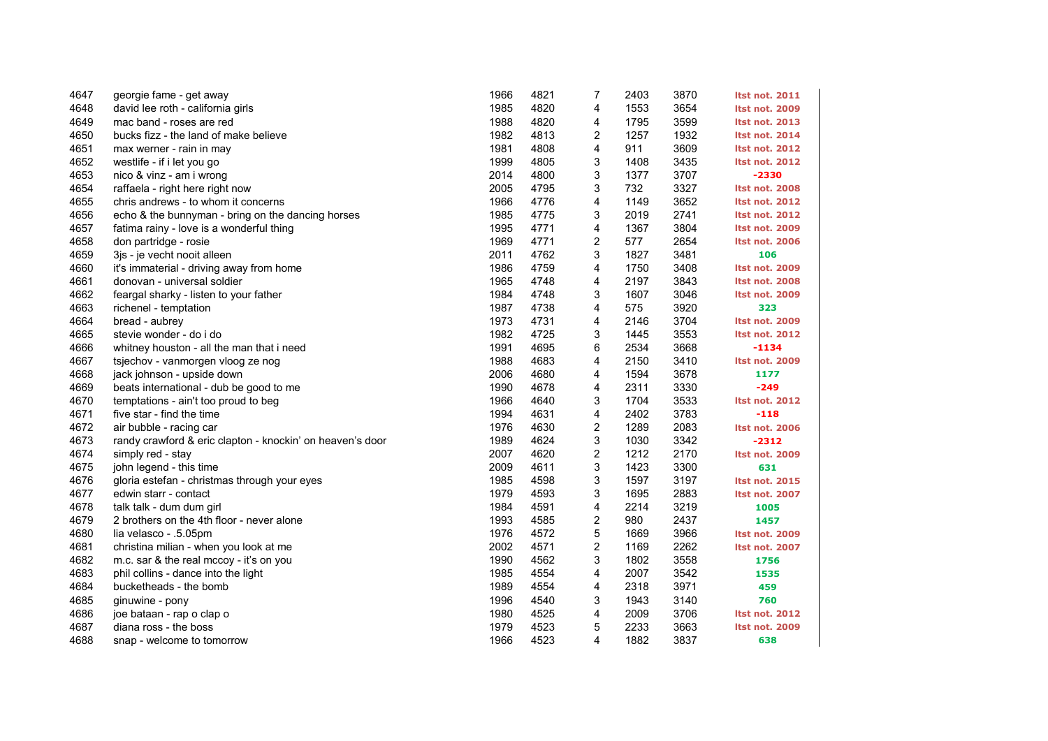| | | | | | | | |
|---|---|---|---|---|---|---|---|
| 4647 | georgie fame - get away | 1966 | 4821 | 7 | 2403 | 3870 | ltst not. 2011 |
| 4648 | david lee roth - california girls | 1985 | 4820 | 4 | 1553 | 3654 | ltst not. 2009 |
| 4649 | mac band - roses are red | 1988 | 4820 | 4 | 1795 | 3599 | ltst not. 2013 |
| 4650 | bucks fizz - the land of make believe | 1982 | 4813 | 2 | 1257 | 1932 | ltst not. 2014 |
| 4651 | max werner - rain in may | 1981 | 4808 | 4 | 911 | 3609 | ltst not. 2012 |
| 4652 | westlife - if i let you go | 1999 | 4805 | 3 | 1408 | 3435 | ltst not. 2012 |
| 4653 | nico & vinz - am i wrong | 2014 | 4800 | 3 | 1377 | 3707 | -2330 |
| 4654 | raffaela - right here right now | 2005 | 4795 | 3 | 732 | 3327 | ltst not. 2008 |
| 4655 | chris andrews - to whom it concerns | 1966 | 4776 | 4 | 1149 | 3652 | ltst not. 2012 |
| 4656 | echo & the bunnyman - bring on the dancing horses | 1985 | 4775 | 3 | 2019 | 2741 | ltst not. 2012 |
| 4657 | fatima rainy - love is a wonderful thing | 1995 | 4771 | 4 | 1367 | 3804 | ltst not. 2009 |
| 4658 | don partridge - rosie | 1969 | 4771 | 2 | 577 | 2654 | ltst not. 2006 |
| 4659 | 3js - je vecht nooit alleen | 2011 | 4762 | 3 | 1827 | 3481 | 106 |
| 4660 | it's immaterial - driving away from home | 1986 | 4759 | 4 | 1750 | 3408 | ltst not. 2009 |
| 4661 | donovan - universal soldier | 1965 | 4748 | 4 | 2197 | 3843 | ltst not. 2008 |
| 4662 | feargal sharky - listen to your father | 1984 | 4748 | 3 | 1607 | 3046 | ltst not. 2009 |
| 4663 | richenel - temptation | 1987 | 4738 | 4 | 575 | 3920 | 323 |
| 4664 | bread - aubrey | 1973 | 4731 | 4 | 2146 | 3704 | ltst not. 2009 |
| 4665 | stevie wonder - do i do | 1982 | 4725 | 3 | 1445 | 3553 | ltst not. 2012 |
| 4666 | whitney houston - all the man that i need | 1991 | 4695 | 6 | 2534 | 3668 | -1134 |
| 4667 | tsjechov - vanmorgen vloog ze nog | 1988 | 4683 | 4 | 2150 | 3410 | ltst not. 2009 |
| 4668 | jack johnson - upside down | 2006 | 4680 | 4 | 1594 | 3678 | 1177 |
| 4669 | beats international - dub be good to me | 1990 | 4678 | 4 | 2311 | 3330 | -249 |
| 4670 | temptations - ain't too proud to beg | 1966 | 4640 | 3 | 1704 | 3533 | ltst not. 2012 |
| 4671 | five star - find the time | 1994 | 4631 | 4 | 2402 | 3783 | -118 |
| 4672 | air bubble - racing car | 1976 | 4630 | 2 | 1289 | 2083 | ltst not. 2006 |
| 4673 | randy crawford & eric clapton - knockin' on heaven's door | 1989 | 4624 | 3 | 1030 | 3342 | -2312 |
| 4674 | simply red - stay | 2007 | 4620 | 2 | 1212 | 2170 | ltst not. 2009 |
| 4675 | john legend - this time | 2009 | 4611 | 3 | 1423 | 3300 | 631 |
| 4676 | gloria estefan - christmas through your eyes | 1985 | 4598 | 3 | 1597 | 3197 | ltst not. 2015 |
| 4677 | edwin starr - contact | 1979 | 4593 | 3 | 1695 | 2883 | ltst not. 2007 |
| 4678 | talk talk - dum dum girl | 1984 | 4591 | 4 | 2214 | 3219 | 1005 |
| 4679 | 2 brothers on the 4th floor - never alone | 1993 | 4585 | 2 | 980 | 2437 | 1457 |
| 4680 | lia velasco - .5.05pm | 1976 | 4572 | 5 | 1669 | 3966 | ltst not. 2009 |
| 4681 | christina milian - when you look at me | 2002 | 4571 | 2 | 1169 | 2262 | ltst not. 2007 |
| 4682 | m.c. sar & the real mccoy - it's on you | 1990 | 4562 | 3 | 1802 | 3558 | 1756 |
| 4683 | phil collins - dance into the light | 1985 | 4554 | 4 | 2007 | 3542 | 1535 |
| 4684 | bucketheads - the bomb | 1989 | 4554 | 4 | 2318 | 3971 | 459 |
| 4685 | ginuwine - pony | 1996 | 4540 | 3 | 1943 | 3140 | 760 |
| 4686 | joe bataan - rap o clap o | 1980 | 4525 | 4 | 2009 | 3706 | ltst not. 2012 |
| 4687 | diana ross - the boss | 1979 | 4523 | 5 | 2233 | 3663 | ltst not. 2009 |
| 4688 | snap - welcome to tomorrow | 1966 | 4523 | 4 | 1882 | 3837 | 638 |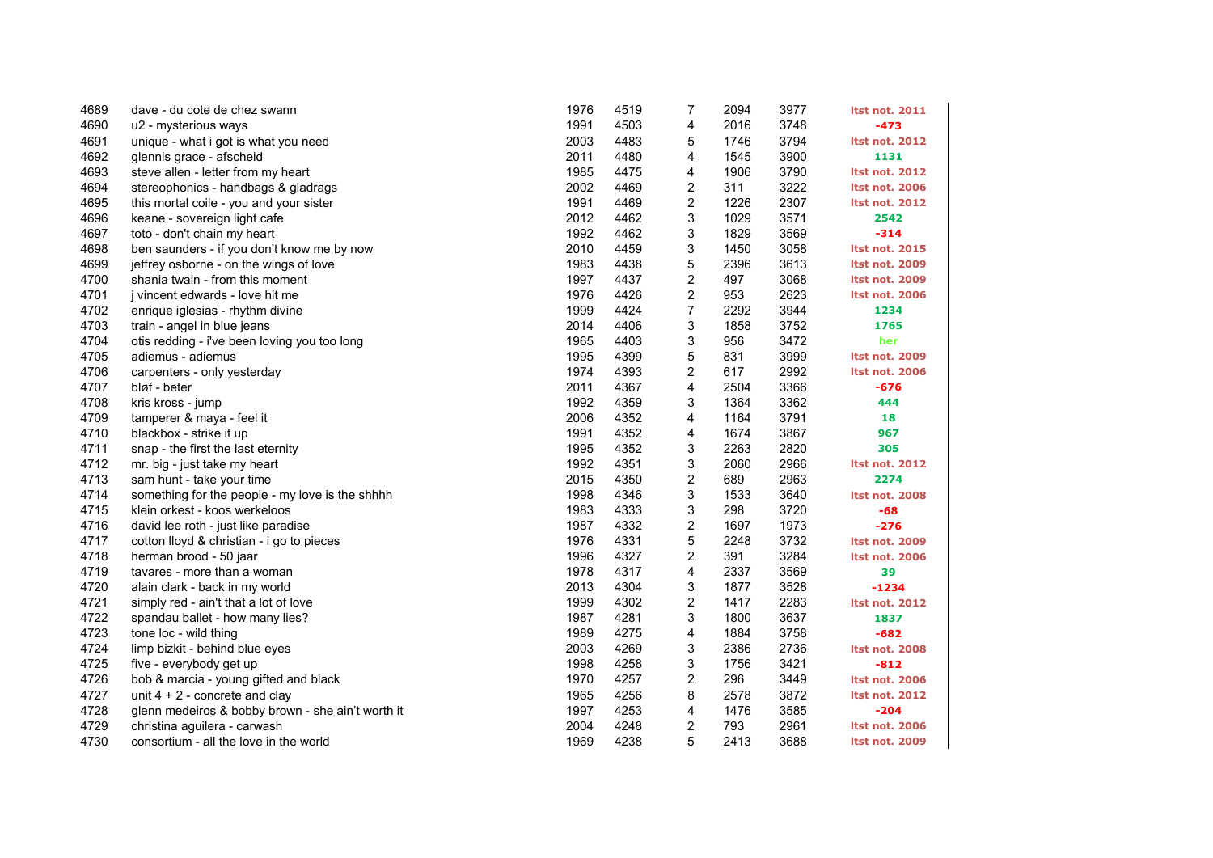| | | | | | | | |
|---|---|---|---|---|---|---|---|
| 4689 | dave - du cote de chez swann | 1976 | 4519 | 7 | 2094 | 3977 | ltst not. 2011 |
| 4690 | u2 - mysterious ways | 1991 | 4503 | 4 | 2016 | 3748 | -473 |
| 4691 | unique - what i got is what you need | 2003 | 4483 | 5 | 1746 | 3794 | ltst not. 2012 |
| 4692 | glennis grace - afscheid | 2011 | 4480 | 4 | 1545 | 3900 | 1131 |
| 4693 | steve allen - letter from my heart | 1985 | 4475 | 4 | 1906 | 3790 | ltst not. 2012 |
| 4694 | stereophonics - handbags & gladrags | 2002 | 4469 | 2 | 311 | 3222 | ltst not. 2006 |
| 4695 | this mortal coile - you and your sister | 1991 | 4469 | 2 | 1226 | 2307 | ltst not. 2012 |
| 4696 | keane - sovereign light cafe | 2012 | 4462 | 3 | 1029 | 3571 | 2542 |
| 4697 | toto - don't chain my heart | 1992 | 4462 | 3 | 1829 | 3569 | -314 |
| 4698 | ben saunders - if you don't know me by now | 2010 | 4459 | 3 | 1450 | 3058 | ltst not. 2015 |
| 4699 | jeffrey osborne - on the wings of love | 1983 | 4438 | 5 | 2396 | 3613 | ltst not. 2009 |
| 4700 | shania twain - from this moment | 1997 | 4437 | 2 | 497 | 3068 | ltst not. 2009 |
| 4701 | j vincent edwards - love hit me | 1976 | 4426 | 2 | 953 | 2623 | ltst not. 2006 |
| 4702 | enrique iglesias - rhythm divine | 1999 | 4424 | 7 | 2292 | 3944 | 1234 |
| 4703 | train - angel in blue jeans | 2014 | 4406 | 3 | 1858 | 3752 | 1765 |
| 4704 | otis redding - i've been loving you too long | 1965 | 4403 | 3 | 956 | 3472 | her |
| 4705 | adiemus - adiemus | 1995 | 4399 | 5 | 831 | 3999 | ltst not. 2009 |
| 4706 | carpenters - only yesterday | 1974 | 4393 | 2 | 617 | 2992 | ltst not. 2006 |
| 4707 | bløf - beter | 2011 | 4367 | 4 | 2504 | 3366 | -676 |
| 4708 | kris kross - jump | 1992 | 4359 | 3 | 1364 | 3362 | 444 |
| 4709 | tamperer & maya - feel it | 2006 | 4352 | 4 | 1164 | 3791 | 18 |
| 4710 | blackbox - strike it up | 1991 | 4352 | 4 | 1674 | 3867 | 967 |
| 4711 | snap - the first the last eternity | 1995 | 4352 | 3 | 2263 | 2820 | 305 |
| 4712 | mr. big - just take my heart | 1992 | 4351 | 3 | 2060 | 2966 | ltst not. 2012 |
| 4713 | sam hunt - take your time | 2015 | 4350 | 2 | 689 | 2963 | 2274 |
| 4714 | something for the people - my love is the shhhh | 1998 | 4346 | 3 | 1533 | 3640 | ltst not. 2008 |
| 4715 | klein orkest - koos werkeloos | 1983 | 4333 | 3 | 298 | 3720 | -68 |
| 4716 | david lee roth - just like paradise | 1987 | 4332 | 2 | 1697 | 1973 | -276 |
| 4717 | cotton lloyd & christian - i go to pieces | 1976 | 4331 | 5 | 2248 | 3732 | ltst not. 2009 |
| 4718 | herman brood - 50 jaar | 1996 | 4327 | 2 | 391 | 3284 | ltst not. 2006 |
| 4719 | tavares - more than a woman | 1978 | 4317 | 4 | 2337 | 3569 | 39 |
| 4720 | alain clark - back in my world | 2013 | 4304 | 3 | 1877 | 3528 | -1234 |
| 4721 | simply red - ain't that a lot of love | 1999 | 4302 | 2 | 1417 | 2283 | ltst not. 2012 |
| 4722 | spandau ballet - how many lies? | 1987 | 4281 | 3 | 1800 | 3637 | 1837 |
| 4723 | tone loc - wild thing | 1989 | 4275 | 4 | 1884 | 3758 | -682 |
| 4724 | limp bizkit - behind blue eyes | 2003 | 4269 | 3 | 2386 | 2736 | ltst not. 2008 |
| 4725 | five - everybody get up | 1998 | 4258 | 3 | 1756 | 3421 | -812 |
| 4726 | bob & marcia - young gifted and black | 1970 | 4257 | 2 | 296 | 3449 | ltst not. 2006 |
| 4727 | unit 4 + 2 - concrete and clay | 1965 | 4256 | 8 | 2578 | 3872 | ltst not. 2012 |
| 4728 | glenn medeiros & bobby brown - she ain't worth it | 1997 | 4253 | 4 | 1476 | 3585 | -204 |
| 4729 | christina aguilera - carwash | 2004 | 4248 | 2 | 793 | 2961 | ltst not. 2006 |
| 4730 | consortium - all the love in the world | 1969 | 4238 | 5 | 2413 | 3688 | ltst not. 2009 |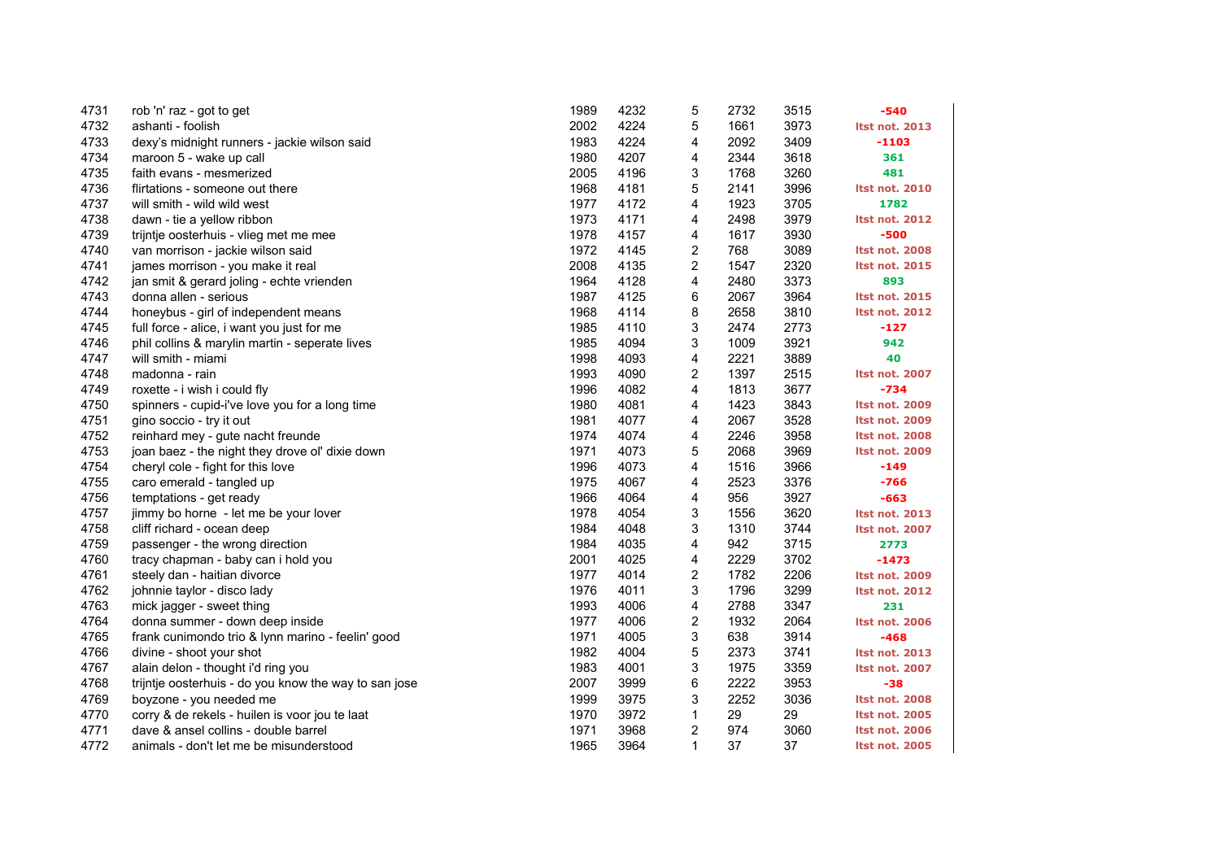| | | | | | | | |
|---|---|---|---|---|---|---|---|
| 4731 | rob 'n' raz - got to get | 1989 | 4232 | 5 | 2732 | 3515 | -540 |
| 4732 | ashanti - foolish | 2002 | 4224 | 5 | 1661 | 3973 | ltst not. 2013 |
| 4733 | dexy's midnight runners - jackie wilson said | 1983 | 4224 | 4 | 2092 | 3409 | -1103 |
| 4734 | maroon 5 - wake up call | 1980 | 4207 | 4 | 2344 | 3618 | 361 |
| 4735 | faith evans - mesmerized | 2005 | 4196 | 3 | 1768 | 3260 | 481 |
| 4736 | flirtations - someone out there | 1968 | 4181 | 5 | 2141 | 3996 | ltst not. 2010 |
| 4737 | will smith - wild wild west | 1977 | 4172 | 4 | 1923 | 3705 | 1782 |
| 4738 | dawn - tie a yellow ribbon | 1973 | 4171 | 4 | 2498 | 3979 | ltst not. 2012 |
| 4739 | trijntje oosterhuis - vlieg met me mee | 1978 | 4157 | 4 | 1617 | 3930 | -500 |
| 4740 | van morrison - jackie wilson said | 1972 | 4145 | 2 | 768 | 3089 | ltst not. 2008 |
| 4741 | james morrison - you make it real | 2008 | 4135 | 2 | 1547 | 2320 | ltst not. 2015 |
| 4742 | jan smit & gerard joling - echte vrienden | 1964 | 4128 | 4 | 2480 | 3373 | 893 |
| 4743 | donna allen - serious | 1987 | 4125 | 6 | 2067 | 3964 | ltst not. 2015 |
| 4744 | honeybus - girl of independent means | 1968 | 4114 | 8 | 2658 | 3810 | ltst not. 2012 |
| 4745 | full force - alice, i want you just for me | 1985 | 4110 | 3 | 2474 | 2773 | -127 |
| 4746 | phil collins & marylin martin - seperate lives | 1985 | 4094 | 3 | 1009 | 3921 | 942 |
| 4747 | will smith - miami | 1998 | 4093 | 4 | 2221 | 3889 | 40 |
| 4748 | madonna - rain | 1993 | 4090 | 2 | 1397 | 2515 | ltst not. 2007 |
| 4749 | roxette - i wish i could fly | 1996 | 4082 | 4 | 1813 | 3677 | -734 |
| 4750 | spinners - cupid-i've love you for a long time | 1980 | 4081 | 4 | 1423 | 3843 | ltst not. 2009 |
| 4751 | gino soccio - try it out | 1981 | 4077 | 4 | 2067 | 3528 | ltst not. 2009 |
| 4752 | reinhard mey - gute nacht freunde | 1974 | 4074 | 4 | 2246 | 3958 | ltst not. 2008 |
| 4753 | joan baez - the night they drove ol' dixie down | 1971 | 4073 | 5 | 2068 | 3969 | ltst not. 2009 |
| 4754 | cheryl cole - fight for this love | 1996 | 4073 | 4 | 1516 | 3966 | -149 |
| 4755 | caro emerald - tangled up | 1975 | 4067 | 4 | 2523 | 3376 | -766 |
| 4756 | temptations - get ready | 1966 | 4064 | 4 | 956 | 3927 | -663 |
| 4757 | jimmy bo horne - let me be your lover | 1978 | 4054 | 3 | 1556 | 3620 | ltst not. 2013 |
| 4758 | cliff richard - ocean deep | 1984 | 4048 | 3 | 1310 | 3744 | ltst not. 2007 |
| 4759 | passenger - the wrong direction | 1984 | 4035 | 4 | 942 | 3715 | 2773 |
| 4760 | tracy chapman - baby can i hold you | 2001 | 4025 | 4 | 2229 | 3702 | -1473 |
| 4761 | steely dan - haitian divorce | 1977 | 4014 | 2 | 1782 | 2206 | ltst not. 2009 |
| 4762 | johnnie taylor - disco lady | 1976 | 4011 | 3 | 1796 | 3299 | ltst not. 2012 |
| 4763 | mick jagger - sweet thing | 1993 | 4006 | 4 | 2788 | 3347 | 231 |
| 4764 | donna summer - down deep inside | 1977 | 4006 | 2 | 1932 | 2064 | ltst not. 2006 |
| 4765 | frank cunimondo trio & lynn marino - feelin' good | 1971 | 4005 | 3 | 638 | 3914 | -468 |
| 4766 | divine - shoot your shot | 1982 | 4004 | 5 | 2373 | 3741 | ltst not. 2013 |
| 4767 | alain delon - thought i'd ring you | 1983 | 4001 | 3 | 1975 | 3359 | ltst not. 2007 |
| 4768 | trijntje oosterhuis - do you know the way to san jose | 2007 | 3999 | 6 | 2222 | 3953 | -38 |
| 4769 | boyzone - you needed me | 1999 | 3975 | 3 | 2252 | 3036 | ltst not. 2008 |
| 4770 | corry & de rekels - huilen is voor jou te laat | 1970 | 3972 | 1 | 29 | 29 | ltst not. 2005 |
| 4771 | dave & ansel collins - double barrel | 1971 | 3968 | 2 | 974 | 3060 | ltst not. 2006 |
| 4772 | animals - don't let me be misunderstood | 1965 | 3964 | 1 | 37 | 37 | ltst not. 2005 |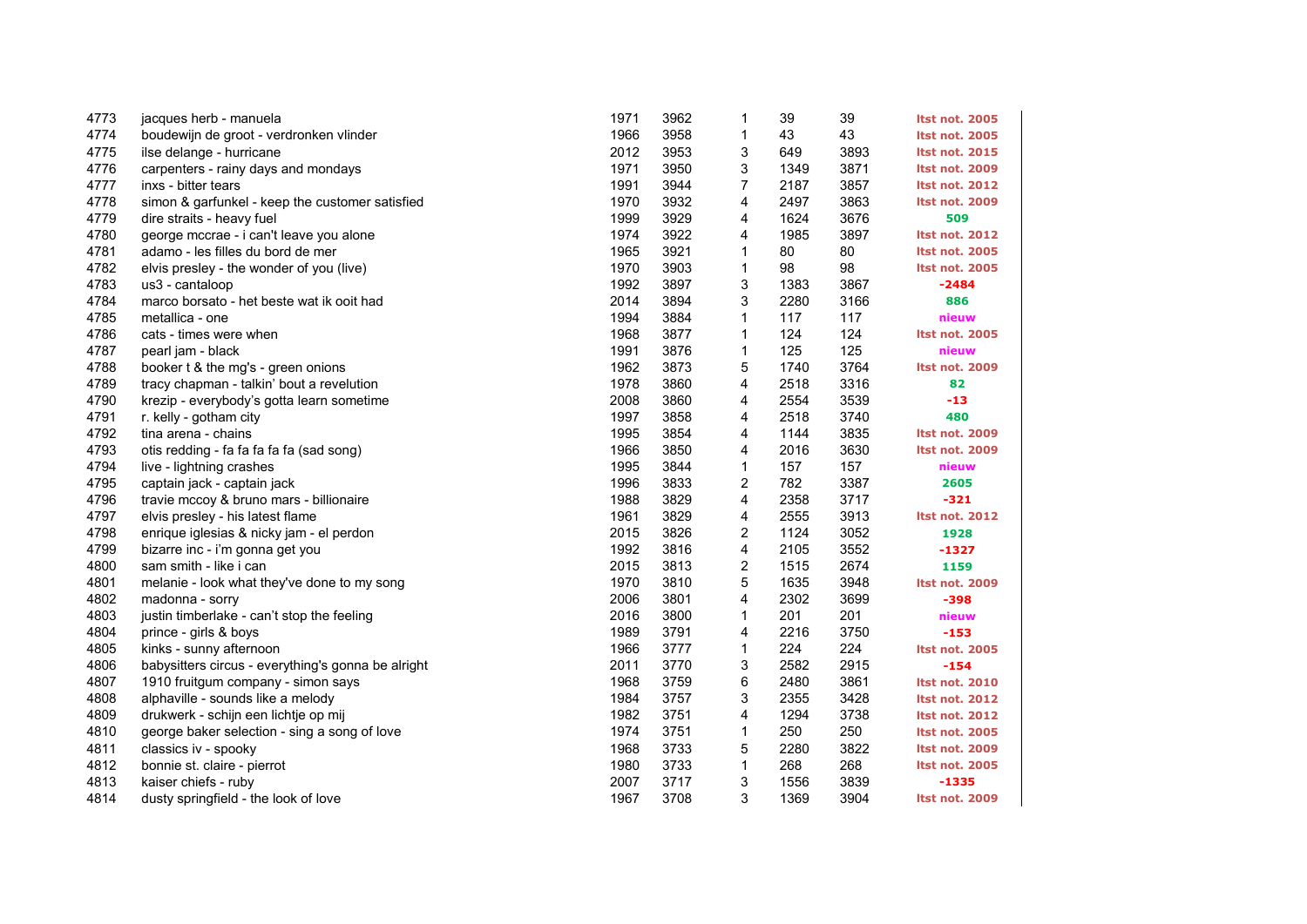| | | | | | | | |
|---|---|---|---|---|---|---|---|
| 4773 | jacques herb - manuela | 1971 | 3962 | 1 | 39 | 39 | ltst not. 2005 |
| 4774 | boudewijn de groot - verdronken vlinder | 1966 | 3958 | 1 | 43 | 43 | ltst not. 2005 |
| 4775 | ilse delange - hurricane | 2012 | 3953 | 3 | 649 | 3893 | ltst not. 2015 |
| 4776 | carpenters - rainy days and mondays | 1971 | 3950 | 3 | 1349 | 3871 | ltst not. 2009 |
| 4777 | inxs - bitter tears | 1991 | 3944 | 7 | 2187 | 3857 | ltst not. 2012 |
| 4778 | simon & garfunkel - keep the customer satisfied | 1970 | 3932 | 4 | 2497 | 3863 | ltst not. 2009 |
| 4779 | dire straits - heavy fuel | 1999 | 3929 | 4 | 1624 | 3676 | 509 |
| 4780 | george mccrae - i can't leave you alone | 1974 | 3922 | 4 | 1985 | 3897 | ltst not. 2012 |
| 4781 | adamo - les filles du bord de mer | 1965 | 3921 | 1 | 80 | 80 | ltst not. 2005 |
| 4782 | elvis presley - the wonder of you (live) | 1970 | 3903 | 1 | 98 | 98 | ltst not. 2005 |
| 4783 | us3 - cantaloop | 1992 | 3897 | 3 | 1383 | 3867 | -2484 |
| 4784 | marco borsato - het beste wat ik ooit had | 2014 | 3894 | 3 | 2280 | 3166 | 886 |
| 4785 | metallica - one | 1994 | 3884 | 1 | 117 | 117 | nieuw |
| 4786 | cats - times were when | 1968 | 3877 | 1 | 124 | 124 | ltst not. 2005 |
| 4787 | pearl jam - black | 1991 | 3876 | 1 | 125 | 125 | nieuw |
| 4788 | booker t & the mg's - green onions | 1962 | 3873 | 5 | 1740 | 3764 | ltst not. 2009 |
| 4789 | tracy chapman - talkin' bout a revelution | 1978 | 3860 | 4 | 2518 | 3316 | 82 |
| 4790 | krezip - everybody's gotta learn sometime | 2008 | 3860 | 4 | 2554 | 3539 | -13 |
| 4791 | r. kelly - gotham city | 1997 | 3858 | 4 | 2518 | 3740 | 480 |
| 4792 | tina arena - chains | 1995 | 3854 | 4 | 1144 | 3835 | ltst not. 2009 |
| 4793 | otis redding - fa fa fa fa fa (sad song) | 1966 | 3850 | 4 | 2016 | 3630 | ltst not. 2009 |
| 4794 | live - lightning crashes | 1995 | 3844 | 1 | 157 | 157 | nieuw |
| 4795 | captain jack - captain jack | 1996 | 3833 | 2 | 782 | 3387 | 2605 |
| 4796 | travie mccoy & bruno mars - billionaire | 1988 | 3829 | 4 | 2358 | 3717 | -321 |
| 4797 | elvis presley - his latest flame | 1961 | 3829 | 4 | 2555 | 3913 | ltst not. 2012 |
| 4798 | enrique iglesias & nicky jam - el perdon | 2015 | 3826 | 2 | 1124 | 3052 | 1928 |
| 4799 | bizarre inc - i'm gonna get you | 1992 | 3816 | 4 | 2105 | 3552 | -1327 |
| 4800 | sam smith - like i can | 2015 | 3813 | 2 | 1515 | 2674 | 1159 |
| 4801 | melanie - look what they've done to my song | 1970 | 3810 | 5 | 1635 | 3948 | ltst not. 2009 |
| 4802 | madonna - sorry | 2006 | 3801 | 4 | 2302 | 3699 | -398 |
| 4803 | justin timberlake - can't stop the feeling | 2016 | 3800 | 1 | 201 | 201 | nieuw |
| 4804 | prince - girls & boys | 1989 | 3791 | 4 | 2216 | 3750 | -153 |
| 4805 | kinks - sunny afternoon | 1966 | 3777 | 1 | 224 | 224 | ltst not. 2005 |
| 4806 | babysitters circus - everything's gonna be alright | 2011 | 3770 | 3 | 2582 | 2915 | -154 |
| 4807 | 1910 fruitgum company - simon says | 1968 | 3759 | 6 | 2480 | 3861 | ltst not. 2010 |
| 4808 | alphaville - sounds like a melody | 1984 | 3757 | 3 | 2355 | 3428 | ltst not. 2012 |
| 4809 | drukwerk - schijn een lichtje op mij | 1982 | 3751 | 4 | 1294 | 3738 | ltst not. 2012 |
| 4810 | george baker selection - sing a song of love | 1974 | 3751 | 1 | 250 | 250 | ltst not. 2005 |
| 4811 | classics iv - spooky | 1968 | 3733 | 5 | 2280 | 3822 | ltst not. 2009 |
| 4812 | bonnie st. claire - pierrot | 1980 | 3733 | 1 | 268 | 268 | ltst not. 2005 |
| 4813 | kaiser chiefs - ruby | 2007 | 3717 | 3 | 1556 | 3839 | -1335 |
| 4814 | dusty springfield - the look of love | 1967 | 3708 | 3 | 1369 | 3904 | ltst not. 2009 |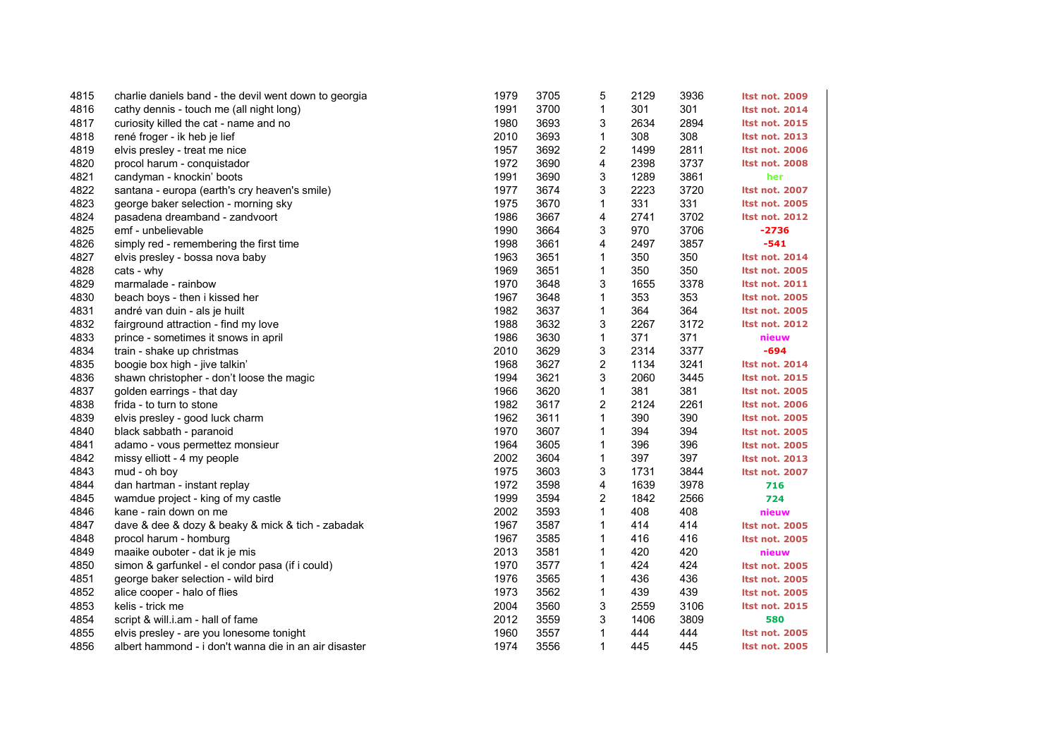| | | | | | | | |
|---|---|---|---|---|---|---|---|
| 4815 | charlie daniels band - the devil went down to georgia | 1979 | 3705 | 5 | 2129 | 3936 | ltst not. 2009 |
| 4816 | cathy dennis - touch me (all night long) | 1991 | 3700 | 1 | 301 | 301 | ltst not. 2014 |
| 4817 | curiosity killed the cat - name and no | 1980 | 3693 | 3 | 2634 | 2894 | ltst not. 2015 |
| 4818 | rené froger - ik heb je lief | 2010 | 3693 | 1 | 308 | 308 | ltst not. 2013 |
| 4819 | elvis presley - treat me nice | 1957 | 3692 | 2 | 1499 | 2811 | ltst not. 2006 |
| 4820 | procol harum - conquistador | 1972 | 3690 | 4 | 2398 | 3737 | ltst not. 2008 |
| 4821 | candyman - knockin' boots | 1991 | 3690 | 3 | 1289 | 3861 | her |
| 4822 | santana - europa (earth's cry heaven's smile) | 1977 | 3674 | 3 | 2223 | 3720 | ltst not. 2007 |
| 4823 | george baker selection - morning sky | 1975 | 3670 | 1 | 331 | 331 | ltst not. 2005 |
| 4824 | pasadena dreamband - zandvoort | 1986 | 3667 | 4 | 2741 | 3702 | ltst not. 2012 |
| 4825 | emf - unbelievable | 1990 | 3664 | 3 | 970 | 3706 | -2736 |
| 4826 | simply red - remembering the first time | 1998 | 3661 | 4 | 2497 | 3857 | -541 |
| 4827 | elvis presley - bossa nova baby | 1963 | 3651 | 1 | 350 | 350 | ltst not. 2014 |
| 4828 | cats - why | 1969 | 3651 | 1 | 350 | 350 | ltst not. 2005 |
| 4829 | marmalade - rainbow | 1970 | 3648 | 3 | 1655 | 3378 | ltst not. 2011 |
| 4830 | beach boys - then i kissed her | 1967 | 3648 | 1 | 353 | 353 | ltst not. 2005 |
| 4831 | andré van duin - als je huilt | 1982 | 3637 | 1 | 364 | 364 | ltst not. 2005 |
| 4832 | fairground attraction - find my love | 1988 | 3632 | 3 | 2267 | 3172 | ltst not. 2012 |
| 4833 | prince - sometimes it snows in april | 1986 | 3630 | 1 | 371 | 371 | nieuw |
| 4834 | train - shake up christmas | 2010 | 3629 | 3 | 2314 | 3377 | -694 |
| 4835 | boogie box high - jive talkin' | 1968 | 3627 | 2 | 1134 | 3241 | ltst not. 2014 |
| 4836 | shawn christopher - don't loose the magic | 1994 | 3621 | 3 | 2060 | 3445 | ltst not. 2015 |
| 4837 | golden earrings - that day | 1966 | 3620 | 1 | 381 | 381 | ltst not. 2005 |
| 4838 | frida - to turn to stone | 1982 | 3617 | 2 | 2124 | 2261 | ltst not. 2006 |
| 4839 | elvis presley - good luck charm | 1962 | 3611 | 1 | 390 | 390 | ltst not. 2005 |
| 4840 | black sabbath - paranoid | 1970 | 3607 | 1 | 394 | 394 | ltst not. 2005 |
| 4841 | adamo - vous permettez monsieur | 1964 | 3605 | 1 | 396 | 396 | ltst not. 2005 |
| 4842 | missy elliott - 4 my people | 2002 | 3604 | 1 | 397 | 397 | ltst not. 2013 |
| 4843 | mud - oh boy | 1975 | 3603 | 3 | 1731 | 3844 | ltst not. 2007 |
| 4844 | dan hartman - instant replay | 1972 | 3598 | 4 | 1639 | 3978 | 716 |
| 4845 | wamdue project - king of my castle | 1999 | 3594 | 2 | 1842 | 2566 | 724 |
| 4846 | kane - rain down on me | 2002 | 3593 | 1 | 408 | 408 | nieuw |
| 4847 | dave & dee & dozy & beaky & mick & tich - zabadak | 1967 | 3587 | 1 | 414 | 414 | ltst not. 2005 |
| 4848 | procol harum - homburg | 1967 | 3585 | 1 | 416 | 416 | ltst not. 2005 |
| 4849 | maaike ouboter - dat ik je mis | 2013 | 3581 | 1 | 420 | 420 | nieuw |
| 4850 | simon & garfunkel - el condor pasa (if i could) | 1970 | 3577 | 1 | 424 | 424 | ltst not. 2005 |
| 4851 | george baker selection - wild bird | 1976 | 3565 | 1 | 436 | 436 | ltst not. 2005 |
| 4852 | alice cooper - halo of flies | 1973 | 3562 | 1 | 439 | 439 | ltst not. 2005 |
| 4853 | kelis - trick me | 2004 | 3560 | 3 | 2559 | 3106 | ltst not. 2015 |
| 4854 | script & will.i.am - hall of fame | 2012 | 3559 | 3 | 1406 | 3809 | 580 |
| 4855 | elvis presley - are you lonesome tonight | 1960 | 3557 | 1 | 444 | 444 | ltst not. 2005 |
| 4856 | albert hammond - i don't wanna die in an air disaster | 1974 | 3556 | 1 | 445 | 445 | ltst not. 2005 |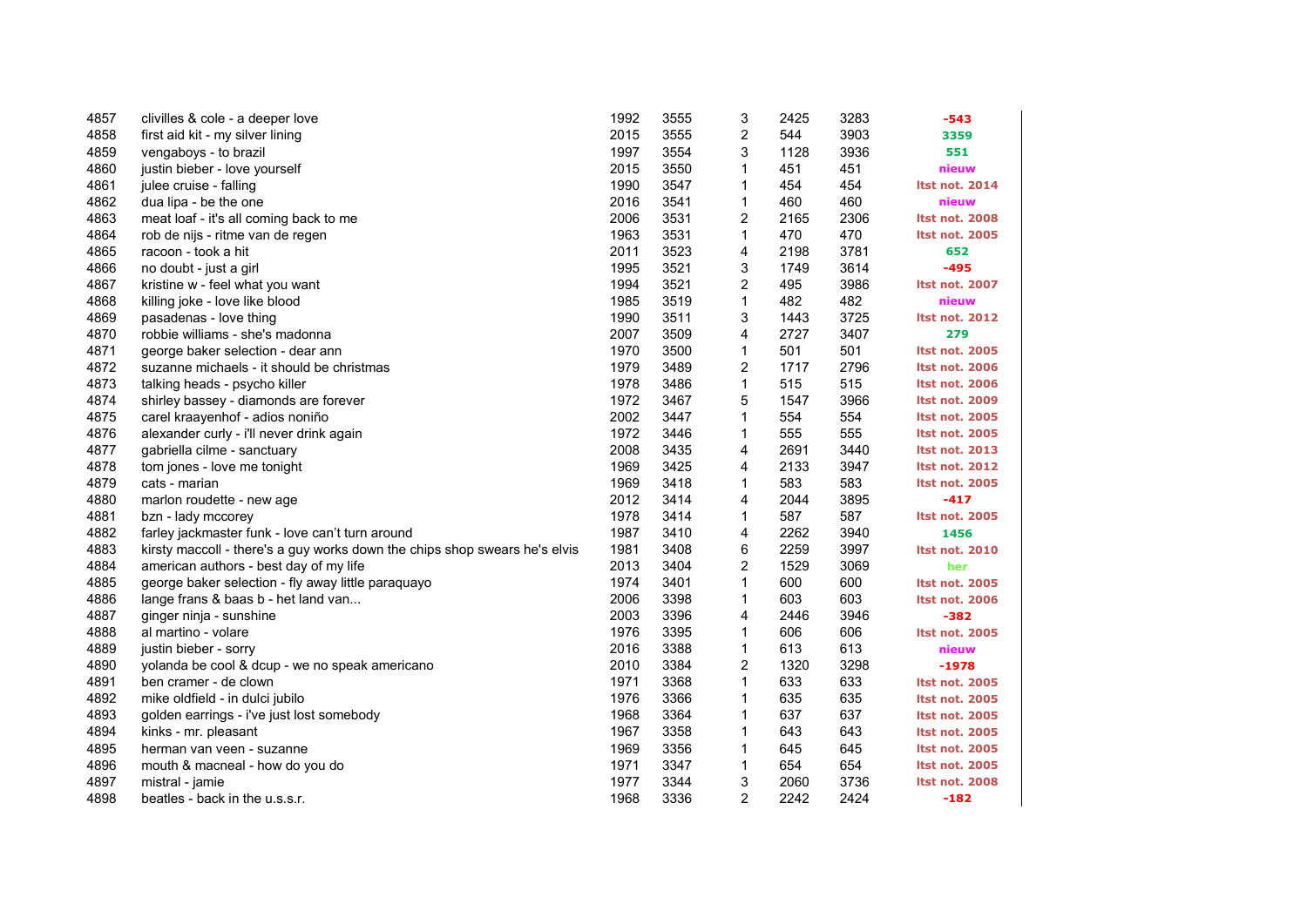| | | | | | | | |
|---|---|---|---|---|---|---|---|
| 4857 | clivilles & cole - a deeper love | 1992 | 3555 | 3 | 2425 | 3283 | -543 |
| 4858 | first aid kit - my silver lining | 2015 | 3555 | 2 | 544 | 3903 | 3359 |
| 4859 | vengaboys - to brazil | 1997 | 3554 | 3 | 1128 | 3936 | 551 |
| 4860 | justin bieber - love yourself | 2015 | 3550 | 1 | 451 | 451 | nieuw |
| 4861 | julee cruise - falling | 1990 | 3547 | 1 | 454 | 454 | ltst not. 2014 |
| 4862 | dua lipa - be the one | 2016 | 3541 | 1 | 460 | 460 | nieuw |
| 4863 | meat loaf - it's all coming back to me | 2006 | 3531 | 2 | 2165 | 2306 | ltst not. 2008 |
| 4864 | rob de nijs - ritme van de regen | 1963 | 3531 | 1 | 470 | 470 | ltst not. 2005 |
| 4865 | racoon - took a hit | 2011 | 3523 | 4 | 2198 | 3781 | 652 |
| 4866 | no doubt - just a girl | 1995 | 3521 | 3 | 1749 | 3614 | -495 |
| 4867 | kristine w - feel what you want | 1994 | 3521 | 2 | 495 | 3986 | ltst not. 2007 |
| 4868 | killing joke - love like blood | 1985 | 3519 | 1 | 482 | 482 | nieuw |
| 4869 | pasadenas - love thing | 1990 | 3511 | 3 | 1443 | 3725 | ltst not. 2012 |
| 4870 | robbie williams - she's madonna | 2007 | 3509 | 4 | 2727 | 3407 | 279 |
| 4871 | george baker selection - dear ann | 1970 | 3500 | 1 | 501 | 501 | ltst not. 2005 |
| 4872 | suzanne michaels - it should be christmas | 1979 | 3489 | 2 | 1717 | 2796 | ltst not. 2006 |
| 4873 | talking heads - psycho killer | 1978 | 3486 | 1 | 515 | 515 | ltst not. 2006 |
| 4874 | shirley bassey - diamonds are forever | 1972 | 3467 | 5 | 1547 | 3966 | ltst not. 2009 |
| 4875 | carel kraayenhof - adios noniño | 2002 | 3447 | 1 | 554 | 554 | ltst not. 2005 |
| 4876 | alexander curly - i'll never drink again | 1972 | 3446 | 1 | 555 | 555 | ltst not. 2005 |
| 4877 | gabriella cilme - sanctuary | 2008 | 3435 | 4 | 2691 | 3440 | ltst not. 2013 |
| 4878 | tom jones - love me tonight | 1969 | 3425 | 4 | 2133 | 3947 | ltst not. 2012 |
| 4879 | cats - marian | 1969 | 3418 | 1 | 583 | 583 | ltst not. 2005 |
| 4880 | marlon roudette - new age | 2012 | 3414 | 4 | 2044 | 3895 | -417 |
| 4881 | bzn - lady mccorey | 1978 | 3414 | 1 | 587 | 587 | ltst not. 2005 |
| 4882 | farley jackmaster funk - love can't turn around | 1987 | 3410 | 4 | 2262 | 3940 | 1456 |
| 4883 | kirsty maccoll - there's a guy works down the chips shop swears he's elvis | 1981 | 3408 | 6 | 2259 | 3997 | ltst not. 2010 |
| 4884 | american authors - best day of my life | 2013 | 3404 | 2 | 1529 | 3069 | her |
| 4885 | george baker selection - fly away little paraquayo | 1974 | 3401 | 1 | 600 | 600 | ltst not. 2005 |
| 4886 | lange frans & baas b - het land van... | 2006 | 3398 | 1 | 603 | 603 | ltst not. 2006 |
| 4887 | ginger ninja - sunshine | 2003 | 3396 | 4 | 2446 | 3946 | -382 |
| 4888 | al martino - volare | 1976 | 3395 | 1 | 606 | 606 | ltst not. 2005 |
| 4889 | justin bieber - sorry | 2016 | 3388 | 1 | 613 | 613 | nieuw |
| 4890 | yolanda be cool & dcup - we no speak americano | 2010 | 3384 | 2 | 1320 | 3298 | -1978 |
| 4891 | ben cramer - de clown | 1971 | 3368 | 1 | 633 | 633 | ltst not. 2005 |
| 4892 | mike oldfield - in dulci jubilo | 1976 | 3366 | 1 | 635 | 635 | ltst not. 2005 |
| 4893 | golden earrings - i've just lost somebody | 1968 | 3364 | 1 | 637 | 637 | ltst not. 2005 |
| 4894 | kinks - mr. pleasant | 1967 | 3358 | 1 | 643 | 643 | ltst not. 2005 |
| 4895 | herman van veen - suzanne | 1969 | 3356 | 1 | 645 | 645 | ltst not. 2005 |
| 4896 | mouth & macneal - how do you do | 1971 | 3347 | 1 | 654 | 654 | ltst not. 2005 |
| 4897 | mistral - jamie | 1977 | 3344 | 3 | 2060 | 3736 | ltst not. 2008 |
| 4898 | beatles - back in the u.s.s.r. | 1968 | 3336 | 2 | 2242 | 2424 | -182 |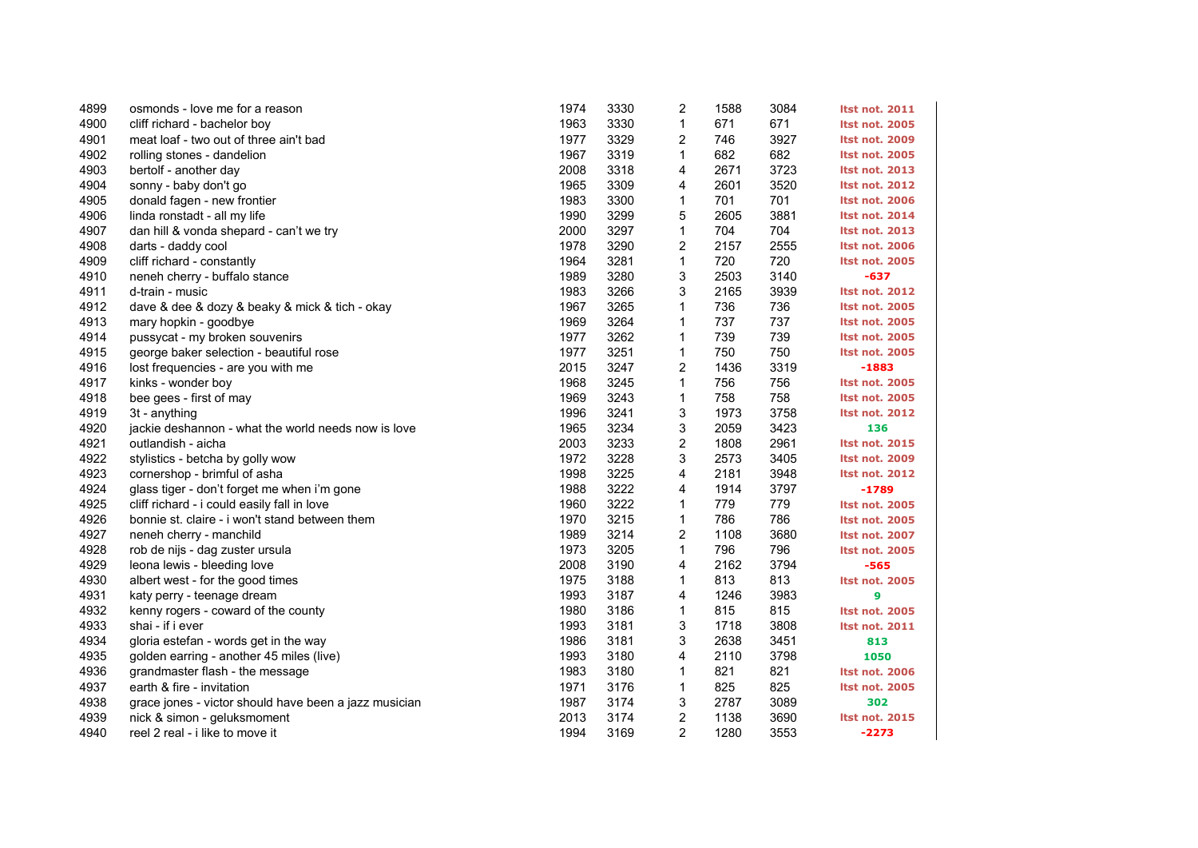| | | | | | | | |
|---|---|---|---|---|---|---|---|
| 4899 | osmonds - love me for a reason | 1974 | 3330 | 2 | 1588 | 3084 | ltst not. 2011 |
| 4900 | cliff richard - bachelor boy | 1963 | 3330 | 1 | 671 | 671 | ltst not. 2005 |
| 4901 | meat loaf - two out of three ain't bad | 1977 | 3329 | 2 | 746 | 3927 | ltst not. 2009 |
| 4902 | rolling stones - dandelion | 1967 | 3319 | 1 | 682 | 682 | ltst not. 2005 |
| 4903 | bertolf - another day | 2008 | 3318 | 4 | 2671 | 3723 | ltst not. 2013 |
| 4904 | sonny - baby don't go | 1965 | 3309 | 4 | 2601 | 3520 | ltst not. 2012 |
| 4905 | donald fagen - new frontier | 1983 | 3300 | 1 | 701 | 701 | ltst not. 2006 |
| 4906 | linda ronstadt - all my life | 1990 | 3299 | 5 | 2605 | 3881 | ltst not. 2014 |
| 4907 | dan hill & vonda shepard - can't we try | 2000 | 3297 | 1 | 704 | 704 | ltst not. 2013 |
| 4908 | darts - daddy cool | 1978 | 3290 | 2 | 2157 | 2555 | ltst not. 2006 |
| 4909 | cliff richard - constantly | 1964 | 3281 | 1 | 720 | 720 | ltst not. 2005 |
| 4910 | neneh cherry - buffalo stance | 1989 | 3280 | 3 | 2503 | 3140 | -637 |
| 4911 | d-train - music | 1983 | 3266 | 3 | 2165 | 3939 | ltst not. 2012 |
| 4912 | dave & dee & dozy & beaky & mick & tich - okay | 1967 | 3265 | 1 | 736 | 736 | ltst not. 2005 |
| 4913 | mary hopkin - goodbye | 1969 | 3264 | 1 | 737 | 737 | ltst not. 2005 |
| 4914 | pussycat - my broken souvenirs | 1977 | 3262 | 1 | 739 | 739 | ltst not. 2005 |
| 4915 | george baker selection - beautiful rose | 1977 | 3251 | 1 | 750 | 750 | ltst not. 2005 |
| 4916 | lost frequencies - are you with me | 2015 | 3247 | 2 | 1436 | 3319 | -1883 |
| 4917 | kinks - wonder boy | 1968 | 3245 | 1 | 756 | 756 | ltst not. 2005 |
| 4918 | bee gees - first of may | 1969 | 3243 | 1 | 758 | 758 | ltst not. 2005 |
| 4919 | 3t - anything | 1996 | 3241 | 3 | 1973 | 3758 | ltst not. 2012 |
| 4920 | jackie deshannon - what the world needs now is love | 1965 | 3234 | 3 | 2059 | 3423 | 136 |
| 4921 | outlandish - aicha | 2003 | 3233 | 2 | 1808 | 2961 | ltst not. 2015 |
| 4922 | stylistics - betcha by golly wow | 1972 | 3228 | 3 | 2573 | 3405 | ltst not. 2009 |
| 4923 | cornershop - brimful of asha | 1998 | 3225 | 4 | 2181 | 3948 | ltst not. 2012 |
| 4924 | glass tiger - don't forget me when i'm gone | 1988 | 3222 | 4 | 1914 | 3797 | -1789 |
| 4925 | cliff richard - i could easily fall in love | 1960 | 3222 | 1 | 779 | 779 | ltst not. 2005 |
| 4926 | bonnie st. claire - i won't stand between them | 1970 | 3215 | 1 | 786 | 786 | ltst not. 2005 |
| 4927 | neneh cherry - manchild | 1989 | 3214 | 2 | 1108 | 3680 | ltst not. 2007 |
| 4928 | rob de nijs - dag zuster ursula | 1973 | 3205 | 1 | 796 | 796 | ltst not. 2005 |
| 4929 | leona lewis - bleeding love | 2008 | 3190 | 4 | 2162 | 3794 | -565 |
| 4930 | albert west - for the good times | 1975 | 3188 | 1 | 813 | 813 | ltst not. 2005 |
| 4931 | katy perry - teenage dream | 1993 | 3187 | 4 | 1246 | 3983 | 9 |
| 4932 | kenny rogers - coward of the county | 1980 | 3186 | 1 | 815 | 815 | ltst not. 2005 |
| 4933 | shai - if i ever | 1993 | 3181 | 3 | 1718 | 3808 | ltst not. 2011 |
| 4934 | gloria estefan - words get in the way | 1986 | 3181 | 3 | 2638 | 3451 | 813 |
| 4935 | golden earring - another 45 miles (live) | 1993 | 3180 | 4 | 2110 | 3798 | 1050 |
| 4936 | grandmaster flash - the message | 1983 | 3180 | 1 | 821 | 821 | ltst not. 2006 |
| 4937 | earth & fire - invitation | 1971 | 3176 | 1 | 825 | 825 | ltst not. 2005 |
| 4938 | grace jones - victor should have been a jazz musician | 1987 | 3174 | 3 | 2787 | 3089 | 302 |
| 4939 | nick & simon - geluksmoment | 2013 | 3174 | 2 | 1138 | 3690 | ltst not. 2015 |
| 4940 | reel 2 real - i like to move it | 1994 | 3169 | 2 | 1280 | 3553 | -2273 |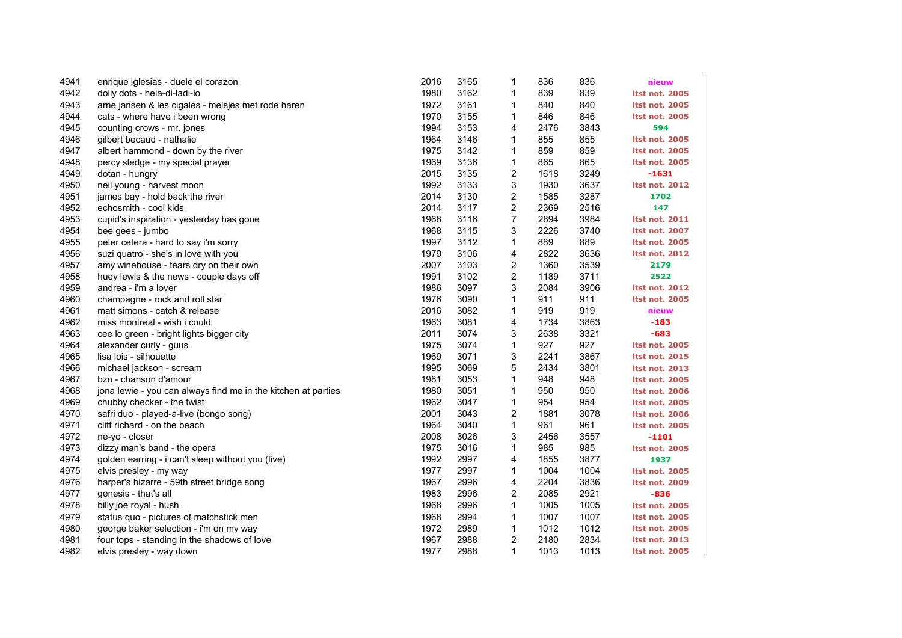| | | | | | | | |
|---|---|---|---|---|---|---|---|
| 4941 | enrique iglesias - duele el corazon | 2016 | 3165 | 1 | 836 | 836 | nieuw |
| 4942 | dolly dots - hela-di-ladi-lo | 1980 | 3162 | 1 | 839 | 839 | ltst not. 2005 |
| 4943 | arne jansen & les cigales - meisjes met rode haren | 1972 | 3161 | 1 | 840 | 840 | ltst not. 2005 |
| 4944 | cats - where have i been wrong | 1970 | 3155 | 1 | 846 | 846 | ltst not. 2005 |
| 4945 | counting crows - mr. jones | 1994 | 3153 | 4 | 2476 | 3843 | 594 |
| 4946 | gilbert becaud - nathalie | 1964 | 3146 | 1 | 855 | 855 | ltst not. 2005 |
| 4947 | albert hammond - down by the river | 1975 | 3142 | 1 | 859 | 859 | ltst not. 2005 |
| 4948 | percy sledge - my special prayer | 1969 | 3136 | 1 | 865 | 865 | ltst not. 2005 |
| 4949 | dotan - hungry | 2015 | 3135 | 2 | 1618 | 3249 | -1631 |
| 4950 | neil young - harvest moon | 1992 | 3133 | 3 | 1930 | 3637 | ltst not. 2012 |
| 4951 | james bay - hold back the river | 2014 | 3130 | 2 | 1585 | 3287 | 1702 |
| 4952 | echosmith - cool kids | 2014 | 3117 | 2 | 2369 | 2516 | 147 |
| 4953 | cupid's inspiration - yesterday has gone | 1968 | 3116 | 7 | 2894 | 3984 | ltst not. 2011 |
| 4954 | bee gees - jumbo | 1968 | 3115 | 3 | 2226 | 3740 | ltst not. 2007 |
| 4955 | peter cetera - hard to say i'm sorry | 1997 | 3112 | 1 | 889 | 889 | ltst not. 2005 |
| 4956 | suzi quatro - she's in love with you | 1979 | 3106 | 4 | 2822 | 3636 | ltst not. 2012 |
| 4957 | amy winehouse - tears dry on their own | 2007 | 3103 | 2 | 1360 | 3539 | 2179 |
| 4958 | huey lewis & the news - couple days off | 1991 | 3102 | 2 | 1189 | 3711 | 2522 |
| 4959 | andrea - i'm a lover | 1986 | 3097 | 3 | 2084 | 3906 | ltst not. 2012 |
| 4960 | champagne - rock and roll star | 1976 | 3090 | 1 | 911 | 911 | ltst not. 2005 |
| 4961 | matt simons - catch & release | 2016 | 3082 | 1 | 919 | 919 | nieuw |
| 4962 | miss montreal - wish i could | 1963 | 3081 | 4 | 1734 | 3863 | -183 |
| 4963 | cee lo green - bright lights bigger city | 2011 | 3074 | 3 | 2638 | 3321 | -683 |
| 4964 | alexander curly - guus | 1975 | 3074 | 1 | 927 | 927 | ltst not. 2005 |
| 4965 | lisa lois - silhouette | 1969 | 3071 | 3 | 2241 | 3867 | ltst not. 2015 |
| 4966 | michael jackson - scream | 1995 | 3069 | 5 | 2434 | 3801 | ltst not. 2013 |
| 4967 | bzn - chanson d'amour | 1981 | 3053 | 1 | 948 | 948 | ltst not. 2005 |
| 4968 | jona lewie - you can always find me in the kitchen at parties | 1980 | 3051 | 1 | 950 | 950 | ltst not. 2006 |
| 4969 | chubby checker - the twist | 1962 | 3047 | 1 | 954 | 954 | ltst not. 2005 |
| 4970 | safri duo - played-a-live (bongo song) | 2001 | 3043 | 2 | 1881 | 3078 | ltst not. 2006 |
| 4971 | cliff richard - on the beach | 1964 | 3040 | 1 | 961 | 961 | ltst not. 2005 |
| 4972 | ne-yo - closer | 2008 | 3026 | 3 | 2456 | 3557 | -1101 |
| 4973 | dizzy man's band - the opera | 1975 | 3016 | 1 | 985 | 985 | ltst not. 2005 |
| 4974 | golden earring - i can't sleep without you (live) | 1992 | 2997 | 4 | 1855 | 3877 | 1937 |
| 4975 | elvis presley - my way | 1977 | 2997 | 1 | 1004 | 1004 | ltst not. 2005 |
| 4976 | harper's bizarre - 59th street bridge song | 1967 | 2996 | 4 | 2204 | 3836 | ltst not. 2009 |
| 4977 | genesis - that's all | 1983 | 2996 | 2 | 2085 | 2921 | -836 |
| 4978 | billy joe royal - hush | 1968 | 2996 | 1 | 1005 | 1005 | ltst not. 2005 |
| 4979 | status quo - pictures of matchstick men | 1968 | 2994 | 1 | 1007 | 1007 | ltst not. 2005 |
| 4980 | george baker selection - i'm on my way | 1972 | 2989 | 1 | 1012 | 1012 | ltst not. 2005 |
| 4981 | four tops - standing in the shadows of love | 1967 | 2988 | 2 | 2180 | 2834 | ltst not. 2013 |
| 4982 | elvis presley - way down | 1977 | 2988 | 1 | 1013 | 1013 | ltst not. 2005 |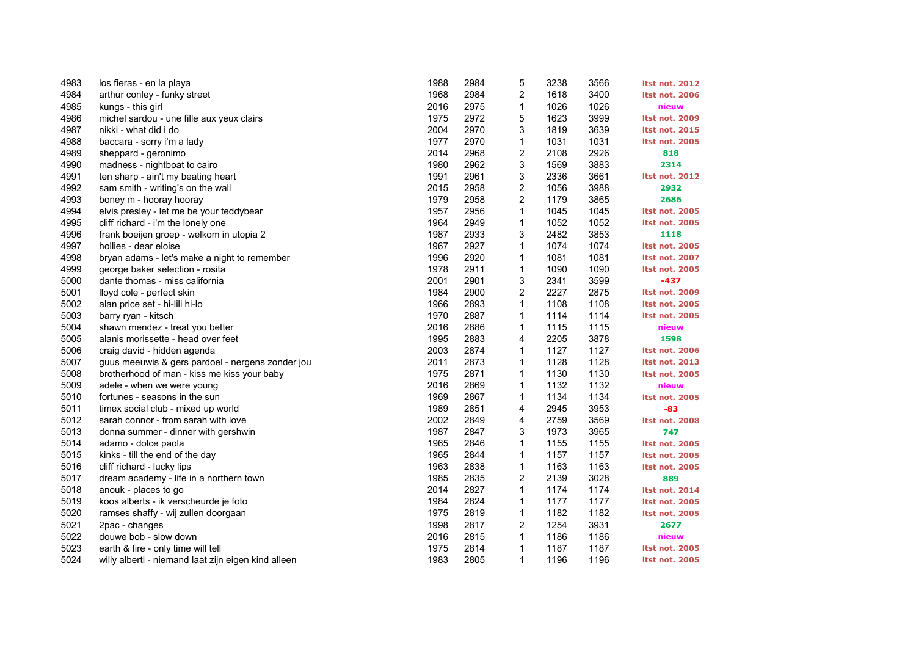| | | | | | | | |
|---|---|---|---|---|---|---|---|
| 4983 | los fieras - en la playa | 1988 | 2984 | 5 | 3238 | 3566 | ltst not. 2012 |
| 4984 | arthur conley - funky street | 1968 | 2984 | 2 | 1618 | 3400 | ltst not. 2006 |
| 4985 | kungs - this girl | 2016 | 2975 | 1 | 1026 | 1026 | nieuw |
| 4986 | michel sardou - une fille aux yeux clairs | 1975 | 2972 | 5 | 1623 | 3999 | ltst not. 2009 |
| 4987 | nikki - what did i do | 2004 | 2970 | 3 | 1819 | 3639 | ltst not. 2015 |
| 4988 | baccara - sorry i'm a lady | 1977 | 2970 | 1 | 1031 | 1031 | ltst not. 2005 |
| 4989 | sheppard - geronimo | 2014 | 2968 | 2 | 2108 | 2926 | 818 |
| 4990 | madness - nightboat to cairo | 1980 | 2962 | 3 | 1569 | 3883 | 2314 |
| 4991 | ten sharp - ain't my beating heart | 1991 | 2961 | 3 | 2336 | 3661 | ltst not. 2012 |
| 4992 | sam smith - writing's on the wall | 2015 | 2958 | 2 | 1056 | 3988 | 2932 |
| 4993 | boney m - hooray hooray | 1979 | 2958 | 2 | 1179 | 3865 | 2686 |
| 4994 | elvis presley - let me be your teddybear | 1957 | 2956 | 1 | 1045 | 1045 | ltst not. 2005 |
| 4995 | cliff richard - i'm the lonely one | 1964 | 2949 | 1 | 1052 | 1052 | ltst not. 2005 |
| 4996 | frank boeijen groep - welkom in utopia 2 | 1987 | 2933 | 3 | 2482 | 3853 | 1118 |
| 4997 | hollies - dear eloise | 1967 | 2927 | 1 | 1074 | 1074 | ltst not. 2005 |
| 4998 | bryan adams - let's make a night to remember | 1996 | 2920 | 1 | 1081 | 1081 | ltst not. 2007 |
| 4999 | george baker selection - rosita | 1978 | 2911 | 1 | 1090 | 1090 | ltst not. 2005 |
| 5000 | dante thomas - miss california | 2001 | 2901 | 3 | 2341 | 3599 | -437 |
| 5001 | lloyd cole - perfect skin | 1984 | 2900 | 2 | 2227 | 2875 | ltst not. 2009 |
| 5002 | alan price set - hi-lili hi-lo | 1966 | 2893 | 1 | 1108 | 1108 | ltst not. 2005 |
| 5003 | barry ryan - kitsch | 1970 | 2887 | 1 | 1114 | 1114 | ltst not. 2005 |
| 5004 | shawn mendez - treat you better | 2016 | 2886 | 1 | 1115 | 1115 | nieuw |
| 5005 | alanis morissette - head over feet | 1995 | 2883 | 4 | 2205 | 3878 | 1598 |
| 5006 | craig david - hidden agenda | 2003 | 2874 | 1 | 1127 | 1127 | ltst not. 2006 |
| 5007 | guus meeuwis & gers pardoel - nergens zonder jou | 2011 | 2873 | 1 | 1128 | 1128 | ltst not. 2013 |
| 5008 | brotherhood of man - kiss me kiss your baby | 1975 | 2871 | 1 | 1130 | 1130 | ltst not. 2005 |
| 5009 | adele - when we were young | 2016 | 2869 | 1 | 1132 | 1132 | nieuw |
| 5010 | fortunes - seasons in the sun | 1969 | 2867 | 1 | 1134 | 1134 | ltst not. 2005 |
| 5011 | timex social club - mixed up world | 1989 | 2851 | 4 | 2945 | 3953 | -83 |
| 5012 | sarah connor - from sarah with love | 2002 | 2849 | 4 | 2759 | 3569 | ltst not. 2008 |
| 5013 | donna summer - dinner with gershwin | 1987 | 2847 | 3 | 1973 | 3965 | 747 |
| 5014 | adamo - dolce paola | 1965 | 2846 | 1 | 1155 | 1155 | ltst not. 2005 |
| 5015 | kinks - till the end of the day | 1965 | 2844 | 1 | 1157 | 1157 | ltst not. 2005 |
| 5016 | cliff richard - lucky lips | 1963 | 2838 | 1 | 1163 | 1163 | ltst not. 2005 |
| 5017 | dream academy - life in a northern town | 1985 | 2835 | 2 | 2139 | 3028 | 889 |
| 5018 | anouk - places to go | 2014 | 2827 | 1 | 1174 | 1174 | ltst not. 2014 |
| 5019 | koos alberts - ik verscheurde je foto | 1984 | 2824 | 1 | 1177 | 1177 | ltst not. 2005 |
| 5020 | ramses shaffy - wij zullen doorgaan | 1975 | 2819 | 1 | 1182 | 1182 | ltst not. 2005 |
| 5021 | 2pac - changes | 1998 | 2817 | 2 | 1254 | 3931 | 2677 |
| 5022 | douwe bob - slow down | 2016 | 2815 | 1 | 1186 | 1186 | nieuw |
| 5023 | earth & fire - only time will tell | 1975 | 2814 | 1 | 1187 | 1187 | ltst not. 2005 |
| 5024 | willy alberti - niemand laat zijn eigen kind alleen | 1983 | 2805 | 1 | 1196 | 1196 | ltst not. 2005 |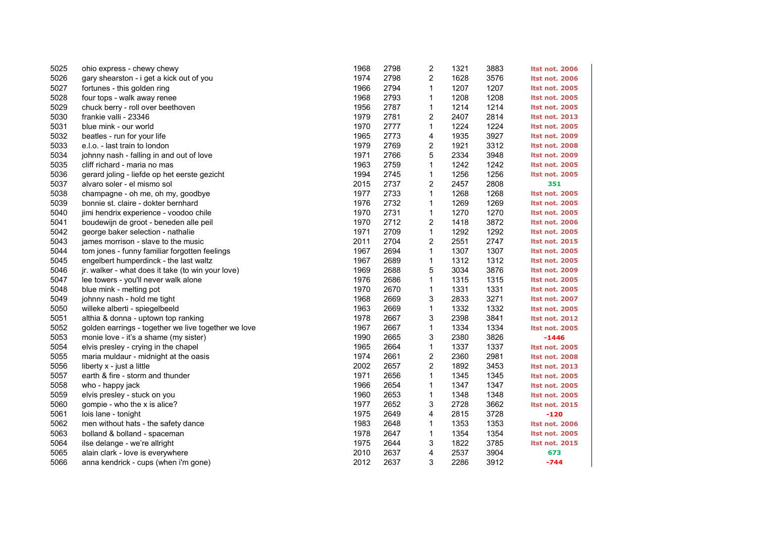| | | | | | | | |
|---|---|---|---|---|---|---|---|
| 5025 | ohio express - chewy chewy | 1968 | 2798 | 2 | 1321 | 3883 | ltst not. 2006 |
| 5026 | gary shearston - i get a kick out of you | 1974 | 2798 | 2 | 1628 | 3576 | ltst not. 2006 |
| 5027 | fortunes - this golden ring | 1966 | 2794 | 1 | 1207 | 1207 | ltst not. 2005 |
| 5028 | four tops - walk away renee | 1968 | 2793 | 1 | 1208 | 1208 | ltst not. 2005 |
| 5029 | chuck berry - roll over beethoven | 1956 | 2787 | 1 | 1214 | 1214 | ltst not. 2005 |
| 5030 | frankie valli - 23346 | 1979 | 2781 | 2 | 2407 | 2814 | ltst not. 2013 |
| 5031 | blue mink - our world | 1970 | 2777 | 1 | 1224 | 1224 | ltst not. 2005 |
| 5032 | beatles - run for your life | 1965 | 2773 | 4 | 1935 | 3927 | ltst not. 2009 |
| 5033 | e.l.o. - last train to london | 1979 | 2769 | 2 | 1921 | 3312 | ltst not. 2008 |
| 5034 | johnny nash - falling in and out of love | 1971 | 2766 | 5 | 2334 | 3948 | ltst not. 2009 |
| 5035 | cliff richard - maria no mas | 1963 | 2759 | 1 | 1242 | 1242 | ltst not. 2005 |
| 5036 | gerard joling - liefde op het eerste gezicht | 1994 | 2745 | 1 | 1256 | 1256 | ltst not. 2005 |
| 5037 | alvaro soler - el mismo sol | 2015 | 2737 | 2 | 2457 | 2808 | 351 |
| 5038 | champagne - oh me, oh my, goodbye | 1977 | 2733 | 1 | 1268 | 1268 | ltst not. 2005 |
| 5039 | bonnie st. claire - dokter bernhard | 1976 | 2732 | 1 | 1269 | 1269 | ltst not. 2005 |
| 5040 | jimi hendrix experience - voodoo chile | 1970 | 2731 | 1 | 1270 | 1270 | ltst not. 2005 |
| 5041 | boudewijn de groot - beneden alle peil | 1970 | 2712 | 2 | 1418 | 3872 | ltst not. 2006 |
| 5042 | george baker selection - nathalie | 1971 | 2709 | 1 | 1292 | 1292 | ltst not. 2005 |
| 5043 | james morrison - slave to the music | 2011 | 2704 | 2 | 2551 | 2747 | ltst not. 2015 |
| 5044 | tom jones - funny familiar forgotten feelings | 1967 | 2694 | 1 | 1307 | 1307 | ltst not. 2005 |
| 5045 | engelbert humperdinck - the last waltz | 1967 | 2689 | 1 | 1312 | 1312 | ltst not. 2005 |
| 5046 | jr. walker - what does it take (to win your love) | 1969 | 2688 | 5 | 3034 | 3876 | ltst not. 2009 |
| 5047 | lee towers - you'll never walk alone | 1976 | 2686 | 1 | 1315 | 1315 | ltst not. 2005 |
| 5048 | blue mink - melting pot | 1970 | 2670 | 1 | 1331 | 1331 | ltst not. 2005 |
| 5049 | johnny nash - hold me tight | 1968 | 2669 | 3 | 2833 | 3271 | ltst not. 2007 |
| 5050 | willeke alberti - spiegelbeeld | 1963 | 2669 | 1 | 1332 | 1332 | ltst not. 2005 |
| 5051 | althia & donna - uptown top ranking | 1978 | 2667 | 3 | 2398 | 3841 | ltst not. 2012 |
| 5052 | golden earrings - together we live together we love | 1967 | 2667 | 1 | 1334 | 1334 | ltst not. 2005 |
| 5053 | monie love - it's a shame (my sister) | 1990 | 2665 | 3 | 2380 | 3826 | -1446 |
| 5054 | elvis presley - crying in the chapel | 1965 | 2664 | 1 | 1337 | 1337 | ltst not. 2005 |
| 5055 | maria muldaur - midnight at the oasis | 1974 | 2661 | 2 | 2360 | 2981 | ltst not. 2008 |
| 5056 | liberty x - just a little | 2002 | 2657 | 2 | 1892 | 3453 | ltst not. 2013 |
| 5057 | earth & fire - storm and thunder | 1971 | 2656 | 1 | 1345 | 1345 | ltst not. 2005 |
| 5058 | who - happy jack | 1966 | 2654 | 1 | 1347 | 1347 | ltst not. 2005 |
| 5059 | elvis presley - stuck on you | 1960 | 2653 | 1 | 1348 | 1348 | ltst not. 2005 |
| 5060 | gompie - who the x is alice? | 1977 | 2652 | 3 | 2728 | 3662 | ltst not. 2015 |
| 5061 | lois lane - tonight | 1975 | 2649 | 4 | 2815 | 3728 | -120 |
| 5062 | men without hats - the safety dance | 1983 | 2648 | 1 | 1353 | 1353 | ltst not. 2006 |
| 5063 | bolland & bolland - spaceman | 1978 | 2647 | 1 | 1354 | 1354 | ltst not. 2005 |
| 5064 | ilse delange - we're allright | 1975 | 2644 | 3 | 1822 | 3785 | ltst not. 2015 |
| 5065 | alain clark - love is everywhere | 2010 | 2637 | 4 | 2537 | 3904 | 673 |
| 5066 | anna kendrick - cups (when i'm gone) | 2012 | 2637 | 3 | 2286 | 3912 | -744 |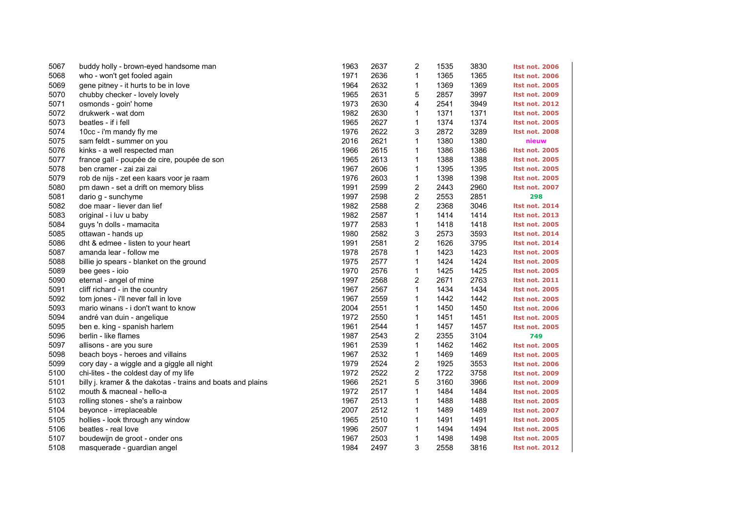| | | | | | | | |
|---|---|---|---|---|---|---|---|
| 5067 | buddy holly - brown-eyed handsome man | 1963 | 2637 | 2 | 1535 | 3830 | ltst not. 2006 |
| 5068 | who - won't get fooled again | 1971 | 2636 | 1 | 1365 | 1365 | ltst not. 2006 |
| 5069 | gene pitney - it hurts to be in love | 1964 | 2632 | 1 | 1369 | 1369 | ltst not. 2005 |
| 5070 | chubby checker - lovely lovely | 1965 | 2631 | 5 | 2857 | 3997 | ltst not. 2009 |
| 5071 | osmonds - goin' home | 1973 | 2630 | 4 | 2541 | 3949 | ltst not. 2012 |
| 5072 | drukwerk - wat dom | 1982 | 2630 | 1 | 1371 | 1371 | ltst not. 2005 |
| 5073 | beatles - if i fell | 1965 | 2627 | 1 | 1374 | 1374 | ltst not. 2005 |
| 5074 | 10cc - i'm mandy fly me | 1976 | 2622 | 3 | 2872 | 3289 | ltst not. 2008 |
| 5075 | sam feldt - summer on you | 2016 | 2621 | 1 | 1380 | 1380 | nieuw |
| 5076 | kinks - a well respected man | 1966 | 2615 | 1 | 1386 | 1386 | ltst not. 2005 |
| 5077 | france gall - poupée de cire, poupée de son | 1965 | 2613 | 1 | 1388 | 1388 | ltst not. 2005 |
| 5078 | ben cramer - zai zai zai | 1967 | 2606 | 1 | 1395 | 1395 | ltst not. 2005 |
| 5079 | rob de nijs - zet een kaars voor je raam | 1976 | 2603 | 1 | 1398 | 1398 | ltst not. 2005 |
| 5080 | pm dawn - set a drift on memory bliss | 1991 | 2599 | 2 | 2443 | 2960 | ltst not. 2007 |
| 5081 | dario g - sunchyme | 1997 | 2598 | 2 | 2553 | 2851 | 298 |
| 5082 | doe maar - liever dan lief | 1982 | 2588 | 2 | 2368 | 3046 | ltst not. 2014 |
| 5083 | original - i luv u baby | 1982 | 2587 | 1 | 1414 | 1414 | ltst not. 2013 |
| 5084 | guys 'n dolls - mamacita | 1977 | 2583 | 1 | 1418 | 1418 | ltst not. 2005 |
| 5085 | ottawan - hands up | 1980 | 2582 | 3 | 2573 | 3593 | ltst not. 2014 |
| 5086 | dht & edmee - listen to your heart | 1991 | 2581 | 2 | 1626 | 3795 | ltst not. 2014 |
| 5087 | amanda lear - follow me | 1978 | 2578 | 1 | 1423 | 1423 | ltst not. 2005 |
| 5088 | billie jo spears - blanket on the ground | 1975 | 2577 | 1 | 1424 | 1424 | ltst not. 2005 |
| 5089 | bee gees - ioio | 1970 | 2576 | 1 | 1425 | 1425 | ltst not. 2005 |
| 5090 | eternal - angel of mine | 1997 | 2568 | 2 | 2671 | 2763 | ltst not. 2011 |
| 5091 | cliff richard - in the country | 1967 | 2567 | 1 | 1434 | 1434 | ltst not. 2005 |
| 5092 | tom jones - i'll never fall in love | 1967 | 2559 | 1 | 1442 | 1442 | ltst not. 2005 |
| 5093 | mario winans - i don't want to know | 2004 | 2551 | 1 | 1450 | 1450 | ltst not. 2006 |
| 5094 | andré van duin - angelique | 1972 | 2550 | 1 | 1451 | 1451 | ltst not. 2005 |
| 5095 | ben e. king - spanish harlem | 1961 | 2544 | 1 | 1457 | 1457 | ltst not. 2005 |
| 5096 | berlin - like flames | 1987 | 2543 | 2 | 2355 | 3104 | 749 |
| 5097 | allisons - are you sure | 1961 | 2539 | 1 | 1462 | 1462 | ltst not. 2005 |
| 5098 | beach boys - heroes and villains | 1967 | 2532 | 1 | 1469 | 1469 | ltst not. 2005 |
| 5099 | cory day - a wiggle and a giggle all night | 1979 | 2524 | 2 | 1925 | 3553 | ltst not. 2006 |
| 5100 | chi-lites - the coldest day of my life | 1972 | 2522 | 2 | 1722 | 3758 | ltst not. 2009 |
| 5101 | billy j. kramer & the dakotas - trains and boats and plains | 1966 | 2521 | 5 | 3160 | 3966 | ltst not. 2009 |
| 5102 | mouth & macneal - hello-a | 1972 | 2517 | 1 | 1484 | 1484 | ltst not. 2005 |
| 5103 | rolling stones - she's a rainbow | 1967 | 2513 | 1 | 1488 | 1488 | ltst not. 2005 |
| 5104 | beyonce - irreplaceable | 2007 | 2512 | 1 | 1489 | 1489 | ltst not. 2007 |
| 5105 | hollies - look through any window | 1965 | 2510 | 1 | 1491 | 1491 | ltst not. 2005 |
| 5106 | beatles - real love | 1996 | 2507 | 1 | 1494 | 1494 | ltst not. 2005 |
| 5107 | boudewijn de groot - onder ons | 1967 | 2503 | 1 | 1498 | 1498 | ltst not. 2005 |
| 5108 | masquerade - guardian angel | 1984 | 2497 | 3 | 2558 | 3816 | ltst not. 2012 |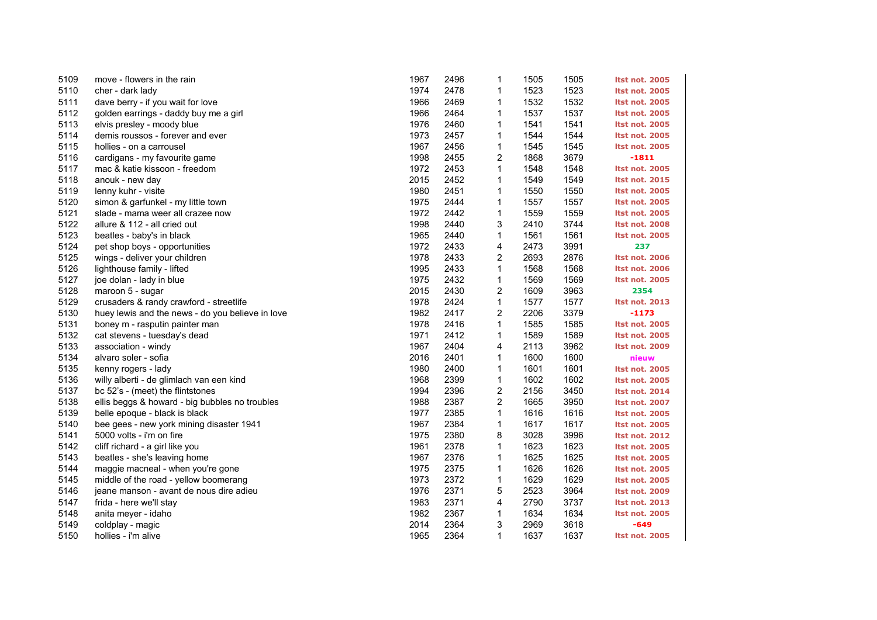| | | | | | | | |
|---|---|---|---|---|---|---|---|
| 5109 | move - flowers in the rain | 1967 | 2496 | 1 | 1505 | 1505 | ltst not. 2005 |
| 5110 | cher - dark lady | 1974 | 2478 | 1 | 1523 | 1523 | ltst not. 2005 |
| 5111 | dave berry - if you wait for love | 1966 | 2469 | 1 | 1532 | 1532 | ltst not. 2005 |
| 5112 | golden earrings - daddy buy me a girl | 1966 | 2464 | 1 | 1537 | 1537 | ltst not. 2005 |
| 5113 | elvis presley - moody blue | 1976 | 2460 | 1 | 1541 | 1541 | ltst not. 2005 |
| 5114 | demis roussos - forever and ever | 1973 | 2457 | 1 | 1544 | 1544 | ltst not. 2005 |
| 5115 | hollies - on a carrousel | 1967 | 2456 | 1 | 1545 | 1545 | ltst not. 2005 |
| 5116 | cardigans - my favourite game | 1998 | 2455 | 2 | 1868 | 3679 | -1811 |
| 5117 | mac & katie kissoon - freedom | 1972 | 2453 | 1 | 1548 | 1548 | ltst not. 2005 |
| 5118 | anouk - new day | 2015 | 2452 | 1 | 1549 | 1549 | ltst not. 2015 |
| 5119 | lenny kuhr - visite | 1980 | 2451 | 1 | 1550 | 1550 | ltst not. 2005 |
| 5120 | simon & garfunkel - my little town | 1975 | 2444 | 1 | 1557 | 1557 | ltst not. 2005 |
| 5121 | slade - mama weer all crazee now | 1972 | 2442 | 1 | 1559 | 1559 | ltst not. 2005 |
| 5122 | allure & 112 - all cried out | 1998 | 2440 | 3 | 2410 | 3744 | ltst not. 2008 |
| 5123 | beatles - baby's in black | 1965 | 2440 | 1 | 1561 | 1561 | ltst not. 2005 |
| 5124 | pet shop boys - opportunities | 1972 | 2433 | 4 | 2473 | 3991 | 237 |
| 5125 | wings - deliver your children | 1978 | 2433 | 2 | 2693 | 2876 | ltst not. 2006 |
| 5126 | lighthouse family - lifted | 1995 | 2433 | 1 | 1568 | 1568 | ltst not. 2006 |
| 5127 | joe dolan - lady in blue | 1975 | 2432 | 1 | 1569 | 1569 | ltst not. 2005 |
| 5128 | maroon 5 - sugar | 2015 | 2430 | 2 | 1609 | 3963 | 2354 |
| 5129 | crusaders & randy crawford - streetlife | 1978 | 2424 | 1 | 1577 | 1577 | ltst not. 2013 |
| 5130 | huey lewis and the news - do you believe in love | 1982 | 2417 | 2 | 2206 | 3379 | -1173 |
| 5131 | boney m - rasputin painter man | 1978 | 2416 | 1 | 1585 | 1585 | ltst not. 2005 |
| 5132 | cat stevens - tuesday's dead | 1971 | 2412 | 1 | 1589 | 1589 | ltst not. 2005 |
| 5133 | association - windy | 1967 | 2404 | 4 | 2113 | 3962 | ltst not. 2009 |
| 5134 | alvaro soler - sofia | 2016 | 2401 | 1 | 1600 | 1600 | nieuw |
| 5135 | kenny rogers - lady | 1980 | 2400 | 1 | 1601 | 1601 | ltst not. 2005 |
| 5136 | willy alberti - de glimlach van een kind | 1968 | 2399 | 1 | 1602 | 1602 | ltst not. 2005 |
| 5137 | bc 52's - (meet) the flintstones | 1994 | 2396 | 2 | 2156 | 3450 | ltst not. 2014 |
| 5138 | ellis beggs & howard - big bubbles no troubles | 1988 | 2387 | 2 | 1665 | 3950 | ltst not. 2007 |
| 5139 | belle epoque - black is black | 1977 | 2385 | 1 | 1616 | 1616 | ltst not. 2005 |
| 5140 | bee gees - new york mining disaster 1941 | 1967 | 2384 | 1 | 1617 | 1617 | ltst not. 2005 |
| 5141 | 5000 volts - i'm on fire | 1975 | 2380 | 8 | 3028 | 3996 | ltst not. 2012 |
| 5142 | cliff richard - a girl like you | 1961 | 2378 | 1 | 1623 | 1623 | ltst not. 2005 |
| 5143 | beatles - she's leaving home | 1967 | 2376 | 1 | 1625 | 1625 | ltst not. 2005 |
| 5144 | maggie macneal - when you're gone | 1975 | 2375 | 1 | 1626 | 1626 | ltst not. 2005 |
| 5145 | middle of the road - yellow boomerang | 1973 | 2372 | 1 | 1629 | 1629 | ltst not. 2005 |
| 5146 | jeane manson - avant de nous dire adieu | 1976 | 2371 | 5 | 2523 | 3964 | ltst not. 2009 |
| 5147 | frida - here we'll stay | 1983 | 2371 | 4 | 2790 | 3737 | ltst not. 2013 |
| 5148 | anita meyer - idaho | 1982 | 2367 | 1 | 1634 | 1634 | ltst not. 2005 |
| 5149 | coldplay - magic | 2014 | 2364 | 3 | 2969 | 3618 | -649 |
| 5150 | hollies - i'm alive | 1965 | 2364 | 1 | 1637 | 1637 | ltst not. 2005 |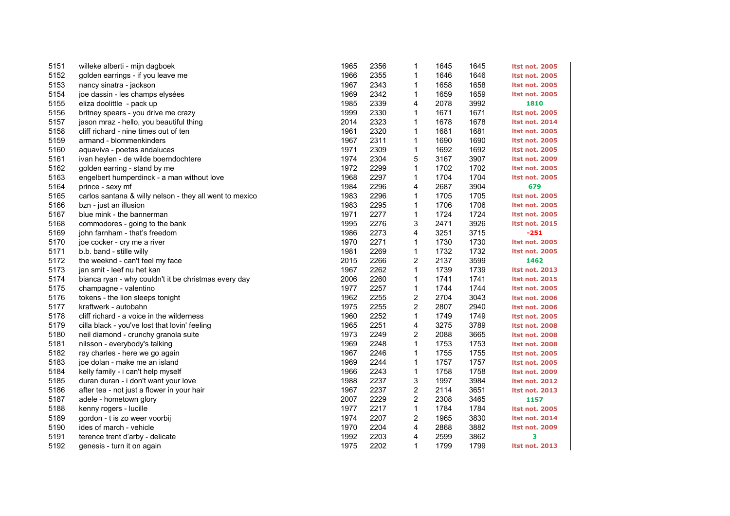| | | | | | | | |
|---|---|---|---|---|---|---|---|
| 5151 | willeke alberti - mijn dagboek | 1965 | 2356 | 1 | 1645 | 1645 | ltst not. 2005 |
| 5152 | golden earrings - if you leave me | 1966 | 2355 | 1 | 1646 | 1646 | ltst not. 2005 |
| 5153 | nancy sinatra - jackson | 1967 | 2343 | 1 | 1658 | 1658 | ltst not. 2005 |
| 5154 | joe dassin - les champs elysées | 1969 | 2342 | 1 | 1659 | 1659 | ltst not. 2005 |
| 5155 | eliza doolittle - pack up | 1985 | 2339 | 4 | 2078 | 3992 | 1810 |
| 5156 | britney spears - you drive me crazy | 1999 | 2330 | 1 | 1671 | 1671 | ltst not. 2005 |
| 5157 | jason mraz - hello, you beautiful thing | 2014 | 2323 | 1 | 1678 | 1678 | ltst not. 2014 |
| 5158 | cliff richard - nine times out of ten | 1961 | 2320 | 1 | 1681 | 1681 | ltst not. 2005 |
| 5159 | armand - blommenkinders | 1967 | 2311 | 1 | 1690 | 1690 | ltst not. 2005 |
| 5160 | aquaviva - poetas andaluces | 1971 | 2309 | 1 | 1692 | 1692 | ltst not. 2005 |
| 5161 | ivan heylen - de wilde boerndochtere | 1974 | 2304 | 5 | 3167 | 3907 | ltst not. 2009 |
| 5162 | golden earring - stand by me | 1972 | 2299 | 1 | 1702 | 1702 | ltst not. 2005 |
| 5163 | engelbert humperdinck - a man without love | 1968 | 2297 | 1 | 1704 | 1704 | ltst not. 2005 |
| 5164 | prince - sexy mf | 1984 | 2296 | 4 | 2687 | 3904 | 679 |
| 5165 | carlos santana & willy nelson - they all went to mexico | 1983 | 2296 | 1 | 1705 | 1705 | ltst not. 2005 |
| 5166 | bzn - just an illusion | 1983 | 2295 | 1 | 1706 | 1706 | ltst not. 2005 |
| 5167 | blue mink - the bannerman | 1971 | 2277 | 1 | 1724 | 1724 | ltst not. 2005 |
| 5168 | commodores - going to the bank | 1995 | 2276 | 3 | 2471 | 3926 | ltst not. 2015 |
| 5169 | john farnham - that's freedom | 1986 | 2273 | 4 | 3251 | 3715 | -251 |
| 5170 | joe cocker - cry me a river | 1970 | 2271 | 1 | 1730 | 1730 | ltst not. 2005 |
| 5171 | b.b. band - stille willy | 1981 | 2269 | 1 | 1732 | 1732 | ltst not. 2005 |
| 5172 | the weeknd - can't feel my face | 2015 | 2266 | 2 | 2137 | 3599 | 1462 |
| 5173 | jan smit - leef nu het kan | 1967 | 2262 | 1 | 1739 | 1739 | ltst not. 2013 |
| 5174 | bianca ryan - why couldn't it be christmas every day | 2006 | 2260 | 1 | 1741 | 1741 | ltst not. 2015 |
| 5175 | champagne - valentino | 1977 | 2257 | 1 | 1744 | 1744 | ltst not. 2005 |
| 5176 | tokens - the lion sleeps tonight | 1962 | 2255 | 2 | 2704 | 3043 | ltst not. 2006 |
| 5177 | kraftwerk - autobahn | 1975 | 2255 | 2 | 2807 | 2940 | ltst not. 2006 |
| 5178 | cliff richard - a voice in the wilderness | 1960 | 2252 | 1 | 1749 | 1749 | ltst not. 2005 |
| 5179 | cilla black - you've lost that lovin' feeling | 1965 | 2251 | 4 | 3275 | 3789 | ltst not. 2008 |
| 5180 | neil diamond - crunchy granola suite | 1973 | 2249 | 2 | 2088 | 3665 | ltst not. 2008 |
| 5181 | nilsson - everybody's talking | 1969 | 2248 | 1 | 1753 | 1753 | ltst not. 2008 |
| 5182 | ray charles - here we go again | 1967 | 2246 | 1 | 1755 | 1755 | ltst not. 2005 |
| 5183 | joe dolan - make me an island | 1969 | 2244 | 1 | 1757 | 1757 | ltst not. 2005 |
| 5184 | kelly family - i can't help myself | 1966 | 2243 | 1 | 1758 | 1758 | ltst not. 2009 |
| 5185 | duran duran - i don't want your love | 1988 | 2237 | 3 | 1997 | 3984 | ltst not. 2012 |
| 5186 | after tea - not just a flower in your hair | 1967 | 2237 | 2 | 2114 | 3651 | ltst not. 2013 |
| 5187 | adele - hometown glory | 2007 | 2229 | 2 | 2308 | 3465 | 1157 |
| 5188 | kenny rogers - lucille | 1977 | 2217 | 1 | 1784 | 1784 | ltst not. 2005 |
| 5189 | gordon - t is zo weer voorbij | 1974 | 2207 | 2 | 1965 | 3830 | ltst not. 2014 |
| 5190 | ides of march - vehicle | 1970 | 2204 | 4 | 2868 | 3882 | ltst not. 2009 |
| 5191 | terence trent d'arby - delicate | 1992 | 2203 | 4 | 2599 | 3862 | 3 |
| 5192 | genesis - turn it on again | 1975 | 2202 | 1 | 1799 | 1799 | ltst not. 2013 |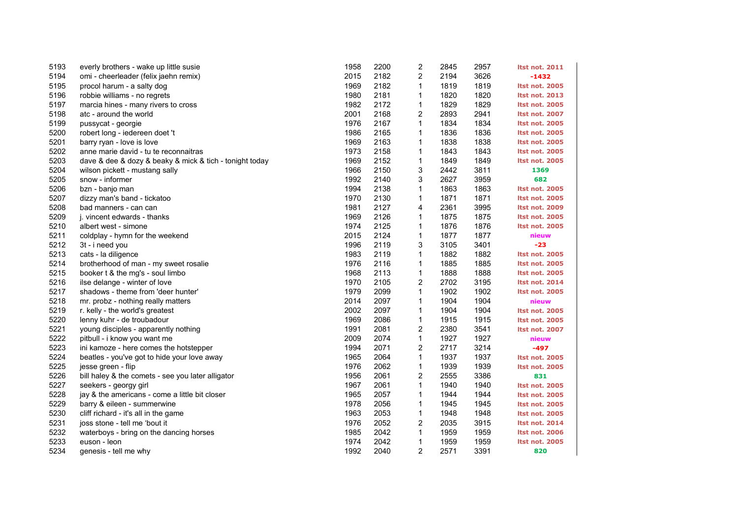| | | | | | | | |
|---|---|---|---|---|---|---|---|
| 5193 | everly brothers - wake up little susie | 1958 | 2200 | 2 | 2845 | 2957 | ltst not. 2011 |
| 5194 | omi - cheerleader (felix jaehn remix) | 2015 | 2182 | 2 | 2194 | 3626 | -1432 |
| 5195 | procol harum - a salty dog | 1969 | 2182 | 1 | 1819 | 1819 | ltst not. 2005 |
| 5196 | robbie williams - no regrets | 1980 | 2181 | 1 | 1820 | 1820 | ltst not. 2013 |
| 5197 | marcia hines - many rivers to cross | 1982 | 2172 | 1 | 1829 | 1829 | ltst not. 2005 |
| 5198 | atc - around the world | 2001 | 2168 | 2 | 2893 | 2941 | ltst not. 2007 |
| 5199 | pussycat - georgie | 1976 | 2167 | 1 | 1834 | 1834 | ltst not. 2005 |
| 5200 | robert long - iedereen doet 't | 1986 | 2165 | 1 | 1836 | 1836 | ltst not. 2005 |
| 5201 | barry ryan - love is love | 1969 | 2163 | 1 | 1838 | 1838 | ltst not. 2005 |
| 5202 | anne marie david - tu te reconnaitras | 1973 | 2158 | 1 | 1843 | 1843 | ltst not. 2005 |
| 5203 | dave & dee & dozy & beaky & mick & tich - tonight today | 1969 | 2152 | 1 | 1849 | 1849 | ltst not. 2005 |
| 5204 | wilson pickett - mustang sally | 1966 | 2150 | 3 | 2442 | 3811 | 1369 |
| 5205 | snow - informer | 1992 | 2140 | 3 | 2627 | 3959 | 682 |
| 5206 | bzn - banjo man | 1994 | 2138 | 1 | 1863 | 1863 | ltst not. 2005 |
| 5207 | dizzy man's band - tickatoo | 1970 | 2130 | 1 | 1871 | 1871 | ltst not. 2005 |
| 5208 | bad manners - can can | 1981 | 2127 | 4 | 2361 | 3995 | ltst not. 2009 |
| 5209 | j. vincent edwards - thanks | 1969 | 2126 | 1 | 1875 | 1875 | ltst not. 2005 |
| 5210 | albert west - simone | 1974 | 2125 | 1 | 1876 | 1876 | ltst not. 2005 |
| 5211 | coldplay - hymn for the weekend | 2015 | 2124 | 1 | 1877 | 1877 | nieuw |
| 5212 | 3t - i need you | 1996 | 2119 | 3 | 3105 | 3401 | -23 |
| 5213 | cats - la diligence | 1983 | 2119 | 1 | 1882 | 1882 | ltst not. 2005 |
| 5214 | brotherhood of man - my sweet rosalie | 1976 | 2116 | 1 | 1885 | 1885 | ltst not. 2005 |
| 5215 | booker t & the mg's - soul limbo | 1968 | 2113 | 1 | 1888 | 1888 | ltst not. 2005 |
| 5216 | ilse delange - winter of love | 1970 | 2105 | 2 | 2702 | 3195 | ltst not. 2014 |
| 5217 | shadows - theme from 'deer hunter' | 1979 | 2099 | 1 | 1902 | 1902 | ltst not. 2005 |
| 5218 | mr. probz - nothing really matters | 2014 | 2097 | 1 | 1904 | 1904 | nieuw |
| 5219 | r. kelly - the world's greatest | 2002 | 2097 | 1 | 1904 | 1904 | ltst not. 2005 |
| 5220 | lenny kuhr - de troubadour | 1969 | 2086 | 1 | 1915 | 1915 | ltst not. 2005 |
| 5221 | young disciples - apparently nothing | 1991 | 2081 | 2 | 2380 | 3541 | ltst not. 2007 |
| 5222 | pitbull - i know you want me | 2009 | 2074 | 1 | 1927 | 1927 | nieuw |
| 5223 | ini kamoze - here comes the hotstepper | 1994 | 2071 | 2 | 2717 | 3214 | -497 |
| 5224 | beatles - you've got to hide your love away | 1965 | 2064 | 1 | 1937 | 1937 | ltst not. 2005 |
| 5225 | jesse green - flip | 1976 | 2062 | 1 | 1939 | 1939 | ltst not. 2005 |
| 5226 | bill haley & the comets - see you later alligator | 1956 | 2061 | 2 | 2555 | 3386 | 831 |
| 5227 | seekers - georgy girl | 1967 | 2061 | 1 | 1940 | 1940 | ltst not. 2005 |
| 5228 | jay & the americans - come a little bit closer | 1965 | 2057 | 1 | 1944 | 1944 | ltst not. 2005 |
| 5229 | barry & eileen - summerwine | 1978 | 2056 | 1 | 1945 | 1945 | ltst not. 2005 |
| 5230 | cliff richard - it's all in the game | 1963 | 2053 | 1 | 1948 | 1948 | ltst not. 2005 |
| 5231 | joss stone - tell me 'bout it | 1976 | 2052 | 2 | 2035 | 3915 | ltst not. 2014 |
| 5232 | waterboys - bring on the dancing horses | 1985 | 2042 | 1 | 1959 | 1959 | ltst not. 2006 |
| 5233 | euson - leon | 1974 | 2042 | 1 | 1959 | 1959 | ltst not. 2005 |
| 5234 | genesis - tell me why | 1992 | 2040 | 2 | 2571 | 3391 | 820 |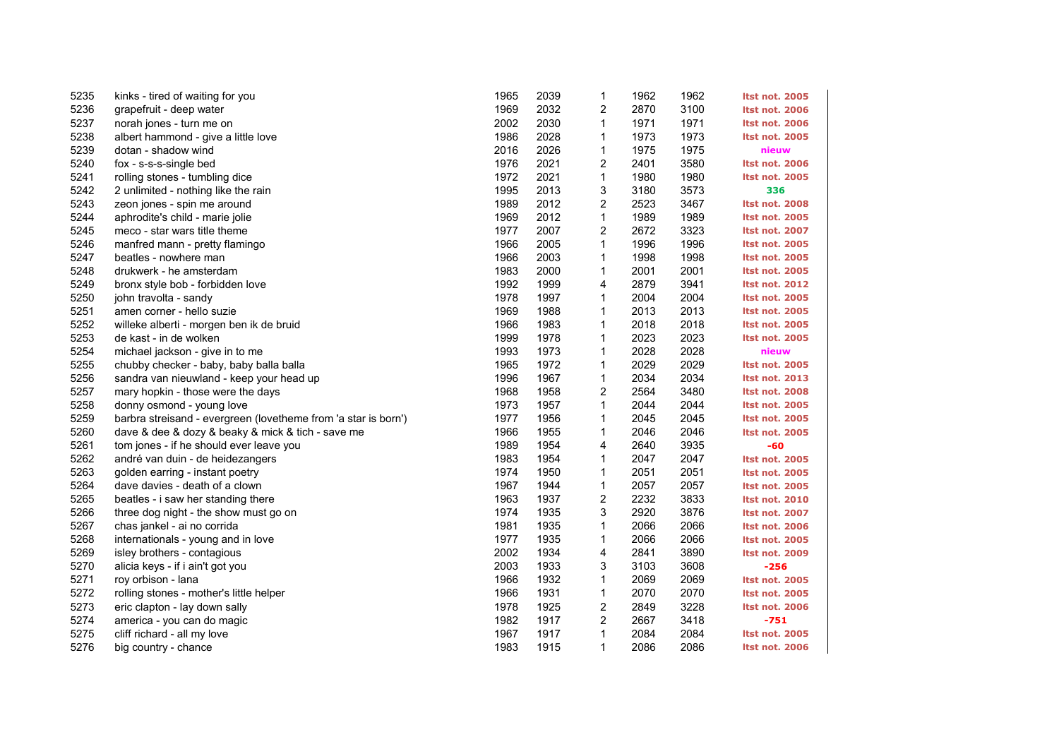| | | | | | | | |
|---|---|---|---|---|---|---|---|
| 5235 | kinks - tired of waiting for you | 1965 | 2039 | 1 | 1962 | 1962 | ltst not. 2005 |
| 5236 | grapefruit - deep water | 1969 | 2032 | 2 | 2870 | 3100 | ltst not. 2006 |
| 5237 | norah jones - turn me on | 2002 | 2030 | 1 | 1971 | 1971 | ltst not. 2006 |
| 5238 | albert hammond - give a little love | 1986 | 2028 | 1 | 1973 | 1973 | ltst not. 2005 |
| 5239 | dotan - shadow wind | 2016 | 2026 | 1 | 1975 | 1975 | nieuw |
| 5240 | fox - s-s-s-single bed | 1976 | 2021 | 2 | 2401 | 3580 | ltst not. 2006 |
| 5241 | rolling stones - tumbling dice | 1972 | 2021 | 1 | 1980 | 1980 | ltst not. 2005 |
| 5242 | 2 unlimited - nothing like the rain | 1995 | 2013 | 3 | 3180 | 3573 | 336 |
| 5243 | zeon jones - spin me around | 1989 | 2012 | 2 | 2523 | 3467 | ltst not. 2008 |
| 5244 | aphrodite's child - marie jolie | 1969 | 2012 | 1 | 1989 | 1989 | ltst not. 2005 |
| 5245 | meco - star wars title theme | 1977 | 2007 | 2 | 2672 | 3323 | ltst not. 2007 |
| 5246 | manfred mann - pretty flamingo | 1966 | 2005 | 1 | 1996 | 1996 | ltst not. 2005 |
| 5247 | beatles - nowhere man | 1966 | 2003 | 1 | 1998 | 1998 | ltst not. 2005 |
| 5248 | drukwerk - he amsterdam | 1983 | 2000 | 1 | 2001 | 2001 | ltst not. 2005 |
| 5249 | bronx style bob - forbidden love | 1992 | 1999 | 4 | 2879 | 3941 | ltst not. 2012 |
| 5250 | john travolta - sandy | 1978 | 1997 | 1 | 2004 | 2004 | ltst not. 2005 |
| 5251 | amen corner - hello suzie | 1969 | 1988 | 1 | 2013 | 2013 | ltst not. 2005 |
| 5252 | willeke alberti - morgen ben ik de bruid | 1966 | 1983 | 1 | 2018 | 2018 | ltst not. 2005 |
| 5253 | de kast - in de wolken | 1999 | 1978 | 1 | 2023 | 2023 | ltst not. 2005 |
| 5254 | michael jackson - give in to me | 1993 | 1973 | 1 | 2028 | 2028 | nieuw |
| 5255 | chubby checker - baby, baby balla balla | 1965 | 1972 | 1 | 2029 | 2029 | ltst not. 2005 |
| 5256 | sandra van nieuwland - keep your head up | 1996 | 1967 | 1 | 2034 | 2034 | ltst not. 2013 |
| 5257 | mary hopkin - those were the days | 1968 | 1958 | 2 | 2564 | 3480 | ltst not. 2008 |
| 5258 | donny osmond - young love | 1973 | 1957 | 1 | 2044 | 2044 | ltst not. 2005 |
| 5259 | barbra streisand - evergreen (lovetheme from 'a star is born') | 1977 | 1956 | 1 | 2045 | 2045 | ltst not. 2005 |
| 5260 | dave & dee & dozy & beaky & mick & tich - save me | 1966 | 1955 | 1 | 2046 | 2046 | ltst not. 2005 |
| 5261 | tom jones - if he should ever leave you | 1989 | 1954 | 4 | 2640 | 3935 | -60 |
| 5262 | andré van duin - de heidezangers | 1983 | 1954 | 1 | 2047 | 2047 | ltst not. 2005 |
| 5263 | golden earring - instant poetry | 1974 | 1950 | 1 | 2051 | 2051 | ltst not. 2005 |
| 5264 | dave davies - death of a clown | 1967 | 1944 | 1 | 2057 | 2057 | ltst not. 2005 |
| 5265 | beatles - i saw her standing there | 1963 | 1937 | 2 | 2232 | 3833 | ltst not. 2010 |
| 5266 | three dog night - the show must go on | 1974 | 1935 | 3 | 2920 | 3876 | ltst not. 2007 |
| 5267 | chas jankel - ai no corrida | 1981 | 1935 | 1 | 2066 | 2066 | ltst not. 2006 |
| 5268 | internationals - young and in love | 1977 | 1935 | 1 | 2066 | 2066 | ltst not. 2005 |
| 5269 | isley brothers - contagious | 2002 | 1934 | 4 | 2841 | 3890 | ltst not. 2009 |
| 5270 | alicia keys - if i ain't got you | 2003 | 1933 | 3 | 3103 | 3608 | -256 |
| 5271 | roy orbison - lana | 1966 | 1932 | 1 | 2069 | 2069 | ltst not. 2005 |
| 5272 | rolling stones - mother's little helper | 1966 | 1931 | 1 | 2070 | 2070 | ltst not. 2005 |
| 5273 | eric clapton - lay down sally | 1978 | 1925 | 2 | 2849 | 3228 | ltst not. 2006 |
| 5274 | america - you can do magic | 1982 | 1917 | 2 | 2667 | 3418 | -751 |
| 5275 | cliff richard - all my love | 1967 | 1917 | 1 | 2084 | 2084 | ltst not. 2005 |
| 5276 | big country - chance | 1983 | 1915 | 1 | 2086 | 2086 | ltst not. 2006 |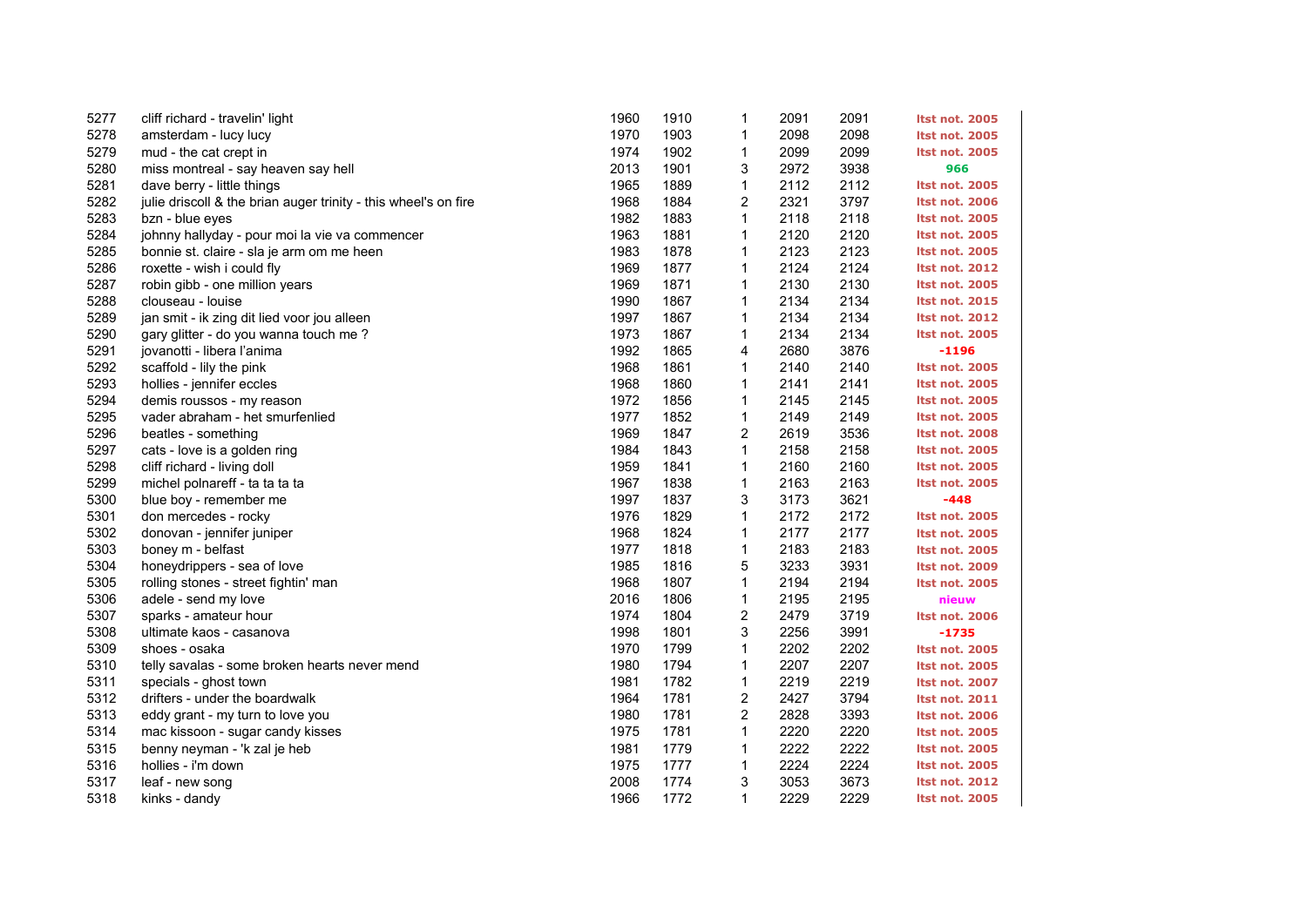| | | | | | | | |
|---|---|---|---|---|---|---|---|
| 5277 | cliff richard - travelin' light | 1960 | 1910 | 1 | 2091 | 2091 | ltst not. 2005 |
| 5278 | amsterdam - lucy lucy | 1970 | 1903 | 1 | 2098 | 2098 | ltst not. 2005 |
| 5279 | mud - the cat crept in | 1974 | 1902 | 1 | 2099 | 2099 | ltst not. 2005 |
| 5280 | miss montreal - say heaven say hell | 2013 | 1901 | 3 | 2972 | 3938 | 966 |
| 5281 | dave berry - little things | 1965 | 1889 | 1 | 2112 | 2112 | ltst not. 2005 |
| 5282 | julie driscoll & the brian auger trinity - this wheel's on fire | 1968 | 1884 | 2 | 2321 | 3797 | ltst not. 2006 |
| 5283 | bzn - blue eyes | 1982 | 1883 | 1 | 2118 | 2118 | ltst not. 2005 |
| 5284 | johnny hallyday - pour moi la vie va commencer | 1963 | 1881 | 1 | 2120 | 2120 | ltst not. 2005 |
| 5285 | bonnie st. claire - sla je arm om me heen | 1983 | 1878 | 1 | 2123 | 2123 | ltst not. 2005 |
| 5286 | roxette - wish i could fly | 1969 | 1877 | 1 | 2124 | 2124 | ltst not. 2012 |
| 5287 | robin gibb - one million years | 1969 | 1871 | 1 | 2130 | 2130 | ltst not. 2005 |
| 5288 | clouseau - louise | 1990 | 1867 | 1 | 2134 | 2134 | ltst not. 2015 |
| 5289 | jan smit - ik zing dit lied voor jou alleen | 1997 | 1867 | 1 | 2134 | 2134 | ltst not. 2012 |
| 5290 | gary glitter - do you wanna touch me ? | 1973 | 1867 | 1 | 2134 | 2134 | ltst not. 2005 |
| 5291 | jovanotti - libera l'anima | 1992 | 1865 | 4 | 2680 | 3876 | -1196 |
| 5292 | scaffold - lily the pink | 1968 | 1861 | 1 | 2140 | 2140 | ltst not. 2005 |
| 5293 | hollies - jennifer eccles | 1968 | 1860 | 1 | 2141 | 2141 | ltst not. 2005 |
| 5294 | demis roussos - my reason | 1972 | 1856 | 1 | 2145 | 2145 | ltst not. 2005 |
| 5295 | vader abraham - het smurfenlied | 1977 | 1852 | 1 | 2149 | 2149 | ltst not. 2005 |
| 5296 | beatles - something | 1969 | 1847 | 2 | 2619 | 3536 | ltst not. 2008 |
| 5297 | cats - love is a golden ring | 1984 | 1843 | 1 | 2158 | 2158 | ltst not. 2005 |
| 5298 | cliff richard - living doll | 1959 | 1841 | 1 | 2160 | 2160 | ltst not. 2005 |
| 5299 | michel polnareff - ta ta ta ta | 1967 | 1838 | 1 | 2163 | 2163 | ltst not. 2005 |
| 5300 | blue boy - remember me | 1997 | 1837 | 3 | 3173 | 3621 | -448 |
| 5301 | don mercedes - rocky | 1976 | 1829 | 1 | 2172 | 2172 | ltst not. 2005 |
| 5302 | donovan - jennifer juniper | 1968 | 1824 | 1 | 2177 | 2177 | ltst not. 2005 |
| 5303 | boney m - belfast | 1977 | 1818 | 1 | 2183 | 2183 | ltst not. 2005 |
| 5304 | honeydrippers - sea of love | 1985 | 1816 | 5 | 3233 | 3931 | ltst not. 2009 |
| 5305 | rolling stones - street fightin' man | 1968 | 1807 | 1 | 2194 | 2194 | ltst not. 2005 |
| 5306 | adele - send my love | 2016 | 1806 | 1 | 2195 | 2195 | nieuw |
| 5307 | sparks - amateur hour | 1974 | 1804 | 2 | 2479 | 3719 | ltst not. 2006 |
| 5308 | ultimate kaos - casanova | 1998 | 1801 | 3 | 2256 | 3991 | -1735 |
| 5309 | shoes - osaka | 1970 | 1799 | 1 | 2202 | 2202 | ltst not. 2005 |
| 5310 | telly savalas - some broken hearts never mend | 1980 | 1794 | 1 | 2207 | 2207 | ltst not. 2005 |
| 5311 | specials - ghost town | 1981 | 1782 | 1 | 2219 | 2219 | ltst not. 2007 |
| 5312 | drifters - under the boardwalk | 1964 | 1781 | 2 | 2427 | 3794 | ltst not. 2011 |
| 5313 | eddy grant - my turn to love you | 1980 | 1781 | 2 | 2828 | 3393 | ltst not. 2006 |
| 5314 | mac kissoon - sugar candy kisses | 1975 | 1781 | 1 | 2220 | 2220 | ltst not. 2005 |
| 5315 | benny neyman - 'k zal je heb | 1981 | 1779 | 1 | 2222 | 2222 | ltst not. 2005 |
| 5316 | hollies - i'm down | 1975 | 1777 | 1 | 2224 | 2224 | ltst not. 2005 |
| 5317 | leaf - new song | 2008 | 1774 | 3 | 3053 | 3673 | ltst not. 2012 |
| 5318 | kinks - dandy | 1966 | 1772 | 1 | 2229 | 2229 | ltst not. 2005 |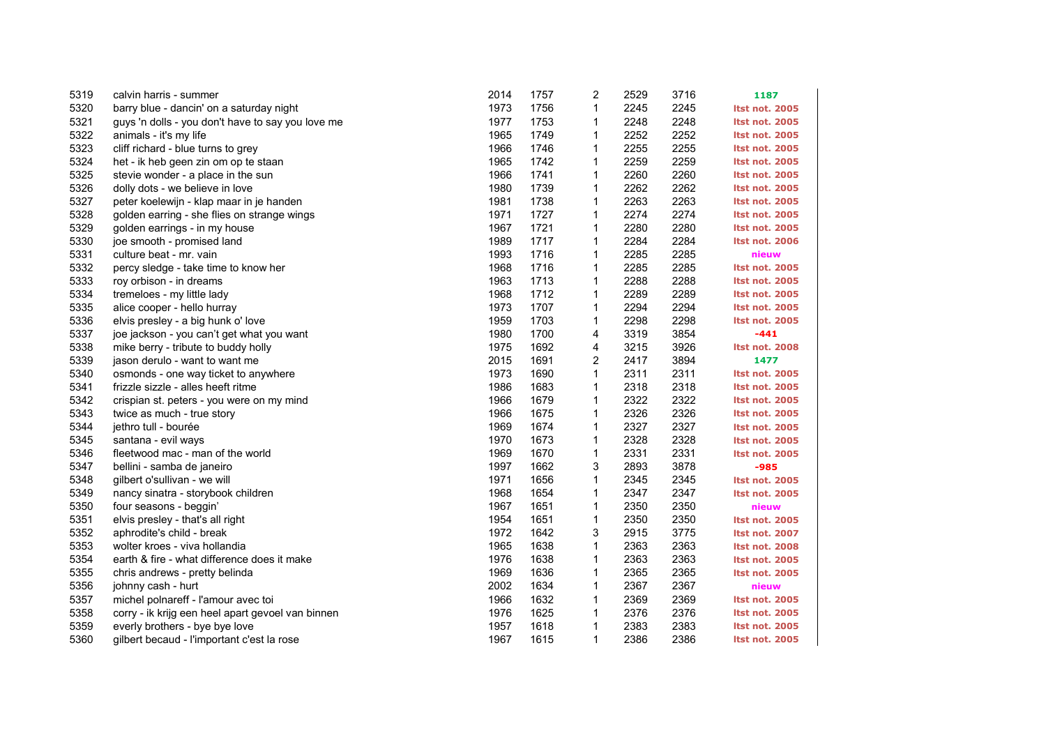| | | | | | | | |
|---|---|---|---|---|---|---|---|
| 5319 | calvin harris - summer | 2014 | 1757 | 2 | 2529 | 3716 | 1187 |
| 5320 | barry blue - dancin' on a saturday night | 1973 | 1756 | 1 | 2245 | 2245 | ltst not. 2005 |
| 5321 | guys 'n dolls - you don't have to say you love me | 1977 | 1753 | 1 | 2248 | 2248 | ltst not. 2005 |
| 5322 | animals - it's my life | 1965 | 1749 | 1 | 2252 | 2252 | ltst not. 2005 |
| 5323 | cliff richard - blue turns to grey | 1966 | 1746 | 1 | 2255 | 2255 | ltst not. 2005 |
| 5324 | het - ik heb geen zin om op te staan | 1965 | 1742 | 1 | 2259 | 2259 | ltst not. 2005 |
| 5325 | stevie wonder - a place in the sun | 1966 | 1741 | 1 | 2260 | 2260 | ltst not. 2005 |
| 5326 | dolly dots - we believe in love | 1980 | 1739 | 1 | 2262 | 2262 | ltst not. 2005 |
| 5327 | peter koelewijn - klap maar in je handen | 1981 | 1738 | 1 | 2263 | 2263 | ltst not. 2005 |
| 5328 | golden earring - she flies on strange wings | 1971 | 1727 | 1 | 2274 | 2274 | ltst not. 2005 |
| 5329 | golden earrings - in my house | 1967 | 1721 | 1 | 2280 | 2280 | ltst not. 2005 |
| 5330 | joe smooth - promised land | 1989 | 1717 | 1 | 2284 | 2284 | ltst not. 2006 |
| 5331 | culture beat - mr. vain | 1993 | 1716 | 1 | 2285 | 2285 | nieuw |
| 5332 | percy sledge - take time to know her | 1968 | 1716 | 1 | 2285 | 2285 | ltst not. 2005 |
| 5333 | roy orbison - in dreams | 1963 | 1713 | 1 | 2288 | 2288 | ltst not. 2005 |
| 5334 | tremeloes - my little lady | 1968 | 1712 | 1 | 2289 | 2289 | ltst not. 2005 |
| 5335 | alice cooper - hello hurray | 1973 | 1707 | 1 | 2294 | 2294 | ltst not. 2005 |
| 5336 | elvis presley - a big hunk o' love | 1959 | 1703 | 1 | 2298 | 2298 | ltst not. 2005 |
| 5337 | joe jackson - you can't get what you want | 1980 | 1700 | 4 | 3319 | 3854 | -441 |
| 5338 | mike berry - tribute to buddy holly | 1975 | 1692 | 4 | 3215 | 3926 | ltst not. 2008 |
| 5339 | jason derulo - want to want me | 2015 | 1691 | 2 | 2417 | 3894 | 1477 |
| 5340 | osmonds - one way ticket to anywhere | 1973 | 1690 | 1 | 2311 | 2311 | ltst not. 2005 |
| 5341 | frizzle sizzle - alles heeft ritme | 1986 | 1683 | 1 | 2318 | 2318 | ltst not. 2005 |
| 5342 | crispian st. peters - you were on my mind | 1966 | 1679 | 1 | 2322 | 2322 | ltst not. 2005 |
| 5343 | twice as much - true story | 1966 | 1675 | 1 | 2326 | 2326 | ltst not. 2005 |
| 5344 | jethro tull - bourée | 1969 | 1674 | 1 | 2327 | 2327 | ltst not. 2005 |
| 5345 | santana - evil ways | 1970 | 1673 | 1 | 2328 | 2328 | ltst not. 2005 |
| 5346 | fleetwood mac - man of the world | 1969 | 1670 | 1 | 2331 | 2331 | ltst not. 2005 |
| 5347 | bellini - samba de janeiro | 1997 | 1662 | 3 | 2893 | 3878 | -985 |
| 5348 | gilbert o'sullivan - we will | 1971 | 1656 | 1 | 2345 | 2345 | ltst not. 2005 |
| 5349 | nancy sinatra - storybook children | 1968 | 1654 | 1 | 2347 | 2347 | ltst not. 2005 |
| 5350 | four seasons - beggin' | 1967 | 1651 | 1 | 2350 | 2350 | nieuw |
| 5351 | elvis presley - that's all right | 1954 | 1651 | 1 | 2350 | 2350 | ltst not. 2005 |
| 5352 | aphrodite's child - break | 1972 | 1642 | 3 | 2915 | 3775 | ltst not. 2007 |
| 5353 | wolter kroes - viva hollandia | 1965 | 1638 | 1 | 2363 | 2363 | ltst not. 2008 |
| 5354 | earth & fire - what difference does it make | 1976 | 1638 | 1 | 2363 | 2363 | ltst not. 2005 |
| 5355 | chris andrews - pretty belinda | 1969 | 1636 | 1 | 2365 | 2365 | ltst not. 2005 |
| 5356 | johnny cash - hurt | 2002 | 1634 | 1 | 2367 | 2367 | nieuw |
| 5357 | michel polnareff - l'amour avec toi | 1966 | 1632 | 1 | 2369 | 2369 | ltst not. 2005 |
| 5358 | corry - ik krijg een heel apart gevoel van binnen | 1976 | 1625 | 1 | 2376 | 2376 | ltst not. 2005 |
| 5359 | everly brothers - bye bye love | 1957 | 1618 | 1 | 2383 | 2383 | ltst not. 2005 |
| 5360 | gilbert becaud - l'important c'est la rose | 1967 | 1615 | 1 | 2386 | 2386 | ltst not. 2005 |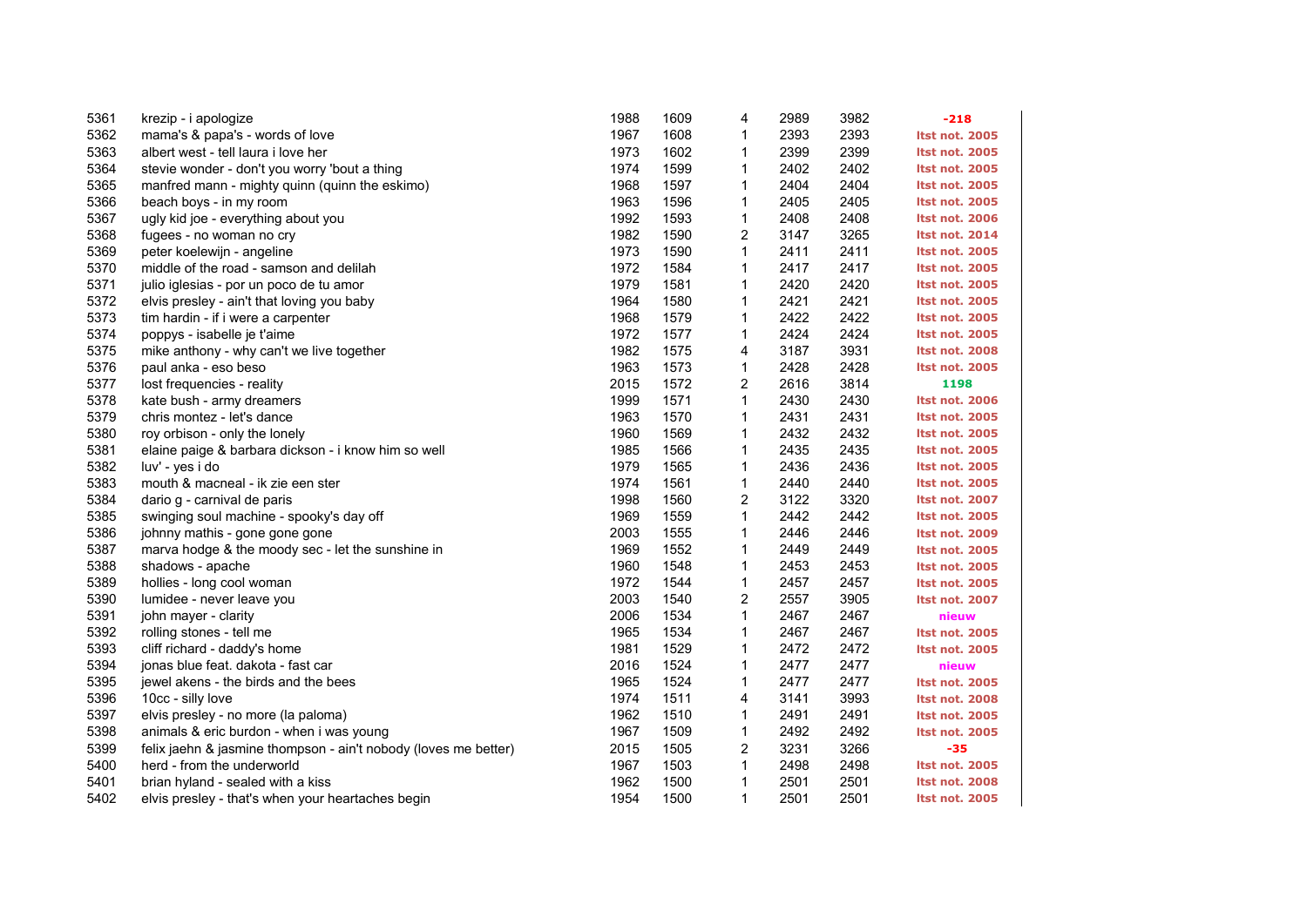| | | | | | | | |
|---|---|---|---|---|---|---|---|
| 5361 | krezip - i apologize | 1988 | 1609 | 4 | 2989 | 3982 | -218 |
| 5362 | mama's & papa's - words of love | 1967 | 1608 | 1 | 2393 | 2393 | ltst not. 2005 |
| 5363 | albert west - tell laura i love her | 1973 | 1602 | 1 | 2399 | 2399 | ltst not. 2005 |
| 5364 | stevie wonder - don't you worry 'bout a thing | 1974 | 1599 | 1 | 2402 | 2402 | ltst not. 2005 |
| 5365 | manfred mann - mighty quinn (quinn the eskimo) | 1968 | 1597 | 1 | 2404 | 2404 | ltst not. 2005 |
| 5366 | beach boys - in my room | 1963 | 1596 | 1 | 2405 | 2405 | ltst not. 2005 |
| 5367 | ugly kid joe - everything about you | 1992 | 1593 | 1 | 2408 | 2408 | ltst not. 2006 |
| 5368 | fugees - no woman no cry | 1982 | 1590 | 2 | 3147 | 3265 | ltst not. 2014 |
| 5369 | peter koelewijn - angeline | 1973 | 1590 | 1 | 2411 | 2411 | ltst not. 2005 |
| 5370 | middle of the road - samson and delilah | 1972 | 1584 | 1 | 2417 | 2417 | ltst not. 2005 |
| 5371 | julio iglesias - por un poco de tu amor | 1979 | 1581 | 1 | 2420 | 2420 | ltst not. 2005 |
| 5372 | elvis presley - ain't that loving you baby | 1964 | 1580 | 1 | 2421 | 2421 | ltst not. 2005 |
| 5373 | tim hardin - if i were a carpenter | 1968 | 1579 | 1 | 2422 | 2422 | ltst not. 2005 |
| 5374 | poppys - isabelle je t'aime | 1972 | 1577 | 1 | 2424 | 2424 | ltst not. 2005 |
| 5375 | mike anthony - why can't we live together | 1982 | 1575 | 4 | 3187 | 3931 | ltst not. 2008 |
| 5376 | paul anka - eso beso | 1963 | 1573 | 1 | 2428 | 2428 | ltst not. 2005 |
| 5377 | lost frequencies - reality | 2015 | 1572 | 2 | 2616 | 3814 | 1198 |
| 5378 | kate bush - army dreamers | 1999 | 1571 | 1 | 2430 | 2430 | ltst not. 2006 |
| 5379 | chris montez - let's dance | 1963 | 1570 | 1 | 2431 | 2431 | ltst not. 2005 |
| 5380 | roy orbison - only the lonely | 1960 | 1569 | 1 | 2432 | 2432 | ltst not. 2005 |
| 5381 | elaine paige & barbara dickson - i know him so well | 1985 | 1566 | 1 | 2435 | 2435 | ltst not. 2005 |
| 5382 | luv' - yes i do | 1979 | 1565 | 1 | 2436 | 2436 | ltst not. 2005 |
| 5383 | mouth & macneal - ik zie een ster | 1974 | 1561 | 1 | 2440 | 2440 | ltst not. 2005 |
| 5384 | dario g - carnival de paris | 1998 | 1560 | 2 | 3122 | 3320 | ltst not. 2007 |
| 5385 | swinging soul machine - spooky's day off | 1969 | 1559 | 1 | 2442 | 2442 | ltst not. 2005 |
| 5386 | johnny mathis - gone gone gone | 2003 | 1555 | 1 | 2446 | 2446 | ltst not. 2009 |
| 5387 | marva hodge & the moody sec - let the sunshine in | 1969 | 1552 | 1 | 2449 | 2449 | ltst not. 2005 |
| 5388 | shadows - apache | 1960 | 1548 | 1 | 2453 | 2453 | ltst not. 2005 |
| 5389 | hollies - long cool woman | 1972 | 1544 | 1 | 2457 | 2457 | ltst not. 2005 |
| 5390 | lumidee - never leave you | 2003 | 1540 | 2 | 2557 | 3905 | ltst not. 2007 |
| 5391 | john mayer - clarity | 2006 | 1534 | 1 | 2467 | 2467 | nieuw |
| 5392 | rolling stones - tell me | 1965 | 1534 | 1 | 2467 | 2467 | ltst not. 2005 |
| 5393 | cliff richard - daddy's home | 1981 | 1529 | 1 | 2472 | 2472 | ltst not. 2005 |
| 5394 | jonas blue feat. dakota - fast car | 2016 | 1524 | 1 | 2477 | 2477 | nieuw |
| 5395 | jewel akens - the birds and the bees | 1965 | 1524 | 1 | 2477 | 2477 | ltst not. 2005 |
| 5396 | 10cc - silly love | 1974 | 1511 | 4 | 3141 | 3993 | ltst not. 2008 |
| 5397 | elvis presley - no more (la paloma) | 1962 | 1510 | 1 | 2491 | 2491 | ltst not. 2005 |
| 5398 | animals & eric burdon - when i was young | 1967 | 1509 | 1 | 2492 | 2492 | ltst not. 2005 |
| 5399 | felix jaehn & jasmine thompson - ain't nobody (loves me better) | 2015 | 1505 | 2 | 3231 | 3266 | -35 |
| 5400 | herd - from the underworld | 1967 | 1503 | 1 | 2498 | 2498 | ltst not. 2005 |
| 5401 | brian hyland - sealed with a kiss | 1962 | 1500 | 1 | 2501 | 2501 | ltst not. 2008 |
| 5402 | elvis presley - that's when your heartaches begin | 1954 | 1500 | 1 | 2501 | 2501 | ltst not. 2005 |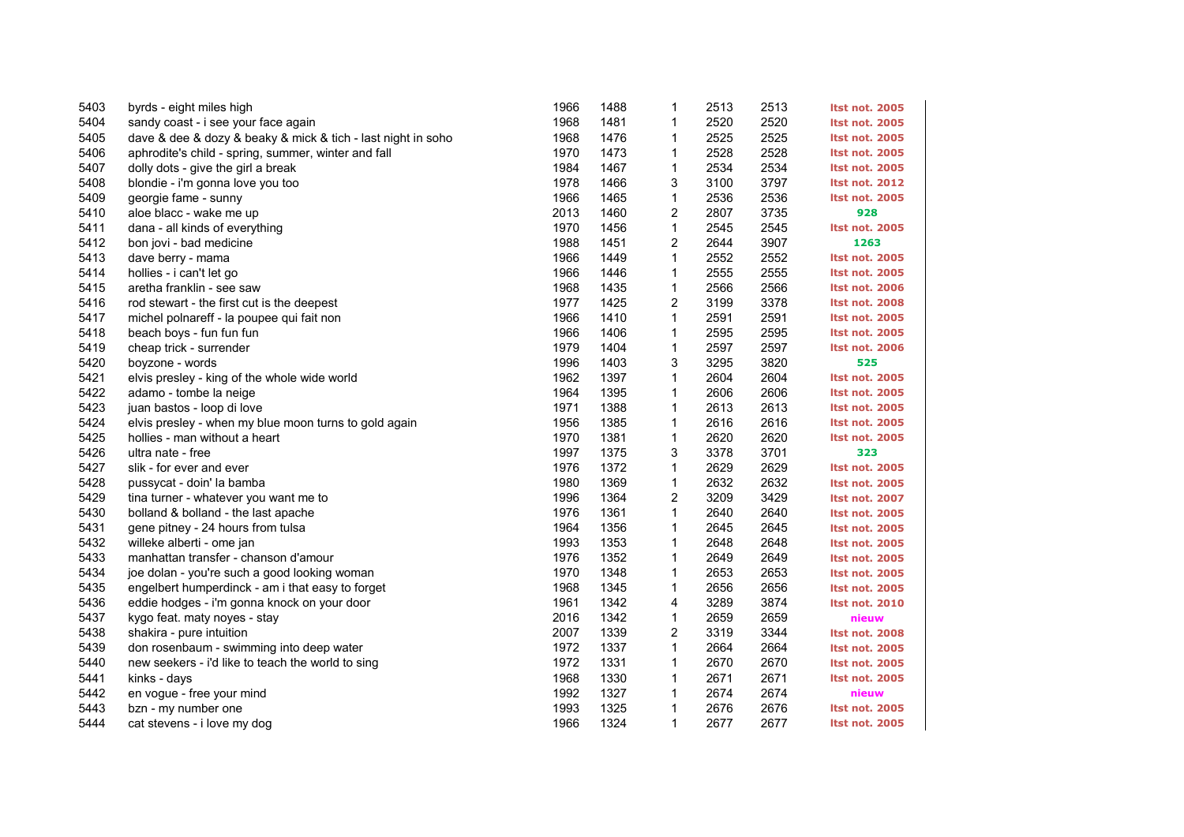| | | | | | | | |
|---|---|---|---|---|---|---|---|
| 5403 | byrds - eight miles high | 1966 | 1488 | 1 | 2513 | 2513 | ltst not. 2005 |
| 5404 | sandy coast - i see your face again | 1968 | 1481 | 1 | 2520 | 2520 | ltst not. 2005 |
| 5405 | dave & dee & dozy & beaky & mick & tich - last night in soho | 1968 | 1476 | 1 | 2525 | 2525 | ltst not. 2005 |
| 5406 | aphrodite's child - spring, summer, winter and fall | 1970 | 1473 | 1 | 2528 | 2528 | ltst not. 2005 |
| 5407 | dolly dots - give the girl a break | 1984 | 1467 | 1 | 2534 | 2534 | ltst not. 2005 |
| 5408 | blondie - i'm gonna love you too | 1978 | 1466 | 3 | 3100 | 3797 | ltst not. 2012 |
| 5409 | georgie fame - sunny | 1966 | 1465 | 1 | 2536 | 2536 | ltst not. 2005 |
| 5410 | aloe blacc - wake me up | 2013 | 1460 | 2 | 2807 | 3735 | 928 |
| 5411 | dana - all kinds of everything | 1970 | 1456 | 1 | 2545 | 2545 | ltst not. 2005 |
| 5412 | bon jovi - bad medicine | 1988 | 1451 | 2 | 2644 | 3907 | 1263 |
| 5413 | dave berry - mama | 1966 | 1449 | 1 | 2552 | 2552 | ltst not. 2005 |
| 5414 | hollies - i can't let go | 1966 | 1446 | 1 | 2555 | 2555 | ltst not. 2005 |
| 5415 | aretha franklin - see saw | 1968 | 1435 | 1 | 2566 | 2566 | ltst not. 2006 |
| 5416 | rod stewart - the first cut is the deepest | 1977 | 1425 | 2 | 3199 | 3378 | ltst not. 2008 |
| 5417 | michel polnareff - la poupee qui fait non | 1966 | 1410 | 1 | 2591 | 2591 | ltst not. 2005 |
| 5418 | beach boys - fun fun fun | 1966 | 1406 | 1 | 2595 | 2595 | ltst not. 2005 |
| 5419 | cheap trick - surrender | 1979 | 1404 | 1 | 2597 | 2597 | ltst not. 2006 |
| 5420 | boyzone - words | 1996 | 1403 | 3 | 3295 | 3820 | 525 |
| 5421 | elvis presley - king of the whole wide world | 1962 | 1397 | 1 | 2604 | 2604 | ltst not. 2005 |
| 5422 | adamo - tombe la neige | 1964 | 1395 | 1 | 2606 | 2606 | ltst not. 2005 |
| 5423 | juan bastos - loop di love | 1971 | 1388 | 1 | 2613 | 2613 | ltst not. 2005 |
| 5424 | elvis presley - when my blue moon turns to gold again | 1956 | 1385 | 1 | 2616 | 2616 | ltst not. 2005 |
| 5425 | hollies - man without a heart | 1970 | 1381 | 1 | 2620 | 2620 | ltst not. 2005 |
| 5426 | ultra nate - free | 1997 | 1375 | 3 | 3378 | 3701 | 323 |
| 5427 | slik - for ever and ever | 1976 | 1372 | 1 | 2629 | 2629 | ltst not. 2005 |
| 5428 | pussycat - doin' la bamba | 1980 | 1369 | 1 | 2632 | 2632 | ltst not. 2005 |
| 5429 | tina turner - whatever you want me to | 1996 | 1364 | 2 | 3209 | 3429 | ltst not. 2007 |
| 5430 | bolland & bolland - the last apache | 1976 | 1361 | 1 | 2640 | 2640 | ltst not. 2005 |
| 5431 | gene pitney - 24 hours from tulsa | 1964 | 1356 | 1 | 2645 | 2645 | ltst not. 2005 |
| 5432 | willeke alberti - ome jan | 1993 | 1353 | 1 | 2648 | 2648 | ltst not. 2005 |
| 5433 | manhattan transfer - chanson d'amour | 1976 | 1352 | 1 | 2649 | 2649 | ltst not. 2005 |
| 5434 | joe dolan - you're such a good looking woman | 1970 | 1348 | 1 | 2653 | 2653 | ltst not. 2005 |
| 5435 | engelbert humperdinck - am i that easy to forget | 1968 | 1345 | 1 | 2656 | 2656 | ltst not. 2005 |
| 5436 | eddie hodges - i'm gonna knock on your door | 1961 | 1342 | 4 | 3289 | 3874 | ltst not. 2010 |
| 5437 | kygo feat. maty noyes - stay | 2016 | 1342 | 1 | 2659 | 2659 | nieuw |
| 5438 | shakira - pure intuition | 2007 | 1339 | 2 | 3319 | 3344 | ltst not. 2008 |
| 5439 | don rosenbaum - swimming into deep water | 1972 | 1337 | 1 | 2664 | 2664 | ltst not. 2005 |
| 5440 | new seekers - i'd like to teach the world to sing | 1972 | 1331 | 1 | 2670 | 2670 | ltst not. 2005 |
| 5441 | kinks - days | 1968 | 1330 | 1 | 2671 | 2671 | ltst not. 2005 |
| 5442 | en vogue - free your mind | 1992 | 1327 | 1 | 2674 | 2674 | nieuw |
| 5443 | bzn - my number one | 1993 | 1325 | 1 | 2676 | 2676 | ltst not. 2005 |
| 5444 | cat stevens - i love my dog | 1966 | 1324 | 1 | 2677 | 2677 | ltst not. 2005 |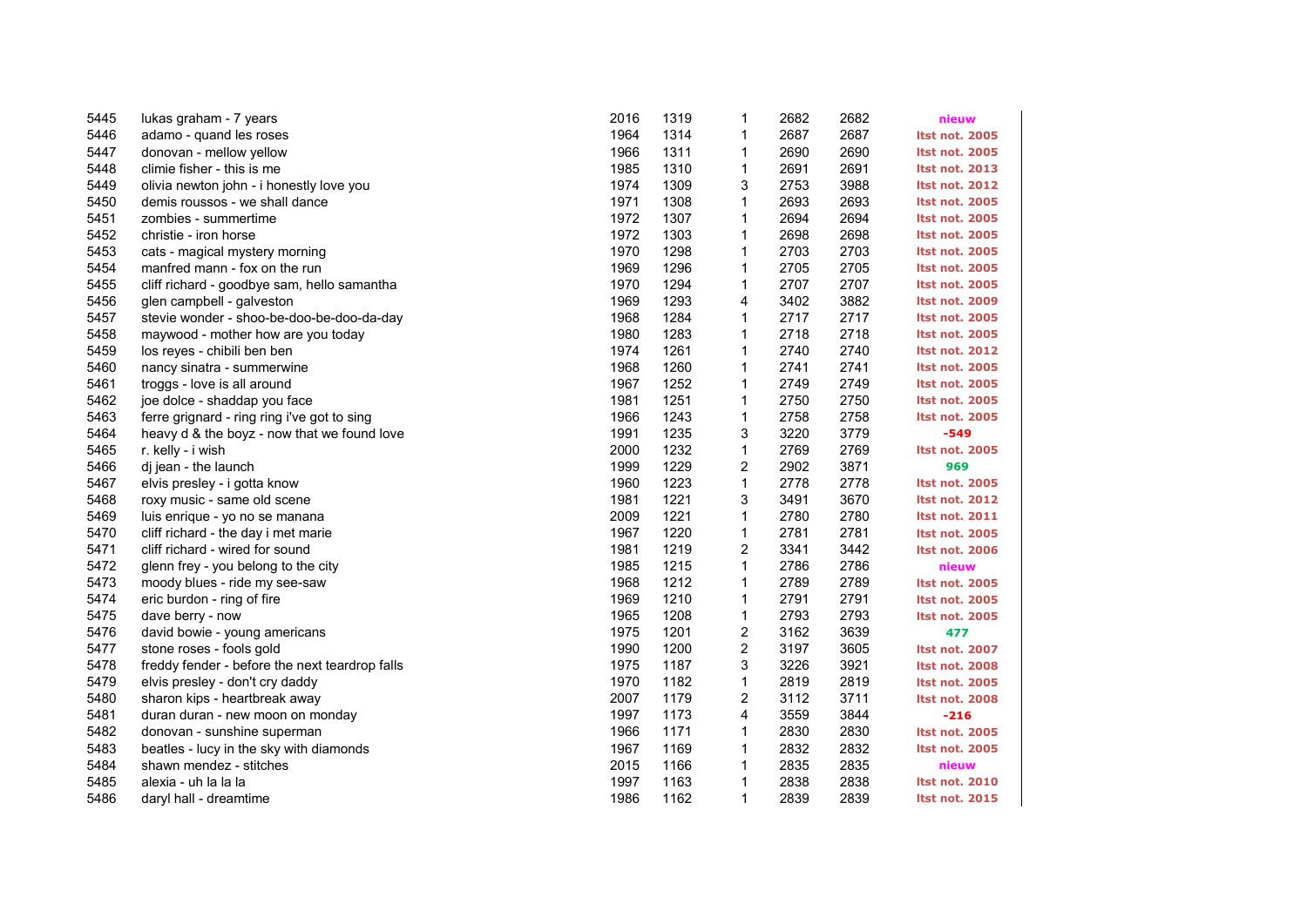| | | | | | | | |
|---|---|---|---|---|---|---|---|
| 5445 | lukas graham - 7 years | 2016 | 1319 | 1 | 2682 | 2682 | nieuw |
| 5446 | adamo - quand les roses | 1964 | 1314 | 1 | 2687 | 2687 | ltst not. 2005 |
| 5447 | donovan - mellow yellow | 1966 | 1311 | 1 | 2690 | 2690 | ltst not. 2005 |
| 5448 | climie fisher - this is me | 1985 | 1310 | 1 | 2691 | 2691 | ltst not. 2013 |
| 5449 | olivia newton john - i honestly love you | 1974 | 1309 | 3 | 2753 | 3988 | ltst not. 2012 |
| 5450 | demis roussos - we shall dance | 1971 | 1308 | 1 | 2693 | 2693 | ltst not. 2005 |
| 5451 | zombies - summertime | 1972 | 1307 | 1 | 2694 | 2694 | ltst not. 2005 |
| 5452 | christie - iron horse | 1972 | 1303 | 1 | 2698 | 2698 | ltst not. 2005 |
| 5453 | cats - magical mystery morning | 1970 | 1298 | 1 | 2703 | 2703 | ltst not. 2005 |
| 5454 | manfred mann - fox on the run | 1969 | 1296 | 1 | 2705 | 2705 | ltst not. 2005 |
| 5455 | cliff richard - goodbye sam, hello samantha | 1970 | 1294 | 1 | 2707 | 2707 | ltst not. 2005 |
| 5456 | glen campbell - galveston | 1969 | 1293 | 4 | 3402 | 3882 | ltst not. 2009 |
| 5457 | stevie wonder - shoo-be-doo-be-doo-da-day | 1968 | 1284 | 1 | 2717 | 2717 | ltst not. 2005 |
| 5458 | maywood - mother how are you today | 1980 | 1283 | 1 | 2718 | 2718 | ltst not. 2005 |
| 5459 | los reyes - chibili ben ben | 1974 | 1261 | 1 | 2740 | 2740 | ltst not. 2012 |
| 5460 | nancy sinatra - summerwine | 1968 | 1260 | 1 | 2741 | 2741 | ltst not. 2005 |
| 5461 | troggs - love is all around | 1967 | 1252 | 1 | 2749 | 2749 | ltst not. 2005 |
| 5462 | joe dolce - shaddap you face | 1981 | 1251 | 1 | 2750 | 2750 | ltst not. 2005 |
| 5463 | ferre grignard - ring ring i've got to sing | 1966 | 1243 | 1 | 2758 | 2758 | ltst not. 2005 |
| 5464 | heavy d & the boyz - now that we found love | 1991 | 1235 | 3 | 3220 | 3779 | -549 |
| 5465 | r. kelly - i wish | 2000 | 1232 | 1 | 2769 | 2769 | ltst not. 2005 |
| 5466 | dj jean - the launch | 1999 | 1229 | 2 | 2902 | 3871 | 969 |
| 5467 | elvis presley - i gotta know | 1960 | 1223 | 1 | 2778 | 2778 | ltst not. 2005 |
| 5468 | roxy music - same old scene | 1981 | 1221 | 3 | 3491 | 3670 | ltst not. 2012 |
| 5469 | luis enrique - yo no se manana | 2009 | 1221 | 1 | 2780 | 2780 | ltst not. 2011 |
| 5470 | cliff richard - the day i met marie | 1967 | 1220 | 1 | 2781 | 2781 | ltst not. 2005 |
| 5471 | cliff richard - wired for sound | 1981 | 1219 | 2 | 3341 | 3442 | ltst not. 2006 |
| 5472 | glenn frey - you belong to the city | 1985 | 1215 | 1 | 2786 | 2786 | nieuw |
| 5473 | moody blues - ride my see-saw | 1968 | 1212 | 1 | 2789 | 2789 | ltst not. 2005 |
| 5474 | eric burdon - ring of fire | 1969 | 1210 | 1 | 2791 | 2791 | ltst not. 2005 |
| 5475 | dave berry - now | 1965 | 1208 | 1 | 2793 | 2793 | ltst not. 2005 |
| 5476 | david bowie - young americans | 1975 | 1201 | 2 | 3162 | 3639 | 477 |
| 5477 | stone roses - fools gold | 1990 | 1200 | 2 | 3197 | 3605 | ltst not. 2007 |
| 5478 | freddy fender - before the next teardrop falls | 1975 | 1187 | 3 | 3226 | 3921 | ltst not. 2008 |
| 5479 | elvis presley - don't cry daddy | 1970 | 1182 | 1 | 2819 | 2819 | ltst not. 2005 |
| 5480 | sharon kips - heartbreak away | 2007 | 1179 | 2 | 3112 | 3711 | ltst not. 2008 |
| 5481 | duran duran - new moon on monday | 1997 | 1173 | 4 | 3559 | 3844 | -216 |
| 5482 | donovan - sunshine superman | 1966 | 1171 | 1 | 2830 | 2830 | ltst not. 2005 |
| 5483 | beatles - lucy in the sky with diamonds | 1967 | 1169 | 1 | 2832 | 2832 | ltst not. 2005 |
| 5484 | shawn mendez - stitches | 2015 | 1166 | 1 | 2835 | 2835 | nieuw |
| 5485 | alexia - uh la la la | 1997 | 1163 | 1 | 2838 | 2838 | ltst not. 2010 |
| 5486 | daryl hall - dreamtime | 1986 | 1162 | 1 | 2839 | 2839 | ltst not. 2015 |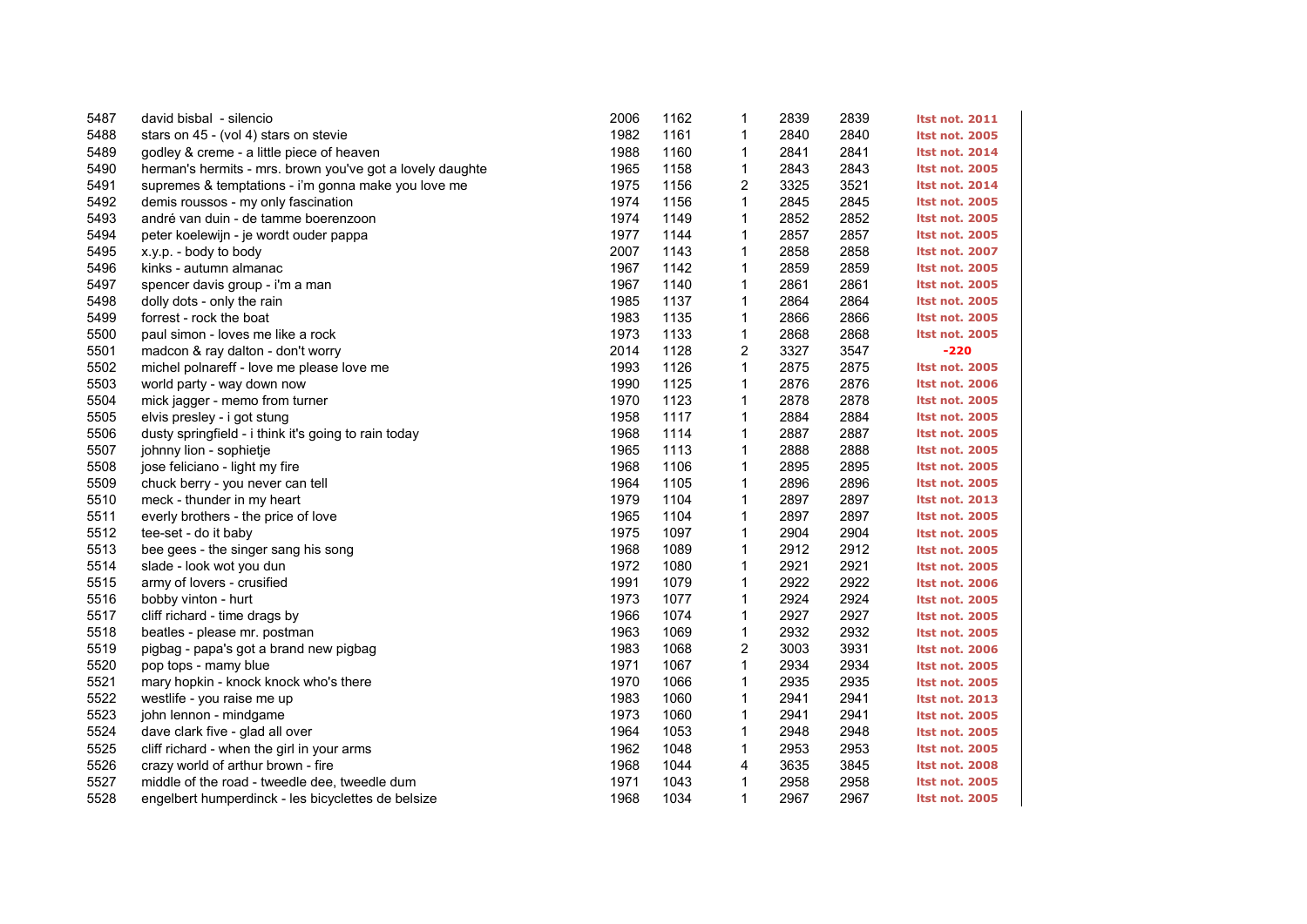| | | | | | | | |
|---|---|---|---|---|---|---|---|
| 5487 | david bisbal - silencio | 2006 | 1162 | 1 | 2839 | 2839 | ltst not. 2011 |
| 5488 | stars on 45 - (vol 4) stars on stevie | 1982 | 1161 | 1 | 2840 | 2840 | ltst not. 2005 |
| 5489 | godley & creme - a little piece of heaven | 1988 | 1160 | 1 | 2841 | 2841 | ltst not. 2014 |
| 5490 | herman's hermits - mrs. brown you've got a lovely daughte | 1965 | 1158 | 1 | 2843 | 2843 | ltst not. 2005 |
| 5491 | supremes & temptations - i'm gonna make you love me | 1975 | 1156 | 2 | 3325 | 3521 | ltst not. 2014 |
| 5492 | demis roussos - my only fascination | 1974 | 1156 | 1 | 2845 | 2845 | ltst not. 2005 |
| 5493 | andré van duin - de tamme boerenzoon | 1974 | 1149 | 1 | 2852 | 2852 | ltst not. 2005 |
| 5494 | peter koelewijn - je wordt ouder pappa | 1977 | 1144 | 1 | 2857 | 2857 | ltst not. 2005 |
| 5495 | x.y.p. - body to body | 2007 | 1143 | 1 | 2858 | 2858 | ltst not. 2007 |
| 5496 | kinks - autumn almanac | 1967 | 1142 | 1 | 2859 | 2859 | ltst not. 2005 |
| 5497 | spencer davis group - i'm a man | 1967 | 1140 | 1 | 2861 | 2861 | ltst not. 2005 |
| 5498 | dolly dots - only the rain | 1985 | 1137 | 1 | 2864 | 2864 | ltst not. 2005 |
| 5499 | forrest - rock the boat | 1983 | 1135 | 1 | 2866 | 2866 | ltst not. 2005 |
| 5500 | paul simon - loves me like a rock | 1973 | 1133 | 1 | 2868 | 2868 | ltst not. 2005 |
| 5501 | madcon & ray dalton - don't worry | 2014 | 1128 | 2 | 3327 | 3547 | -220 |
| 5502 | michel polnareff - love me please love me | 1993 | 1126 | 1 | 2875 | 2875 | ltst not. 2005 |
| 5503 | world party - way down now | 1990 | 1125 | 1 | 2876 | 2876 | ltst not. 2006 |
| 5504 | mick jagger - memo from turner | 1970 | 1123 | 1 | 2878 | 2878 | ltst not. 2005 |
| 5505 | elvis presley - i got stung | 1958 | 1117 | 1 | 2884 | 2884 | ltst not. 2005 |
| 5506 | dusty springfield - i think it's going to rain today | 1968 | 1114 | 1 | 2887 | 2887 | ltst not. 2005 |
| 5507 | johnny lion - sophietje | 1965 | 1113 | 1 | 2888 | 2888 | ltst not. 2005 |
| 5508 | jose feliciano - light my fire | 1968 | 1106 | 1 | 2895 | 2895 | ltst not. 2005 |
| 5509 | chuck berry - you never can tell | 1964 | 1105 | 1 | 2896 | 2896 | ltst not. 2005 |
| 5510 | meck - thunder in my heart | 1979 | 1104 | 1 | 2897 | 2897 | ltst not. 2013 |
| 5511 | everly brothers - the price of love | 1965 | 1104 | 1 | 2897 | 2897 | ltst not. 2005 |
| 5512 | tee-set - do it baby | 1975 | 1097 | 1 | 2904 | 2904 | ltst not. 2005 |
| 5513 | bee gees - the singer sang his song | 1968 | 1089 | 1 | 2912 | 2912 | ltst not. 2005 |
| 5514 | slade - look wot you dun | 1972 | 1080 | 1 | 2921 | 2921 | ltst not. 2005 |
| 5515 | army of lovers - crusified | 1991 | 1079 | 1 | 2922 | 2922 | ltst not. 2006 |
| 5516 | bobby vinton - hurt | 1973 | 1077 | 1 | 2924 | 2924 | ltst not. 2005 |
| 5517 | cliff richard - time drags by | 1966 | 1074 | 1 | 2927 | 2927 | ltst not. 2005 |
| 5518 | beatles - please mr. postman | 1963 | 1069 | 1 | 2932 | 2932 | ltst not. 2005 |
| 5519 | pigbag - papa's got a brand new pigbag | 1983 | 1068 | 2 | 3003 | 3931 | ltst not. 2006 |
| 5520 | pop tops - mamy blue | 1971 | 1067 | 1 | 2934 | 2934 | ltst not. 2005 |
| 5521 | mary hopkin - knock knock who's there | 1970 | 1066 | 1 | 2935 | 2935 | ltst not. 2005 |
| 5522 | westlife - you raise me up | 1983 | 1060 | 1 | 2941 | 2941 | ltst not. 2013 |
| 5523 | john lennon - mindgame | 1973 | 1060 | 1 | 2941 | 2941 | ltst not. 2005 |
| 5524 | dave clark five - glad all over | 1964 | 1053 | 1 | 2948 | 2948 | ltst not. 2005 |
| 5525 | cliff richard - when the girl in your arms | 1962 | 1048 | 1 | 2953 | 2953 | ltst not. 2005 |
| 5526 | crazy world of arthur brown - fire | 1968 | 1044 | 4 | 3635 | 3845 | ltst not. 2008 |
| 5527 | middle of the road - tweedle dee, tweedle dum | 1971 | 1043 | 1 | 2958 | 2958 | ltst not. 2005 |
| 5528 | engelbert humperdinck - les bicyclettes de belsize | 1968 | 1034 | 1 | 2967 | 2967 | ltst not. 2005 |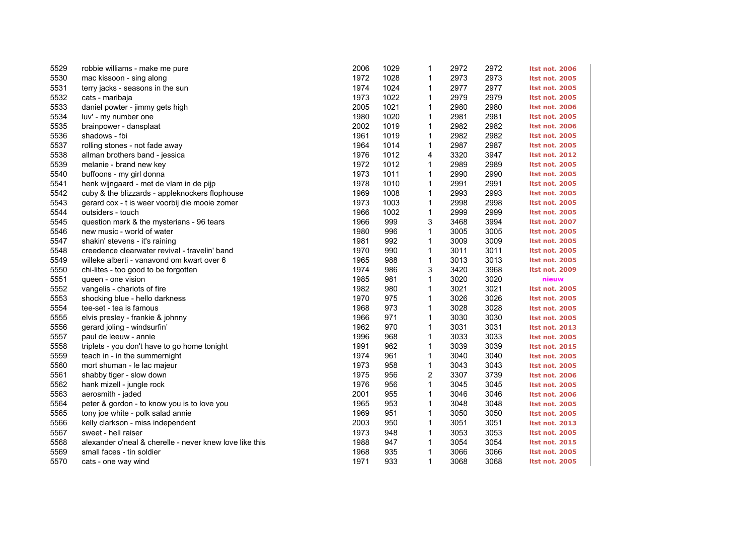| | | | | | | | |
|---|---|---|---|---|---|---|---|
| 5529 | robbie williams - make me pure | 2006 | 1029 | 1 | 2972 | 2972 | ltst not. 2006 |
| 5530 | mac kissoon - sing along | 1972 | 1028 | 1 | 2973 | 2973 | ltst not. 2005 |
| 5531 | terry jacks - seasons in the sun | 1974 | 1024 | 1 | 2977 | 2977 | ltst not. 2005 |
| 5532 | cats - maribaja | 1973 | 1022 | 1 | 2979 | 2979 | ltst not. 2005 |
| 5533 | daniel powter - jimmy gets high | 2005 | 1021 | 1 | 2980 | 2980 | ltst not. 2006 |
| 5534 | luv' - my number one | 1980 | 1020 | 1 | 2981 | 2981 | ltst not. 2005 |
| 5535 | brainpower - dansplaat | 2002 | 1019 | 1 | 2982 | 2982 | ltst not. 2006 |
| 5536 | shadows - fbi | 1961 | 1019 | 1 | 2982 | 2982 | ltst not. 2005 |
| 5537 | rolling stones - not fade away | 1964 | 1014 | 1 | 2987 | 2987 | ltst not. 2005 |
| 5538 | allman brothers band - jessica | 1976 | 1012 | 4 | 3320 | 3947 | ltst not. 2012 |
| 5539 | melanie - brand new key | 1972 | 1012 | 1 | 2989 | 2989 | ltst not. 2005 |
| 5540 | buffoons - my girl donna | 1973 | 1011 | 1 | 2990 | 2990 | ltst not. 2005 |
| 5541 | henk wijngaard - met de vlam in de pijp | 1978 | 1010 | 1 | 2991 | 2991 | ltst not. 2005 |
| 5542 | cuby & the blizzards - appleknockers flophouse | 1969 | 1008 | 1 | 2993 | 2993 | ltst not. 2005 |
| 5543 | gerard cox - t is weer voorbij die mooie zomer | 1973 | 1003 | 1 | 2998 | 2998 | ltst not. 2005 |
| 5544 | outsiders - touch | 1966 | 1002 | 1 | 2999 | 2999 | ltst not. 2005 |
| 5545 | question mark & the mysterians - 96 tears | 1966 | 999 | 3 | 3468 | 3994 | ltst not. 2007 |
| 5546 | new music - world of water | 1980 | 996 | 1 | 3005 | 3005 | ltst not. 2005 |
| 5547 | shakin' stevens - it's raining | 1981 | 992 | 1 | 3009 | 3009 | ltst not. 2005 |
| 5548 | creedence clearwater revival - travelin' band | 1970 | 990 | 1 | 3011 | 3011 | ltst not. 2005 |
| 5549 | willeke alberti - vanavond om kwart over 6 | 1965 | 988 | 1 | 3013 | 3013 | ltst not. 2005 |
| 5550 | chi-lites - too good to be forgotten | 1974 | 986 | 3 | 3420 | 3968 | ltst not. 2009 |
| 5551 | queen - one vision | 1985 | 981 | 1 | 3020 | 3020 | nieuw |
| 5552 | vangelis - chariots of fire | 1982 | 980 | 1 | 3021 | 3021 | ltst not. 2005 |
| 5553 | shocking blue - hello darkness | 1970 | 975 | 1 | 3026 | 3026 | ltst not. 2005 |
| 5554 | tee-set - tea is famous | 1968 | 973 | 1 | 3028 | 3028 | ltst not. 2005 |
| 5555 | elvis presley - frankie & johnny | 1966 | 971 | 1 | 3030 | 3030 | ltst not. 2005 |
| 5556 | gerard joling - windsurfin' | 1962 | 970 | 1 | 3031 | 3031 | ltst not. 2013 |
| 5557 | paul de leeuw - annie | 1996 | 968 | 1 | 3033 | 3033 | ltst not. 2005 |
| 5558 | triplets - you don't have to go home tonight | 1991 | 962 | 1 | 3039 | 3039 | ltst not. 2015 |
| 5559 | teach in - in the summernight | 1974 | 961 | 1 | 3040 | 3040 | ltst not. 2005 |
| 5560 | mort shuman - le lac majeur | 1973 | 958 | 1 | 3043 | 3043 | ltst not. 2005 |
| 5561 | shabby tiger - slow down | 1975 | 956 | 2 | 3307 | 3739 | ltst not. 2006 |
| 5562 | hank mizell - jungle rock | 1976 | 956 | 1 | 3045 | 3045 | ltst not. 2005 |
| 5563 | aerosmith - jaded | 2001 | 955 | 1 | 3046 | 3046 | ltst not. 2006 |
| 5564 | peter & gordon - to know you is to love you | 1965 | 953 | 1 | 3048 | 3048 | ltst not. 2005 |
| 5565 | tony joe white - polk salad annie | 1969 | 951 | 1 | 3050 | 3050 | ltst not. 2005 |
| 5566 | kelly clarkson - miss independent | 2003 | 950 | 1 | 3051 | 3051 | ltst not. 2013 |
| 5567 | sweet - hell raiser | 1973 | 948 | 1 | 3053 | 3053 | ltst not. 2005 |
| 5568 | alexander o'neal & cherelle - never knew love like this | 1988 | 947 | 1 | 3054 | 3054 | ltst not. 2015 |
| 5569 | small faces - tin soldier | 1968 | 935 | 1 | 3066 | 3066 | ltst not. 2005 |
| 5570 | cats - one way wind | 1971 | 933 | 1 | 3068 | 3068 | ltst not. 2005 |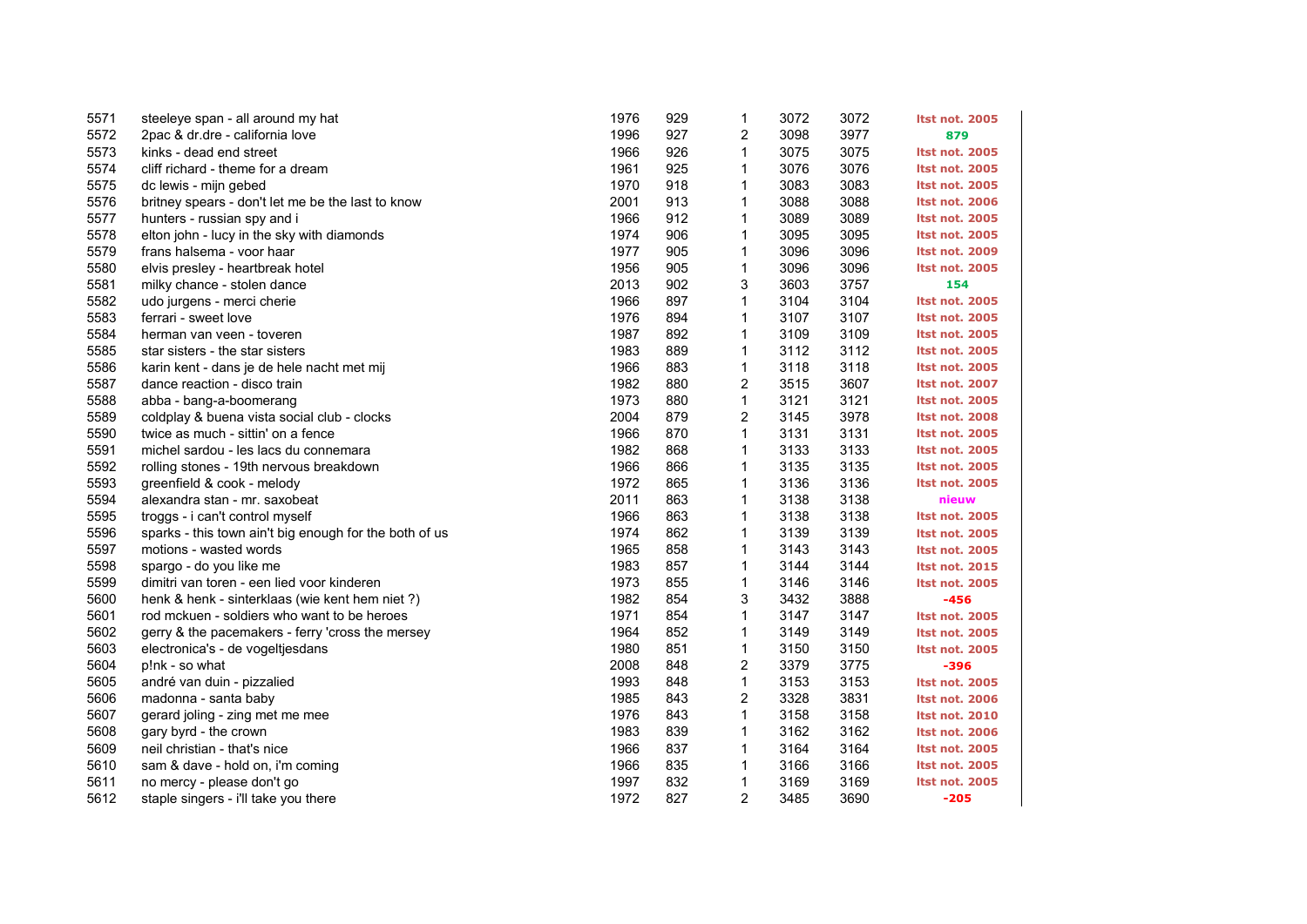| | | | | | | | |
|---|---|---|---|---|---|---|---|
| 5571 | steeleye span - all around my hat | 1976 | 929 | 1 | 3072 | 3072 | ltst not. 2005 |
| 5572 | 2pac & dr.dre - california love | 1996 | 927 | 2 | 3098 | 3977 | 879 |
| 5573 | kinks - dead end street | 1966 | 926 | 1 | 3075 | 3075 | ltst not. 2005 |
| 5574 | cliff richard - theme for a dream | 1961 | 925 | 1 | 3076 | 3076 | ltst not. 2005 |
| 5575 | dc lewis - mijn gebed | 1970 | 918 | 1 | 3083 | 3083 | ltst not. 2005 |
| 5576 | britney spears - don't let me be the last to know | 2001 | 913 | 1 | 3088 | 3088 | ltst not. 2006 |
| 5577 | hunters - russian spy and i | 1966 | 912 | 1 | 3089 | 3089 | ltst not. 2005 |
| 5578 | elton john - lucy in the sky with diamonds | 1974 | 906 | 1 | 3095 | 3095 | ltst not. 2005 |
| 5579 | frans halsema - voor haar | 1977 | 905 | 1 | 3096 | 3096 | ltst not. 2009 |
| 5580 | elvis presley - heartbreak hotel | 1956 | 905 | 1 | 3096 | 3096 | ltst not. 2005 |
| 5581 | milky chance - stolen dance | 2013 | 902 | 3 | 3603 | 3757 | 154 |
| 5582 | udo jurgens - merci cherie | 1966 | 897 | 1 | 3104 | 3104 | ltst not. 2005 |
| 5583 | ferrari - sweet love | 1976 | 894 | 1 | 3107 | 3107 | ltst not. 2005 |
| 5584 | herman van veen - toveren | 1987 | 892 | 1 | 3109 | 3109 | ltst not. 2005 |
| 5585 | star sisters - the star sisters | 1983 | 889 | 1 | 3112 | 3112 | ltst not. 2005 |
| 5586 | karin kent - dans je de hele nacht met mij | 1966 | 883 | 1 | 3118 | 3118 | ltst not. 2005 |
| 5587 | dance reaction - disco train | 1982 | 880 | 2 | 3515 | 3607 | ltst not. 2007 |
| 5588 | abba - bang-a-boomerang | 1973 | 880 | 1 | 3121 | 3121 | ltst not. 2005 |
| 5589 | coldplay & buena vista social club - clocks | 2004 | 879 | 2 | 3145 | 3978 | ltst not. 2008 |
| 5590 | twice as much - sittin' on a fence | 1966 | 870 | 1 | 3131 | 3131 | ltst not. 2005 |
| 5591 | michel sardou - les lacs du connemara | 1982 | 868 | 1 | 3133 | 3133 | ltst not. 2005 |
| 5592 | rolling stones - 19th nervous breakdown | 1966 | 866 | 1 | 3135 | 3135 | ltst not. 2005 |
| 5593 | greenfield & cook - melody | 1972 | 865 | 1 | 3136 | 3136 | ltst not. 2005 |
| 5594 | alexandra stan - mr. saxobeat | 2011 | 863 | 1 | 3138 | 3138 | nieuw |
| 5595 | troggs - i can't control myself | 1966 | 863 | 1 | 3138 | 3138 | ltst not. 2005 |
| 5596 | sparks - this town ain't big enough for the both of us | 1974 | 862 | 1 | 3139 | 3139 | ltst not. 2005 |
| 5597 | motions - wasted words | 1965 | 858 | 1 | 3143 | 3143 | ltst not. 2005 |
| 5598 | spargo - do you like me | 1983 | 857 | 1 | 3144 | 3144 | ltst not. 2015 |
| 5599 | dimitri van toren - een lied voor kinderen | 1973 | 855 | 1 | 3146 | 3146 | ltst not. 2005 |
| 5600 | henk & henk - sinterklaas (wie kent hem niet ?) | 1982 | 854 | 3 | 3432 | 3888 | -456 |
| 5601 | rod mckuen - soldiers who want to be heroes | 1971 | 854 | 1 | 3147 | 3147 | ltst not. 2005 |
| 5602 | gerry & the pacemakers - ferry 'cross the mersey | 1964 | 852 | 1 | 3149 | 3149 | ltst not. 2005 |
| 5603 | electronica's - de vogeltjesdans | 1980 | 851 | 1 | 3150 | 3150 | ltst not. 2005 |
| 5604 | p!nk - so what | 2008 | 848 | 2 | 3379 | 3775 | -396 |
| 5605 | andré van duin - pizzalied | 1993 | 848 | 1 | 3153 | 3153 | ltst not. 2005 |
| 5606 | madonna - santa baby | 1985 | 843 | 2 | 3328 | 3831 | ltst not. 2006 |
| 5607 | gerard joling - zing met me mee | 1976 | 843 | 1 | 3158 | 3158 | ltst not. 2010 |
| 5608 | gary byrd - the crown | 1983 | 839 | 1 | 3162 | 3162 | ltst not. 2006 |
| 5609 | neil christian - that's nice | 1966 | 837 | 1 | 3164 | 3164 | ltst not. 2005 |
| 5610 | sam & dave - hold on, i'm coming | 1966 | 835 | 1 | 3166 | 3166 | ltst not. 2005 |
| 5611 | no mercy - please don't go | 1997 | 832 | 1 | 3169 | 3169 | ltst not. 2005 |
| 5612 | staple singers - i'll take you there | 1972 | 827 | 2 | 3485 | 3690 | -205 |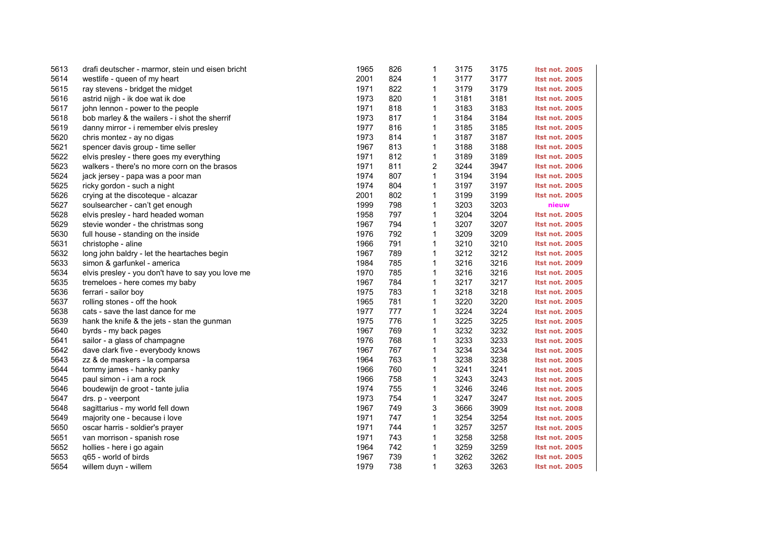| | | | | | | | |
|---|---|---|---|---|---|---|---|
| 5613 | drafi deutscher - marmor, stein und eisen bricht | 1965 | 826 | 1 | 3175 | 3175 | ltst not. 2005 |
| 5614 | westlife - queen of my heart | 2001 | 824 | 1 | 3177 | 3177 | ltst not. 2005 |
| 5615 | ray stevens - bridget the midget | 1971 | 822 | 1 | 3179 | 3179 | ltst not. 2005 |
| 5616 | astrid nijgh - ik doe wat ik doe | 1973 | 820 | 1 | 3181 | 3181 | ltst not. 2005 |
| 5617 | john lennon - power to the people | 1971 | 818 | 1 | 3183 | 3183 | ltst not. 2005 |
| 5618 | bob marley & the wailers - i shot the sherrif | 1973 | 817 | 1 | 3184 | 3184 | ltst not. 2005 |
| 5619 | danny mirror - i remember elvis presley | 1977 | 816 | 1 | 3185 | 3185 | ltst not. 2005 |
| 5620 | chris montez - ay no digas | 1973 | 814 | 1 | 3187 | 3187 | ltst not. 2005 |
| 5621 | spencer davis group - time seller | 1967 | 813 | 1 | 3188 | 3188 | ltst not. 2005 |
| 5622 | elvis presley - there goes my everything | 1971 | 812 | 1 | 3189 | 3189 | ltst not. 2005 |
| 5623 | walkers - there's no more corn on the brasos | 1971 | 811 | 2 | 3244 | 3947 | ltst not. 2006 |
| 5624 | jack jersey - papa was a poor man | 1974 | 807 | 1 | 3194 | 3194 | ltst not. 2005 |
| 5625 | ricky gordon - such a night | 1974 | 804 | 1 | 3197 | 3197 | ltst not. 2005 |
| 5626 | crying at the discoteque - alcazar | 2001 | 802 | 1 | 3199 | 3199 | ltst not. 2005 |
| 5627 | soulsearcher - can't get enough | 1999 | 798 | 1 | 3203 | 3203 | nieuw |
| 5628 | elvis presley - hard headed woman | 1958 | 797 | 1 | 3204 | 3204 | ltst not. 2005 |
| 5629 | stevie wonder - the christmas song | 1967 | 794 | 1 | 3207 | 3207 | ltst not. 2005 |
| 5630 | full house - standing on the inside | 1976 | 792 | 1 | 3209 | 3209 | ltst not. 2005 |
| 5631 | christophe - aline | 1966 | 791 | 1 | 3210 | 3210 | ltst not. 2005 |
| 5632 | long john baldry - let the heartaches begin | 1967 | 789 | 1 | 3212 | 3212 | ltst not. 2005 |
| 5633 | simon & garfunkel - america | 1984 | 785 | 1 | 3216 | 3216 | ltst not. 2009 |
| 5634 | elvis presley - you don't have to say you love me | 1970 | 785 | 1 | 3216 | 3216 | ltst not. 2005 |
| 5635 | tremeloes - here comes my baby | 1967 | 784 | 1 | 3217 | 3217 | ltst not. 2005 |
| 5636 | ferrari - sailor boy | 1975 | 783 | 1 | 3218 | 3218 | ltst not. 2005 |
| 5637 | rolling stones - off the hook | 1965 | 781 | 1 | 3220 | 3220 | ltst not. 2005 |
| 5638 | cats - save the last dance for me | 1977 | 777 | 1 | 3224 | 3224 | ltst not. 2005 |
| 5639 | hank the knife & the jets - stan the gunman | 1975 | 776 | 1 | 3225 | 3225 | ltst not. 2005 |
| 5640 | byrds - my back pages | 1967 | 769 | 1 | 3232 | 3232 | ltst not. 2005 |
| 5641 | sailor - a glass of champagne | 1976 | 768 | 1 | 3233 | 3233 | ltst not. 2005 |
| 5642 | dave clark five - everybody knows | 1967 | 767 | 1 | 3234 | 3234 | ltst not. 2005 |
| 5643 | zz & de maskers - la comparsa | 1964 | 763 | 1 | 3238 | 3238 | ltst not. 2005 |
| 5644 | tommy james - hanky panky | 1966 | 760 | 1 | 3241 | 3241 | ltst not. 2005 |
| 5645 | paul simon - i am a rock | 1966 | 758 | 1 | 3243 | 3243 | ltst not. 2005 |
| 5646 | boudewijn de groot - tante julia | 1974 | 755 | 1 | 3246 | 3246 | ltst not. 2005 |
| 5647 | drs. p - veerpont | 1973 | 754 | 1 | 3247 | 3247 | ltst not. 2005 |
| 5648 | sagittarius - my world fell down | 1967 | 749 | 3 | 3666 | 3909 | ltst not. 2008 |
| 5649 | majority one - because i love | 1971 | 747 | 1 | 3254 | 3254 | ltst not. 2005 |
| 5650 | oscar harris - soldier's prayer | 1971 | 744 | 1 | 3257 | 3257 | ltst not. 2005 |
| 5651 | van morrison - spanish rose | 1971 | 743 | 1 | 3258 | 3258 | ltst not. 2005 |
| 5652 | hollies - here i go again | 1964 | 742 | 1 | 3259 | 3259 | ltst not. 2005 |
| 5653 | q65 - world of birds | 1967 | 739 | 1 | 3262 | 3262 | ltst not. 2005 |
| 5654 | willem duyn - willem | 1979 | 738 | 1 | 3263 | 3263 | ltst not. 2005 |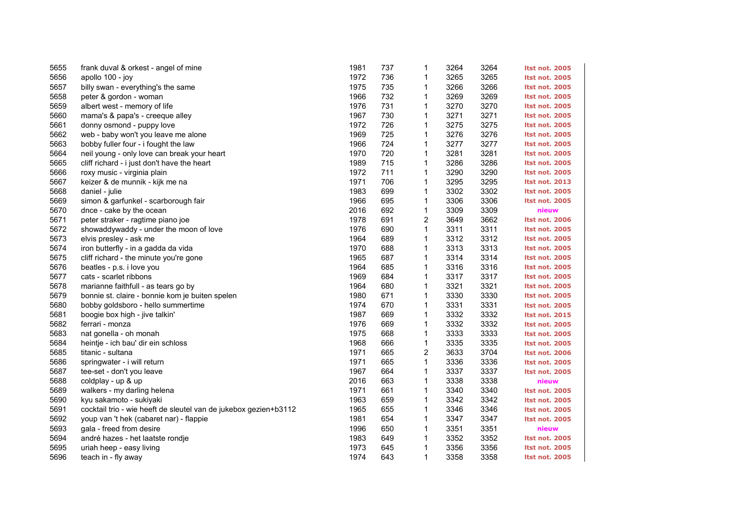| | | | | | | | |
|---|---|---|---|---|---|---|---|
| 5655 | frank duval & orkest - angel of mine | 1981 | 737 | 1 | 3264 | 3264 | ltst not. 2005 |
| 5656 | apollo 100 - joy | 1972 | 736 | 1 | 3265 | 3265 | ltst not. 2005 |
| 5657 | billy swan - everything's the same | 1975 | 735 | 1 | 3266 | 3266 | ltst not. 2005 |
| 5658 | peter & gordon - woman | 1966 | 732 | 1 | 3269 | 3269 | ltst not. 2005 |
| 5659 | albert west - memory of life | 1976 | 731 | 1 | 3270 | 3270 | ltst not. 2005 |
| 5660 | mama's & papa's - creeque alley | 1967 | 730 | 1 | 3271 | 3271 | ltst not. 2005 |
| 5661 | donny osmond - puppy love | 1972 | 726 | 1 | 3275 | 3275 | ltst not. 2005 |
| 5662 | web - baby won't you leave me alone | 1969 | 725 | 1 | 3276 | 3276 | ltst not. 2005 |
| 5663 | bobby fuller four - i fought the law | 1966 | 724 | 1 | 3277 | 3277 | ltst not. 2005 |
| 5664 | neil young - only love can break your heart | 1970 | 720 | 1 | 3281 | 3281 | ltst not. 2005 |
| 5665 | cliff richard - i just don't have the heart | 1989 | 715 | 1 | 3286 | 3286 | ltst not. 2005 |
| 5666 | roxy music - virginia plain | 1972 | 711 | 1 | 3290 | 3290 | ltst not. 2005 |
| 5667 | keizer & de munnik - kijk me na | 1971 | 706 | 1 | 3295 | 3295 | ltst not. 2013 |
| 5668 | daniel - julie | 1983 | 699 | 1 | 3302 | 3302 | ltst not. 2005 |
| 5669 | simon & garfunkel - scarborough fair | 1966 | 695 | 1 | 3306 | 3306 | ltst not. 2005 |
| 5670 | dnce - cake by the ocean | 2016 | 692 | 1 | 3309 | 3309 | nieuw |
| 5671 | peter straker - ragtime piano joe | 1978 | 691 | 2 | 3649 | 3662 | ltst not. 2006 |
| 5672 | showaddywaddy - under the moon of love | 1976 | 690 | 1 | 3311 | 3311 | ltst not. 2005 |
| 5673 | elvis presley - ask me | 1964 | 689 | 1 | 3312 | 3312 | ltst not. 2005 |
| 5674 | iron butterfly - in a gadda da vida | 1970 | 688 | 1 | 3313 | 3313 | ltst not. 2005 |
| 5675 | cliff richard - the minute you're gone | 1965 | 687 | 1 | 3314 | 3314 | ltst not. 2005 |
| 5676 | beatles - p.s. i love you | 1964 | 685 | 1 | 3316 | 3316 | ltst not. 2005 |
| 5677 | cats - scarlet ribbons | 1969 | 684 | 1 | 3317 | 3317 | ltst not. 2005 |
| 5678 | marianne faithfull - as tears go by | 1964 | 680 | 1 | 3321 | 3321 | ltst not. 2005 |
| 5679 | bonnie st. claire - bonnie kom je buiten spelen | 1980 | 671 | 1 | 3330 | 3330 | ltst not. 2005 |
| 5680 | bobby goldsboro - hello summertime | 1974 | 670 | 1 | 3331 | 3331 | ltst not. 2005 |
| 5681 | boogie box high - jive talkin' | 1987 | 669 | 1 | 3332 | 3332 | ltst not. 2015 |
| 5682 | ferrari - monza | 1976 | 669 | 1 | 3332 | 3332 | ltst not. 2005 |
| 5683 | nat gonella - oh monah | 1975 | 668 | 1 | 3333 | 3333 | ltst not. 2005 |
| 5684 | heintje - ich bau' dir ein schloss | 1968 | 666 | 1 | 3335 | 3335 | ltst not. 2005 |
| 5685 | titanic - sultana | 1971 | 665 | 2 | 3633 | 3704 | ltst not. 2006 |
| 5686 | springwater - i will return | 1971 | 665 | 1 | 3336 | 3336 | ltst not. 2005 |
| 5687 | tee-set - don't you leave | 1967 | 664 | 1 | 3337 | 3337 | ltst not. 2005 |
| 5688 | coldplay - up & up | 2016 | 663 | 1 | 3338 | 3338 | nieuw |
| 5689 | walkers - my darling helena | 1971 | 661 | 1 | 3340 | 3340 | ltst not. 2005 |
| 5690 | kyu sakamoto - sukiyaki | 1963 | 659 | 1 | 3342 | 3342 | ltst not. 2005 |
| 5691 | cocktail trio - wie heeft de sleutel van de jukebox gezien+b3112 | 1965 | 655 | 1 | 3346 | 3346 | ltst not. 2005 |
| 5692 | youp van 't hek (cabaret nar) - flappie | 1981 | 654 | 1 | 3347 | 3347 | ltst not. 2005 |
| 5693 | gala - freed from desire | 1996 | 650 | 1 | 3351 | 3351 | nieuw |
| 5694 | andré hazes - het laatste rondje | 1983 | 649 | 1 | 3352 | 3352 | ltst not. 2005 |
| 5695 | uriah heep - easy living | 1973 | 645 | 1 | 3356 | 3356 | ltst not. 2005 |
| 5696 | teach in - fly away | 1974 | 643 | 1 | 3358 | 3358 | ltst not. 2005 |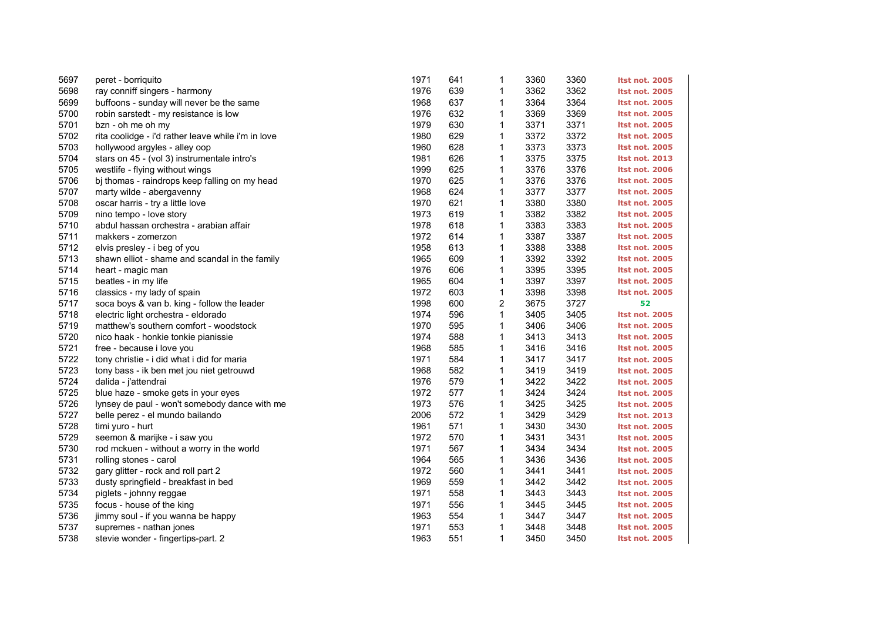| | | | | | | | |
|---|---|---|---|---|---|---|---|
| 5697 | peret - borriquito | 1971 | 641 | 1 | 3360 | 3360 | ltst not. 2005 |
| 5698 | ray conniff singers - harmony | 1976 | 639 | 1 | 3362 | 3362 | ltst not. 2005 |
| 5699 | buffoons - sunday will never be the same | 1968 | 637 | 1 | 3364 | 3364 | ltst not. 2005 |
| 5700 | robin sarstedt - my resistance is low | 1976 | 632 | 1 | 3369 | 3369 | ltst not. 2005 |
| 5701 | bzn - oh me oh my | 1979 | 630 | 1 | 3371 | 3371 | ltst not. 2005 |
| 5702 | rita coolidge - i'd rather leave while i'm in love | 1980 | 629 | 1 | 3372 | 3372 | ltst not. 2005 |
| 5703 | hollywood argyles - alley oop | 1960 | 628 | 1 | 3373 | 3373 | ltst not. 2005 |
| 5704 | stars on 45 - (vol 3) instrumentale intro's | 1981 | 626 | 1 | 3375 | 3375 | ltst not. 2013 |
| 5705 | westlife - flying without wings | 1999 | 625 | 1 | 3376 | 3376 | ltst not. 2006 |
| 5706 | bj thomas - raindrops keep falling on my head | 1970 | 625 | 1 | 3376 | 3376 | ltst not. 2005 |
| 5707 | marty wilde - abergavenny | 1968 | 624 | 1 | 3377 | 3377 | ltst not. 2005 |
| 5708 | oscar harris - try a little love | 1970 | 621 | 1 | 3380 | 3380 | ltst not. 2005 |
| 5709 | nino tempo - love story | 1973 | 619 | 1 | 3382 | 3382 | ltst not. 2005 |
| 5710 | abdul hassan orchestra - arabian affair | 1978 | 618 | 1 | 3383 | 3383 | ltst not. 2005 |
| 5711 | makkers - zomerzon | 1972 | 614 | 1 | 3387 | 3387 | ltst not. 2005 |
| 5712 | elvis presley - i beg of you | 1958 | 613 | 1 | 3388 | 3388 | ltst not. 2005 |
| 5713 | shawn elliot - shame and scandal in the family | 1965 | 609 | 1 | 3392 | 3392 | ltst not. 2005 |
| 5714 | heart - magic man | 1976 | 606 | 1 | 3395 | 3395 | ltst not. 2005 |
| 5715 | beatles - in my life | 1965 | 604 | 1 | 3397 | 3397 | ltst not. 2005 |
| 5716 | classics - my lady of spain | 1972 | 603 | 1 | 3398 | 3398 | ltst not. 2005 |
| 5717 | soca boys & van b. king - follow the leader | 1998 | 600 | 2 | 3675 | 3727 | 52 |
| 5718 | electric light orchestra - eldorado | 1974 | 596 | 1 | 3405 | 3405 | ltst not. 2005 |
| 5719 | matthew's southern comfort - woodstock | 1970 | 595 | 1 | 3406 | 3406 | ltst not. 2005 |
| 5720 | nico haak - honkie tonkie pianissie | 1974 | 588 | 1 | 3413 | 3413 | ltst not. 2005 |
| 5721 | free - because i love you | 1968 | 585 | 1 | 3416 | 3416 | ltst not. 2005 |
| 5722 | tony christie - i did what i did for maria | 1971 | 584 | 1 | 3417 | 3417 | ltst not. 2005 |
| 5723 | tony bass - ik ben met jou niet getrouwd | 1968 | 582 | 1 | 3419 | 3419 | ltst not. 2005 |
| 5724 | dalida - j'attendrai | 1976 | 579 | 1 | 3422 | 3422 | ltst not. 2005 |
| 5725 | blue haze - smoke gets in your eyes | 1972 | 577 | 1 | 3424 | 3424 | ltst not. 2005 |
| 5726 | lynsey de paul - won't somebody dance with me | 1973 | 576 | 1 | 3425 | 3425 | ltst not. 2005 |
| 5727 | belle perez - el mundo bailando | 2006 | 572 | 1 | 3429 | 3429 | ltst not. 2013 |
| 5728 | timi yuro - hurt | 1961 | 571 | 1 | 3430 | 3430 | ltst not. 2005 |
| 5729 | seemon & marijke - i saw you | 1972 | 570 | 1 | 3431 | 3431 | ltst not. 2005 |
| 5730 | rod mckuen - without a worry in the world | 1971 | 567 | 1 | 3434 | 3434 | ltst not. 2005 |
| 5731 | rolling stones - carol | 1964 | 565 | 1 | 3436 | 3436 | ltst not. 2005 |
| 5732 | gary glitter - rock and roll part 2 | 1972 | 560 | 1 | 3441 | 3441 | ltst not. 2005 |
| 5733 | dusty springfield - breakfast in bed | 1969 | 559 | 1 | 3442 | 3442 | ltst not. 2005 |
| 5734 | piglets - johnny reggae | 1971 | 558 | 1 | 3443 | 3443 | ltst not. 2005 |
| 5735 | focus - house of the king | 1971 | 556 | 1 | 3445 | 3445 | ltst not. 2005 |
| 5736 | jimmy soul - if you wanna be happy | 1963 | 554 | 1 | 3447 | 3447 | ltst not. 2005 |
| 5737 | supremes - nathan jones | 1971 | 553 | 1 | 3448 | 3448 | ltst not. 2005 |
| 5738 | stevie wonder - fingertips-part. 2 | 1963 | 551 | 1 | 3450 | 3450 | ltst not. 2005 |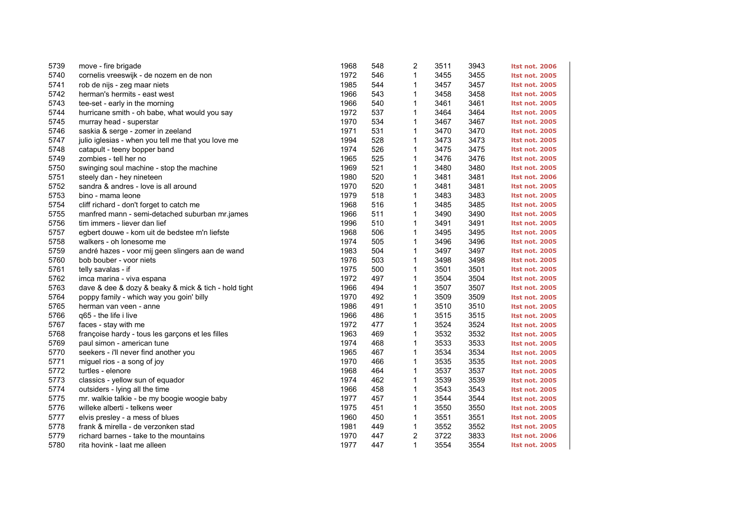| | | | | | | | |
|---|---|---|---|---|---|---|---|
| 5739 | move - fire brigade | 1968 | 548 | 2 | 3511 | 3943 | ltst not. 2006 |
| 5740 | cornelis vreeswijk - de nozem en de non | 1972 | 546 | 1 | 3455 | 3455 | ltst not. 2005 |
| 5741 | rob de nijs - zeg maar niets | 1985 | 544 | 1 | 3457 | 3457 | ltst not. 2005 |
| 5742 | herman's hermits - east west | 1966 | 543 | 1 | 3458 | 3458 | ltst not. 2005 |
| 5743 | tee-set - early in the morning | 1966 | 540 | 1 | 3461 | 3461 | ltst not. 2005 |
| 5744 | hurricane smith - oh babe, what would you say | 1972 | 537 | 1 | 3464 | 3464 | ltst not. 2005 |
| 5745 | murray head - superstar | 1970 | 534 | 1 | 3467 | 3467 | ltst not. 2005 |
| 5746 | saskia & serge - zomer in zeeland | 1971 | 531 | 1 | 3470 | 3470 | ltst not. 2005 |
| 5747 | julio iglesias - when you tell me that you love me | 1994 | 528 | 1 | 3473 | 3473 | ltst not. 2005 |
| 5748 | catapult - teeny bopper band | 1974 | 526 | 1 | 3475 | 3475 | ltst not. 2005 |
| 5749 | zombies - tell her no | 1965 | 525 | 1 | 3476 | 3476 | ltst not. 2005 |
| 5750 | swinging soul machine - stop the machine | 1969 | 521 | 1 | 3480 | 3480 | ltst not. 2005 |
| 5751 | steely dan - hey nineteen | 1980 | 520 | 1 | 3481 | 3481 | ltst not. 2006 |
| 5752 | sandra & andres - love is all around | 1970 | 520 | 1 | 3481 | 3481 | ltst not. 2005 |
| 5753 | bino - mama leone | 1979 | 518 | 1 | 3483 | 3483 | ltst not. 2005 |
| 5754 | cliff richard - don't forget to catch me | 1968 | 516 | 1 | 3485 | 3485 | ltst not. 2005 |
| 5755 | manfred mann - semi-detached suburban mr.james | 1966 | 511 | 1 | 3490 | 3490 | ltst not. 2005 |
| 5756 | tim immers - liever dan lief | 1996 | 510 | 1 | 3491 | 3491 | ltst not. 2005 |
| 5757 | egbert douwe - kom uit de bedstee m'n liefste | 1968 | 506 | 1 | 3495 | 3495 | ltst not. 2005 |
| 5758 | walkers - oh lonesome me | 1974 | 505 | 1 | 3496 | 3496 | ltst not. 2005 |
| 5759 | andré hazes - voor mij geen slingers aan de wand | 1983 | 504 | 1 | 3497 | 3497 | ltst not. 2005 |
| 5760 | bob bouber - voor niets | 1976 | 503 | 1 | 3498 | 3498 | ltst not. 2005 |
| 5761 | telly savalas - if | 1975 | 500 | 1 | 3501 | 3501 | ltst not. 2005 |
| 5762 | imca marina - viva espana | 1972 | 497 | 1 | 3504 | 3504 | ltst not. 2005 |
| 5763 | dave & dee & dozy & beaky & mick & tich - hold tight | 1966 | 494 | 1 | 3507 | 3507 | ltst not. 2005 |
| 5764 | poppy family - which way you goin' billy | 1970 | 492 | 1 | 3509 | 3509 | ltst not. 2005 |
| 5765 | herman van veen - anne | 1986 | 491 | 1 | 3510 | 3510 | ltst not. 2005 |
| 5766 | q65 - the life i live | 1966 | 486 | 1 | 3515 | 3515 | ltst not. 2005 |
| 5767 | faces - stay with me | 1972 | 477 | 1 | 3524 | 3524 | ltst not. 2005 |
| 5768 | françoise hardy - tous les garçons et les filles | 1963 | 469 | 1 | 3532 | 3532 | ltst not. 2005 |
| 5769 | paul simon - american tune | 1974 | 468 | 1 | 3533 | 3533 | ltst not. 2005 |
| 5770 | seekers - i'll never find another you | 1965 | 467 | 1 | 3534 | 3534 | ltst not. 2005 |
| 5771 | miguel rios - a song of joy | 1970 | 466 | 1 | 3535 | 3535 | ltst not. 2005 |
| 5772 | turtles - elenore | 1968 | 464 | 1 | 3537 | 3537 | ltst not. 2005 |
| 5773 | classics - yellow sun of equador | 1974 | 462 | 1 | 3539 | 3539 | ltst not. 2005 |
| 5774 | outsiders - lying all the time | 1966 | 458 | 1 | 3543 | 3543 | ltst not. 2005 |
| 5775 | mr. walkie talkie - be my boogie woogie baby | 1977 | 457 | 1 | 3544 | 3544 | ltst not. 2005 |
| 5776 | willeke alberti - telkens weer | 1975 | 451 | 1 | 3550 | 3550 | ltst not. 2005 |
| 5777 | elvis presley - a mess of blues | 1960 | 450 | 1 | 3551 | 3551 | ltst not. 2005 |
| 5778 | frank & mirella - de verzonken stad | 1981 | 449 | 1 | 3552 | 3552 | ltst not. 2005 |
| 5779 | richard barnes - take to the mountains | 1970 | 447 | 2 | 3722 | 3833 | ltst not. 2006 |
| 5780 | rita hovink - laat me alleen | 1977 | 447 | 1 | 3554 | 3554 | ltst not. 2005 |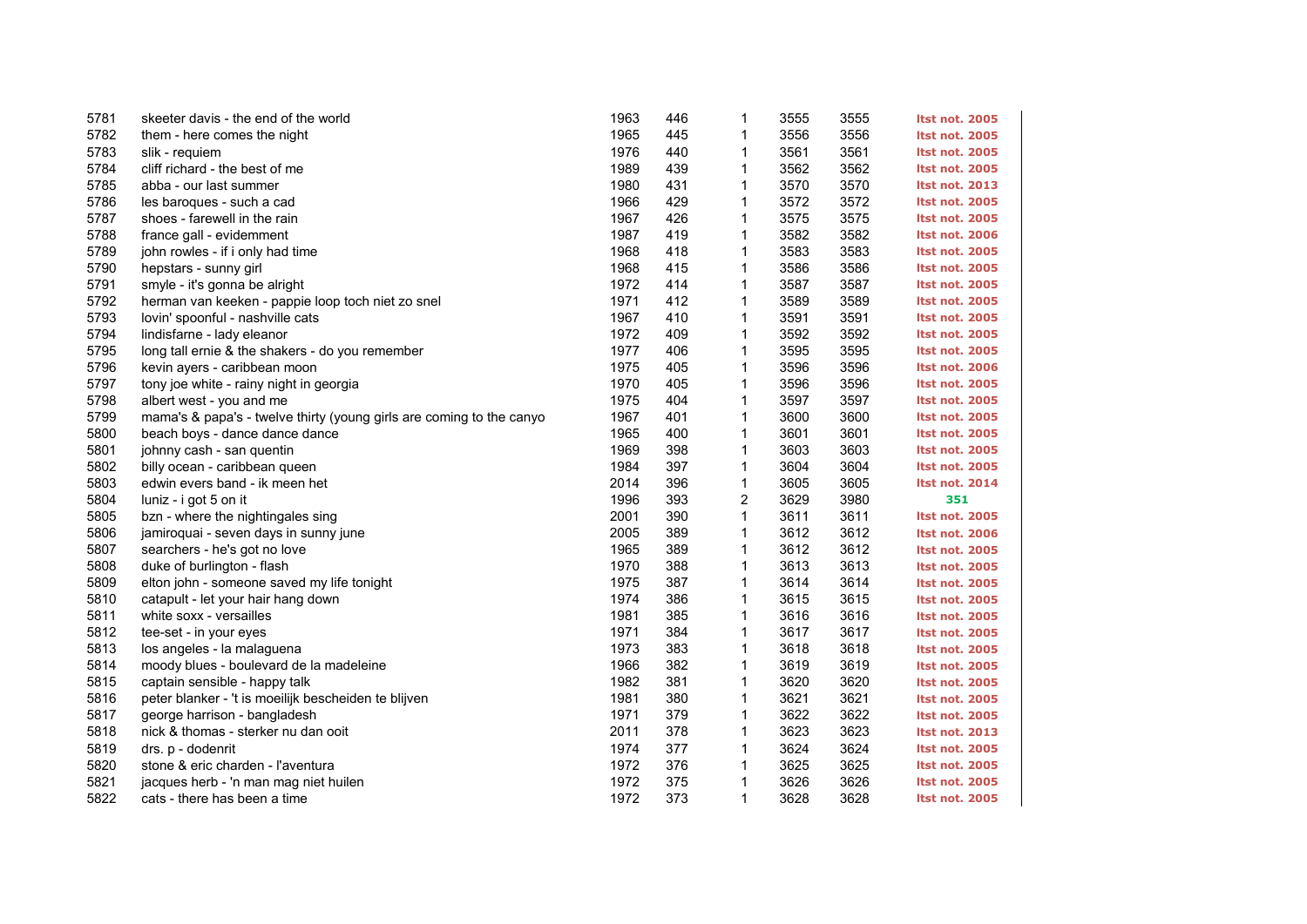| | | | | | | | |
|---|---|---|---|---|---|---|---|
| 5781 | skeeter davis - the end of the world | 1963 | 446 | 1 | 3555 | 3555 | ltst not. 2005 |
| 5782 | them - here comes the night | 1965 | 445 | 1 | 3556 | 3556 | ltst not. 2005 |
| 5783 | slik - requiem | 1976 | 440 | 1 | 3561 | 3561 | ltst not. 2005 |
| 5784 | cliff richard - the best of me | 1989 | 439 | 1 | 3562 | 3562 | ltst not. 2005 |
| 5785 | abba - our last summer | 1980 | 431 | 1 | 3570 | 3570 | ltst not. 2013 |
| 5786 | les baroques - such a cad | 1966 | 429 | 1 | 3572 | 3572 | ltst not. 2005 |
| 5787 | shoes - farewell in the rain | 1967 | 426 | 1 | 3575 | 3575 | ltst not. 2005 |
| 5788 | france gall - evidemment | 1987 | 419 | 1 | 3582 | 3582 | ltst not. 2006 |
| 5789 | john rowles - if i only had time | 1968 | 418 | 1 | 3583 | 3583 | ltst not. 2005 |
| 5790 | hepstars - sunny girl | 1968 | 415 | 1 | 3586 | 3586 | ltst not. 2005 |
| 5791 | smyle - it's gonna be alright | 1972 | 414 | 1 | 3587 | 3587 | ltst not. 2005 |
| 5792 | herman van keeken - pappie loop toch niet zo snel | 1971 | 412 | 1 | 3589 | 3589 | ltst not. 2005 |
| 5793 | lovin' spoonful - nashville cats | 1967 | 410 | 1 | 3591 | 3591 | ltst not. 2005 |
| 5794 | lindisfarne - lady eleanor | 1972 | 409 | 1 | 3592 | 3592 | ltst not. 2005 |
| 5795 | long tall ernie & the shakers - do you remember | 1977 | 406 | 1 | 3595 | 3595 | ltst not. 2005 |
| 5796 | kevin ayers - caribbean moon | 1975 | 405 | 1 | 3596 | 3596 | ltst not. 2006 |
| 5797 | tony joe white - rainy night in georgia | 1970 | 405 | 1 | 3596 | 3596 | ltst not. 2005 |
| 5798 | albert west - you and me | 1975 | 404 | 1 | 3597 | 3597 | ltst not. 2005 |
| 5799 | mama's & papa's - twelve thirty (young girls are coming to the canyo | 1967 | 401 | 1 | 3600 | 3600 | ltst not. 2005 |
| 5800 | beach boys - dance dance dance | 1965 | 400 | 1 | 3601 | 3601 | ltst not. 2005 |
| 5801 | johnny cash - san quentin | 1969 | 398 | 1 | 3603 | 3603 | ltst not. 2005 |
| 5802 | billy ocean - caribbean queen | 1984 | 397 | 1 | 3604 | 3604 | ltst not. 2005 |
| 5803 | edwin evers band - ik meen het | 2014 | 396 | 1 | 3605 | 3605 | ltst not. 2014 |
| 5804 | luniz - i got 5 on it | 1996 | 393 | 2 | 3629 | 3980 | 351 |
| 5805 | bzn - where the nightingales sing | 2001 | 390 | 1 | 3611 | 3611 | ltst not. 2005 |
| 5806 | jamiroquai - seven days in sunny june | 2005 | 389 | 1 | 3612 | 3612 | ltst not. 2006 |
| 5807 | searchers - he's got no love | 1965 | 389 | 1 | 3612 | 3612 | ltst not. 2005 |
| 5808 | duke of burlington - flash | 1970 | 388 | 1 | 3613 | 3613 | ltst not. 2005 |
| 5809 | elton john - someone saved my life tonight | 1975 | 387 | 1 | 3614 | 3614 | ltst not. 2005 |
| 5810 | catapult - let your hair hang down | 1974 | 386 | 1 | 3615 | 3615 | ltst not. 2005 |
| 5811 | white soxx - versailles | 1981 | 385 | 1 | 3616 | 3616 | ltst not. 2005 |
| 5812 | tee-set - in your eyes | 1971 | 384 | 1 | 3617 | 3617 | ltst not. 2005 |
| 5813 | los angeles - la malaguena | 1973 | 383 | 1 | 3618 | 3618 | ltst not. 2005 |
| 5814 | moody blues - boulevard de la madeleine | 1966 | 382 | 1 | 3619 | 3619 | ltst not. 2005 |
| 5815 | captain sensible - happy talk | 1982 | 381 | 1 | 3620 | 3620 | ltst not. 2005 |
| 5816 | peter blanker - 't is moeilijk bescheiden te blijven | 1981 | 380 | 1 | 3621 | 3621 | ltst not. 2005 |
| 5817 | george harrison - bangladesh | 1971 | 379 | 1 | 3622 | 3622 | ltst not. 2005 |
| 5818 | nick & thomas - sterker nu dan ooit | 2011 | 378 | 1 | 3623 | 3623 | ltst not. 2013 |
| 5819 | drs. p - dodenrit | 1974 | 377 | 1 | 3624 | 3624 | ltst not. 2005 |
| 5820 | stone & eric charden - l'aventura | 1972 | 376 | 1 | 3625 | 3625 | ltst not. 2005 |
| 5821 | jacques herb - 'n man mag niet huilen | 1972 | 375 | 1 | 3626 | 3626 | ltst not. 2005 |
| 5822 | cats - there has been a time | 1972 | 373 | 1 | 3628 | 3628 | ltst not. 2005 |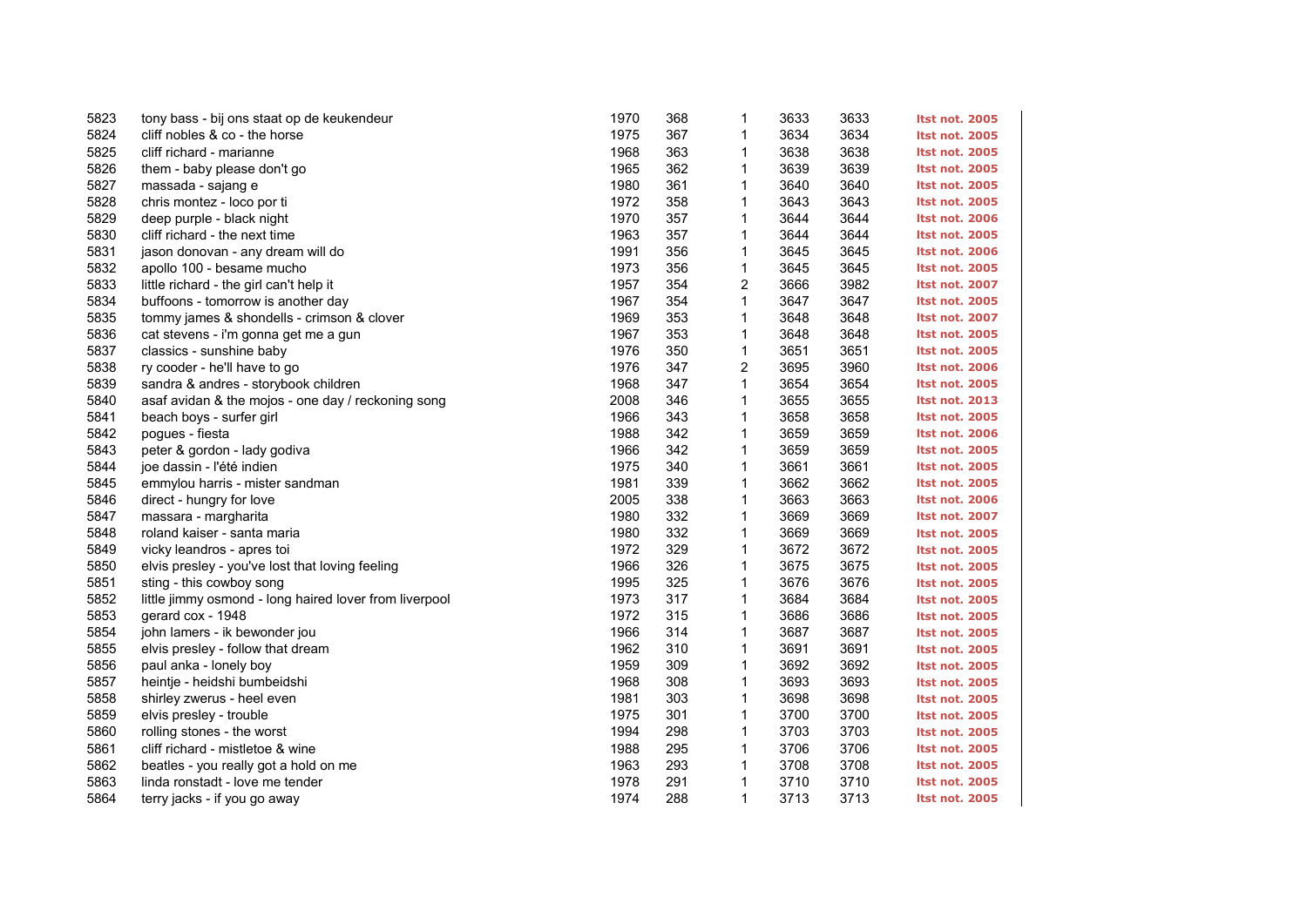| | | | | | | | |
|---|---|---|---|---|---|---|---|
| 5823 | tony bass - bij ons staat op de keukendeur | 1970 | 368 | 1 | 3633 | 3633 | **ltst not. 2005** |
| 5824 | cliff nobles & co - the horse | 1975 | 367 | 1 | 3634 | 3634 | **ltst not. 2005** |
| 5825 | cliff richard - marianne | 1968 | 363 | 1 | 3638 | 3638 | **ltst not. 2005** |
| 5826 | them - baby please don't go | 1965 | 362 | 1 | 3639 | 3639 | **ltst not. 2005** |
| 5827 | massada - sajang e | 1980 | 361 | 1 | 3640 | 3640 | **ltst not. 2005** |
| 5828 | chris montez - loco por ti | 1972 | 358 | 1 | 3643 | 3643 | **ltst not. 2005** |
| 5829 | deep purple - black night | 1970 | 357 | 1 | 3644 | 3644 | **ltst not. 2006** |
| 5830 | cliff richard - the next time | 1963 | 357 | 1 | 3644 | 3644 | **ltst not. 2005** |
| 5831 | jason donovan - any dream will do | 1991 | 356 | 1 | 3645 | 3645 | **ltst not. 2006** |
| 5832 | apollo 100 - besame mucho | 1973 | 356 | 1 | 3645 | 3645 | **ltst not. 2005** |
| 5833 | little richard - the girl can't help it | 1957 | 354 | 2 | 3666 | 3982 | **ltst not. 2007** |
| 5834 | buffoons - tomorrow is another day | 1967 | 354 | 1 | 3647 | 3647 | **ltst not. 2005** |
| 5835 | tommy james & shondells - crimson & clover | 1969 | 353 | 1 | 3648 | 3648 | **ltst not. 2007** |
| 5836 | cat stevens - i'm gonna get me a gun | 1967 | 353 | 1 | 3648 | 3648 | **ltst not. 2005** |
| 5837 | classics - sunshine baby | 1976 | 350 | 1 | 3651 | 3651 | **ltst not. 2005** |
| 5838 | ry cooder - he'll have to go | 1976 | 347 | 2 | 3695 | 3960 | **ltst not. 2006** |
| 5839 | sandra & andres - storybook children | 1968 | 347 | 1 | 3654 | 3654 | **ltst not. 2005** |
| 5840 | asaf avidan & the mojos - one day / reckoning song | 2008 | 346 | 1 | 3655 | 3655 | **ltst not. 2013** |
| 5841 | beach boys - surfer girl | 1966 | 343 | 1 | 3658 | 3658 | **ltst not. 2005** |
| 5842 | pogues - fiesta | 1988 | 342 | 1 | 3659 | 3659 | **ltst not. 2006** |
| 5843 | peter & gordon - lady godiva | 1966 | 342 | 1 | 3659 | 3659 | **ltst not. 2005** |
| 5844 | joe dassin - l'été indien | 1975 | 340 | 1 | 3661 | 3661 | **ltst not. 2005** |
| 5845 | emmylou harris - mister sandman | 1981 | 339 | 1 | 3662 | 3662 | **ltst not. 2005** |
| 5846 | direct - hungry for love | 2005 | 338 | 1 | 3663 | 3663 | **ltst not. 2006** |
| 5847 | massara - margharita | 1980 | 332 | 1 | 3669 | 3669 | **ltst not. 2007** |
| 5848 | roland kaiser - santa maria | 1980 | 332 | 1 | 3669 | 3669 | **ltst not. 2005** |
| 5849 | vicky leandros - apres toi | 1972 | 329 | 1 | 3672 | 3672 | **ltst not. 2005** |
| 5850 | elvis presley - you've lost that loving feeling | 1966 | 326 | 1 | 3675 | 3675 | **ltst not. 2005** |
| 5851 | sting - this cowboy song | 1995 | 325 | 1 | 3676 | 3676 | **ltst not. 2005** |
| 5852 | little jimmy osmond - long haired lover from liverpool | 1973 | 317 | 1 | 3684 | 3684 | **ltst not. 2005** |
| 5853 | gerard cox - 1948 | 1972 | 315 | 1 | 3686 | 3686 | **ltst not. 2005** |
| 5854 | john lamers - ik bewonder jou | 1966 | 314 | 1 | 3687 | 3687 | **ltst not. 2005** |
| 5855 | elvis presley - follow that dream | 1962 | 310 | 1 | 3691 | 3691 | **ltst not. 2005** |
| 5856 | paul anka - lonely boy | 1959 | 309 | 1 | 3692 | 3692 | **ltst not. 2005** |
| 5857 | heintje - heidshi bumbeidshi | 1968 | 308 | 1 | 3693 | 3693 | **ltst not. 2005** |
| 5858 | shirley zwerus - heel even | 1981 | 303 | 1 | 3698 | 3698 | **ltst not. 2005** |
| 5859 | elvis presley - trouble | 1975 | 301 | 1 | 3700 | 3700 | **ltst not. 2005** |
| 5860 | rolling stones - the worst | 1994 | 298 | 1 | 3703 | 3703 | **ltst not. 2005** |
| 5861 | cliff richard - mistletoe & wine | 1988 | 295 | 1 | 3706 | 3706 | **ltst not. 2005** |
| 5862 | beatles - you really got a hold on me | 1963 | 293 | 1 | 3708 | 3708 | **ltst not. 2005** |
| 5863 | linda ronstadt - love me tender | 1978 | 291 | 1 | 3710 | 3710 | **ltst not. 2005** |
| 5864 | terry jacks - if you go away | 1974 | 288 | 1 | 3713 | 3713 | **ltst not. 2005** |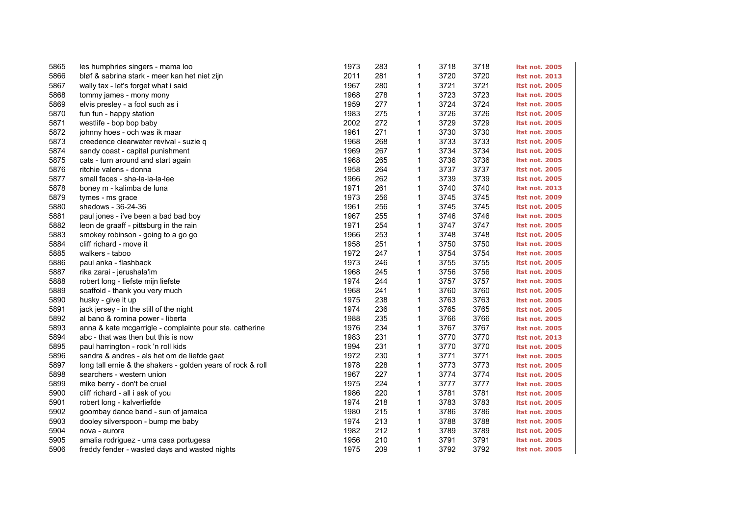| | | | | | | | |
|---|---|---|---|---|---|---|---|
| 5865 | les humphries singers - mama loo | 1973 | 283 | 1 | 3718 | 3718 | ltst not. 2005 |
| 5866 | bløf & sabrina stark - meer kan het niet zijn | 2011 | 281 | 1 | 3720 | 3720 | ltst not. 2013 |
| 5867 | wally tax - let's forget what i said | 1967 | 280 | 1 | 3721 | 3721 | ltst not. 2005 |
| 5868 | tommy james - mony mony | 1968 | 278 | 1 | 3723 | 3723 | ltst not. 2005 |
| 5869 | elvis presley - a fool such as i | 1959 | 277 | 1 | 3724 | 3724 | ltst not. 2005 |
| 5870 | fun fun - happy station | 1983 | 275 | 1 | 3726 | 3726 | ltst not. 2005 |
| 5871 | westlife - bop bop baby | 2002 | 272 | 1 | 3729 | 3729 | ltst not. 2005 |
| 5872 | johnny hoes - och was ik maar | 1961 | 271 | 1 | 3730 | 3730 | ltst not. 2005 |
| 5873 | creedence clearwater revival - suzie q | 1968 | 268 | 1 | 3733 | 3733 | ltst not. 2005 |
| 5874 | sandy coast - capital punishment | 1969 | 267 | 1 | 3734 | 3734 | ltst not. 2005 |
| 5875 | cats - turn around and start again | 1968 | 265 | 1 | 3736 | 3736 | ltst not. 2005 |
| 5876 | ritchie valens - donna | 1958 | 264 | 1 | 3737 | 3737 | ltst not. 2005 |
| 5877 | small faces - sha-la-la-la-lee | 1966 | 262 | 1 | 3739 | 3739 | ltst not. 2005 |
| 5878 | boney m - kalimba de luna | 1971 | 261 | 1 | 3740 | 3740 | ltst not. 2013 |
| 5879 | tymes - ms grace | 1973 | 256 | 1 | 3745 | 3745 | ltst not. 2009 |
| 5880 | shadows - 36-24-36 | 1961 | 256 | 1 | 3745 | 3745 | ltst not. 2005 |
| 5881 | paul jones - i've been a bad bad boy | 1967 | 255 | 1 | 3746 | 3746 | ltst not. 2005 |
| 5882 | leon de graaff - pittsburg in the rain | 1971 | 254 | 1 | 3747 | 3747 | ltst not. 2005 |
| 5883 | smokey robinson - going to a go go | 1966 | 253 | 1 | 3748 | 3748 | ltst not. 2005 |
| 5884 | cliff richard - move it | 1958 | 251 | 1 | 3750 | 3750 | ltst not. 2005 |
| 5885 | walkers - taboo | 1972 | 247 | 1 | 3754 | 3754 | ltst not. 2005 |
| 5886 | paul anka - flashback | 1973 | 246 | 1 | 3755 | 3755 | ltst not. 2005 |
| 5887 | rika zarai - jerushala'im | 1968 | 245 | 1 | 3756 | 3756 | ltst not. 2005 |
| 5888 | robert long - liefste mijn liefste | 1974 | 244 | 1 | 3757 | 3757 | ltst not. 2005 |
| 5889 | scaffold - thank you very much | 1968 | 241 | 1 | 3760 | 3760 | ltst not. 2005 |
| 5890 | husky - give it up | 1975 | 238 | 1 | 3763 | 3763 | ltst not. 2005 |
| 5891 | jack jersey - in the still of the night | 1974 | 236 | 1 | 3765 | 3765 | ltst not. 2005 |
| 5892 | al bano & romina power - liberta | 1988 | 235 | 1 | 3766 | 3766 | ltst not. 2005 |
| 5893 | anna & kate mcgarrigle - complainte pour ste. catherine | 1976 | 234 | 1 | 3767 | 3767 | ltst not. 2005 |
| 5894 | abc - that was then but this is now | 1983 | 231 | 1 | 3770 | 3770 | ltst not. 2013 |
| 5895 | paul harrington - rock 'n roll kids | 1994 | 231 | 1 | 3770 | 3770 | ltst not. 2005 |
| 5896 | sandra & andres - als het om de liefde gaat | 1972 | 230 | 1 | 3771 | 3771 | ltst not. 2005 |
| 5897 | long tall ernie & the shakers - golden years of rock & roll | 1978 | 228 | 1 | 3773 | 3773 | ltst not. 2005 |
| 5898 | searchers - western union | 1967 | 227 | 1 | 3774 | 3774 | ltst not. 2005 |
| 5899 | mike berry - don't be cruel | 1975 | 224 | 1 | 3777 | 3777 | ltst not. 2005 |
| 5900 | cliff richard - all i ask of you | 1986 | 220 | 1 | 3781 | 3781 | ltst not. 2005 |
| 5901 | robert long - kalverliefde | 1974 | 218 | 1 | 3783 | 3783 | ltst not. 2005 |
| 5902 | goombay dance band - sun of jamaica | 1980 | 215 | 1 | 3786 | 3786 | ltst not. 2005 |
| 5903 | dooley silverspoon - bump me baby | 1974 | 213 | 1 | 3788 | 3788 | ltst not. 2005 |
| 5904 | nova - aurora | 1982 | 212 | 1 | 3789 | 3789 | ltst not. 2005 |
| 5905 | amalia rodriguez - uma casa portugesa | 1956 | 210 | 1 | 3791 | 3791 | ltst not. 2005 |
| 5906 | freddy fender - wasted days and wasted nights | 1975 | 209 | 1 | 3792 | 3792 | ltst not. 2005 |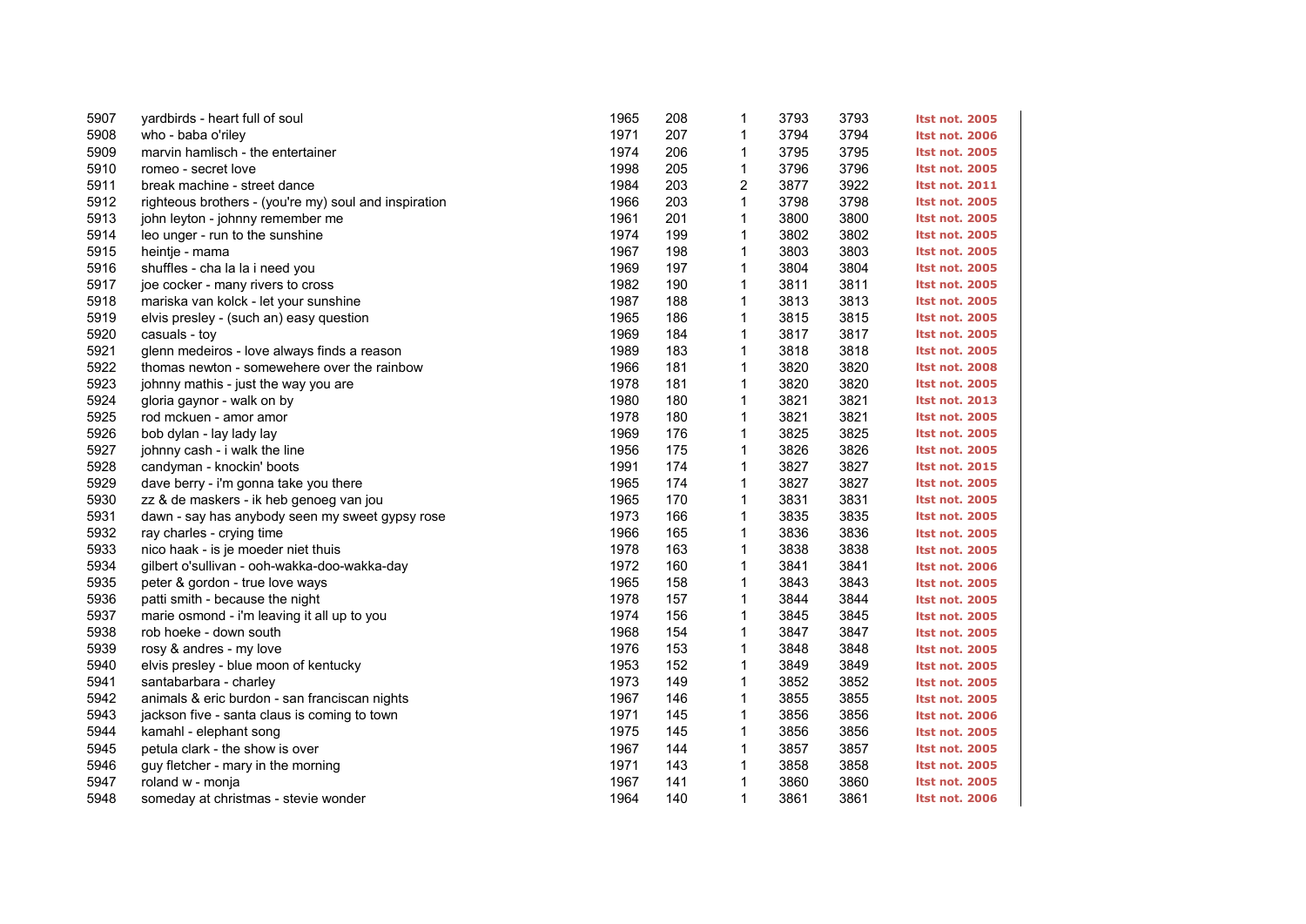| | | | | | | | |
|---|---|---|---|---|---|---|---|
| 5907 | yardbirds - heart full of soul | 1965 | 208 | 1 | 3793 | 3793 | ltst not. 2005 |
| 5908 | who - baba o'riley | 1971 | 207 | 1 | 3794 | 3794 | ltst not. 2006 |
| 5909 | marvin hamlisch - the entertainer | 1974 | 206 | 1 | 3795 | 3795 | ltst not. 2005 |
| 5910 | romeo - secret love | 1998 | 205 | 1 | 3796 | 3796 | ltst not. 2005 |
| 5911 | break machine - street dance | 1984 | 203 | 2 | 3877 | 3922 | ltst not. 2011 |
| 5912 | righteous brothers - (you're my) soul and inspiration | 1966 | 203 | 1 | 3798 | 3798 | ltst not. 2005 |
| 5913 | john leyton - johnny remember me | 1961 | 201 | 1 | 3800 | 3800 | ltst not. 2005 |
| 5914 | leo unger - run to the sunshine | 1974 | 199 | 1 | 3802 | 3802 | ltst not. 2005 |
| 5915 | heintje - mama | 1967 | 198 | 1 | 3803 | 3803 | ltst not. 2005 |
| 5916 | shuffles - cha la la i need you | 1969 | 197 | 1 | 3804 | 3804 | ltst not. 2005 |
| 5917 | joe cocker - many rivers to cross | 1982 | 190 | 1 | 3811 | 3811 | ltst not. 2005 |
| 5918 | mariska van kolck - let your sunshine | 1987 | 188 | 1 | 3813 | 3813 | ltst not. 2005 |
| 5919 | elvis presley - (such an) easy question | 1965 | 186 | 1 | 3815 | 3815 | ltst not. 2005 |
| 5920 | casuals - toy | 1969 | 184 | 1 | 3817 | 3817 | ltst not. 2005 |
| 5921 | glenn medeiros - love always finds a reason | 1989 | 183 | 1 | 3818 | 3818 | ltst not. 2005 |
| 5922 | thomas newton - somewehere over the rainbow | 1966 | 181 | 1 | 3820 | 3820 | ltst not. 2008 |
| 5923 | johnny mathis - just the way you are | 1978 | 181 | 1 | 3820 | 3820 | ltst not. 2005 |
| 5924 | gloria gaynor - walk on by | 1980 | 180 | 1 | 3821 | 3821 | ltst not. 2013 |
| 5925 | rod mckuen - amor amor | 1978 | 180 | 1 | 3821 | 3821 | ltst not. 2005 |
| 5926 | bob dylan - lay lady lay | 1969 | 176 | 1 | 3825 | 3825 | ltst not. 2005 |
| 5927 | johnny cash - i walk the line | 1956 | 175 | 1 | 3826 | 3826 | ltst not. 2005 |
| 5928 | candyman - knockin' boots | 1991 | 174 | 1 | 3827 | 3827 | ltst not. 2015 |
| 5929 | dave berry - i'm gonna take you there | 1965 | 174 | 1 | 3827 | 3827 | ltst not. 2005 |
| 5930 | zz & de maskers - ik heb genoeg van jou | 1965 | 170 | 1 | 3831 | 3831 | ltst not. 2005 |
| 5931 | dawn - say has anybody seen my sweet gypsy rose | 1973 | 166 | 1 | 3835 | 3835 | ltst not. 2005 |
| 5932 | ray charles - crying time | 1966 | 165 | 1 | 3836 | 3836 | ltst not. 2005 |
| 5933 | nico haak - is je moeder niet thuis | 1978 | 163 | 1 | 3838 | 3838 | ltst not. 2005 |
| 5934 | gilbert o'sullivan - ooh-wakka-doo-wakka-day | 1972 | 160 | 1 | 3841 | 3841 | ltst not. 2006 |
| 5935 | peter & gordon - true love ways | 1965 | 158 | 1 | 3843 | 3843 | ltst not. 2005 |
| 5936 | patti smith - because the night | 1978 | 157 | 1 | 3844 | 3844 | ltst not. 2005 |
| 5937 | marie osmond - i'm leaving it all up to you | 1974 | 156 | 1 | 3845 | 3845 | ltst not. 2005 |
| 5938 | rob hoeke - down south | 1968 | 154 | 1 | 3847 | 3847 | ltst not. 2005 |
| 5939 | rosy & andres - my love | 1976 | 153 | 1 | 3848 | 3848 | ltst not. 2005 |
| 5940 | elvis presley - blue moon of kentucky | 1953 | 152 | 1 | 3849 | 3849 | ltst not. 2005 |
| 5941 | santabarbara - charley | 1973 | 149 | 1 | 3852 | 3852 | ltst not. 2005 |
| 5942 | animals & eric burdon - san franciscan nights | 1967 | 146 | 1 | 3855 | 3855 | ltst not. 2005 |
| 5943 | jackson five - santa claus is coming to town | 1971 | 145 | 1 | 3856 | 3856 | ltst not. 2006 |
| 5944 | kamahl - elephant song | 1975 | 145 | 1 | 3856 | 3856 | ltst not. 2005 |
| 5945 | petula clark - the show is over | 1967 | 144 | 1 | 3857 | 3857 | ltst not. 2005 |
| 5946 | guy fletcher - mary in the morning | 1971 | 143 | 1 | 3858 | 3858 | ltst not. 2005 |
| 5947 | roland w - monja | 1967 | 141 | 1 | 3860 | 3860 | ltst not. 2005 |
| 5948 | someday at christmas - stevie wonder | 1964 | 140 | 1 | 3861 | 3861 | ltst not. 2006 |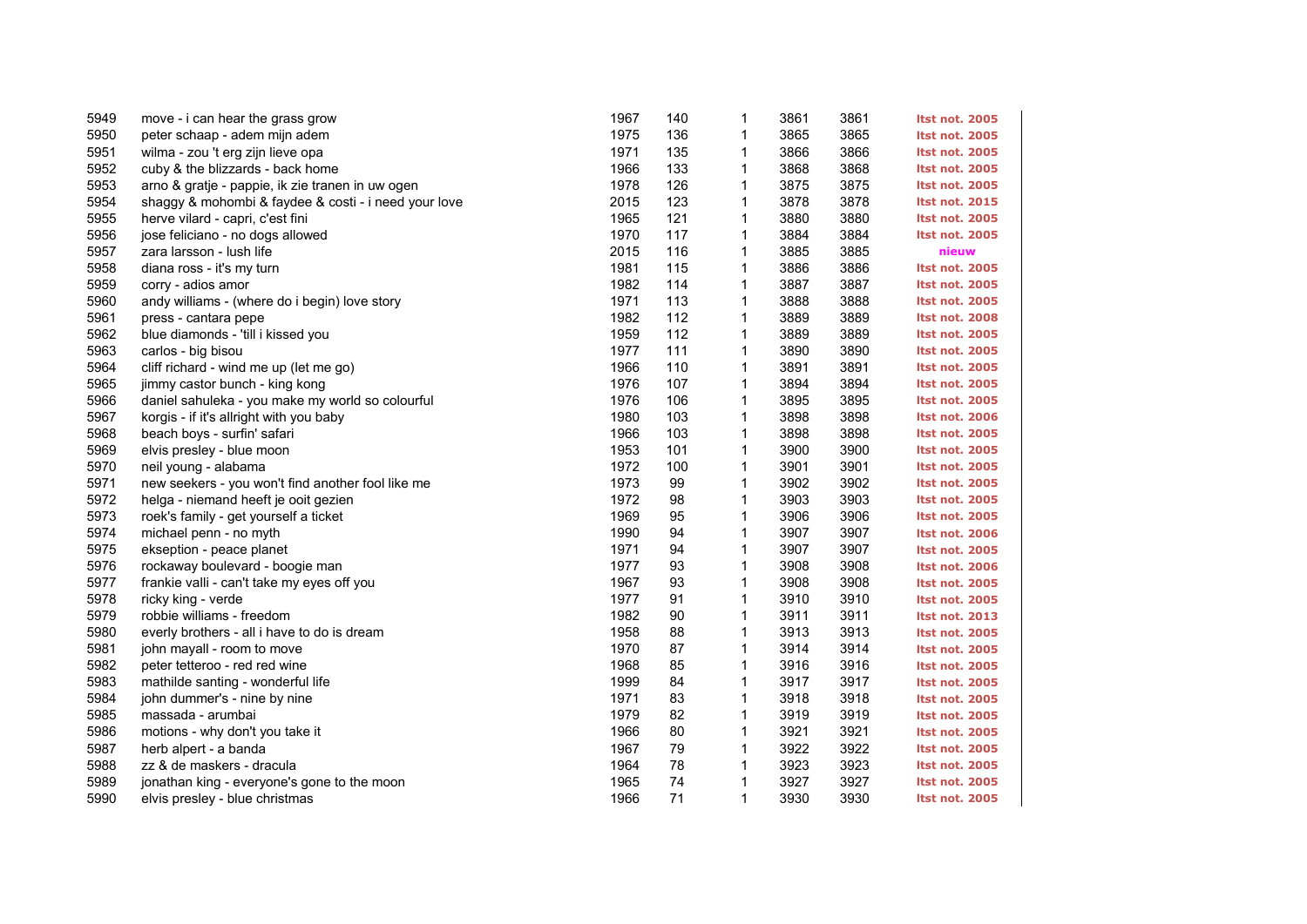| | | | | | | | |
|---|---|---|---|---|---|---|---|
| 5949 | move - i can hear the grass grow | 1967 | 140 | 1 | 3861 | 3861 | ltst not. 2005 |
| 5950 | peter schaap - adem mijn adem | 1975 | 136 | 1 | 3865 | 3865 | ltst not. 2005 |
| 5951 | wilma - zou 't erg zijn lieve opa | 1971 | 135 | 1 | 3866 | 3866 | ltst not. 2005 |
| 5952 | cuby & the blizzards - back home | 1966 | 133 | 1 | 3868 | 3868 | ltst not. 2005 |
| 5953 | arno & gratje - pappie, ik zie tranen in uw ogen | 1978 | 126 | 1 | 3875 | 3875 | ltst not. 2005 |
| 5954 | shaggy & mohombi & faydee & costi - i need your love | 2015 | 123 | 1 | 3878 | 3878 | ltst not. 2015 |
| 5955 | herve vilard - capri, c'est fini | 1965 | 121 | 1 | 3880 | 3880 | ltst not. 2005 |
| 5956 | jose feliciano - no dogs allowed | 1970 | 117 | 1 | 3884 | 3884 | ltst not. 2005 |
| 5957 | zara larsson - lush life | 2015 | 116 | 1 | 3885 | 3885 | nieuw |
| 5958 | diana ross - it's my turn | 1981 | 115 | 1 | 3886 | 3886 | ltst not. 2005 |
| 5959 | corry - adios amor | 1982 | 114 | 1 | 3887 | 3887 | ltst not. 2005 |
| 5960 | andy williams - (where do i begin) love story | 1971 | 113 | 1 | 3888 | 3888 | ltst not. 2005 |
| 5961 | press - cantara pepe | 1982 | 112 | 1 | 3889 | 3889 | ltst not. 2008 |
| 5962 | blue diamonds - 'till i kissed you | 1959 | 112 | 1 | 3889 | 3889 | ltst not. 2005 |
| 5963 | carlos - big bisou | 1977 | 111 | 1 | 3890 | 3890 | ltst not. 2005 |
| 5964 | cliff richard - wind me up (let me go) | 1966 | 110 | 1 | 3891 | 3891 | ltst not. 2005 |
| 5965 | jimmy castor bunch - king kong | 1976 | 107 | 1 | 3894 | 3894 | ltst not. 2005 |
| 5966 | daniel sahuleka - you make my world so colourful | 1976 | 106 | 1 | 3895 | 3895 | ltst not. 2005 |
| 5967 | korgis - if it's allright with you baby | 1980 | 103 | 1 | 3898 | 3898 | ltst not. 2006 |
| 5968 | beach boys - surfin' safari | 1966 | 103 | 1 | 3898 | 3898 | ltst not. 2005 |
| 5969 | elvis presley - blue moon | 1953 | 101 | 1 | 3900 | 3900 | ltst not. 2005 |
| 5970 | neil young - alabama | 1972 | 100 | 1 | 3901 | 3901 | ltst not. 2005 |
| 5971 | new seekers - you won't find another fool like me | 1973 | 99 | 1 | 3902 | 3902 | ltst not. 2005 |
| 5972 | helga - niemand heeft je ooit gezien | 1972 | 98 | 1 | 3903 | 3903 | ltst not. 2005 |
| 5973 | roek's family - get yourself a ticket | 1969 | 95 | 1 | 3906 | 3906 | ltst not. 2005 |
| 5974 | michael penn - no myth | 1990 | 94 | 1 | 3907 | 3907 | ltst not. 2006 |
| 5975 | ekseption - peace planet | 1971 | 94 | 1 | 3907 | 3907 | ltst not. 2005 |
| 5976 | rockaway boulevard - boogie man | 1977 | 93 | 1 | 3908 | 3908 | ltst not. 2006 |
| 5977 | frankie valli - can't take my eyes off you | 1967 | 93 | 1 | 3908 | 3908 | ltst not. 2005 |
| 5978 | ricky king - verde | 1977 | 91 | 1 | 3910 | 3910 | ltst not. 2005 |
| 5979 | robbie williams - freedom | 1982 | 90 | 1 | 3911 | 3911 | ltst not. 2013 |
| 5980 | everly brothers - all i have to do is dream | 1958 | 88 | 1 | 3913 | 3913 | ltst not. 2005 |
| 5981 | john mayall - room to move | 1970 | 87 | 1 | 3914 | 3914 | ltst not. 2005 |
| 5982 | peter tetteroo - red red wine | 1968 | 85 | 1 | 3916 | 3916 | ltst not. 2005 |
| 5983 | mathilde santing - wonderful life | 1999 | 84 | 1 | 3917 | 3917 | ltst not. 2005 |
| 5984 | john dummer's - nine by nine | 1971 | 83 | 1 | 3918 | 3918 | ltst not. 2005 |
| 5985 | massada - arumbai | 1979 | 82 | 1 | 3919 | 3919 | ltst not. 2005 |
| 5986 | motions - why don't you take it | 1966 | 80 | 1 | 3921 | 3921 | ltst not. 2005 |
| 5987 | herb alpert - a banda | 1967 | 79 | 1 | 3922 | 3922 | ltst not. 2005 |
| 5988 | zz & de maskers - dracula | 1964 | 78 | 1 | 3923 | 3923 | ltst not. 2005 |
| 5989 | jonathan king - everyone's gone to the moon | 1965 | 74 | 1 | 3927 | 3927 | ltst not. 2005 |
| 5990 | elvis presley - blue christmas | 1966 | 71 | 1 | 3930 | 3930 | ltst not. 2005 |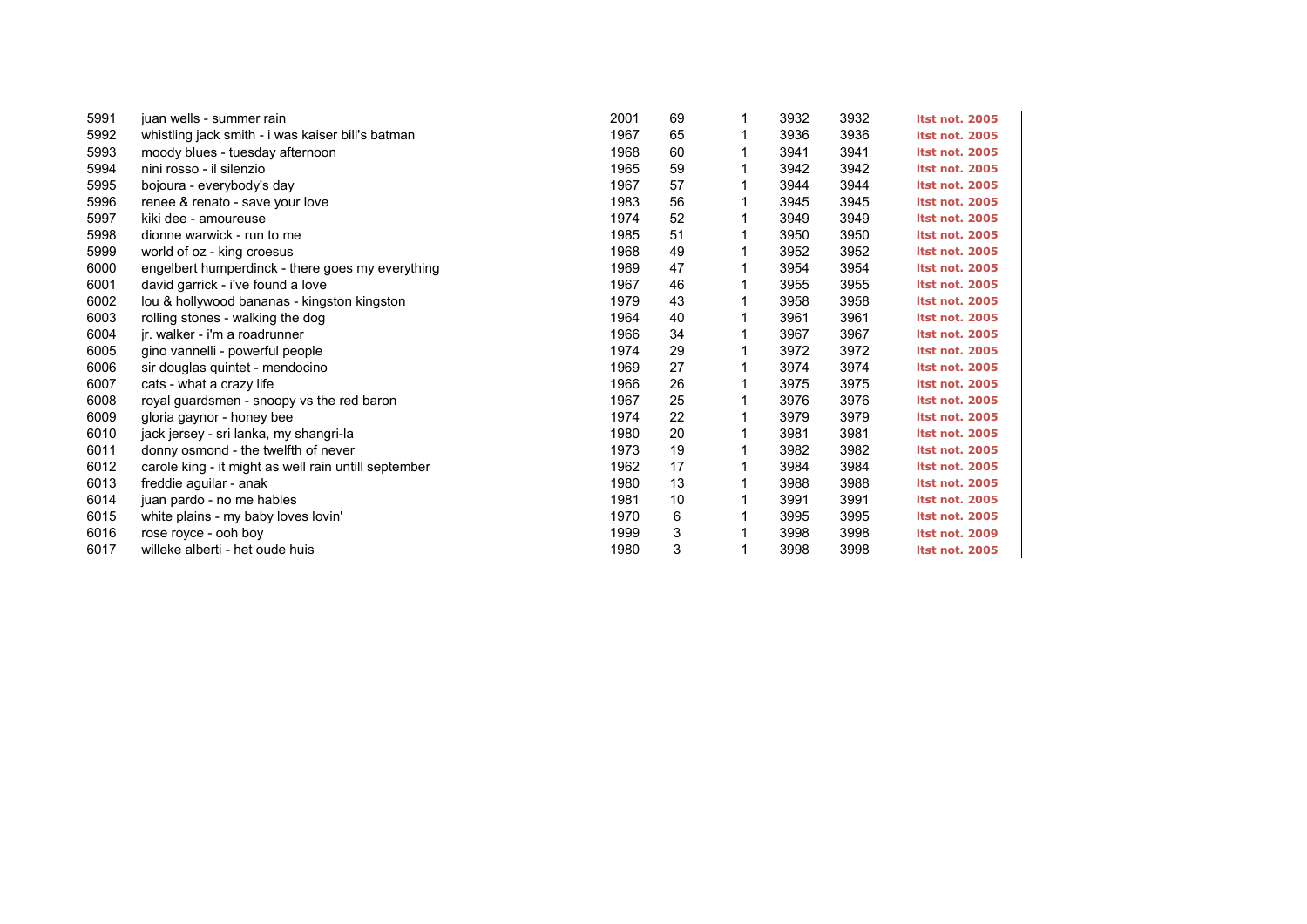| | | | | | | | |
|---|---|---|---|---|---|---|---|
| 5991 | juan wells - summer rain | 2001 | 69 | 1 | 3932 | 3932 | ltst not. 2005 |
| 5992 | whistling jack smith - i was kaiser bill's batman | 1967 | 65 | 1 | 3936 | 3936 | ltst not. 2005 |
| 5993 | moody blues - tuesday afternoon | 1968 | 60 | 1 | 3941 | 3941 | ltst not. 2005 |
| 5994 | nini rosso - il silenzio | 1965 | 59 | 1 | 3942 | 3942 | ltst not. 2005 |
| 5995 | bojoura - everybody's day | 1967 | 57 | 1 | 3944 | 3944 | ltst not. 2005 |
| 5996 | renee & renato - save your love | 1983 | 56 | 1 | 3945 | 3945 | ltst not. 2005 |
| 5997 | kiki dee - amoureuse | 1974 | 52 | 1 | 3949 | 3949 | ltst not. 2005 |
| 5998 | dionne warwick - run to me | 1985 | 51 | 1 | 3950 | 3950 | ltst not. 2005 |
| 5999 | world of oz - king croesus | 1968 | 49 | 1 | 3952 | 3952 | ltst not. 2005 |
| 6000 | engelbert humperdinck - there goes my everything | 1969 | 47 | 1 | 3954 | 3954 | ltst not. 2005 |
| 6001 | david garrick - i've found a love | 1967 | 46 | 1 | 3955 | 3955 | ltst not. 2005 |
| 6002 | lou & hollywood bananas - kingston kingston | 1979 | 43 | 1 | 3958 | 3958 | ltst not. 2005 |
| 6003 | rolling stones - walking the dog | 1964 | 40 | 1 | 3961 | 3961 | ltst not. 2005 |
| 6004 | jr. walker - i'm a roadrunner | 1966 | 34 | 1 | 3967 | 3967 | ltst not. 2005 |
| 6005 | gino vannelli - powerful people | 1974 | 29 | 1 | 3972 | 3972 | ltst not. 2005 |
| 6006 | sir douglas quintet - mendocino | 1969 | 27 | 1 | 3974 | 3974 | ltst not. 2005 |
| 6007 | cats - what a crazy life | 1966 | 26 | 1 | 3975 | 3975 | ltst not. 2005 |
| 6008 | royal guardsmen - snoopy vs the red baron | 1967 | 25 | 1 | 3976 | 3976 | ltst not. 2005 |
| 6009 | gloria gaynor - honey bee | 1974 | 22 | 1 | 3979 | 3979 | ltst not. 2005 |
| 6010 | jack jersey - sri lanka, my shangri-la | 1980 | 20 | 1 | 3981 | 3981 | ltst not. 2005 |
| 6011 | donny osmond - the twelfth of never | 1973 | 19 | 1 | 3982 | 3982 | ltst not. 2005 |
| 6012 | carole king - it might as well rain untill september | 1962 | 17 | 1 | 3984 | 3984 | ltst not. 2005 |
| 6013 | freddie aguilar - anak | 1980 | 13 | 1 | 3988 | 3988 | ltst not. 2005 |
| 6014 | juan pardo - no me hables | 1981 | 10 | 1 | 3991 | 3991 | ltst not. 2005 |
| 6015 | white plains - my baby loves lovin' | 1970 | 6 | 1 | 3995 | 3995 | ltst not. 2005 |
| 6016 | rose royce - ooh boy | 1999 | 3 | 1 | 3998 | 3998 | ltst not. 2009 |
| 6017 | willeke alberti - het oude huis | 1980 | 3 | 1 | 3998 | 3998 | ltst not. 2005 |